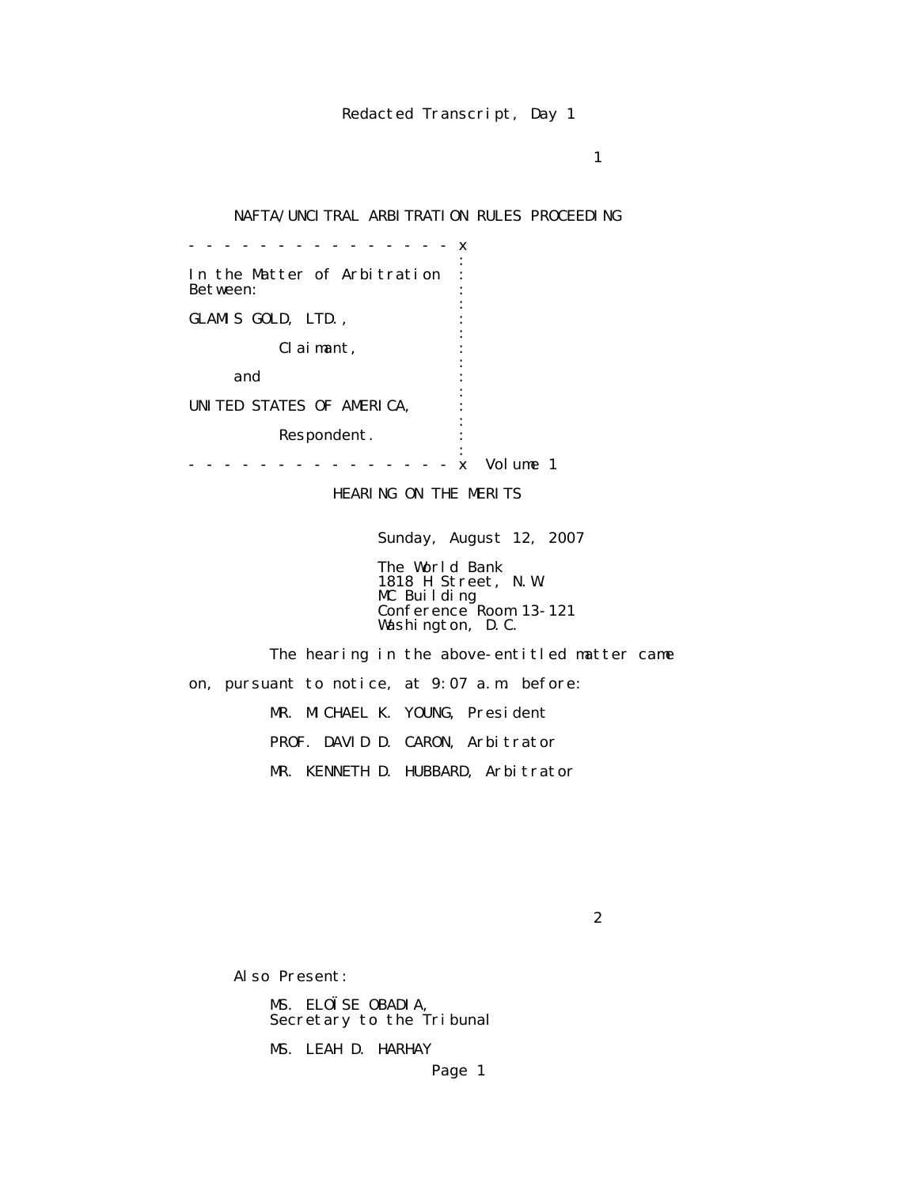Redacted Transcript, Day 1

NAFTA/UNCITRAL ARBITRATION RULES PROCEEDING

```
- - - - - - - - - - - - - - - - x
                                :
In the Matter of Arbitration    :
Between:                        :
                                :
GLAMIS GOLD, LTD.,              :
                                :
          Claimant,             :
                                :
     and                        :
                                :
UNITED STATES OF AMERICA,       :
                                :
          Respondent.           :
                                :
- - - - - - - - - - - - - - - - x  Volume 1
```

HEARING ON THE MERITS

Sunday, August 12, 2007

The World Bank
1818 H Street, N.W.
MC Building
Conference Room 13-121
Washington, D.C.

The hearing in the above-entitled matter came on, pursuant to notice, at 9:07 a.m. before:

MR. MICHAEL K. YOUNG, President

PROF. DAVID D. CARON, Arbitrator

MR. KENNETH D. HUBBARD, Arbitrator

Also Present:

MS. ELOÏSE OBADIA,
Secretary to the Tribunal

MS. LEAH D. HARHAY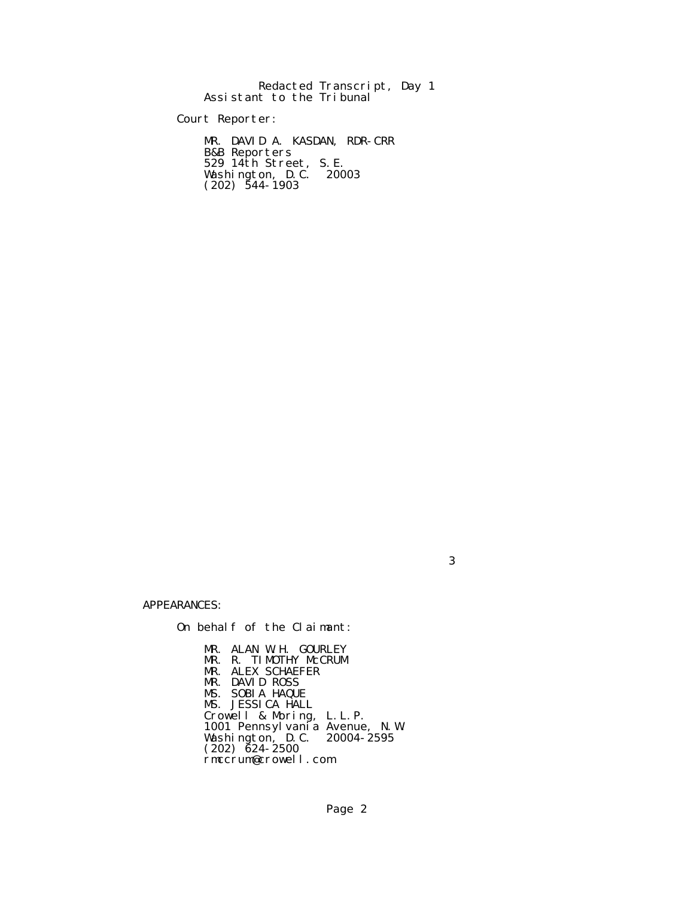Assistant to the Tribunal

Court Reporter:

MR. DAVID A. KASDAN, RDR-CRR
B&B Reporters
529 14th Street, S.E.
Washington, D.C. 20003
(202) 544-1903

APPEARANCES:

On behalf of the Claimant:

MR. ALAN W.H. GOURLEY
MR. R. TIMOTHY McCRUM
MR. ALEX SCHAEFER
MR. DAVID ROSS
MS. SOBIA HAQUE
MS. JESSICA HALL
Crowell & Moring, L.L.P.
1001 Pennsylvania Avenue, N.W.
Washington, D.C. 20004-2595
(202) 624-2500
rmccrum@crowell.com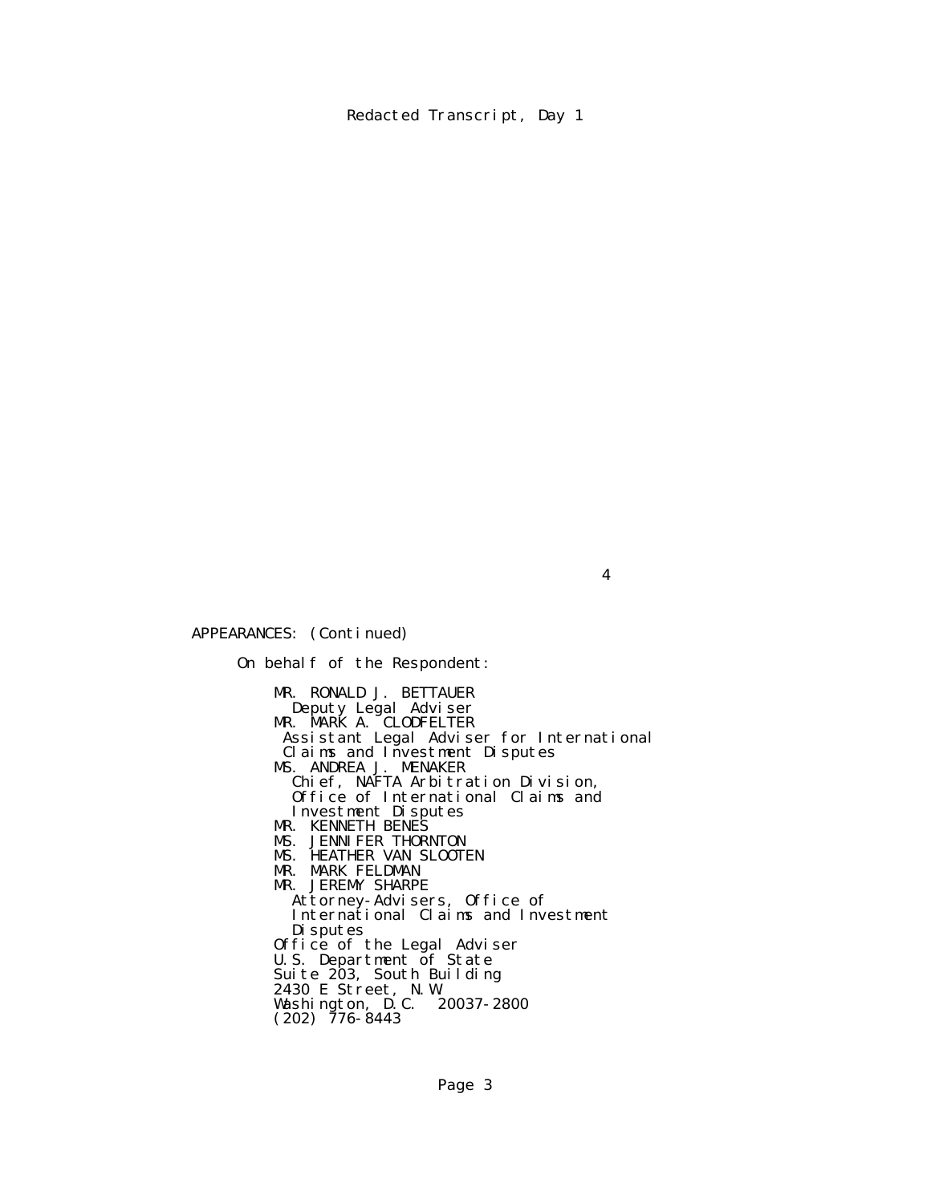APPEARANCES: (Continued)

On behalf of the Respondent:

MR. RONALD J. BETTAUER
Deputy Legal Adviser
MR. MARK A. CLODFELTER
Assistant Legal Adviser for International Claims and Investment Disputes
MS. ANDREA J. MENAKER
Chief, NAFTA Arbitration Division, Office of International Claims and Investment Disputes
MR. KENNETH BENES
MS. JENNIFER THORNTON
MS. HEATHER VAN SLOOTEN
MR. MARK FELDMAN
MR. JEREMY SHARPE
Attorney-Advisers, Office of International Claims and Investment Disputes
Office of the Legal Adviser
U.S. Department of State
Suite 203, South Building
2430 E Street, N.W.
Washington, D.C. 20037-2800
(202) 776-8443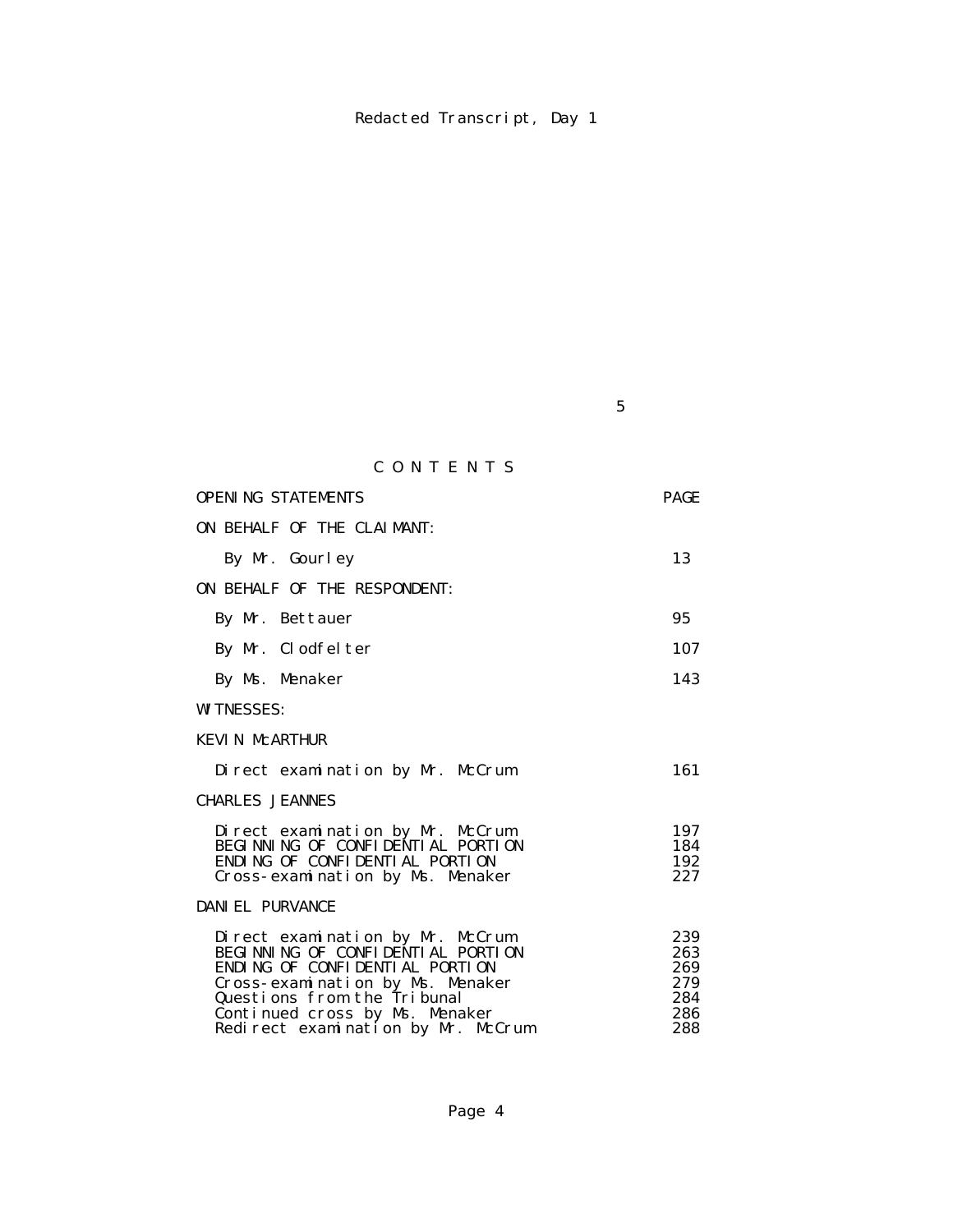# C O N T E N T S

| OPENING STATEMENTS | PAGE |
| --- | --- |
| ON BEHALF OF THE CLAIMANT: | |
| By Mr. Gourley | 13 |
| ON BEHALF OF THE RESPONDENT: | |
| By Mr. Bettauer | 95 |
| By Mr. Clodfelter | 107 |
| By Ms. Menaker | 143 |
| WITNESSES: | |
| KEVIN McARTHUR | |
| Direct examination by Mr. McCrum | 161 |
| CHARLES JEANNES | |
| Direct examination by Mr. McCrum | 197 |
| BEGINNING OF CONFIDENTIAL PORTION | 184 |
| ENDING OF CONFIDENTIAL PORTION | 192 |
| Cross-examination by Ms. Menaker | 227 |
| DANIEL PURVANCE | |
| Direct examination by Mr. McCrum | 239 |
| BEGINNING OF CONFIDENTIAL PORTION | 263 |
| ENDING OF CONFIDENTIAL PORTION | 269 |
| Cross-examination by Ms. Menaker | 279 |
| Questions from the Tribunal | 284 |
| Continued cross by Ms. Menaker | 286 |
| Redirect examination by Mr. McCrum | 288 |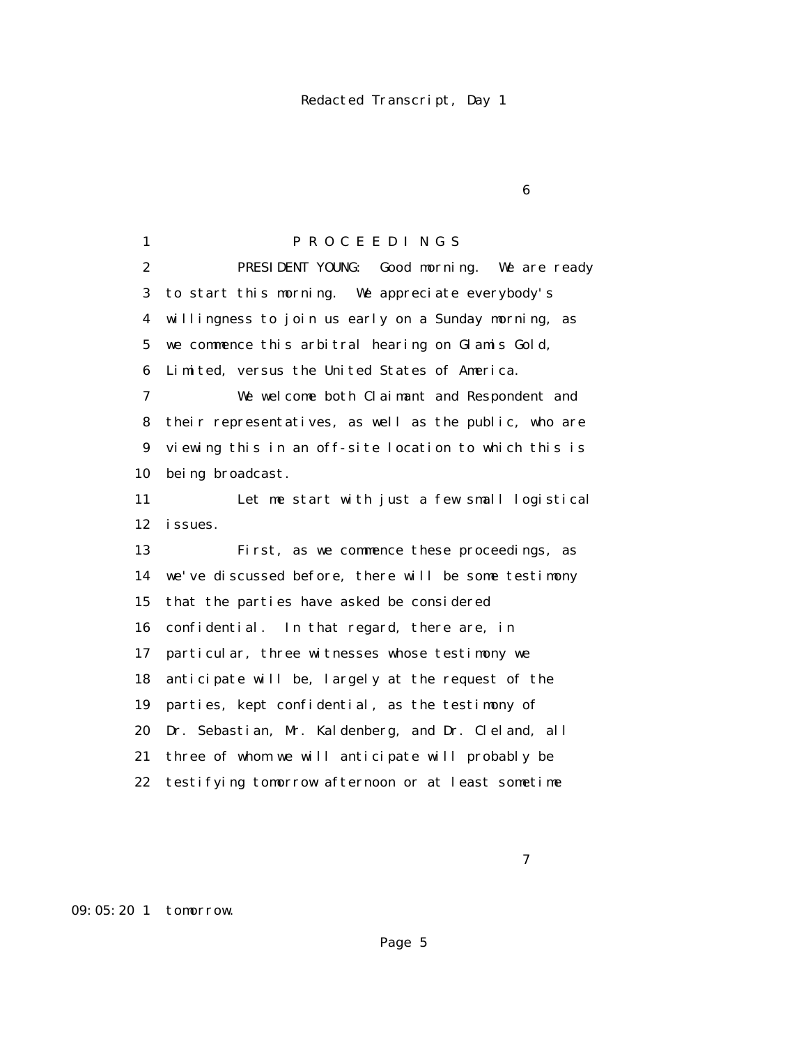P R O C E E D I N G S

PRESIDENT YOUNG: Good morning. We are ready to start this morning. We appreciate everybody's willingness to join us early on a Sunday morning, as we commence this arbitral hearing on Glamis Gold, Limited, versus the United States of America.

We welcome both Claimant and Respondent and their representatives, as well as the public, who are viewing this in an off-site location to which this is being broadcast.

Let me start with just a few small logistical issues.

First, as we commence these proceedings, as we've discussed before, there will be some testimony that the parties have asked be considered confidential. In that regard, there are, in particular, three witnesses whose testimony we anticipate will be, largely at the request of the parties, kept confidential, as the testimony of Dr. Sebastian, Mr. Kaldenberg, and Dr. Cleland, all three of whom we will anticipate will probably be testifying tomorrow afternoon or at least sometime

09:05:20 tomorrow.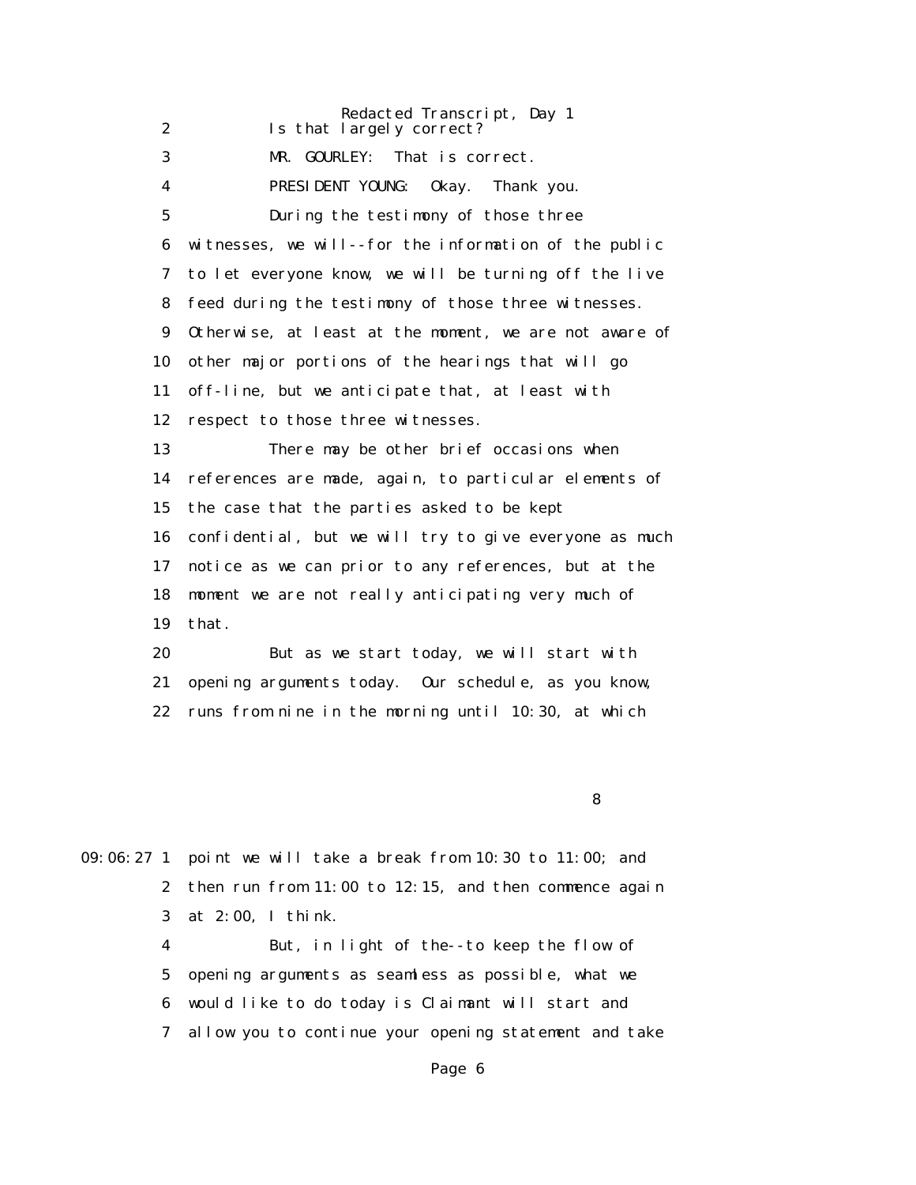2 Is that largely correct?

3 MR. GOURLEY: That is correct.

4 PRESIDENT YOUNG: Okay. Thank you.

5 During the testimony of those three
6 witnesses, we will--for the information of the public
7 to let everyone know, we will be turning off the live
8 feed during the testimony of those three witnesses.
9 Otherwise, at least at the moment, we are not aware of
10 other major portions of the hearings that will go
11 off-line, but we anticipate that, at least with
12 respect to those three witnesses.

13 There may be other brief occasions when
14 references are made, again, to particular elements of
15 the case that the parties asked to be kept
16 confidential, but we will try to give everyone as much
17 notice as we can prior to any references, but at the
18 moment we are not really anticipating very much of
19 that.

20 But as we start today, we will start with
21 opening arguments today. Our schedule, as you know,
22 runs from nine in the morning until 10:30, at which

8

09:06:27 1 point we will take a break from 10:30 to 11:00; and
2 then run from 11:00 to 12:15, and then commence again
3 at 2:00, I think.

4 But, in light of the--to keep the flow of
5 opening arguments as seamless as possible, what we
6 would like to do today is Claimant will start and
7 allow you to continue your opening statement and take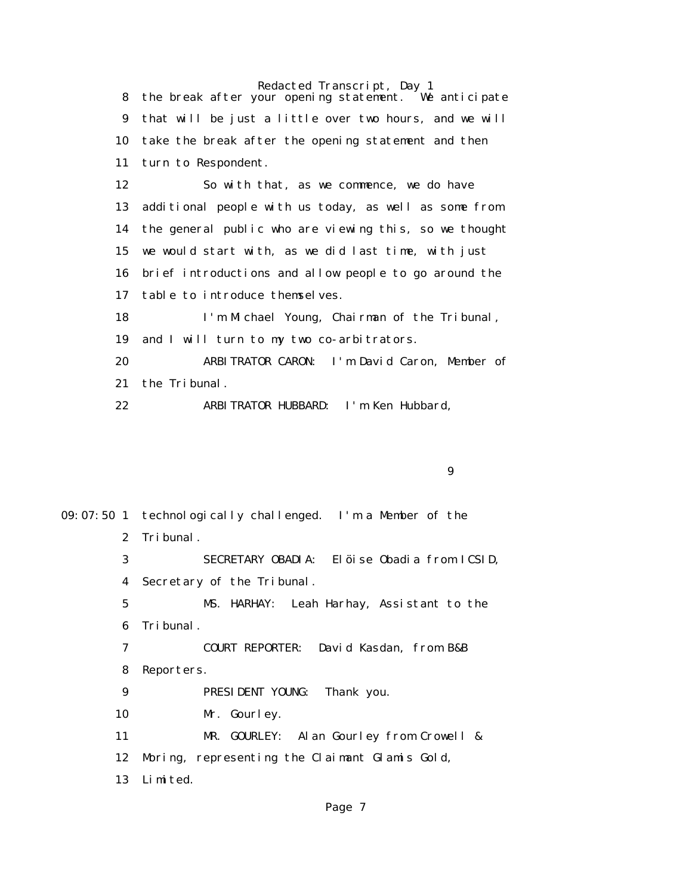8 the break after your opening statement. We anticipate
9 that will be just a little over two hours, and we will
10 take the break after the opening statement and then
11 turn to Respondent.
12 So with that, as we commence, we do have
13 additional people with us today, as well as some from
14 the general public who are viewing this, so we thought
15 we would start with, as we did last time, with just
16 brief introductions and allow people to go around the
17 table to introduce themselves.
18 I'm Michael Young, Chairman of the Tribunal,
19 and I will turn to my two co-arbitrators.
20 ARBITRATOR CARON: I'm David Caron, Member of
21 the Tribunal.
22 ARBITRATOR HUBBARD: I'm Ken Hubbard,

9

09:07:50 1 technologically challenged. I'm a Member of the
2 Tribunal.
3 SECRETARY OBADIA: Elöise Obadia from ICSID,
4 Secretary of the Tribunal.
5 MS. HARHAY: Leah Harhay, Assistant to the
6 Tribunal.
7 COURT REPORTER: David Kasdan, from B&B
8 Reporters.
9 PRESIDENT YOUNG: Thank you.
10 Mr. Gourley.
11 MR. GOURLEY: Alan Gourley from Crowell &
12 Moring, representing the Claimant Glamis Gold,
13 Limited.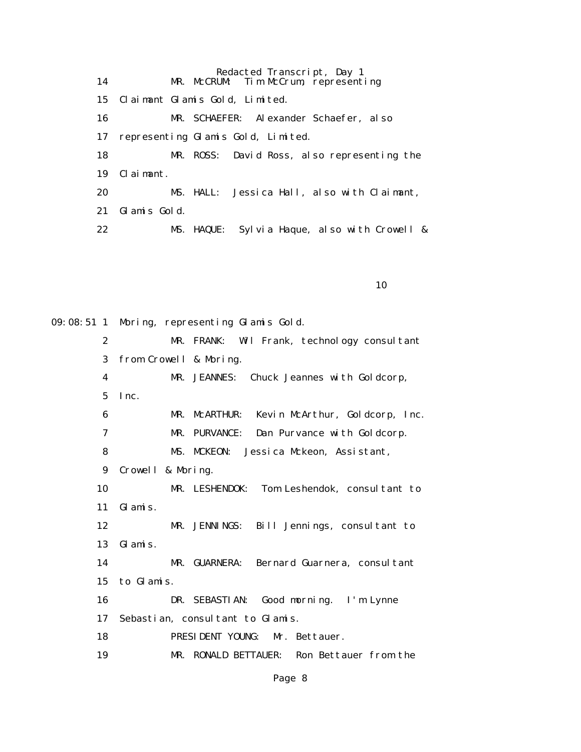14 MR. McCRUM: Tim McCrum, representing

15 Claimant Glamis Gold, Limited.

16 MR. SCHAEFER: Alexander Schaefer, also

17 representing Glamis Gold, Limited.

18 MR. ROSS: David Ross, also representing the

19 Claimant.

20 MS. HALL: Jessica Hall, also with Claimant,

21 Glamis Gold.

22 MS. HAQUE: Sylvia Haque, also with Crowell &

10

09:08:51 1 Moring, representing Glamis Gold.

2 MR. FRANK: Wil Frank, technology consultant

3 from Crowell & Moring.

4 MR. JEANNES: Chuck Jeannes with Goldcorp,

5 Inc.

6 MR. McARTHUR: Kevin McArthur, Goldcorp, Inc.

7 MR. PURVANCE: Dan Purvance with Goldcorp.

8 MS. MCKEON: Jessica Mckeon, Assistant,

9 Crowell & Moring.

10 MR. LESHENDOK: Tom Leshendok, consultant to

11 Glamis.

12 MR. JENNINGS: Bill Jennings, consultant to

13 Glamis.

14 MR. GUARNERA: Bernard Guarnera, consultant

15 to Glamis.

16 DR. SEBASTIAN: Good morning. I'm Lynne

17 Sebastian, consultant to Glamis.

18 PRESIDENT YOUNG: Mr. Bettauer.

19 MR. RONALD BETTAUER: Ron Bettauer from the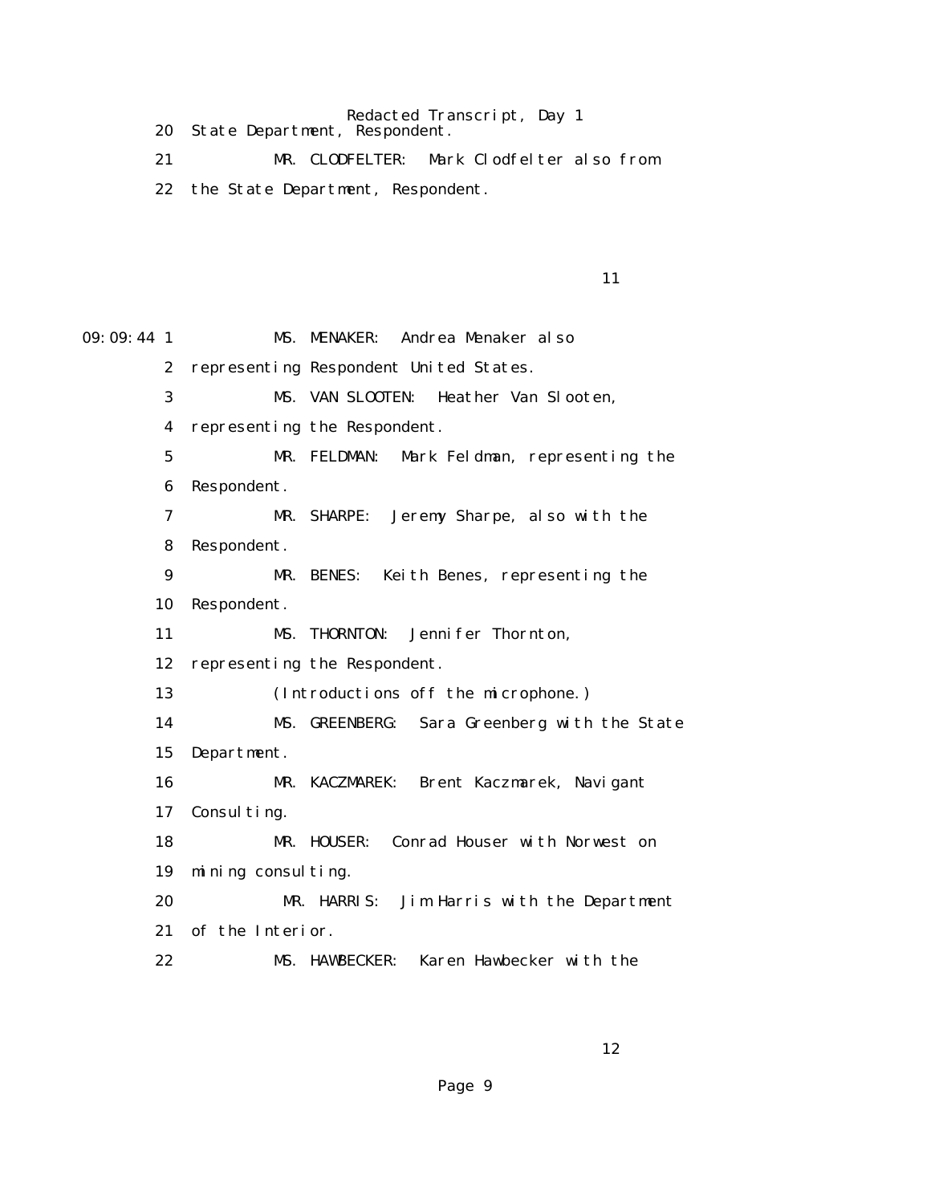20 State Department, Respondent.

21 MR. CLODFELTER: Mark Clodfelter also from

22 the State Department, Respondent.

09:09:44 1 MS. MENAKER: Andrea Menaker also

2 representing Respondent United States.

3 MS. VAN SLOOTEN: Heather Van Slooten,

4 representing the Respondent.

5 MR. FELDMAN: Mark Feldman, representing the

6 Respondent.

7 MR. SHARPE: Jeremy Sharpe, also with the

8 Respondent.

9 MR. BENES: Keith Benes, representing the

10 Respondent.

11 MS. THORNTON: Jennifer Thornton,

12 representing the Respondent.

13 (Introductions off the microphone.)

14 MS. GREENBERG: Sara Greenberg with the State

15 Department.

16 MR. KACZMAREK: Brent Kaczmarek, Navigant

17 Consulting.

18 MR. HOUSER: Conrad Houser with Norwest on

19 mining consulting.

20 MR. HARRIS: Jim Harris with the Department

21 of the Interior.

22 MS. HAWBECKER: Karen Hawbecker with the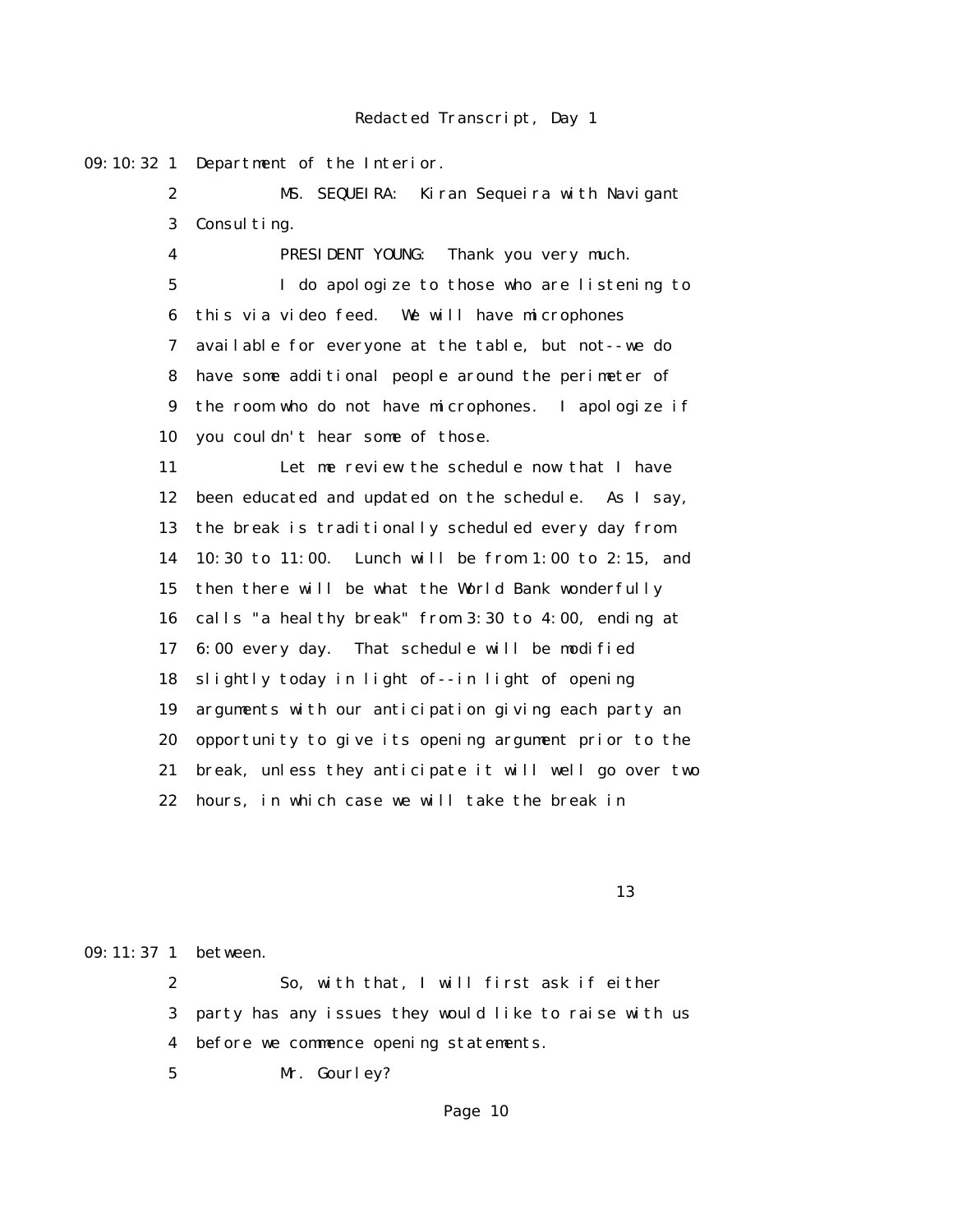09:10:32 1 Department of the Interior.

2 MS. SEQUEIRA: Kiran Sequeira with Navigant

3 Consulting.

4 PRESIDENT YOUNG: Thank you very much.

5 I do apologize to those who are listening to

6 this via video feed. We will have microphones

7 available for everyone at the table, but not--we do

8 have some additional people around the perimeter of

9 the room who do not have microphones. I apologize if

10 you couldn't hear some of those.

11 Let me review the schedule now that I have

12 been educated and updated on the schedule. As I say,

13 the break is traditionally scheduled every day from

14 10:30 to 11:00. Lunch will be from 1:00 to 2:15, and

15 then there will be what the World Bank wonderfully

16 calls "a healthy break" from 3:30 to 4:00, ending at

17 6:00 every day. That schedule will be modified

18 slightly today in light of--in light of opening

19 arguments with our anticipation giving each party an

20 opportunity to give its opening argument prior to the

21 break, unless they anticipate it will well go over two

22 hours, in which case we will take the break in

13

09:11:37 1 between.

2 So, with that, I will first ask if either

3 party has any issues they would like to raise with us

4 before we commence opening statements.

5 Mr. Gourley?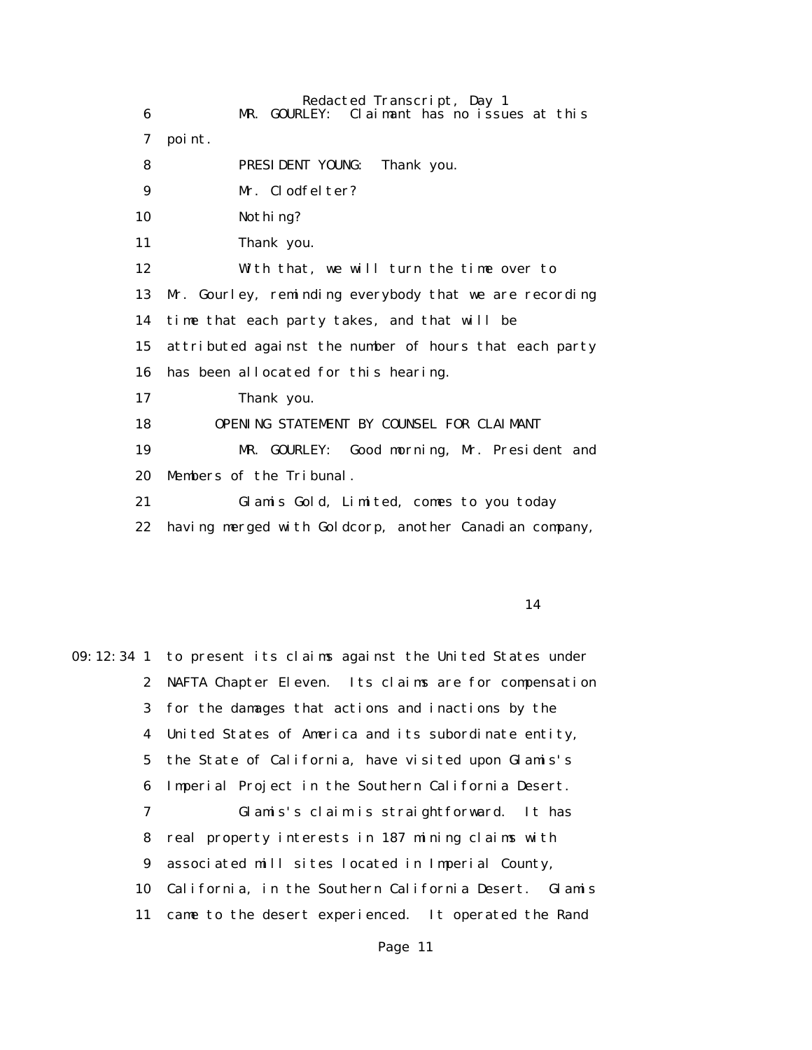6 MR. GOURLEY: Claimant has no issues at this

7 point.

8 PRESIDENT YOUNG: Thank you.

9 Mr. Clodfelter?

10 Nothing?

11 Thank you.

12 With that, we will turn the time over to

13 Mr. Gourley, reminding everybody that we are recording

14 time that each party takes, and that will be

15 attributed against the number of hours that each party

16 has been allocated for this hearing.

17 Thank you.

18 OPENING STATEMENT BY COUNSEL FOR CLAIMANT

19 MR. GOURLEY: Good morning, Mr. President and

20 Members of the Tribunal.

21 Glamis Gold, Limited, comes to you today

22 having merged with Goldcorp, another Canadian company,

14

09:12:34 1 to present its claims against the United States under

2 NAFTA Chapter Eleven. Its claims are for compensation

3 for the damages that actions and inactions by the

4 United States of America and its subordinate entity,

5 the State of California, have visited upon Glamis's

6 Imperial Project in the Southern California Desert.

7 Glamis's claim is straightforward. It has

8 real property interests in 187 mining claims with

9 associated mill sites located in Imperial County,

10 California, in the Southern California Desert. Glamis

11 came to the desert experienced. It operated the Rand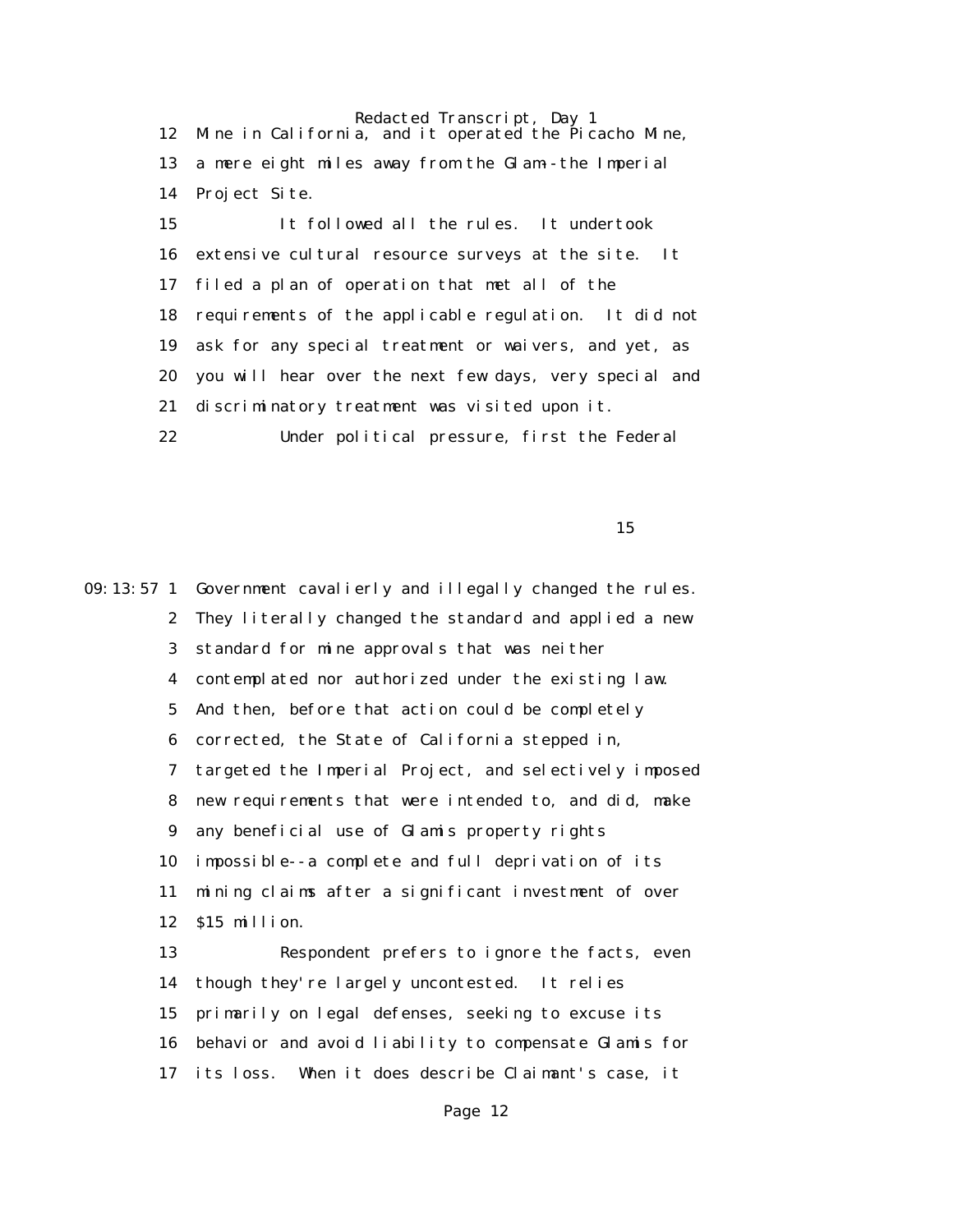12 Mine in California, and it operated the Picacho Mine,

13 a mere eight miles away from the Glam--the Imperial

14 Project Site.

15 It followed all the rules. It undertook

16 extensive cultural resource surveys at the site. It

17 filed a plan of operation that met all of the

18 requirements of the applicable regulation. It did not

19 ask for any special treatment or waivers, and yet, as

20 you will hear over the next few days, very special and

21 discriminatory treatment was visited upon it.

22 Under political pressure, first the Federal

15

09:13:57 1 Government cavalierly and illegally changed the rules.

2 They literally changed the standard and applied a new

3 standard for mine approvals that was neither

4 contemplated nor authorized under the existing law.

5 And then, before that action could be completely

6 corrected, the State of California stepped in,

7 targeted the Imperial Project, and selectively imposed

8 new requirements that were intended to, and did, make

9 any beneficial use of Glamis property rights

10 impossible--a complete and full deprivation of its

11 mining claims after a significant investment of over

12 $15 million.

13 Respondent prefers to ignore the facts, even

14 though they're largely uncontested. It relies

15 primarily on legal defenses, seeking to excuse its

16 behavior and avoid liability to compensate Glamis for

17 its loss. When it does describe Claimant's case, it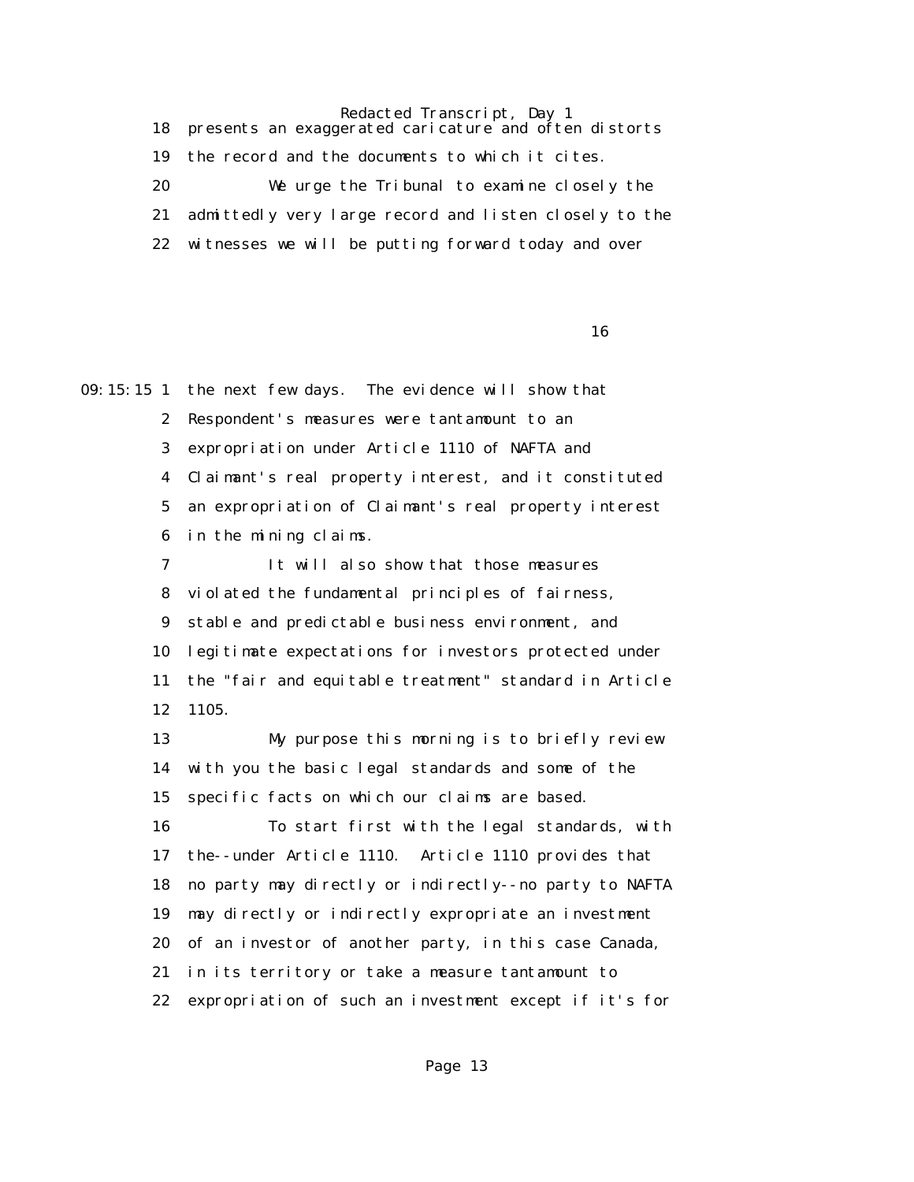18 presents an exaggerated caricature and often distorts
19 the record and the documents to which it cites.
20 We urge the Tribunal to examine closely the
21 admittedly very large record and listen closely to the
22 witnesses we will be putting forward today and over

16

09:15:15 1 the next few days. The evidence will show that
2 Respondent's measures were tantamount to an
3 expropriation under Article 1110 of NAFTA and
4 Claimant's real property interest, and it constituted
5 an expropriation of Claimant's real property interest
6 in the mining claims.
7 It will also show that those measures
8 violated the fundamental principles of fairness,
9 stable and predictable business environment, and
10 legitimate expectations for investors protected under
11 the "fair and equitable treatment" standard in Article
12 1105.
13 My purpose this morning is to briefly review
14 with you the basic legal standards and some of the
15 specific facts on which our claims are based.
16 To start first with the legal standards, with
17 the--under Article 1110. Article 1110 provides that
18 no party may directly or indirectly--no party to NAFTA
19 may directly or indirectly expropriate an investment
20 of an investor of another party, in this case Canada,
21 in its territory or take a measure tantamount to
22 expropriation of such an investment except if it's for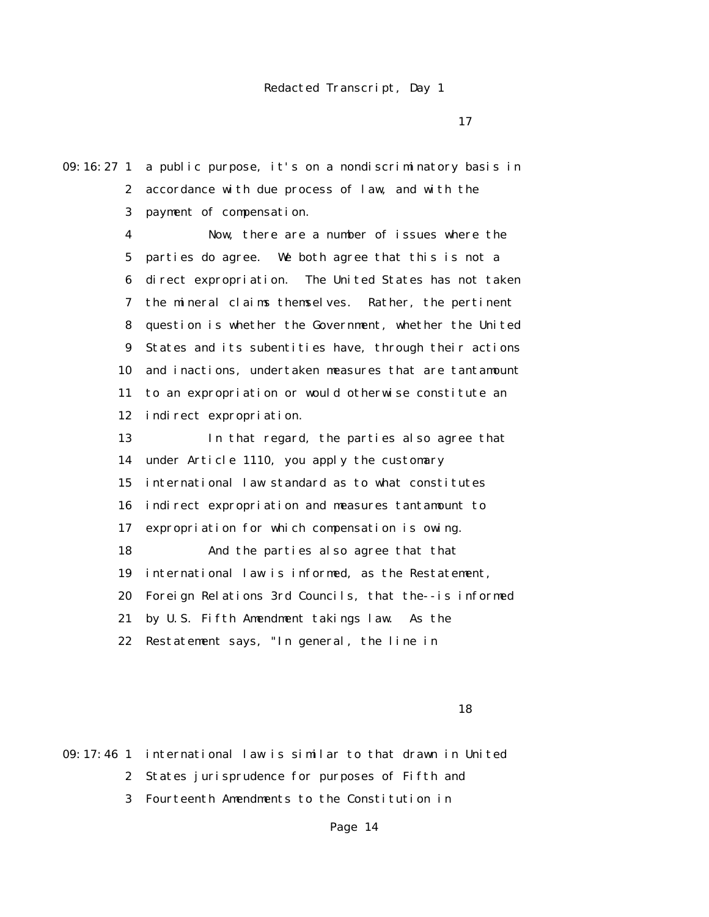09:16:27 1 a public purpose, it's on a nondiscriminatory basis in
2 accordance with due process of law, and with the
3 payment of compensation.
4 Now, there are a number of issues where the
5 parties do agree. We both agree that this is not a
6 direct expropriation. The United States has not taken
7 the mineral claims themselves. Rather, the pertinent
8 question is whether the Government, whether the United
9 States and its subentities have, through their actions
10 and inactions, undertaken measures that are tantamount
11 to an expropriation or would otherwise constitute an
12 indirect expropriation.
13 In that regard, the parties also agree that
14 under Article 1110, you apply the customary
15 international law standard as to what constitutes
16 indirect expropriation and measures tantamount to
17 expropriation for which compensation is owing.
18 And the parties also agree that that
19 international law is informed, as the Restatement,
20 Foreign Relations 3rd Councils, that the--is informed
21 by U.S. Fifth Amendment takings law. As the
22 Restatement says, "In general, the line in

18

09:17:46 1 international law is similar to that drawn in United
2 States jurisprudence for purposes of Fifth and
3 Fourteenth Amendments to the Constitution in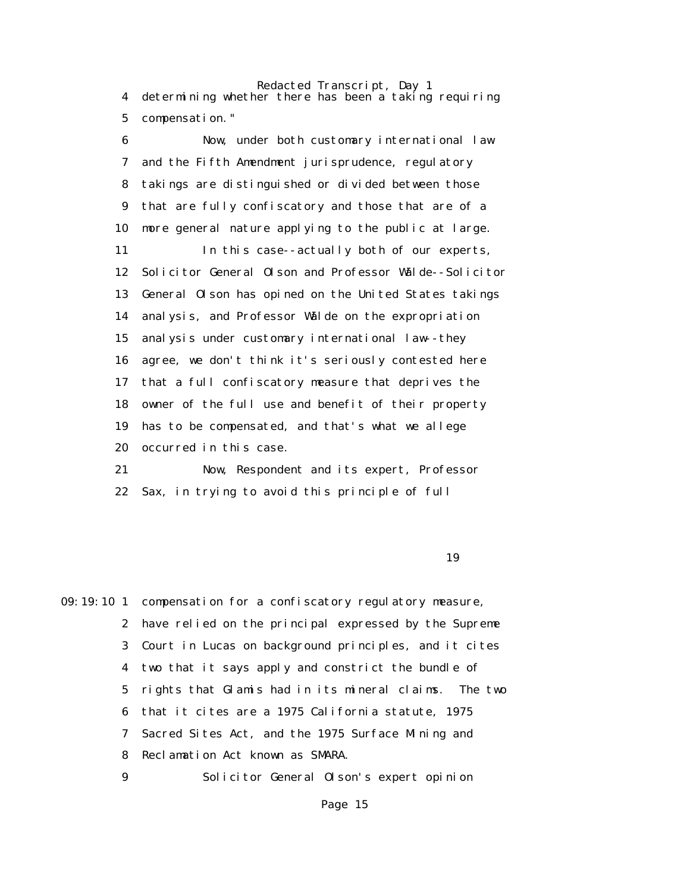4 determining whether there has been a taking requiring

5 compensation."

6 Now, under both customary international law

7 and the Fifth Amendment jurisprudence, regulatory

8 takings are distinguished or divided between those

9 that are fully confiscatory and those that are of a

10 more general nature applying to the public at large.

11 In this case--actually both of our experts,

12 Solicitor General Olson and Professor Wälde--Solicitor

13 General Olson has opined on the United States takings

14 analysis, and Professor Wälde on the expropriation

15 analysis under customary international law--they

16 agree, we don't think it's seriously contested here

17 that a full confiscatory measure that deprives the

18 owner of the full use and benefit of their property

19 has to be compensated, and that's what we allege

20 occurred in this case.

21 Now, Respondent and its expert, Professor

22 Sax, in trying to avoid this principle of full

19

09:19:10 1 compensation for a confiscatory regulatory measure,

2 have relied on the principal expressed by the Supreme

3 Court in Lucas on background principles, and it cites

4 two that it says apply and constrict the bundle of

5 rights that Glamis had in its mineral claims. The two

6 that it cites are a 1975 California statute, 1975

7 Sacred Sites Act, and the 1975 Surface Mining and

8 Reclamation Act known as SMARA.

9 Solicitor General Olson's expert opinion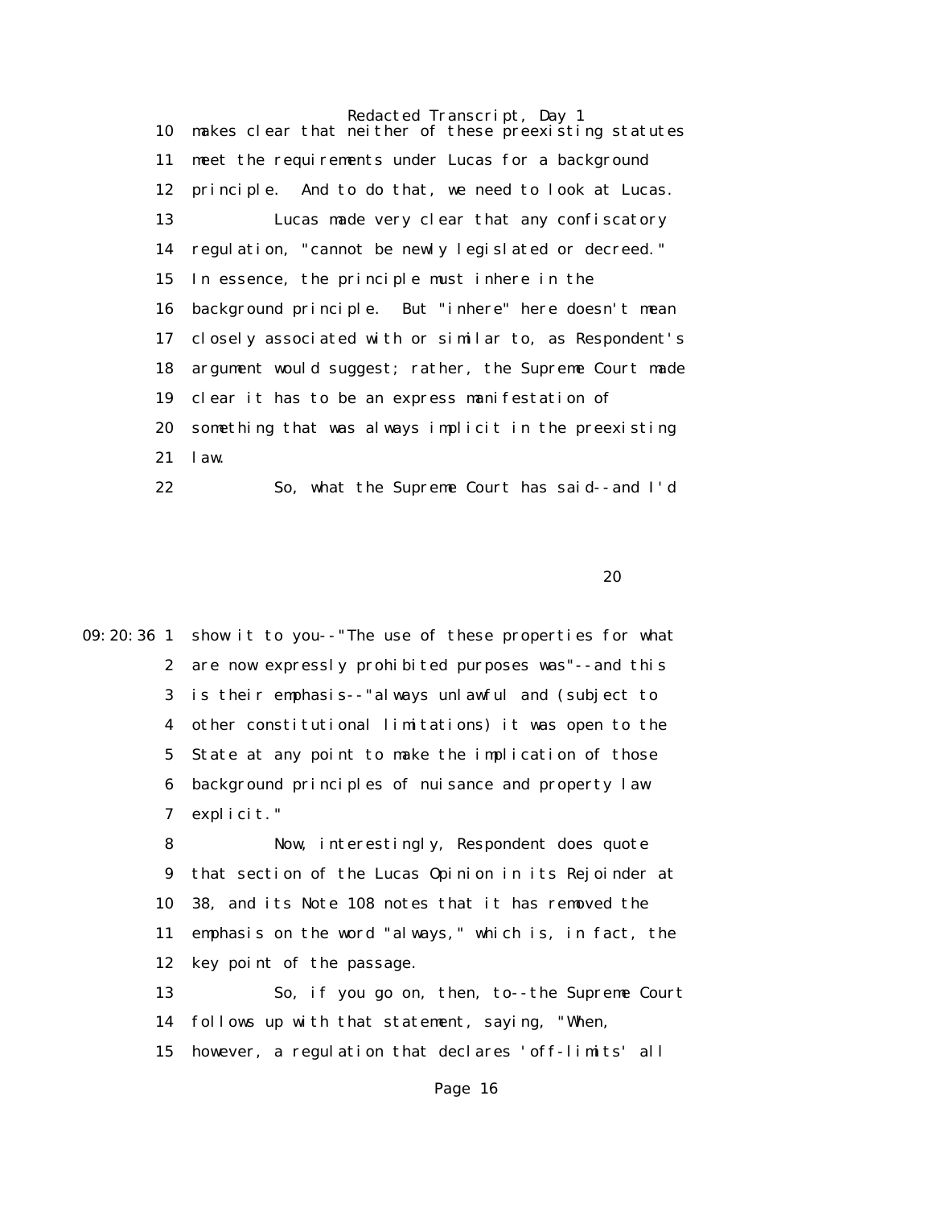10 makes clear that neither of these preexisting statutes
11 meet the requirements under Lucas for a background
12 principle. And to do that, we need to look at Lucas.
13 Lucas made very clear that any confiscatory
14 regulation, "cannot be newly legislated or decreed."
15 In essence, the principle must inhere in the
16 background principle. But "inhere" here doesn't mean
17 closely associated with or similar to, as Respondent's
18 argument would suggest; rather, the Supreme Court made
19 clear it has to be an express manifestation of
20 something that was always implicit in the preexisting
21 law.
22 So, what the Supreme Court has said--and I'd

20

09:20:36 1 show it to you--"The use of these properties for what
2 are now expressly prohibited purposes was"--and this
3 is their emphasis--"always unlawful and (subject to
4 other constitutional limitations) it was open to the
5 State at any point to make the implication of those
6 background principles of nuisance and property law
7 explicit."
8 Now, interestingly, Respondent does quote
9 that section of the Lucas Opinion in its Rejoinder at
10 38, and its Note 108 notes that it has removed the
11 emphasis on the word "always," which is, in fact, the
12 key point of the passage.
13 So, if you go on, then, to--the Supreme Court
14 follows up with that statement, saying, "When,
15 however, a regulation that declares 'off-limits' all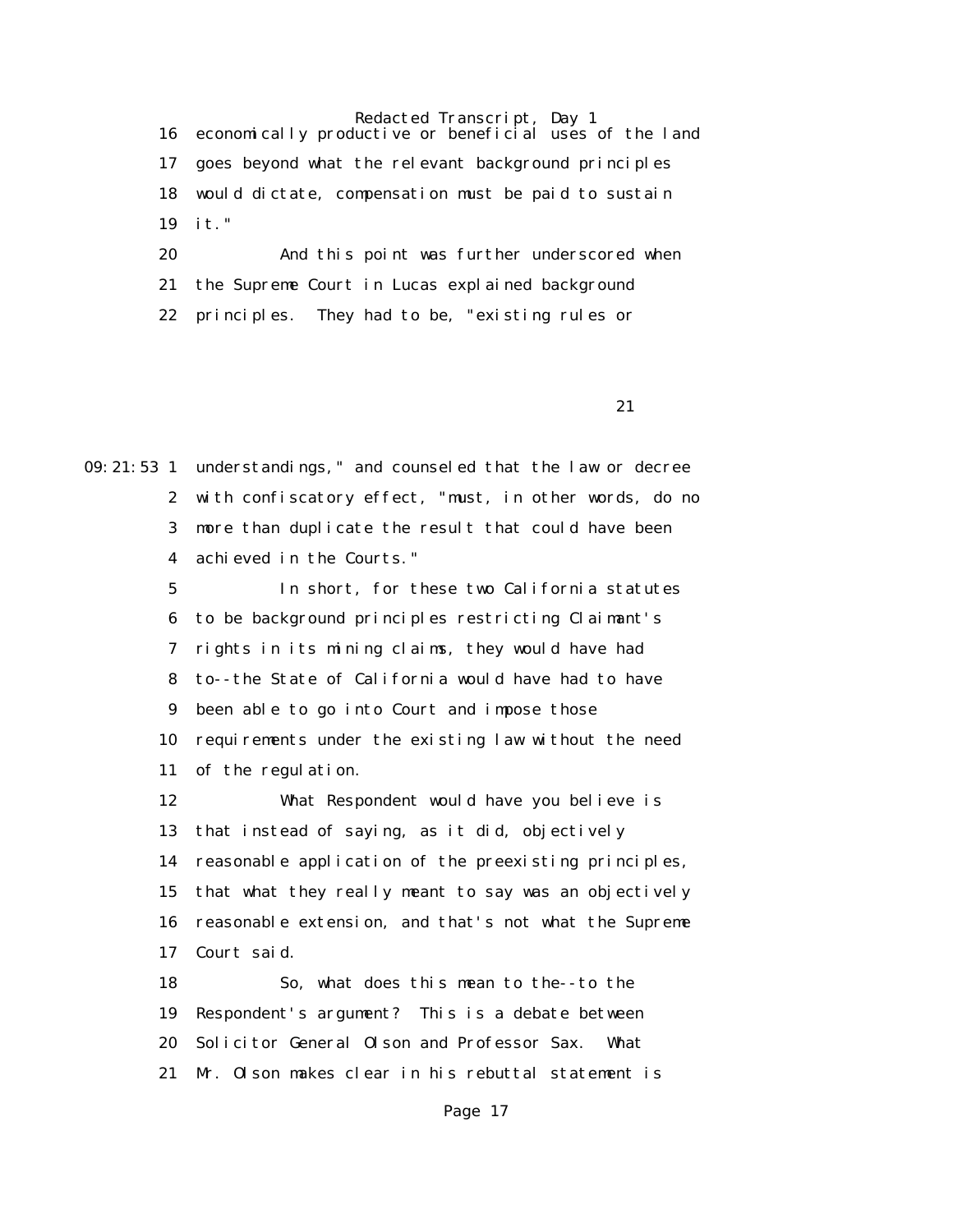16 economically productive or beneficial uses of the land

17 goes beyond what the relevant background principles

18 would dictate, compensation must be paid to sustain

19 it."

20 And this point was further underscored when

21 the Supreme Court in Lucas explained background

22 principles. They had to be, "existing rules or

21

09:21:53 1 understandings," and counseled that the law or decree

2 with confiscatory effect, "must, in other words, do no

3 more than duplicate the result that could have been

4 achieved in the Courts."

5 In short, for these two California statutes

6 to be background principles restricting Claimant's

7 rights in its mining claims, they would have had

8 to--the State of California would have had to have

9 been able to go into Court and impose those

10 requirements under the existing law without the need

11 of the regulation.

12 What Respondent would have you believe is

13 that instead of saying, as it did, objectively

14 reasonable application of the preexisting principles,

15 that what they really meant to say was an objectively

16 reasonable extension, and that's not what the Supreme

17 Court said.

18 So, what does this mean to the--to the

19 Respondent's argument? This is a debate between

20 Solicitor General Olson and Professor Sax. What

21 Mr. Olson makes clear in his rebuttal statement is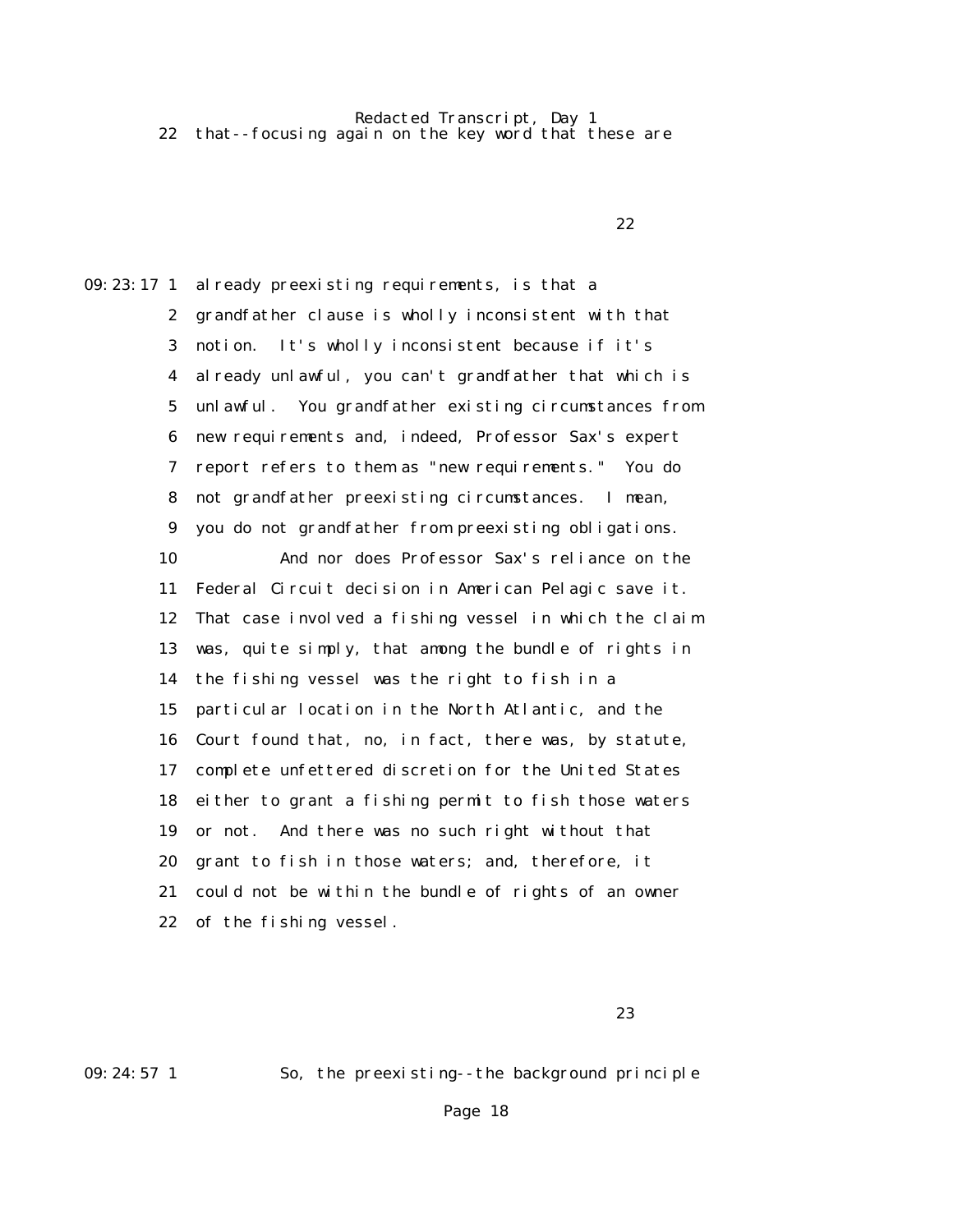22 that--focusing again on the key word that these are

09:23:17 1 already preexisting requirements, is that a
2 grandfather clause is wholly inconsistent with that
3 notion. It's wholly inconsistent because if it's
4 already unlawful, you can't grandfather that which is
5 unlawful. You grandfather existing circumstances from
6 new requirements and, indeed, Professor Sax's expert
7 report refers to them as "new requirements." You do
8 not grandfather preexisting circumstances. I mean,
9 you do not grandfather from preexisting obligations.
10 And nor does Professor Sax's reliance on the
11 Federal Circuit decision in American Pelagic save it.
12 That case involved a fishing vessel in which the claim
13 was, quite simply, that among the bundle of rights in
14 the fishing vessel was the right to fish in a
15 particular location in the North Atlantic, and the
16 Court found that, no, in fact, there was, by statute,
17 complete unfettered discretion for the United States
18 either to grant a fishing permit to fish those waters
19 or not. And there was no such right without that
20 grant to fish in those waters; and, therefore, it
21 could not be within the bundle of rights of an owner
22 of the fishing vessel.

09:24:57 1 So, the preexisting--the background principle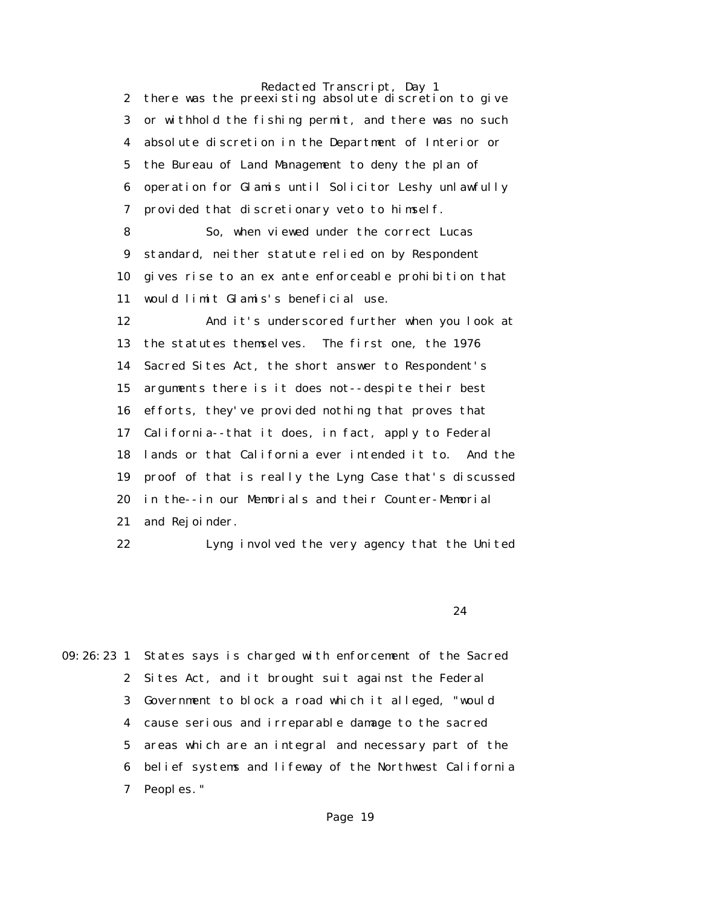2 there was the preexisting absolute discretion to give
3 or withhold the fishing permit, and there was no such
4 absolute discretion in the Department of Interior or
5 the Bureau of Land Management to deny the plan of
6 operation for Glamis until Solicitor Leshy unlawfully
7 provided that discretionary veto to himself.

8 So, when viewed under the correct Lucas
9 standard, neither statute relied on by Respondent
10 gives rise to an ex ante enforceable prohibition that
11 would limit Glamis's beneficial use.

12 And it's underscored further when you look at
13 the statutes themselves. The first one, the 1976
14 Sacred Sites Act, the short answer to Respondent's
15 arguments there is it does not--despite their best
16 efforts, they've provided nothing that proves that
17 California--that it does, in fact, apply to Federal
18 lands or that California ever intended it to. And the
19 proof of that is really the Lyng Case that's discussed
20 in the--in our Memorials and their Counter-Memorial
21 and Rejoinder.

22 Lyng involved the very agency that the United

24

09:26:23 1 States says is charged with enforcement of the Sacred
2 Sites Act, and it brought suit against the Federal
3 Government to block a road which it alleged, "would
4 cause serious and irreparable damage to the sacred
5 areas which are an integral and necessary part of the
6 belief systems and lifeway of the Northwest California
7 Peoples."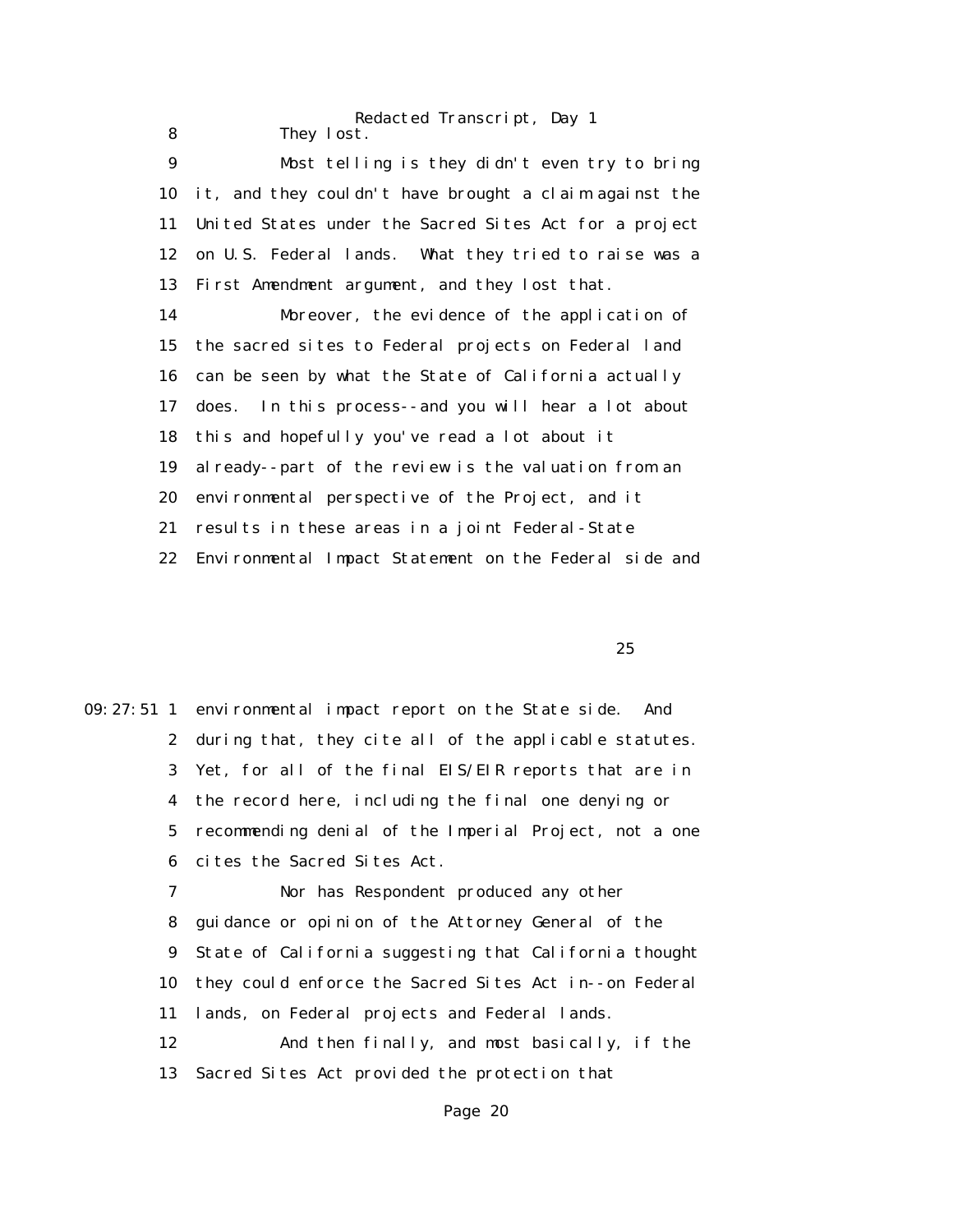They lost.

Most telling is they didn't even try to bring it, and they couldn't have brought a claim against the United States under the Sacred Sites Act for a project on U.S. Federal lands. What they tried to raise was a First Amendment argument, and they lost that.

Moreover, the evidence of the application of the sacred sites to Federal projects on Federal land can be seen by what the State of California actually does. In this process--and you will hear a lot about this and hopefully you've read a lot about it already--part of the review is the valuation from an environmental perspective of the Project, and it results in these areas in a joint Federal-State Environmental Impact Statement on the Federal side and

25

09:27:51 environmental impact report on the State side. And during that, they cite all of the applicable statutes. Yet, for all of the final EIS/EIR reports that are in the record here, including the final one denying or recommending denial of the Imperial Project, not a one cites the Sacred Sites Act.

Nor has Respondent produced any other guidance or opinion of the Attorney General of the State of California suggesting that California thought they could enforce the Sacred Sites Act in--on Federal lands, on Federal projects and Federal lands.

And then finally, and most basically, if the Sacred Sites Act provided the protection that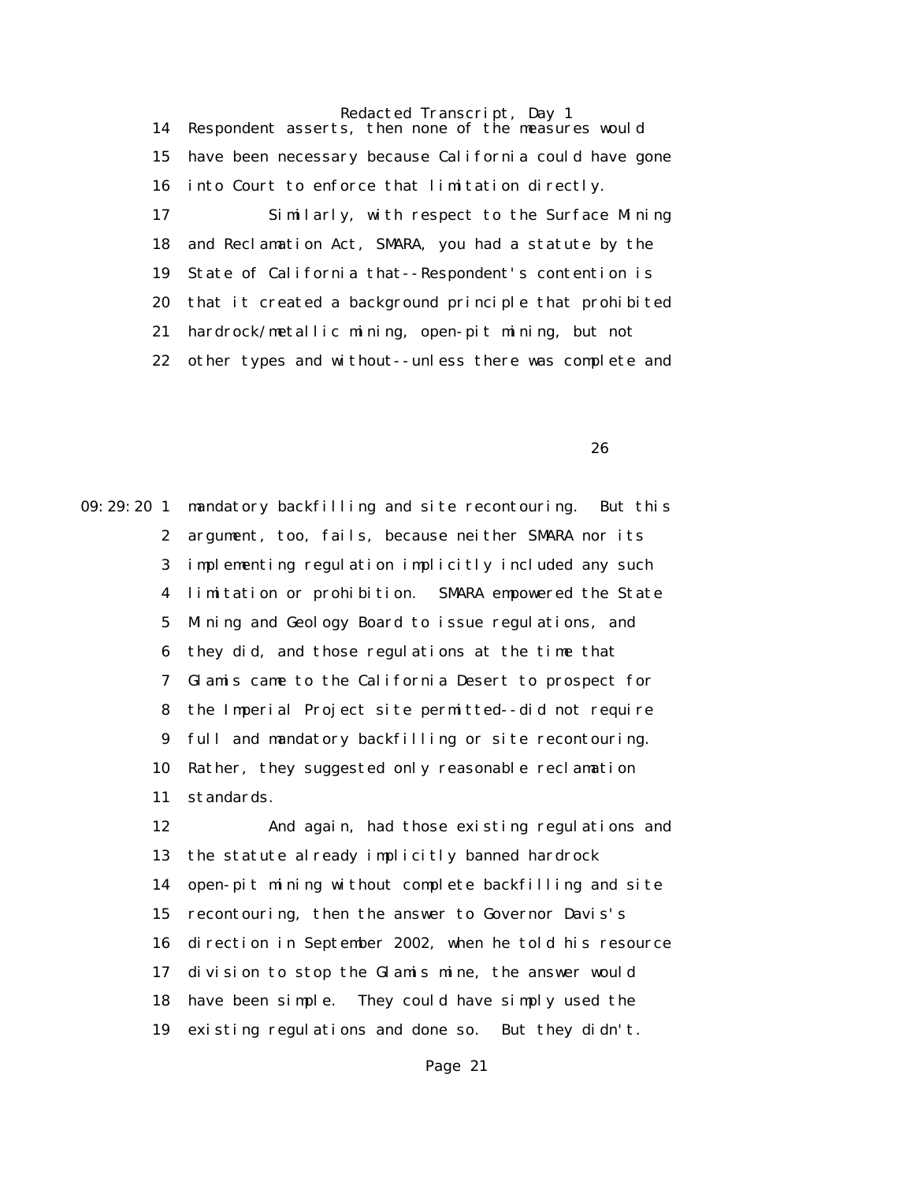14 Respondent asserts, then none of the measures would
15 have been necessary because California could have gone
16 into Court to enforce that limitation directly.
17 Similarly, with respect to the Surface Mining
18 and Reclamation Act, SMARA, you had a statute by the
19 State of California that--Respondent's contention is
20 that it created a background principle that prohibited
21 hardrock/metallic mining, open-pit mining, but not
22 other types and without--unless there was complete and

26

09:29:20 1 mandatory backfilling and site recontouring. But this
2 argument, too, fails, because neither SMARA nor its
3 implementing regulation implicitly included any such
4 limitation or prohibition. SMARA empowered the State
5 Mining and Geology Board to issue regulations, and
6 they did, and those regulations at the time that
7 Glamis came to the California Desert to prospect for
8 the Imperial Project site permitted--did not require
9 full and mandatory backfilling or site recontouring.
10 Rather, they suggested only reasonable reclamation
11 standards.
12 And again, had those existing regulations and
13 the statute already implicitly banned hardrock
14 open-pit mining without complete backfilling and site
15 recontouring, then the answer to Governor Davis's
16 direction in September 2002, when he told his resource
17 division to stop the Glamis mine, the answer would
18 have been simple. They could have simply used the
19 existing regulations and done so. But they didn't.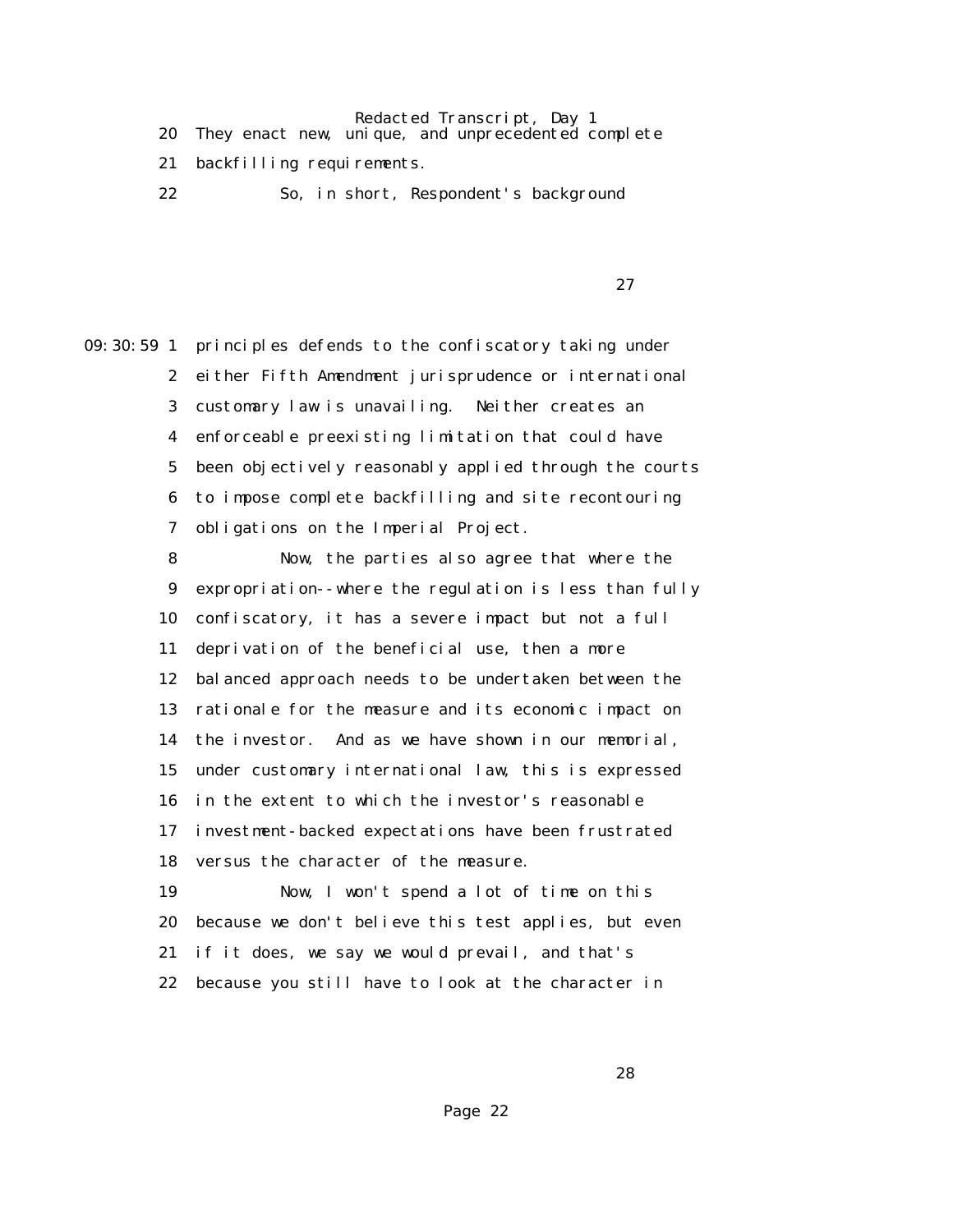20 They enact new, unique, and unprecedented complete

21 backfilling requirements.

22 So, in short, Respondent's background

27

09:30:59 1 principles defends to the confiscatory taking under

2 either Fifth Amendment jurisprudence or international

3 customary law is unavailing. Neither creates an

4 enforceable preexisting limitation that could have

5 been objectively reasonably applied through the courts

6 to impose complete backfilling and site recontouring

7 obligations on the Imperial Project.

8 Now, the parties also agree that where the

9 expropriation--where the regulation is less than fully

10 confiscatory, it has a severe impact but not a full

11 deprivation of the beneficial use, then a more

12 balanced approach needs to be undertaken between the

13 rationale for the measure and its economic impact on

14 the investor. And as we have shown in our memorial,

15 under customary international law, this is expressed

16 in the extent to which the investor's reasonable

17 investment-backed expectations have been frustrated

18 versus the character of the measure.

19 Now, I won't spend a lot of time on this

20 because we don't believe this test applies, but even

21 if it does, we say we would prevail, and that's

22 because you still have to look at the character in

28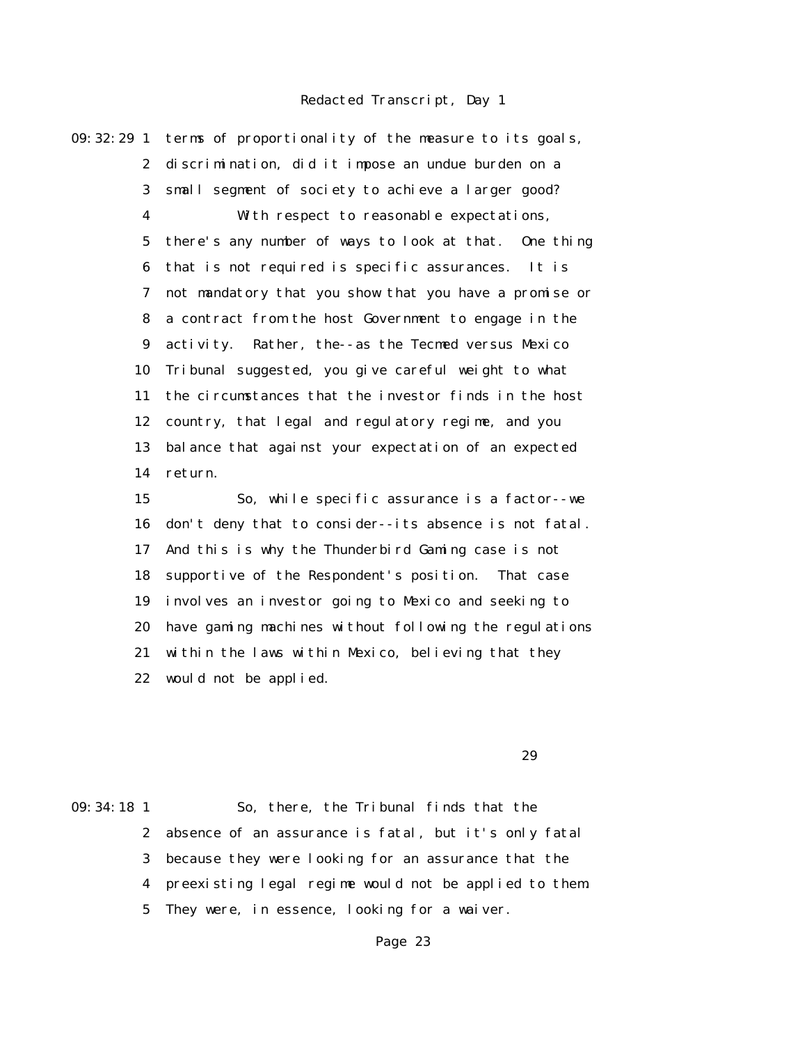terms of proportionality of the measure to its goals, discrimination, did it impose an undue burden on a small segment of society to achieve a larger good?

With respect to reasonable expectations, there's any number of ways to look at that. One thing that is not required is specific assurances. It is not mandatory that you show that you have a promise or a contract from the host Government to engage in the activity. Rather, the--as the Tecmed versus Mexico Tribunal suggested, you give careful weight to what the circumstances that the investor finds in the host country, that legal and regulatory regime, and you balance that against your expectation of an expected return.

So, while specific assurance is a factor--we don't deny that to consider--its absence is not fatal. And this is why the Thunderbird Gaming case is not supportive of the Respondent's position. That case involves an investor going to Mexico and seeking to have gaming machines without following the regulations within the laws within Mexico, believing that they would not be applied.

So, there, the Tribunal finds that the absence of an assurance is fatal, but it's only fatal because they were looking for an assurance that the preexisting legal regime would not be applied to them. They were, in essence, looking for a waiver.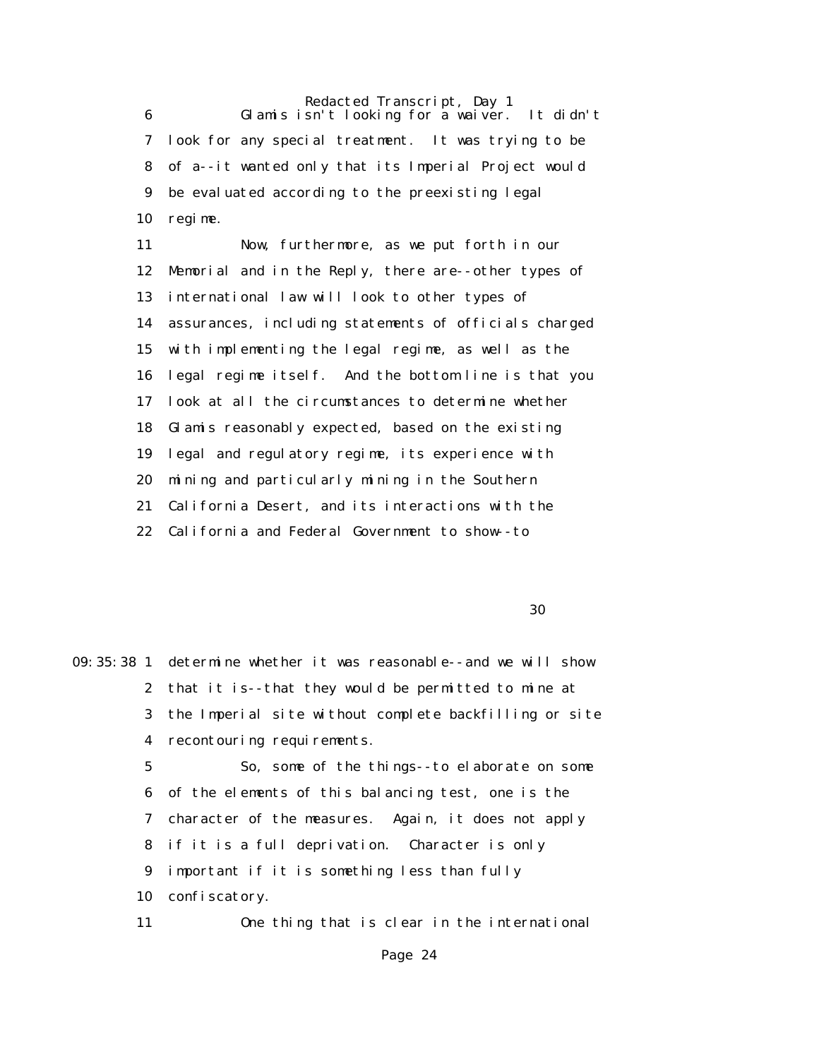6 Glamis isn't looking for a waiver. It didn't
7 look for any special treatment. It was trying to be
8 of a--it wanted only that its Imperial Project would
9 be evaluated according to the preexisting legal
10 regime.
11 Now, furthermore, as we put forth in our
12 Memorial and in the Reply, there are--other types of
13 international law will look to other types of
14 assurances, including statements of officials charged
15 with implementing the legal regime, as well as the
16 legal regime itself. And the bottom line is that you
17 look at all the circumstances to determine whether
18 Glamis reasonably expected, based on the existing
19 legal and regulatory regime, its experience with
20 mining and particularly mining in the Southern
21 California Desert, and its interactions with the
22 California and Federal Government to show--to

30

09:35:38 1 determine whether it was reasonable--and we will show
2 that it is--that they would be permitted to mine at
3 the Imperial site without complete backfilling or site
4 recontouring requirements.
5 So, some of the things--to elaborate on some
6 of the elements of this balancing test, one is the
7 character of the measures. Again, it does not apply
8 if it is a full deprivation. Character is only
9 important if it is something less than fully
10 confiscatory.
11 One thing that is clear in the international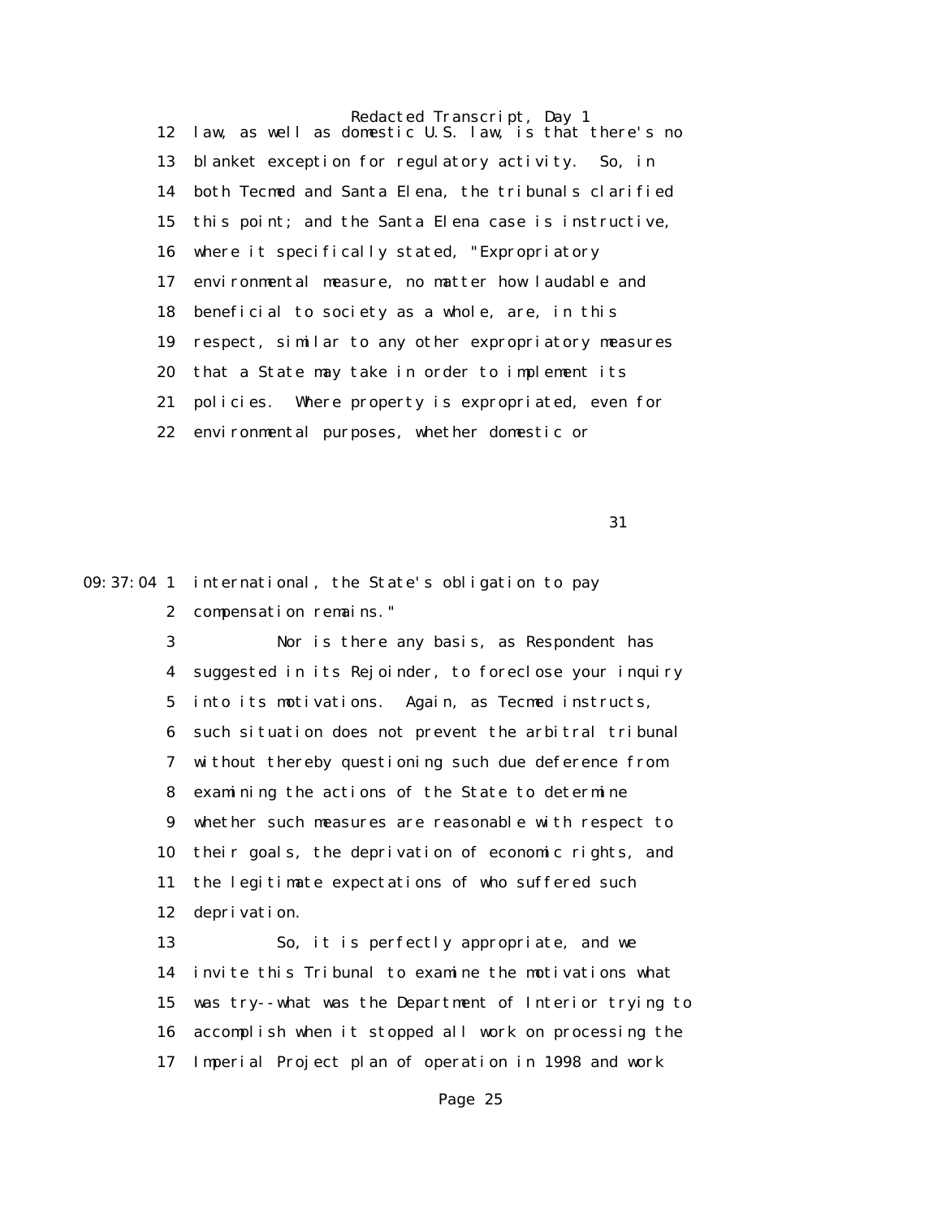12 law, as well as domestic U.S. law, is that there's no

13 blanket exception for regulatory activity. So, in

14 both Tecmed and Santa Elena, the tribunals clarified

15 this point; and the Santa Elena case is instructive,

16 where it specifically stated, "Expropriatory

17 environmental measure, no matter how laudable and

18 beneficial to society as a whole, are, in this

19 respect, similar to any other expropriatory measures

20 that a State may take in order to implement its

21 policies. Where property is expropriated, even for

22 environmental purposes, whether domestic or

31

09:37:04 1 international, the State's obligation to pay

2 compensation remains."

3 Nor is there any basis, as Respondent has

4 suggested in its Rejoinder, to foreclose your inquiry

5 into its motivations. Again, as Tecmed instructs,

6 such situation does not prevent the arbitral tribunal

7 without thereby questioning such due deference from

8 examining the actions of the State to determine

9 whether such measures are reasonable with respect to

10 their goals, the deprivation of economic rights, and

11 the legitimate expectations of who suffered such

12 deprivation.

13 So, it is perfectly appropriate, and we

14 invite this Tribunal to examine the motivations what

15 was try--what was the Department of Interior trying to

16 accomplish when it stopped all work on processing the

17 Imperial Project plan of operation in 1998 and work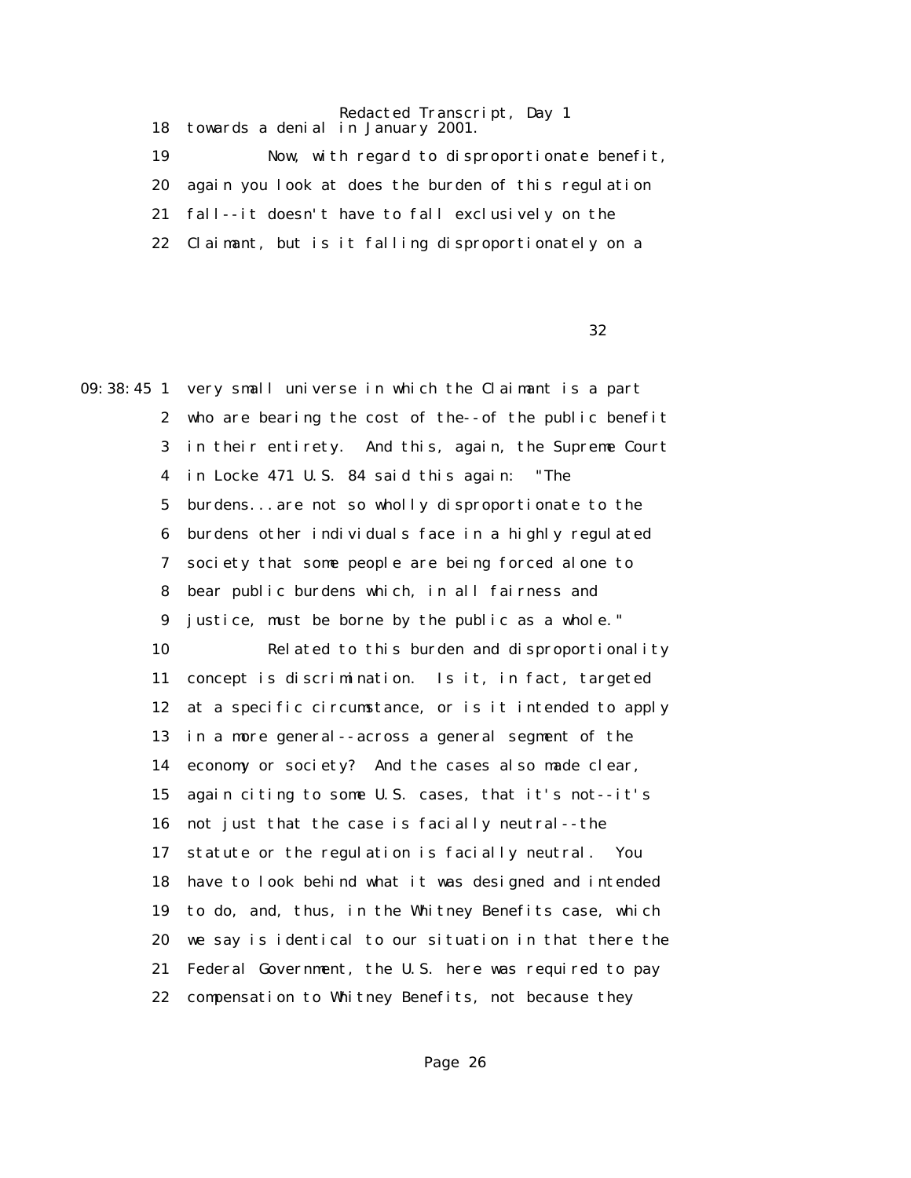18 towards a denial in January 2001.

19 Now, with regard to disproportionate benefit,

20 again you look at does the burden of this regulation

21 fall--it doesn't have to fall exclusively on the

22 Claimant, but is it falling disproportionately on a

32

09:38:45 1 very small universe in which the Claimant is a part

2 who are bearing the cost of the--of the public benefit

3 in their entirety. And this, again, the Supreme Court

4 in Locke 471 U.S. 84 said this again: "The

5 burdens...are not so wholly disproportionate to the

6 burdens other individuals face in a highly regulated

7 society that some people are being forced alone to

8 bear public burdens which, in all fairness and

9 justice, must be borne by the public as a whole."

10 Related to this burden and disproportionality

11 concept is discrimination. Is it, in fact, targeted

12 at a specific circumstance, or is it intended to apply

13 in a more general--across a general segment of the

14 economy or society? And the cases also made clear,

15 again citing to some U.S. cases, that it's not--it's

16 not just that the case is facially neutral--the

17 statute or the regulation is facially neutral. You

18 have to look behind what it was designed and intended

19 to do, and, thus, in the Whitney Benefits case, which

20 we say is identical to our situation in that there the

21 Federal Government, the U.S. here was required to pay

22 compensation to Whitney Benefits, not because they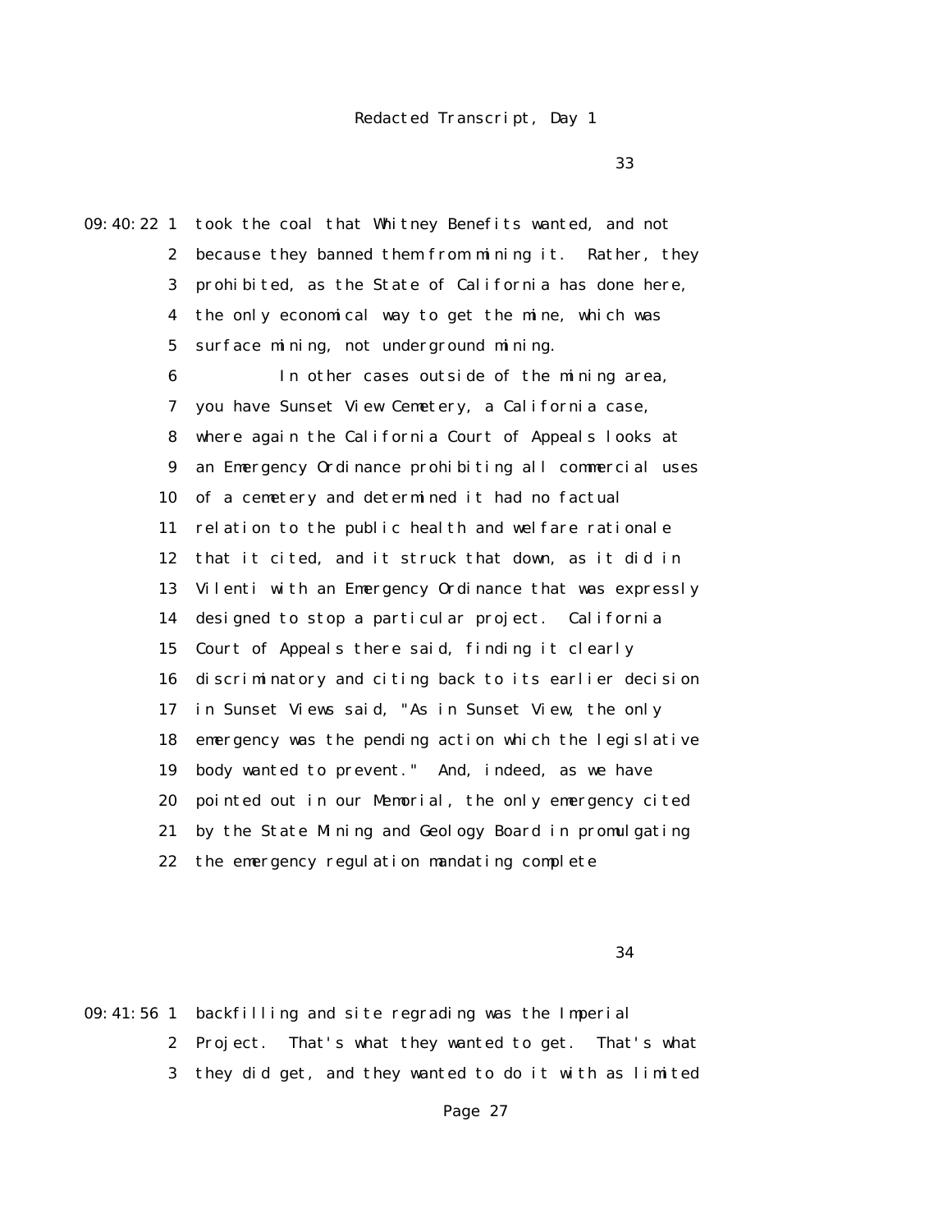09:40:22 1 took the coal that Whitney Benefits wanted, and not
2 because they banned them from mining it. Rather, they
3 prohibited, as the State of California has done here,
4 the only economical way to get the mine, which was
5 surface mining, not underground mining.
6 In other cases outside of the mining area,
7 you have Sunset View Cemetery, a California case,
8 where again the California Court of Appeals looks at
9 an Emergency Ordinance prohibiting all commercial uses
10 of a cemetery and determined it had no factual
11 relation to the public health and welfare rationale
12 that it cited, and it struck that down, as it did in
13 Vilenti with an Emergency Ordinance that was expressly
14 designed to stop a particular project. California
15 Court of Appeals there said, finding it clearly
16 discriminatory and citing back to its earlier decision
17 in Sunset Views said, "As in Sunset View, the only
18 emergency was the pending action which the legislative
19 body wanted to prevent." And, indeed, as we have
20 pointed out in our Memorial, the only emergency cited
21 by the State Mining and Geology Board in promulgating
22 the emergency regulation mandating complete

34

09:41:56 1 backfilling and site regrading was the Imperial
2 Project. That's what they wanted to get. That's what
3 they did get, and they wanted to do it with as limited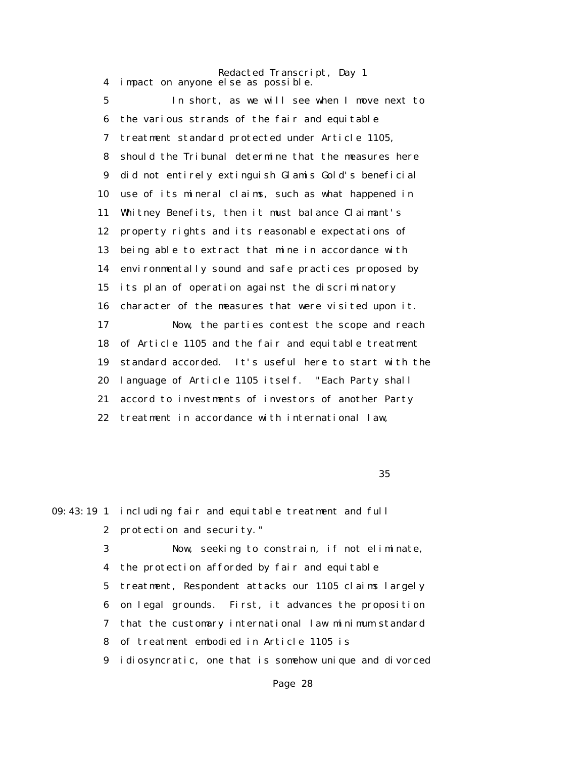4 impact on anyone else as possible.

5 In short, as we will see when I move next to
6 the various strands of the fair and equitable
7 treatment standard protected under Article 1105,
8 should the Tribunal determine that the measures here
9 did not entirely extinguish Glamis Gold's beneficial
10 use of its mineral claims, such as what happened in
11 Whitney Benefits, then it must balance Claimant's
12 property rights and its reasonable expectations of
13 being able to extract that mine in accordance with
14 environmentally sound and safe practices proposed by
15 its plan of operation against the discriminatory
16 character of the measures that were visited upon it.

17 Now, the parties contest the scope and reach
18 of Article 1105 and the fair and equitable treatment
19 standard accorded. It's useful here to start with the
20 language of Article 1105 itself. "Each Party shall
21 accord to investments of investors of another Party
22 treatment in accordance with international law,

35

09:43:19 1 including fair and equitable treatment and full
2 protection and security."

3 Now, seeking to constrain, if not eliminate,
4 the protection afforded by fair and equitable
5 treatment, Respondent attacks our 1105 claims largely
6 on legal grounds. First, it advances the proposition
7 that the customary international law minimum standard
8 of treatment embodied in Article 1105 is
9 idiosyncratic, one that is somehow unique and divorced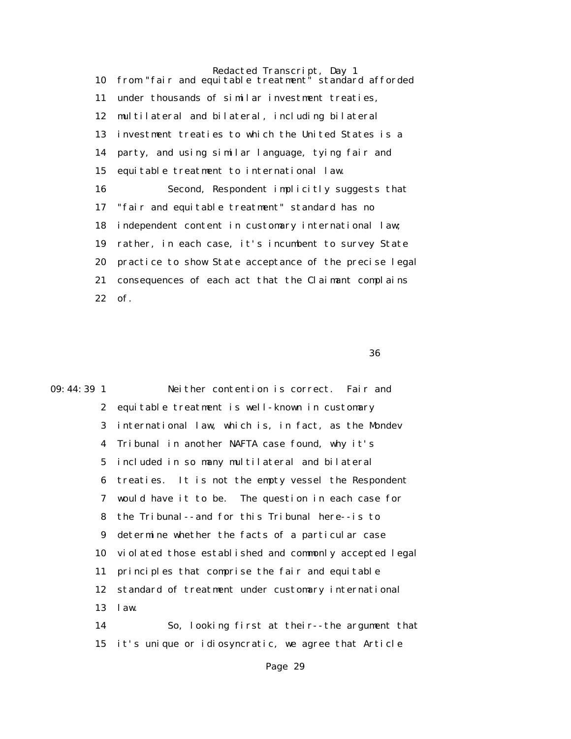10 from "fair and equitable treatment" standard afforded
11 under thousands of similar investment treaties,
12 multilateral and bilateral, including bilateral
13 investment treaties to which the United States is a
14 party, and using similar language, tying fair and
15 equitable treatment to international law.
16 Second, Respondent implicitly suggests that
17 "fair and equitable treatment" standard has no
18 independent content in customary international law;
19 rather, in each case, it's incumbent to survey State
20 practice to show State acceptance of the precise legal
21 consequences of each act that the Claimant complains
22 of.

36

09:44:39 1 Neither contention is correct. Fair and
2 equitable treatment is well-known in customary
3 international law, which is, in fact, as the Mondev
4 Tribunal in another NAFTA case found, why it's
5 included in so many multilateral and bilateral
6 treaties. It is not the empty vessel the Respondent
7 would have it to be. The question in each case for
8 the Tribunal--and for this Tribunal here--is to
9 determine whether the facts of a particular case
10 violated those established and commonly accepted legal
11 principles that comprise the fair and equitable
12 standard of treatment under customary international
13 law.
14 So, looking first at their--the argument that
15 it's unique or idiosyncratic, we agree that Article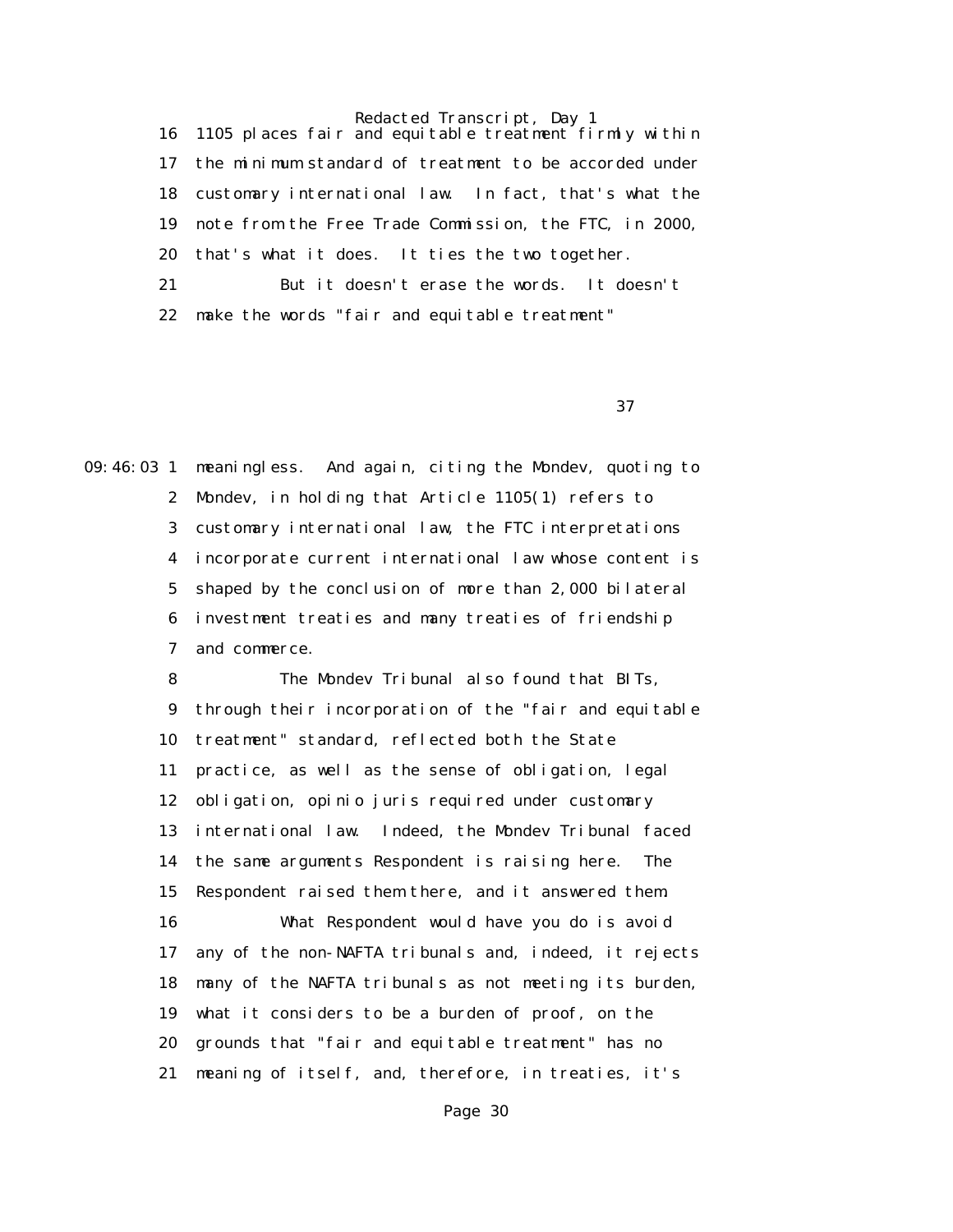16 1105 places fair and equitable treatment firmly within
17 the minimum standard of treatment to be accorded under
18 customary international law. In fact, that's what the
19 note from the Free Trade Commission, the FTC, in 2000,
20 that's what it does. It ties the two together.
21 But it doesn't erase the words. It doesn't
22 make the words "fair and equitable treatment"

37

09:46:03 1 meaningless. And again, citing the Mondev, quoting to
2 Mondev, in holding that Article 1105(1) refers to
3 customary international law, the FTC interpretations
4 incorporate current international law whose content is
5 shaped by the conclusion of more than 2,000 bilateral
6 investment treaties and many treaties of friendship
7 and commerce.
8 The Mondev Tribunal also found that BITs,
9 through their incorporation of the "fair and equitable
10 treatment" standard, reflected both the State
11 practice, as well as the sense of obligation, legal
12 obligation, opinio juris required under customary
13 international law. Indeed, the Mondev Tribunal faced
14 the same arguments Respondent is raising here. The
15 Respondent raised them there, and it answered them.
16 What Respondent would have you do is avoid
17 any of the non-NAFTA tribunals and, indeed, it rejects
18 many of the NAFTA tribunals as not meeting its burden,
19 what it considers to be a burden of proof, on the
20 grounds that "fair and equitable treatment" has no
21 meaning of itself, and, therefore, in treaties, it's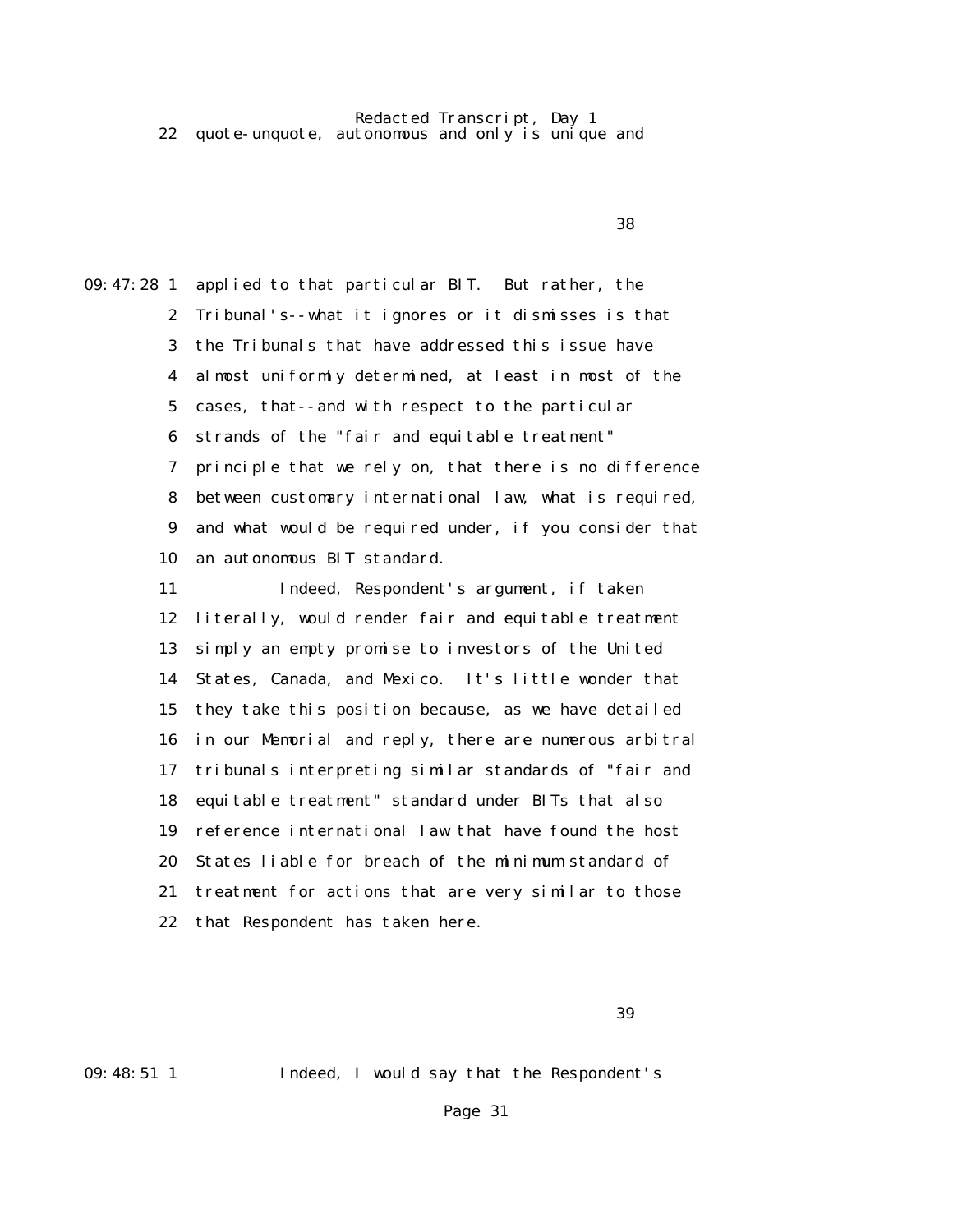22 quote-unquote, autonomous and only is unique and

38

09:47:28 1 applied to that particular BIT. But rather, the
2 Tribunal's--what it ignores or it dismisses is that
3 the Tribunals that have addressed this issue have
4 almost uniformly determined, at least in most of the
5 cases, that--and with respect to the particular
6 strands of the "fair and equitable treatment"
7 principle that we rely on, that there is no difference
8 between customary international law, what is required,
9 and what would be required under, if you consider that
10 an autonomous BIT standard.
11 Indeed, Respondent's argument, if taken
12 literally, would render fair and equitable treatment
13 simply an empty promise to investors of the United
14 States, Canada, and Mexico. It's little wonder that
15 they take this position because, as we have detailed
16 in our Memorial and reply, there are numerous arbitral
17 tribunals interpreting similar standards of "fair and
18 equitable treatment" standard under BITs that also
19 reference international law that have found the host
20 States liable for breach of the minimum standard of
21 treatment for actions that are very similar to those
22 that Respondent has taken here.

39

09:48:51 1 Indeed, I would say that the Respondent's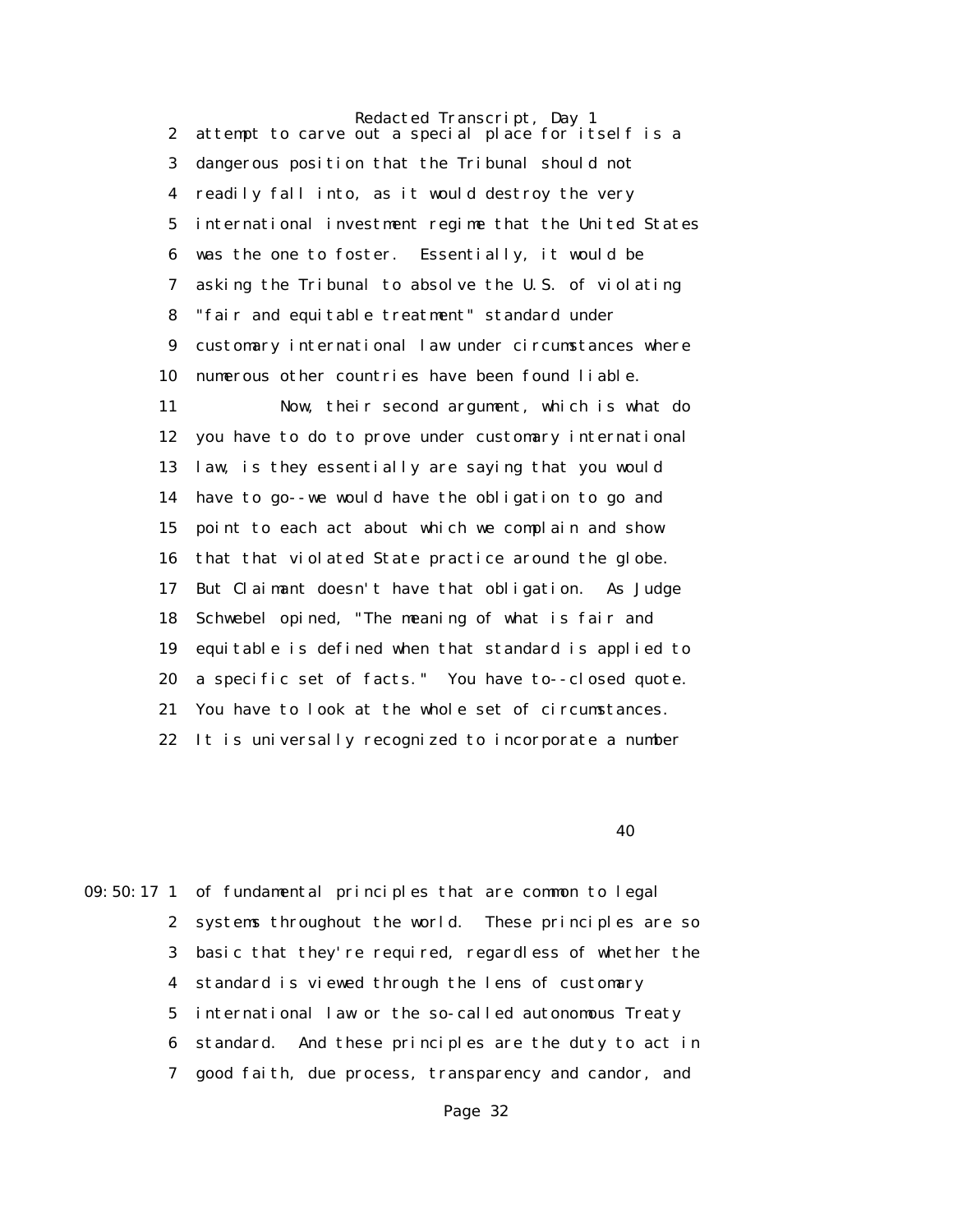2 attempt to carve out a special place for itself is a
3 dangerous position that the Tribunal should not
4 readily fall into, as it would destroy the very
5 international investment regime that the United States
6 was the one to foster. Essentially, it would be
7 asking the Tribunal to absolve the U.S. of violating
8 "fair and equitable treatment" standard under
9 customary international law under circumstances where
10 numerous other countries have been found liable.
11 Now, their second argument, which is what do
12 you have to do to prove under customary international
13 law, is they essentially are saying that you would
14 have to go--we would have the obligation to go and
15 point to each act about which we complain and show
16 that that violated State practice around the globe.
17 But Claimant doesn't have that obligation. As Judge
18 Schwebel opined, "The meaning of what is fair and
19 equitable is defined when that standard is applied to
20 a specific set of facts." You have to--closed quote.
21 You have to look at the whole set of circumstances.
22 It is universally recognized to incorporate a number

40

09:50:17 1 of fundamental principles that are common to legal
2 systems throughout the world. These principles are so
3 basic that they're required, regardless of whether the
4 standard is viewed through the lens of customary
5 international law or the so-called autonomous Treaty
6 standard. And these principles are the duty to act in
7 good faith, due process, transparency and candor, and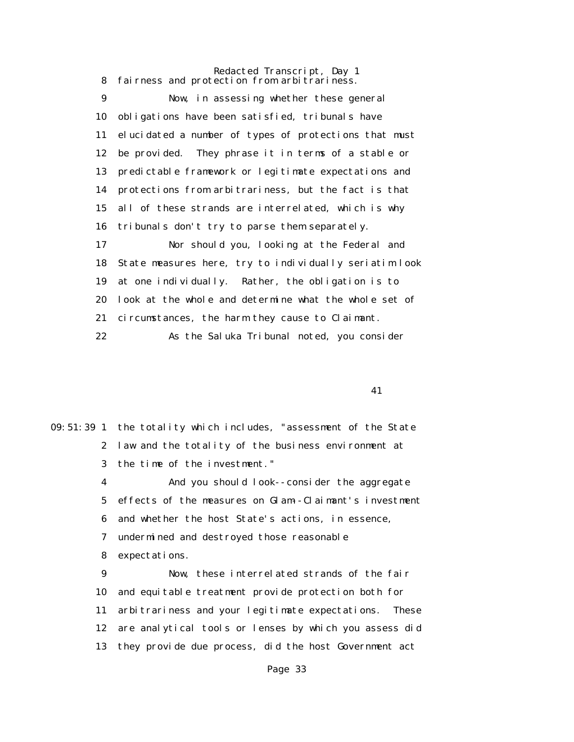8 fairness and protection from arbitrariness.

9 Now, in assessing whether these general

10 obligations have been satisfied, tribunals have

11 elucidated a number of types of protections that must

12 be provided. They phrase it in terms of a stable or

13 predictable framework or legitimate expectations and

14 protections from arbitrariness, but the fact is that

15 all of these strands are interrelated, which is why

16 tribunals don't try to parse them separately.

17 Nor should you, looking at the Federal and

18 State measures here, try to individually seriatim look

19 at one individually. Rather, the obligation is to

20 look at the whole and determine what the whole set of

21 circumstances, the harm they cause to Claimant.

22 As the Saluka Tribunal noted, you consider

41

09:51:39 1 the totality which includes, "assessment of the State

2 law and the totality of the business environment at

3 the time of the investment."

4 And you should look--consider the aggregate

5 effects of the measures on Glam--Claimant's investment

6 and whether the host State's actions, in essence,

7 undermined and destroyed those reasonable

8 expectations.

9 Now, these interrelated strands of the fair

10 and equitable treatment provide protection both for

11 arbitrariness and your legitimate expectations. These

12 are analytical tools or lenses by which you assess did

13 they provide due process, did the host Government act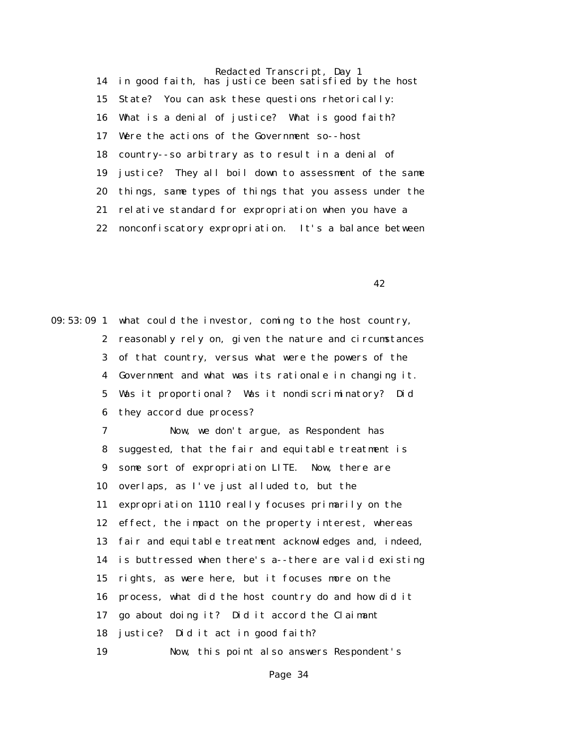14 in good faith, has justice been satisfied by the host
15 State? You can ask these questions rhetorically:
16 What is a denial of justice? What is good faith?
17 Were the actions of the Government so--host
18 country--so arbitrary as to result in a denial of
19 justice? They all boil down to assessment of the same
20 things, same types of things that you assess under the
21 relative standard for expropriation when you have a
22 nonconfiscatory expropriation. It's a balance between

42

09:53:09 1 what could the investor, coming to the host country,
2 reasonably rely on, given the nature and circumstances
3 of that country, versus what were the powers of the
4 Government and what was its rationale in changing it.
5 Was it proportional? Was it nondiscriminatory? Did
6 they accord due process?
7 Now, we don't argue, as Respondent has
8 suggested, that the fair and equitable treatment is
9 some sort of expropriation LITE. Now, there are
10 overlaps, as I've just alluded to, but the
11 expropriation 1110 really focuses primarily on the
12 effect, the impact on the property interest, whereas
13 fair and equitable treatment acknowledges and, indeed,
14 is buttressed when there's a--there are valid existing
15 rights, as were here, but it focuses more on the
16 process, what did the host country do and how did it
17 go about doing it? Did it accord the Claimant
18 justice? Did it act in good faith?
19 Now, this point also answers Respondent's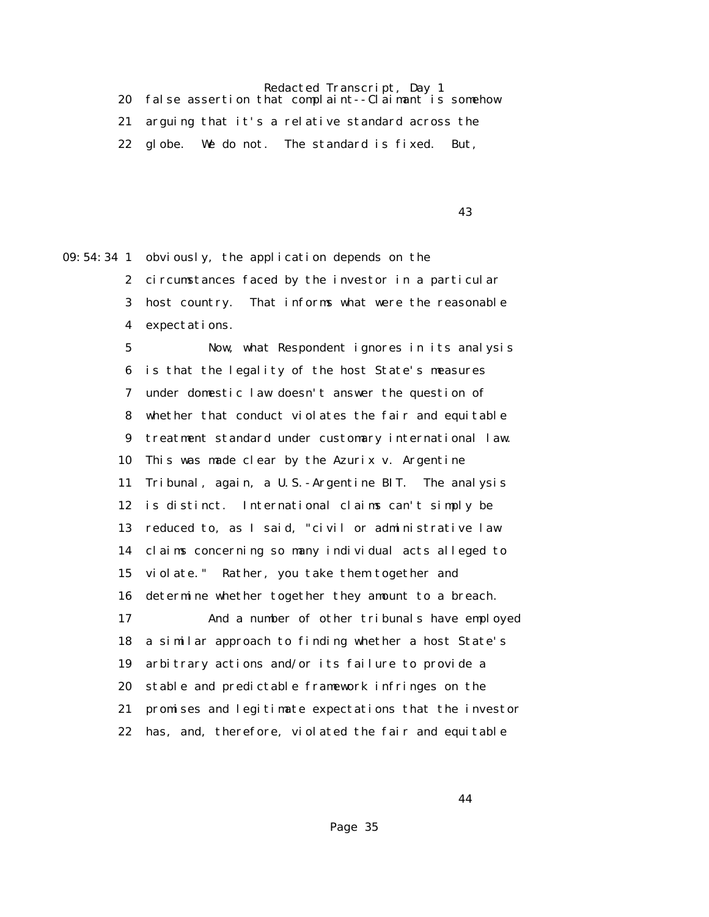20 false assertion that complaint--Claimant is somehow
21 arguing that it's a relative standard across the
22 globe. We do not. The standard is fixed. But,

43

09:54:34 1 obviously, the application depends on the
2 circumstances faced by the investor in a particular
3 host country. That informs what were the reasonable
4 expectations.
5 Now, what Respondent ignores in its analysis
6 is that the legality of the host State's measures
7 under domestic law doesn't answer the question of
8 whether that conduct violates the fair and equitable
9 treatment standard under customary international law.
10 This was made clear by the Azurix v. Argentine
11 Tribunal, again, a U.S.-Argentine BIT. The analysis
12 is distinct. International claims can't simply be
13 reduced to, as I said, "civil or administrative law
14 claims concerning so many individual acts alleged to
15 violate." Rather, you take them together and
16 determine whether together they amount to a breach.
17 And a number of other tribunals have employed
18 a similar approach to finding whether a host State's
19 arbitrary actions and/or its failure to provide a
20 stable and predictable framework infringes on the
21 promises and legitimate expectations that the investor
22 has, and, therefore, violated the fair and equitable

44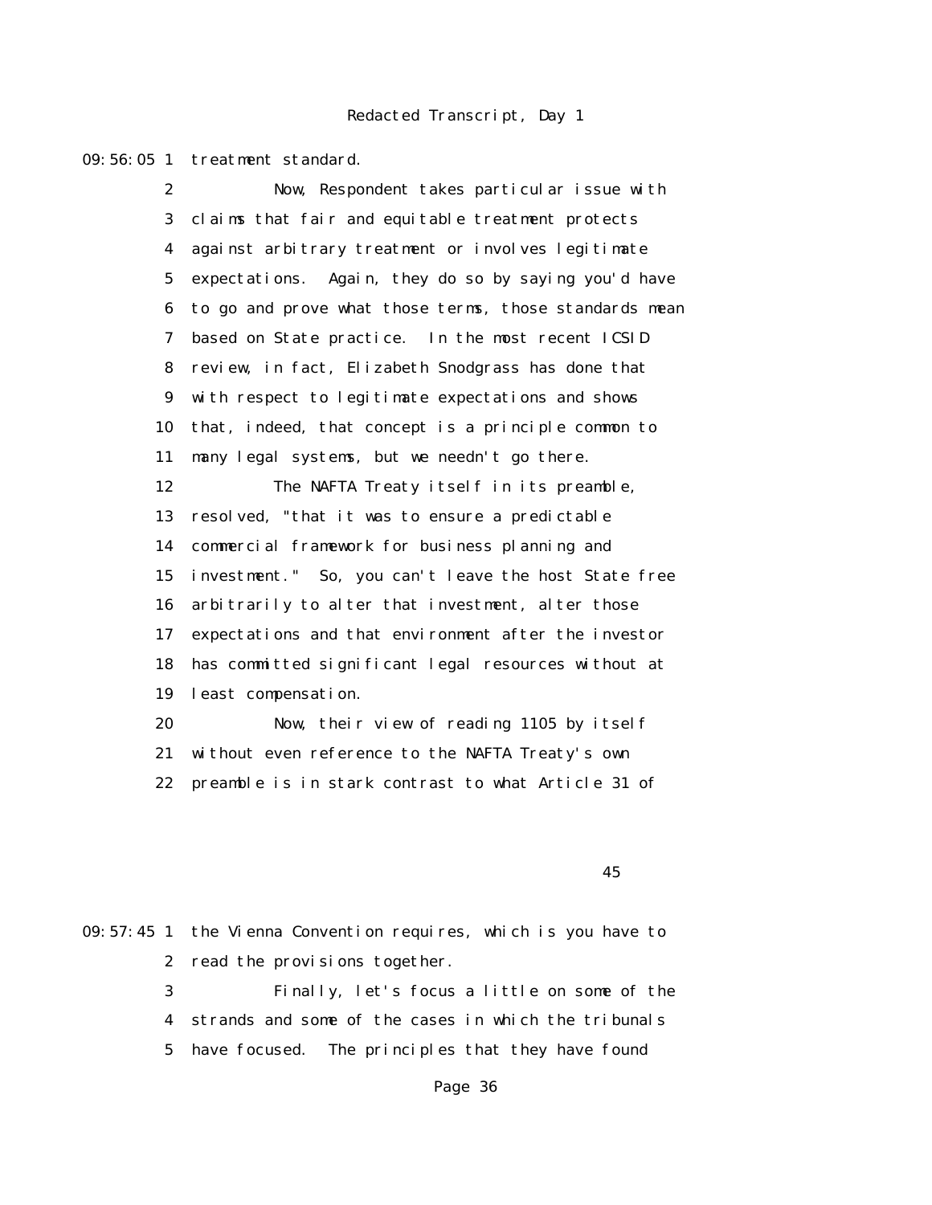09:56:05 1 treatment standard.

2 Now, Respondent takes particular issue with
3 claims that fair and equitable treatment protects
4 against arbitrary treatment or involves legitimate
5 expectations. Again, they do so by saying you'd have
6 to go and prove what those terms, those standards mean
7 based on State practice. In the most recent ICSID
8 review, in fact, Elizabeth Snodgrass has done that
9 with respect to legitimate expectations and shows
10 that, indeed, that concept is a principle common to
11 many legal systems, but we needn't go there.

12 The NAFTA Treaty itself in its preamble,
13 resolved, "that it was to ensure a predictable
14 commercial framework for business planning and
15 investment." So, you can't leave the host State free
16 arbitrarily to alter that investment, alter those
17 expectations and that environment after the investor
18 has committed significant legal resources without at
19 least compensation.

20 Now, their view of reading 1105 by itself
21 without even reference to the NAFTA Treaty's own
22 preamble is in stark contrast to what Article 31 of

45

09:57:45 1 the Vienna Convention requires, which is you have to
2 read the provisions together.

3 Finally, let's focus a little on some of the
4 strands and some of the cases in which the tribunals
5 have focused. The principles that they have found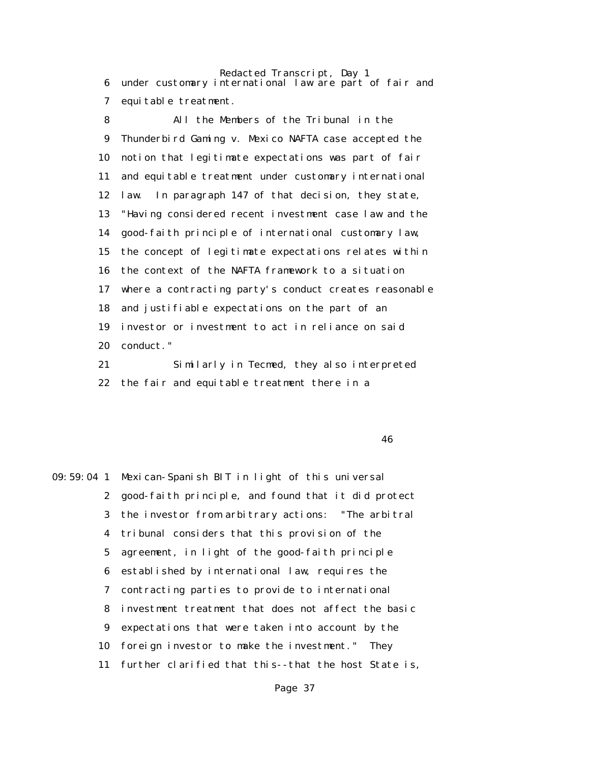6 under customary international law are part of fair and

7 equitable treatment.

8 All the Members of the Tribunal in the

9 Thunderbird Gaming v. Mexico NAFTA case accepted the

10 notion that legitimate expectations was part of fair

11 and equitable treatment under customary international

12 law. In paragraph 147 of that decision, they state,

13 "Having considered recent investment case law and the

14 good-faith principle of international customary law,

15 the concept of legitimate expectations relates within

16 the context of the NAFTA framework to a situation

17 where a contracting party's conduct creates reasonable

18 and justifiable expectations on the part of an

19 investor or investment to act in reliance on said

20 conduct."

21 Similarly in Tecmed, they also interpreted

22 the fair and equitable treatment there in a

46

09:59:04 1 Mexican-Spanish BIT in light of this universal

2 good-faith principle, and found that it did protect

3 the investor from arbitrary actions: "The arbitral

4 tribunal considers that this provision of the

5 agreement, in light of the good-faith principle

6 established by international law, requires the

7 contracting parties to provide to international

8 investment treatment that does not affect the basic

9 expectations that were taken into account by the

10 foreign investor to make the investment." They

11 further clarified that this--that the host State is,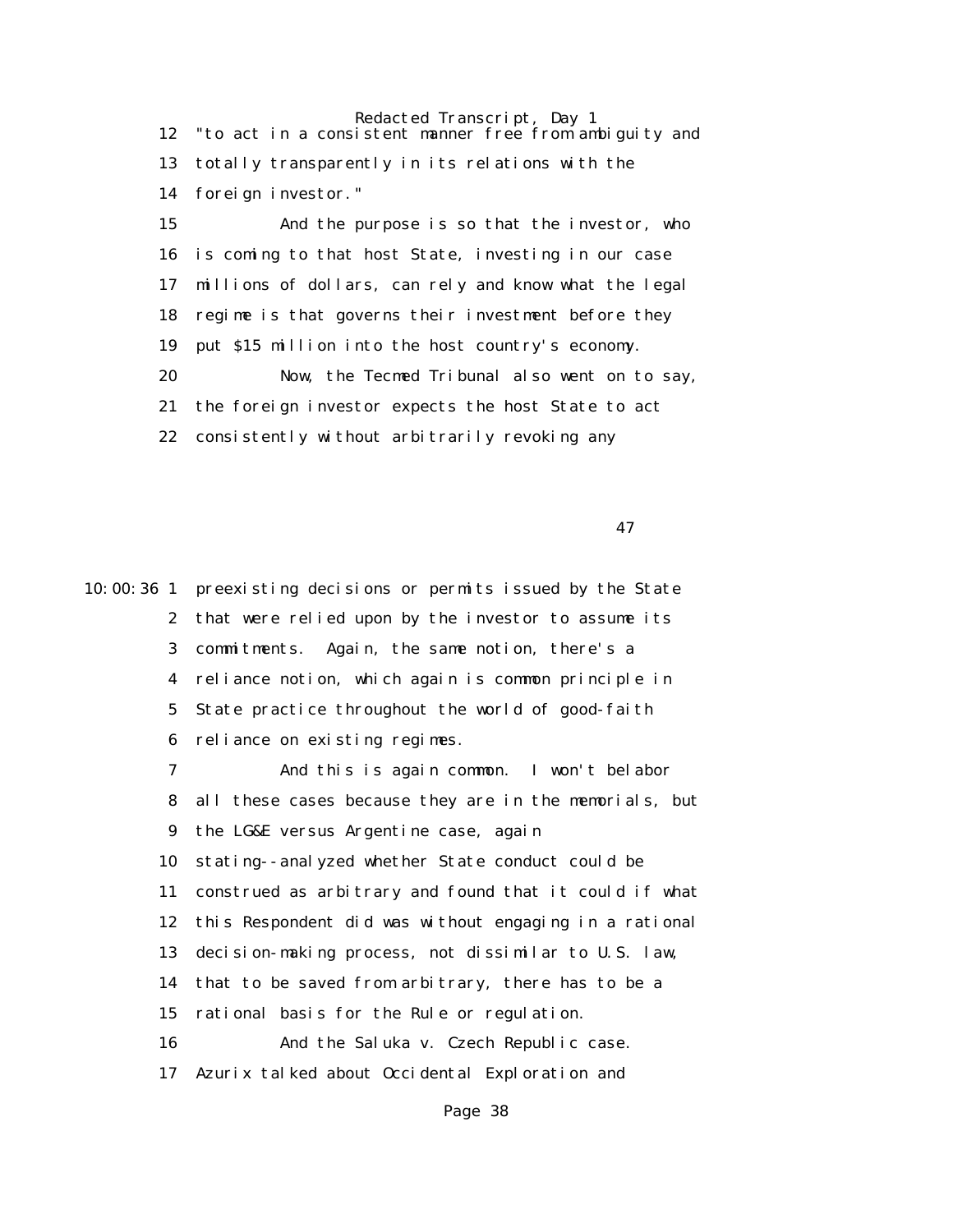12 "to act in a consistent manner free from ambiguity and
13 totally transparently in its relations with the
14 foreign investor."

15 And the purpose is so that the investor, who
16 is coming to that host State, investing in our case
17 millions of dollars, can rely and know what the legal
18 regime is that governs their investment before they
19 put $15 million into the host country's economy.

20 Now, the Tecmed Tribunal also went on to say,
21 the foreign investor expects the host State to act
22 consistently without arbitrarily revoking any

47

10:00:36 1 preexisting decisions or permits issued by the State
2 that were relied upon by the investor to assume its
3 commitments. Again, the same notion, there's a
4 reliance notion, which again is common principle in
5 State practice throughout the world of good-faith
6 reliance on existing regimes.

7 And this is again common. I won't belabor
8 all these cases because they are in the memorials, but
9 the LG&E versus Argentine case, again
10 stating--analyzed whether State conduct could be
11 construed as arbitrary and found that it could if what
12 this Respondent did was without engaging in a rational
13 decision-making process, not dissimilar to U.S. law,
14 that to be saved from arbitrary, there has to be a
15 rational basis for the Rule or regulation.

16 And the Saluka v. Czech Republic case.
17 Azurix talked about Occidental Exploration and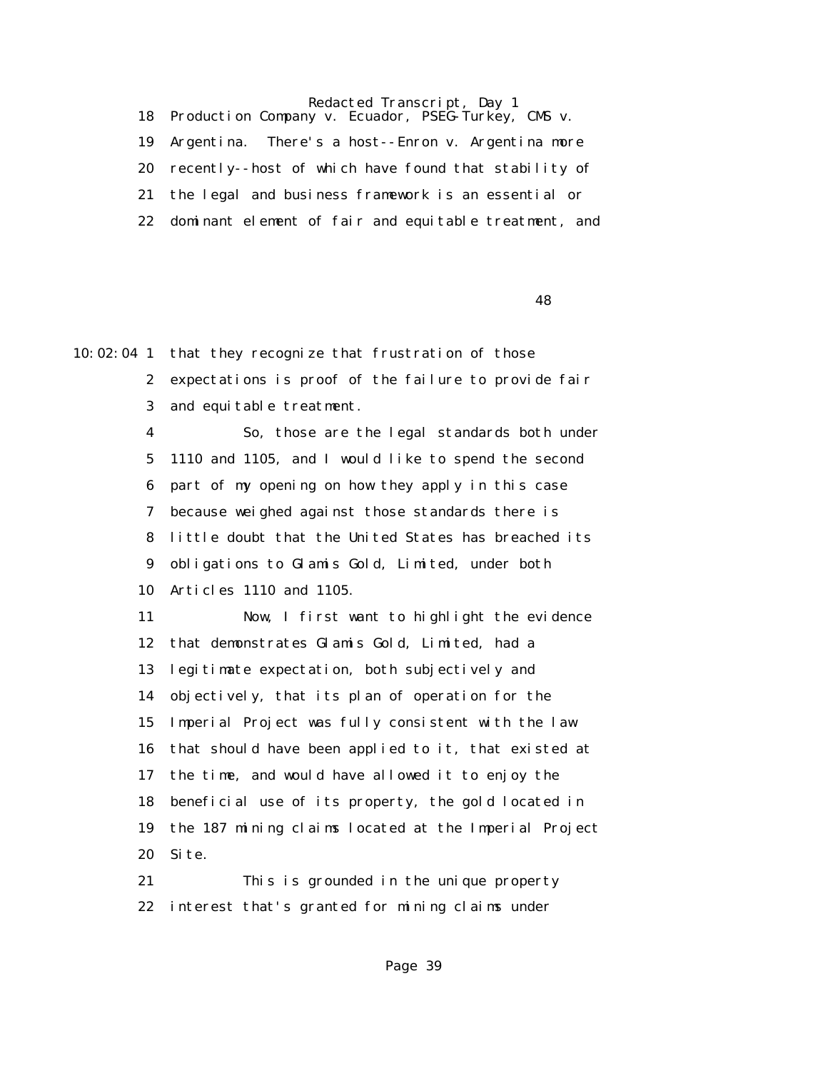18 Production Company v. Ecuador, PSEG-Turkey, CMS v.
19 Argentina. There's a host--Enron v. Argentina more
20 recently--host of which have found that stability of
21 the legal and business framework is an essential or
22 dominant element of fair and equitable treatment, and

48

10:02:04 1 that they recognize that frustration of those
2 expectations is proof of the failure to provide fair
3 and equitable treatment.
4 So, those are the legal standards both under
5 1110 and 1105, and I would like to spend the second
6 part of my opening on how they apply in this case
7 because weighed against those standards there is
8 little doubt that the United States has breached its
9 obligations to Glamis Gold, Limited, under both
10 Articles 1110 and 1105.
11 Now, I first want to highlight the evidence
12 that demonstrates Glamis Gold, Limited, had a
13 legitimate expectation, both subjectively and
14 objectively, that its plan of operation for the
15 Imperial Project was fully consistent with the law
16 that should have been applied to it, that existed at
17 the time, and would have allowed it to enjoy the
18 beneficial use of its property, the gold located in
19 the 187 mining claims located at the Imperial Project
20 Site.
21 This is grounded in the unique property
22 interest that's granted for mining claims under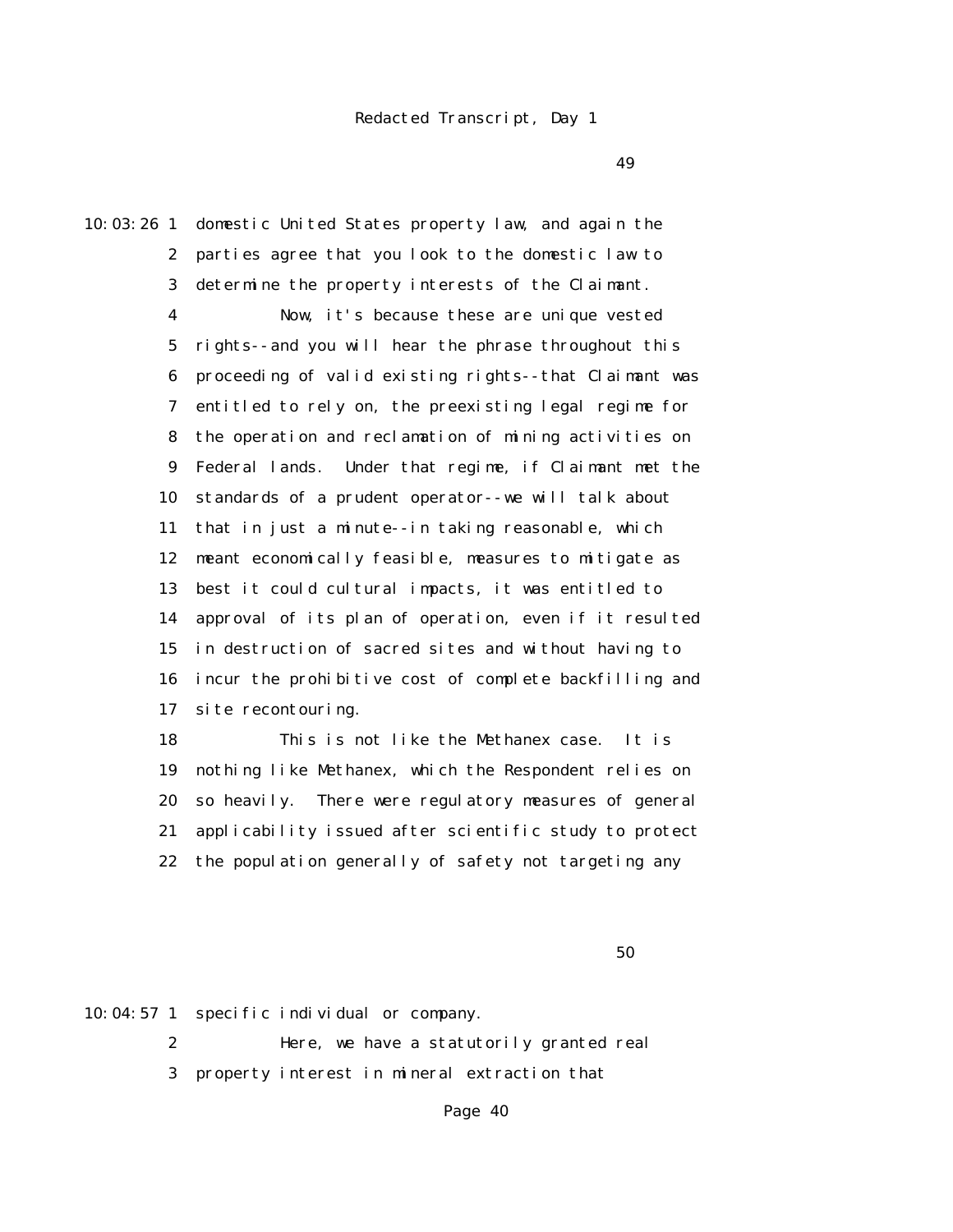domestic United States property law, and again the parties agree that you look to the domestic law to determine the property interests of the Claimant.

Now, it's because these are unique vested rights--and you will hear the phrase throughout this proceeding of valid existing rights--that Claimant was entitled to rely on, the preexisting legal regime for the operation and reclamation of mining activities on Federal lands. Under that regime, if Claimant met the standards of a prudent operator--we will talk about that in just a minute--in taking reasonable, which meant economically feasible, measures to mitigate as best it could cultural impacts, it was entitled to approval of its plan of operation, even if it resulted in destruction of sacred sites and without having to incur the prohibitive cost of complete backfilling and site recontouring.

This is not like the Methanex case. It is nothing like Methanex, which the Respondent relies on so heavily. There were regulatory measures of general applicability issued after scientific study to protect the population generally of safety not targeting any specific individual or company.

Here, we have a statutorily granted real property interest in mineral extraction that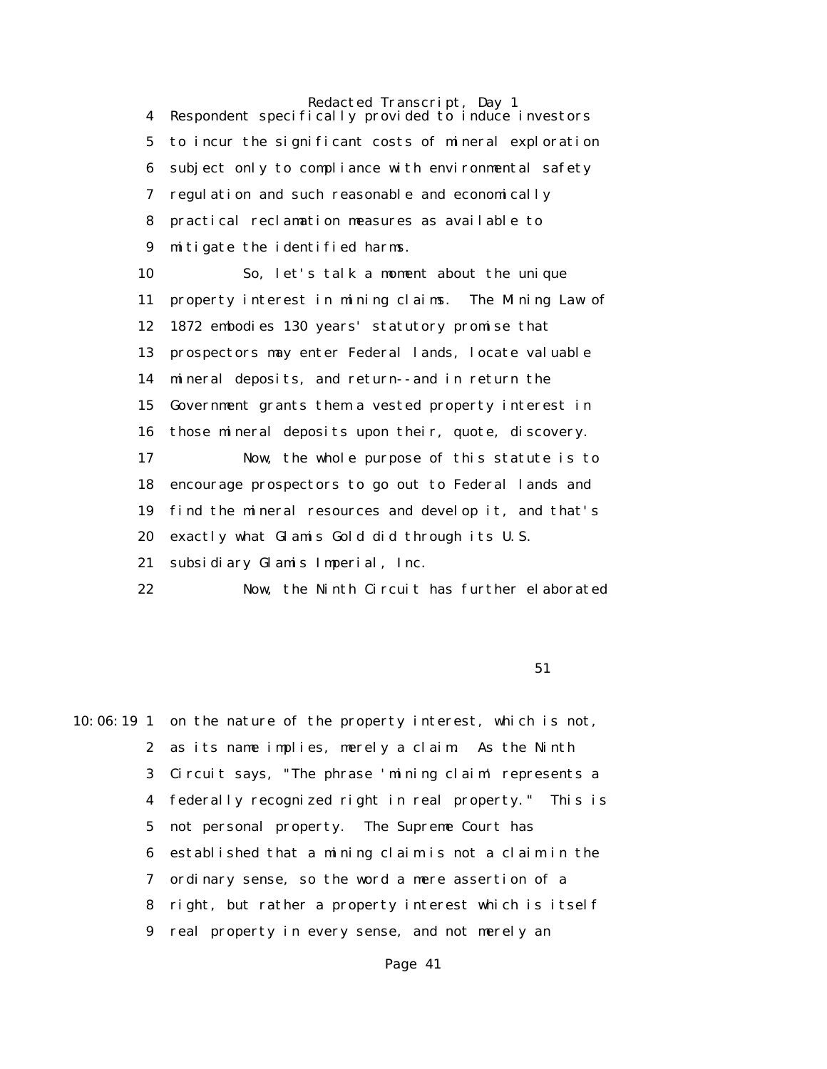4 Respondent specifically provided to induce investors
5 to incur the significant costs of mineral exploration
6 subject only to compliance with environmental safety
7 regulation and such reasonable and economically
8 practical reclamation measures as available to
9 mitigate the identified harms.

10 So, let's talk a moment about the unique
11 property interest in mining claims. The Mining Law of
12 1872 embodies 130 years' statutory promise that
13 prospectors may enter Federal lands, locate valuable
14 mineral deposits, and return--and in return the
15 Government grants them a vested property interest in
16 those mineral deposits upon their, quote, discovery.

17 Now, the whole purpose of this statute is to
18 encourage prospectors to go out to Federal lands and
19 find the mineral resources and develop it, and that's
20 exactly what Glamis Gold did through its U.S.
21 subsidiary Glamis Imperial, Inc.

22 Now, the Ninth Circuit has further elaborated

51

10:06:19 1 on the nature of the property interest, which is not,
2 as its name implies, merely a claim. As the Ninth
3 Circuit says, "The phrase 'mining claim' represents a
4 federally recognized right in real property." This is
5 not personal property. The Supreme Court has
6 established that a mining claim is not a claim in the
7 ordinary sense, so the word a mere assertion of a
8 right, but rather a property interest which is itself
9 real property in every sense, and not merely an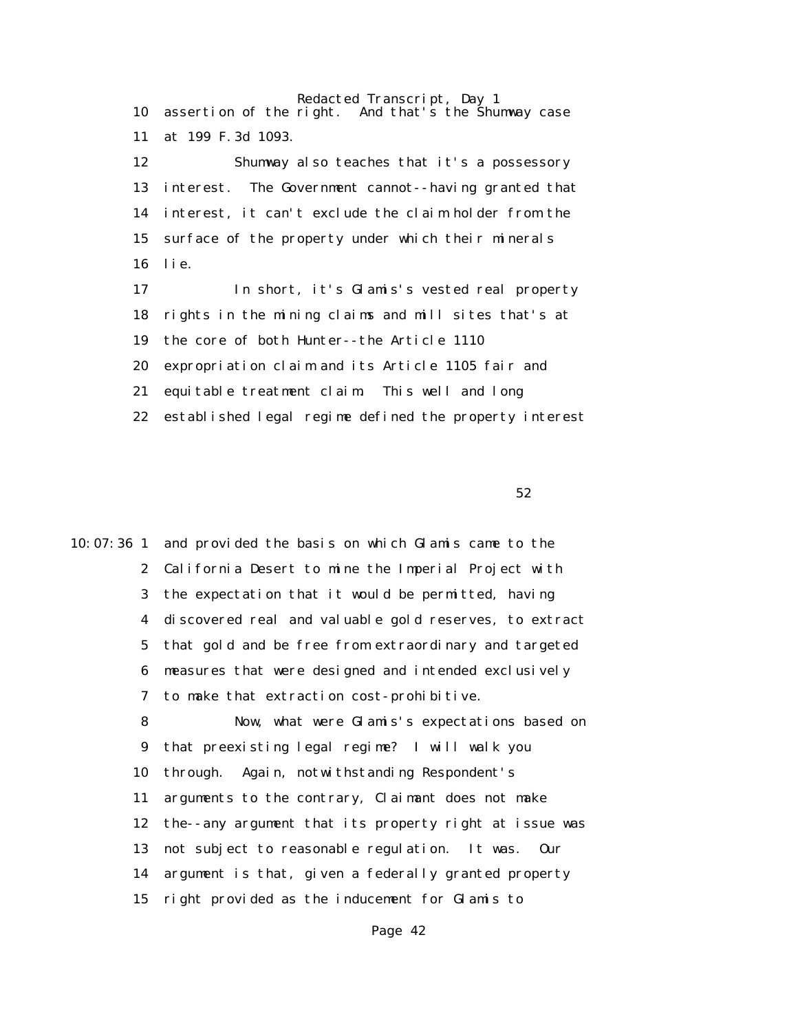10 assertion of the right. And that's the Shumway case
11 at 199 F.3d 1093.
12 Shumway also teaches that it's a possessory
13 interest. The Government cannot--having granted that
14 interest, it can't exclude the claim holder from the
15 surface of the property under which their minerals
16 lie.
17 In short, it's Glamis's vested real property
18 rights in the mining claims and mill sites that's at
19 the core of both Hunter--the Article 1110
20 expropriation claim and its Article 1105 fair and
21 equitable treatment claim. This well and long
22 established legal regime defined the property interest

52

10:07:36 1 and provided the basis on which Glamis came to the
2 California Desert to mine the Imperial Project with
3 the expectation that it would be permitted, having
4 discovered real and valuable gold reserves, to extract
5 that gold and be free from extraordinary and targeted
6 measures that were designed and intended exclusively
7 to make that extraction cost-prohibitive.
8 Now, what were Glamis's expectations based on
9 that preexisting legal regime? I will walk you
10 through. Again, notwithstanding Respondent's
11 arguments to the contrary, Claimant does not make
12 the--any argument that its property right at issue was
13 not subject to reasonable regulation. It was. Our
14 argument is that, given a federally granted property
15 right provided as the inducement for Glamis to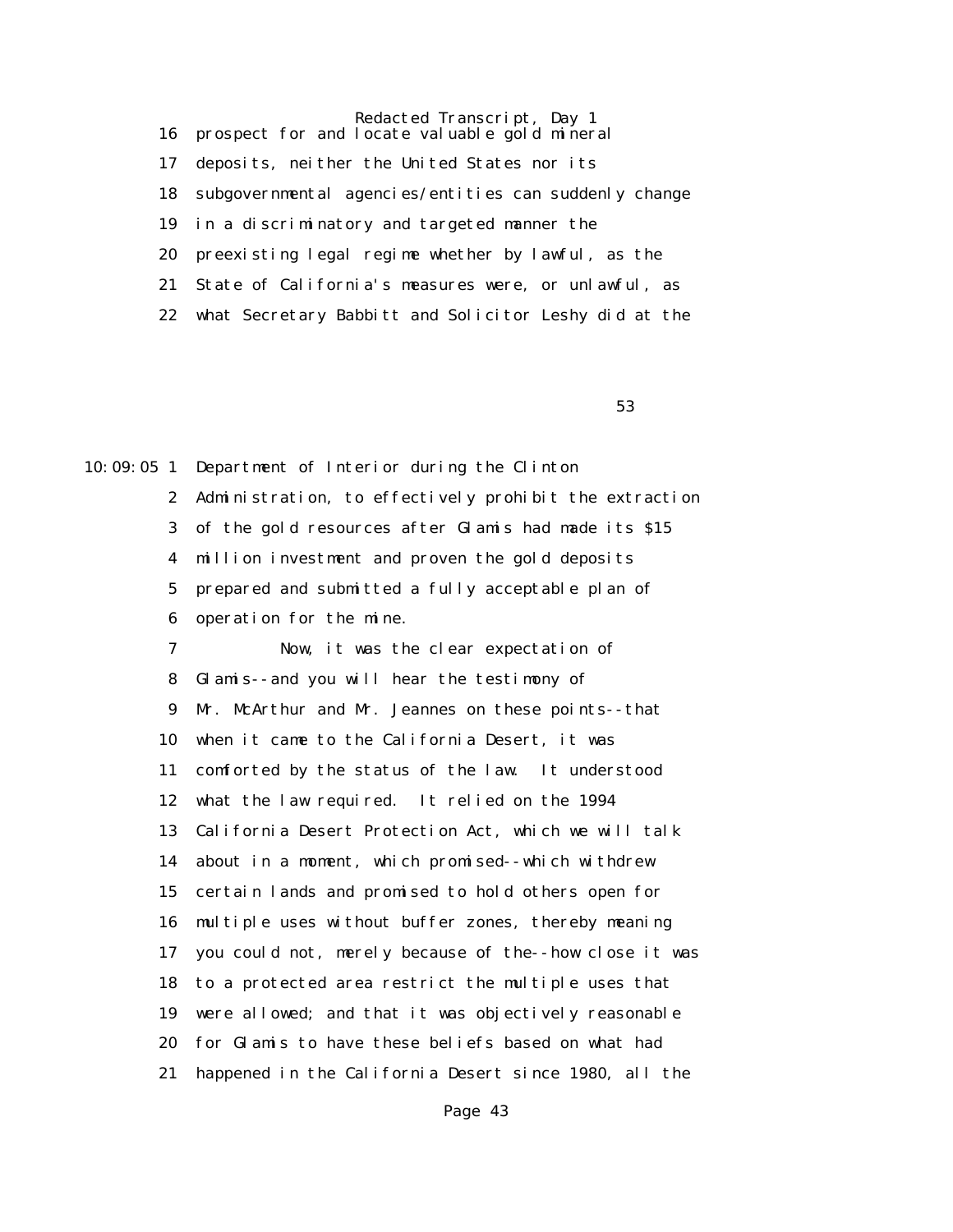16 prospect for and locate valuable gold mineral
17 deposits, neither the United States nor its
18 subgovernmental agencies/entities can suddenly change
19 in a discriminatory and targeted manner the
20 preexisting legal regime whether by lawful, as the
21 State of California's measures were, or unlawful, as
22 what Secretary Babbitt and Solicitor Leshy did at the

53

10:09:05 1 Department of Interior during the Clinton
2 Administration, to effectively prohibit the extraction
3 of the gold resources after Glamis had made its $15
4 million investment and proven the gold deposits
5 prepared and submitted a fully acceptable plan of
6 operation for the mine.
7 Now, it was the clear expectation of
8 Glamis--and you will hear the testimony of
9 Mr. McArthur and Mr. Jeannes on these points--that
10 when it came to the California Desert, it was
11 comforted by the status of the law. It understood
12 what the law required. It relied on the 1994
13 California Desert Protection Act, which we will talk
14 about in a moment, which promised--which withdrew
15 certain lands and promised to hold others open for
16 multiple uses without buffer zones, thereby meaning
17 you could not, merely because of the--how close it was
18 to a protected area restrict the multiple uses that
19 were allowed; and that it was objectively reasonable
20 for Glamis to have these beliefs based on what had
21 happened in the California Desert since 1980, all the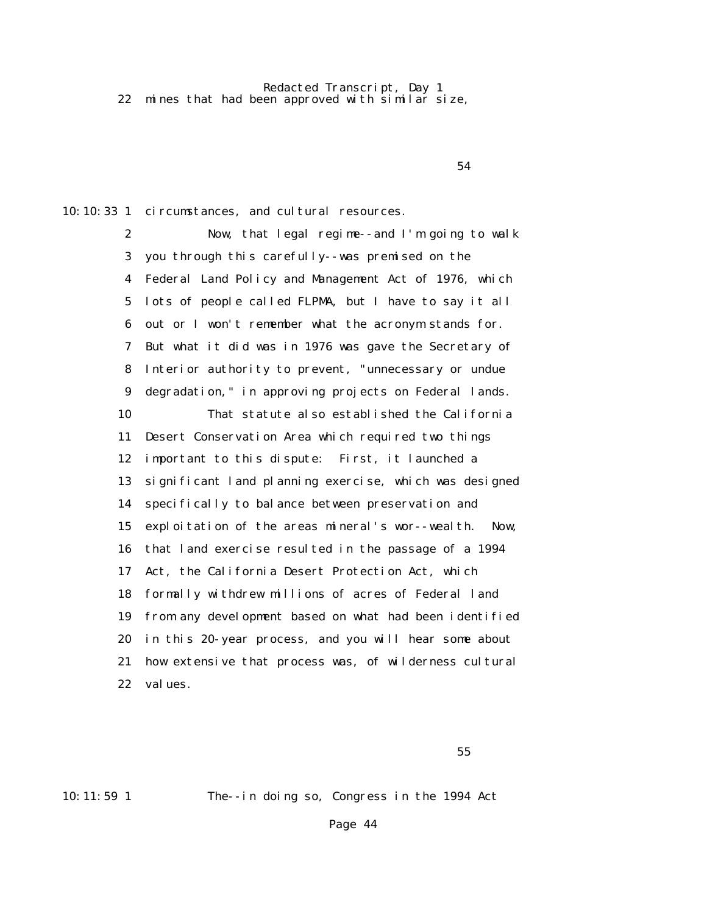22 mines that had been approved with similar size,

10:10:33 1 circumstances, and cultural resources.

2 Now, that legal regime--and I'm going to walk

3 you through this carefully--was premised on the

4 Federal Land Policy and Management Act of 1976, which

5 lots of people called FLPMA, but I have to say it all

6 out or I won't remember what the acronym stands for.

7 But what it did was in 1976 was gave the Secretary of

8 Interior authority to prevent, "unnecessary or undue

9 degradation," in approving projects on Federal lands.

10 That statute also established the California

11 Desert Conservation Area which required two things

12 important to this dispute: First, it launched a

13 significant land planning exercise, which was designed

14 specifically to balance between preservation and

15 exploitation of the areas mineral's wor--wealth. Now,

16 that land exercise resulted in the passage of a 1994

17 Act, the California Desert Protection Act, which

18 formally withdrew millions of acres of Federal land

19 from any development based on what had been identified

20 in this 20-year process, and you will hear some about

21 how extensive that process was, of wilderness cultural

22 values.

10:11:59 1 The--in doing so, Congress in the 1994 Act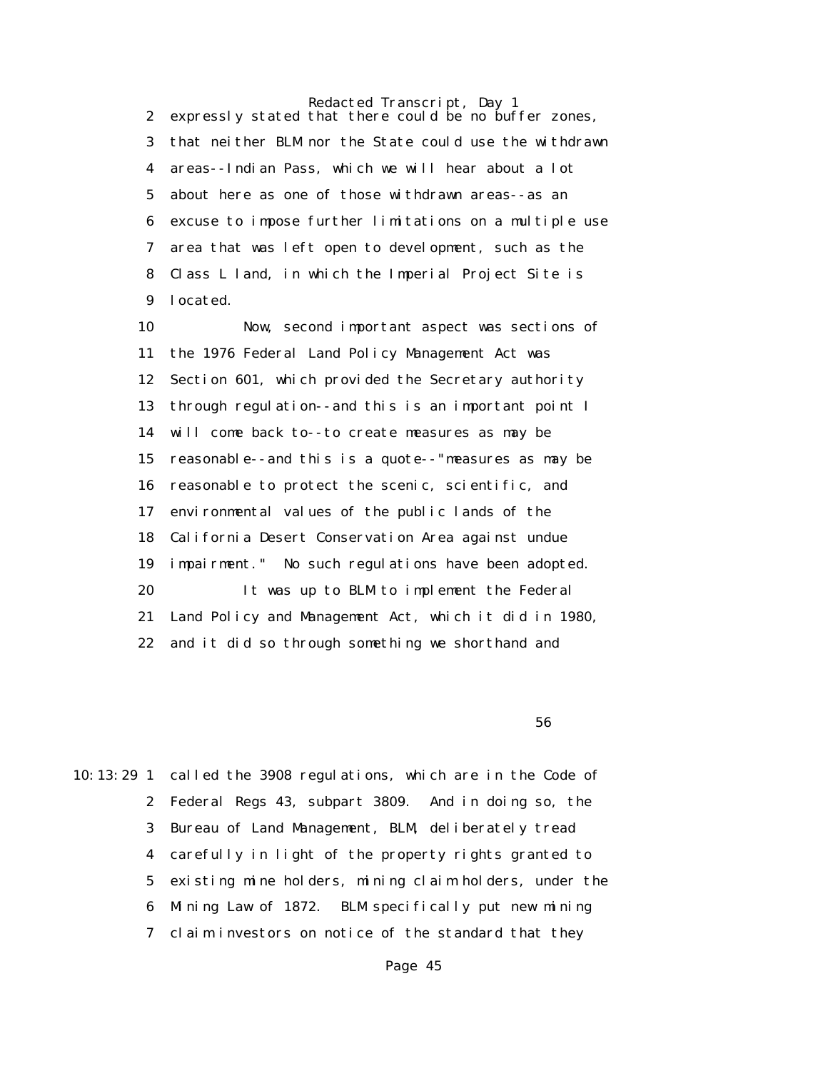2 expressly stated that there could be no buffer zones,

3 that neither BLM nor the State could use the withdrawn

4 areas--Indian Pass, which we will hear about a lot

5 about here as one of those withdrawn areas--as an

6 excuse to impose further limitations on a multiple use

7 area that was left open to development, such as the

8 Class L land, in which the Imperial Project Site is

9 located.

10 Now, second important aspect was sections of

11 the 1976 Federal Land Policy Management Act was

12 Section 601, which provided the Secretary authority

13 through regulation--and this is an important point I

14 will come back to--to create measures as may be

15 reasonable--and this is a quote--"measures as may be

16 reasonable to protect the scenic, scientific, and

17 environmental values of the public lands of the

18 California Desert Conservation Area against undue

19 impairment." No such regulations have been adopted.

20 It was up to BLM to implement the Federal

21 Land Policy and Management Act, which it did in 1980,

22 and it did so through something we shorthand and

56

10:13:29 1 called the 3908 regulations, which are in the Code of

2 Federal Regs 43, subpart 3809. And in doing so, the

3 Bureau of Land Management, BLM, deliberately tread

4 carefully in light of the property rights granted to

5 existing mine holders, mining claim holders, under the

6 Mining Law of 1872. BLM specifically put new mining

7 claim investors on notice of the standard that they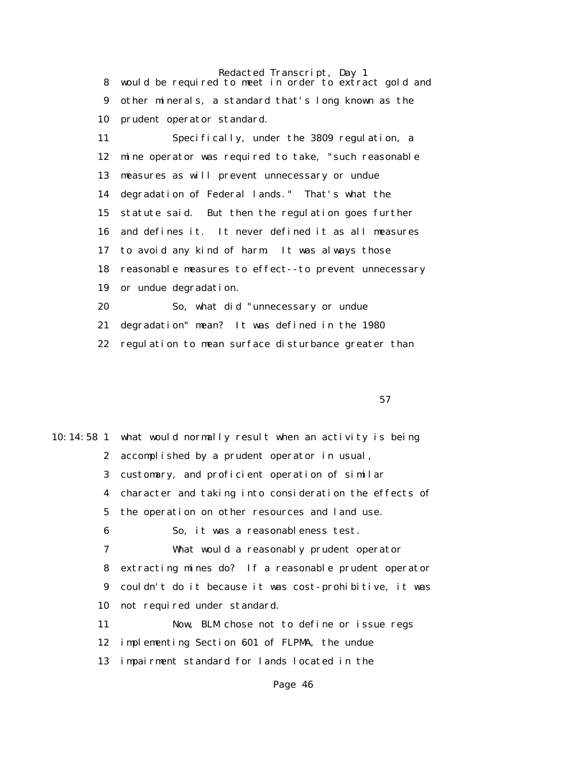8 would be required to meet in order to extract gold and
9 other minerals, a standard that's long known as the
10 prudent operator standard.
11 Specifically, under the 3809 regulation, a
12 mine operator was required to take, "such reasonable
13 measures as will prevent unnecessary or undue
14 degradation of Federal lands." That's what the
15 statute said. But then the regulation goes further
16 and defines it. It never defined it as all measures
17 to avoid any kind of harm. It was always those
18 reasonable measures to effect--to prevent unnecessary
19 or undue degradation.
20 So, what did "unnecessary or undue
21 degradation" mean? It was defined in the 1980
22 regulation to mean surface disturbance greater than

57

10:14:58 1 what would normally result when an activity is being
2 accomplished by a prudent operator in usual,
3 customary, and proficient operation of similar
4 character and taking into consideration the effects of
5 the operation on other resources and land use.
6 So, it was a reasonableness test.
7 What would a reasonably prudent operator
8 extracting mines do? If a reasonable prudent operator
9 couldn't do it because it was cost-prohibitive, it was
10 not required under standard.
11 Now, BLM chose not to define or issue regs
12 implementing Section 601 of FLPMA, the undue
13 impairment standard for lands located in the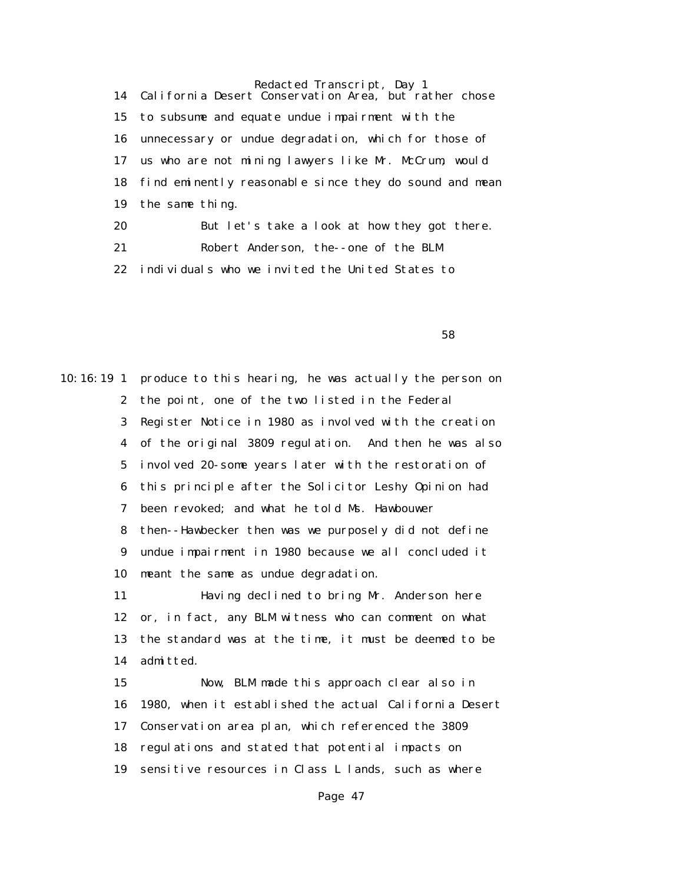14 California Desert Conservation Area, but rather chose
15 to subsume and equate undue impairment with the
16 unnecessary or undue degradation, which for those of
17 us who are not mining lawyers like Mr. McCrum, would
18 find eminently reasonable since they do sound and mean
19 the same thing.
20 But let's take a look at how they got there.
21 Robert Anderson, the--one of the BLM
22 individuals who we invited the United States to

58

10:16:19 1 produce to this hearing, he was actually the person on
2 the point, one of the two listed in the Federal
3 Register Notice in 1980 as involved with the creation
4 of the original 3809 regulation. And then he was also
5 involved 20-some years later with the restoration of
6 this principle after the Solicitor Leshy Opinion had
7 been revoked; and what he told Ms. Hawbouwer
8 then--Hawbecker then was we purposely did not define
9 undue impairment in 1980 because we all concluded it
10 meant the same as undue degradation.
11 Having declined to bring Mr. Anderson here
12 or, in fact, any BLM witness who can comment on what
13 the standard was at the time, it must be deemed to be
14 admitted.
15 Now, BLM made this approach clear also in
16 1980, when it established the actual California Desert
17 Conservation area plan, which referenced the 3809
18 regulations and stated that potential impacts on
19 sensitive resources in Class L lands, such as where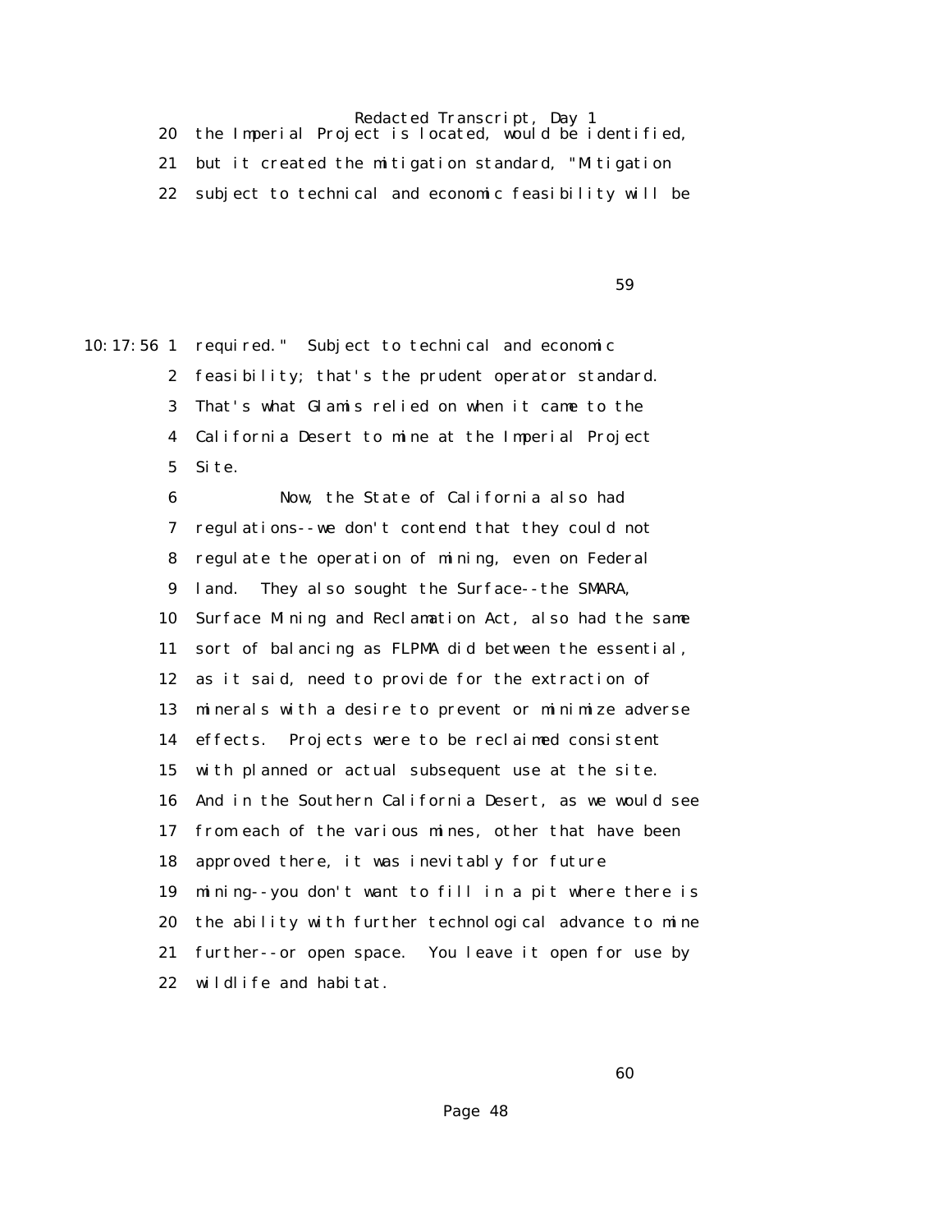20 the Imperial Project is located, would be identified,

21 but it created the mitigation standard, "Mitigation

22 subject to technical and economic feasibility will be

10:17:56 1 required." Subject to technical and economic

2 feasibility; that's the prudent operator standard.

3 That's what Glamis relied on when it came to the

4 California Desert to mine at the Imperial Project

5 Site.

6 Now, the State of California also had

7 regulations--we don't contend that they could not

8 regulate the operation of mining, even on Federal

9 land. They also sought the Surface--the SMARA,

10 Surface Mining and Reclamation Act, also had the same

11 sort of balancing as FLPMA did between the essential,

12 as it said, need to provide for the extraction of

13 minerals with a desire to prevent or minimize adverse

14 effects. Projects were to be reclaimed consistent

15 with planned or actual subsequent use at the site.

16 And in the Southern California Desert, as we would see

17 from each of the various mines, other that have been

18 approved there, it was inevitably for future

19 mining--you don't want to fill in a pit where there is

20 the ability with further technological advance to mine

21 further--or open space. You leave it open for use by

22 wildlife and habitat.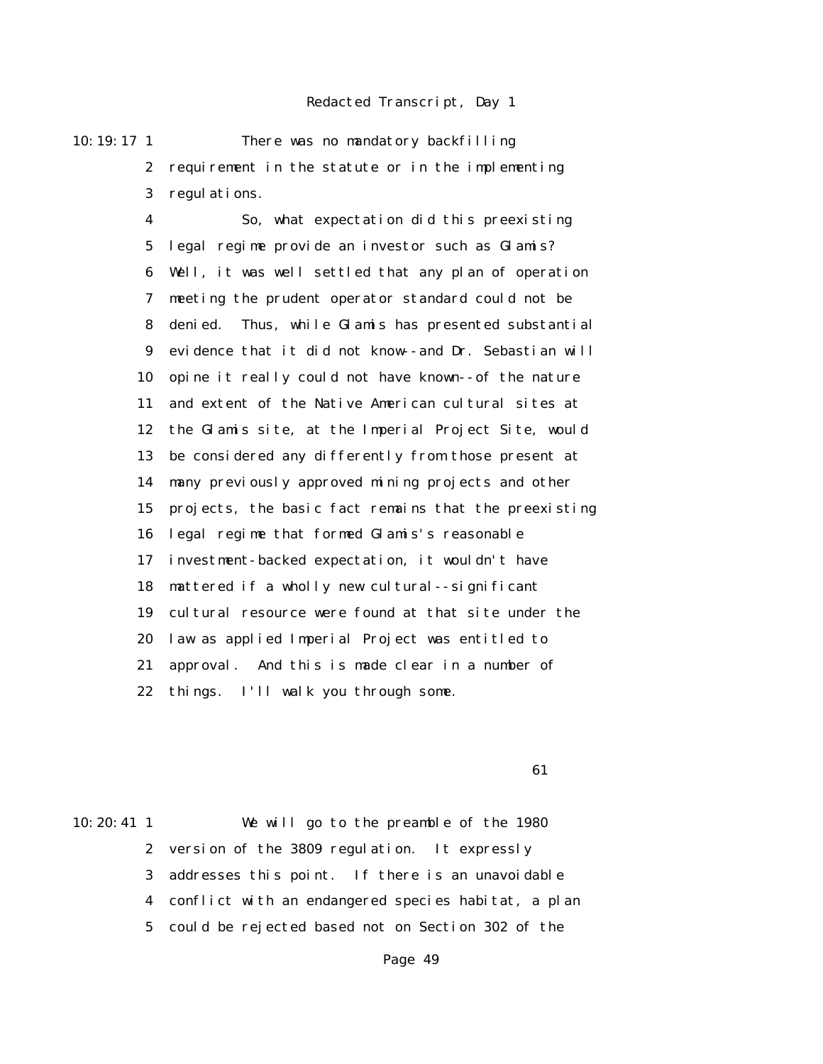10:19:17 1 There was no mandatory backfilling
2 requirement in the statute or in the implementing
3 regulations.
4 So, what expectation did this preexisting
5 legal regime provide an investor such as Glamis?
6 Well, it was well settled that any plan of operation
7 meeting the prudent operator standard could not be
8 denied. Thus, while Glamis has presented substantial
9 evidence that it did not know--and Dr. Sebastian will
10 opine it really could not have known--of the nature
11 and extent of the Native American cultural sites at
12 the Glamis site, at the Imperial Project Site, would
13 be considered any differently from those present at
14 many previously approved mining projects and other
15 projects, the basic fact remains that the preexisting
16 legal regime that formed Glamis's reasonable
17 investment-backed expectation, it wouldn't have
18 mattered if a wholly new cultural--significant
19 cultural resource were found at that site under the
20 law as applied Imperial Project was entitled to
21 approval. And this is made clear in a number of
22 things. I'll walk you through some.

61

10:20:41 1 We will go to the preamble of the 1980
2 version of the 3809 regulation. It expressly
3 addresses this point. If there is an unavoidable
4 conflict with an endangered species habitat, a plan
5 could be rejected based not on Section 302 of the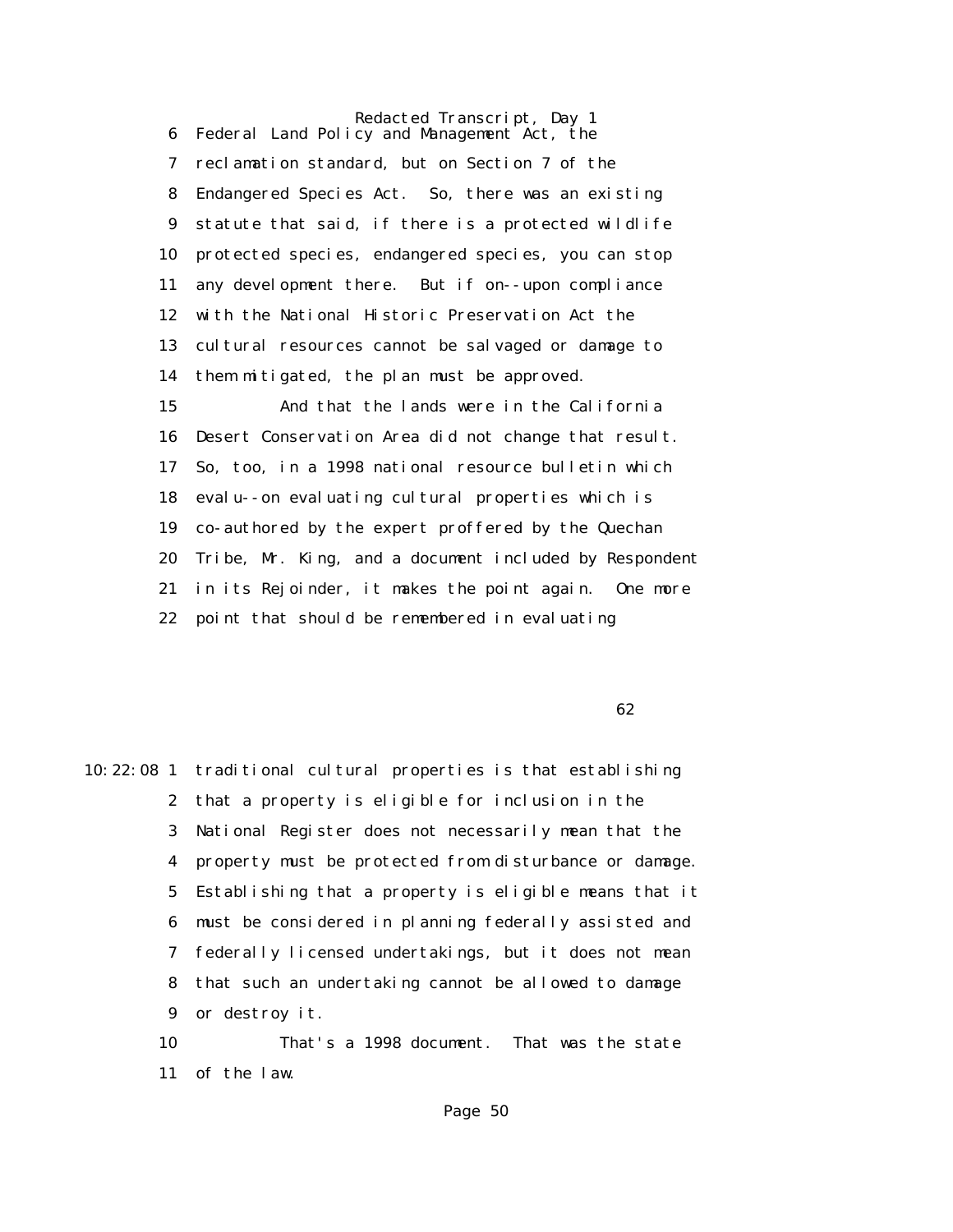6 Federal Land Policy and Management Act, the
7 reclamation standard, but on Section 7 of the
8 Endangered Species Act. So, there was an existing
9 statute that said, if there is a protected wildlife
10 protected species, endangered species, you can stop
11 any development there. But if on--upon compliance
12 with the National Historic Preservation Act the
13 cultural resources cannot be salvaged or damage to
14 them mitigated, the plan must be approved.
15 And that the lands were in the California
16 Desert Conservation Area did not change that result.
17 So, too, in a 1998 national resource bulletin which
18 evalu--on evaluating cultural properties which is
19 co-authored by the expert proffered by the Quechan
20 Tribe, Mr. King, and a document included by Respondent
21 in its Rejoinder, it makes the point again. One more
22 point that should be remembered in evaluating

62

10:22:08 1 traditional cultural properties is that establishing
2 that a property is eligible for inclusion in the
3 National Register does not necessarily mean that the
4 property must be protected from disturbance or damage.
5 Establishing that a property is eligible means that it
6 must be considered in planning federally assisted and
7 federally licensed undertakings, but it does not mean
8 that such an undertaking cannot be allowed to damage
9 or destroy it.
10 That's a 1998 document. That was the state
11 of the law.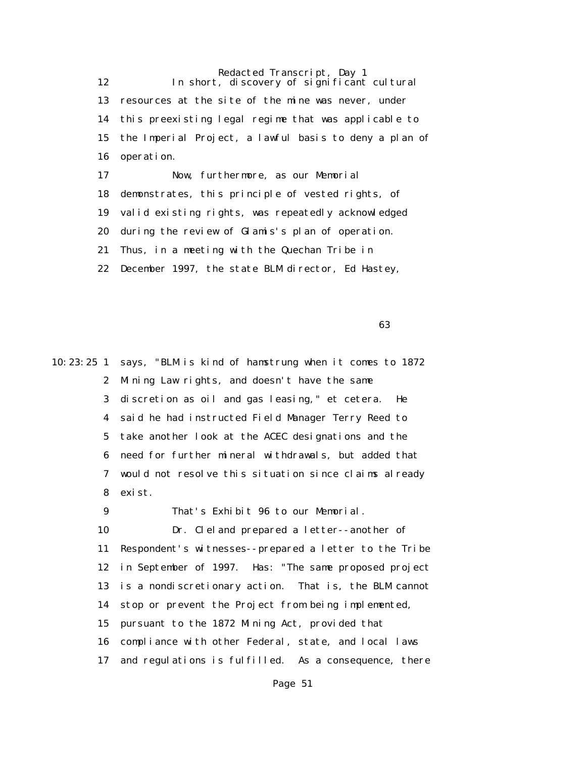12 In short, discovery of significant cultural
13 resources at the site of the mine was never, under
14 this preexisting legal regime that was applicable to
15 the Imperial Project, a lawful basis to deny a plan of
16 operation.
17 Now, furthermore, as our Memorial
18 demonstrates, this principle of vested rights, of
19 valid existing rights, was repeatedly acknowledged
20 during the review of Glamis's plan of operation.
21 Thus, in a meeting with the Quechan Tribe in
22 December 1997, the state BLM director, Ed Hastey,

63

10:23:25 1 says, "BLM is kind of hamstrung when it comes to 1872
2 Mining Law rights, and doesn't have the same
3 discretion as oil and gas leasing," et cetera. He
4 said he had instructed Field Manager Terry Reed to
5 take another look at the ACEC designations and the
6 need for further mineral withdrawals, but added that
7 would not resolve this situation since claims already
8 exist.
9 That's Exhibit 96 to our Memorial.
10 Dr. Cleland prepared a letter--another of
11 Respondent's witnesses--prepared a letter to the Tribe
12 in September of 1997. Has: "The same proposed project
13 is a nondiscretionary action. That is, the BLM cannot
14 stop or prevent the Project from being implemented,
15 pursuant to the 1872 Mining Act, provided that
16 compliance with other Federal, state, and local laws
17 and regulations is fulfilled. As a consequence, there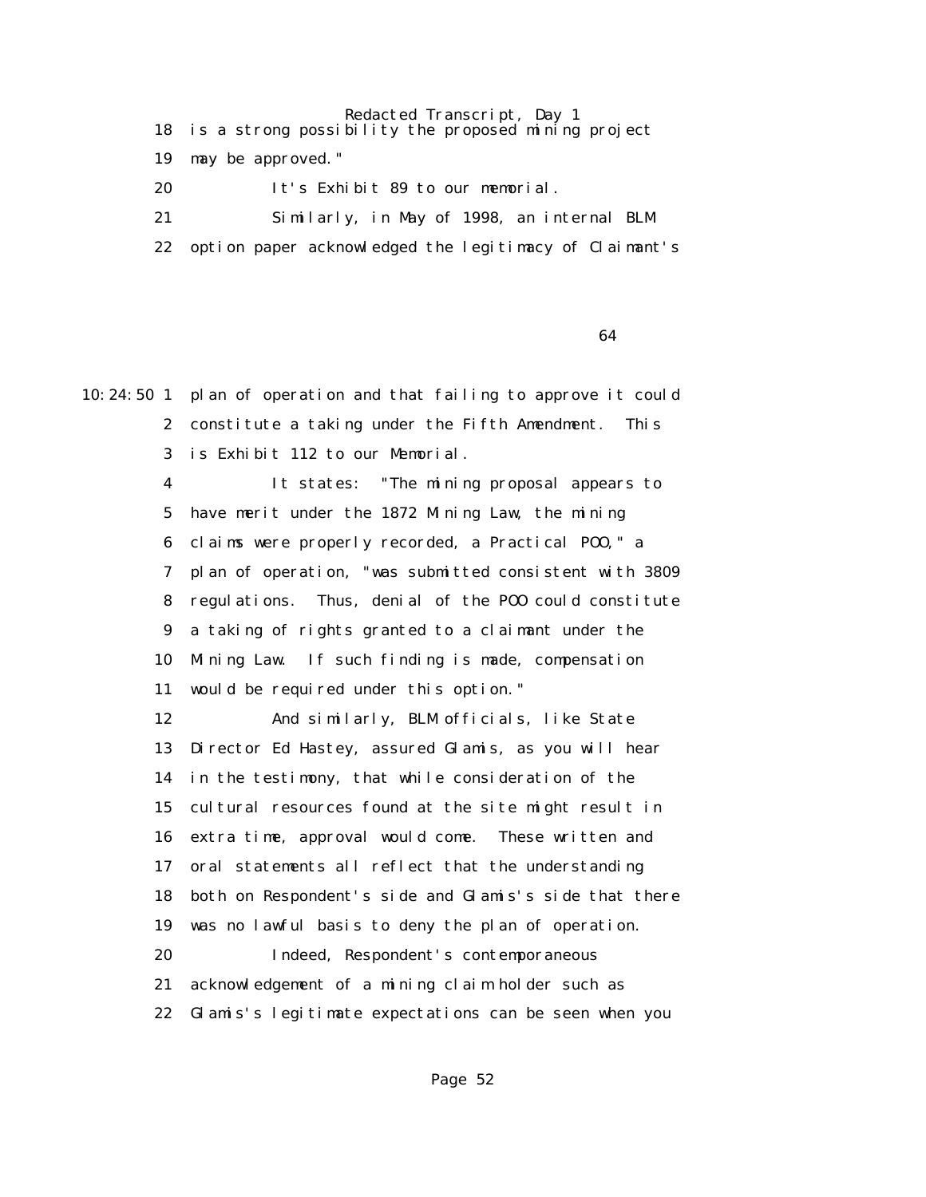is a strong possibility the proposed mining project may be approved."

It's Exhibit 89 to our memorial.

Similarly, in May of 1998, an internal BLM option paper acknowledged the legitimacy of Claimant's plan of operation and that failing to approve it could constitute a taking under the Fifth Amendment. This is Exhibit 112 to our Memorial.

It states: "The mining proposal appears to have merit under the 1872 Mining Law, the mining claims were properly recorded, a Practical POO," a plan of operation, "was submitted consistent with 3809 regulations. Thus, denial of the POO could constitute a taking of rights granted to a claimant under the Mining Law. If such finding is made, compensation would be required under this option."

And similarly, BLM officials, like State Director Ed Hastey, assured Glamis, as you will hear in the testimony, that while consideration of the cultural resources found at the site might result in extra time, approval would come. These written and oral statements all reflect that the understanding both on Respondent's side and Glamis's side that there was no lawful basis to deny the plan of operation.

Indeed, Respondent's contemporaneous acknowledgement of a mining claim holder such as Glamis's legitimate expectations can be seen when you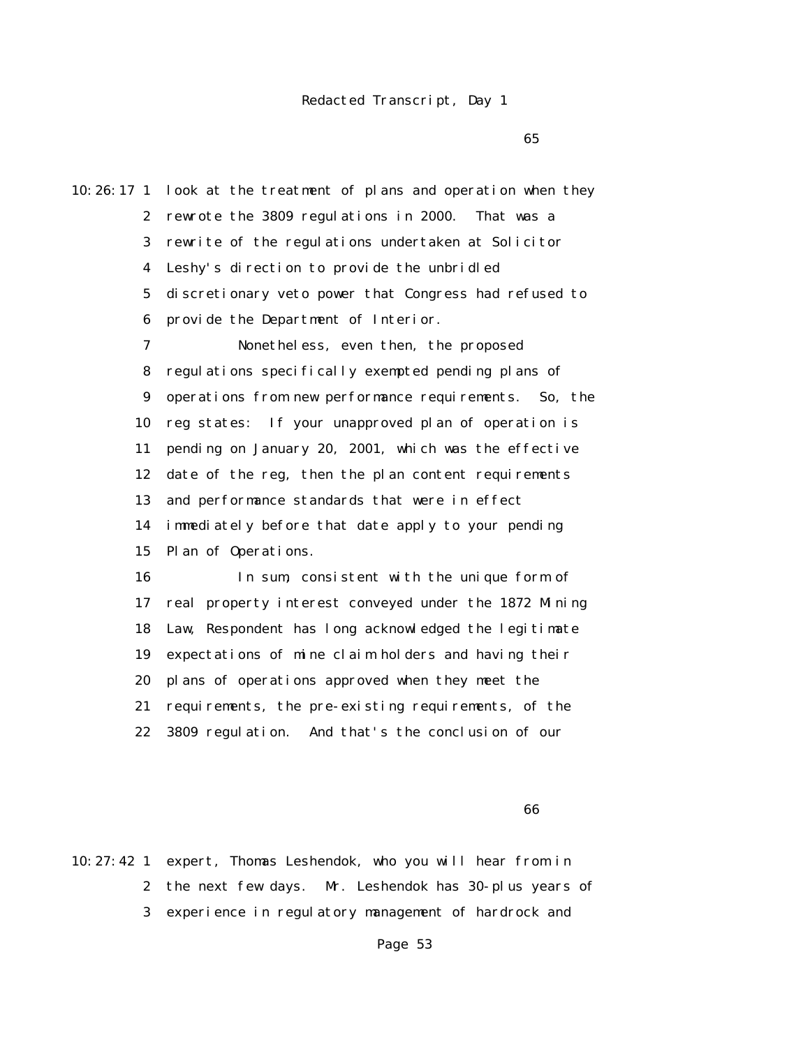10:26:17 1 look at the treatment of plans and operation when they
2 rewrote the 3809 regulations in 2000. That was a
3 rewrite of the regulations undertaken at Solicitor
4 Leshy's direction to provide the unbridled
5 discretionary veto power that Congress had refused to
6 provide the Department of Interior.

7 Nonetheless, even then, the proposed
8 regulations specifically exempted pending plans of
9 operations from new performance requirements. So, the
10 reg states: If your unapproved plan of operation is
11 pending on January 20, 2001, which was the effective
12 date of the reg, then the plan content requirements
13 and performance standards that were in effect
14 immediately before that date apply to your pending
15 Plan of Operations.

16 In sum, consistent with the unique form of
17 real property interest conveyed under the 1872 Mining
18 Law, Respondent has long acknowledged the legitimate
19 expectations of mine claim holders and having their
20 plans of operations approved when they meet the
21 requirements, the pre-existing requirements, of the
22 3809 regulation. And that's the conclusion of our

66

10:27:42 1 expert, Thomas Leshendok, who you will hear from in
2 the next few days. Mr. Leshendok has 30-plus years of
3 experience in regulatory management of hardrock and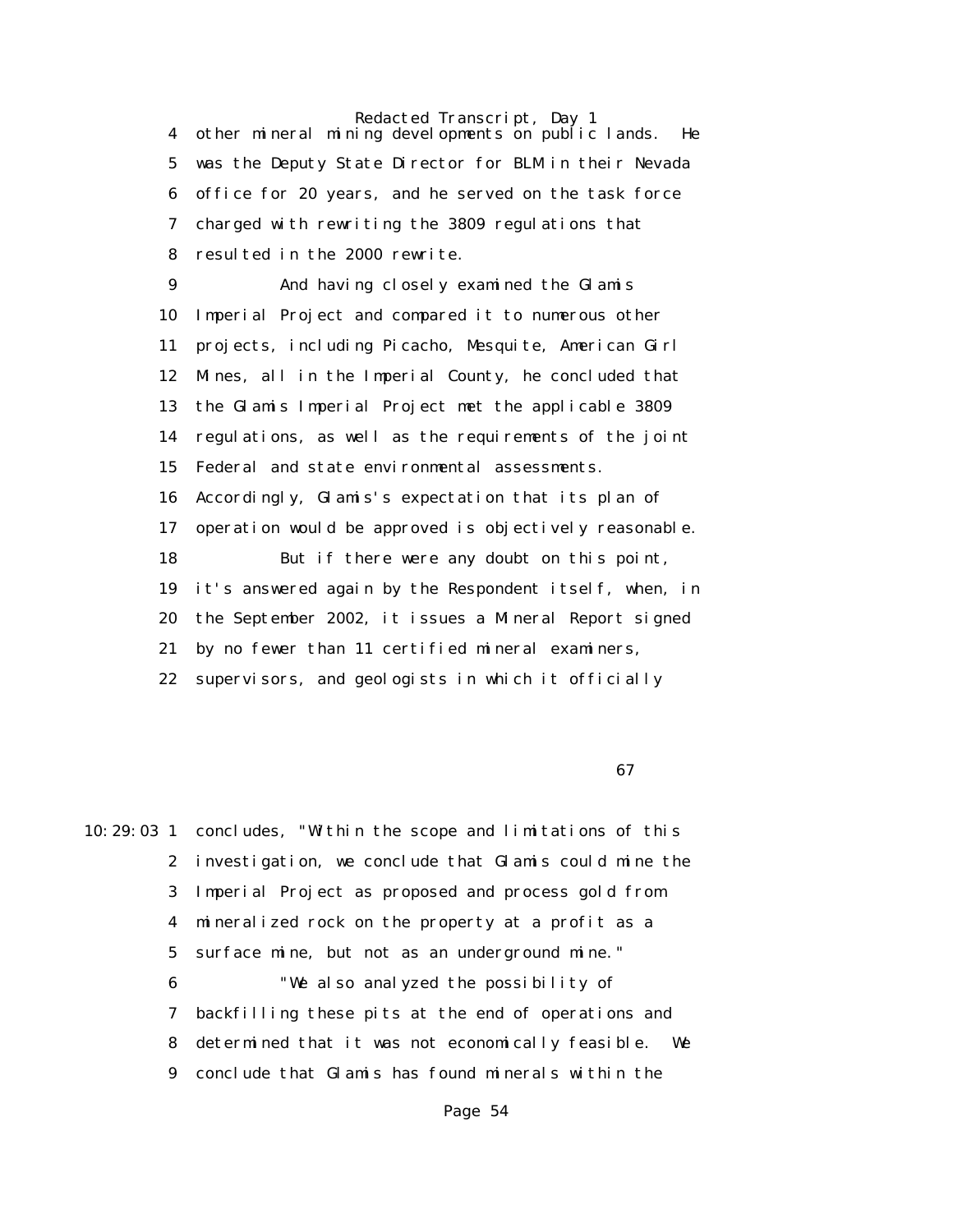4 other mineral mining developments on public lands. He
5 was the Deputy State Director for BLM in their Nevada
6 office for 20 years, and he served on the task force
7 charged with rewriting the 3809 regulations that
8 resulted in the 2000 rewrite.

9 And having closely examined the Glamis
10 Imperial Project and compared it to numerous other
11 projects, including Picacho, Mesquite, American Girl
12 Mines, all in the Imperial County, he concluded that
13 the Glamis Imperial Project met the applicable 3809
14 regulations, as well as the requirements of the joint
15 Federal and state environmental assessments.
16 Accordingly, Glamis's expectation that its plan of
17 operation would be approved is objectively reasonable.

18 But if there were any doubt on this point,
19 it's answered again by the Respondent itself, when, in
20 the September 2002, it issues a Mineral Report signed
21 by no fewer than 11 certified mineral examiners,
22 supervisors, and geologists in which it officially

67

10:29:03 1 concludes, "Within the scope and limitations of this
2 investigation, we conclude that Glamis could mine the
3 Imperial Project as proposed and process gold from
4 mineralized rock on the property at a profit as a
5 surface mine, but not as an underground mine."

6 "We also analyzed the possibility of
7 backfilling these pits at the end of operations and
8 determined that it was not economically feasible. We
9 conclude that Glamis has found minerals within the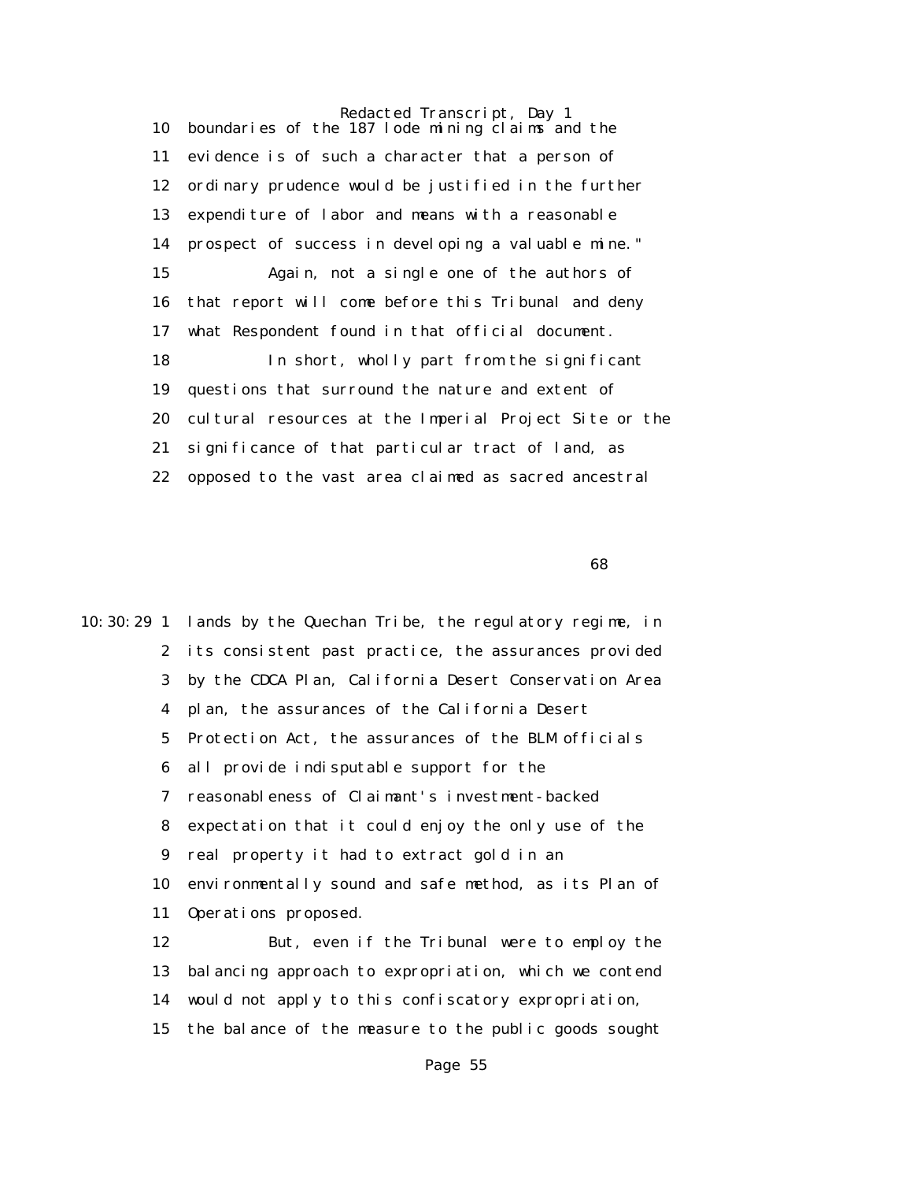10 boundaries of the 187 lode mining claims and the

11 evidence is of such a character that a person of

12 ordinary prudence would be justified in the further

13 expenditure of labor and means with a reasonable

14 prospect of success in developing a valuable mine."

15 Again, not a single one of the authors of

16 that report will come before this Tribunal and deny

17 what Respondent found in that official document.

18 In short, wholly part from the significant

19 questions that surround the nature and extent of

20 cultural resources at the Imperial Project Site or the

21 significance of that particular tract of land, as

22 opposed to the vast area claimed as sacred ancestral

68

10:30:29 1 lands by the Quechan Tribe, the regulatory regime, in

2 its consistent past practice, the assurances provided

3 by the CDCA Plan, California Desert Conservation Area

4 plan, the assurances of the California Desert

5 Protection Act, the assurances of the BLM officials

6 all provide indisputable support for the

7 reasonableness of Claimant's investment-backed

8 expectation that it could enjoy the only use of the

9 real property it had to extract gold in an

10 environmentally sound and safe method, as its Plan of

11 Operations proposed.

12 But, even if the Tribunal were to employ the

13 balancing approach to expropriation, which we contend

14 would not apply to this confiscatory expropriation,

15 the balance of the measure to the public goods sought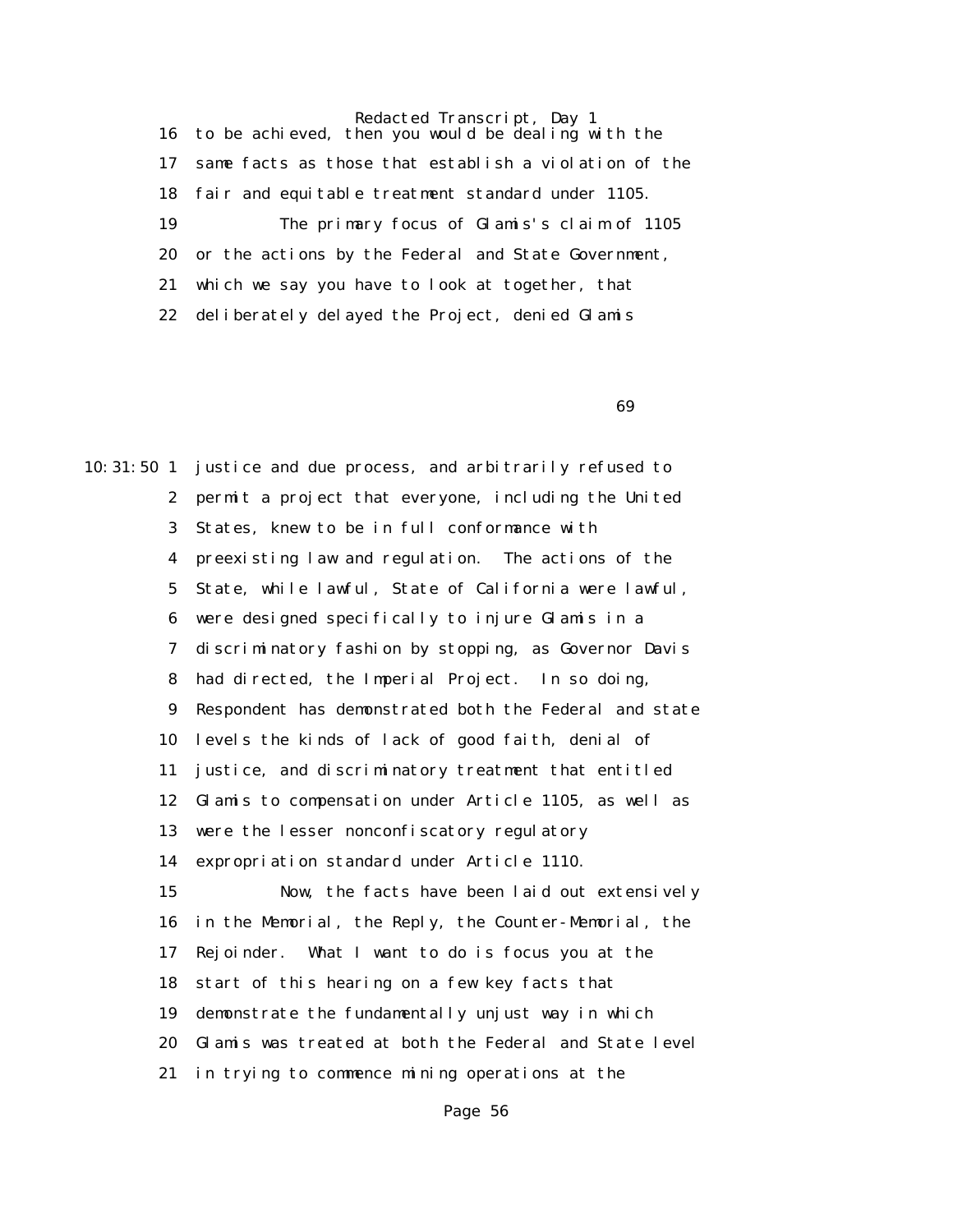16 to be achieved, then you would be dealing with the

17 same facts as those that establish a violation of the

18 fair and equitable treatment standard under 1105.

19 The primary focus of Glamis's claim of 1105

20 or the actions by the Federal and State Government,

21 which we say you have to look at together, that

22 deliberately delayed the Project, denied Glamis

69

10:31:50 1 justice and due process, and arbitrarily refused to

2 permit a project that everyone, including the United

3 States, knew to be in full conformance with

4 preexisting law and regulation. The actions of the

5 State, while lawful, State of California were lawful,

6 were designed specifically to injure Glamis in a

7 discriminatory fashion by stopping, as Governor Davis

8 had directed, the Imperial Project. In so doing,

9 Respondent has demonstrated both the Federal and state

10 levels the kinds of lack of good faith, denial of

11 justice, and discriminatory treatment that entitled

12 Glamis to compensation under Article 1105, as well as

13 were the lesser nonconfiscatory regulatory

14 expropriation standard under Article 1110.

15 Now, the facts have been laid out extensively

16 in the Memorial, the Reply, the Counter-Memorial, the

17 Rejoinder. What I want to do is focus you at the

18 start of this hearing on a few key facts that

19 demonstrate the fundamentally unjust way in which

20 Glamis was treated at both the Federal and State level

21 in trying to commence mining operations at the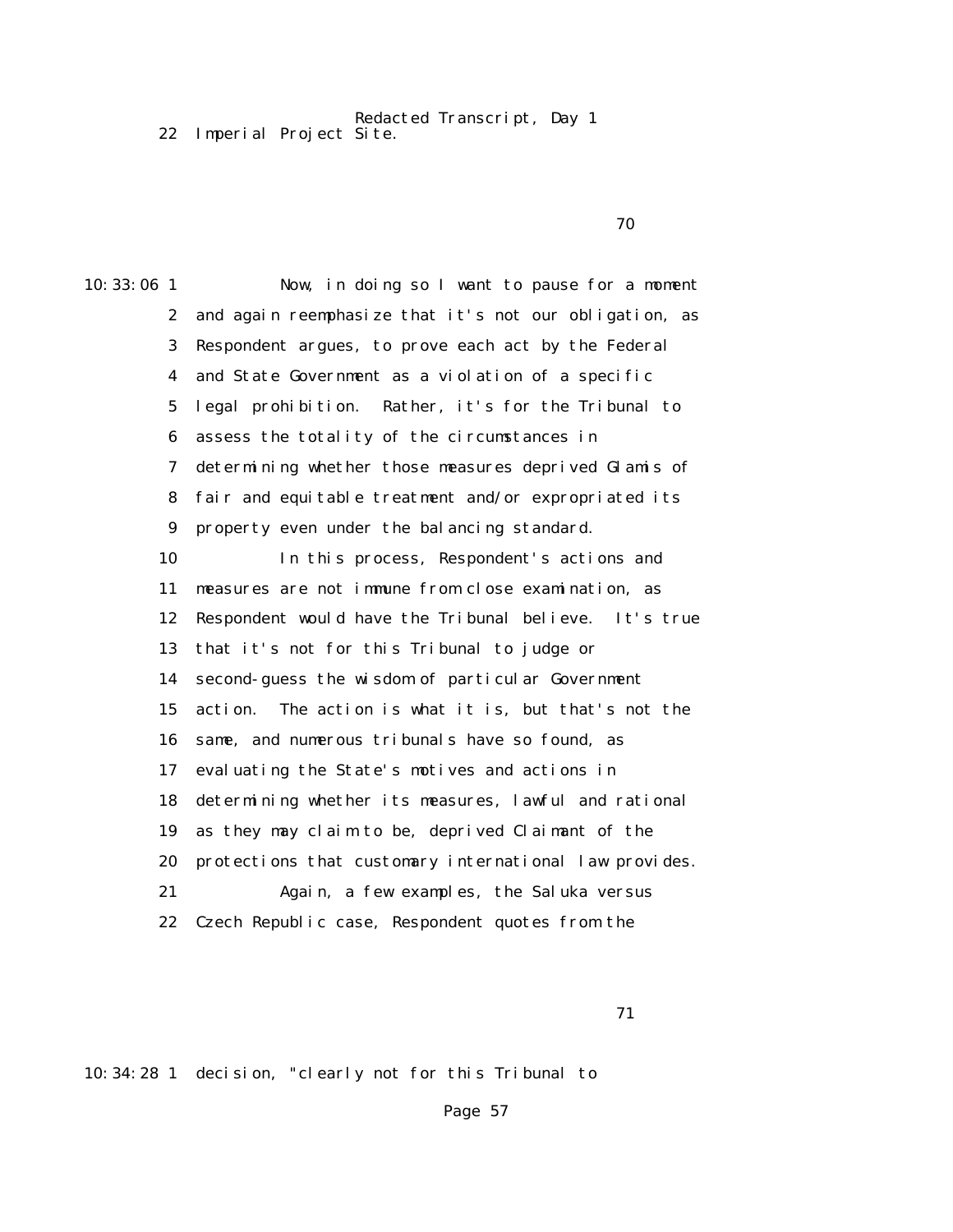22 Imperial Project Site.

70

10:33:06 1 Now, in doing so I want to pause for a moment
2 and again reemphasize that it's not our obligation, as
3 Respondent argues, to prove each act by the Federal
4 and State Government as a violation of a specific
5 legal prohibition. Rather, it's for the Tribunal to
6 assess the totality of the circumstances in
7 determining whether those measures deprived Glamis of
8 fair and equitable treatment and/or expropriated its
9 property even under the balancing standard.
10 In this process, Respondent's actions and
11 measures are not immune from close examination, as
12 Respondent would have the Tribunal believe. It's true
13 that it's not for this Tribunal to judge or
14 second-guess the wisdom of particular Government
15 action. The action is what it is, but that's not the
16 same, and numerous tribunals have so found, as
17 evaluating the State's motives and actions in
18 determining whether its measures, lawful and rational
19 as they may claim to be, deprived Claimant of the
20 protections that customary international law provides.
21 Again, a few examples, the Saluka versus
22 Czech Republic case, Respondent quotes from the

71

10:34:28 1 decision, "clearly not for this Tribunal to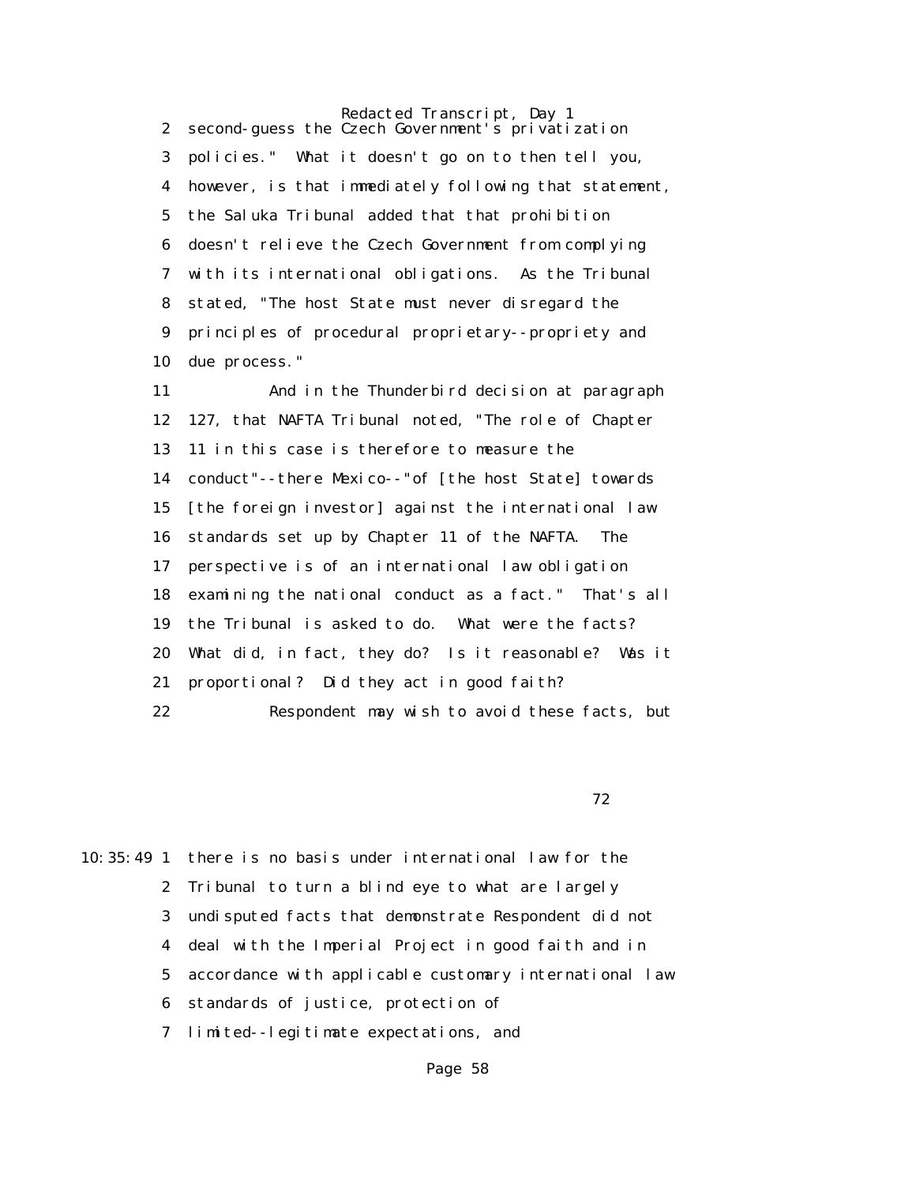2 second-guess the Czech Government's privatization
3 policies." What it doesn't go on to then tell you,
4 however, is that immediately following that statement,
5 the Saluka Tribunal added that that prohibition
6 doesn't relieve the Czech Government from complying
7 with its international obligations. As the Tribunal
8 stated, "The host State must never disregard the
9 principles of procedural proprietary--propriety and
10 due process."

11 And in the Thunderbird decision at paragraph
12 127, that NAFTA Tribunal noted, "The role of Chapter
13 11 in this case is therefore to measure the
14 conduct"--there Mexico--"of [the host State] towards
15 [the foreign investor] against the international law
16 standards set up by Chapter 11 of the NAFTA. The
17 perspective is of an international law obligation
18 examining the national conduct as a fact." That's all
19 the Tribunal is asked to do. What were the facts?
20 What did, in fact, they do? Is it reasonable? Was it
21 proportional? Did they act in good faith?

22 Respondent may wish to avoid these facts, but

72

10:35:49 1 there is no basis under international law for the
2 Tribunal to turn a blind eye to what are largely
3 undisputed facts that demonstrate Respondent did not
4 deal with the Imperial Project in good faith and in
5 accordance with applicable customary international law
6 standards of justice, protection of
7 limited--legitimate expectations, and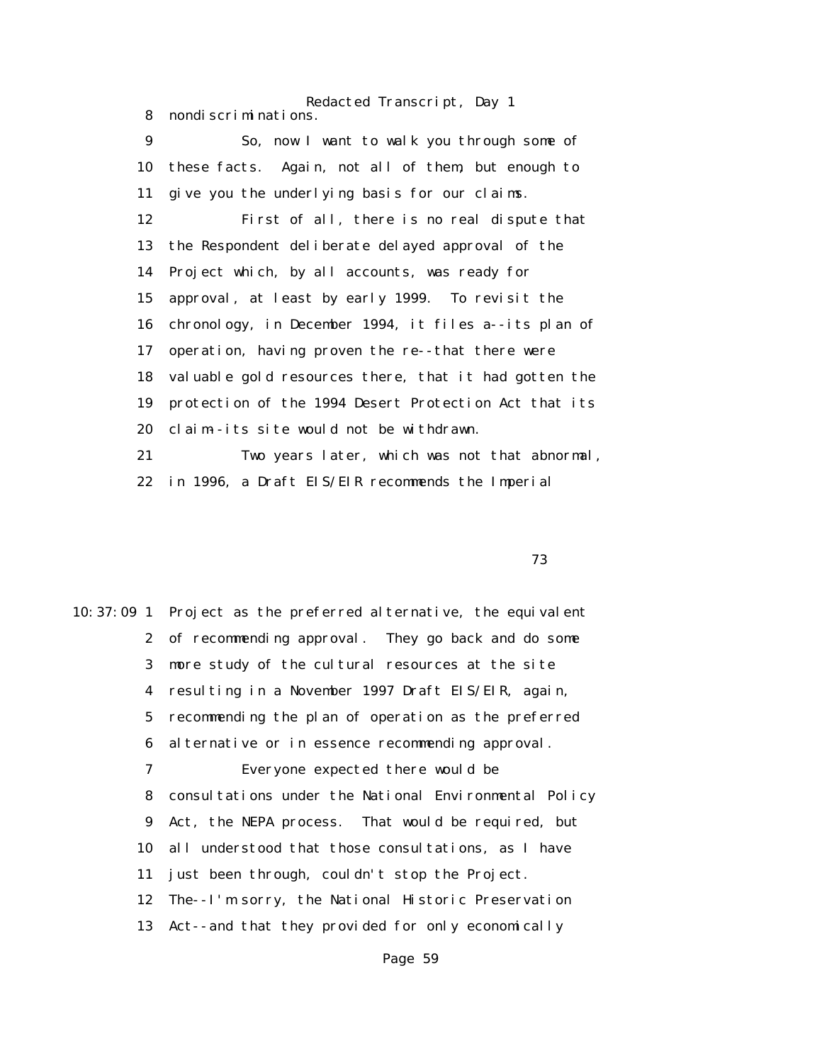8 nondiscriminations.

9 So, now I want to walk you through some of

10 these facts. Again, not all of them, but enough to

11 give you the underlying basis for our claims.

12 First of all, there is no real dispute that

13 the Respondent deliberate delayed approval of the

14 Project which, by all accounts, was ready for

15 approval, at least by early 1999. To revisit the

16 chronology, in December 1994, it files a--its plan of

17 operation, having proven the re--that there were

18 valuable gold resources there, that it had gotten the

19 protection of the 1994 Desert Protection Act that its

20 claim--its site would not be withdrawn.

21 Two years later, which was not that abnormal,

22 in 1996, a Draft EIS/EIR recommends the Imperial

73

10:37:09 1 Project as the preferred alternative, the equivalent

2 of recommending approval. They go back and do some

3 more study of the cultural resources at the site

4 resulting in a November 1997 Draft EIS/EIR, again,

5 recommending the plan of operation as the preferred

6 alternative or in essence recommending approval.

7 Everyone expected there would be

8 consultations under the National Environmental Policy

9 Act, the NEPA process. That would be required, but

10 all understood that those consultations, as I have

11 just been through, couldn't stop the Project.

12 The--I'm sorry, the National Historic Preservation

13 Act--and that they provided for only economically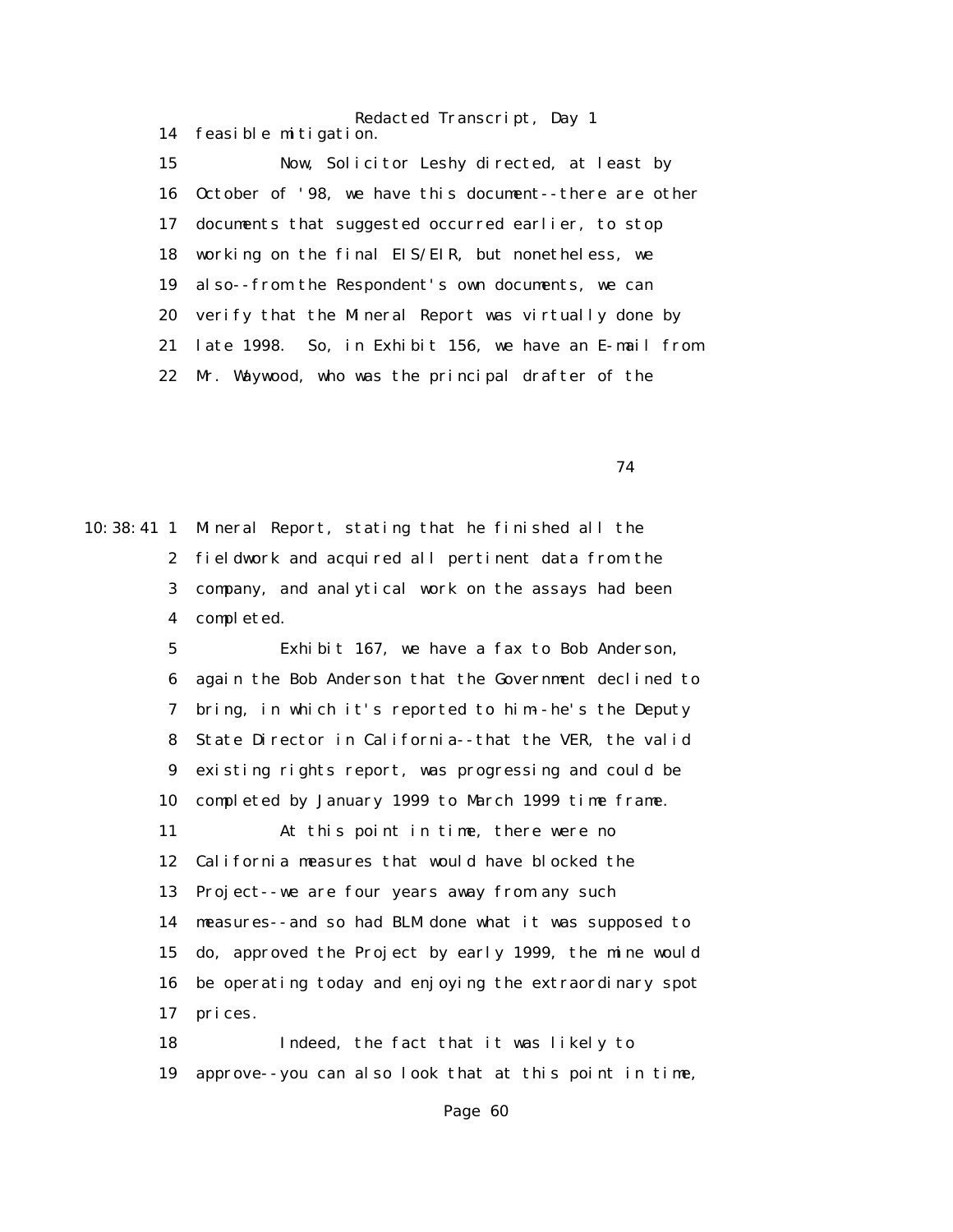14 feasible mitigation.

15 Now, Solicitor Leshy directed, at least by

16 October of '98, we have this document--there are other

17 documents that suggested occurred earlier, to stop

18 working on the final EIS/EIR, but nonetheless, we

19 also--from the Respondent's own documents, we can

20 verify that the Mineral Report was virtually done by

21 late 1998. So, in Exhibit 156, we have an E-mail from

22 Mr. Waywood, who was the principal drafter of the

74

10:38:41 1 Mineral Report, stating that he finished all the

2 fieldwork and acquired all pertinent data from the

3 company, and analytical work on the assays had been

4 completed.

5 Exhibit 167, we have a fax to Bob Anderson,

6 again the Bob Anderson that the Government declined to

7 bring, in which it's reported to him--he's the Deputy

8 State Director in California--that the VER, the valid

9 existing rights report, was progressing and could be

10 completed by January 1999 to March 1999 time frame.

11 At this point in time, there were no

12 California measures that would have blocked the

13 Project--we are four years away from any such

14 measures--and so had BLM done what it was supposed to

15 do, approved the Project by early 1999, the mine would

16 be operating today and enjoying the extraordinary spot

17 prices.

18 Indeed, the fact that it was likely to

19 approve--you can also look that at this point in time,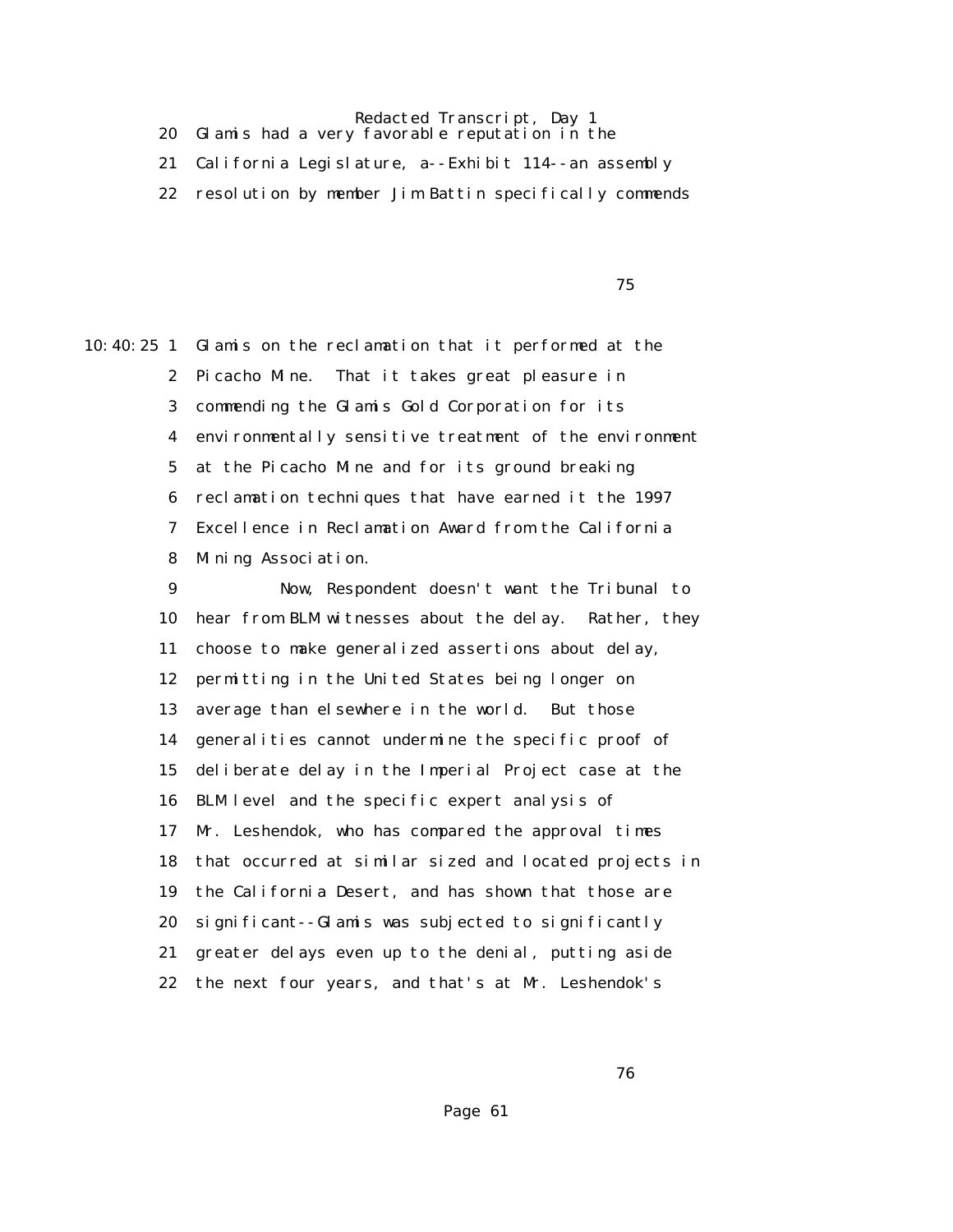20 Glamis had a very favorable reputation in the
21 California Legislature, a--Exhibit 114--an assembly
22 resolution by member Jim Battin specifically commends

10:40:25 1 Glamis on the reclamation that it performed at the
2 Picacho Mine. That it takes great pleasure in
3 commending the Glamis Gold Corporation for its
4 environmentally sensitive treatment of the environment
5 at the Picacho Mine and for its ground breaking
6 reclamation techniques that have earned it the 1997
7 Excellence in Reclamation Award from the California
8 Mining Association.
9 Now, Respondent doesn't want the Tribunal to
10 hear from BLM witnesses about the delay. Rather, they
11 choose to make generalized assertions about delay,
12 permitting in the United States being longer on
13 average than elsewhere in the world. But those
14 generalities cannot undermine the specific proof of
15 deliberate delay in the Imperial Project case at the
16 BLM level and the specific expert analysis of
17 Mr. Leshendok, who has compared the approval times
18 that occurred at similar sized and located projects in
19 the California Desert, and has shown that those are
20 significant--Glamis was subjected to significantly
21 greater delays even up to the denial, putting aside
22 the next four years, and that's at Mr. Leshendok's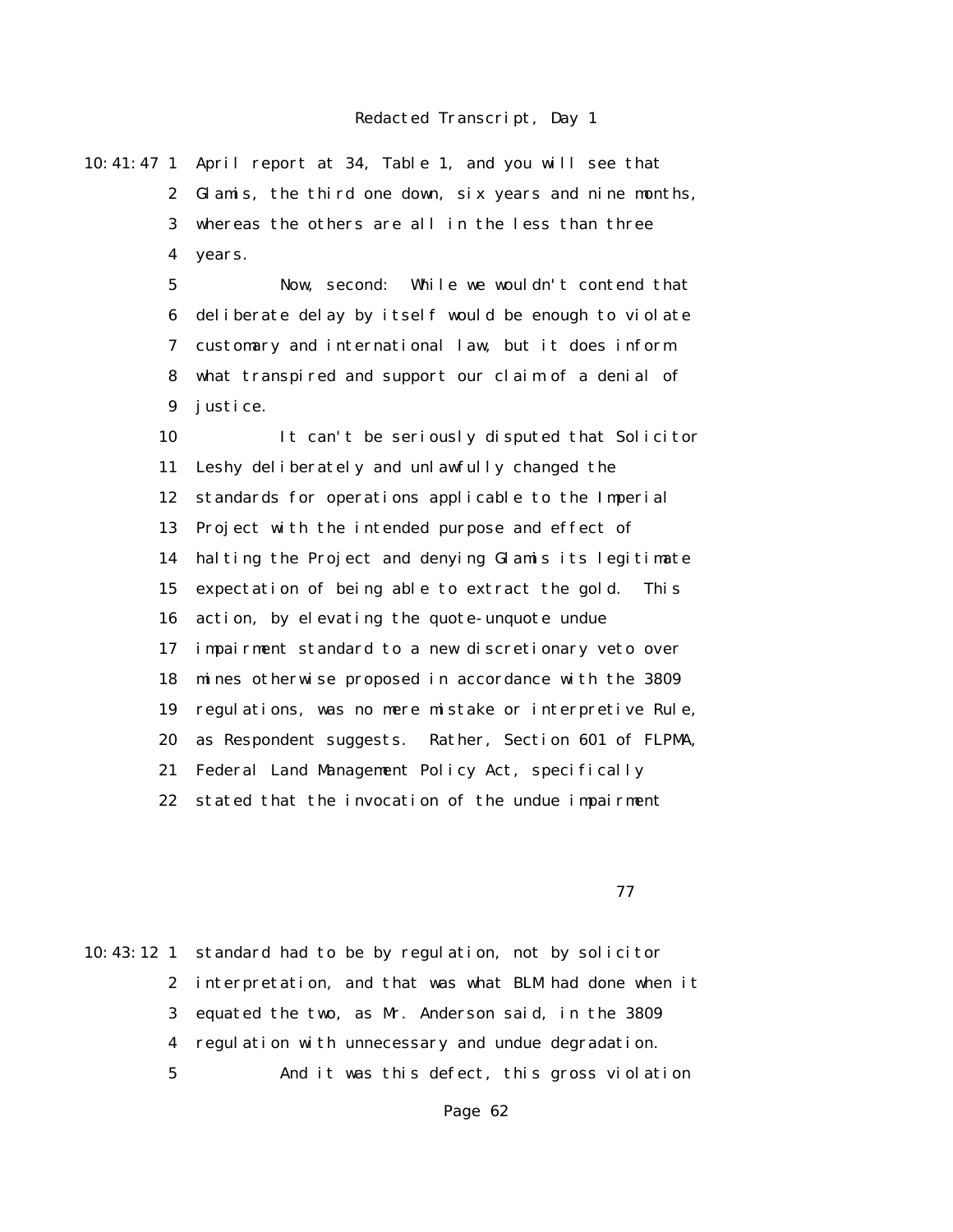10:41:47 1 April report at 34, Table 1, and you will see that
2 Glamis, the third one down, six years and nine months,
3 whereas the others are all in the less than three
4 years.
5 Now, second: While we wouldn't contend that
6 deliberate delay by itself would be enough to violate
7 customary and international law, but it does inform
8 what transpired and support our claim of a denial of
9 justice.
10 It can't be seriously disputed that Solicitor
11 Leshy deliberately and unlawfully changed the
12 standards for operations applicable to the Imperial
13 Project with the intended purpose and effect of
14 halting the Project and denying Glamis its legitimate
15 expectation of being able to extract the gold. This
16 action, by elevating the quote-unquote undue
17 impairment standard to a new discretionary veto over
18 mines otherwise proposed in accordance with the 3809
19 regulations, was no mere mistake or interpretive Rule,
20 as Respondent suggests. Rather, Section 601 of FLPMA,
21 Federal Land Management Policy Act, specifically
22 stated that the invocation of the undue impairment

77

10:43:12 1 standard had to be by regulation, not by solicitor
2 interpretation, and that was what BLM had done when it
3 equated the two, as Mr. Anderson said, in the 3809
4 regulation with unnecessary and undue degradation.
5 And it was this defect, this gross violation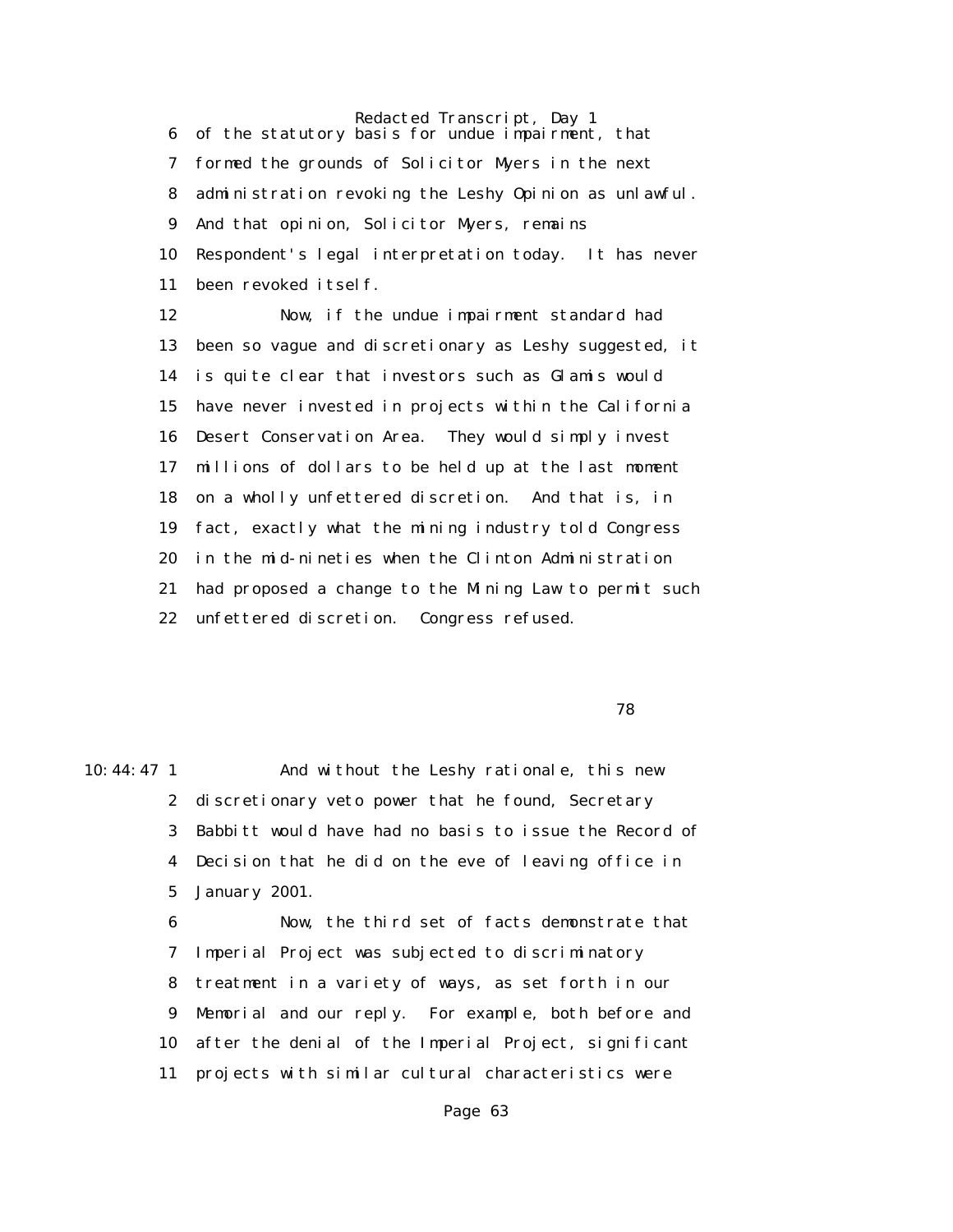6 of the statutory basis for undue impairment, that

7 formed the grounds of Solicitor Myers in the next

8 administration revoking the Leshy Opinion as unlawful.

9 And that opinion, Solicitor Myers, remains

10 Respondent's legal interpretation today. It has never

11 been revoked itself.

12 Now, if the undue impairment standard had

13 been so vague and discretionary as Leshy suggested, it

14 is quite clear that investors such as Glamis would

15 have never invested in projects within the California

16 Desert Conservation Area. They would simply invest

17 millions of dollars to be held up at the last moment

18 on a wholly unfettered discretion. And that is, in

19 fact, exactly what the mining industry told Congress

20 in the mid-nineties when the Clinton Administration

21 had proposed a change to the Mining Law to permit such

22 unfettered discretion. Congress refused.

78

10:44:47 1 And without the Leshy rationale, this new

2 discretionary veto power that he found, Secretary

3 Babbitt would have had no basis to issue the Record of

4 Decision that he did on the eve of leaving office in

5 January 2001.

6 Now, the third set of facts demonstrate that

7 Imperial Project was subjected to discriminatory

8 treatment in a variety of ways, as set forth in our

9 Memorial and our reply. For example, both before and

10 after the denial of the Imperial Project, significant

11 projects with similar cultural characteristics were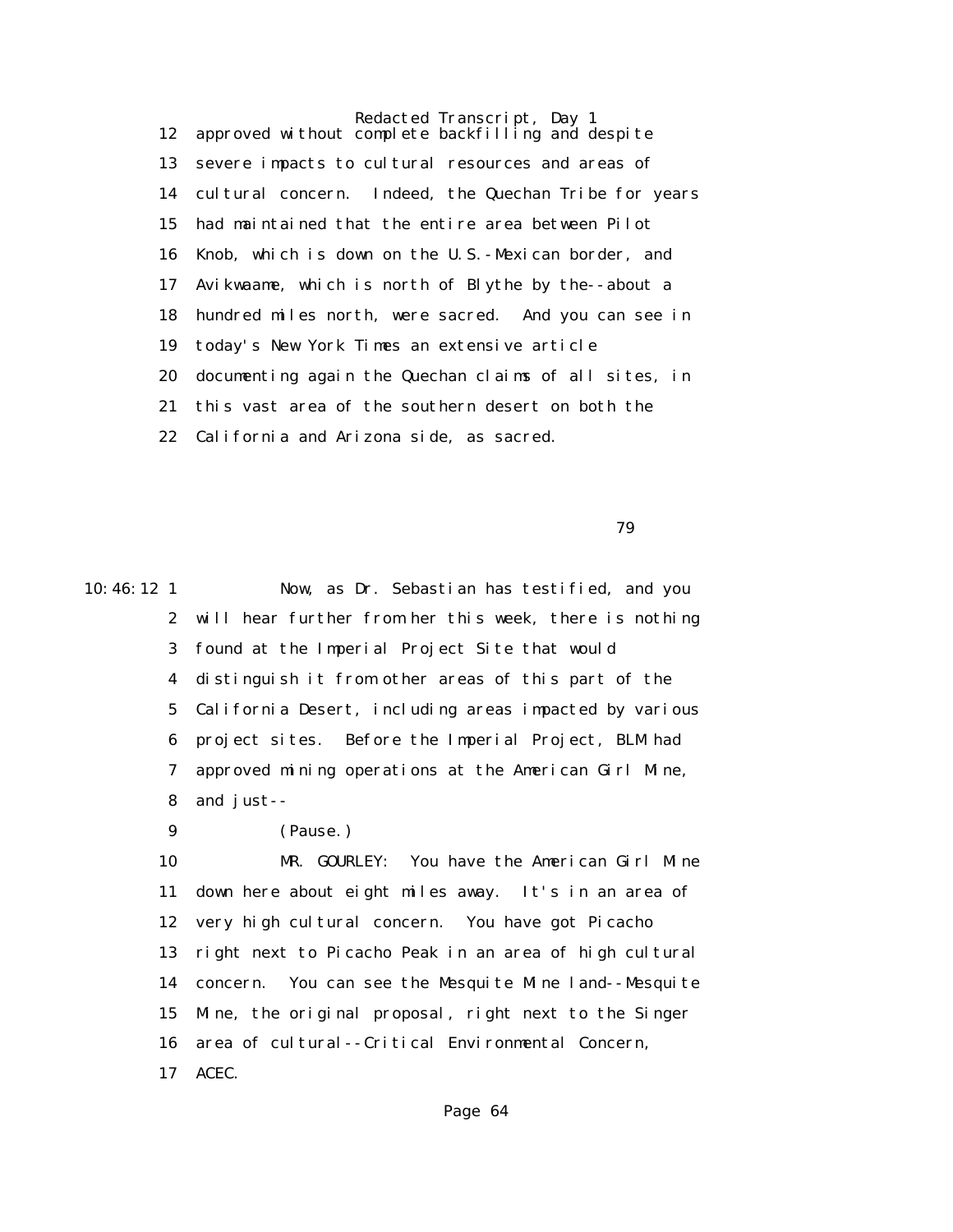12 approved without complete backfilling and despite
13 severe impacts to cultural resources and areas of
14 cultural concern. Indeed, the Quechan Tribe for years
15 had maintained that the entire area between Pilot
16 Knob, which is down on the U.S.-Mexican border, and
17 Avikwaame, which is north of Blythe by the--about a
18 hundred miles north, were sacred. And you can see in
19 today's New York Times an extensive article
20 documenting again the Quechan claims of all sites, in
21 this vast area of the southern desert on both the
22 California and Arizona side, as sacred.

79

10:46:12 1 Now, as Dr. Sebastian has testified, and you
2 will hear further from her this week, there is nothing
3 found at the Imperial Project Site that would
4 distinguish it from other areas of this part of the
5 California Desert, including areas impacted by various
6 project sites. Before the Imperial Project, BLM had
7 approved mining operations at the American Girl Mine,
8 and just--
9 (Pause.)
10 MR. GOURLEY: You have the American Girl Mine
11 down here about eight miles away. It's in an area of
12 very high cultural concern. You have got Picacho
13 right next to Picacho Peak in an area of high cultural
14 concern. You can see the Mesquite Mine land--Mesquite
15 Mine, the original proposal, right next to the Singer
16 area of cultural--Critical Environmental Concern,
17 ACEC.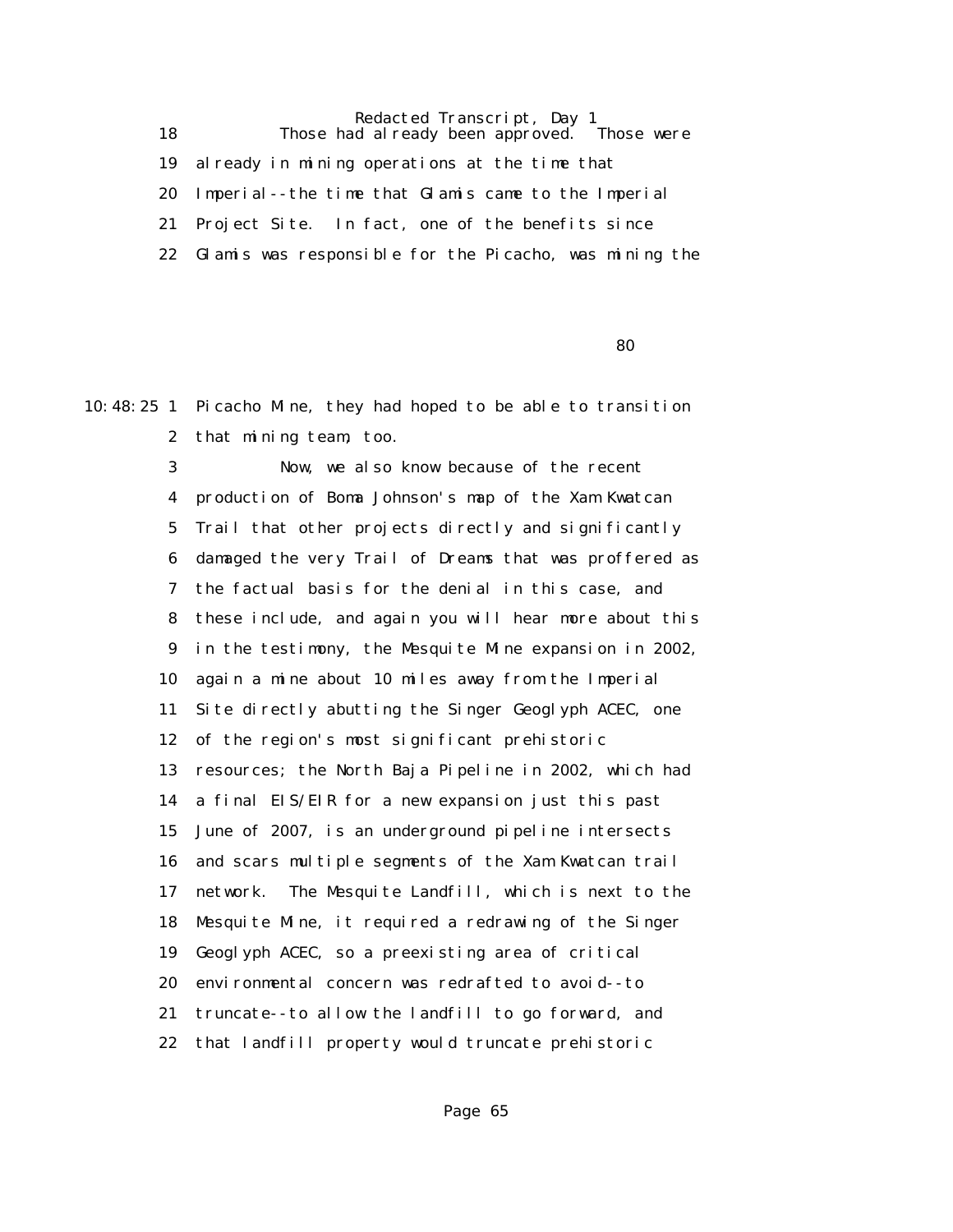18 Those had already been approved. Those were

19 already in mining operations at the time that

20 Imperial--the time that Glamis came to the Imperial

21 Project Site. In fact, one of the benefits since

22 Glamis was responsible for the Picacho, was mining the

80

10:48:25 1 Picacho Mine, they had hoped to be able to transition

2 that mining team, too.

3 Now, we also know because of the recent

4 production of Boma Johnson's map of the Xam Kwatcan

5 Trail that other projects directly and significantly

6 damaged the very Trail of Dreams that was proffered as

7 the factual basis for the denial in this case, and

8 these include, and again you will hear more about this

9 in the testimony, the Mesquite Mine expansion in 2002,

10 again a mine about 10 miles away from the Imperial

11 Site directly abutting the Singer Geoglyph ACEC, one

12 of the region's most significant prehistoric

13 resources; the North Baja Pipeline in 2002, which had

14 a final EIS/EIR for a new expansion just this past

15 June of 2007, is an underground pipeline intersects

16 and scars multiple segments of the Xam Kwatcan trail

17 network. The Mesquite Landfill, which is next to the

18 Mesquite Mine, it required a redrawing of the Singer

19 Geoglyph ACEC, so a preexisting area of critical

20 environmental concern was redrafted to avoid--to

21 truncate--to allow the landfill to go forward, and

22 that landfill property would truncate prehistoric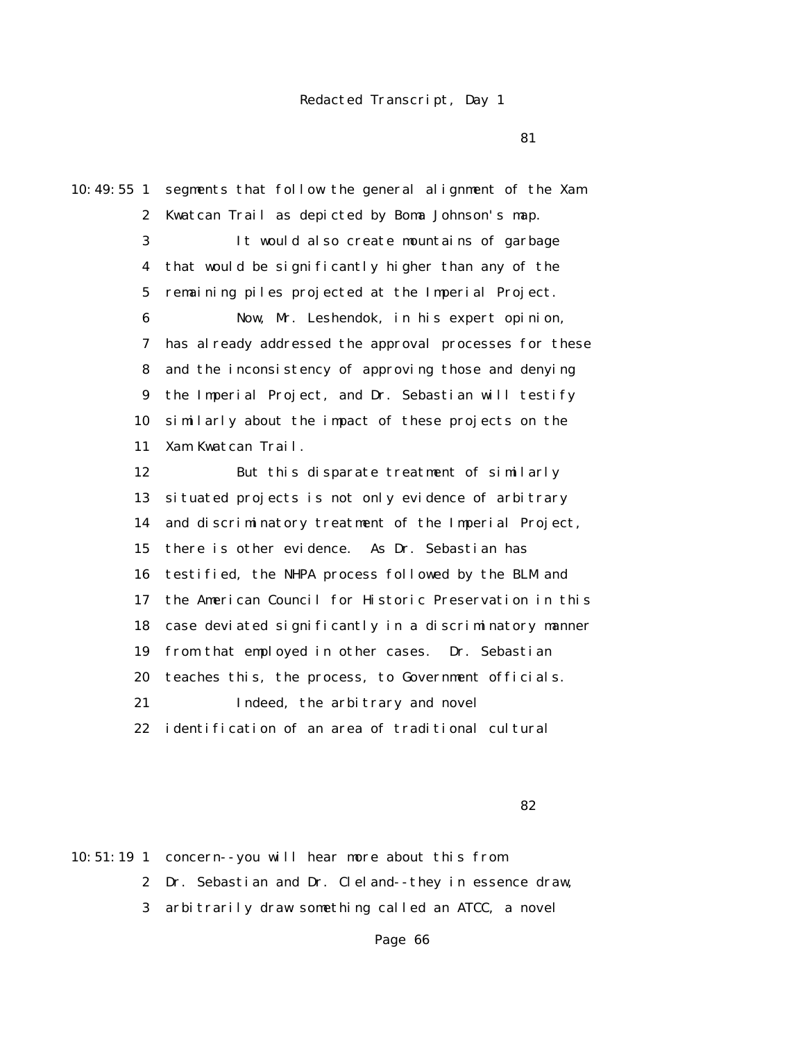10:49:55 1 segments that follow the general alignment of the Xam
2 Kwatcan Trail as depicted by Boma Johnson's map.
3 It would also create mountains of garbage
4 that would be significantly higher than any of the
5 remaining piles projected at the Imperial Project.
6 Now, Mr. Leshendok, in his expert opinion,
7 has already addressed the approval processes for these
8 and the inconsistency of approving those and denying
9 the Imperial Project, and Dr. Sebastian will testify
10 similarly about the impact of these projects on the
11 Xam Kwatcan Trail.
12 But this disparate treatment of similarly
13 situated projects is not only evidence of arbitrary
14 and discriminatory treatment of the Imperial Project,
15 there is other evidence. As Dr. Sebastian has
16 testified, the NHPA process followed by the BLM and
17 the American Council for Historic Preservation in this
18 case deviated significantly in a discriminatory manner
19 from that employed in other cases. Dr. Sebastian
20 teaches this, the process, to Government officials.
21 Indeed, the arbitrary and novel
22 identification of an area of traditional cultural

82

10:51:19 1 concern--you will hear more about this from
2 Dr. Sebastian and Dr. Cleland--they in essence draw,
3 arbitrarily draw something called an ATCC, a novel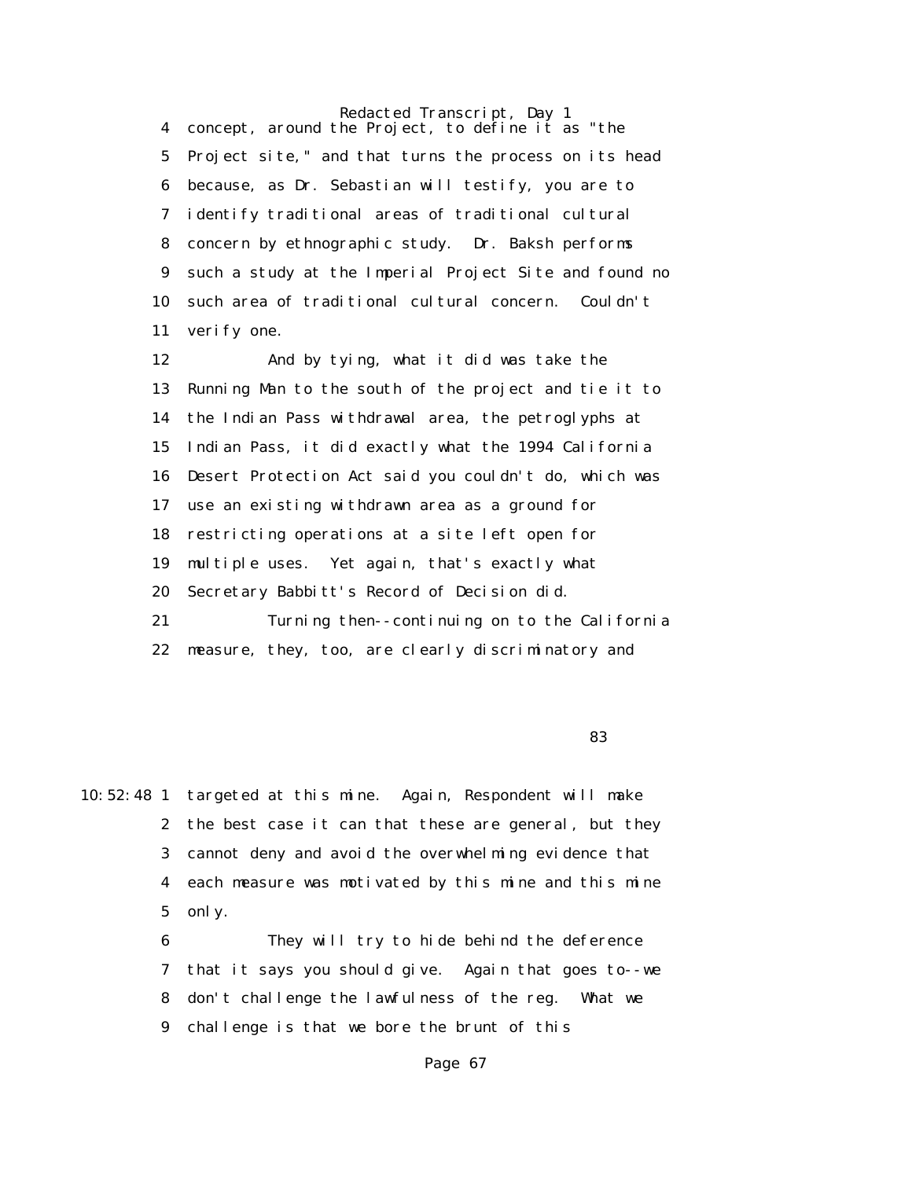4 concept, around the Project, to define it as "the
5 Project site," and that turns the process on its head
6 because, as Dr. Sebastian will testify, you are to
7 identify traditional areas of traditional cultural
8 concern by ethnographic study. Dr. Baksh performs
9 such a study at the Imperial Project Site and found no
10 such area of traditional cultural concern. Couldn't
11 verify one.

12 And by tying, what it did was take the
13 Running Man to the south of the project and tie it to
14 the Indian Pass withdrawal area, the petroglyphs at
15 Indian Pass, it did exactly what the 1994 California
16 Desert Protection Act said you couldn't do, which was
17 use an existing withdrawn area as a ground for
18 restricting operations at a site left open for
19 multiple uses. Yet again, that's exactly what
20 Secretary Babbitt's Record of Decision did.

21 Turning then--continuing on to the California
22 measure, they, too, are clearly discriminatory and

83

10:52:48 1 targeted at this mine. Again, Respondent will make
2 the best case it can that these are general, but they
3 cannot deny and avoid the overwhelming evidence that
4 each measure was motivated by this mine and this mine
5 only.

6 They will try to hide behind the deference
7 that it says you should give. Again that goes to--we
8 don't challenge the lawfulness of the reg. What we
9 challenge is that we bore the brunt of this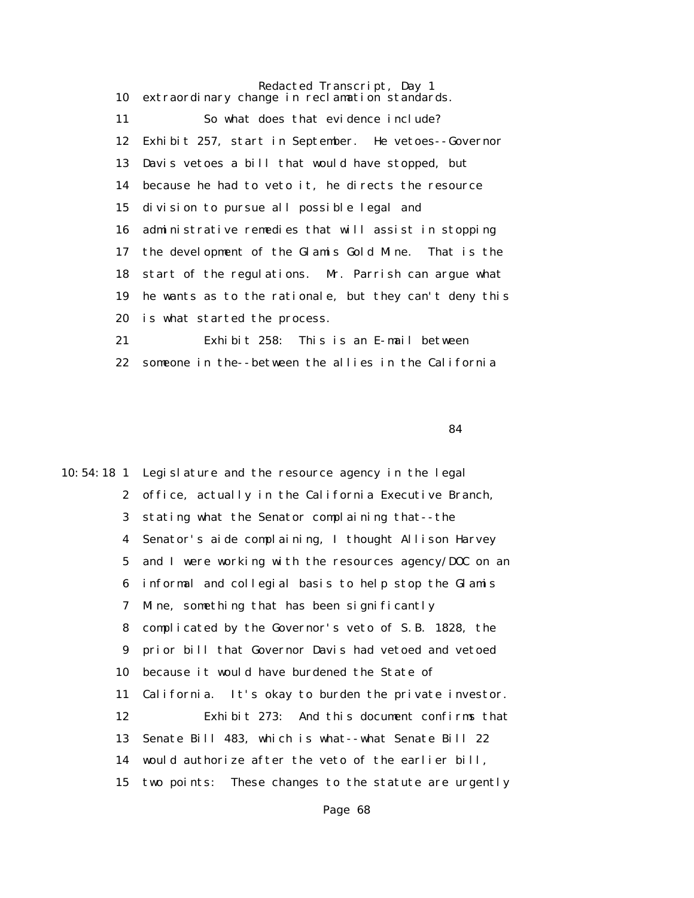10 extraordinary change in reclamation standards.

11 So what does that evidence include?

12 Exhibit 257, start in September. He vetoes--Governor

13 Davis vetoes a bill that would have stopped, but

14 because he had to veto it, he directs the resource

15 division to pursue all possible legal and

16 administrative remedies that will assist in stopping

17 the development of the Glamis Gold Mine. That is the

18 start of the regulations. Mr. Parrish can argue what

19 he wants as to the rationale, but they can't deny this

20 is what started the process.

21 Exhibit 258: This is an E-mail between

22 someone in the--between the allies in the California

84

10:54:18 1 Legislature and the resource agency in the legal

2 office, actually in the California Executive Branch,

3 stating what the Senator complaining that--the

4 Senator's aide complaining, I thought Allison Harvey

5 and I were working with the resources agency/DOC on an

6 informal and collegial basis to help stop the Glamis

7 Mine, something that has been significantly

8 complicated by the Governor's veto of S.B. 1828, the

9 prior bill that Governor Davis had vetoed and vetoed

10 because it would have burdened the State of

11 California. It's okay to burden the private investor.

12 Exhibit 273: And this document confirms that

13 Senate Bill 483, which is what--what Senate Bill 22

14 would authorize after the veto of the earlier bill,

15 two points: These changes to the statute are urgently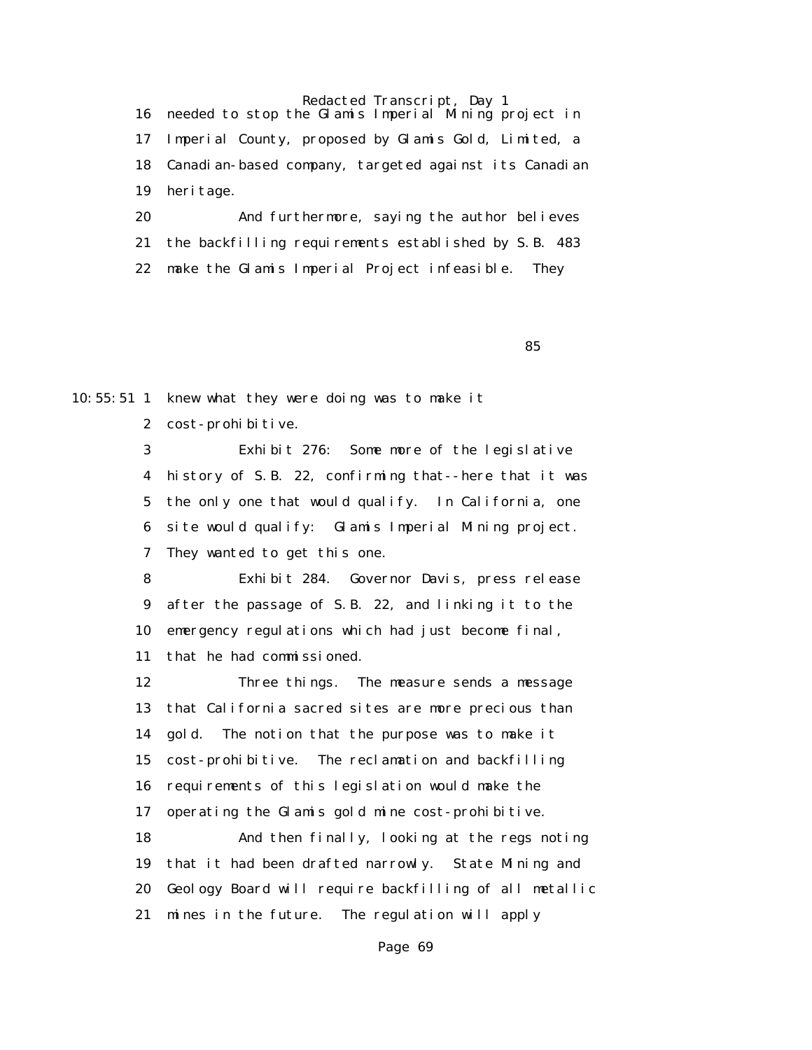16 needed to stop the Glamis Imperial Mining project in

17 Imperial County, proposed by Glamis Gold, Limited, a

18 Canadian-based company, targeted against its Canadian

19 heritage.

20 And furthermore, saying the author believes

21 the backfilling requirements established by S.B. 483

22 make the Glamis Imperial Project infeasible. They

85

10:55:51 1 knew what they were doing was to make it

2 cost-prohibitive.

3 Exhibit 276: Some more of the legislative

4 history of S.B. 22, confirming that--here that it was

5 the only one that would qualify. In California, one

6 site would qualify: Glamis Imperial Mining project.

7 They wanted to get this one.

8 Exhibit 284. Governor Davis, press release

9 after the passage of S.B. 22, and linking it to the

10 emergency regulations which had just become final,

11 that he had commissioned.

12 Three things. The measure sends a message

13 that California sacred sites are more precious than

14 gold. The notion that the purpose was to make it

15 cost-prohibitive. The reclamation and backfilling

16 requirements of this legislation would make the

17 operating the Glamis gold mine cost-prohibitive.

18 And then finally, looking at the regs noting

19 that it had been drafted narrowly. State Mining and

20 Geology Board will require backfilling of all metallic

21 mines in the future. The regulation will apply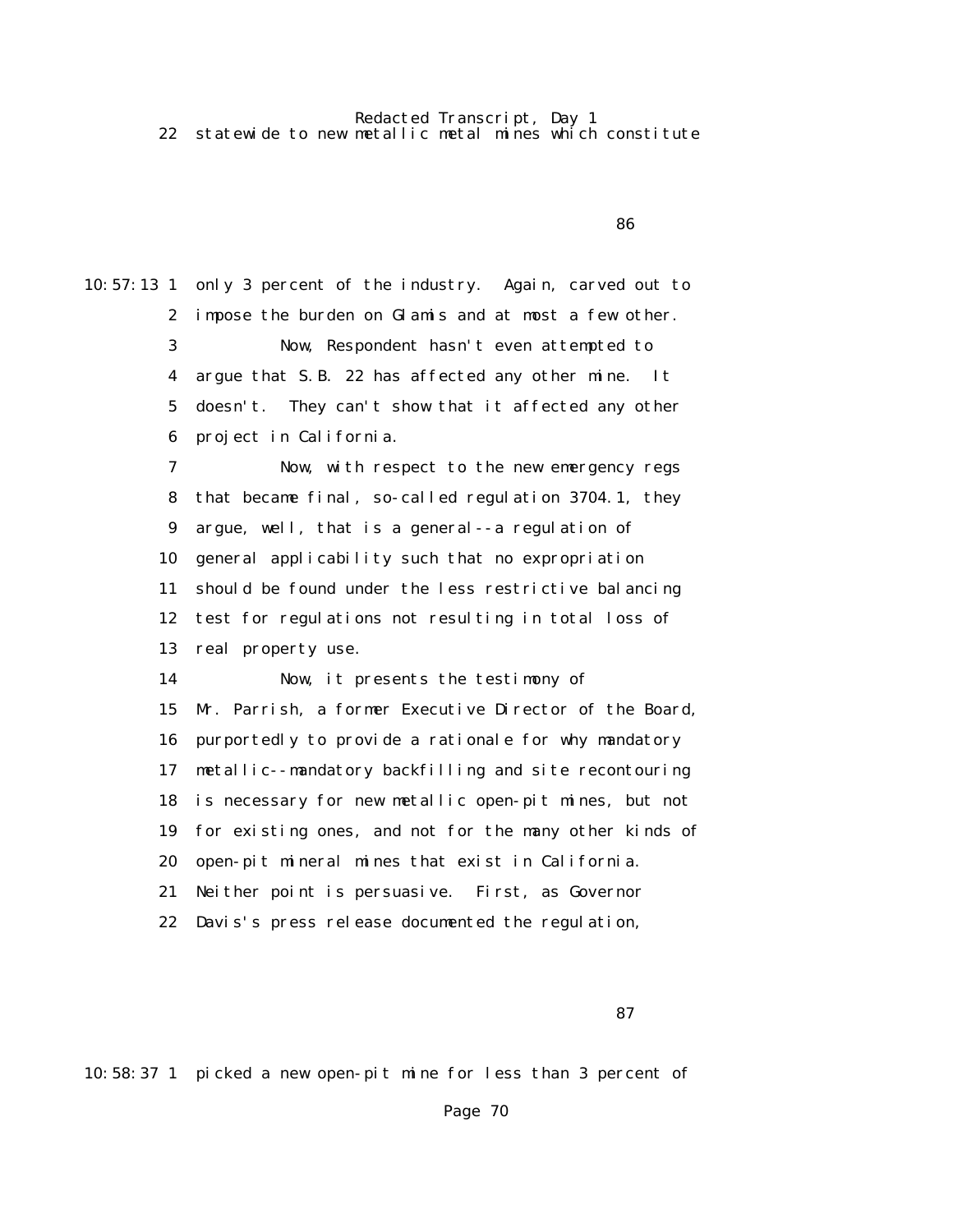22 statewide to new metallic metal mines which constitute

86

10:57:13 1 only 3 percent of the industry. Again, carved out to
2 impose the burden on Glamis and at most a few other.
3 Now, Respondent hasn't even attempted to
4 argue that S.B. 22 has affected any other mine. It
5 doesn't. They can't show that it affected any other
6 project in California.
7 Now, with respect to the new emergency regs
8 that became final, so-called regulation 3704.1, they
9 argue, well, that is a general--a regulation of
10 general applicability such that no expropriation
11 should be found under the less restrictive balancing
12 test for regulations not resulting in total loss of
13 real property use.
14 Now, it presents the testimony of
15 Mr. Parrish, a former Executive Director of the Board,
16 purportedly to provide a rationale for why mandatory
17 metallic--mandatory backfilling and site recontouring
18 is necessary for new metallic open-pit mines, but not
19 for existing ones, and not for the many other kinds of
20 open-pit mineral mines that exist in California.
21 Neither point is persuasive. First, as Governor
22 Davis's press release documented the regulation,

87

10:58:37 1 picked a new open-pit mine for less than 3 percent of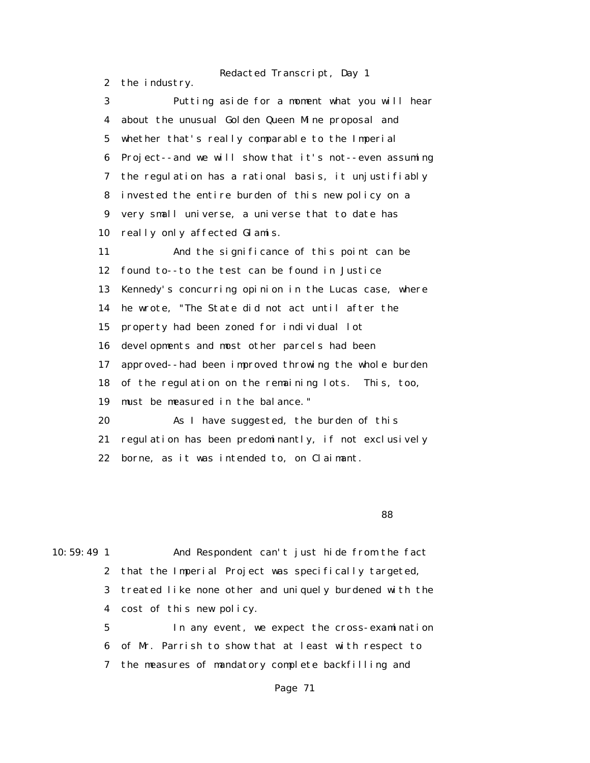2 the industry.

3 Putting aside for a moment what you will hear
4 about the unusual Golden Queen Mine proposal and
5 whether that's really comparable to the Imperial
6 Project--and we will show that it's not--even assuming
7 the regulation has a rational basis, it unjustifiably
8 invested the entire burden of this new policy on a
9 very small universe, a universe that to date has
10 really only affected Glamis.

11 And the significance of this point can be
12 found to--to the test can be found in Justice
13 Kennedy's concurring opinion in the Lucas case, where
14 he wrote, "The State did not act until after the
15 property had been zoned for individual lot
16 developments and most other parcels had been
17 approved--had been improved throwing the whole burden
18 of the regulation on the remaining lots. This, too,
19 must be measured in the balance."

20 As I have suggested, the burden of this
21 regulation has been predominantly, if not exclusively
22 borne, as it was intended to, on Claimant.

88

10:59:49 1 And Respondent can't just hide from the fact
2 that the Imperial Project was specifically targeted,
3 treated like none other and uniquely burdened with the
4 cost of this new policy.

5 In any event, we expect the cross-examination
6 of Mr. Parrish to show that at least with respect to
7 the measures of mandatory complete backfilling and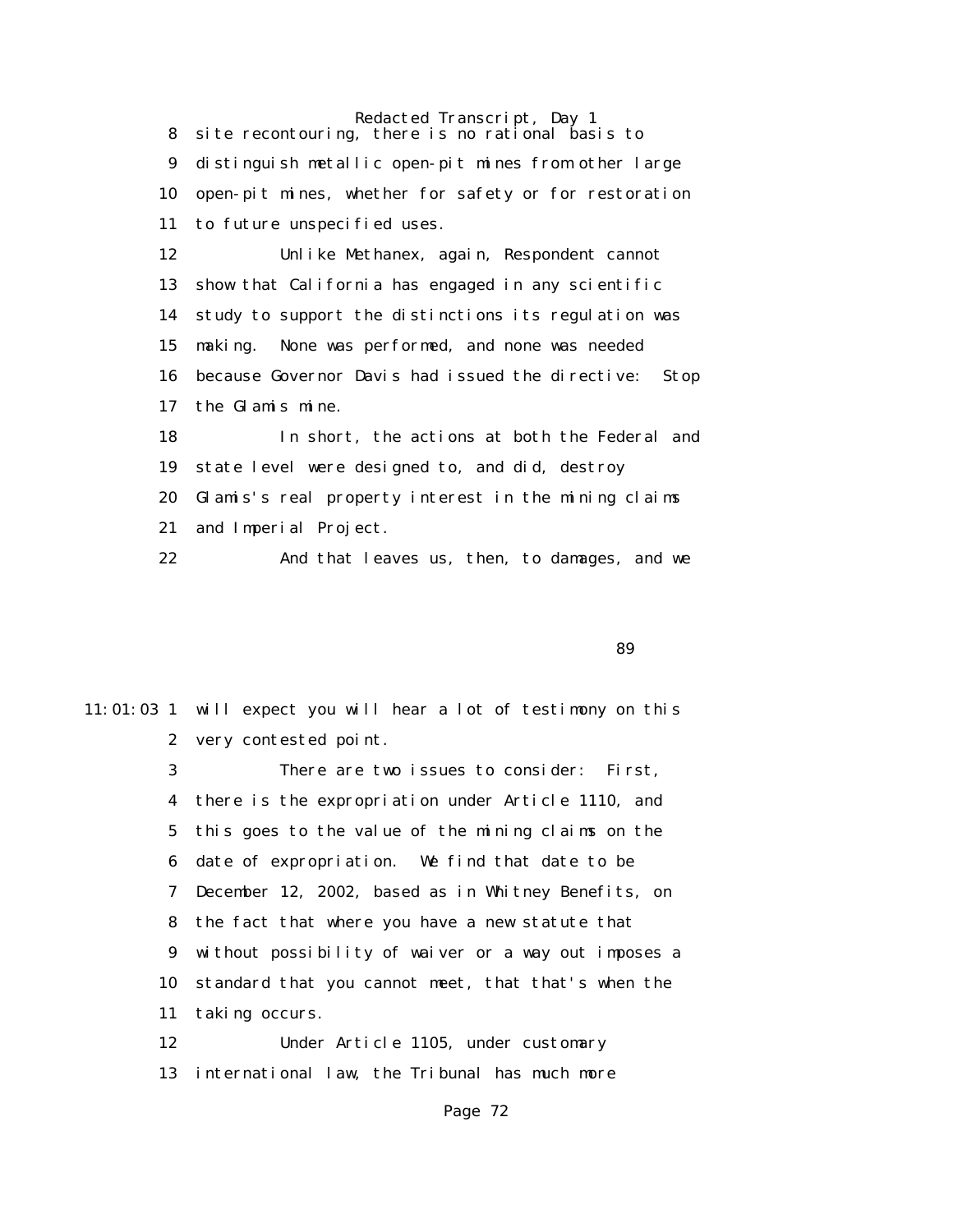8 site recontouring, there is no rational basis to
9 distinguish metallic open-pit mines from other large
10 open-pit mines, whether for safety or for restoration
11 to future unspecified uses.
12 Unlike Methanex, again, Respondent cannot
13 show that California has engaged in any scientific
14 study to support the distinctions its regulation was
15 making. None was performed, and none was needed
16 because Governor Davis had issued the directive: Stop
17 the Glamis mine.
18 In short, the actions at both the Federal and
19 state level were designed to, and did, destroy
20 Glamis's real property interest in the mining claims
21 and Imperial Project.
22 And that leaves us, then, to damages, and we

89

11:01:03 1 will expect you will hear a lot of testimony on this
2 very contested point.
3 There are two issues to consider: First,
4 there is the expropriation under Article 1110, and
5 this goes to the value of the mining claims on the
6 date of expropriation. We find that date to be
7 December 12, 2002, based as in Whitney Benefits, on
8 the fact that where you have a new statute that
9 without possibility of waiver or a way out imposes a
10 standard that you cannot meet, that that's when the
11 taking occurs.
12 Under Article 1105, under customary
13 international law, the Tribunal has much more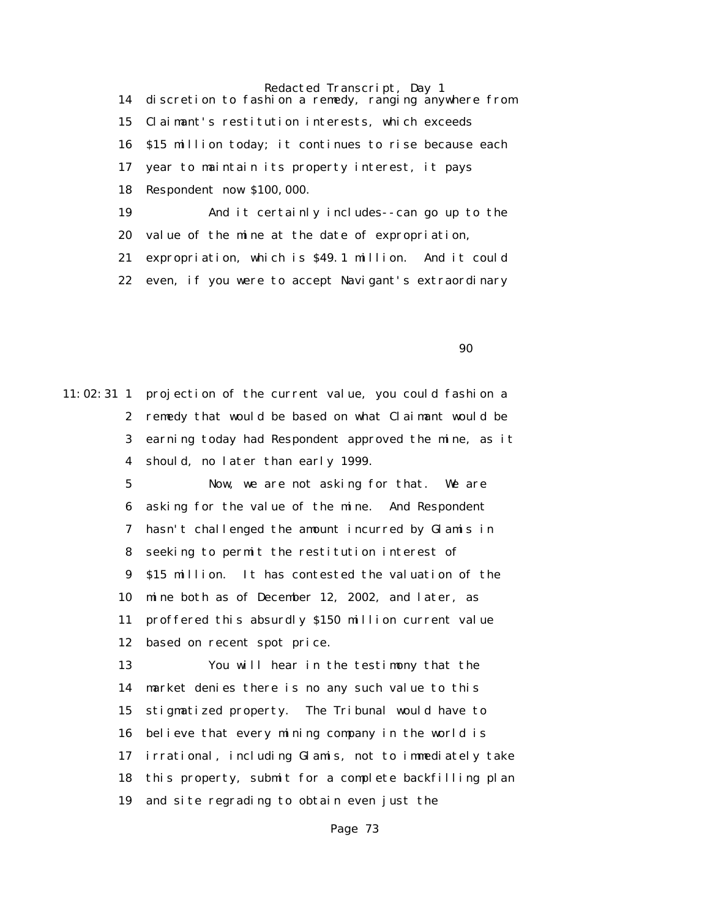14 discretion to fashion a remedy, ranging anywhere from

15 Claimant's restitution interests, which exceeds

16 $15 million today; it continues to rise because each

17 year to maintain its property interest, it pays

18 Respondent now $100,000.

19 And it certainly includes--can go up to the

20 value of the mine at the date of expropriation,

21 expropriation, which is $49.1 million. And it could

22 even, if you were to accept Navigant's extraordinary

90

11:02:31 1 projection of the current value, you could fashion a

2 remedy that would be based on what Claimant would be

3 earning today had Respondent approved the mine, as it

4 should, no later than early 1999.

5 Now, we are not asking for that. We are

6 asking for the value of the mine. And Respondent

7 hasn't challenged the amount incurred by Glamis in

8 seeking to permit the restitution interest of

9 $15 million. It has contested the valuation of the

10 mine both as of December 12, 2002, and later, as

11 proffered this absurdly $150 million current value

12 based on recent spot price.

13 You will hear in the testimony that the

14 market denies there is no any such value to this

15 stigmatized property. The Tribunal would have to

16 believe that every mining company in the world is

17 irrational, including Glamis, not to immediately take

18 this property, submit for a complete backfilling plan

19 and site regrading to obtain even just the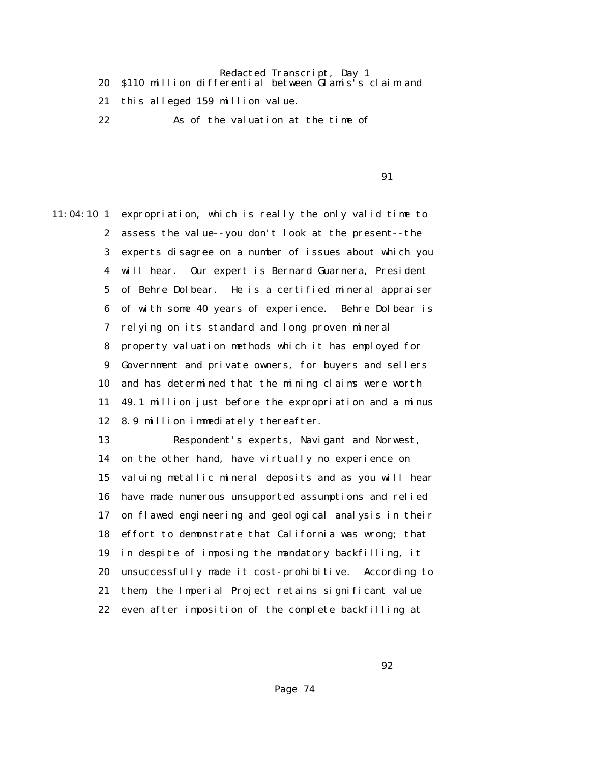20 $110 million differential between Glamis's claim and

21 this alleged 159 million value.

22 As of the valuation at the time of

11:04:10 1 expropriation, which is really the only valid time to

2 assess the value--you don't look at the present--the

3 experts disagree on a number of issues about which you

4 will hear. Our expert is Bernard Guarnera, President

5 of Behre Dolbear. He is a certified mineral appraiser

6 of with some 40 years of experience. Behre Dolbear is

7 relying on its standard and long proven mineral

8 property valuation methods which it has employed for

9 Government and private owners, for buyers and sellers

10 and has determined that the mining claims were worth

11 49.1 million just before the expropriation and a minus

12 8.9 million immediately thereafter.

13 Respondent's experts, Navigant and Norwest,

14 on the other hand, have virtually no experience on

15 valuing metallic mineral deposits and as you will hear

16 have made numerous unsupported assumptions and relied

17 on flawed engineering and geological analysis in their

18 effort to demonstrate that California was wrong; that

19 in despite of imposing the mandatory backfilling, it

20 unsuccessfully made it cost-prohibitive. According to

21 them, the Imperial Project retains significant value

22 even after imposition of the complete backfilling at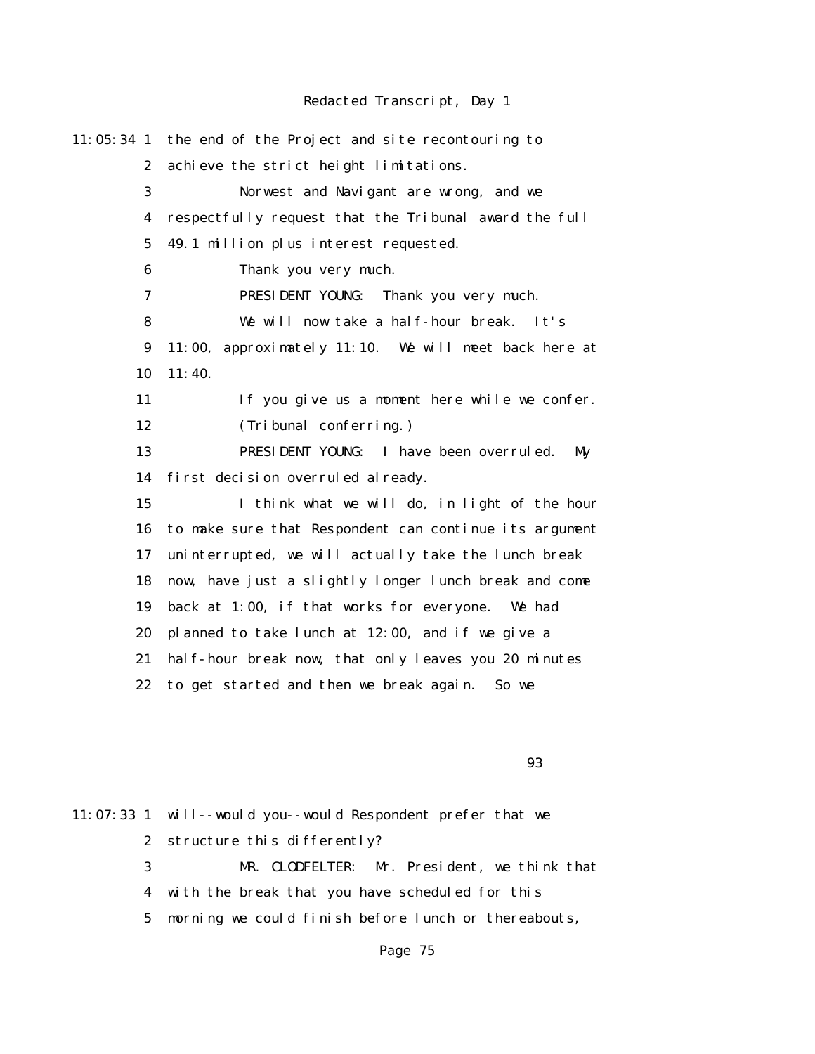11:05:34 1 the end of the Project and site recontouring to

2 achieve the strict height limitations.

3 Norwest and Navigant are wrong, and we

4 respectfully request that the Tribunal award the full

5 49.1 million plus interest requested.

6 Thank you very much.

7 PRESIDENT YOUNG: Thank you very much.

8 We will now take a half-hour break. It's

9 11:00, approximately 11:10. We will meet back here at

10 11:40.

11 If you give us a moment here while we confer.

12 (Tribunal conferring.)

13 PRESIDENT YOUNG: I have been overruled. My

14 first decision overruled already.

15 I think what we will do, in light of the hour

16 to make sure that Respondent can continue its argument

17 uninterrupted, we will actually take the lunch break

18 now, have just a slightly longer lunch break and come

19 back at 1:00, if that works for everyone. We had

20 planned to take lunch at 12:00, and if we give a

21 half-hour break now, that only leaves you 20 minutes

22 to get started and then we break again. So we

93

11:07:33 1 will--would you--would Respondent prefer that we

2 structure this differently?

3 MR. CLODFELTER: Mr. President, we think that

4 with the break that you have scheduled for this

5 morning we could finish before lunch or thereabouts,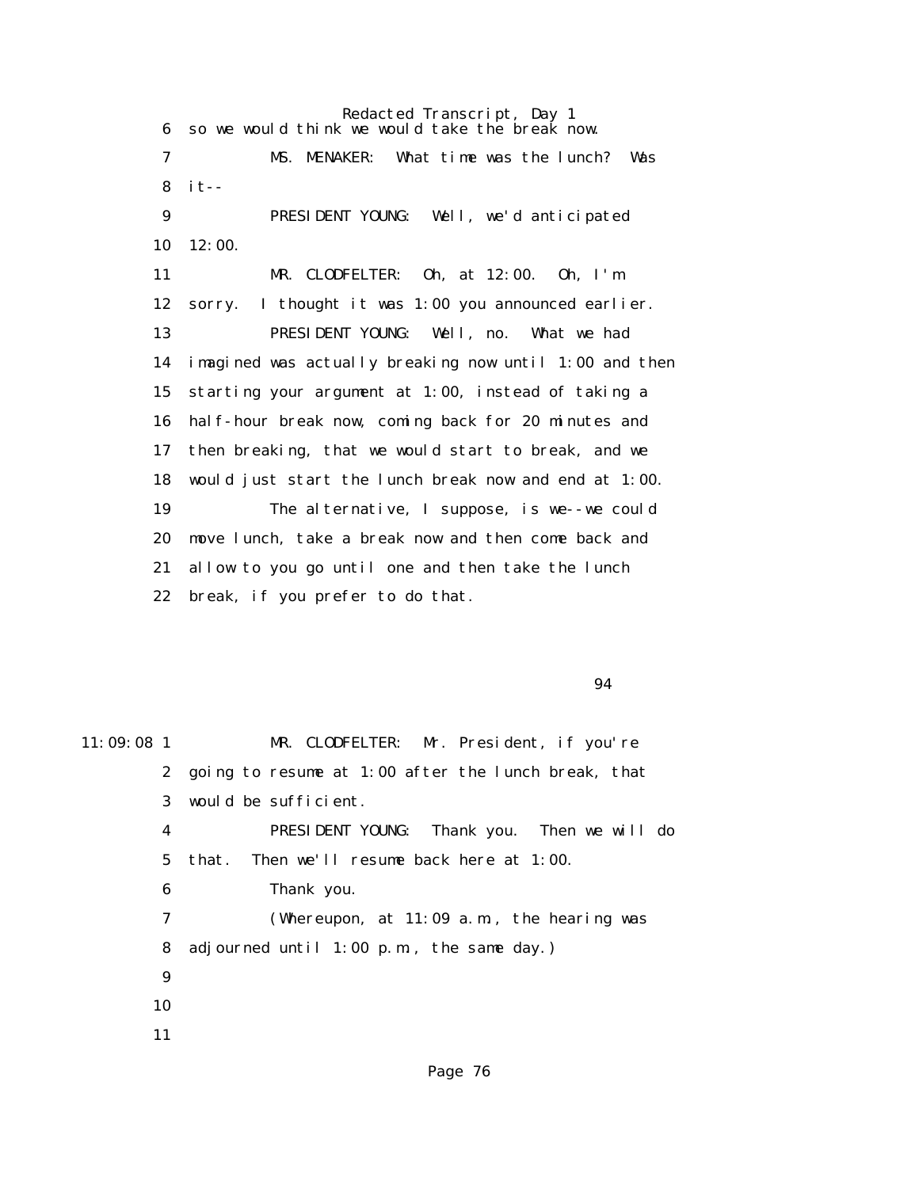6 so we would think we would take the break now.

7 MS. MENAKER: What time was the lunch? Was

8 it--

9 PRESIDENT YOUNG: Well, we'd anticipated

10 12:00.

11 MR. CLODFELTER: Oh, at 12:00. Oh, I'm

12 sorry. I thought it was 1:00 you announced earlier.

13 PRESIDENT YOUNG: Well, no. What we had

14 imagined was actually breaking now until 1:00 and then

15 starting your argument at 1:00, instead of taking a

16 half-hour break now, coming back for 20 minutes and

17 then breaking, that we would start to break, and we

18 would just start the lunch break now and end at 1:00.

19 The alternative, I suppose, is we--we could

20 move lunch, take a break now and then come back and

21 allow to you go until one and then take the lunch

22 break, if you prefer to do that.

94

11:09:08 1 MR. CLODFELTER: Mr. President, if you're

2 going to resume at 1:00 after the lunch break, that

3 would be sufficient.

4 PRESIDENT YOUNG: Thank you. Then we will do

5 that. Then we'll resume back here at 1:00.

6 Thank you.

7 (Whereupon, at 11:09 a.m., the hearing was

8 adjourned until 1:00 p.m., the same day.)

9

10

11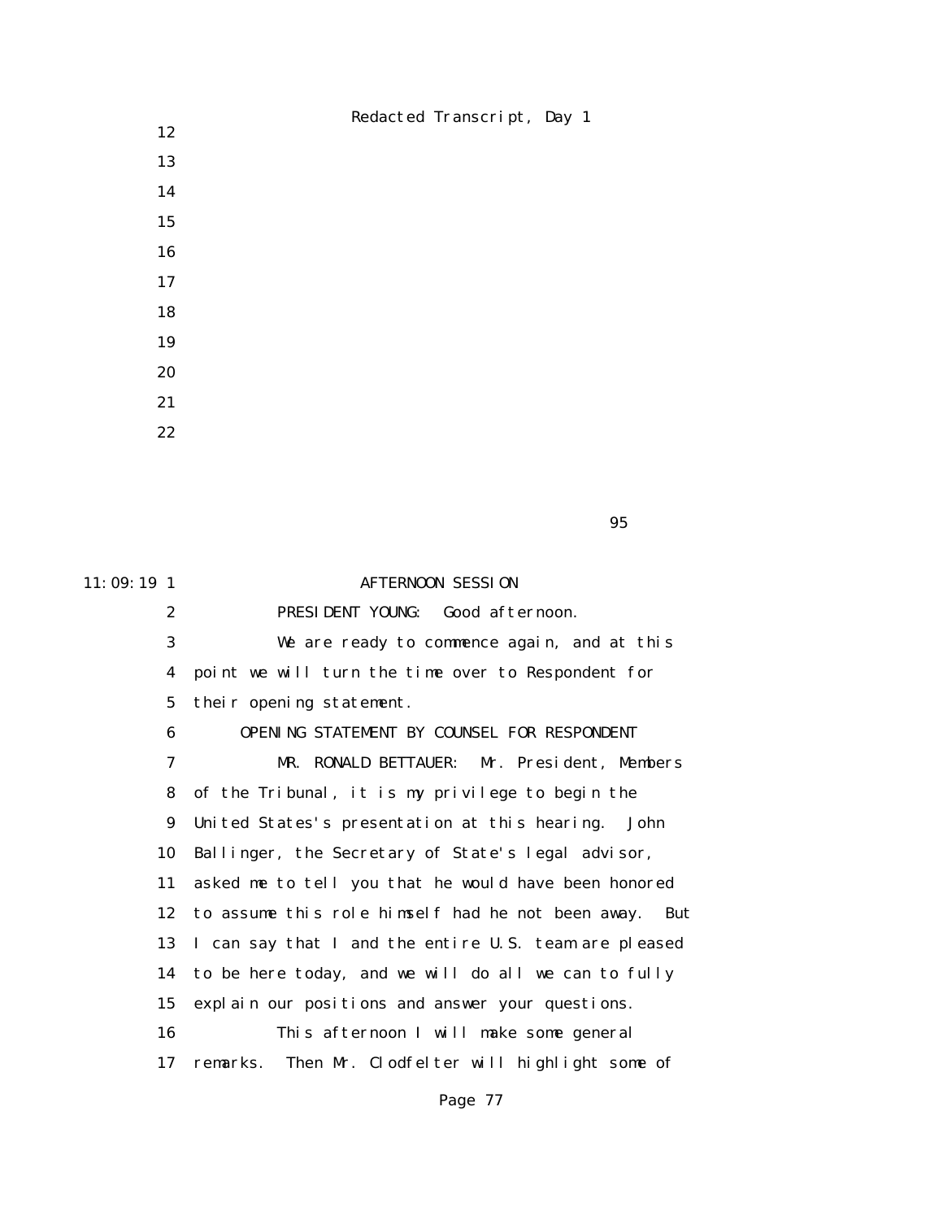12

13

14

15

16

17

18

19

20

21

22

95

11:09:19 1 AFTERNOON SESSION

2 PRESIDENT YOUNG: Good afternoon.

3 We are ready to commence again, and at this

4 point we will turn the time over to Respondent for

5 their opening statement.

6 OPENING STATEMENT BY COUNSEL FOR RESPONDENT

7 MR. RONALD BETTAUER: Mr. President, Members

8 of the Tribunal, it is my privilege to begin the

9 United States's presentation at this hearing. John

10 Ballinger, the Secretary of State's legal advisor,

11 asked me to tell you that he would have been honored

12 to assume this role himself had he not been away. But

13 I can say that I and the entire U.S. team are pleased

14 to be here today, and we will do all we can to fully

15 explain our positions and answer your questions.

16 This afternoon I will make some general

17 remarks. Then Mr. Clodfelter will highlight some of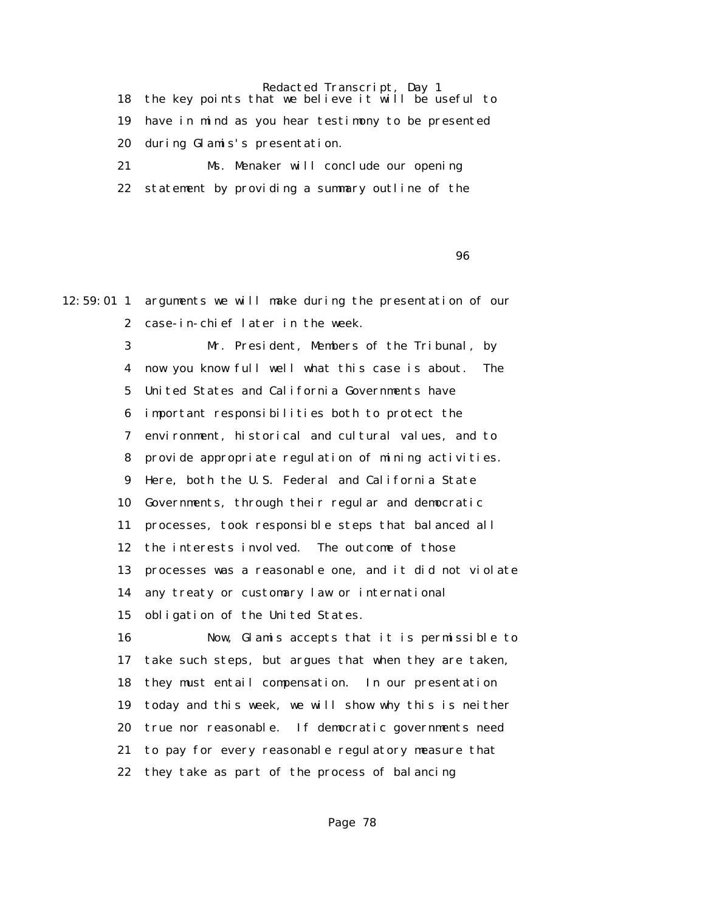18 the key points that we believe it will be useful to

19 have in mind as you hear testimony to be presented

20 during Glamis's presentation.

21 Ms. Menaker will conclude our opening

22 statement by providing a summary outline of the

96

12:59:01 1 arguments we will make during the presentation of our

2 case-in-chief later in the week.

3 Mr. President, Members of the Tribunal, by

4 now you know full well what this case is about. The

5 United States and California Governments have

6 important responsibilities both to protect the

7 environment, historical and cultural values, and to

8 provide appropriate regulation of mining activities.

9 Here, both the U.S. Federal and California State

10 Governments, through their regular and democratic

11 processes, took responsible steps that balanced all

12 the interests involved. The outcome of those

13 processes was a reasonable one, and it did not violate

14 any treaty or customary law or international

15 obligation of the United States.

16 Now, Glamis accepts that it is permissible to

17 take such steps, but argues that when they are taken,

18 they must entail compensation. In our presentation

19 today and this week, we will show why this is neither

20 true nor reasonable. If democratic governments need

21 to pay for every reasonable regulatory measure that

22 they take as part of the process of balancing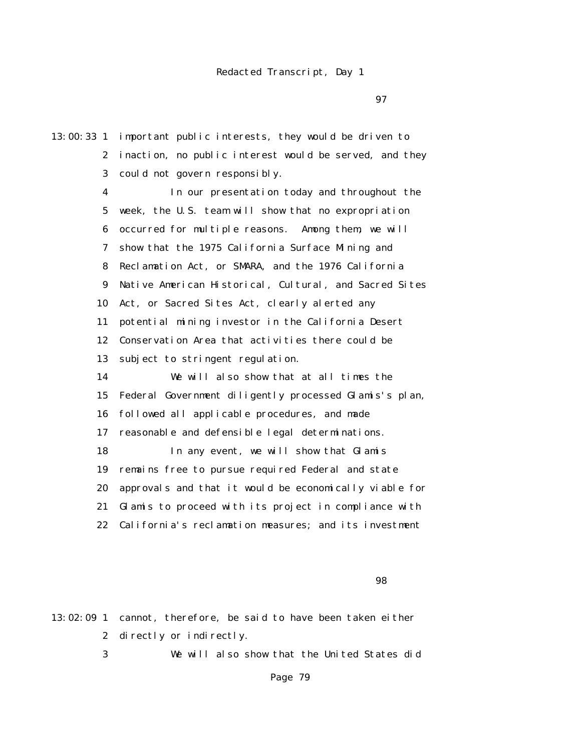13:00:33 1 important public interests, they would be driven to
2 inaction, no public interest would be served, and they
3 could not govern responsibly.

4 In our presentation today and throughout the
5 week, the U.S. team will show that no expropriation
6 occurred for multiple reasons. Among them, we will
7 show that the 1975 California Surface Mining and
8 Reclamation Act, or SMARA, and the 1976 California
9 Native American Historical, Cultural, and Sacred Sites
10 Act, or Sacred Sites Act, clearly alerted any
11 potential mining investor in the California Desert
12 Conservation Area that activities there could be
13 subject to stringent regulation.

14 We will also show that at all times the
15 Federal Government diligently processed Glamis's plan,
16 followed all applicable procedures, and made
17 reasonable and defensible legal determinations.

18 In any event, we will show that Glamis
19 remains free to pursue required Federal and state
20 approvals and that it would be economically viable for
21 Glamis to proceed with its project in compliance with
22 California's reclamation measures; and its investment

13:02:09 1 cannot, therefore, be said to have been taken either
2 directly or indirectly.

3 We will also show that the United States did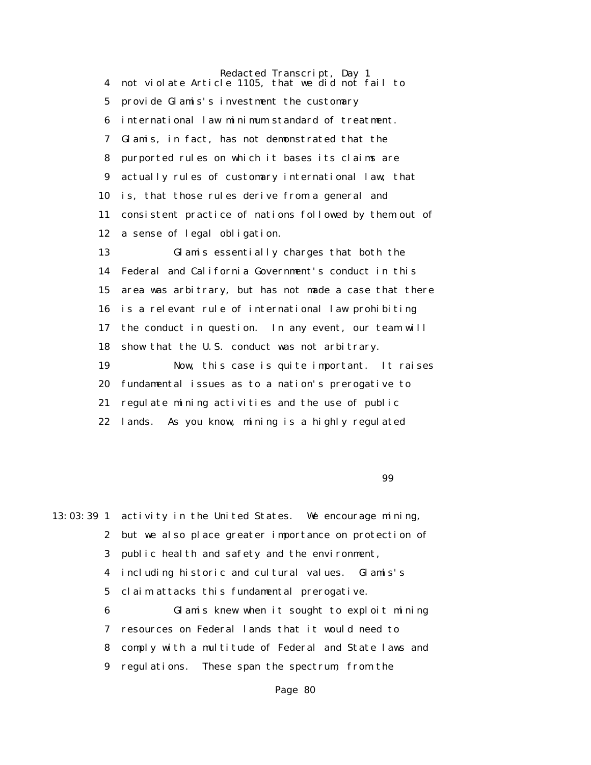4 not violate Article 1105, that we did not fail to
5 provide Glamis's investment the customary
6 international law minimum standard of treatment.
7 Glamis, in fact, has not demonstrated that the
8 purported rules on which it bases its claims are
9 actually rules of customary international law; that
10 is, that those rules derive from a general and
11 consistent practice of nations followed by them out of
12 a sense of legal obligation.
13 Glamis essentially charges that both the
14 Federal and California Government's conduct in this
15 area was arbitrary, but has not made a case that there
16 is a relevant rule of international law prohibiting
17 the conduct in question. In any event, our team will
18 show that the U.S. conduct was not arbitrary.
19 Now, this case is quite important. It raises
20 fundamental issues as to a nation's prerogative to
21 regulate mining activities and the use of public
22 lands. As you know, mining is a highly regulated

99

13:03:39 1 activity in the United States. We encourage mining,
2 but we also place greater importance on protection of
3 public health and safety and the environment,
4 including historic and cultural values. Glamis's
5 claim attacks this fundamental prerogative.
6 Glamis knew when it sought to exploit mining
7 resources on Federal lands that it would need to
8 comply with a multitude of Federal and State laws and
9 regulations. These span the spectrum, from the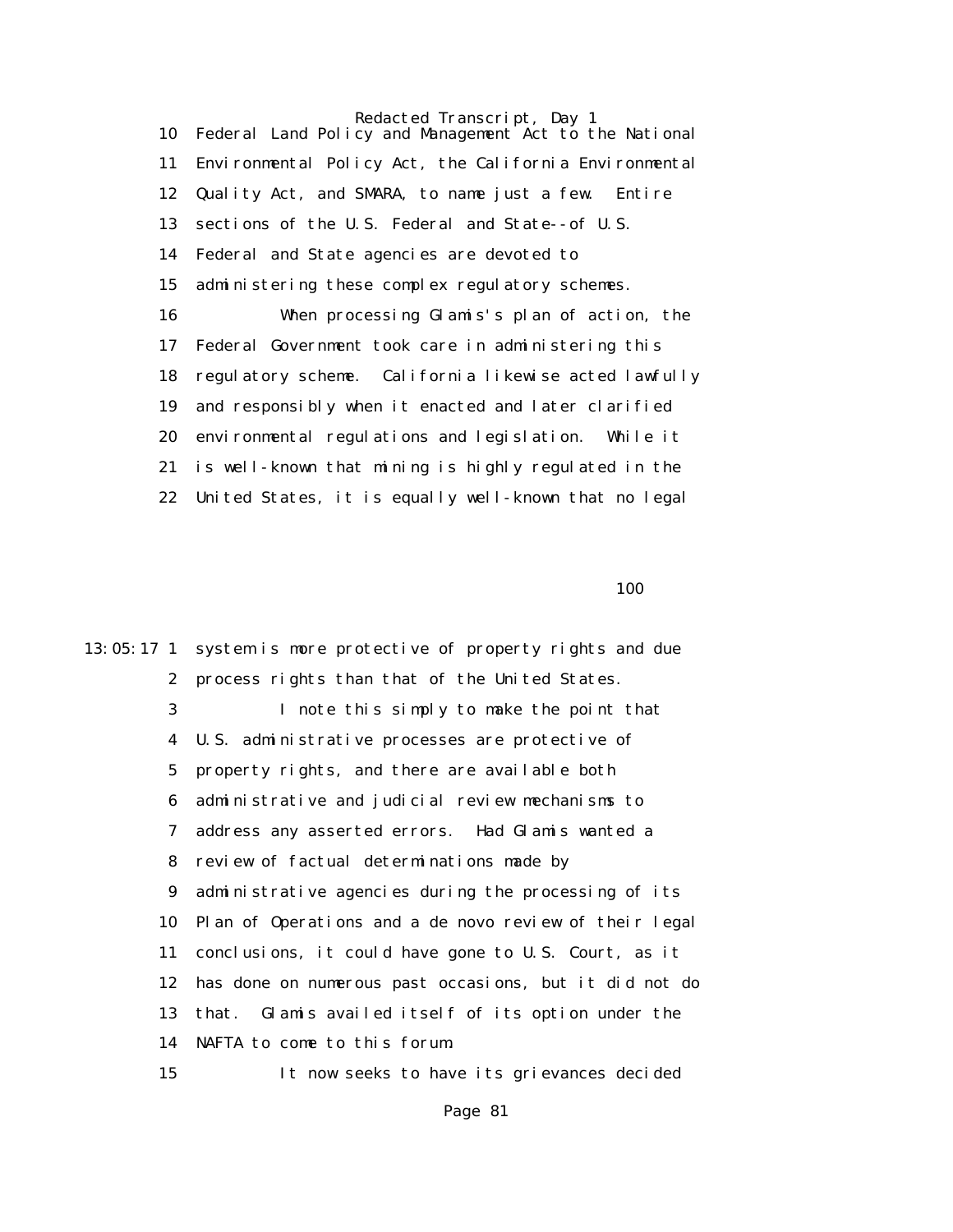10 Federal Land Policy and Management Act to the National
11 Environmental Policy Act, the California Environmental
12 Quality Act, and SMARA, to name just a few. Entire
13 sections of the U.S. Federal and State--of U.S.
14 Federal and State agencies are devoted to
15 administering these complex regulatory schemes.
16 When processing Glamis's plan of action, the
17 Federal Government took care in administering this
18 regulatory scheme. California likewise acted lawfully
19 and responsibly when it enacted and later clarified
20 environmental regulations and legislation. While it
21 is well-known that mining is highly regulated in the
22 United States, it is equally well-known that no legal

100

13:05:17 1 system is more protective of property rights and due
2 process rights than that of the United States.
3 I note this simply to make the point that
4 U.S. administrative processes are protective of
5 property rights, and there are available both
6 administrative and judicial review mechanisms to
7 address any asserted errors. Had Glamis wanted a
8 review of factual determinations made by
9 administrative agencies during the processing of its
10 Plan of Operations and a de novo review of their legal
11 conclusions, it could have gone to U.S. Court, as it
12 has done on numerous past occasions, but it did not do
13 that. Glamis availed itself of its option under the
14 NAFTA to come to this forum.
15 It now seeks to have its grievances decided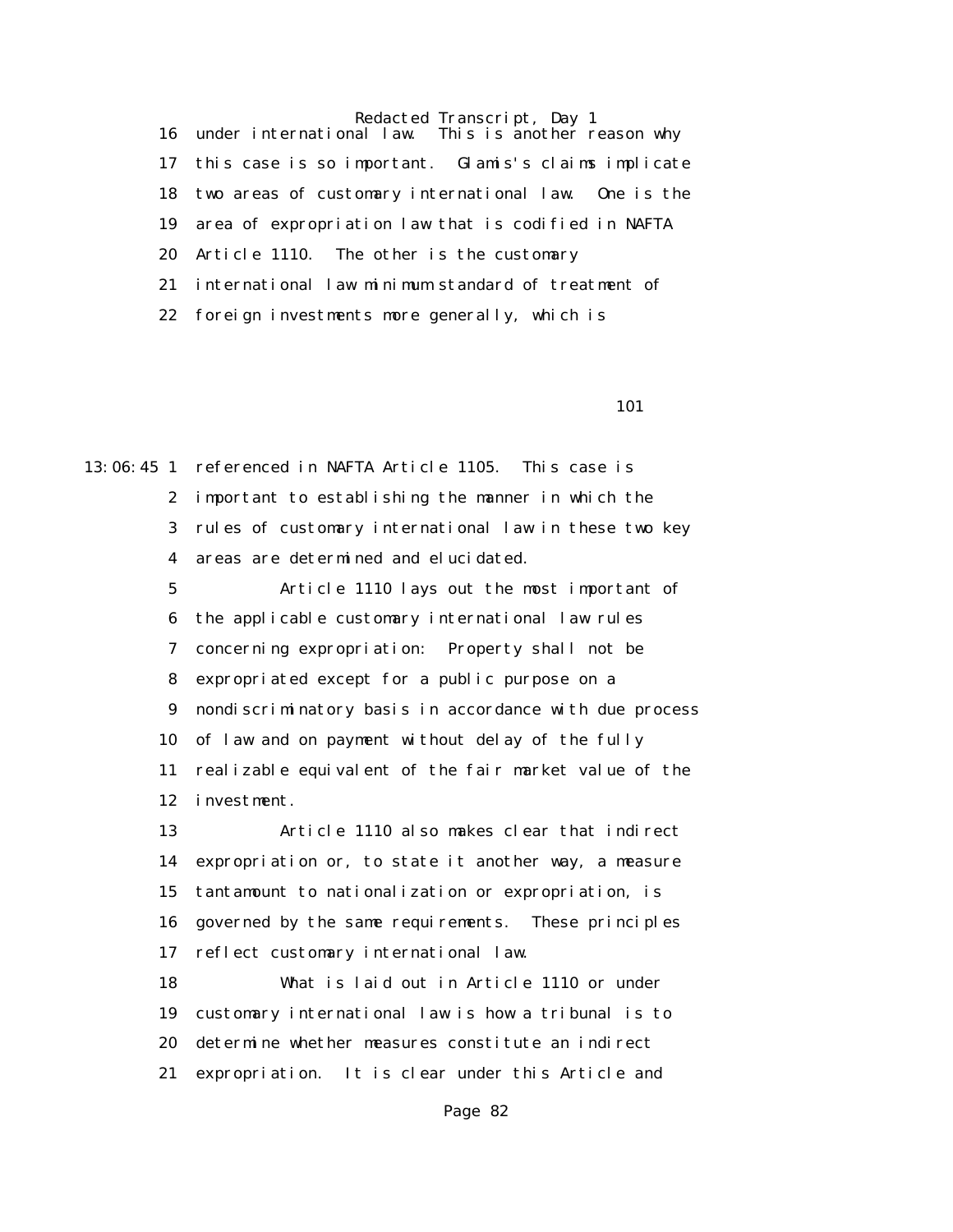16 under international law. This is another reason why
17 this case is so important. Glamis's claims implicate
18 two areas of customary international law. One is the
19 area of expropriation law that is codified in NAFTA
20 Article 1110. The other is the customary
21 international law minimum standard of treatment of
22 foreign investments more generally, which is

101

13:06:45 1 referenced in NAFTA Article 1105. This case is
2 important to establishing the manner in which the
3 rules of customary international law in these two key
4 areas are determined and elucidated.
5 Article 1110 lays out the most important of
6 the applicable customary international law rules
7 concerning expropriation: Property shall not be
8 expropriated except for a public purpose on a
9 nondiscriminatory basis in accordance with due process
10 of law and on payment without delay of the fully
11 realizable equivalent of the fair market value of the
12 investment.
13 Article 1110 also makes clear that indirect
14 expropriation or, to state it another way, a measure
15 tantamount to nationalization or expropriation, is
16 governed by the same requirements. These principles
17 reflect customary international law.
18 What is laid out in Article 1110 or under
19 customary international law is how a tribunal is to
20 determine whether measures constitute an indirect
21 expropriation. It is clear under this Article and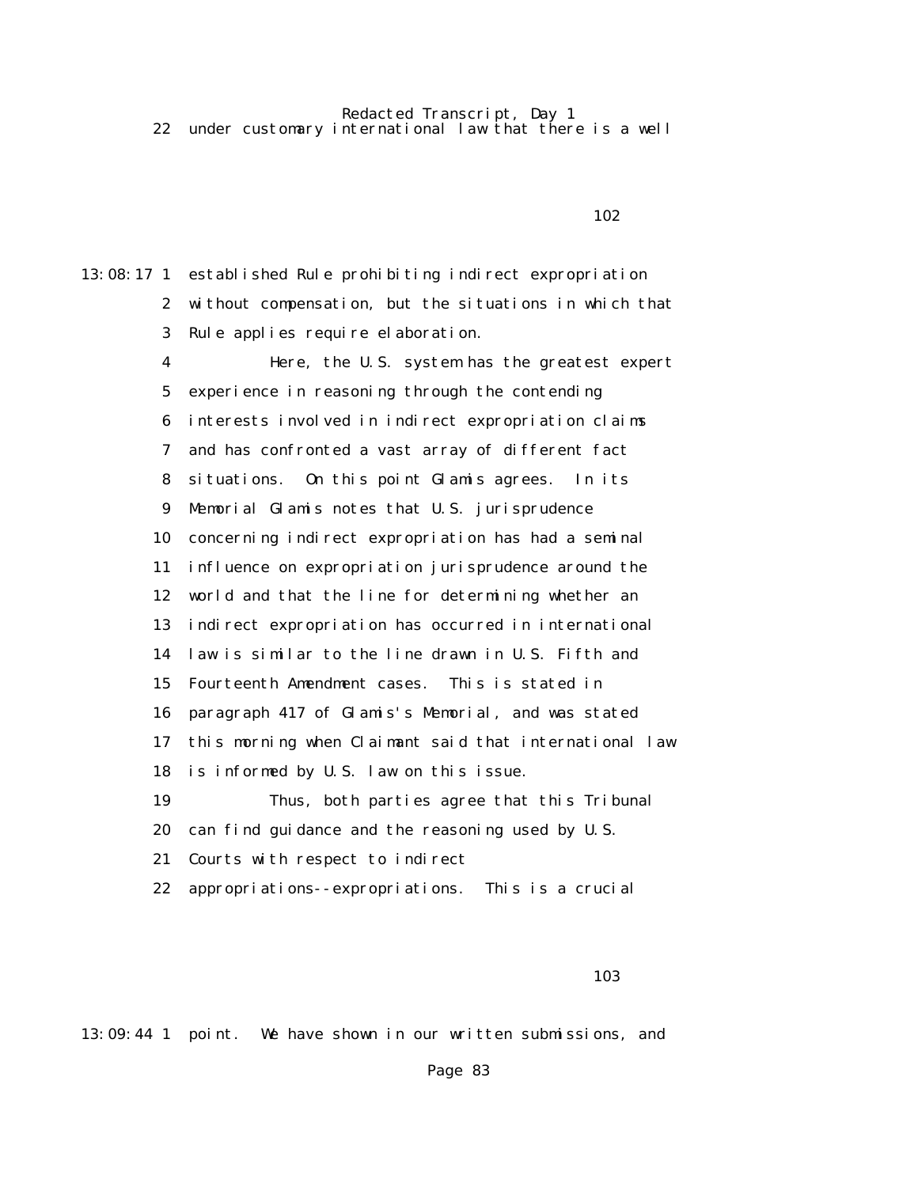22 under customary international law that there is a well

102

13:08:17 1 established Rule prohibiting indirect expropriation
2 without compensation, but the situations in which that
3 Rule applies require elaboration.
4 Here, the U.S. system has the greatest expert
5 experience in reasoning through the contending
6 interests involved in indirect expropriation claims
7 and has confronted a vast array of different fact
8 situations. On this point Glamis agrees. In its
9 Memorial Glamis notes that U.S. jurisprudence
10 concerning indirect expropriation has had a seminal
11 influence on expropriation jurisprudence around the
12 world and that the line for determining whether an
13 indirect expropriation has occurred in international
14 law is similar to the line drawn in U.S. Fifth and
15 Fourteenth Amendment cases. This is stated in
16 paragraph 417 of Glamis's Memorial, and was stated
17 this morning when Claimant said that international law
18 is informed by U.S. law on this issue.
19 Thus, both parties agree that this Tribunal
20 can find guidance and the reasoning used by U.S.
21 Courts with respect to indirect
22 appropriations--expropriations. This is a crucial

103

13:09:44 1 point. We have shown in our written submissions, and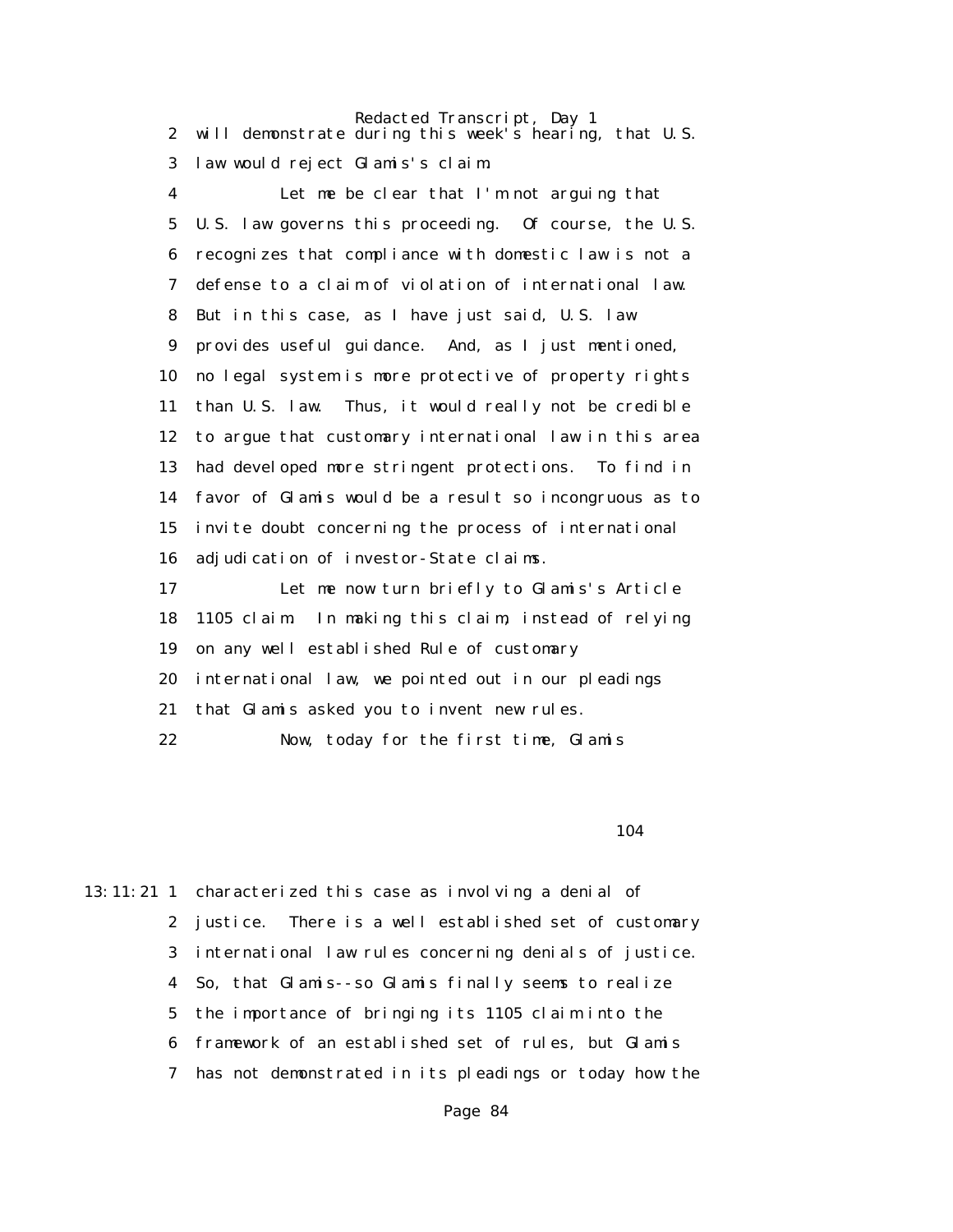2 will demonstrate during this week's hearing, that U.S.

3 law would reject Glamis's claim.

4 Let me be clear that I'm not arguing that

5 U.S. law governs this proceeding. Of course, the U.S.

6 recognizes that compliance with domestic law is not a

7 defense to a claim of violation of international law.

8 But in this case, as I have just said, U.S. law

9 provides useful guidance. And, as I just mentioned,

10 no legal system is more protective of property rights

11 than U.S. law. Thus, it would really not be credible

12 to argue that customary international law in this area

13 had developed more stringent protections. To find in

14 favor of Glamis would be a result so incongruous as to

15 invite doubt concerning the process of international

16 adjudication of investor-State claims.

17 Let me now turn briefly to Glamis's Article

18 1105 claim. In making this claim, instead of relying

19 on any well established Rule of customary

20 international law, we pointed out in our pleadings

21 that Glamis asked you to invent new rules.

22 Now, today for the first time, Glamis

104

13:11:21 1 characterized this case as involving a denial of

2 justice. There is a well established set of customary

3 international law rules concerning denials of justice.

4 So, that Glamis--so Glamis finally seems to realize

5 the importance of bringing its 1105 claim into the

6 framework of an established set of rules, but Glamis

7 has not demonstrated in its pleadings or today how the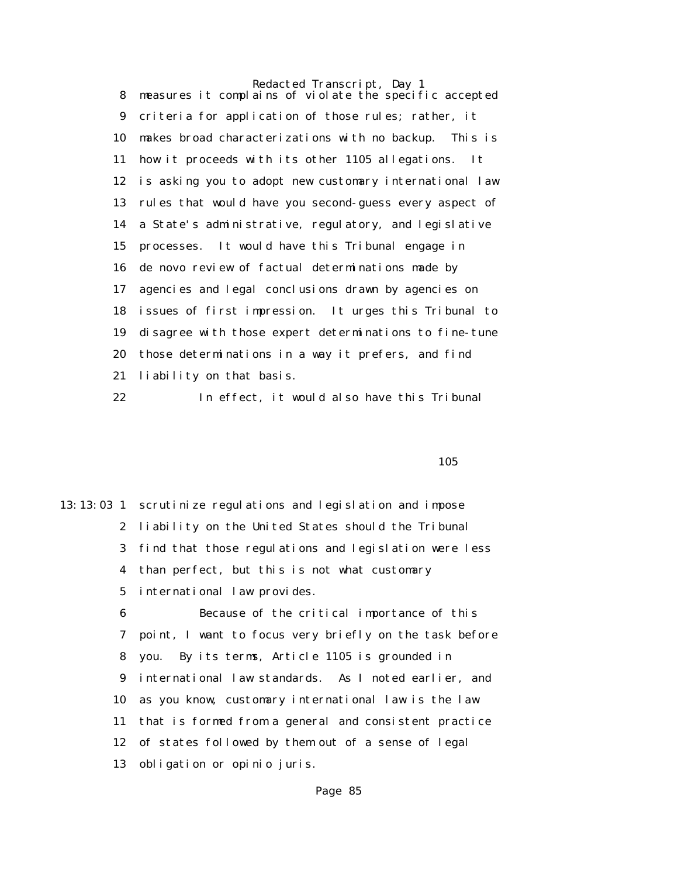8 measures it complains of violate the specific accepted
9 criteria for application of those rules; rather, it
10 makes broad characterizations with no backup. This is
11 how it proceeds with its other 1105 allegations. It
12 is asking you to adopt new customary international law
13 rules that would have you second-guess every aspect of
14 a State's administrative, regulatory, and legislative
15 processes. It would have this Tribunal engage in
16 de novo review of factual determinations made by
17 agencies and legal conclusions drawn by agencies on
18 issues of first impression. It urges this Tribunal to
19 disagree with those expert determinations to fine-tune
20 those determinations in a way it prefers, and find
21 liability on that basis.
22 In effect, it would also have this Tribunal

105

13:13:03 1 scrutinize regulations and legislation and impose
2 liability on the United States should the Tribunal
3 find that those regulations and legislation were less
4 than perfect, but this is not what customary
5 international law provides.
6 Because of the critical importance of this
7 point, I want to focus very briefly on the task before
8 you. By its terms, Article 1105 is grounded in
9 international law standards. As I noted earlier, and
10 as you know, customary international law is the law
11 that is formed from a general and consistent practice
12 of states followed by them out of a sense of legal
13 obligation or opinio juris.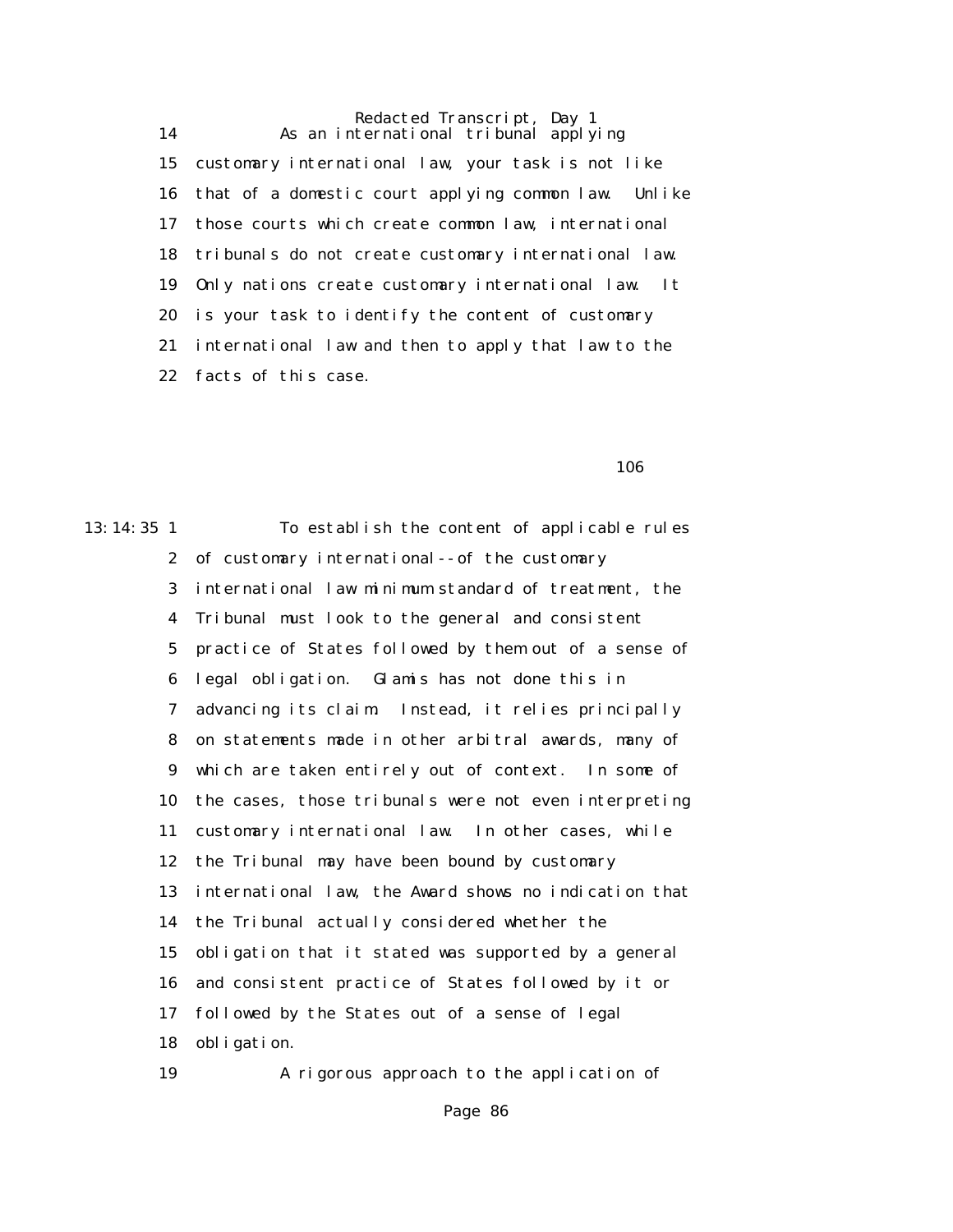14 As an international tribunal applying

15 customary international law, your task is not like

16 that of a domestic court applying common law. Unlike

17 those courts which create common law, international

18 tribunals do not create customary international law.

19 Only nations create customary international law. It

20 is your task to identify the content of customary

21 international law and then to apply that law to the

22 facts of this case.

106

13:14:35 1 To establish the content of applicable rules

2 of customary international--of the customary

3 international law minimum standard of treatment, the

4 Tribunal must look to the general and consistent

5 practice of States followed by them out of a sense of

6 legal obligation. Glamis has not done this in

7 advancing its claim. Instead, it relies principally

8 on statements made in other arbitral awards, many of

9 which are taken entirely out of context. In some of

10 the cases, those tribunals were not even interpreting

11 customary international law. In other cases, while

12 the Tribunal may have been bound by customary

13 international law, the Award shows no indication that

14 the Tribunal actually considered whether the

15 obligation that it stated was supported by a general

16 and consistent practice of States followed by it or

17 followed by the States out of a sense of legal

18 obligation.

19 A rigorous approach to the application of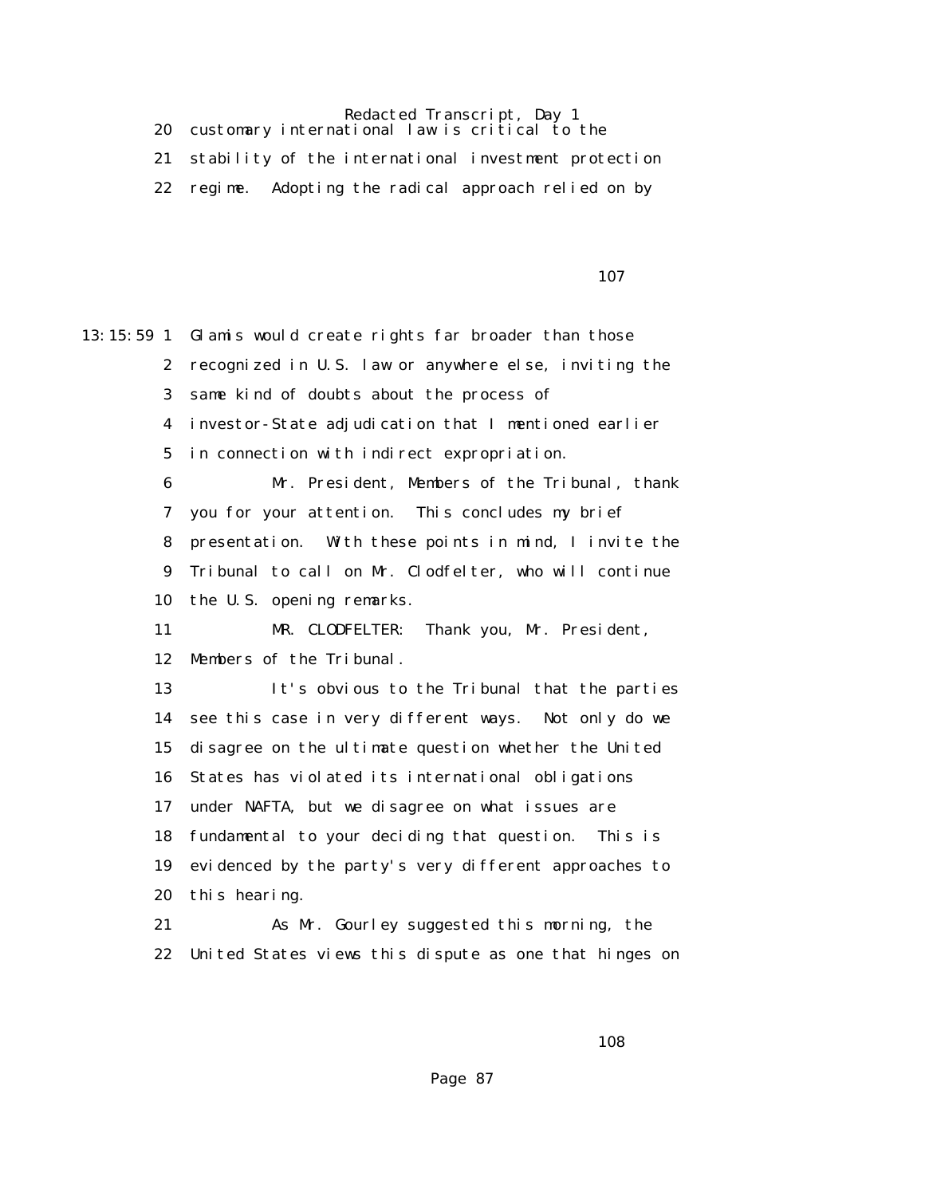20 customary international law is critical to the

21 stability of the international investment protection

22 regime. Adopting the radical approach relied on by

13:15:59 1 Glamis would create rights far broader than those

2 recognized in U.S. law or anywhere else, inviting the

3 same kind of doubts about the process of

4 investor-State adjudication that I mentioned earlier

5 in connection with indirect expropriation.

6 Mr. President, Members of the Tribunal, thank

7 you for your attention. This concludes my brief

8 presentation. With these points in mind, I invite the

9 Tribunal to call on Mr. Clodfelter, who will continue

10 the U.S. opening remarks.

11 MR. CLODFELTER: Thank you, Mr. President,

12 Members of the Tribunal.

13 It's obvious to the Tribunal that the parties

14 see this case in very different ways. Not only do we

15 disagree on the ultimate question whether the United

16 States has violated its international obligations

17 under NAFTA, but we disagree on what issues are

18 fundamental to your deciding that question. This is

19 evidenced by the party's very different approaches to

20 this hearing.

21 As Mr. Gourley suggested this morning, the

22 United States views this dispute as one that hinges on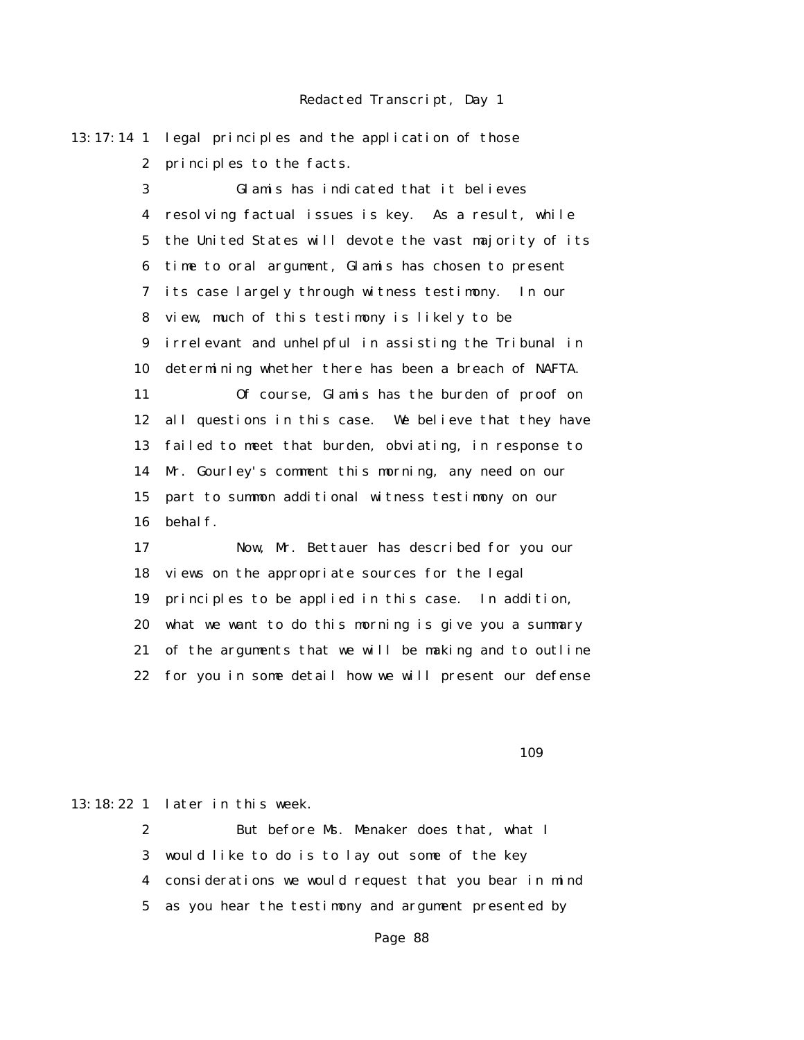13:17:14 1 legal principles and the application of those
2 principles to the facts.
3 Glamis has indicated that it believes
4 resolving factual issues is key. As a result, while
5 the United States will devote the vast majority of its
6 time to oral argument, Glamis has chosen to present
7 its case largely through witness testimony. In our
8 view, much of this testimony is likely to be
9 irrelevant and unhelpful in assisting the Tribunal in
10 determining whether there has been a breach of NAFTA.
11 Of course, Glamis has the burden of proof on
12 all questions in this case. We believe that they have
13 failed to meet that burden, obviating, in response to
14 Mr. Gourley's comment this morning, any need on our
15 part to summon additional witness testimony on our
16 behalf.
17 Now, Mr. Bettauer has described for you our
18 views on the appropriate sources for the legal
19 principles to be applied in this case. In addition,
20 what we want to do this morning is give you a summary
21 of the arguments that we will be making and to outline
22 for you in some detail how we will present our defense

109

13:18:22 1 later in this week.
2 But before Ms. Menaker does that, what I
3 would like to do is to lay out some of the key
4 considerations we would request that you bear in mind
5 as you hear the testimony and argument presented by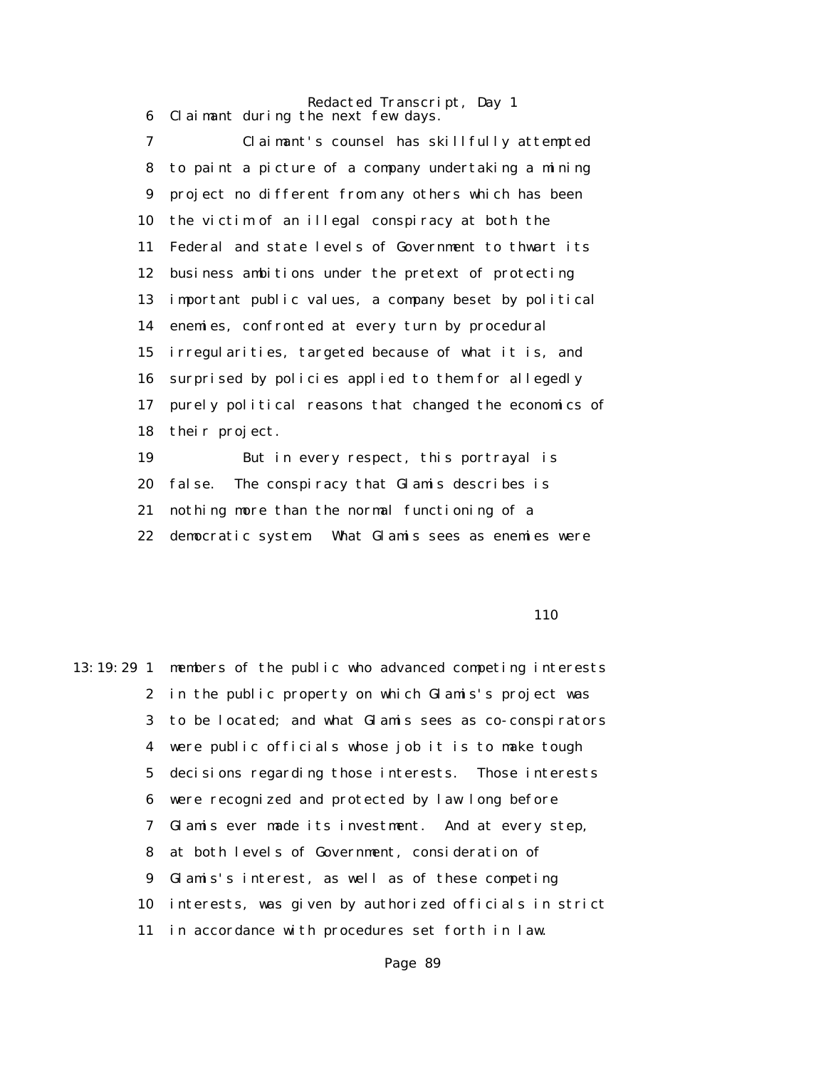Claimant during the next few days.

Claimant's counsel has skillfully attempted to paint a picture of a company undertaking a mining project no different from any others which has been the victim of an illegal conspiracy at both the Federal and state levels of Government to thwart its business ambitions under the pretext of protecting important public values, a company beset by political enemies, confronted at every turn by procedural irregularities, targeted because of what it is, and surprised by policies applied to them for allegedly purely political reasons that changed the economics of their project.

But in every respect, this portrayal is false. The conspiracy that Glamis describes is nothing more than the normal functioning of a democratic system. What Glamis sees as enemies were members of the public who advanced competing interests in the public property on which Glamis's project was to be located; and what Glamis sees as co-conspirators were public officials whose job it is to make tough decisions regarding those interests. Those interests were recognized and protected by law long before Glamis ever made its investment. And at every step, at both levels of Government, consideration of Glamis's interest, as well as of these competing interests, was given by authorized officials in strict in accordance with procedures set forth in law.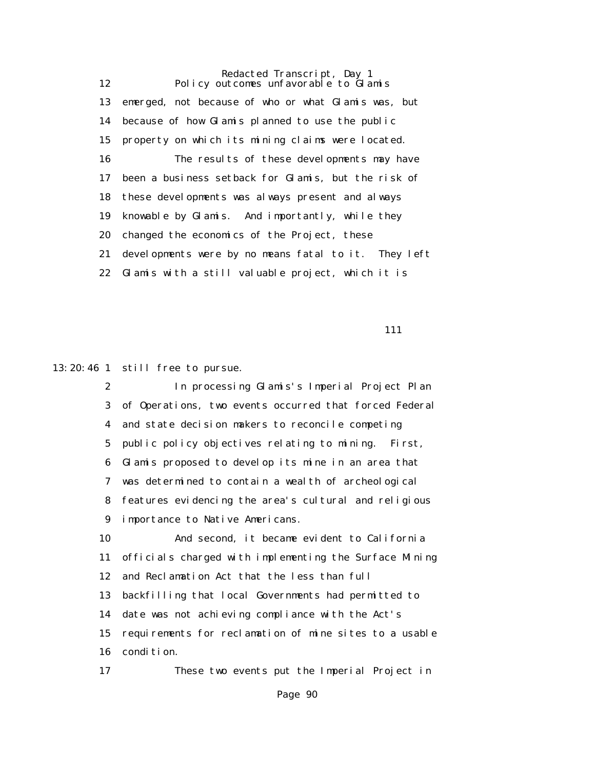12 Policy outcomes unfavorable to Glamis

13 emerged, not because of who or what Glamis was, but

14 because of how Glamis planned to use the public

15 property on which its mining claims were located.

16 The results of these developments may have

17 been a business setback for Glamis, but the risk of

18 these developments was always present and always

19 knowable by Glamis. And importantly, while they

20 changed the economics of the Project, these

21 developments were by no means fatal to it. They left

22 Glamis with a still valuable project, which it is

111

13:20:46 1 still free to pursue.

2 In processing Glamis's Imperial Project Plan

3 of Operations, two events occurred that forced Federal

4 and state decision makers to reconcile competing

5 public policy objectives relating to mining. First,

6 Glamis proposed to develop its mine in an area that

7 was determined to contain a wealth of archeological

8 features evidencing the area's cultural and religious

9 importance to Native Americans.

10 And second, it became evident to California

11 officials charged with implementing the Surface Mining

12 and Reclamation Act that the less than full

13 backfilling that local Governments had permitted to

14 date was not achieving compliance with the Act's

15 requirements for reclamation of mine sites to a usable

16 condition.

17 These two events put the Imperial Project in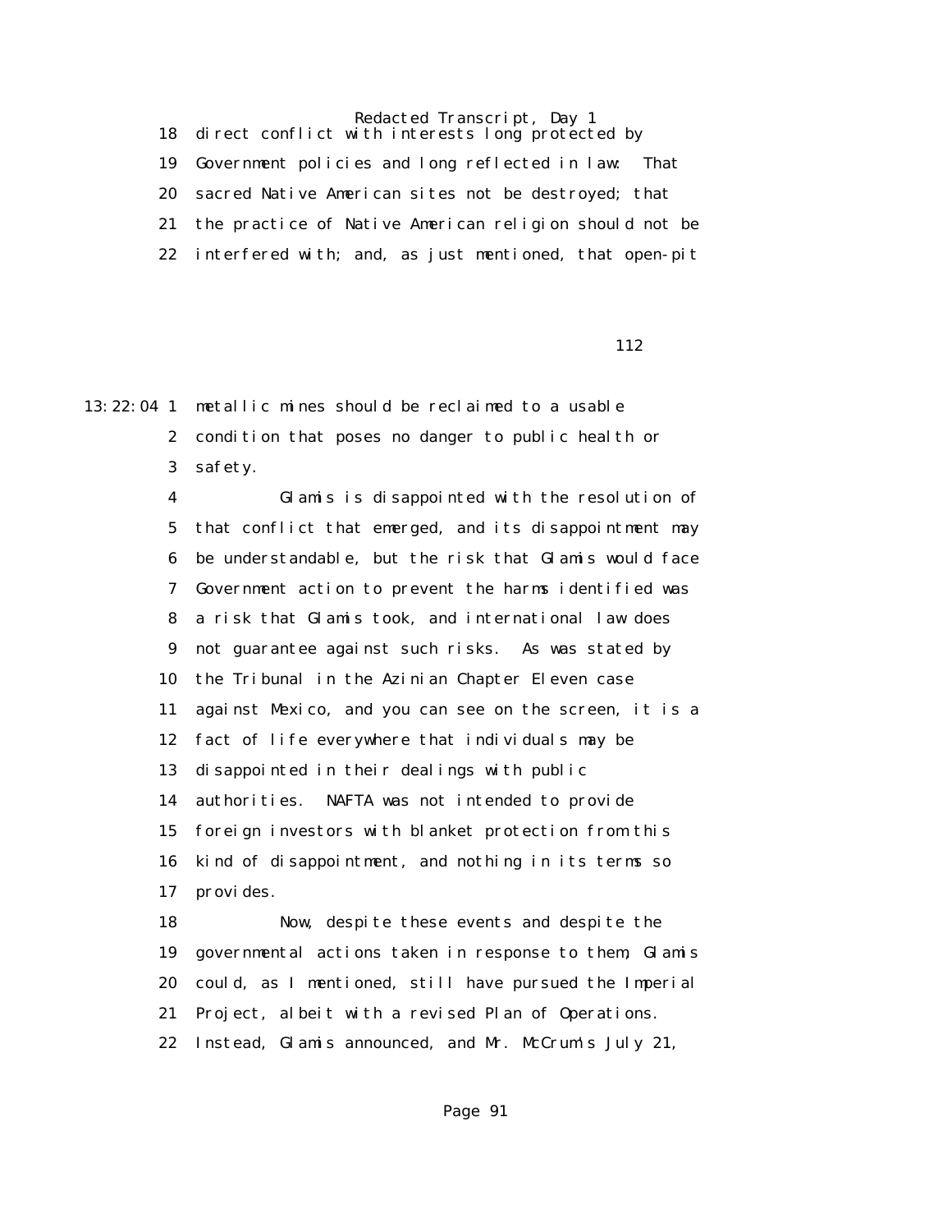18 direct conflict with interests long protected by

19 Government policies and long reflected in law: That

20 sacred Native American sites not be destroyed; that

21 the practice of Native American religion should not be

22 interfered with; and, as just mentioned, that open-pit

112

13:22:04 1 metallic mines should be reclaimed to a usable

2 condition that poses no danger to public health or

3 safety.

4 Glamis is disappointed with the resolution of

5 that conflict that emerged, and its disappointment may

6 be understandable, but the risk that Glamis would face

7 Government action to prevent the harms identified was

8 a risk that Glamis took, and international law does

9 not guarantee against such risks. As was stated by

10 the Tribunal in the Azinian Chapter Eleven case

11 against Mexico, and you can see on the screen, it is a

12 fact of life everywhere that individuals may be

13 disappointed in their dealings with public

14 authorities. NAFTA was not intended to provide

15 foreign investors with blanket protection from this

16 kind of disappointment, and nothing in its terms so

17 provides.

18 Now, despite these events and despite the

19 governmental actions taken in response to them, Glamis

20 could, as I mentioned, still have pursued the Imperial

21 Project, albeit with a revised Plan of Operations.

22 Instead, Glamis announced, and Mr. McCrum's July 21,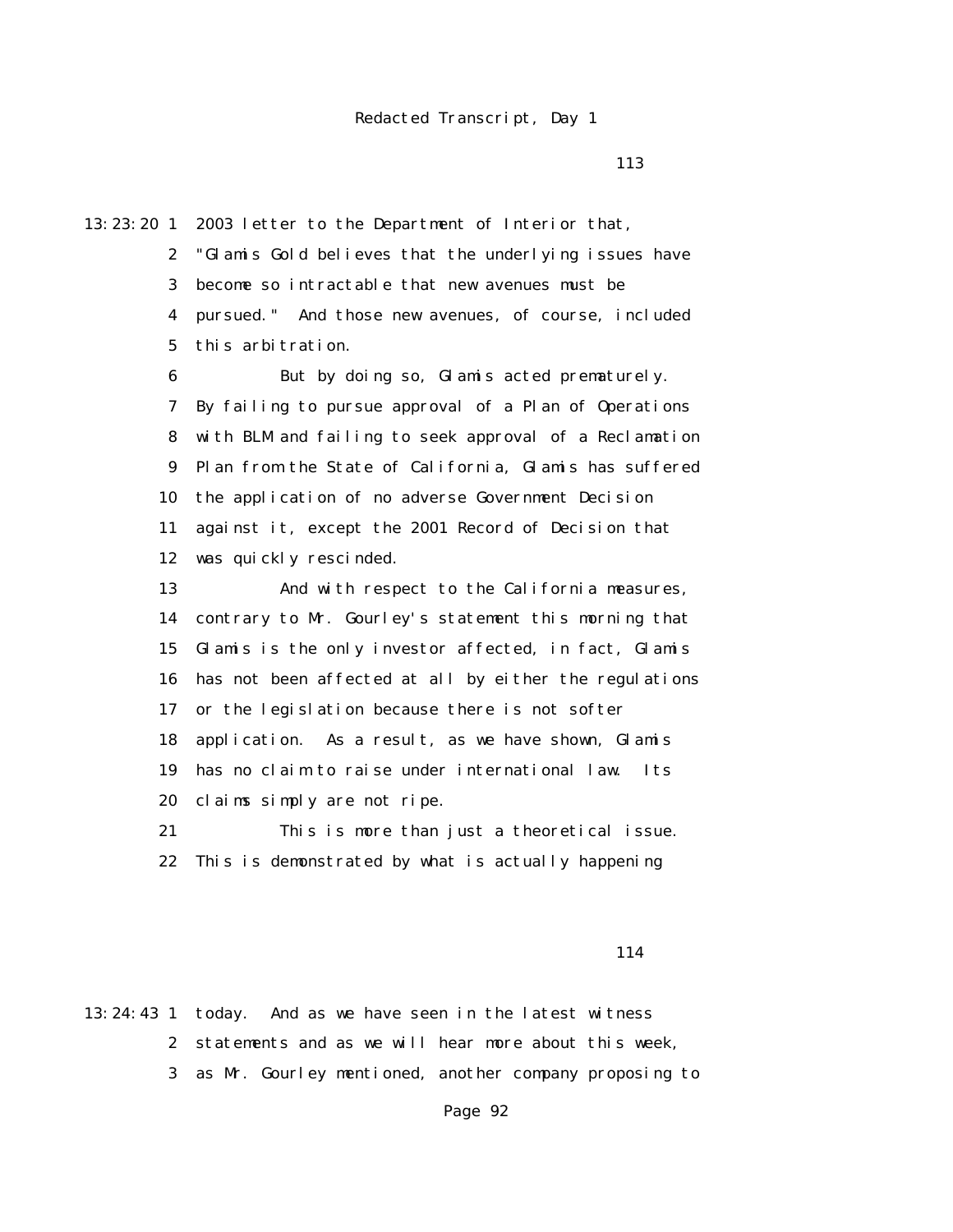13:23:20 1 2003 letter to the Department of Interior that,
2 "Glamis Gold believes that the underlying issues have
3 become so intractable that new avenues must be
4 pursued." And those new avenues, of course, included
5 this arbitration.

6 But by doing so, Glamis acted prematurely.
7 By failing to pursue approval of a Plan of Operations
8 with BLM and failing to seek approval of a Reclamation
9 Plan from the State of California, Glamis has suffered
10 the application of no adverse Government Decision
11 against it, except the 2001 Record of Decision that
12 was quickly rescinded.

13 And with respect to the California measures,
14 contrary to Mr. Gourley's statement this morning that
15 Glamis is the only investor affected, in fact, Glamis
16 has not been affected at all by either the regulations
17 or the legislation because there is not softer
18 application. As a result, as we have shown, Glamis
19 has no claim to raise under international law. Its
20 claims simply are not ripe.

21 This is more than just a theoretical issue.
22 This is demonstrated by what is actually happening

114

13:24:43 1 today. And as we have seen in the latest witness
2 statements and as we will hear more about this week,
3 as Mr. Gourley mentioned, another company proposing to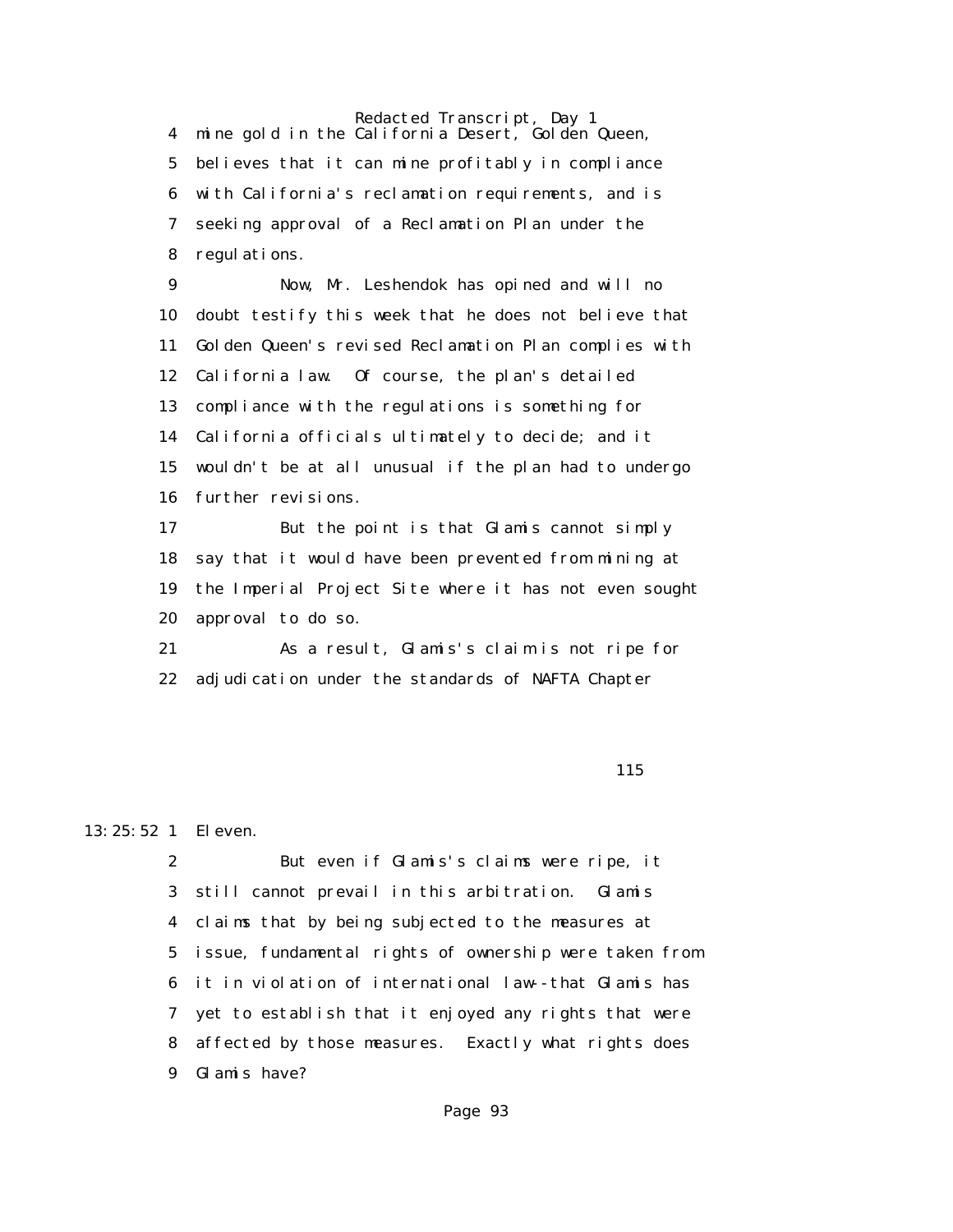4 mine gold in the California Desert, Golden Queen,

5 believes that it can mine profitably in compliance

6 with California's reclamation requirements, and is

7 seeking approval of a Reclamation Plan under the

8 regulations.

9 Now, Mr. Leshendok has opined and will no

10 doubt testify this week that he does not believe that

11 Golden Queen's revised Reclamation Plan complies with

12 California law. Of course, the plan's detailed

13 compliance with the regulations is something for

14 California officials ultimately to decide; and it

15 wouldn't be at all unusual if the plan had to undergo

16 further revisions.

17 But the point is that Glamis cannot simply

18 say that it would have been prevented from mining at

19 the Imperial Project Site where it has not even sought

20 approval to do so.

21 As a result, Glamis's claim is not ripe for

22 adjudication under the standards of NAFTA Chapter

115

13:25:52 1 Eleven.

2 But even if Glamis's claims were ripe, it

3 still cannot prevail in this arbitration. Glamis

4 claims that by being subjected to the measures at

5 issue, fundamental rights of ownership were taken from

6 it in violation of international law--that Glamis has

7 yet to establish that it enjoyed any rights that were

8 affected by those measures. Exactly what rights does

9 Glamis have?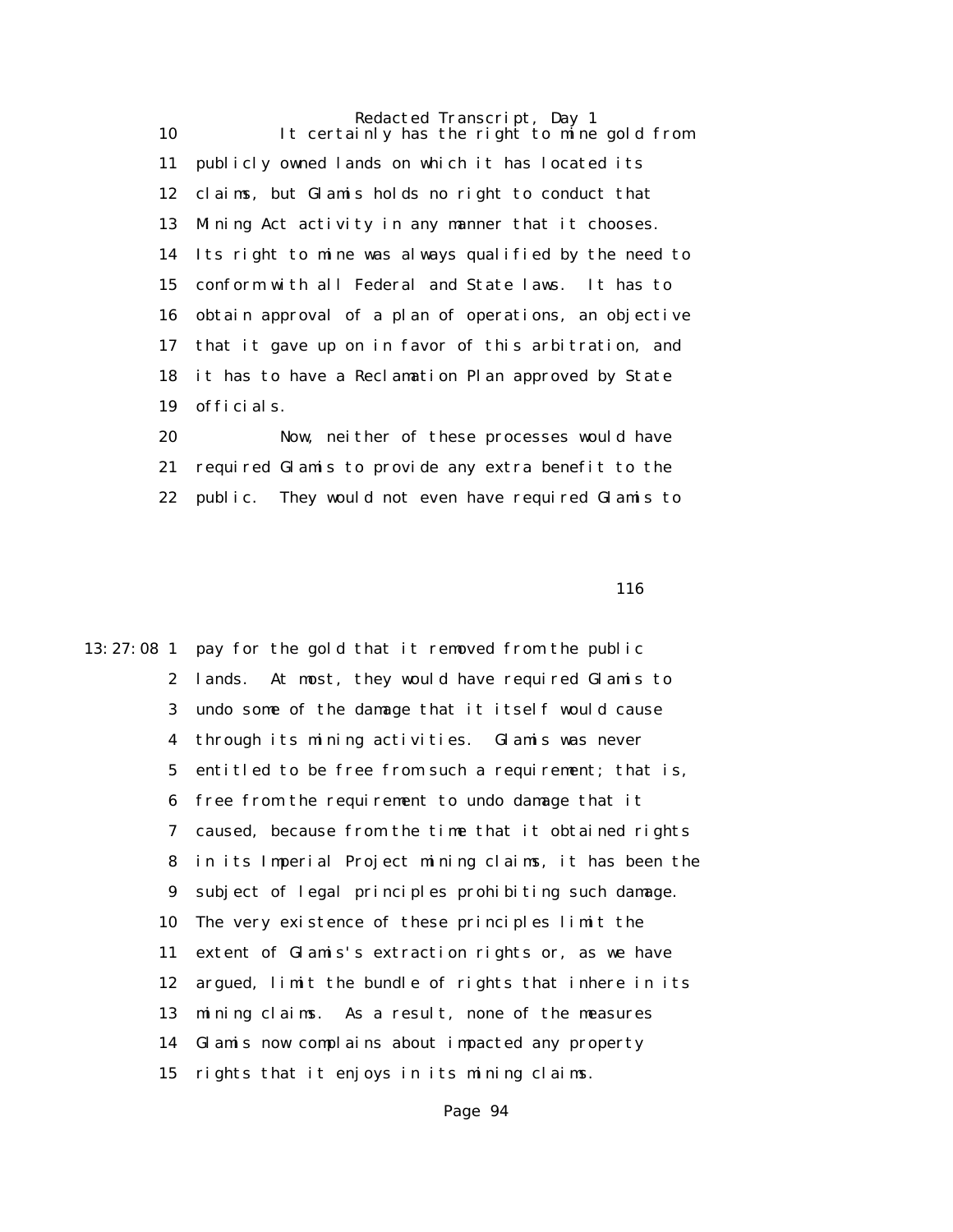10 It certainly has the right to mine gold from
11 publicly owned lands on which it has located its
12 claims, but Glamis holds no right to conduct that
13 Mining Act activity in any manner that it chooses.
14 Its right to mine was always qualified by the need to
15 conform with all Federal and State laws. It has to
16 obtain approval of a plan of operations, an objective
17 that it gave up on in favor of this arbitration, and
18 it has to have a Reclamation Plan approved by State
19 officials.
20 Now, neither of these processes would have
21 required Glamis to provide any extra benefit to the
22 public. They would not even have required Glamis to

116

13:27:08 1 pay for the gold that it removed from the public
2 lands. At most, they would have required Glamis to
3 undo some of the damage that it itself would cause
4 through its mining activities. Glamis was never
5 entitled to be free from such a requirement; that is,
6 free from the requirement to undo damage that it
7 caused, because from the time that it obtained rights
8 in its Imperial Project mining claims, it has been the
9 subject of legal principles prohibiting such damage.
10 The very existence of these principles limit the
11 extent of Glamis's extraction rights or, as we have
12 argued, limit the bundle of rights that inhere in its
13 mining claims. As a result, none of the measures
14 Glamis now complains about impacted any property
15 rights that it enjoys in its mining claims.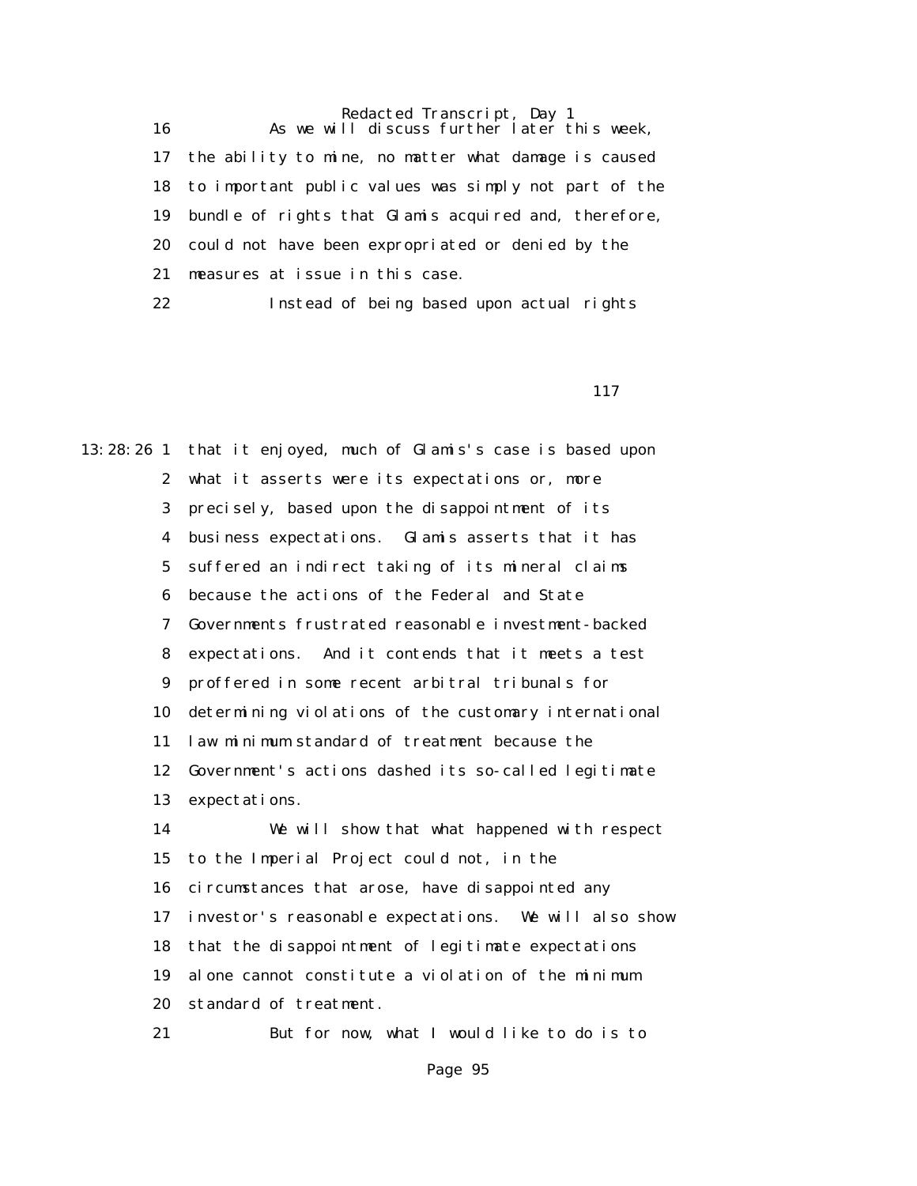16 As we will discuss further later this week,

17 the ability to mine, no matter what damage is caused

18 to important public values was simply not part of the

19 bundle of rights that Glamis acquired and, therefore,

20 could not have been expropriated or denied by the

21 measures at issue in this case.

22 Instead of being based upon actual rights

117

13:28:26 1 that it enjoyed, much of Glamis's case is based upon

2 what it asserts were its expectations or, more

3 precisely, based upon the disappointment of its

4 business expectations. Glamis asserts that it has

5 suffered an indirect taking of its mineral claims

6 because the actions of the Federal and State

7 Governments frustrated reasonable investment-backed

8 expectations. And it contends that it meets a test

9 proffered in some recent arbitral tribunals for

10 determining violations of the customary international

11 law minimum standard of treatment because the

12 Government's actions dashed its so-called legitimate

13 expectations.

14 We will show that what happened with respect

15 to the Imperial Project could not, in the

16 circumstances that arose, have disappointed any

17 investor's reasonable expectations. We will also show

18 that the disappointment of legitimate expectations

19 alone cannot constitute a violation of the minimum

20 standard of treatment.

21 But for now, what I would like to do is to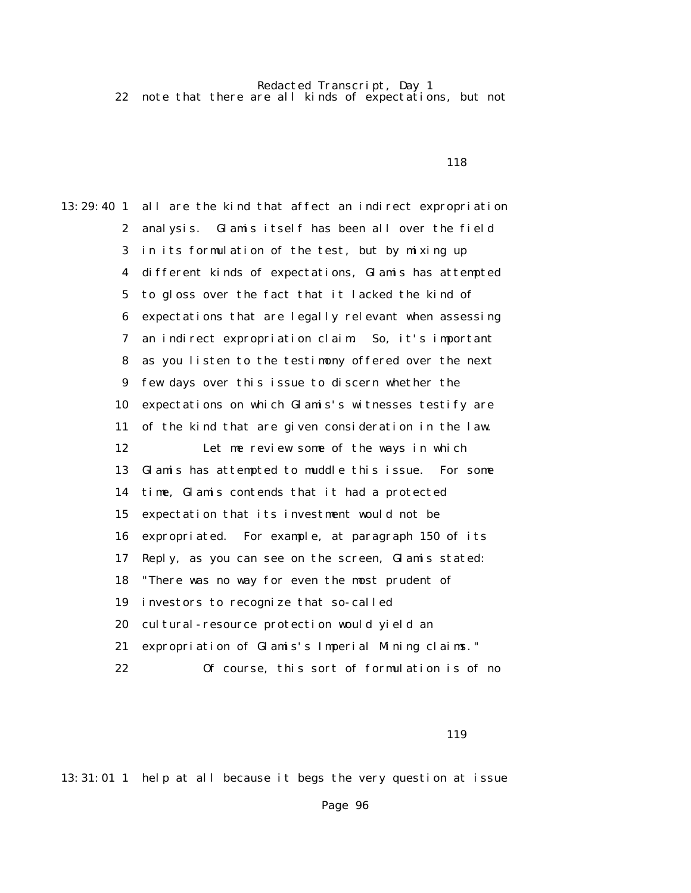22 note that there are all kinds of expectations, but not

118

13:29:40 1 all are the kind that affect an indirect expropriation
2 analysis. Glamis itself has been all over the field
3 in its formulation of the test, but by mixing up
4 different kinds of expectations, Glamis has attempted
5 to gloss over the fact that it lacked the kind of
6 expectations that are legally relevant when assessing
7 an indirect expropriation claim. So, it's important
8 as you listen to the testimony offered over the next
9 few days over this issue to discern whether the
10 expectations on which Glamis's witnesses testify are
11 of the kind that are given consideration in the law.
12 Let me review some of the ways in which
13 Glamis has attempted to muddle this issue. For some
14 time, Glamis contends that it had a protected
15 expectation that its investment would not be
16 expropriated. For example, at paragraph 150 of its
17 Reply, as you can see on the screen, Glamis stated:
18 "There was no way for even the most prudent of
19 investors to recognize that so-called
20 cultural-resource protection would yield an
21 expropriation of Glamis's Imperial Mining claims."
22 Of course, this sort of formulation is of no

119

13:31:01 1 help at all because it begs the very question at issue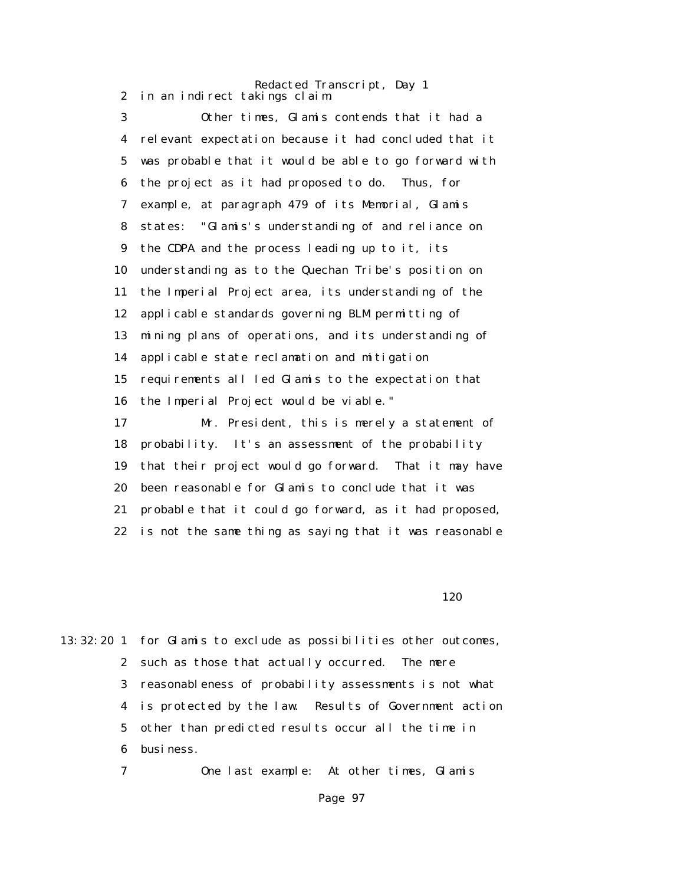2 in an indirect takings claim.

3 Other times, Glamis contends that it had a

4 relevant expectation because it had concluded that it

5 was probable that it would be able to go forward with

6 the project as it had proposed to do. Thus, for

7 example, at paragraph 479 of its Memorial, Glamis

8 states: "Glamis's understanding of and reliance on

9 the CDPA and the process leading up to it, its

10 understanding as to the Quechan Tribe's position on

11 the Imperial Project area, its understanding of the

12 applicable standards governing BLM permitting of

13 mining plans of operations, and its understanding of

14 applicable state reclamation and mitigation

15 requirements all led Glamis to the expectation that

16 the Imperial Project would be viable."

17 Mr. President, this is merely a statement of

18 probability. It's an assessment of the probability

19 that their project would go forward. That it may have

20 been reasonable for Glamis to conclude that it was

21 probable that it could go forward, as it had proposed,

22 is not the same thing as saying that it was reasonable

120

13:32:20 1 for Glamis to exclude as possibilities other outcomes,

2 such as those that actually occurred. The mere

3 reasonableness of probability assessments is not what

4 is protected by the law. Results of Government action

5 other than predicted results occur all the time in

6 business.

7 One last example: At other times, Glamis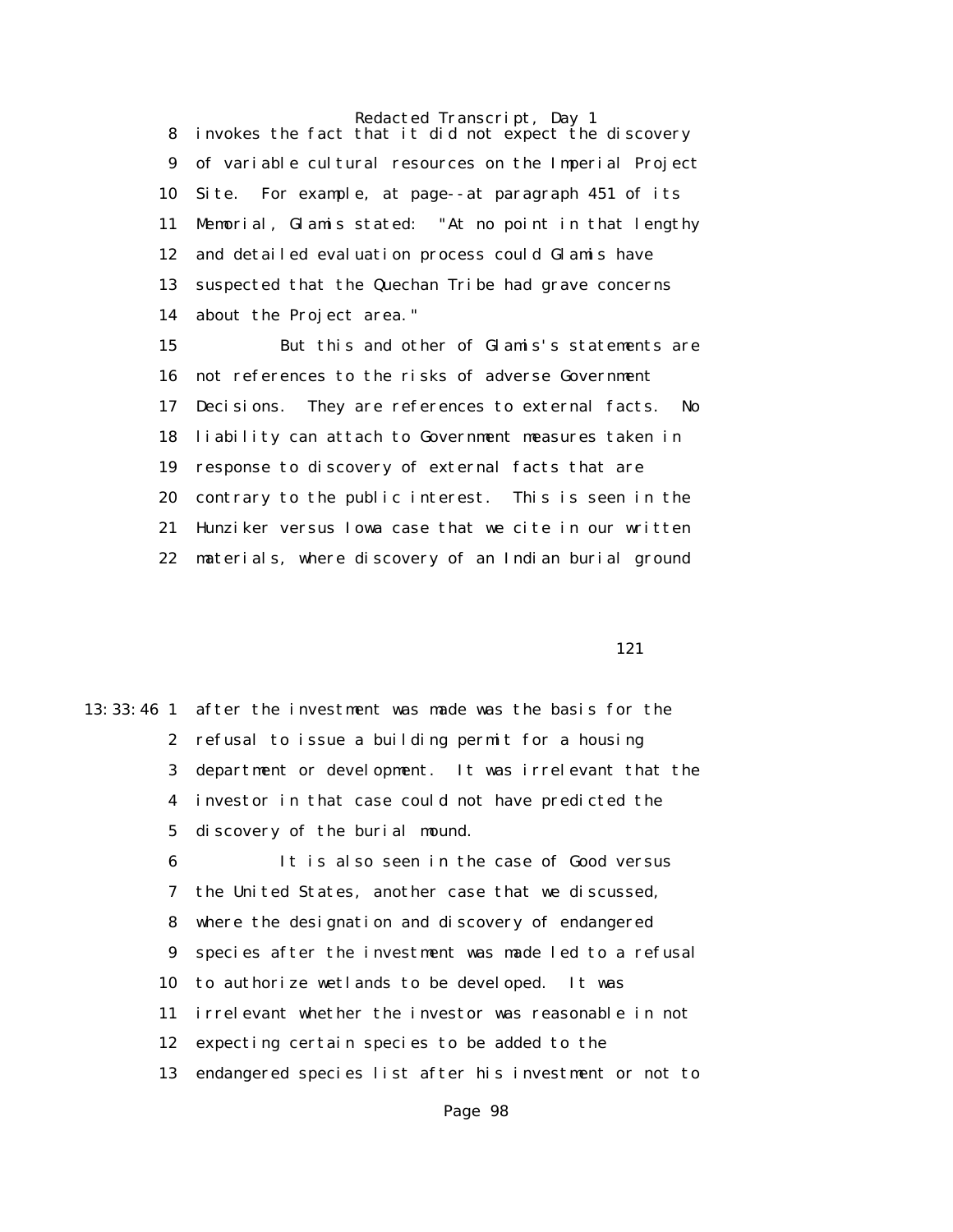8 invokes the fact that it did not expect the discovery

9 of variable cultural resources on the Imperial Project

10 Site. For example, at page--at paragraph 451 of its

11 Memorial, Glamis stated: "At no point in that lengthy

12 and detailed evaluation process could Glamis have

13 suspected that the Quechan Tribe had grave concerns

14 about the Project area."

15 But this and other of Glamis's statements are

16 not references to the risks of adverse Government

17 Decisions. They are references to external facts. No

18 liability can attach to Government measures taken in

19 response to discovery of external facts that are

20 contrary to the public interest. This is seen in the

21 Hunziker versus Iowa case that we cite in our written

22 materials, where discovery of an Indian burial ground

121

13:33:46 1 after the investment was made was the basis for the

2 refusal to issue a building permit for a housing

3 department or development. It was irrelevant that the

4 investor in that case could not have predicted the

5 discovery of the burial mound.

6 It is also seen in the case of Good versus

7 the United States, another case that we discussed,

8 where the designation and discovery of endangered

9 species after the investment was made led to a refusal

10 to authorize wetlands to be developed. It was

11 irrelevant whether the investor was reasonable in not

12 expecting certain species to be added to the

13 endangered species list after his investment or not to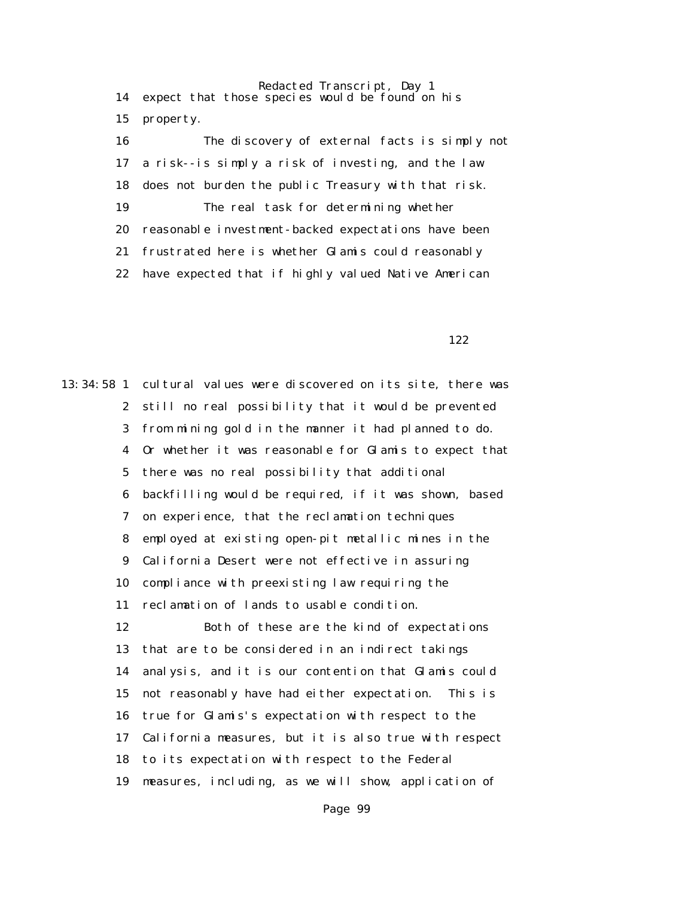14 expect that those species would be found on his

15 property.

16 The discovery of external facts is simply not

17 a risk--is simply a risk of investing, and the law

18 does not burden the public Treasury with that risk.

19 The real task for determining whether

20 reasonable investment-backed expectations have been

21 frustrated here is whether Glamis could reasonably

22 have expected that if highly valued Native American

122

13:34:58 1 cultural values were discovered on its site, there was

2 still no real possibility that it would be prevented

3 from mining gold in the manner it had planned to do.

4 Or whether it was reasonable for Glamis to expect that

5 there was no real possibility that additional

6 backfilling would be required, if it was shown, based

7 on experience, that the reclamation techniques

8 employed at existing open-pit metallic mines in the

9 California Desert were not effective in assuring

10 compliance with preexisting law requiring the

11 reclamation of lands to usable condition.

12 Both of these are the kind of expectations

13 that are to be considered in an indirect takings

14 analysis, and it is our contention that Glamis could

15 not reasonably have had either expectation. This is

16 true for Glamis's expectation with respect to the

17 California measures, but it is also true with respect

18 to its expectation with respect to the Federal

19 measures, including, as we will show, application of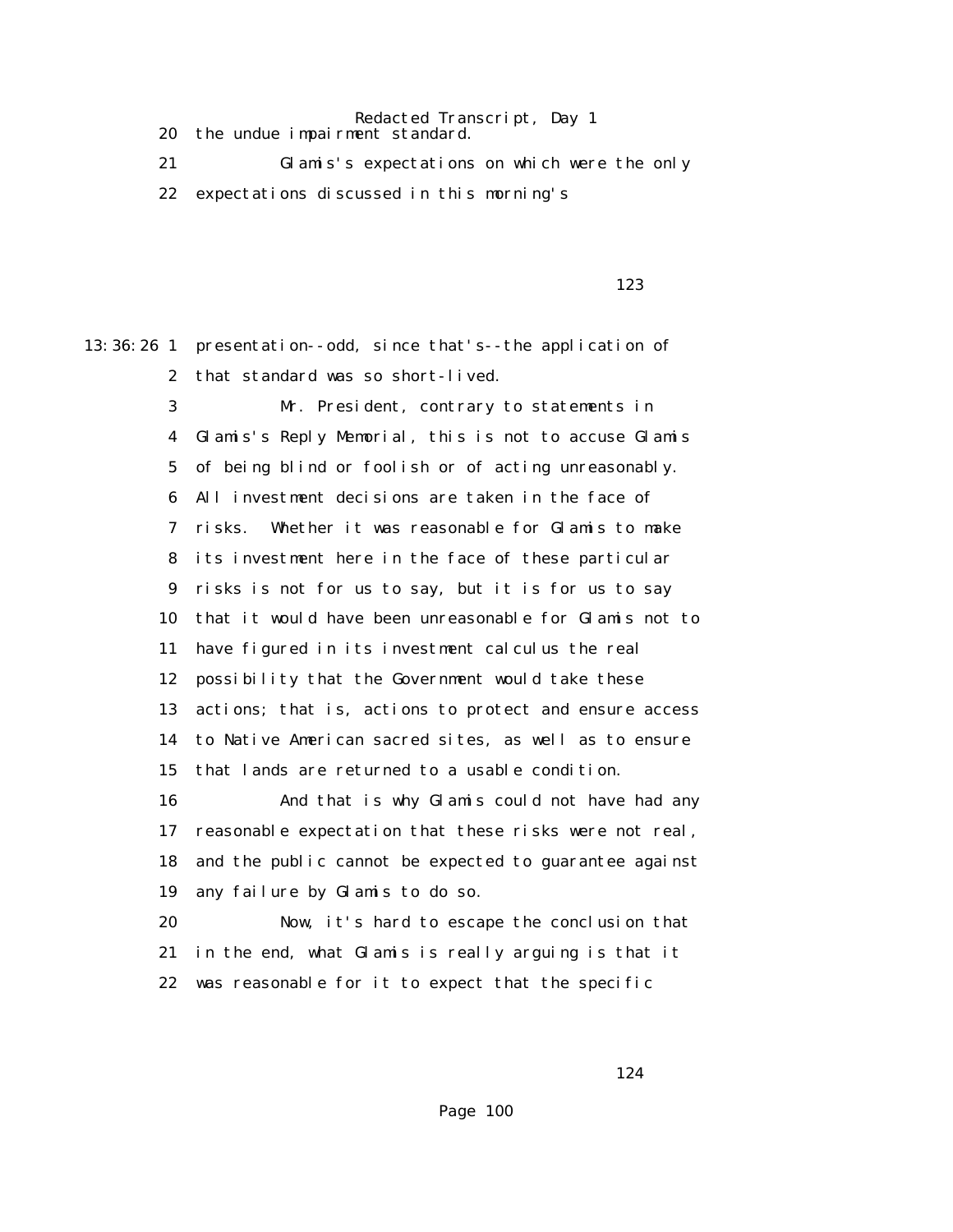20 the undue impairment standard.

21 Glamis's expectations on which were the only

22 expectations discussed in this morning's

13:36:26 1 presentation--odd, since that's--the application of

2 that standard was so short-lived.

3 Mr. President, contrary to statements in

4 Glamis's Reply Memorial, this is not to accuse Glamis

5 of being blind or foolish or of acting unreasonably.

6 All investment decisions are taken in the face of

7 risks. Whether it was reasonable for Glamis to make

8 its investment here in the face of these particular

9 risks is not for us to say, but it is for us to say

10 that it would have been unreasonable for Glamis not to

11 have figured in its investment calculus the real

12 possibility that the Government would take these

13 actions; that is, actions to protect and ensure access

14 to Native American sacred sites, as well as to ensure

15 that lands are returned to a usable condition.

16 And that is why Glamis could not have had any

17 reasonable expectation that these risks were not real,

18 and the public cannot be expected to guarantee against

19 any failure by Glamis to do so.

20 Now, it's hard to escape the conclusion that

21 in the end, what Glamis is really arguing is that it

22 was reasonable for it to expect that the specific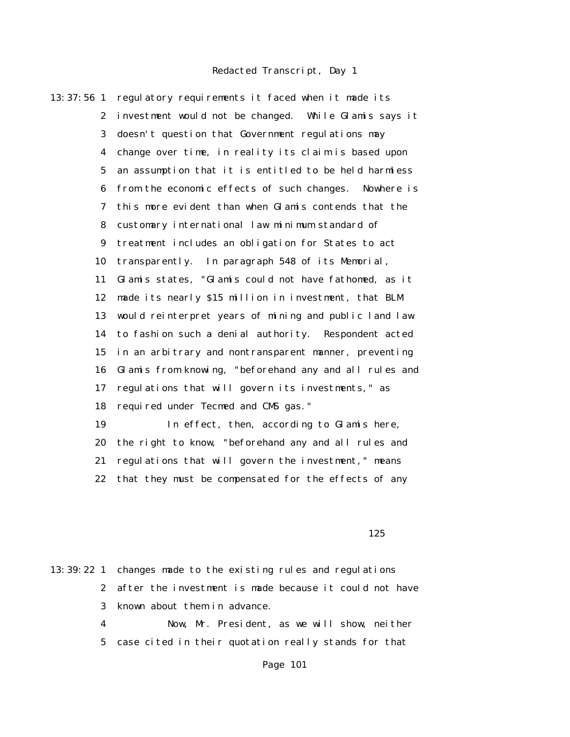regulatory requirements it faced when it made its investment would not be changed. While Glamis says it doesn't question that Government regulations may change over time, in reality its claim is based upon an assumption that it is entitled to be held harmless from the economic effects of such changes. Nowhere is this more evident than when Glamis contends that the customary international law minimum standard of treatment includes an obligation for States to act transparently. In paragraph 548 of its Memorial, Glamis states, "Glamis could not have fathomed, as it made its nearly $15 million in investment, that BLM would reinterpret years of mining and public land law to fashion such a denial authority. Respondent acted in an arbitrary and nontransparent manner, preventing Glamis from knowing, "beforehand any and all rules and regulations that will govern its investments," as required under Tecmed and CMS gas."

In effect, then, according to Glamis here, the right to know, "beforehand any and all rules and regulations that will govern the investment," means that they must be compensated for the effects of any changes made to the existing rules and regulations after the investment is made because it could not have known about them in advance.

Now, Mr. President, as we will show, neither case cited in their quotation really stands for that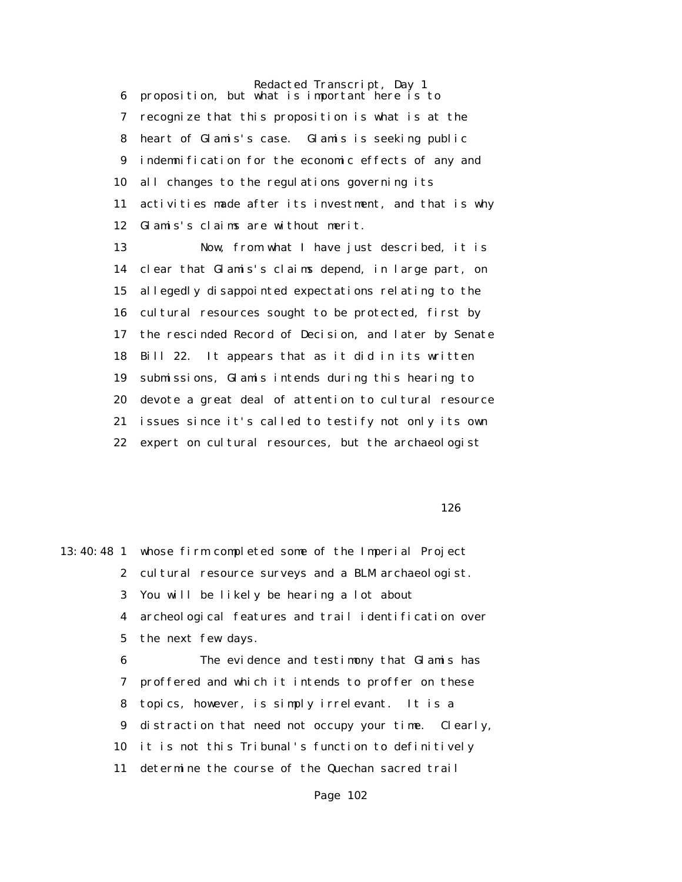6 proposition, but what is important here is to
7 recognize that this proposition is what is at the
8 heart of Glamis's case. Glamis is seeking public
9 indemnification for the economic effects of any and
10 all changes to the regulations governing its
11 activities made after its investment, and that is why
12 Glamis's claims are without merit.

13 Now, from what I have just described, it is
14 clear that Glamis's claims depend, in large part, on
15 allegedly disappointed expectations relating to the
16 cultural resources sought to be protected, first by
17 the rescinded Record of Decision, and later by Senate
18 Bill 22. It appears that as it did in its written
19 submissions, Glamis intends during this hearing to
20 devote a great deal of attention to cultural resource
21 issues since it's called to testify not only its own
22 expert on cultural resources, but the archaeologist

126

13:40:48 1 whose firm completed some of the Imperial Project
2 cultural resource surveys and a BLM archaeologist.
3 You will be likely be hearing a lot about
4 archeological features and trail identification over
5 the next few days.

6 The evidence and testimony that Glamis has
7 proffered and which it intends to proffer on these
8 topics, however, is simply irrelevant. It is a
9 distraction that need not occupy your time. Clearly,
10 it is not this Tribunal's function to definitively
11 determine the course of the Quechan sacred trail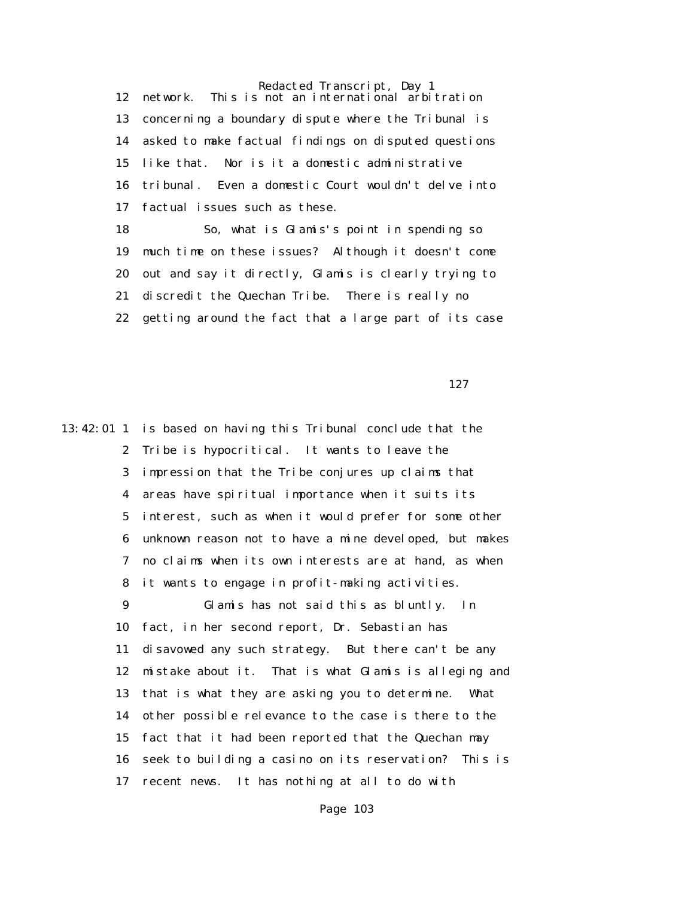12 network. This is not an international arbitration

13 concerning a boundary dispute where the Tribunal is

14 asked to make factual findings on disputed questions

15 like that. Nor is it a domestic administrative

16 tribunal. Even a domestic Court wouldn't delve into

17 factual issues such as these.

18 So, what is Glamis's point in spending so

19 much time on these issues? Although it doesn't come

20 out and say it directly, Glamis is clearly trying to

21 discredit the Quechan Tribe. There is really no

22 getting around the fact that a large part of its case

127

13:42:01 1 is based on having this Tribunal conclude that the

2 Tribe is hypocritical. It wants to leave the

3 impression that the Tribe conjures up claims that

4 areas have spiritual importance when it suits its

5 interest, such as when it would prefer for some other

6 unknown reason not to have a mine developed, but makes

7 no claims when its own interests are at hand, as when

8 it wants to engage in profit-making activities.

9 Glamis has not said this as bluntly. In

10 fact, in her second report, Dr. Sebastian has

11 disavowed any such strategy. But there can't be any

12 mistake about it. That is what Glamis is alleging and

13 that is what they are asking you to determine. What

14 other possible relevance to the case is there to the

15 fact that it had been reported that the Quechan may

16 seek to building a casino on its reservation? This is

17 recent news. It has nothing at all to do with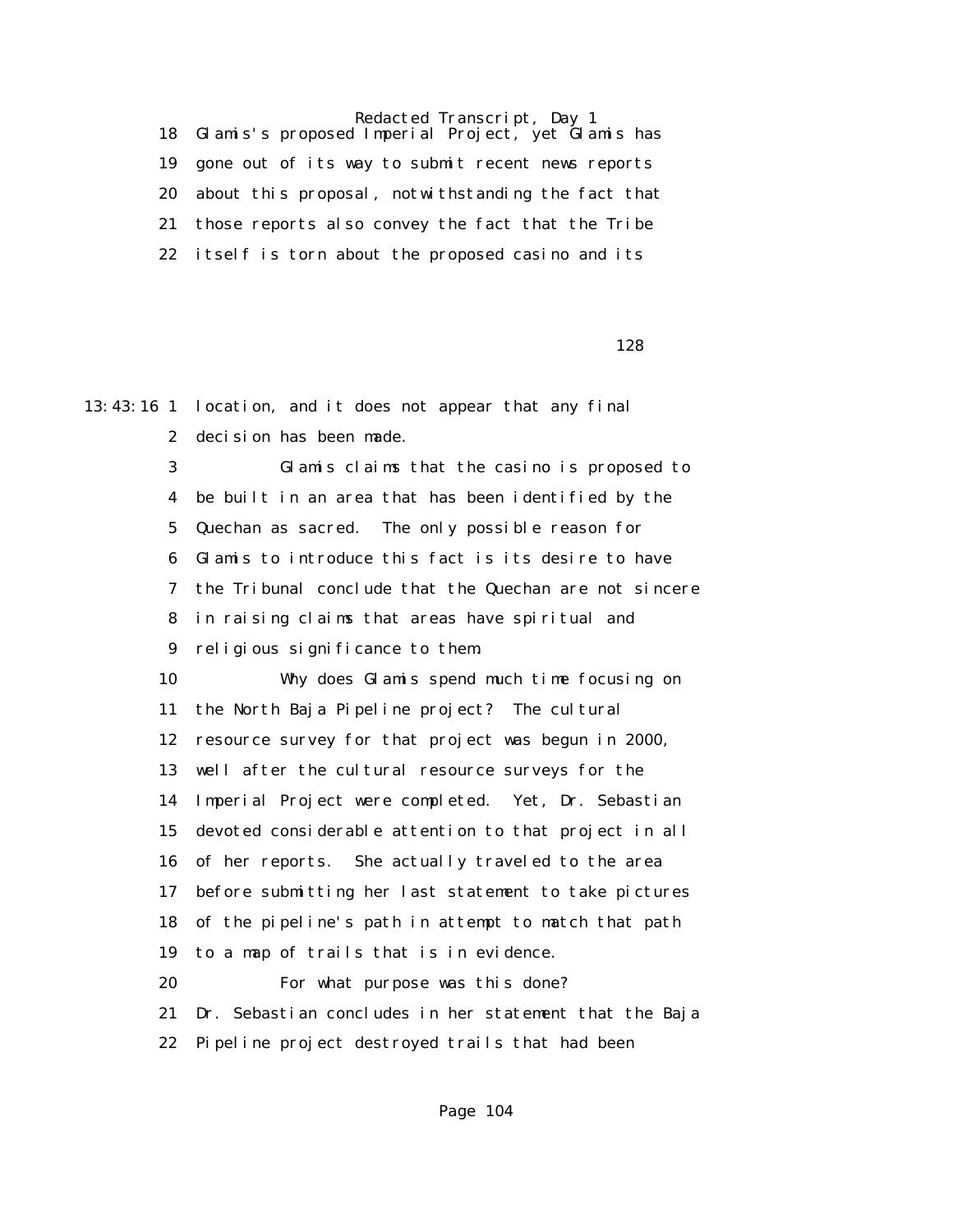18 Glamis's proposed Imperial Project, yet Glamis has
19 gone out of its way to submit recent news reports
20 about this proposal, notwithstanding the fact that
21 those reports also convey the fact that the Tribe
22 itself is torn about the proposed casino and its

128

13:43:16 1 location, and it does not appear that any final
2 decision has been made.
3 Glamis claims that the casino is proposed to
4 be built in an area that has been identified by the
5 Quechan as sacred. The only possible reason for
6 Glamis to introduce this fact is its desire to have
7 the Tribunal conclude that the Quechan are not sincere
8 in raising claims that areas have spiritual and
9 religious significance to them.
10 Why does Glamis spend much time focusing on
11 the North Baja Pipeline project? The cultural
12 resource survey for that project was begun in 2000,
13 well after the cultural resource surveys for the
14 Imperial Project were completed. Yet, Dr. Sebastian
15 devoted considerable attention to that project in all
16 of her reports. She actually traveled to the area
17 before submitting her last statement to take pictures
18 of the pipeline's path in attempt to match that path
19 to a map of trails that is in evidence.
20 For what purpose was this done?
21 Dr. Sebastian concludes in her statement that the Baja
22 Pipeline project destroyed trails that had been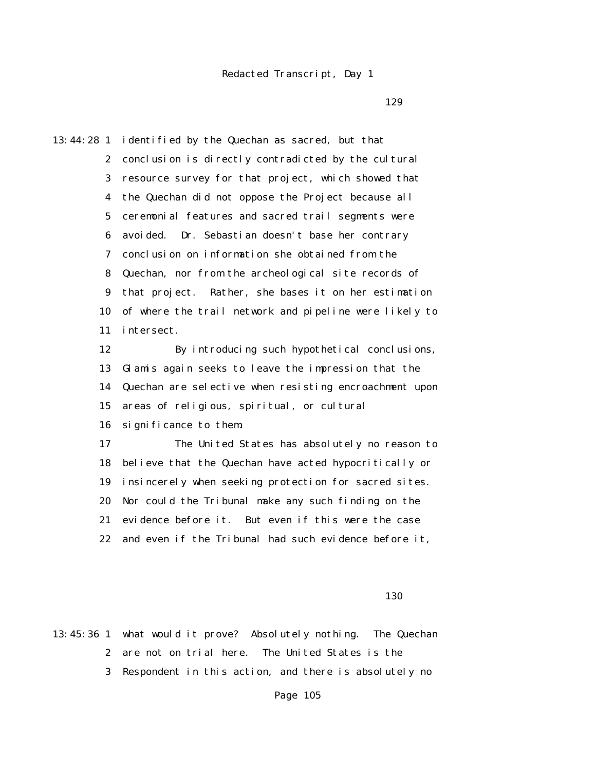identified by the Quechan as sacred, but that conclusion is directly contradicted by the cultural resource survey for that project, which showed that the Quechan did not oppose the Project because all ceremonial features and sacred trail segments were avoided. Dr. Sebastian doesn't base her contrary conclusion on information she obtained from the Quechan, nor from the archeological site records of that project. Rather, she bases it on her estimation of where the trail network and pipeline were likely to intersect.

By introducing such hypothetical conclusions, Glamis again seeks to leave the impression that the Quechan are selective when resisting encroachment upon areas of religious, spiritual, or cultural significance to them.

The United States has absolutely no reason to believe that the Quechan have acted hypocritically or insincerely when seeking protection for sacred sites. Nor could the Tribunal make any such finding on the evidence before it. But even if this were the case and even if the Tribunal had such evidence before it, what would it prove? Absolutely nothing. The Quechan are not on trial here. The United States is the Respondent in this action, and there is absolutely no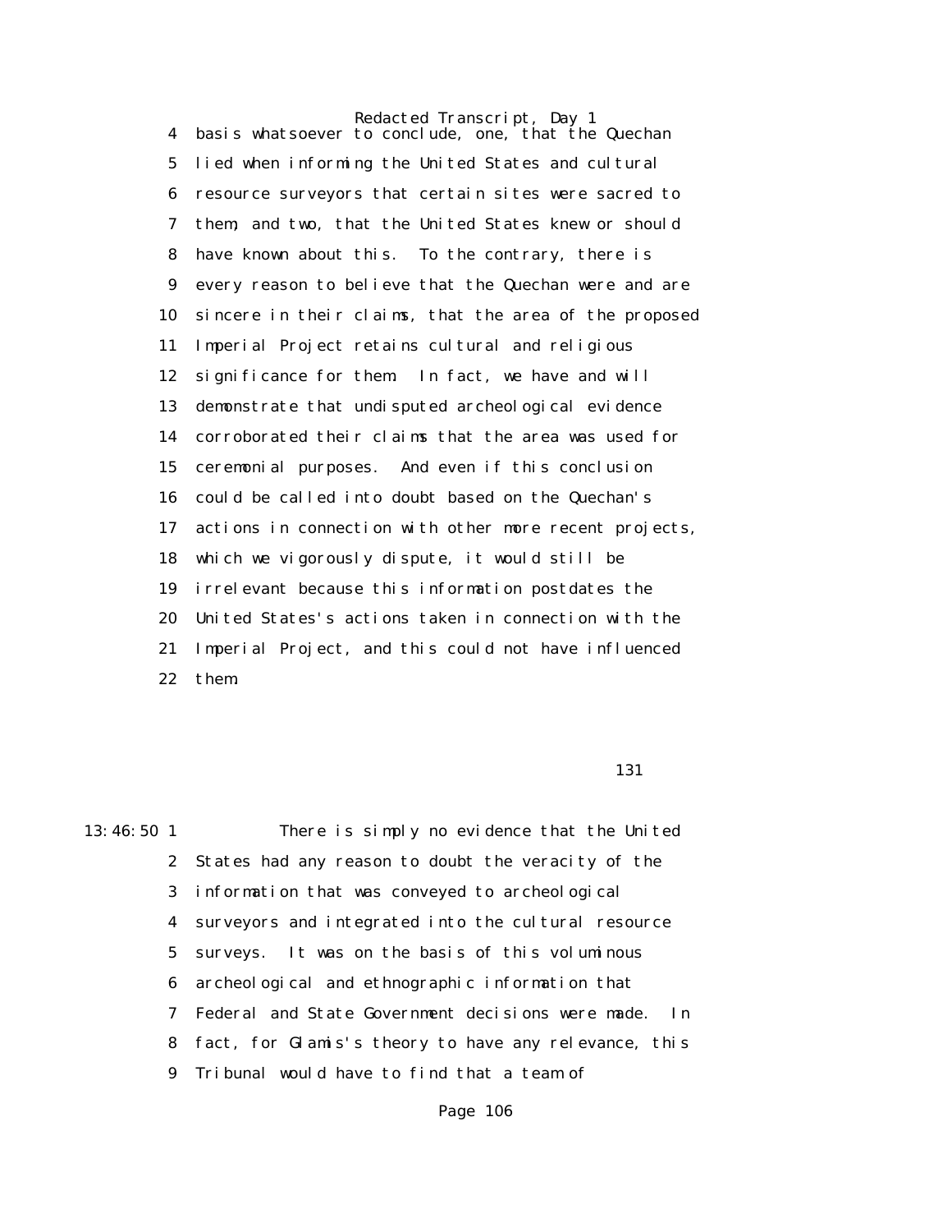4 basis whatsoever to conclude, one, that the Quechan
5 lied when informing the United States and cultural
6 resource surveyors that certain sites were sacred to
7 them; and two, that the United States knew or should
8 have known about this. To the contrary, there is
9 every reason to believe that the Quechan were and are
10 sincere in their claims, that the area of the proposed
11 Imperial Project retains cultural and religious
12 significance for them. In fact, we have and will
13 demonstrate that undisputed archeological evidence
14 corroborated their claims that the area was used for
15 ceremonial purposes. And even if this conclusion
16 could be called into doubt based on the Quechan's
17 actions in connection with other more recent projects,
18 which we vigorously dispute, it would still be
19 irrelevant because this information postdates the
20 United States's actions taken in connection with the
21 Imperial Project, and this could not have influenced
22 them.

131

13:46:50 1 There is simply no evidence that the United
2 States had any reason to doubt the veracity of the
3 information that was conveyed to archeological
4 surveyors and integrated into the cultural resource
5 surveys. It was on the basis of this voluminous
6 archeological and ethnographic information that
7 Federal and State Government decisions were made. In
8 fact, for Glamis's theory to have any relevance, this
9 Tribunal would have to find that a team of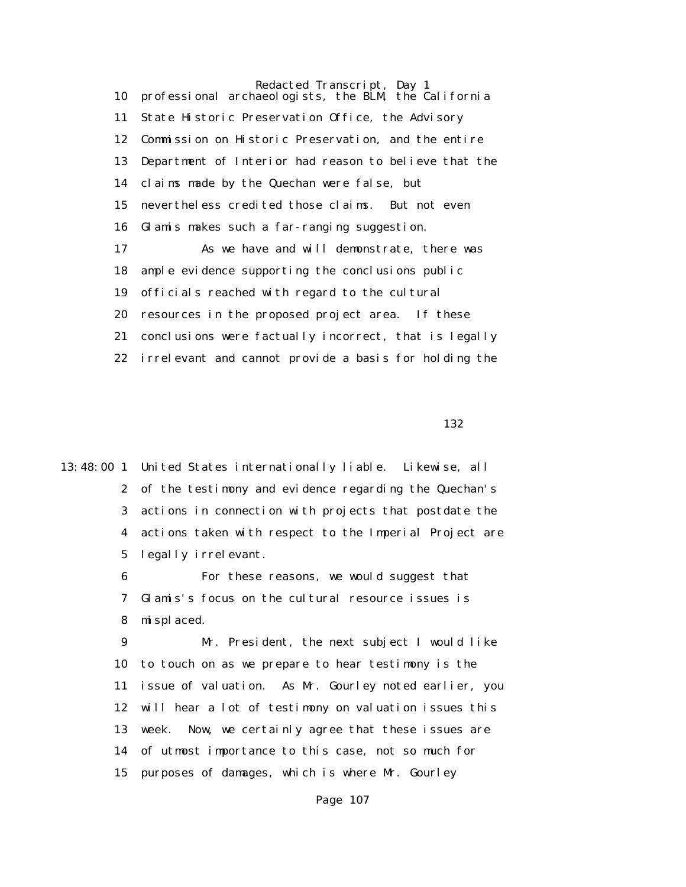10 professional archaeologists, the BLM, the California
11 State Historic Preservation Office, the Advisory
12 Commission on Historic Preservation, and the entire
13 Department of Interior had reason to believe that the
14 claims made by the Quechan were false, but
15 nevertheless credited those claims. But not even
16 Glamis makes such a far-ranging suggestion.
17 As we have and will demonstrate, there was
18 ample evidence supporting the conclusions public
19 officials reached with regard to the cultural
20 resources in the proposed project area. If these
21 conclusions were factually incorrect, that is legally
22 irrelevant and cannot provide a basis for holding the

132

13:48:00 1 United States internationally liable. Likewise, all
2 of the testimony and evidence regarding the Quechan's
3 actions in connection with projects that postdate the
4 actions taken with respect to the Imperial Project are
5 legally irrelevant.
6 For these reasons, we would suggest that
7 Glamis's focus on the cultural resource issues is
8 misplaced.
9 Mr. President, the next subject I would like
10 to touch on as we prepare to hear testimony is the
11 issue of valuation. As Mr. Gourley noted earlier, you
12 will hear a lot of testimony on valuation issues this
13 week. Now, we certainly agree that these issues are
14 of utmost importance to this case, not so much for
15 purposes of damages, which is where Mr. Gourley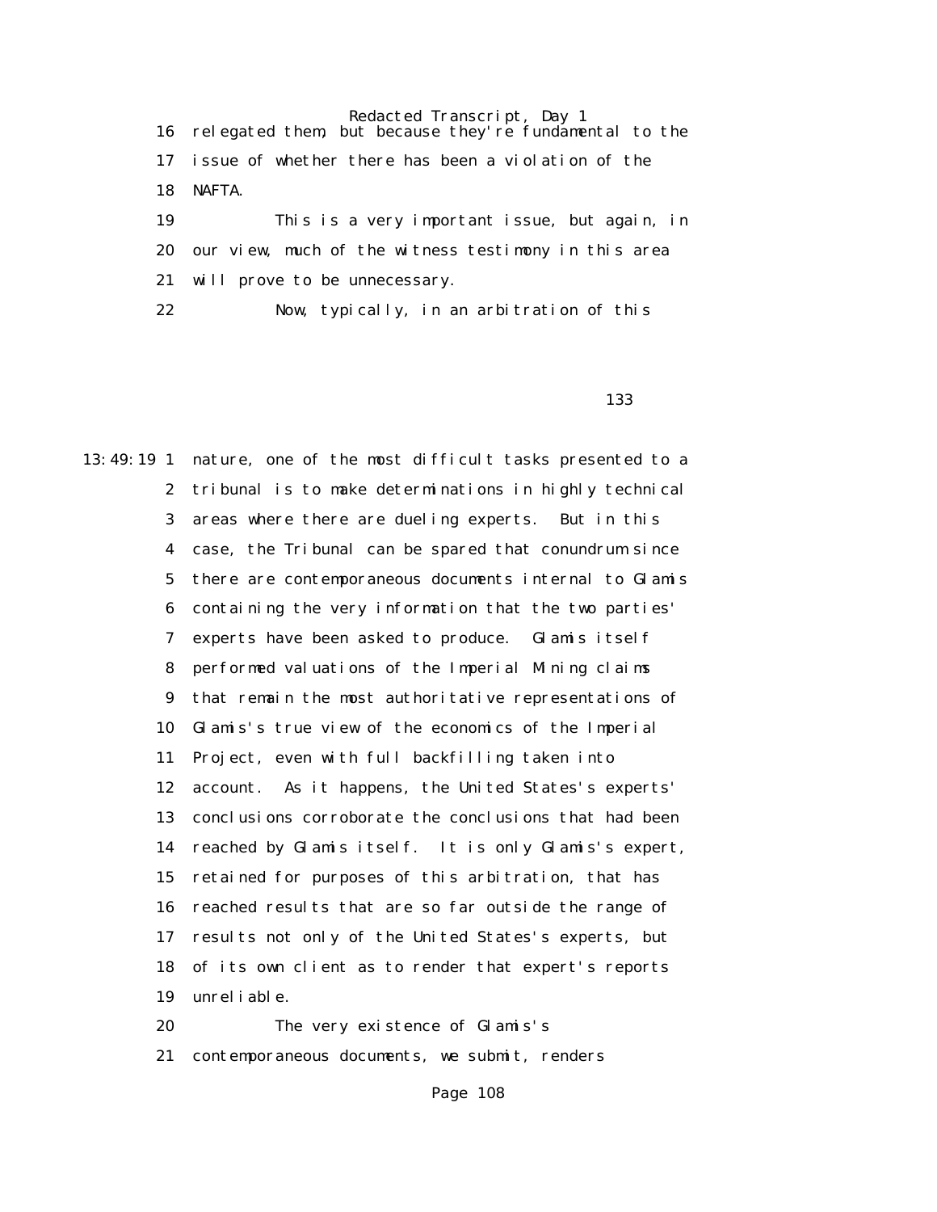16 relegated them, but because they're fundamental to the

17 issue of whether there has been a violation of the

18 NAFTA.

19 This is a very important issue, but again, in

20 our view, much of the witness testimony in this area

21 will prove to be unnecessary.

22 Now, typically, in an arbitration of this

133

13:49:19 1 nature, one of the most difficult tasks presented to a

2 tribunal is to make determinations in highly technical

3 areas where there are dueling experts. But in this

4 case, the Tribunal can be spared that conundrum since

5 there are contemporaneous documents internal to Glamis

6 containing the very information that the two parties'

7 experts have been asked to produce. Glamis itself

8 performed valuations of the Imperial Mining claims

9 that remain the most authoritative representations of

10 Glamis's true view of the economics of the Imperial

11 Project, even with full backfilling taken into

12 account. As it happens, the United States's experts'

13 conclusions corroborate the conclusions that had been

14 reached by Glamis itself. It is only Glamis's expert,

15 retained for purposes of this arbitration, that has

16 reached results that are so far outside the range of

17 results not only of the United States's experts, but

18 of its own client as to render that expert's reports

19 unreliable.

20 The very existence of Glamis's

21 contemporaneous documents, we submit, renders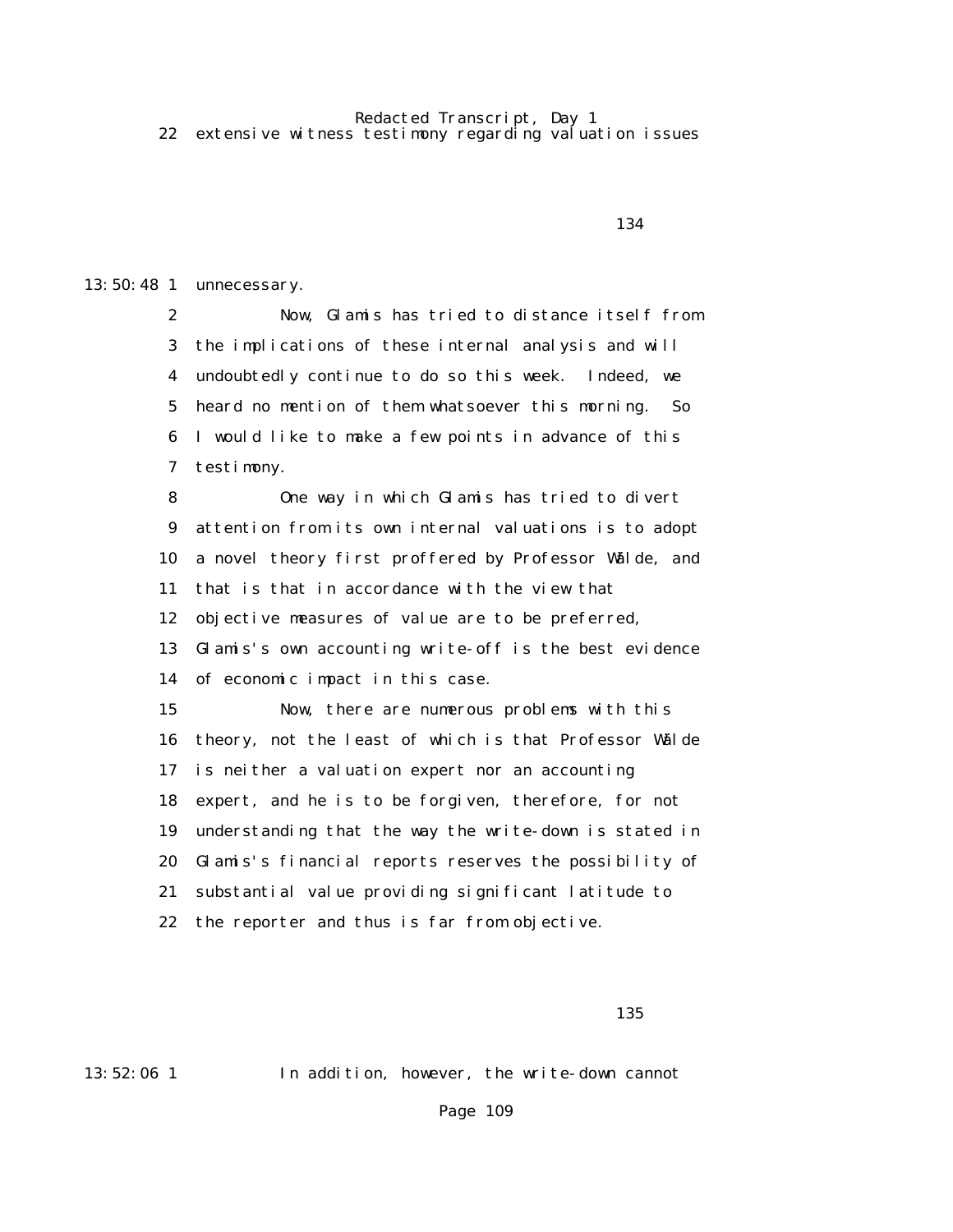22 extensive witness testimony regarding valuation issues

134

13:50:48 1 unnecessary.

2 Now, Glamis has tried to distance itself from

3 the implications of these internal analysis and will

4 undoubtedly continue to do so this week. Indeed, we

5 heard no mention of them whatsoever this morning. So

6 I would like to make a few points in advance of this

7 testimony.

8 One way in which Glamis has tried to divert

9 attention from its own internal valuations is to adopt

10 a novel theory first proffered by Professor Wälde, and

11 that is that in accordance with the view that

12 objective measures of value are to be preferred,

13 Glamis's own accounting write-off is the best evidence

14 of economic impact in this case.

15 Now, there are numerous problems with this

16 theory, not the least of which is that Professor Wälde

17 is neither a valuation expert nor an accounting

18 expert, and he is to be forgiven, therefore, for not

19 understanding that the way the write-down is stated in

20 Glamis's financial reports reserves the possibility of

21 substantial value providing significant latitude to

22 the reporter and thus is far from objective.

135

13:52:06 1 In addition, however, the write-down cannot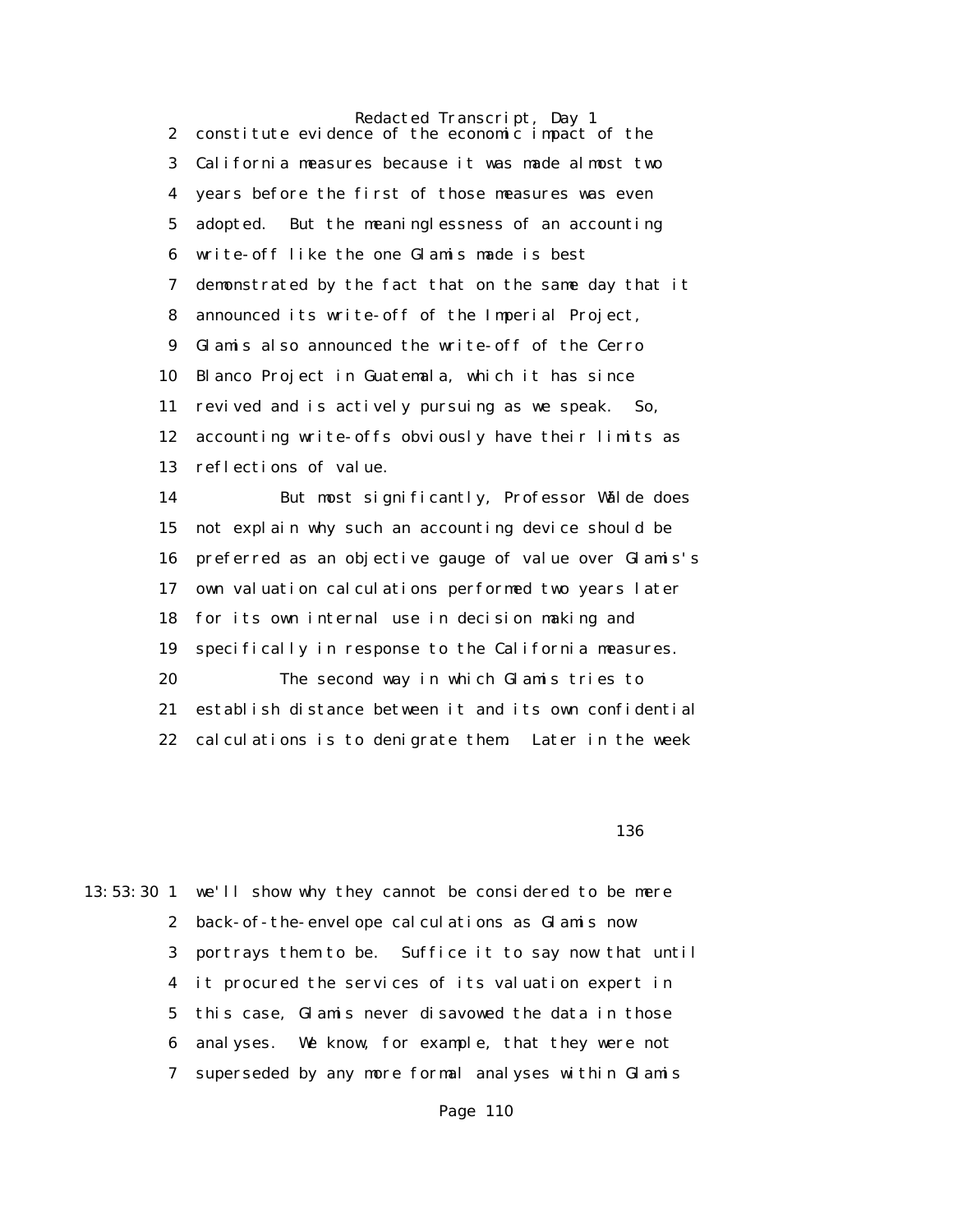2 constitute evidence of the economic impact of the
3 California measures because it was made almost two
4 years before the first of those measures was even
5 adopted. But the meaninglessness of an accounting
6 write-off like the one Glamis made is best
7 demonstrated by the fact that on the same day that it
8 announced its write-off of the Imperial Project,
9 Glamis also announced the write-off of the Cerro
10 Blanco Project in Guatemala, which it has since
11 revived and is actively pursuing as we speak. So,
12 accounting write-offs obviously have their limits as
13 reflections of value.
14 But most significantly, Professor Wälde does
15 not explain why such an accounting device should be
16 preferred as an objective gauge of value over Glamis's
17 own valuation calculations performed two years later
18 for its own internal use in decision making and
19 specifically in response to the California measures.
20 The second way in which Glamis tries to
21 establish distance between it and its own confidential
22 calculations is to denigrate them. Later in the week

136

13:53:30 1 we'll show why they cannot be considered to be mere
2 back-of-the-envelope calculations as Glamis now
3 portrays them to be. Suffice it to say now that until
4 it procured the services of its valuation expert in
5 this case, Glamis never disavowed the data in those
6 analyses. We know, for example, that they were not
7 superseded by any more formal analyses within Glamis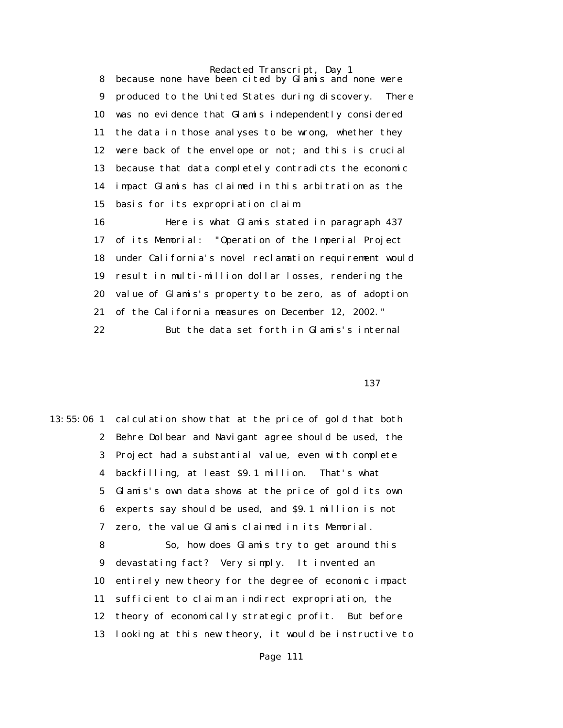8 because none have been cited by Glamis and none were
9 produced to the United States during discovery. There
10 was no evidence that Glamis independently considered
11 the data in those analyses to be wrong, whether they
12 were back of the envelope or not; and this is crucial
13 because that data completely contradicts the economic
14 impact Glamis has claimed in this arbitration as the
15 basis for its expropriation claim.

16 Here is what Glamis stated in paragraph 437
17 of its Memorial: "Operation of the Imperial Project
18 under California's novel reclamation requirement would
19 result in multi-million dollar losses, rendering the
20 value of Glamis's property to be zero, as of adoption
21 of the California measures on December 12, 2002."

22 But the data set forth in Glamis's internal

137

13:55:06 1 calculation show that at the price of gold that both
2 Behre Dolbear and Navigant agree should be used, the
3 Project had a substantial value, even with complete
4 backfilling, at least $9.1 million. That's what
5 Glamis's own data shows at the price of gold its own
6 experts say should be used, and $9.1 million is not
7 zero, the value Glamis claimed in its Memorial.

8 So, how does Glamis try to get around this
9 devastating fact? Very simply. It invented an
10 entirely new theory for the degree of economic impact
11 sufficient to claim an indirect expropriation, the
12 theory of economically strategic profit. But before
13 looking at this new theory, it would be instructive to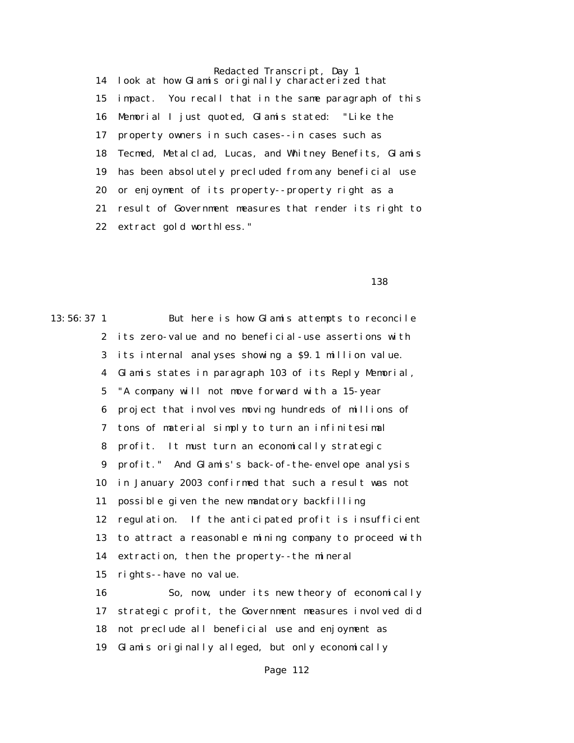14 look at how Glamis originally characterized that
15 impact. You recall that in the same paragraph of this
16 Memorial I just quoted, Glamis stated: "Like the
17 property owners in such cases--in cases such as
18 Tecmed, Metalclad, Lucas, and Whitney Benefits, Glamis
19 has been absolutely precluded from any beneficial use
20 or enjoyment of its property--property right as a
21 result of Government measures that render its right to
22 extract gold worthless."

138

13:56:37 1 But here is how Glamis attempts to reconcile
2 its zero-value and no beneficial-use assertions with
3 its internal analyses showing a $9.1 million value.
4 Glamis states in paragraph 103 of its Reply Memorial,
5 "A company will not move forward with a 15-year
6 project that involves moving hundreds of millions of
7 tons of material simply to turn an infinitesimal
8 profit. It must turn an economically strategic
9 profit." And Glamis's back-of-the-envelope analysis
10 in January 2003 confirmed that such a result was not
11 possible given the new mandatory backfilling
12 regulation. If the anticipated profit is insufficient
13 to attract a reasonable mining company to proceed with
14 extraction, then the property--the mineral
15 rights--have no value.
16 So, now, under its new theory of economically
17 strategic profit, the Government measures involved did
18 not preclude all beneficial use and enjoyment as
19 Glamis originally alleged, but only economically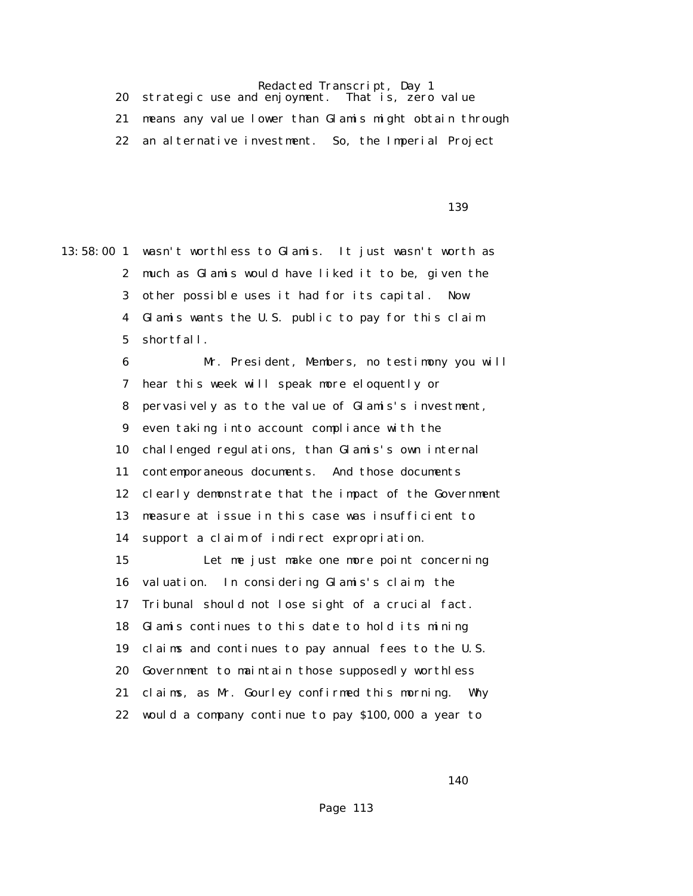20 strategic use and enjoyment. That is, zero value

21 means any value lower than Glamis might obtain through

22 an alternative investment. So, the Imperial Project

139

13:58:00 1 wasn't worthless to Glamis. It just wasn't worth as

2 much as Glamis would have liked it to be, given the

3 other possible uses it had for its capital. Now

4 Glamis wants the U.S. public to pay for this claim

5 shortfall.

6 Mr. President, Members, no testimony you will

7 hear this week will speak more eloquently or

8 pervasively as to the value of Glamis's investment,

9 even taking into account compliance with the

10 challenged regulations, than Glamis's own internal

11 contemporaneous documents. And those documents

12 clearly demonstrate that the impact of the Government

13 measure at issue in this case was insufficient to

14 support a claim of indirect expropriation.

15 Let me just make one more point concerning

16 valuation. In considering Glamis's claim, the

17 Tribunal should not lose sight of a crucial fact.

18 Glamis continues to this date to hold its mining

19 claims and continues to pay annual fees to the U.S.

20 Government to maintain those supposedly worthless

21 claims, as Mr. Gourley confirmed this morning. Why

22 would a company continue to pay $100,000 a year to

140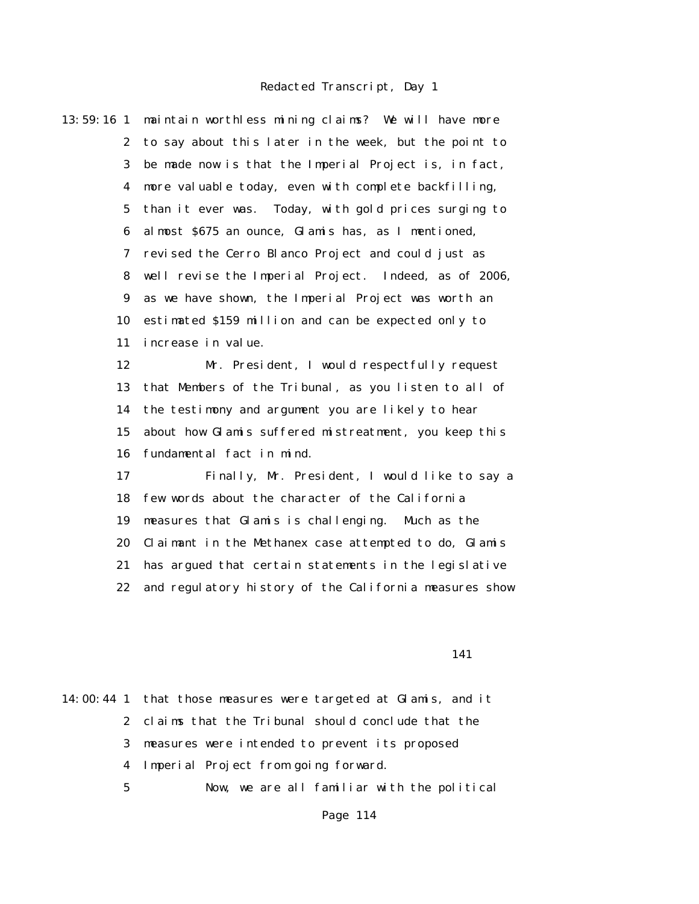13:59:16 1 maintain worthless mining claims? We will have more
2 to say about this later in the week, but the point to
3 be made now is that the Imperial Project is, in fact,
4 more valuable today, even with complete backfilling,
5 than it ever was. Today, with gold prices surging to
6 almost $675 an ounce, Glamis has, as I mentioned,
7 revised the Cerro Blanco Project and could just as
8 well revise the Imperial Project. Indeed, as of 2006,
9 as we have shown, the Imperial Project was worth an
10 estimated $159 million and can be expected only to
11 increase in value.
12 Mr. President, I would respectfully request
13 that Members of the Tribunal, as you listen to all of
14 the testimony and argument you are likely to hear
15 about how Glamis suffered mistreatment, you keep this
16 fundamental fact in mind.
17 Finally, Mr. President, I would like to say a
18 few words about the character of the California
19 measures that Glamis is challenging. Much as the
20 Claimant in the Methanex case attempted to do, Glamis
21 has argued that certain statements in the legislative
22 and regulatory history of the California measures show

141

14:00:44 1 that those measures were targeted at Glamis, and it
2 claims that the Tribunal should conclude that the
3 measures were intended to prevent its proposed
4 Imperial Project from going forward.
5 Now, we are all familiar with the political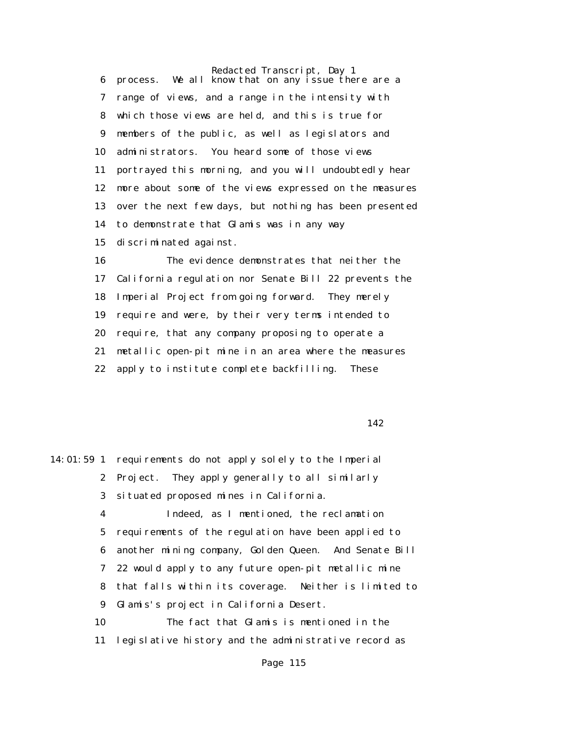6 process. We all know that on any issue there are a
7 range of views, and a range in the intensity with
8 which those views are held, and this is true for
9 members of the public, as well as legislators and
10 administrators. You heard some of those views
11 portrayed this morning, and you will undoubtedly hear
12 more about some of the views expressed on the measures
13 over the next few days, but nothing has been presented
14 to demonstrate that Glamis was in any way
15 discriminated against.
16 The evidence demonstrates that neither the
17 California regulation nor Senate Bill 22 prevents the
18 Imperial Project from going forward. They merely
19 require and were, by their very terms intended to
20 require, that any company proposing to operate a
21 metallic open-pit mine in an area where the measures
22 apply to institute complete backfilling. These

142

14:01:59 1 requirements do not apply solely to the Imperial
2 Project. They apply generally to all similarly
3 situated proposed mines in California.
4 Indeed, as I mentioned, the reclamation
5 requirements of the regulation have been applied to
6 another mining company, Golden Queen. And Senate Bill
7 22 would apply to any future open-pit metallic mine
8 that falls within its coverage. Neither is limited to
9 Glamis's project in California Desert.
10 The fact that Glamis is mentioned in the
11 legislative history and the administrative record as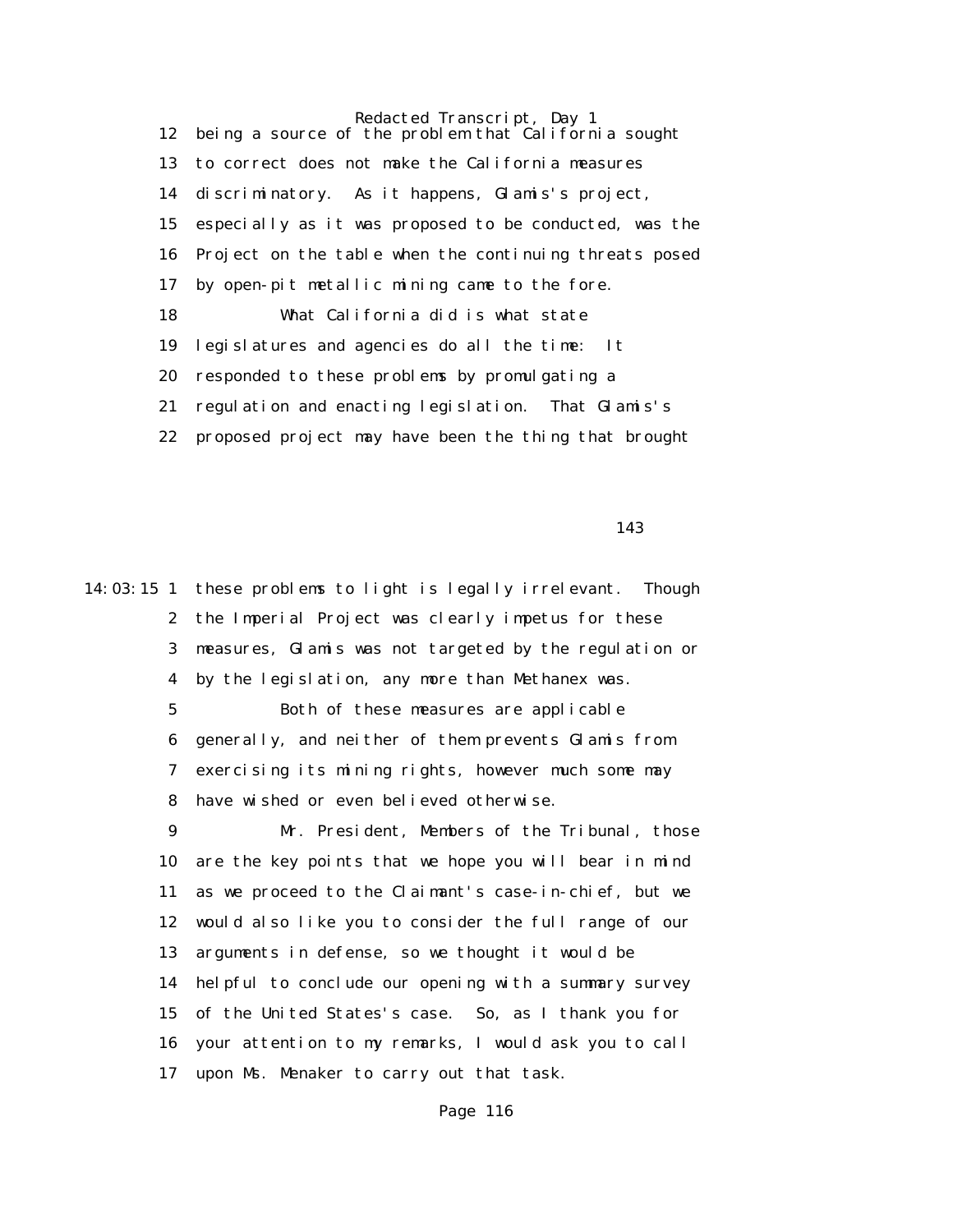12 being a source of the problem that California sought
13 to correct does not make the California measures
14 discriminatory. As it happens, Glamis's project,
15 especially as it was proposed to be conducted, was the
16 Project on the table when the continuing threats posed
17 by open-pit metallic mining came to the fore.
18 What California did is what state
19 legislatures and agencies do all the time: It
20 responded to these problems by promulgating a
21 regulation and enacting legislation. That Glamis's
22 proposed project may have been the thing that brought

143

14:03:15 1 these problems to light is legally irrelevant. Though
2 the Imperial Project was clearly impetus for these
3 measures, Glamis was not targeted by the regulation or
4 by the legislation, any more than Methanex was.
5 Both of these measures are applicable
6 generally, and neither of them prevents Glamis from
7 exercising its mining rights, however much some may
8 have wished or even believed otherwise.
9 Mr. President, Members of the Tribunal, those
10 are the key points that we hope you will bear in mind
11 as we proceed to the Claimant's case-in-chief, but we
12 would also like you to consider the full range of our
13 arguments in defense, so we thought it would be
14 helpful to conclude our opening with a summary survey
15 of the United States's case. So, as I thank you for
16 your attention to my remarks, I would ask you to call
17 upon Ms. Menaker to carry out that task.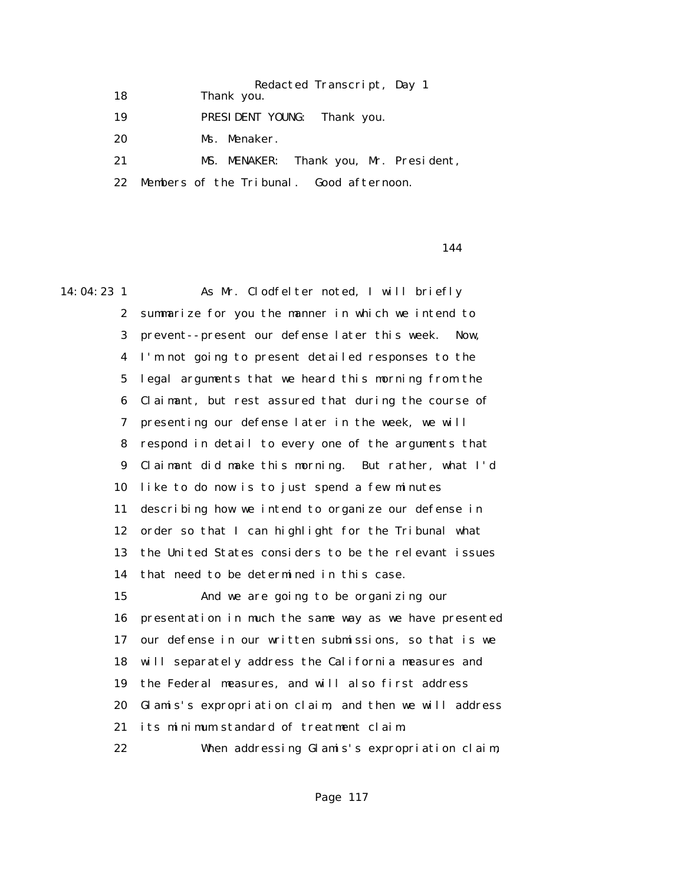18 Thank you.

19 PRESIDENT YOUNG: Thank you.

20 Ms. Menaker.

21 MS. MENAKER: Thank you, Mr. President,

22 Members of the Tribunal. Good afternoon.

144

14:04:23 1 As Mr. Clodfelter noted, I will briefly

2 summarize for you the manner in which we intend to

3 prevent--present our defense later this week. Now,

4 I'm not going to present detailed responses to the

5 legal arguments that we heard this morning from the

6 Claimant, but rest assured that during the course of

7 presenting our defense later in the week, we will

8 respond in detail to every one of the arguments that

9 Claimant did make this morning. But rather, what I'd

10 like to do now is to just spend a few minutes

11 describing how we intend to organize our defense in

12 order so that I can highlight for the Tribunal what

13 the United States considers to be the relevant issues

14 that need to be determined in this case.

15 And we are going to be organizing our

16 presentation in much the same way as we have presented

17 our defense in our written submissions, so that is we

18 will separately address the California measures and

19 the Federal measures, and will also first address

20 Glamis's expropriation claim, and then we will address

21 its minimum standard of treatment claim.

22 When addressing Glamis's expropriation claim,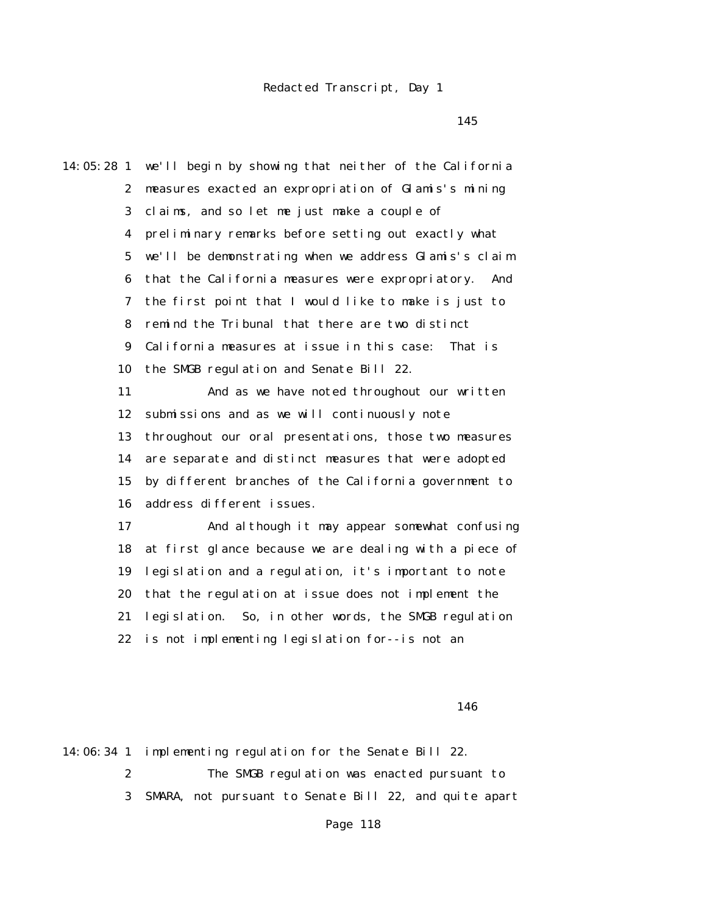145

14:05:28 1 we'll begin by showing that neither of the California
2 measures exacted an expropriation of Glamis's mining
3 claims, and so let me just make a couple of
4 preliminary remarks before setting out exactly what
5 we'll be demonstrating when we address Glamis's claim
6 that the California measures were expropriatory. And
7 the first point that I would like to make is just to
8 remind the Tribunal that there are two distinct
9 California measures at issue in this case: That is
10 the SMGB regulation and Senate Bill 22.
11 And as we have noted throughout our written
12 submissions and as we will continuously note
13 throughout our oral presentations, those two measures
14 are separate and distinct measures that were adopted
15 by different branches of the California government to
16 address different issues.
17 And although it may appear somewhat confusing
18 at first glance because we are dealing with a piece of
19 legislation and a regulation, it's important to note
20 that the regulation at issue does not implement the
21 legislation. So, in other words, the SMGB regulation
22 is not implementing legislation for--is not an

146

14:06:34 1 implementing regulation for the Senate Bill 22.
2 The SMGB regulation was enacted pursuant to
3 SMARA, not pursuant to Senate Bill 22, and quite apart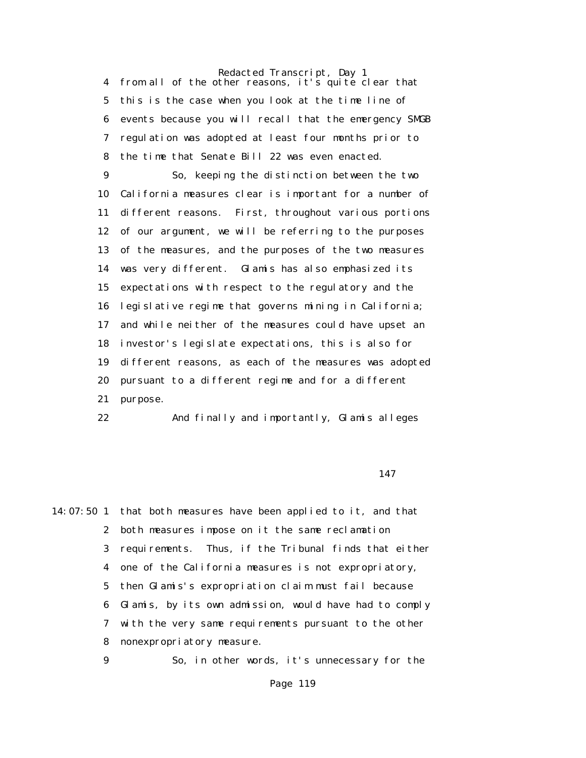4 from all of the other reasons, it's quite clear that
5 this is the case when you look at the time line of
6 events because you will recall that the emergency SMGB
7 regulation was adopted at least four months prior to
8 the time that Senate Bill 22 was even enacted.
9 So, keeping the distinction between the two
10 California measures clear is important for a number of
11 different reasons. First, throughout various portions
12 of our argument, we will be referring to the purposes
13 of the measures, and the purposes of the two measures
14 was very different. Glamis has also emphasized its
15 expectations with respect to the regulatory and the
16 legislative regime that governs mining in California;
17 and while neither of the measures could have upset an
18 investor's legislate expectations, this is also for
19 different reasons, as each of the measures was adopted
20 pursuant to a different regime and for a different
21 purpose.
22 And finally and importantly, Glamis alleges

147

14:07:50 1 that both measures have been applied to it, and that
2 both measures impose on it the same reclamation
3 requirements. Thus, if the Tribunal finds that either
4 one of the California measures is not expropriatory,
5 then Glamis's expropriation claim must fail because
6 Glamis, by its own admission, would have had to comply
7 with the very same requirements pursuant to the other
8 nonexpropriatory measure.
9 So, in other words, it's unnecessary for the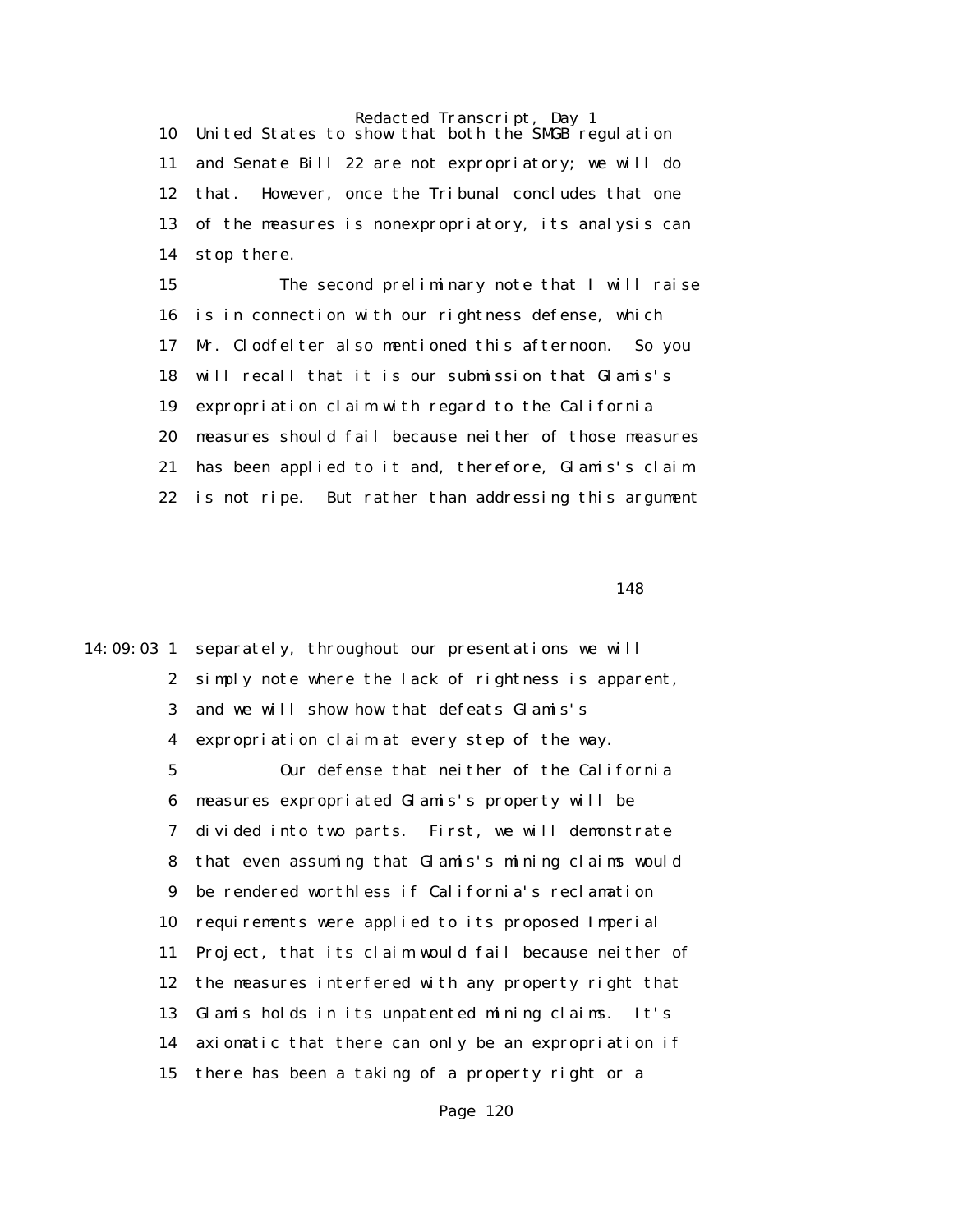10 United States to show that both the SMGB regulation
11 and Senate Bill 22 are not expropriatory; we will do
12 that. However, once the Tribunal concludes that one
13 of the measures is nonexpropriatory, its analysis can
14 stop there.

15 The second preliminary note that I will raise
16 is in connection with our rightness defense, which
17 Mr. Clodfelter also mentioned this afternoon. So you
18 will recall that it is our submission that Glamis's
19 expropriation claim with regard to the California
20 measures should fail because neither of those measures
21 has been applied to it and, therefore, Glamis's claim
22 is not ripe. But rather than addressing this argument

148

14:09:03 1 separately, throughout our presentations we will
2 simply note where the lack of rightness is apparent,
3 and we will show how that defeats Glamis's
4 expropriation claim at every step of the way.

5 Our defense that neither of the California
6 measures expropriated Glamis's property will be
7 divided into two parts. First, we will demonstrate
8 that even assuming that Glamis's mining claims would
9 be rendered worthless if California's reclamation
10 requirements were applied to its proposed Imperial
11 Project, that its claim would fail because neither of
12 the measures interfered with any property right that
13 Glamis holds in its unpatented mining claims. It's
14 axiomatic that there can only be an expropriation if
15 there has been a taking of a property right or a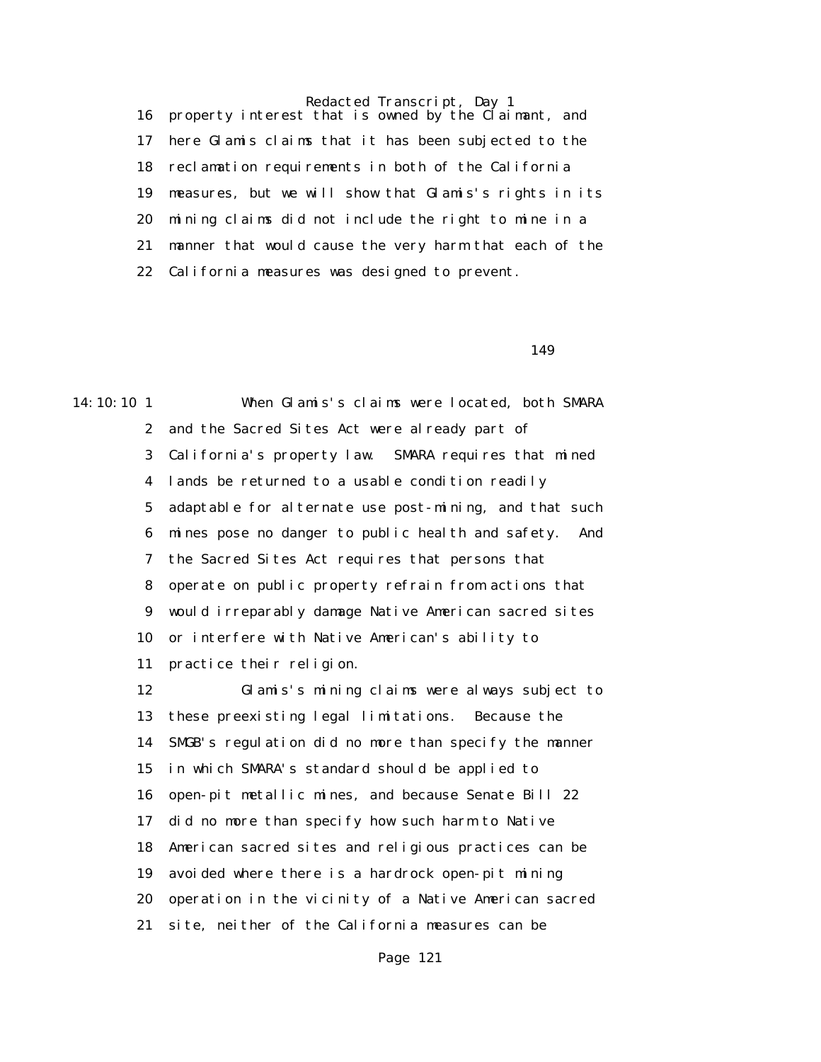16 property interest that is owned by the Claimant, and
17 here Glamis claims that it has been subjected to the
18 reclamation requirements in both of the California
19 measures, but we will show that Glamis's rights in its
20 mining claims did not include the right to mine in a
21 manner that would cause the very harm that each of the
22 California measures was designed to prevent.

149

14:10:10 1 When Glamis's claims were located, both SMARA
2 and the Sacred Sites Act were already part of
3 California's property law. SMARA requires that mined
4 lands be returned to a usable condition readily
5 adaptable for alternate use post-mining, and that such
6 mines pose no danger to public health and safety. And
7 the Sacred Sites Act requires that persons that
8 operate on public property refrain from actions that
9 would irreparably damage Native American sacred sites
10 or interfere with Native American's ability to
11 practice their religion.
12 Glamis's mining claims were always subject to
13 these preexisting legal limitations. Because the
14 SMGB's regulation did no more than specify the manner
15 in which SMARA's standard should be applied to
16 open-pit metallic mines, and because Senate Bill 22
17 did no more than specify how such harm to Native
18 American sacred sites and religious practices can be
19 avoided where there is a hardrock open-pit mining
20 operation in the vicinity of a Native American sacred
21 site, neither of the California measures can be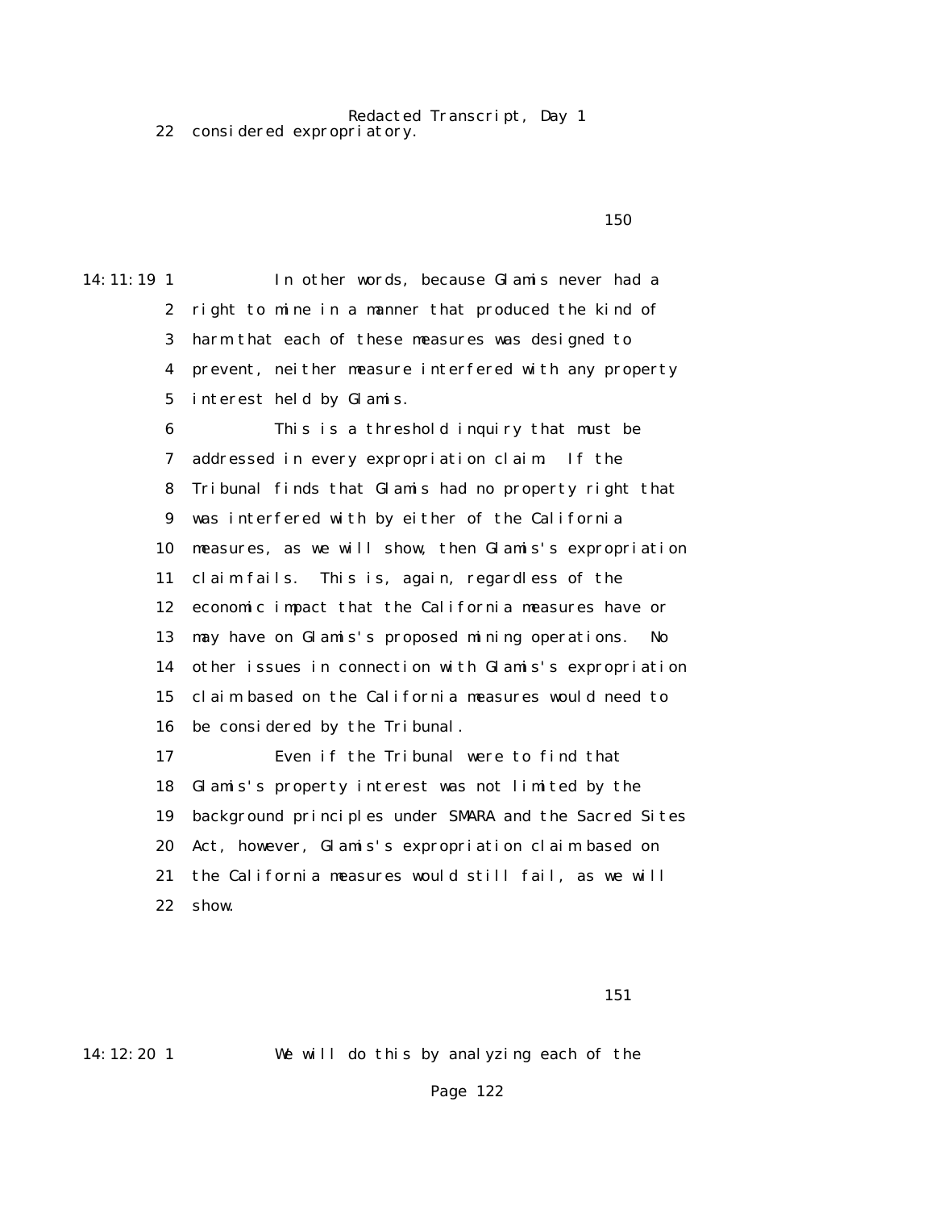22 considered expropriatory.

14:11:19 1 In other words, because Glamis never had a
2 right to mine in a manner that produced the kind of
3 harm that each of these measures was designed to
4 prevent, neither measure interfered with any property
5 interest held by Glamis.
6 This is a threshold inquiry that must be
7 addressed in every expropriation claim. If the
8 Tribunal finds that Glamis had no property right that
9 was interfered with by either of the California
10 measures, as we will show, then Glamis's expropriation
11 claim fails. This is, again, regardless of the
12 economic impact that the California measures have or
13 may have on Glamis's proposed mining operations. No
14 other issues in connection with Glamis's expropriation
15 claim based on the California measures would need to
16 be considered by the Tribunal.
17 Even if the Tribunal were to find that
18 Glamis's property interest was not limited by the
19 background principles under SMARA and the Sacred Sites
20 Act, however, Glamis's expropriation claim based on
21 the California measures would still fail, as we will
22 show.

14:12:20 1 We will do this by analyzing each of the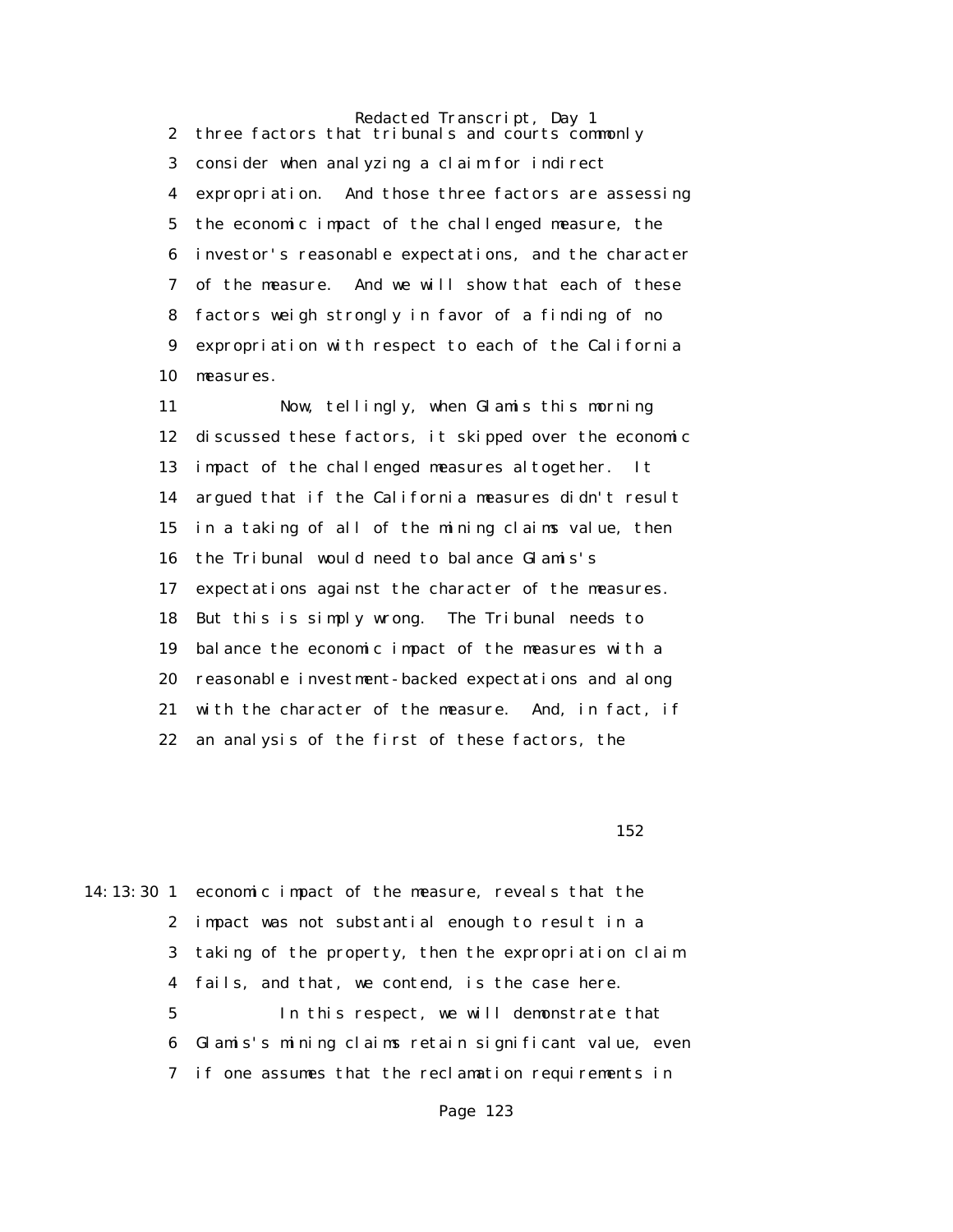2 three factors that tribunals and courts commonly
3 consider when analyzing a claim for indirect
4 expropriation. And those three factors are assessing
5 the economic impact of the challenged measure, the
6 investor's reasonable expectations, and the character
7 of the measure. And we will show that each of these
8 factors weigh strongly in favor of a finding of no
9 expropriation with respect to each of the California
10 measures.
11 Now, tellingly, when Glamis this morning
12 discussed these factors, it skipped over the economic
13 impact of the challenged measures altogether. It
14 argued that if the California measures didn't result
15 in a taking of all of the mining claims value, then
16 the Tribunal would need to balance Glamis's
17 expectations against the character of the measures.
18 But this is simply wrong. The Tribunal needs to
19 balance the economic impact of the measures with a
20 reasonable investment-backed expectations and along
21 with the character of the measure. And, in fact, if
22 an analysis of the first of these factors, the

152

14:13:30 1 economic impact of the measure, reveals that the
2 impact was not substantial enough to result in a
3 taking of the property, then the expropriation claim
4 fails, and that, we contend, is the case here.
5 In this respect, we will demonstrate that
6 Glamis's mining claims retain significant value, even
7 if one assumes that the reclamation requirements in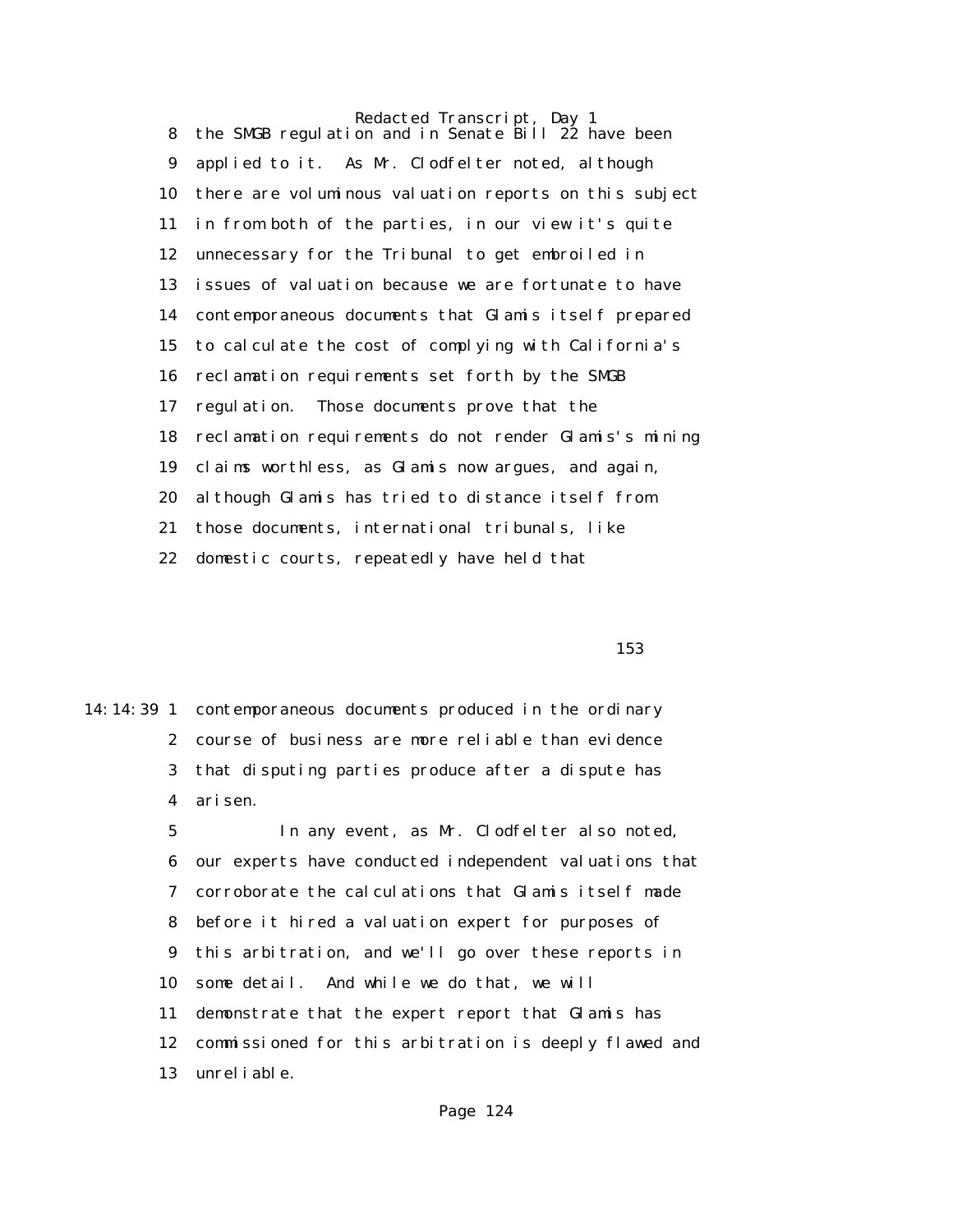8 the SMGB regulation and in Senate Bill 22 have been
9 applied to it. As Mr. Clodfelter noted, although
10 there are voluminous valuation reports on this subject
11 in from both of the parties, in our view it's quite
12 unnecessary for the Tribunal to get embroiled in
13 issues of valuation because we are fortunate to have
14 contemporaneous documents that Glamis itself prepared
15 to calculate the cost of complying with California's
16 reclamation requirements set forth by the SMGB
17 regulation. Those documents prove that the
18 reclamation requirements do not render Glamis's mining
19 claims worthless, as Glamis now argues, and again,
20 although Glamis has tried to distance itself from
21 those documents, international tribunals, like
22 domestic courts, repeatedly have held that

153

14:14:39 1 contemporaneous documents produced in the ordinary
2 course of business are more reliable than evidence
3 that disputing parties produce after a dispute has
4 arisen.
5 In any event, as Mr. Clodfelter also noted,
6 our experts have conducted independent valuations that
7 corroborate the calculations that Glamis itself made
8 before it hired a valuation expert for purposes of
9 this arbitration, and we'll go over these reports in
10 some detail. And while we do that, we will
11 demonstrate that the expert report that Glamis has
12 commissioned for this arbitration is deeply flawed and
13 unreliable.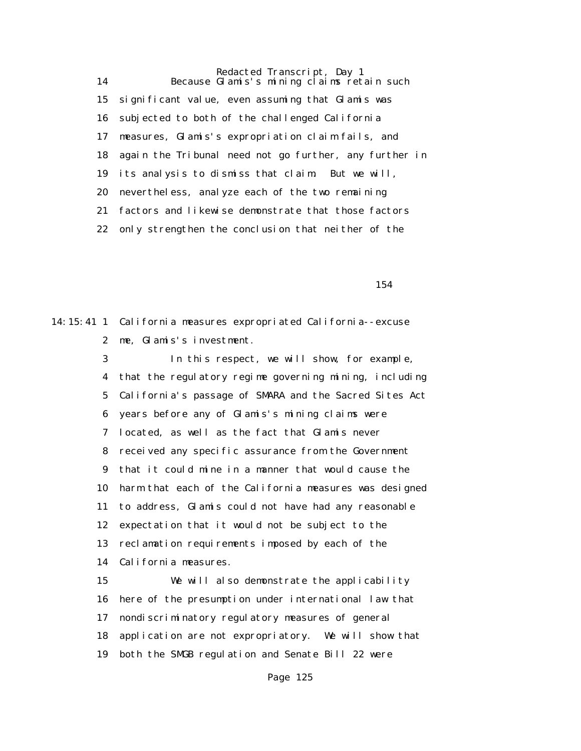Because Glamis's mining claims retain such significant value, even assuming that Glamis was subjected to both of the challenged California measures, Glamis's expropriation claim fails, and again the Tribunal need not go further, any further in its analysis to dismiss that claim. But we will, nevertheless, analyze each of the two remaining factors and likewise demonstrate that those factors only strengthen the conclusion that neither of the California measures expropriated California--excuse me, Glamis's investment.

In this respect, we will show, for example, that the regulatory regime governing mining, including California's passage of SMARA and the Sacred Sites Act years before any of Glamis's mining claims were located, as well as the fact that Glamis never received any specific assurance from the Government that it could mine in a manner that would cause the harm that each of the California measures was designed to address, Glamis could not have had any reasonable expectation that it would not be subject to the reclamation requirements imposed by each of the California measures.

We will also demonstrate the applicability here of the presumption under international law that nondiscriminatory regulatory measures of general application are not expropriatory. We will show that both the SMGB regulation and Senate Bill 22 were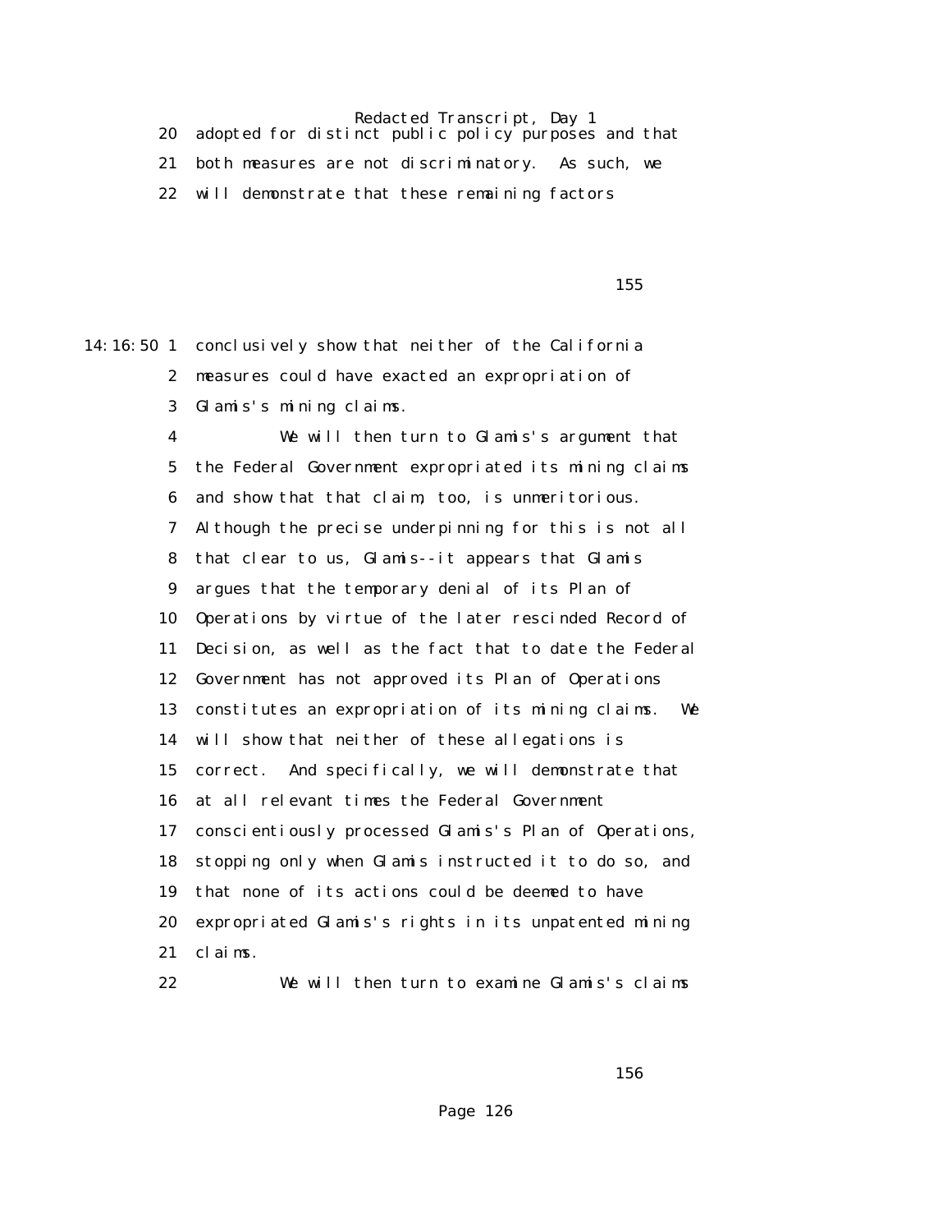20 adopted for distinct public policy purposes and that
21 both measures are not discriminatory. As such, we
22 will demonstrate that these remaining factors

155

14:16:50 1 conclusively show that neither of the California
2 measures could have exacted an expropriation of
3 Glamis's mining claims.
4 We will then turn to Glamis's argument that
5 the Federal Government expropriated its mining claims
6 and show that that claim, too, is unmeritorious.
7 Although the precise underpinning for this is not all
8 that clear to us, Glamis--it appears that Glamis
9 argues that the temporary denial of its Plan of
10 Operations by virtue of the later rescinded Record of
11 Decision, as well as the fact that to date the Federal
12 Government has not approved its Plan of Operations
13 constitutes an expropriation of its mining claims. We
14 will show that neither of these allegations is
15 correct. And specifically, we will demonstrate that
16 at all relevant times the Federal Government
17 conscientiously processed Glamis's Plan of Operations,
18 stopping only when Glamis instructed it to do so, and
19 that none of its actions could be deemed to have
20 expropriated Glamis's rights in its unpatented mining
21 claims.
22 We will then turn to examine Glamis's claims

156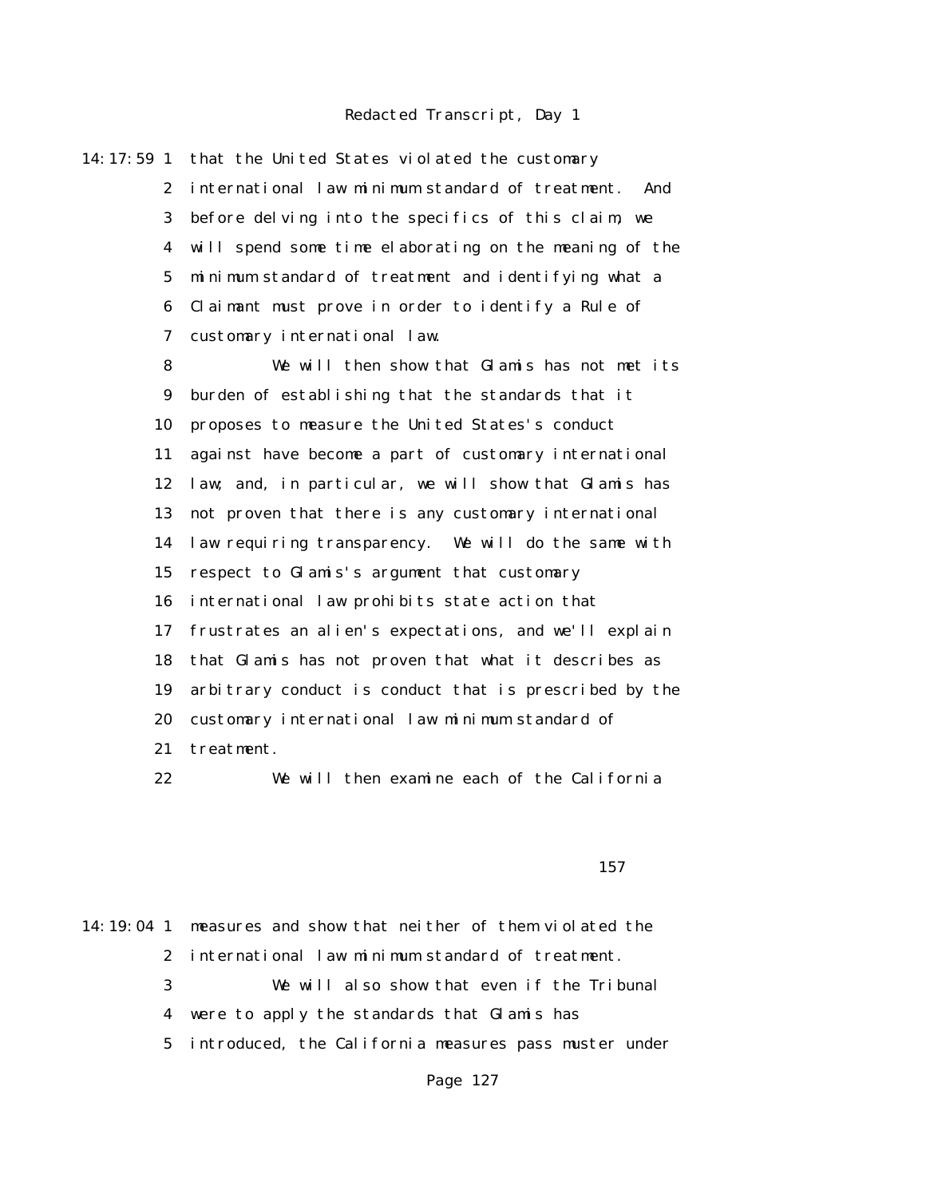14:17:59 1 that the United States violated the customary
2 international law minimum standard of treatment. And
3 before delving into the specifics of this claim, we
4 will spend some time elaborating on the meaning of the
5 minimum standard of treatment and identifying what a
6 Claimant must prove in order to identify a Rule of
7 customary international law.
8 We will then show that Glamis has not met its
9 burden of establishing that the standards that it
10 proposes to measure the United States's conduct
11 against have become a part of customary international
12 law; and, in particular, we will show that Glamis has
13 not proven that there is any customary international
14 law requiring transparency. We will do the same with
15 respect to Glamis's argument that customary
16 international law prohibits state action that
17 frustrates an alien's expectations, and we'll explain
18 that Glamis has not proven that what it describes as
19 arbitrary conduct is conduct that is prescribed by the
20 customary international law minimum standard of
21 treatment.
22 We will then examine each of the California

157

14:19:04 1 measures and show that neither of them violated the
2 international law minimum standard of treatment.
3 We will also show that even if the Tribunal
4 were to apply the standards that Glamis has
5 introduced, the California measures pass muster under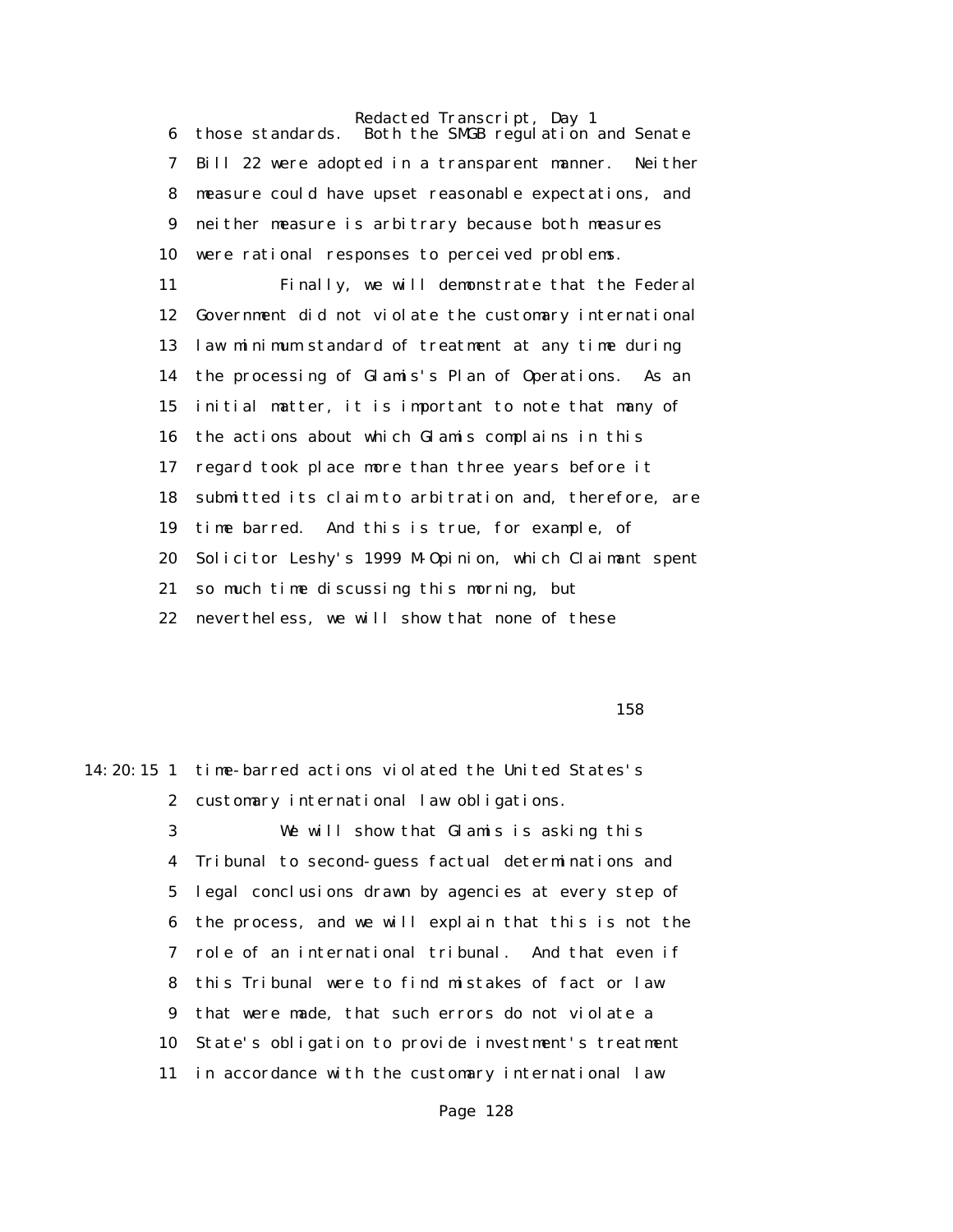6 those standards. Both the SMGB regulation and Senate
7 Bill 22 were adopted in a transparent manner. Neither
8 measure could have upset reasonable expectations, and
9 neither measure is arbitrary because both measures
10 were rational responses to perceived problems.

11 Finally, we will demonstrate that the Federal
12 Government did not violate the customary international
13 law minimum standard of treatment at any time during
14 the processing of Glamis's Plan of Operations. As an
15 initial matter, it is important to note that many of
16 the actions about which Glamis complains in this
17 regard took place more than three years before it
18 submitted its claim to arbitration and, therefore, are
19 time barred. And this is true, for example, of
20 Solicitor Leshy's 1999 M-Opinion, which Claimant spent
21 so much time discussing this morning, but
22 nevertheless, we will show that none of these

158

14:20:15 1 time-barred actions violated the United States's
2 customary international law obligations.

3 We will show that Glamis is asking this
4 Tribunal to second-guess factual determinations and
5 legal conclusions drawn by agencies at every step of
6 the process, and we will explain that this is not the
7 role of an international tribunal. And that even if
8 this Tribunal were to find mistakes of fact or law
9 that were made, that such errors do not violate a
10 State's obligation to provide investment's treatment
11 in accordance with the customary international law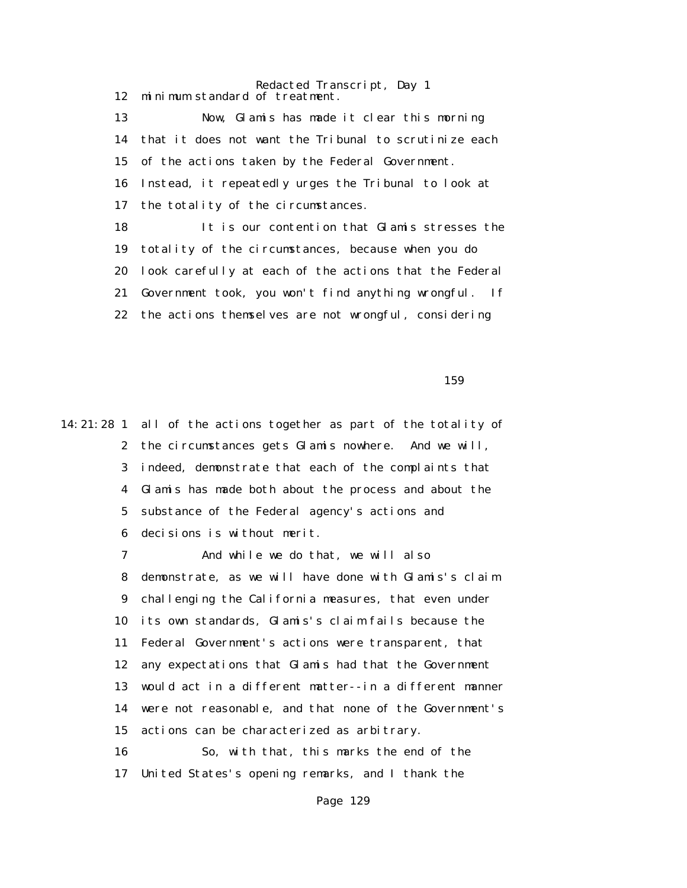12 minimum standard of treatment.

13 Now, Glamis has made it clear this morning

14 that it does not want the Tribunal to scrutinize each

15 of the actions taken by the Federal Government.

16 Instead, it repeatedly urges the Tribunal to look at

17 the totality of the circumstances.

18 It is our contention that Glamis stresses the

19 totality of the circumstances, because when you do

20 look carefully at each of the actions that the Federal

21 Government took, you won't find anything wrongful. If

22 the actions themselves are not wrongful, considering

159

14:21:28 1 all of the actions together as part of the totality of

2 the circumstances gets Glamis nowhere. And we will,

3 indeed, demonstrate that each of the complaints that

4 Glamis has made both about the process and about the

5 substance of the Federal agency's actions and

6 decisions is without merit.

7 And while we do that, we will also

8 demonstrate, as we will have done with Glamis's claim

9 challenging the California measures, that even under

10 its own standards, Glamis's claim fails because the

11 Federal Government's actions were transparent, that

12 any expectations that Glamis had that the Government

13 would act in a different matter--in a different manner

14 were not reasonable, and that none of the Government's

15 actions can be characterized as arbitrary.

16 So, with that, this marks the end of the

17 United States's opening remarks, and I thank the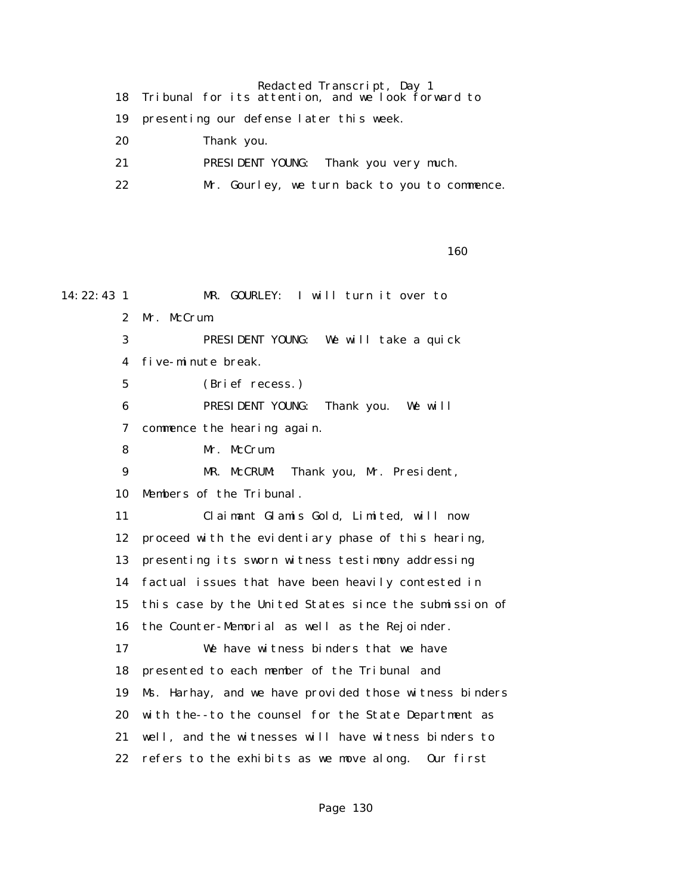18 Tribunal for its attention, and we look forward to

19 presenting our defense later this week.

20 Thank you.

21 PRESIDENT YOUNG: Thank you very much.

22 Mr. Gourley, we turn back to you to commence.

160

14:22:43 1 MR. GOURLEY: I will turn it over to

2 Mr. McCrum.

3 PRESIDENT YOUNG: We will take a quick

4 five-minute break.

5 (Brief recess.)

6 PRESIDENT YOUNG: Thank you. We will

7 commence the hearing again.

8 Mr. McCrum.

9 MR. McCRUM: Thank you, Mr. President,

10 Members of the Tribunal.

11 Claimant Glamis Gold, Limited, will now

12 proceed with the evidentiary phase of this hearing,

13 presenting its sworn witness testimony addressing

14 factual issues that have been heavily contested in

15 this case by the United States since the submission of

16 the Counter-Memorial as well as the Rejoinder.

17 We have witness binders that we have

18 presented to each member of the Tribunal and

19 Ms. Harhay, and we have provided those witness binders

20 with the--to the counsel for the State Department as

21 well, and the witnesses will have witness binders to

22 refers to the exhibits as we move along. Our first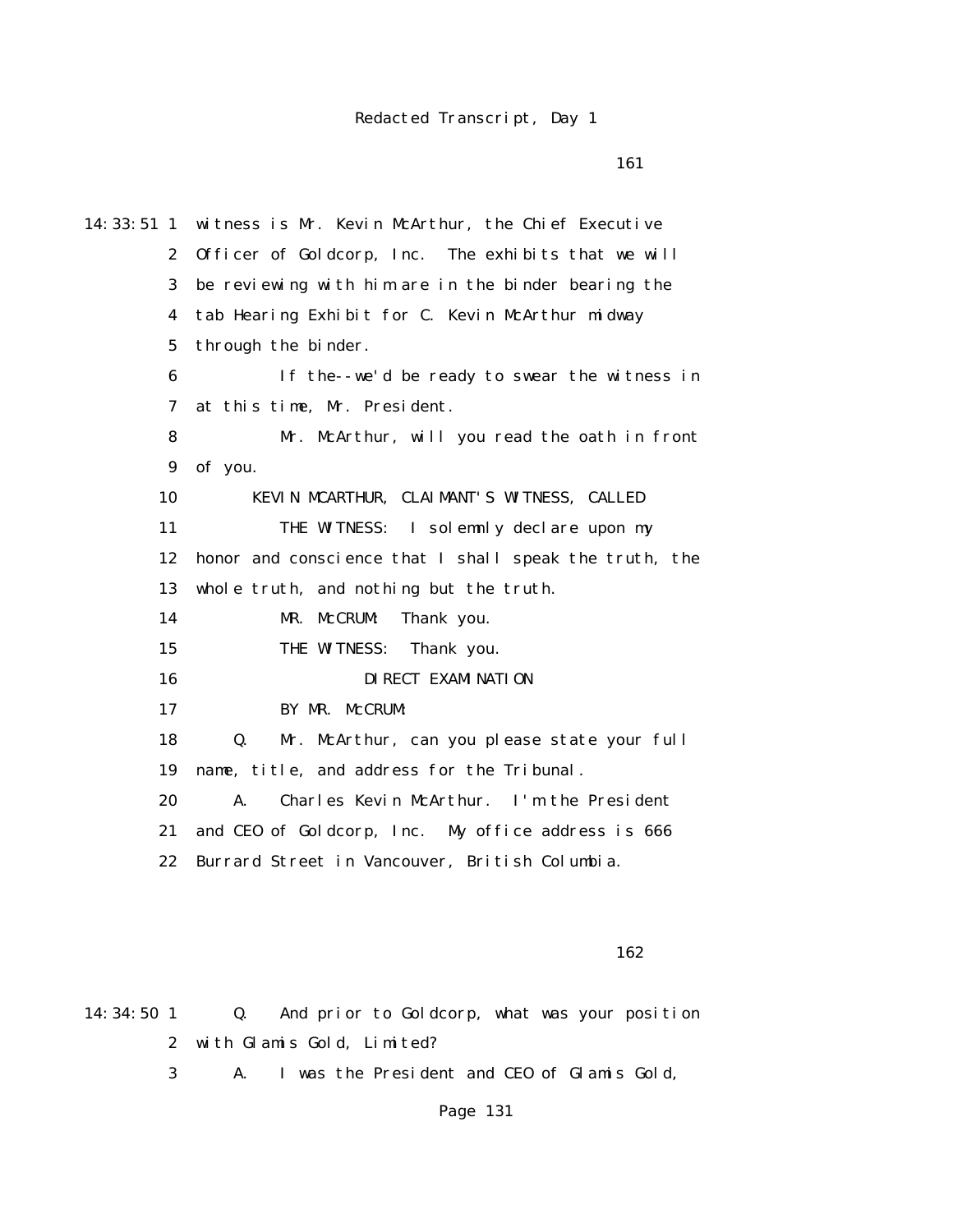14:33:51 1 witness is Mr. Kevin McArthur, the Chief Executive
2 Officer of Goldcorp, Inc. The exhibits that we will
3 be reviewing with him are in the binder bearing the
4 tab Hearing Exhibit for C. Kevin McArthur midway
5 through the binder.
6 If the--we'd be ready to swear the witness in
7 at this time, Mr. President.
8 Mr. McArthur, will you read the oath in front
9 of you.
10 KEVIN MCARTHUR, CLAIMANT'S WITNESS, CALLED
11 THE WITNESS: I solemnly declare upon my
12 honor and conscience that I shall speak the truth, the
13 whole truth, and nothing but the truth.
14 MR. McCRUM: Thank you.
15 THE WITNESS: Thank you.
16 DIRECT EXAMINATION
17 BY MR. McCRUM:
18 Q. Mr. McArthur, can you please state your full
19 name, title, and address for the Tribunal.
20 A. Charles Kevin McArthur. I'm the President
21 and CEO of Goldcorp, Inc. My office address is 666
22 Burrard Street in Vancouver, British Columbia.

162

14:34:50 1 Q. And prior to Goldcorp, what was your position
2 with Glamis Gold, Limited?
3 A. I was the President and CEO of Glamis Gold,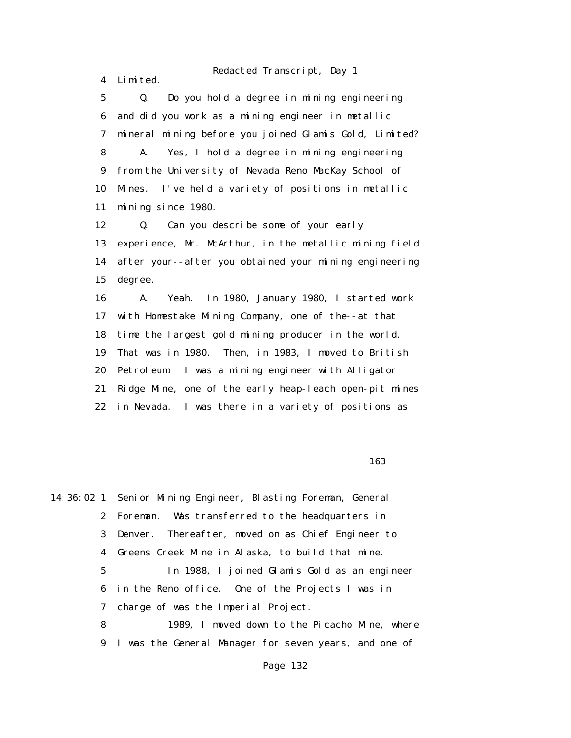4 Limited.

5 Q. Do you hold a degree in mining engineering
6 and did you work as a mining engineer in metallic
7 mineral mining before you joined Glamis Gold, Limited?

8 A. Yes, I hold a degree in mining engineering
9 from the University of Nevada Reno MacKay School of
10 Mines. I've held a variety of positions in metallic
11 mining since 1980.

12 Q. Can you describe some of your early
13 experience, Mr. McArthur, in the metallic mining field
14 after your--after you obtained your mining engineering
15 degree.

16 A. Yeah. In 1980, January 1980, I started work
17 with Homestake Mining Company, one of the--at that
18 time the largest gold mining producer in the world.
19 That was in 1980. Then, in 1983, I moved to British
20 Petroleum. I was a mining engineer with Alligator
21 Ridge Mine, one of the early heap-leach open-pit mines
22 in Nevada. I was there in a variety of positions as

163

14:36:02 1 Senior Mining Engineer, Blasting Foreman, General
2 Foreman. Was transferred to the headquarters in
3 Denver. Thereafter, moved on as Chief Engineer to
4 Greens Creek Mine in Alaska, to build that mine.

5 In 1988, I joined Glamis Gold as an engineer
6 in the Reno office. One of the Projects I was in
7 charge of was the Imperial Project.

8 1989, I moved down to the Picacho Mine, where
9 I was the General Manager for seven years, and one of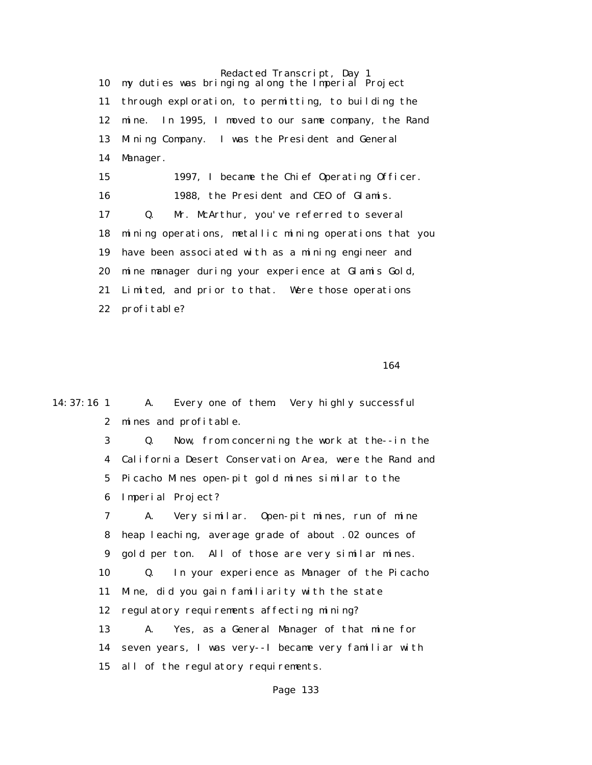10 my duties was bringing along the Imperial Project
11 through exploration, to permitting, to building the
12 mine. In 1995, I moved to our same company, the Rand
13 Mining Company. I was the President and General
14 Manager.
15 1997, I became the Chief Operating Officer.
16 1988, the President and CEO of Glamis.
17 Q. Mr. McArthur, you've referred to several
18 mining operations, metallic mining operations that you
19 have been associated with as a mining engineer and
20 mine manager during your experience at Glamis Gold,
21 Limited, and prior to that. Were those operations
22 profitable?

164

14:37:16 1 A. Every one of them. Very highly successful
2 mines and profitable.
3 Q. Now, from concerning the work at the--in the
4 California Desert Conservation Area, were the Rand and
5 Picacho Mines open-pit gold mines similar to the
6 Imperial Project?
7 A. Very similar. Open-pit mines, run of mine
8 heap leaching, average grade of about .02 ounces of
9 gold per ton. All of those are very similar mines.
10 Q. In your experience as Manager of the Picacho
11 Mine, did you gain familiarity with the state
12 regulatory requirements affecting mining?
13 A. Yes, as a General Manager of that mine for
14 seven years, I was very--I became very familiar with
15 all of the regulatory requirements.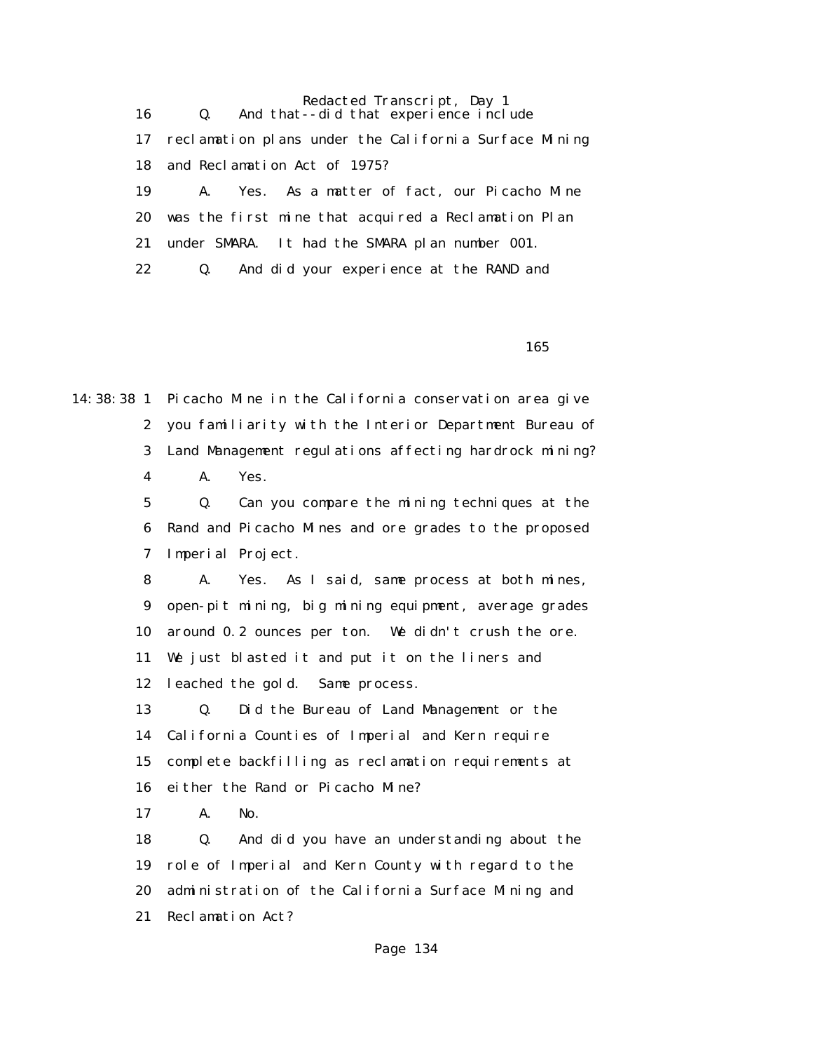16 Q. And that--did that experience include
17 reclamation plans under the California Surface Mining
18 and Reclamation Act of 1975?
19 A. Yes. As a matter of fact, our Picacho Mine
20 was the first mine that acquired a Reclamation Plan
21 under SMARA. It had the SMARA plan number 001.
22 Q. And did your experience at the RAND and

165

14:38:38 1 Picacho Mine in the California conservation area give
2 you familiarity with the Interior Department Bureau of
3 Land Management regulations affecting hardrock mining?
4 A. Yes.
5 Q. Can you compare the mining techniques at the
6 Rand and Picacho Mines and ore grades to the proposed
7 Imperial Project.
8 A. Yes. As I said, same process at both mines,
9 open-pit mining, big mining equipment, average grades
10 around 0.2 ounces per ton. We didn't crush the ore.
11 We just blasted it and put it on the liners and
12 leached the gold. Same process.
13 Q. Did the Bureau of Land Management or the
14 California Counties of Imperial and Kern require
15 complete backfilling as reclamation requirements at
16 either the Rand or Picacho Mine?
17 A. No.
18 Q. And did you have an understanding about the
19 role of Imperial and Kern County with regard to the
20 administration of the California Surface Mining and
21 Reclamation Act?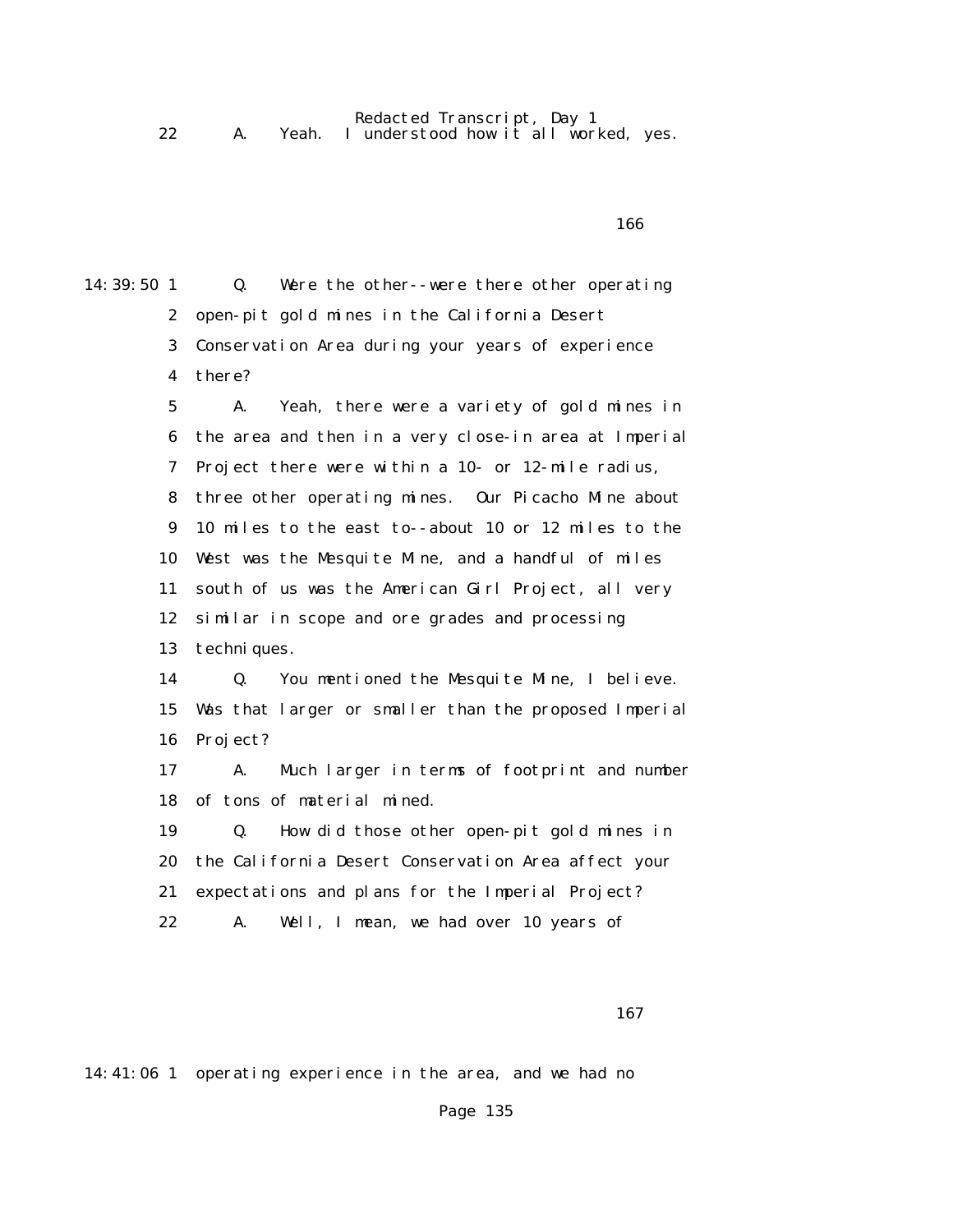22 A. Yeah. I understood how it all worked, yes.

166

14:39:50 1 Q. Were the other--were there other operating
2 open-pit gold mines in the California Desert
3 Conservation Area during your years of experience
4 there?
5 A. Yeah, there were a variety of gold mines in
6 the area and then in a very close-in area at Imperial
7 Project there were within a 10- or 12-mile radius,
8 three other operating mines. Our Picacho Mine about
9 10 miles to the east to--about 10 or 12 miles to the
10 West was the Mesquite Mine, and a handful of miles
11 south of us was the American Girl Project, all very
12 similar in scope and ore grades and processing
13 techniques.
14 Q. You mentioned the Mesquite Mine, I believe.
15 Was that larger or smaller than the proposed Imperial
16 Project?
17 A. Much larger in terms of footprint and number
18 of tons of material mined.
19 Q. How did those other open-pit gold mines in
20 the California Desert Conservation Area affect your
21 expectations and plans for the Imperial Project?
22 A. Well, I mean, we had over 10 years of

167

14:41:06 1 operating experience in the area, and we had no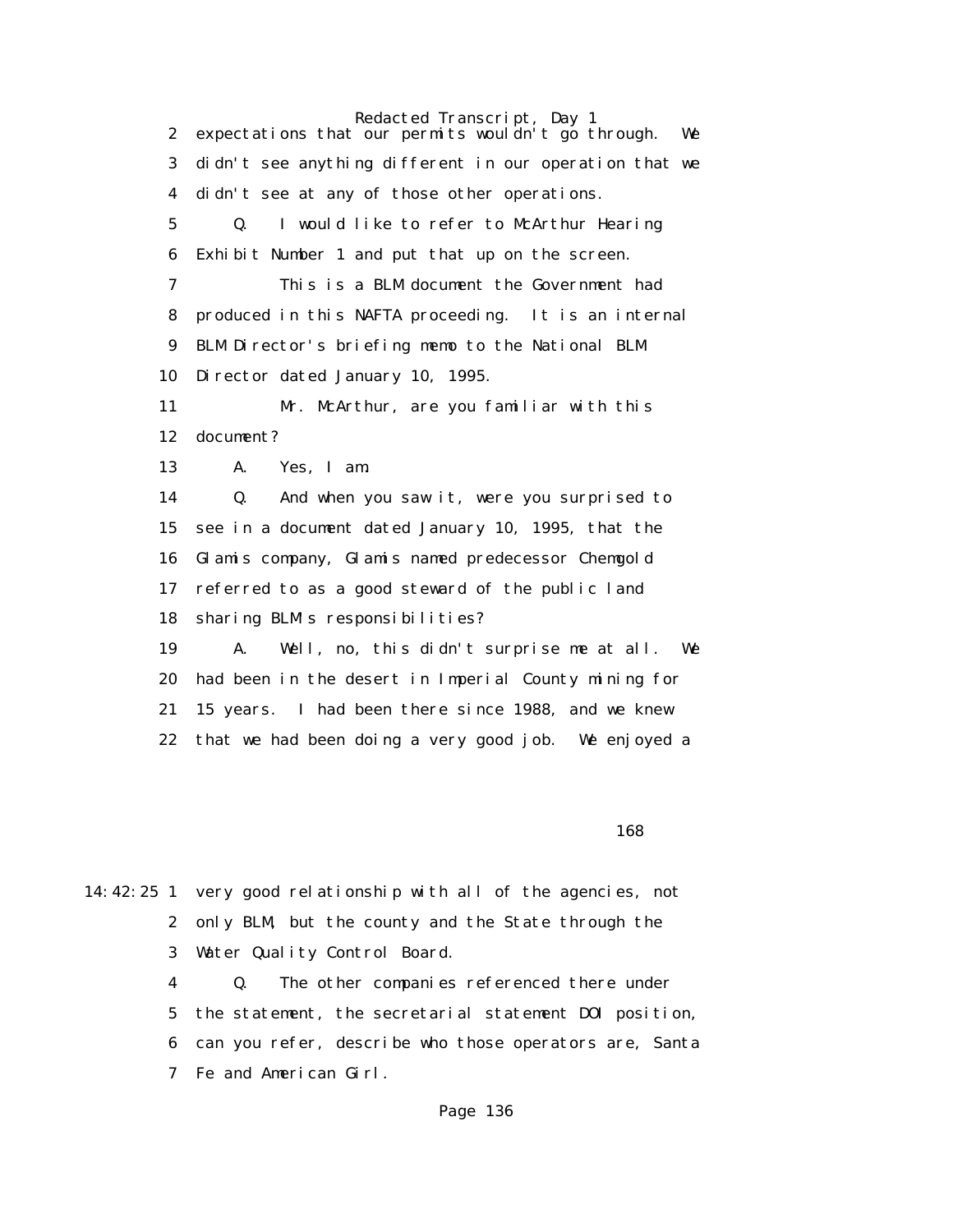2 expectations that our permits wouldn't go through. We
3 didn't see anything different in our operation that we
4 didn't see at any of those other operations.
5 Q. I would like to refer to McArthur Hearing
6 Exhibit Number 1 and put that up on the screen.
7 This is a BLM document the Government had
8 produced in this NAFTA proceeding. It is an internal
9 BLM Director's briefing memo to the National BLM
10 Director dated January 10, 1995.
11 Mr. McArthur, are you familiar with this
12 document?
13 A. Yes, I am.
14 Q. And when you saw it, were you surprised to
15 see in a document dated January 10, 1995, that the
16 Glamis company, Glamis named predecessor Chemgold
17 referred to as a good steward of the public land
18 sharing BLM's responsibilities?
19 A. Well, no, this didn't surprise me at all. We
20 had been in the desert in Imperial County mining for
21 15 years. I had been there since 1988, and we knew
22 that we had been doing a very good job. We enjoyed a

168

14:42:25 1 very good relationship with all of the agencies, not
2 only BLM, but the county and the State through the
3 Water Quality Control Board.
4 Q. The other companies referenced there under
5 the statement, the secretarial statement DOI position,
6 can you refer, describe who those operators are, Santa
7 Fe and American Girl.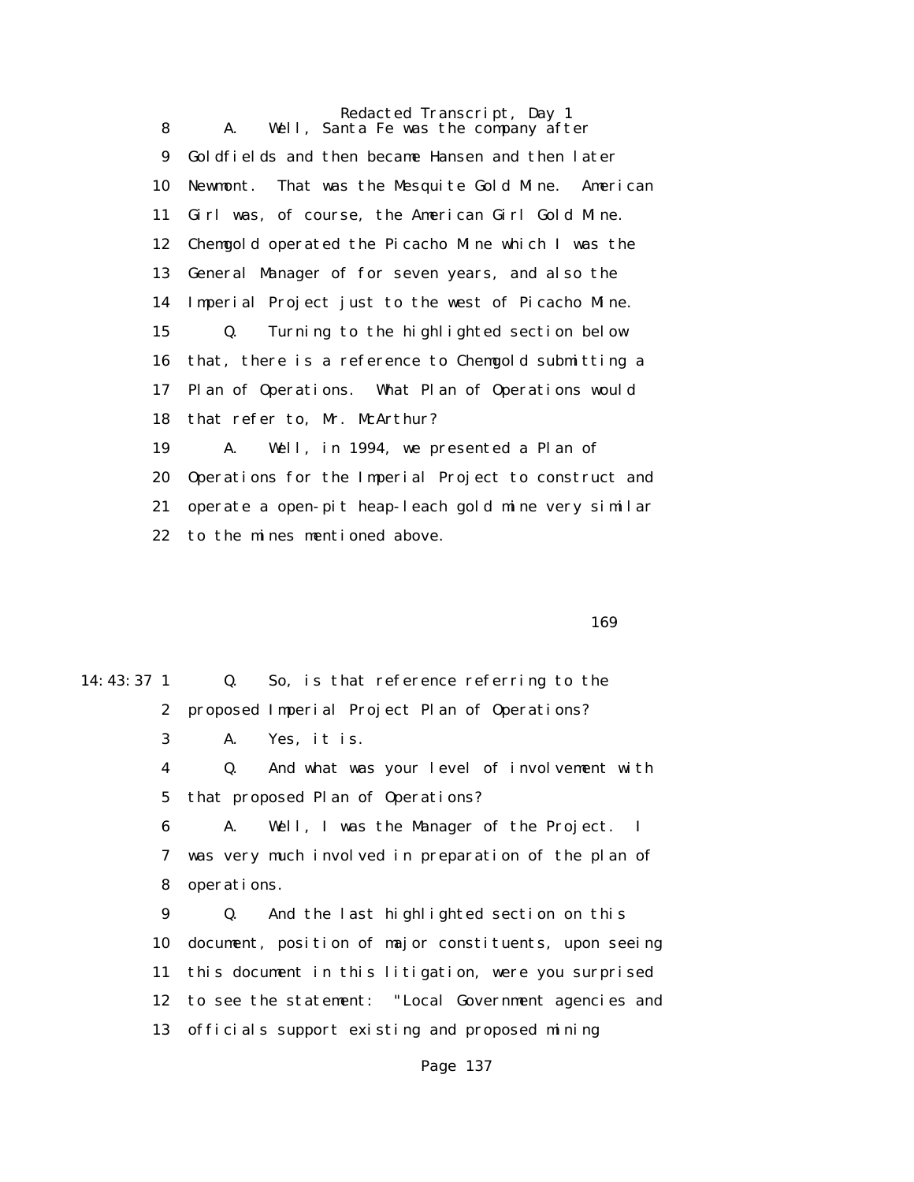8 A. Well, Santa Fe was the company after
9 Goldfields and then became Hansen and then later
10 Newmont. That was the Mesquite Gold Mine. American
11 Girl was, of course, the American Girl Gold Mine.
12 Chemgold operated the Picacho Mine which I was the
13 General Manager of for seven years, and also the
14 Imperial Project just to the west of Picacho Mine.
15 Q. Turning to the highlighted section below
16 that, there is a reference to Chemgold submitting a
17 Plan of Operations. What Plan of Operations would
18 that refer to, Mr. McArthur?
19 A. Well, in 1994, we presented a Plan of
20 Operations for the Imperial Project to construct and
21 operate a open-pit heap-leach gold mine very similar
22 to the mines mentioned above.

169

14:43:37 1 Q. So, is that reference referring to the
2 proposed Imperial Project Plan of Operations?
3 A. Yes, it is.
4 Q. And what was your level of involvement with
5 that proposed Plan of Operations?
6 A. Well, I was the Manager of the Project. I
7 was very much involved in preparation of the plan of
8 operations.
9 Q. And the last highlighted section on this
10 document, position of major constituents, upon seeing
11 this document in this litigation, were you surprised
12 to see the statement: "Local Government agencies and
13 officials support existing and proposed mining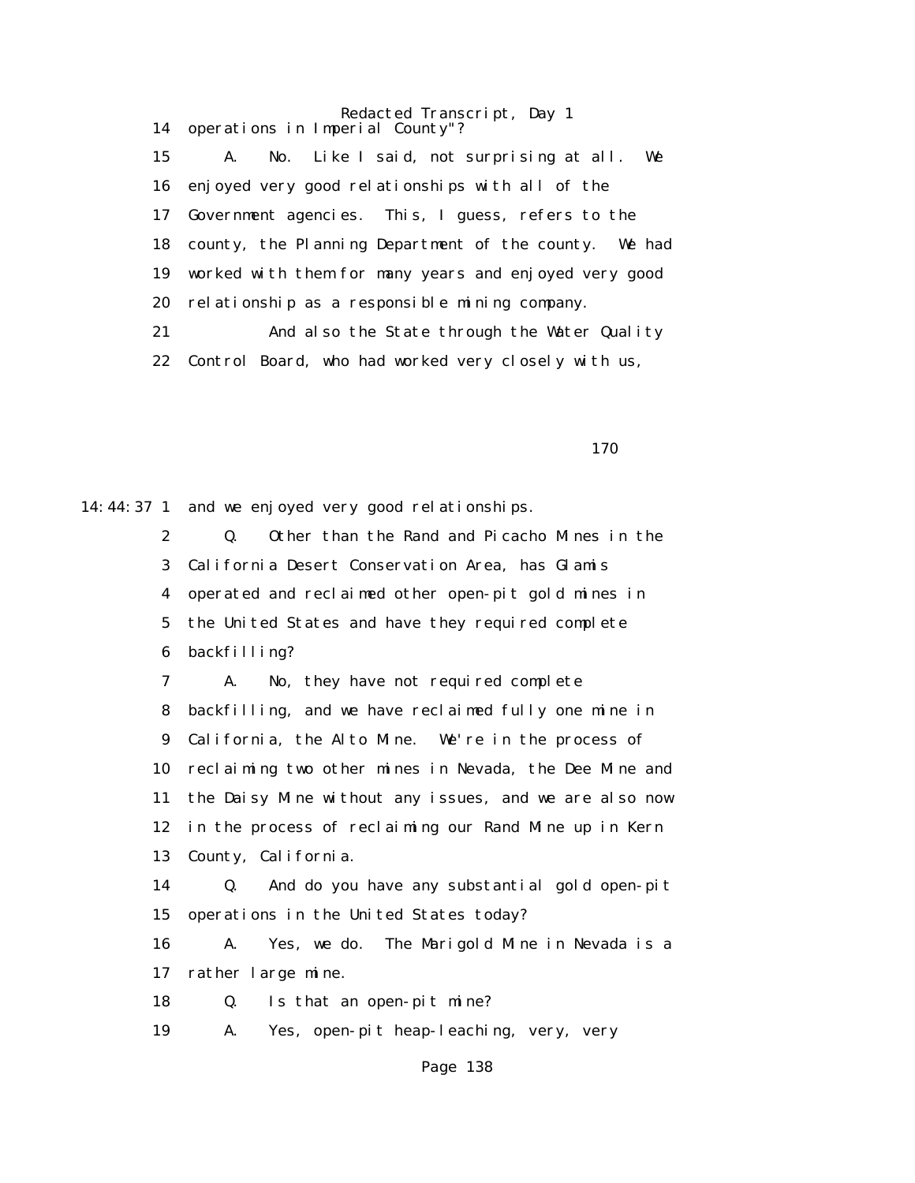14 operations in Imperial County"?

15 A. No. Like I said, not surprising at all. We

16 enjoyed very good relationships with all of the

17 Government agencies. This, I guess, refers to the

18 county, the Planning Department of the county. We had

19 worked with them for many years and enjoyed very good

20 relationship as a responsible mining company.

21 And also the State through the Water Quality

22 Control Board, who had worked very closely with us,

170

14:44:37 1 and we enjoyed very good relationships.

2 Q. Other than the Rand and Picacho Mines in the

3 California Desert Conservation Area, has Glamis

4 operated and reclaimed other open-pit gold mines in

5 the United States and have they required complete

6 backfilling?

7 A. No, they have not required complete

8 backfilling, and we have reclaimed fully one mine in

9 California, the Alto Mine. We're in the process of

10 reclaiming two other mines in Nevada, the Dee Mine and

11 the Daisy Mine without any issues, and we are also now

12 in the process of reclaiming our Rand Mine up in Kern

13 County, California.

14 Q. And do you have any substantial gold open-pit

15 operations in the United States today?

16 A. Yes, we do. The Marigold Mine in Nevada is a

17 rather large mine.

18 Q. Is that an open-pit mine?

19 A. Yes, open-pit heap-leaching, very, very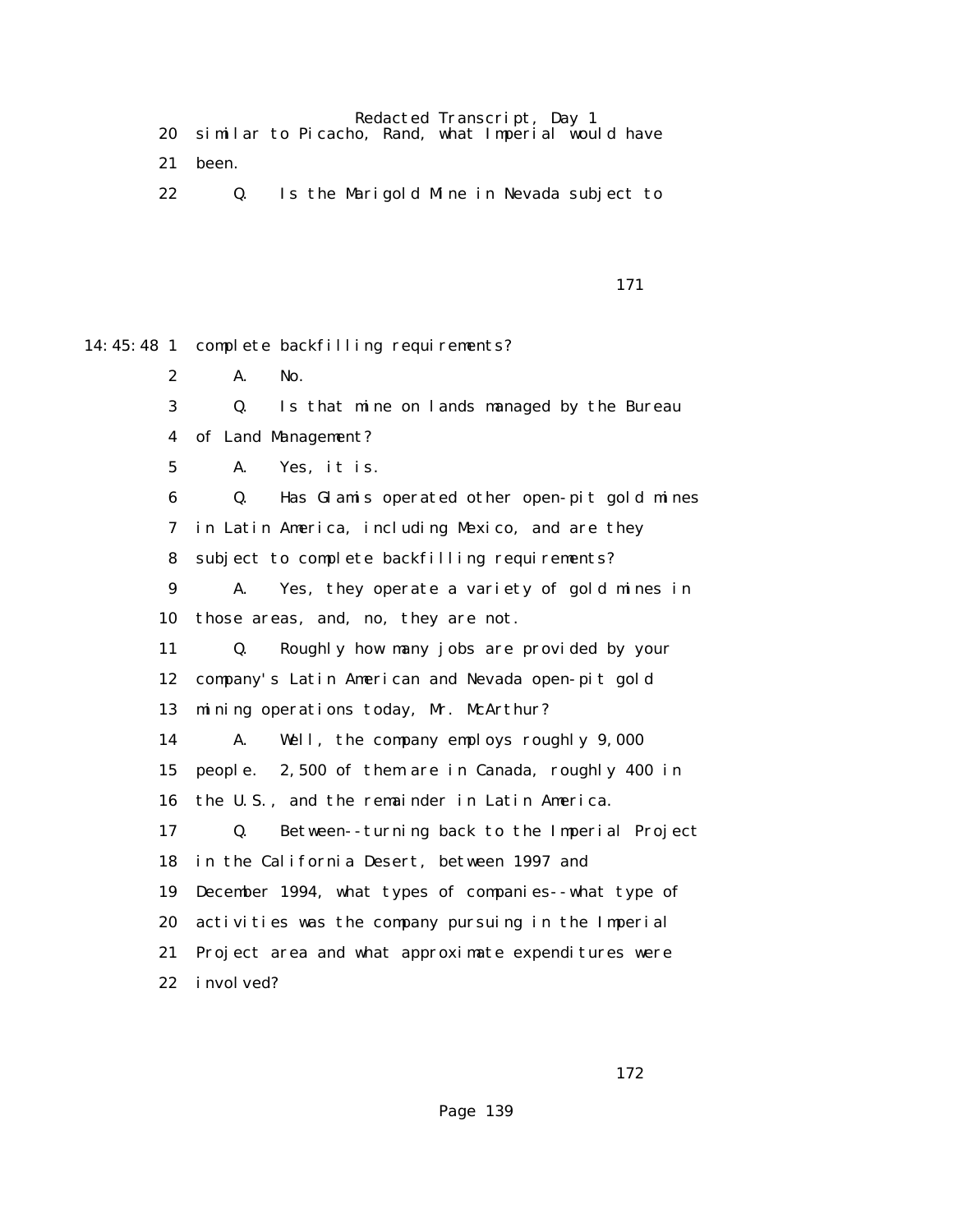20 similar to Picacho, Rand, what Imperial would have

21 been.

22 Q. Is the Marigold Mine in Nevada subject to

171

14:45:48 1 complete backfilling requirements?

2 A. No.

3 Q. Is that mine on lands managed by the Bureau

4 of Land Management?

5 A. Yes, it is.

6 Q. Has Glamis operated other open-pit gold mines

7 in Latin America, including Mexico, and are they

8 subject to complete backfilling requirements?

9 A. Yes, they operate a variety of gold mines in

10 those areas, and, no, they are not.

11 Q. Roughly how many jobs are provided by your

12 company's Latin American and Nevada open-pit gold

13 mining operations today, Mr. McArthur?

14 A. Well, the company employs roughly 9,000

15 people. 2,500 of them are in Canada, roughly 400 in

16 the U.S., and the remainder in Latin America.

17 Q. Between--turning back to the Imperial Project

18 in the California Desert, between 1997 and

19 December 1994, what types of companies--what type of

20 activities was the company pursuing in the Imperial

21 Project area and what approximate expenditures were

22 involved?

172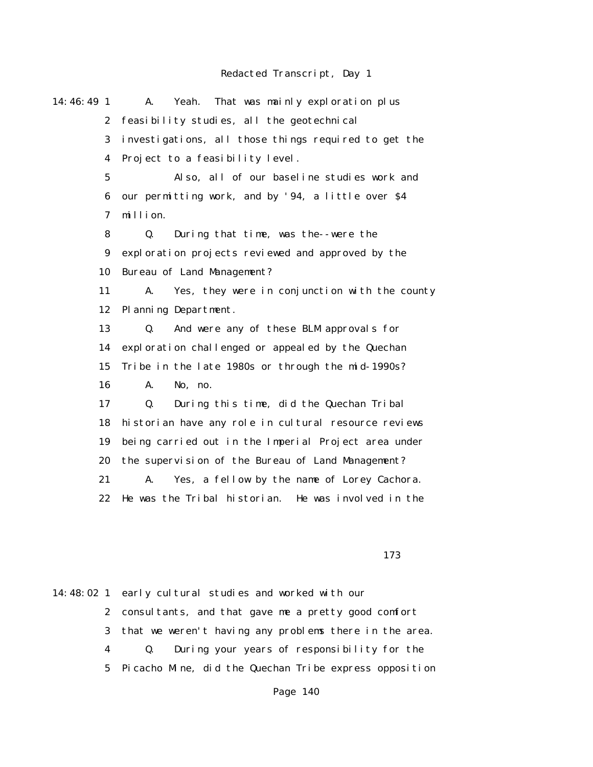14:46:49 1 A. Yeah. That was mainly exploration plus
2 feasibility studies, all the geotechnical
3 investigations, all those things required to get the
4 Project to a feasibility level.
5 Also, all of our baseline studies work and
6 our permitting work, and by '94, a little over $4
7 million.
8 Q. During that time, was the--were the
9 exploration projects reviewed and approved by the
10 Bureau of Land Management?
11 A. Yes, they were in conjunction with the county
12 Planning Department.
13 Q. And were any of these BLM approvals for
14 exploration challenged or appealed by the Quechan
15 Tribe in the late 1980s or through the mid-1990s?
16 A. No, no.
17 Q. During this time, did the Quechan Tribal
18 historian have any role in cultural resource reviews
19 being carried out in the Imperial Project area under
20 the supervision of the Bureau of Land Management?
21 A. Yes, a fellow by the name of Lorey Cachora.
22 He was the Tribal historian. He was involved in the

173

14:48:02 1 early cultural studies and worked with our
2 consultants, and that gave me a pretty good comfort
3 that we weren't having any problems there in the area.
4 Q. During your years of responsibility for the
5 Picacho Mine, did the Quechan Tribe express opposition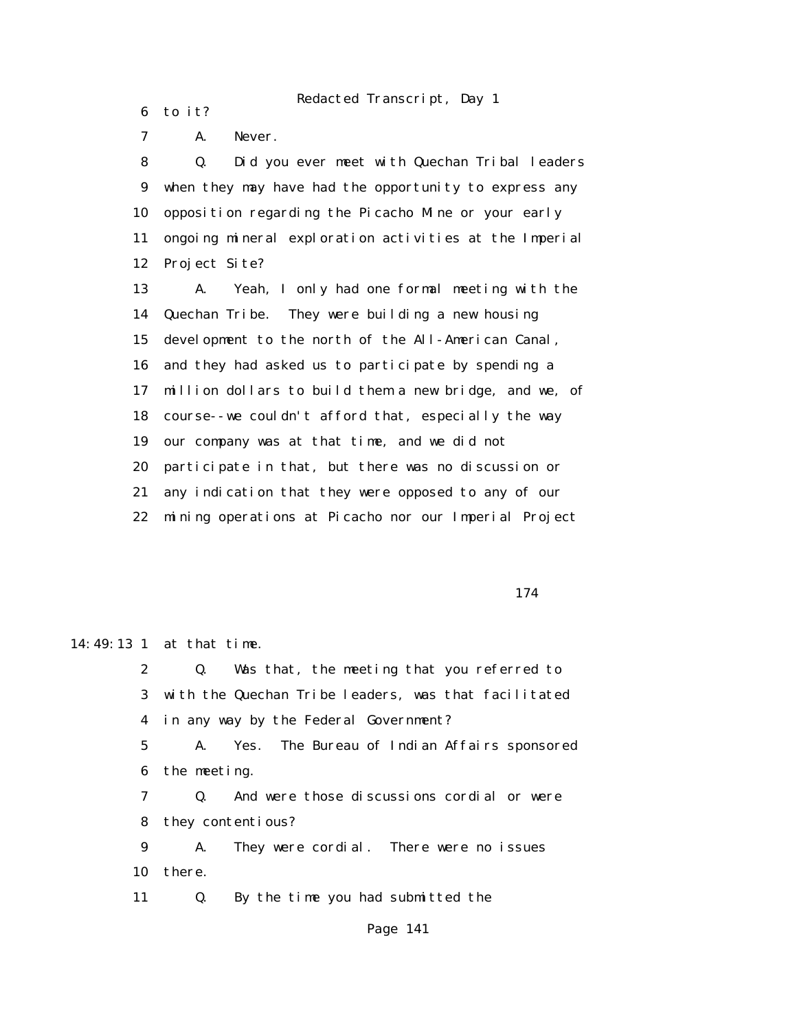6 to it?

7 A. Never.

8 Q. Did you ever meet with Quechan Tribal leaders

9 when they may have had the opportunity to express any

10 opposition regarding the Picacho Mine or your early

11 ongoing mineral exploration activities at the Imperial

12 Project Site?

13 A. Yeah, I only had one formal meeting with the

14 Quechan Tribe. They were building a new housing

15 development to the north of the All-American Canal,

16 and they had asked us to participate by spending a

17 million dollars to build them a new bridge, and we, of

18 course--we couldn't afford that, especially the way

19 our company was at that time, and we did not

20 participate in that, but there was no discussion or

21 any indication that they were opposed to any of our

22 mining operations at Picacho nor our Imperial Project

174

14:49:13 1 at that time.

2 Q. Was that, the meeting that you referred to

3 with the Quechan Tribe leaders, was that facilitated

4 in any way by the Federal Government?

5 A. Yes. The Bureau of Indian Affairs sponsored

6 the meeting.

7 Q. And were those discussions cordial or were

8 they contentious?

9 A. They were cordial. There were no issues

10 there.

11 Q. By the time you had submitted the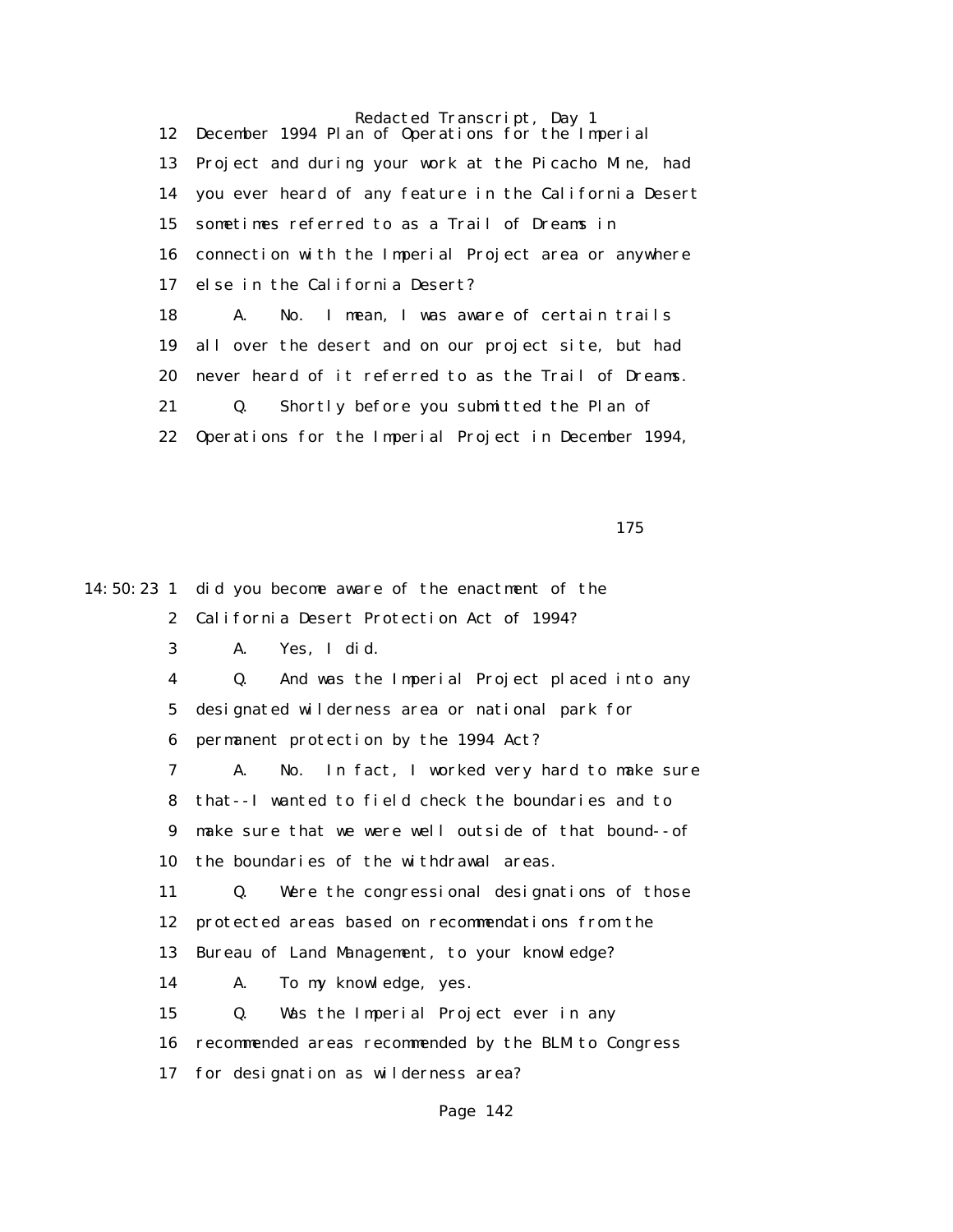12 December 1994 Plan of Operations for the Imperial
13 Project and during your work at the Picacho Mine, had
14 you ever heard of any feature in the California Desert
15 sometimes referred to as a Trail of Dreams in
16 connection with the Imperial Project area or anywhere
17 else in the California Desert?
18 A. No. I mean, I was aware of certain trails
19 all over the desert and on our project site, but had
20 never heard of it referred to as the Trail of Dreams.
21 Q. Shortly before you submitted the Plan of
22 Operations for the Imperial Project in December 1994,

175

14:50:23 1 did you become aware of the enactment of the
2 California Desert Protection Act of 1994?
3 A. Yes, I did.
4 Q. And was the Imperial Project placed into any
5 designated wilderness area or national park for
6 permanent protection by the 1994 Act?
7 A. No. In fact, I worked very hard to make sure
8 that--I wanted to field check the boundaries and to
9 make sure that we were well outside of that bound--of
10 the boundaries of the withdrawal areas.
11 Q. Were the congressional designations of those
12 protected areas based on recommendations from the
13 Bureau of Land Management, to your knowledge?
14 A. To my knowledge, yes.
15 Q. Was the Imperial Project ever in any
16 recommended areas recommended by the BLM to Congress
17 for designation as wilderness area?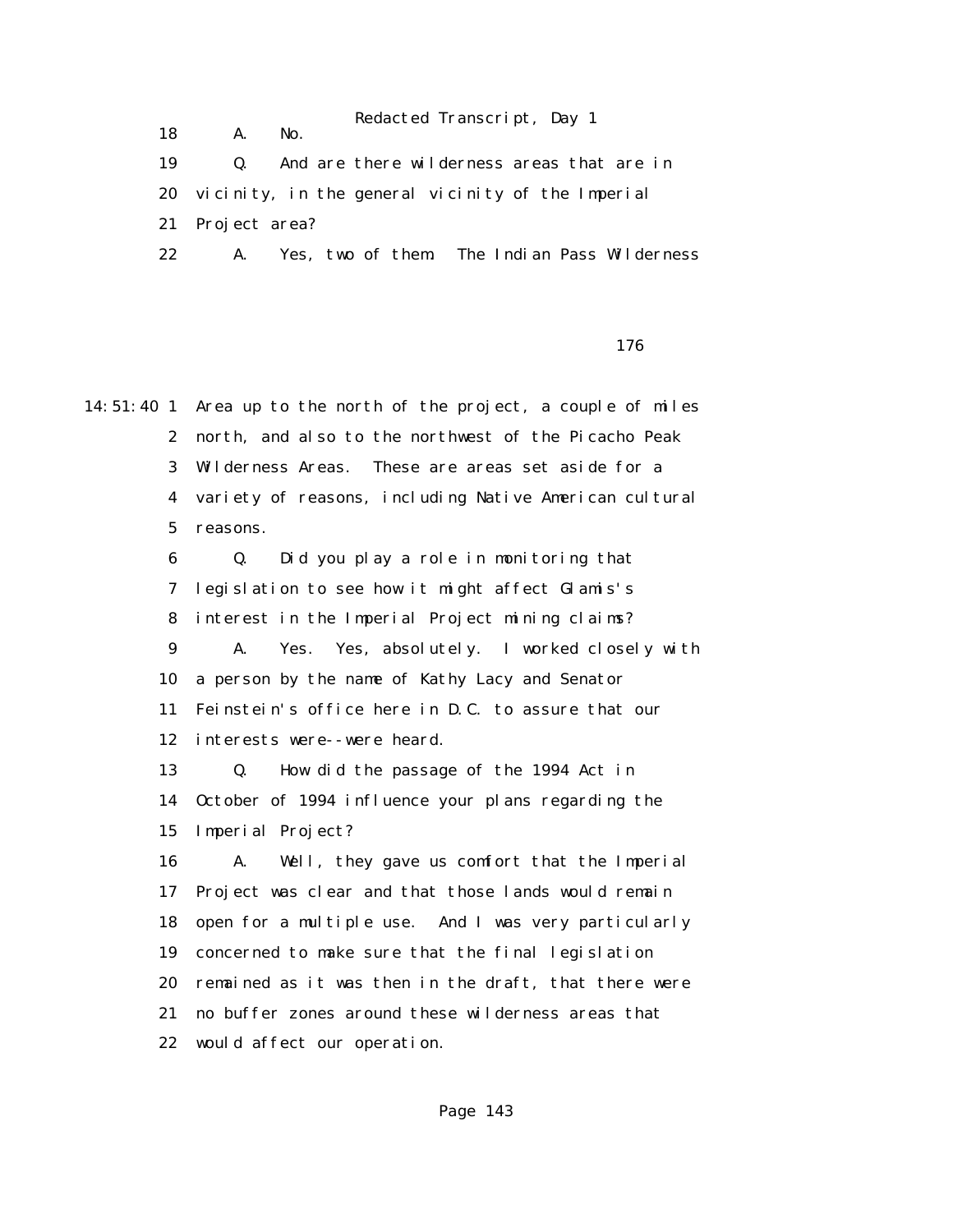18 A. No.

19 Q. And are there wilderness areas that are in

20 vicinity, in the general vicinity of the Imperial

21 Project area?

22 A. Yes, two of them. The Indian Pass Wilderness

176

14:51:40 1 Area up to the north of the project, a couple of miles

2 north, and also to the northwest of the Picacho Peak

3 Wilderness Areas. These are areas set aside for a

4 variety of reasons, including Native American cultural

5 reasons.

6 Q. Did you play a role in monitoring that

7 legislation to see how it might affect Glamis's

8 interest in the Imperial Project mining claims?

9 A. Yes. Yes, absolutely. I worked closely with

10 a person by the name of Kathy Lacy and Senator

11 Feinstein's office here in D.C. to assure that our

12 interests were--were heard.

13 Q. How did the passage of the 1994 Act in

14 October of 1994 influence your plans regarding the

15 Imperial Project?

16 A. Well, they gave us comfort that the Imperial

17 Project was clear and that those lands would remain

18 open for a multiple use. And I was very particularly

19 concerned to make sure that the final legislation

20 remained as it was then in the draft, that there were

21 no buffer zones around these wilderness areas that

22 would affect our operation.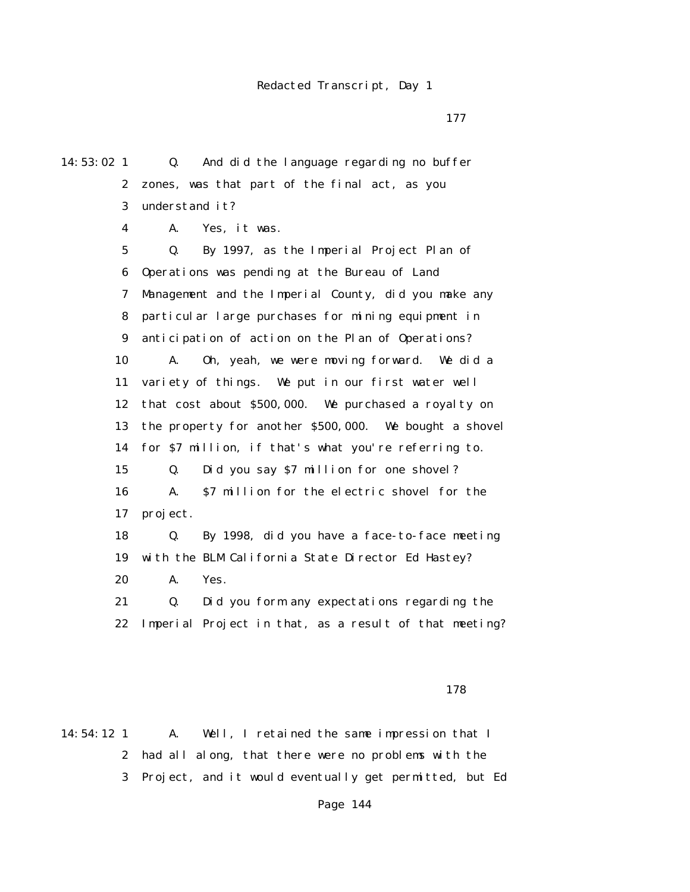177

14:53:02 1 Q. And did the language regarding no buffer
2 zones, was that part of the final act, as you
3 understand it?
4 A. Yes, it was.
5 Q. By 1997, as the Imperial Project Plan of
6 Operations was pending at the Bureau of Land
7 Management and the Imperial County, did you make any
8 particular large purchases for mining equipment in
9 anticipation of action on the Plan of Operations?
10 A. Oh, yeah, we were moving forward. We did a
11 variety of things. We put in our first water well
12 that cost about $500,000. We purchased a royalty on
13 the property for another $500,000. We bought a shovel
14 for $7 million, if that's what you're referring to.
15 Q. Did you say $7 million for one shovel?
16 A. $7 million for the electric shovel for the
17 project.
18 Q. By 1998, did you have a face-to-face meeting
19 with the BLM California State Director Ed Hastey?
20 A. Yes.
21 Q. Did you form any expectations regarding the
22 Imperial Project in that, as a result of that meeting?

178

14:54:12 1 A. Well, I retained the same impression that I
2 had all along, that there were no problems with the
3 Project, and it would eventually get permitted, but Ed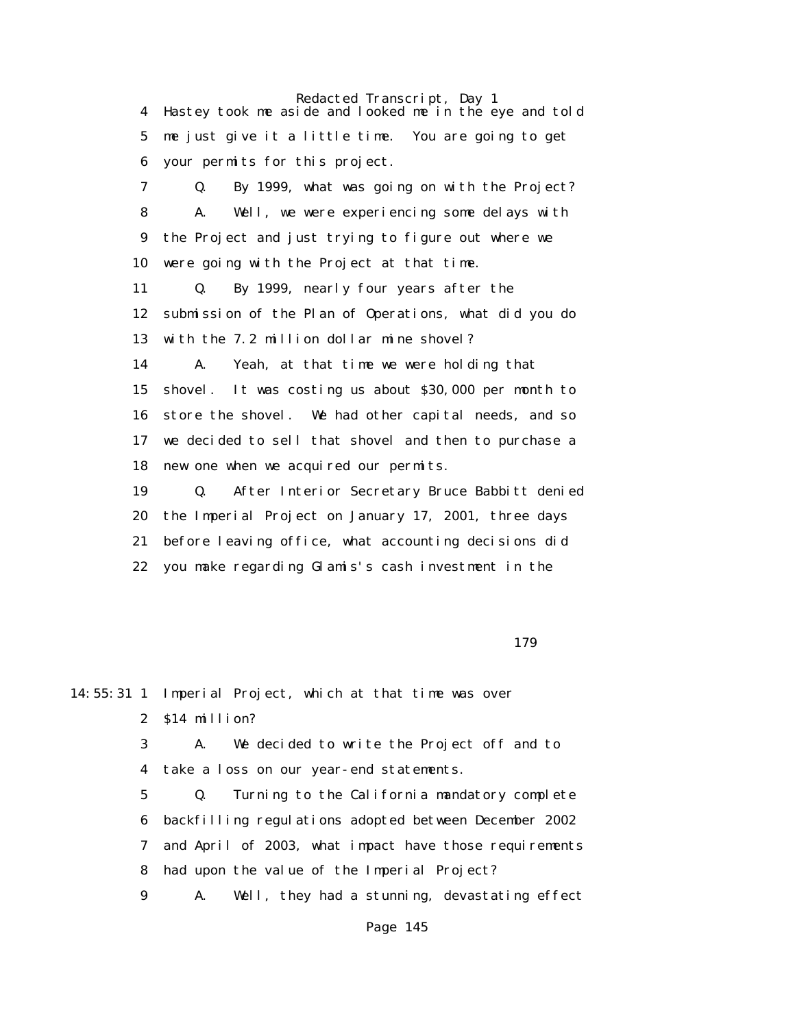4 Hastey took me aside and looked me in the eye and told
5 me just give it a little time. You are going to get
6 your permits for this project.
7 Q. By 1999, what was going on with the Project?
8 A. Well, we were experiencing some delays with
9 the Project and just trying to figure out where we
10 were going with the Project at that time.
11 Q. By 1999, nearly four years after the
12 submission of the Plan of Operations, what did you do
13 with the 7.2 million dollar mine shovel?
14 A. Yeah, at that time we were holding that
15 shovel. It was costing us about $30,000 per month to
16 store the shovel. We had other capital needs, and so
17 we decided to sell that shovel and then to purchase a
18 new one when we acquired our permits.
19 Q. After Interior Secretary Bruce Babbitt denied
20 the Imperial Project on January 17, 2001, three days
21 before leaving office, what accounting decisions did
22 you make regarding Glamis's cash investment in the

179

14:55:31 1 Imperial Project, which at that time was over
2 $14 million?
3 A. We decided to write the Project off and to
4 take a loss on our year-end statements.
5 Q. Turning to the California mandatory complete
6 backfilling regulations adopted between December 2002
7 and April of 2003, what impact have those requirements
8 had upon the value of the Imperial Project?
9 A. Well, they had a stunning, devastating effect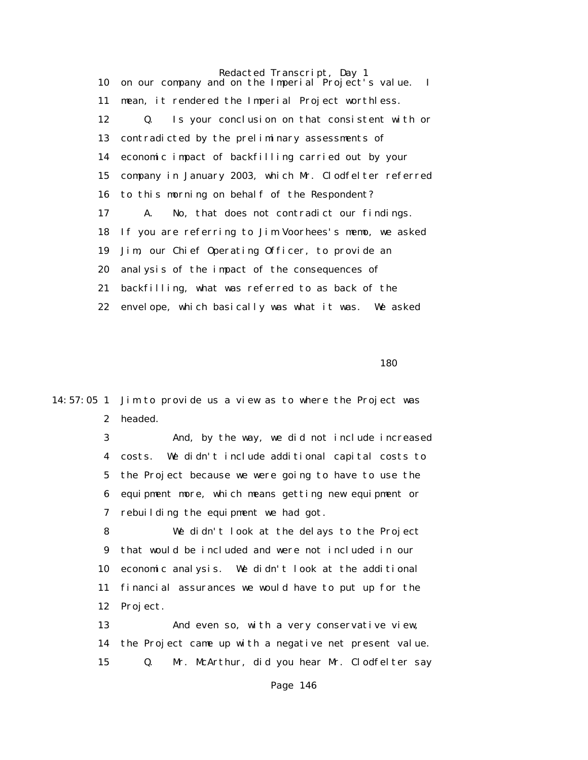10 on our company and on the Imperial Project's value. I

11 mean, it rendered the Imperial Project worthless.

12 Q. Is your conclusion on that consistent with or

13 contradicted by the preliminary assessments of

14 economic impact of backfilling carried out by your

15 company in January 2003, which Mr. Clodfelter referred

16 to this morning on behalf of the Respondent?

17 A. No, that does not contradict our findings.

18 If you are referring to Jim Voorhees's memo, we asked

19 Jim, our Chief Operating Officer, to provide an

20 analysis of the impact of the consequences of

21 backfilling, what was referred to as back of the

22 envelope, which basically was what it was. We asked

180

14:57:05 1 Jim to provide us a view as to where the Project was

2 headed.

3 And, by the way, we did not include increased

4 costs. We didn't include additional capital costs to

5 the Project because we were going to have to use the

6 equipment more, which means getting new equipment or

7 rebuilding the equipment we had got.

8 We didn't look at the delays to the Project

9 that would be included and were not included in our

10 economic analysis. We didn't look at the additional

11 financial assurances we would have to put up for the

12 Project.

13 And even so, with a very conservative view,

14 the Project came up with a negative net present value.

15 Q. Mr. McArthur, did you hear Mr. Clodfelter say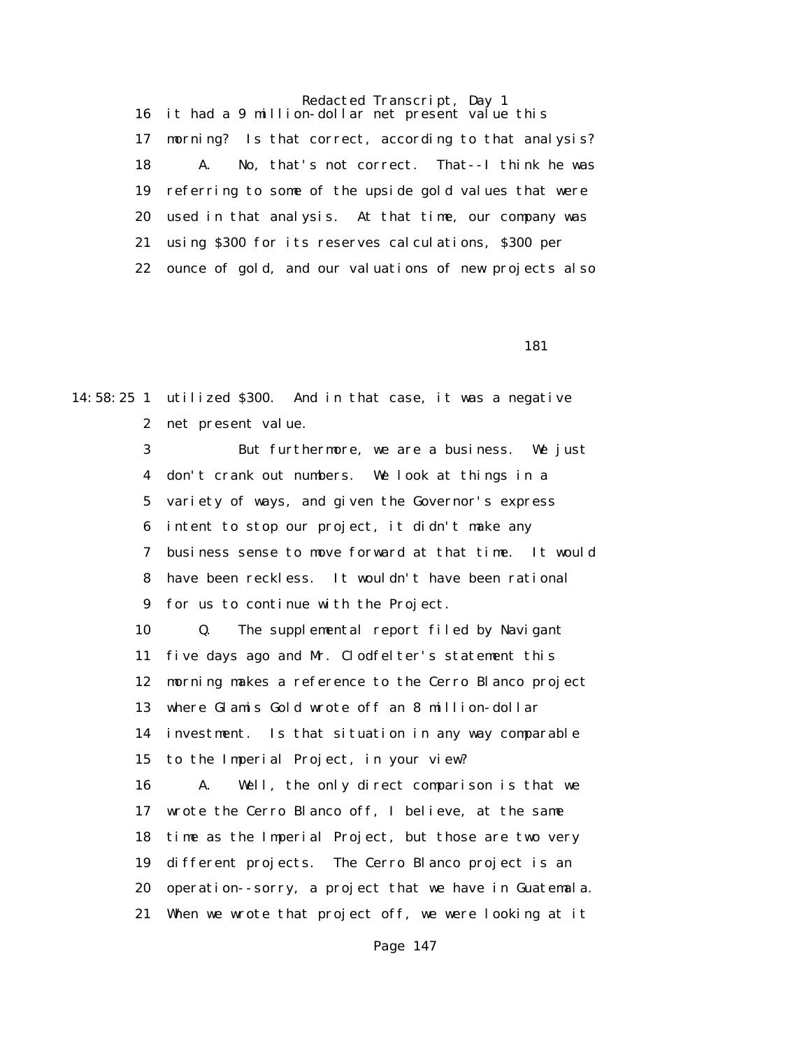16 it had a 9 million-dollar net present value this

17 morning? Is that correct, according to that analysis?

18 A. No, that's not correct. That--I think he was

19 referring to some of the upside gold values that were

20 used in that analysis. At that time, our company was

21 using $300 for its reserves calculations, $300 per

22 ounce of gold, and our valuations of new projects also

181

14:58:25 1 utilized $300. And in that case, it was a negative

2 net present value.

3 But furthermore, we are a business. We just

4 don't crank out numbers. We look at things in a

5 variety of ways, and given the Governor's express

6 intent to stop our project, it didn't make any

7 business sense to move forward at that time. It would

8 have been reckless. It wouldn't have been rational

9 for us to continue with the Project.

10 Q. The supplemental report filed by Navigant

11 five days ago and Mr. Clodfelter's statement this

12 morning makes a reference to the Cerro Blanco project

13 where Glamis Gold wrote off an 8 million-dollar

14 investment. Is that situation in any way comparable

15 to the Imperial Project, in your view?

16 A. Well, the only direct comparison is that we

17 wrote the Cerro Blanco off, I believe, at the same

18 time as the Imperial Project, but those are two very

19 different projects. The Cerro Blanco project is an

20 operation--sorry, a project that we have in Guatemala.

21 When we wrote that project off, we were looking at it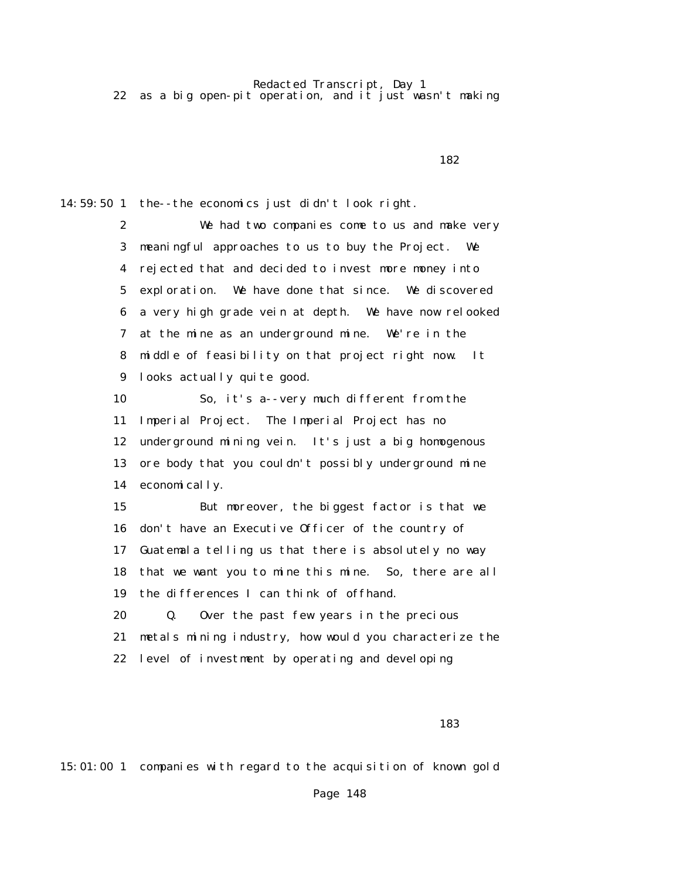22 as a big open-pit operation, and it just wasn't making

182

14:59:50 1 the--the economics just didn't look right.

2 We had two companies come to us and make very

3 meaningful approaches to us to buy the Project. We

4 rejected that and decided to invest more money into

5 exploration. We have done that since. We discovered

6 a very high grade vein at depth. We have now relooked

7 at the mine as an underground mine. We're in the

8 middle of feasibility on that project right now. It

9 looks actually quite good.

10 So, it's a--very much different from the

11 Imperial Project. The Imperial Project has no

12 underground mining vein. It's just a big homogenous

13 ore body that you couldn't possibly underground mine

14 economically.

15 But moreover, the biggest factor is that we

16 don't have an Executive Officer of the country of

17 Guatemala telling us that there is absolutely no way

18 that we want you to mine this mine. So, there are all

19 the differences I can think of offhand.

20 Q. Over the past few years in the precious

21 metals mining industry, how would you characterize the

22 level of investment by operating and developing

183

15:01:00 1 companies with regard to the acquisition of known gold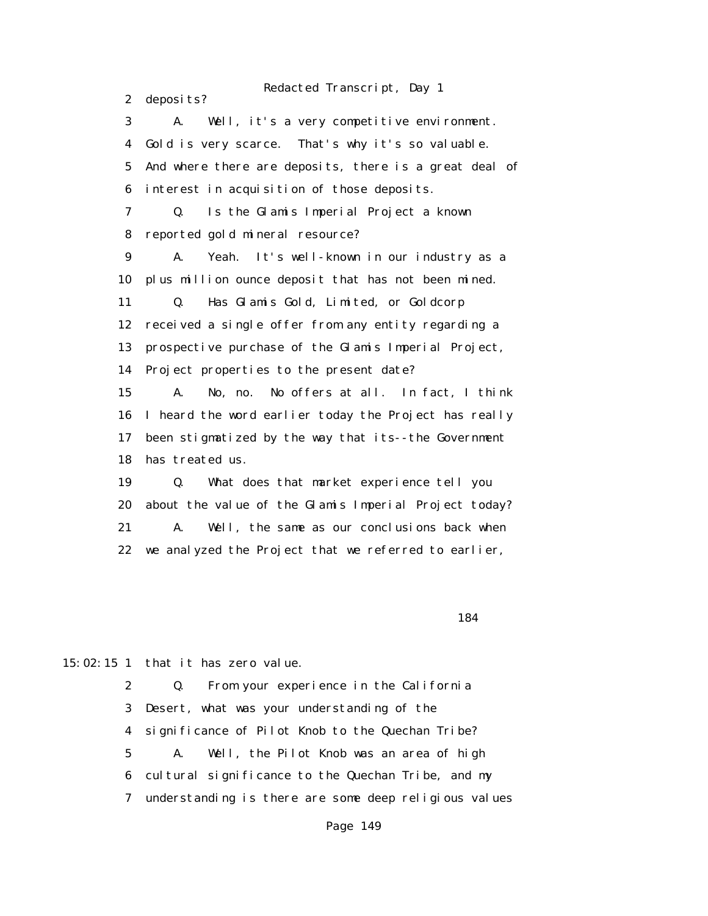2 deposits?

3 A. Well, it's a very competitive environment.

4 Gold is very scarce. That's why it's so valuable.

5 And where there are deposits, there is a great deal of

6 interest in acquisition of those deposits.

7 Q. Is the Glamis Imperial Project a known

8 reported gold mineral resource?

9 A. Yeah. It's well-known in our industry as a

10 plus million ounce deposit that has not been mined.

11 Q. Has Glamis Gold, Limited, or Goldcorp

12 received a single offer from any entity regarding a

13 prospective purchase of the Glamis Imperial Project,

14 Project properties to the present date?

15 A. No, no. No offers at all. In fact, I think

16 I heard the word earlier today the Project has really

17 been stigmatized by the way that its--the Government

18 has treated us.

19 Q. What does that market experience tell you

20 about the value of the Glamis Imperial Project today?

21 A. Well, the same as our conclusions back when

22 we analyzed the Project that we referred to earlier,

184

15:02:15 1 that it has zero value.

2 Q. From your experience in the California

3 Desert, what was your understanding of the

4 significance of Pilot Knob to the Quechan Tribe?

5 A. Well, the Pilot Knob was an area of high

6 cultural significance to the Quechan Tribe, and my

7 understanding is there are some deep religious values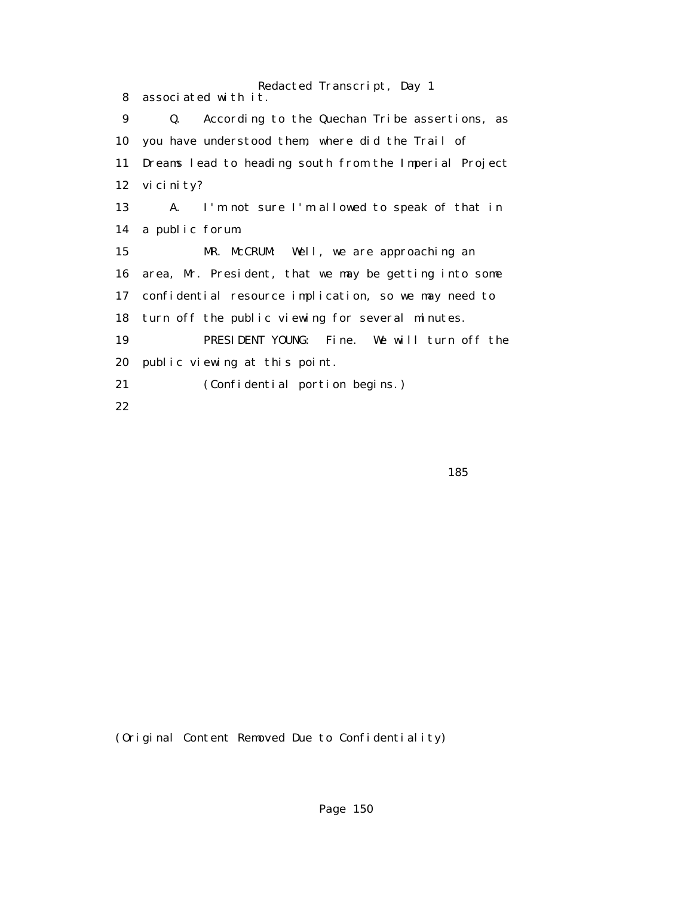8 associated with it.

9 Q. According to the Quechan Tribe assertions, as

10 you have understood them, where did the Trail of

11 Dreams lead to heading south from the Imperial Project

12 vicinity?

13 A. I'm not sure I'm allowed to speak of that in

14 a public forum.

15 MR. McCRUM: Well, we are approaching an

16 area, Mr. President, that we may be getting into some

17 confidential resource implication, so we may need to

18 turn off the public viewing for several minutes.

19 PRESIDENT YOUNG: Fine. We will turn off the

20 public viewing at this point.

21 (Confidential portion begins.)

22

185

(Original Content Removed Due to Confidentiality)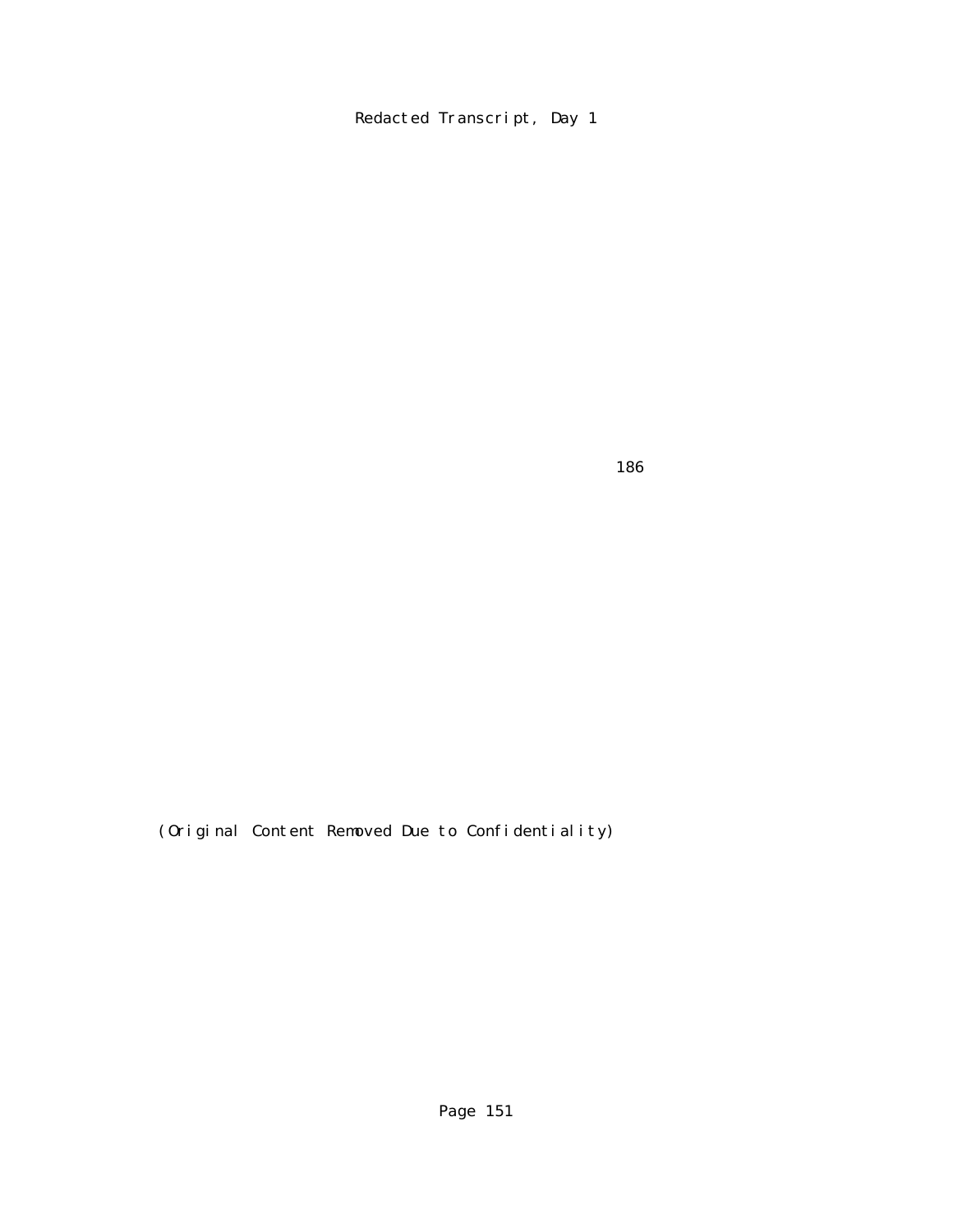186

(Original Content Removed Due to Confidentiality)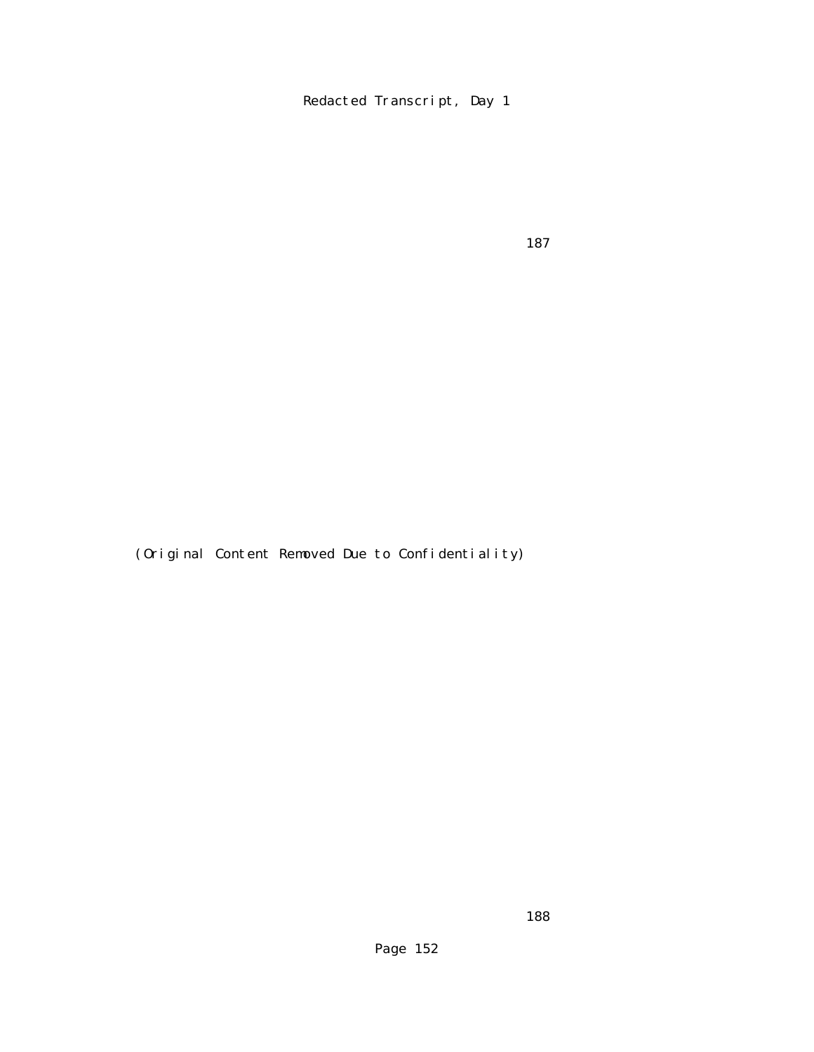(Original Content Removed Due to Confidentiality)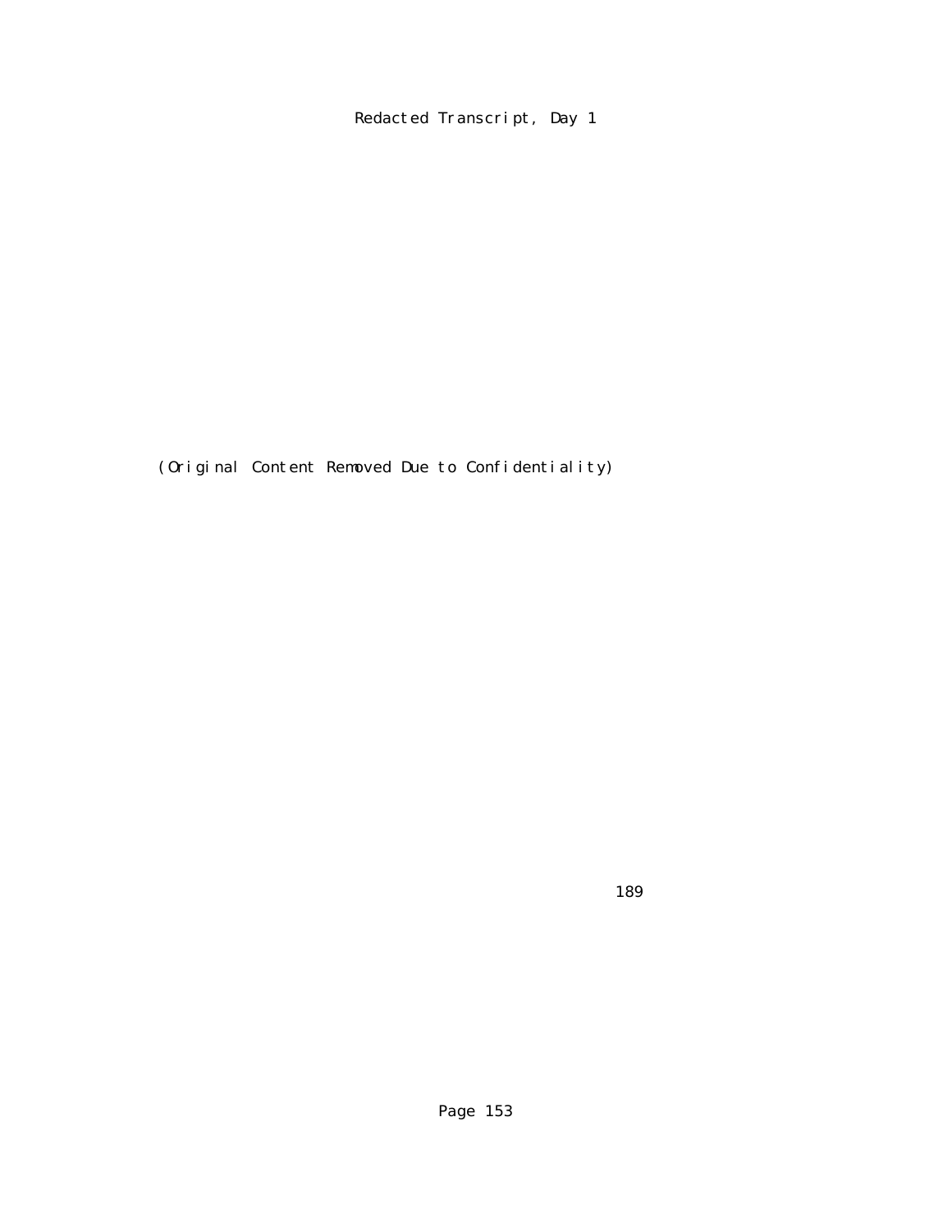(Original Content Removed Due to Confidentiality)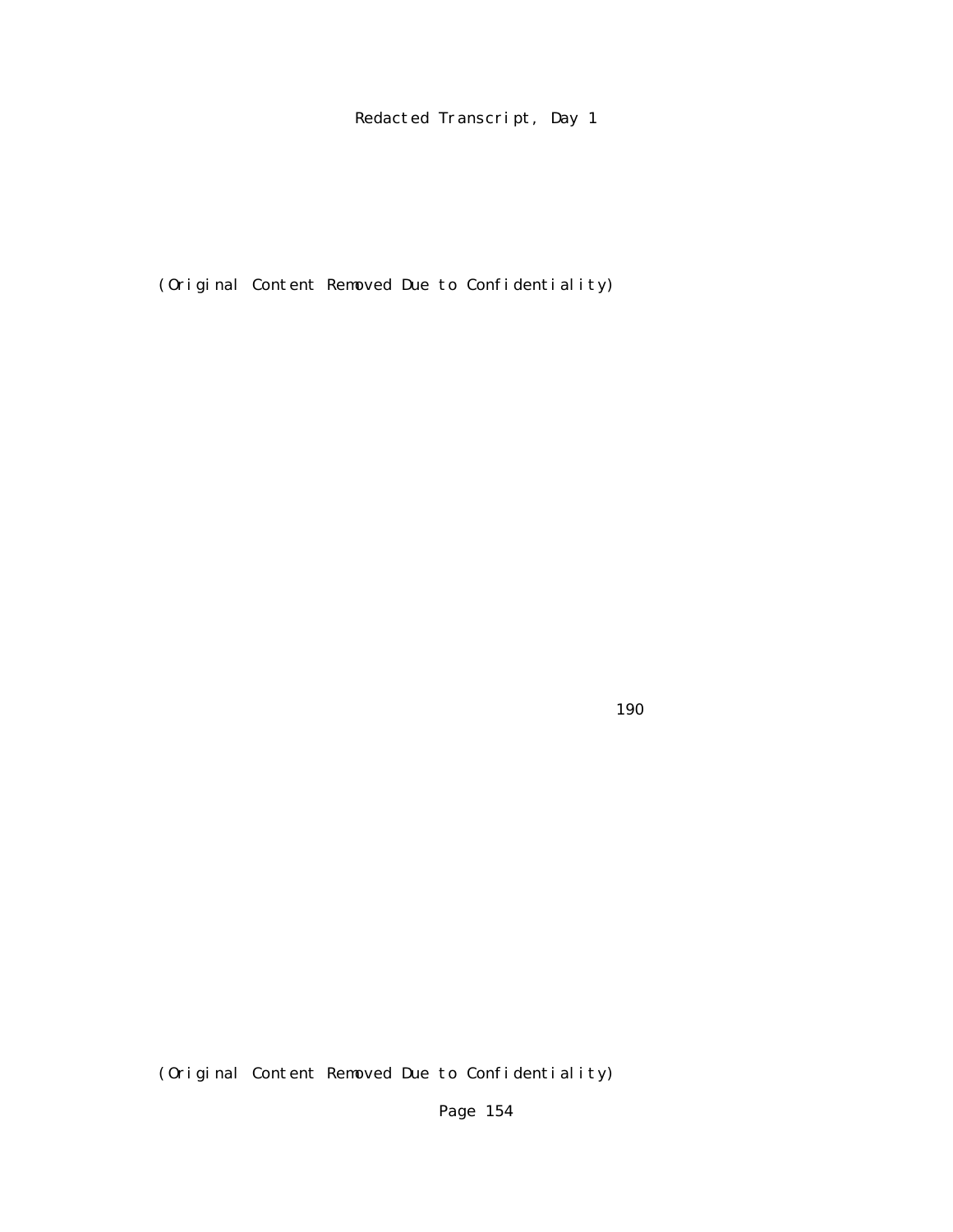(Original Content Removed Due to Confidentiality)

190

(Original Content Removed Due to Confidentiality)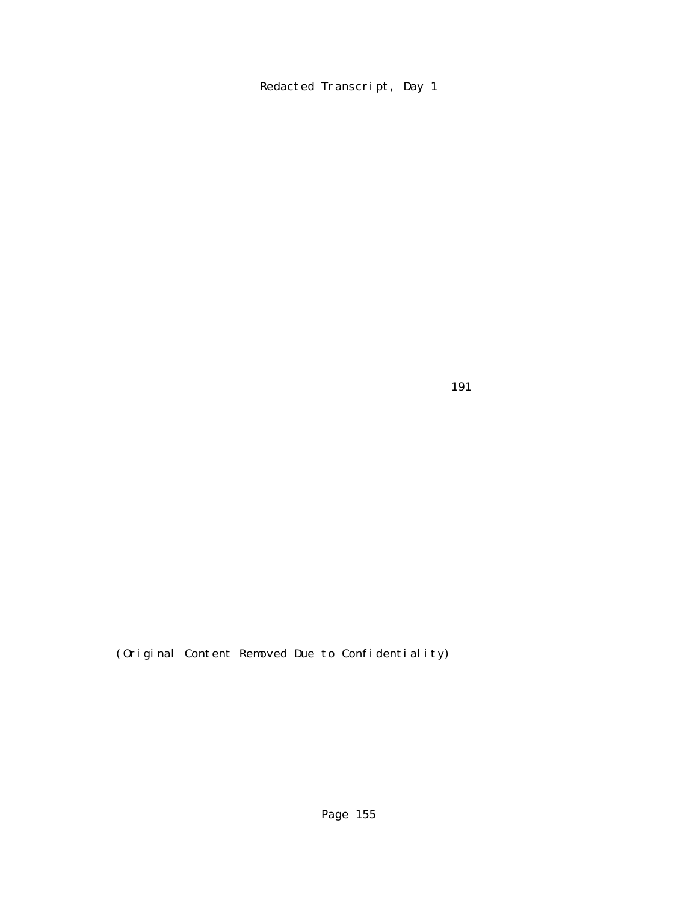(Original Content Removed Due to Confidentiality)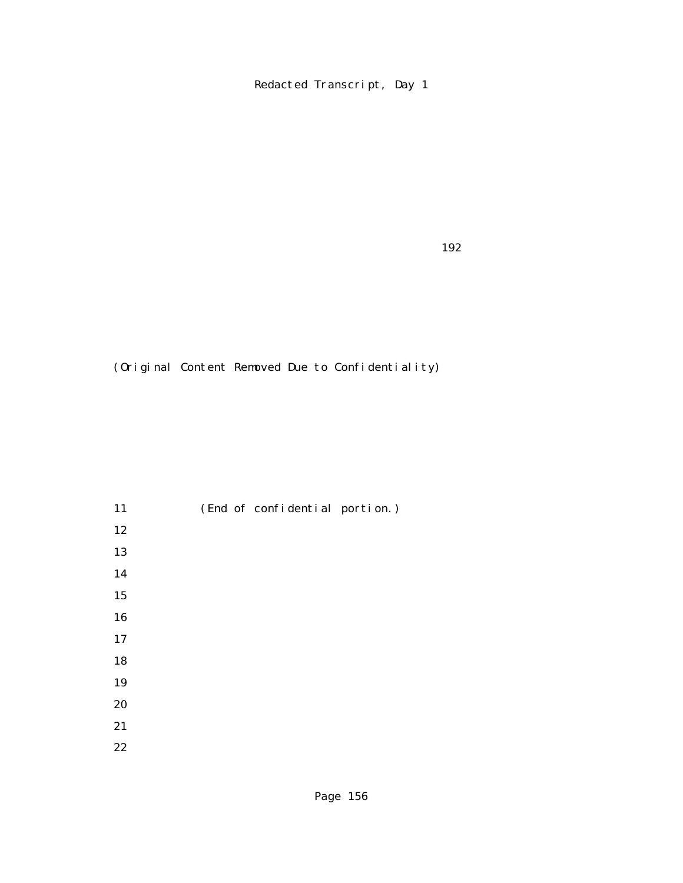192

(Original Content Removed Due to Confidentiality)

11 (End of confidential portion.)

12

13

14

15

16

17

18

19

20

21

22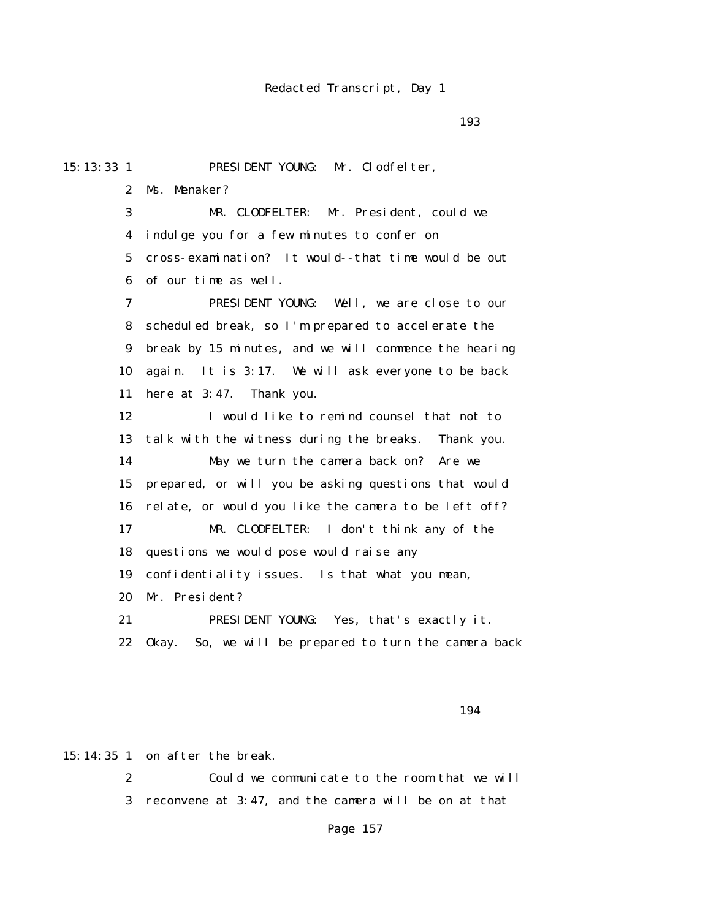15:13:33 1 PRESIDENT YOUNG: Mr. Clodfelter,
2 Ms. Menaker?
3 MR. CLODFELTER: Mr. President, could we
4 indulge you for a few minutes to confer on
5 cross-examination? It would--that time would be out
6 of our time as well.
7 PRESIDENT YOUNG: Well, we are close to our
8 scheduled break, so I'm prepared to accelerate the
9 break by 15 minutes, and we will commence the hearing
10 again. It is 3:17. We will ask everyone to be back
11 here at 3:47. Thank you.
12 I would like to remind counsel that not to
13 talk with the witness during the breaks. Thank you.
14 May we turn the camera back on? Are we
15 prepared, or will you be asking questions that would
16 relate, or would you like the camera to be left off?
17 MR. CLODFELTER: I don't think any of the
18 questions we would pose would raise any
19 confidentiality issues. Is that what you mean,
20 Mr. President?
21 PRESIDENT YOUNG: Yes, that's exactly it.
22 Okay. So, we will be prepared to turn the camera back

194

15:14:35 1 on after the break.
2 Could we communicate to the room that we will
3 reconvene at 3:47, and the camera will be on at that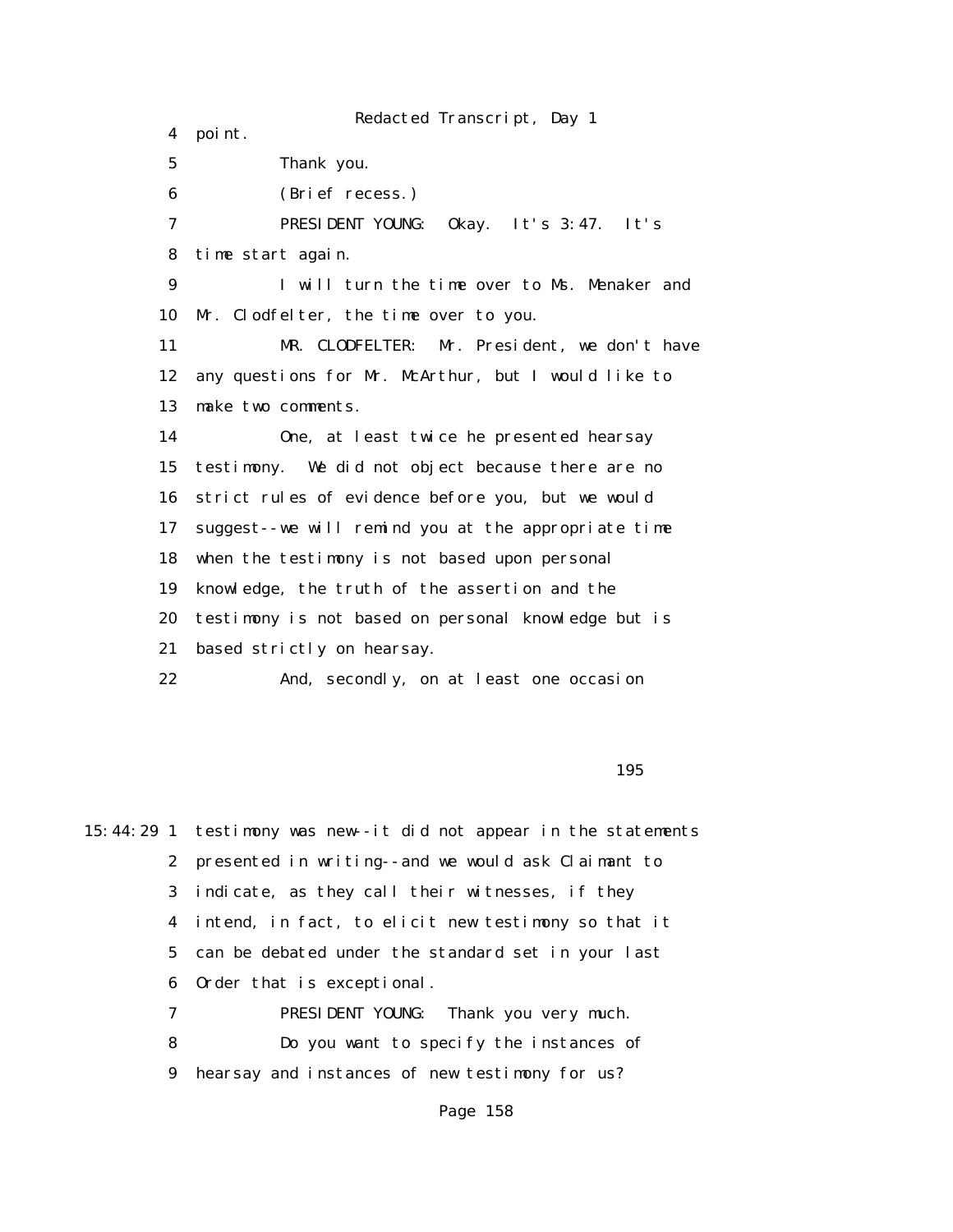4 point.

5 Thank you.

6 (Brief recess.)

7 PRESIDENT YOUNG: Okay. It's 3:47. It's

8 time start again.

9 I will turn the time over to Ms. Menaker and

10 Mr. Clodfelter, the time over to you.

11 MR. CLODFELTER: Mr. President, we don't have

12 any questions for Mr. McArthur, but I would like to

13 make two comments.

14 One, at least twice he presented hearsay

15 testimony. We did not object because there are no

16 strict rules of evidence before you, but we would

17 suggest--we will remind you at the appropriate time

18 when the testimony is not based upon personal

19 knowledge, the truth of the assertion and the

20 testimony is not based on personal knowledge but is

21 based strictly on hearsay.

22 And, secondly, on at least one occasion

15:44:29 1 testimony was new--it did not appear in the statements

2 presented in writing--and we would ask Claimant to

3 indicate, as they call their witnesses, if they

4 intend, in fact, to elicit new testimony so that it

5 can be debated under the standard set in your last

6 Order that is exceptional.

7 PRESIDENT YOUNG: Thank you very much.

8 Do you want to specify the instances of

9 hearsay and instances of new testimony for us?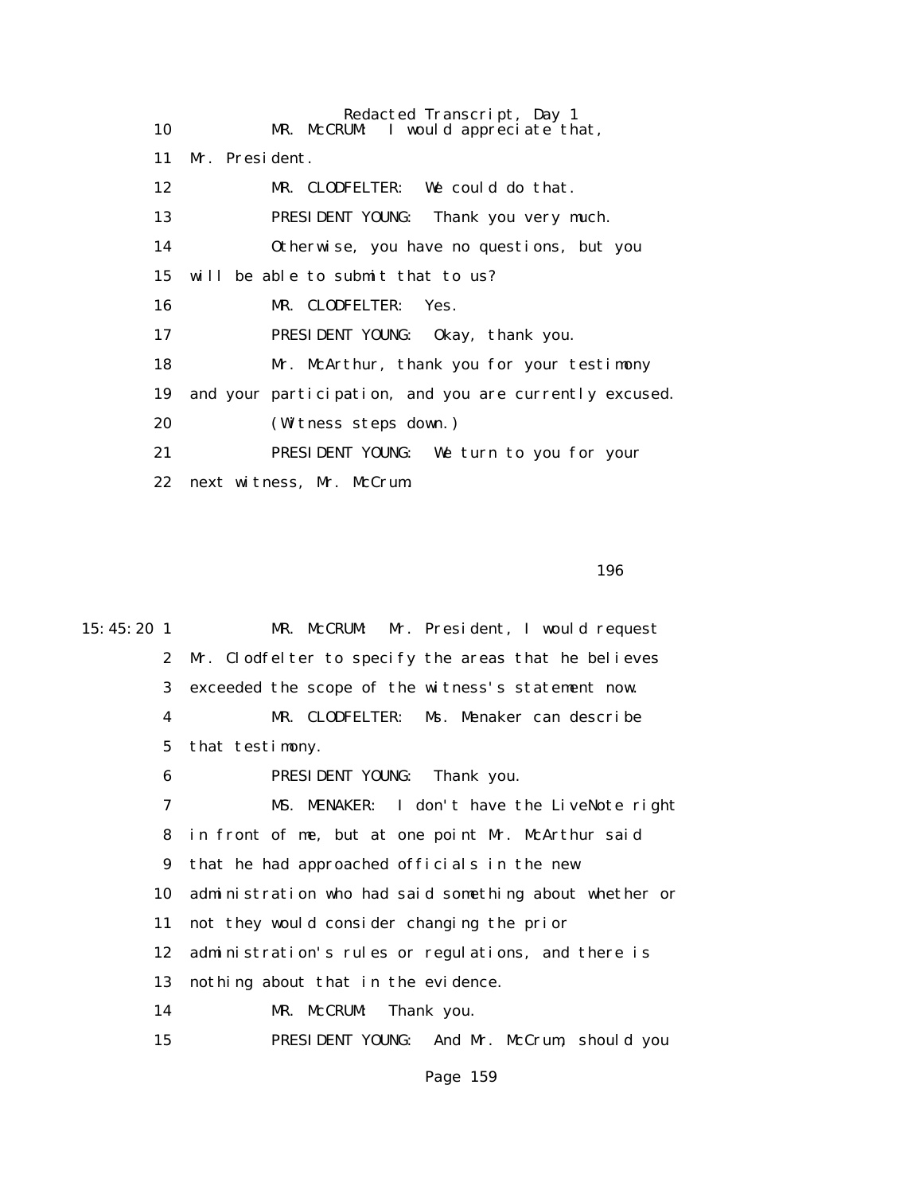10 MR. McCRUM: I would appreciate that,

11 Mr. President.

12 MR. CLODFELTER: We could do that.

13 PRESIDENT YOUNG: Thank you very much.

14 Otherwise, you have no questions, but you

15 will be able to submit that to us?

16 MR. CLODFELTER: Yes.

17 PRESIDENT YOUNG: Okay, thank you.

18 Mr. McArthur, thank you for your testimony

19 and your participation, and you are currently excused.

20 (Witness steps down.)

21 PRESIDENT YOUNG: We turn to you for your

22 next witness, Mr. McCrum.

196

15:45:20 1 MR. McCRUM: Mr. President, I would request

2 Mr. Clodfelter to specify the areas that he believes

3 exceeded the scope of the witness's statement now.

4 MR. CLODFELTER: Ms. Menaker can describe

5 that testimony.

6 PRESIDENT YOUNG: Thank you.

7 MS. MENAKER: I don't have the LiveNote right

8 in front of me, but at one point Mr. McArthur said

9 that he had approached officials in the new

10 administration who had said something about whether or

11 not they would consider changing the prior

12 administration's rules or regulations, and there is

13 nothing about that in the evidence.

14 MR. McCRUM: Thank you.

15 PRESIDENT YOUNG: And Mr. McCrum, should you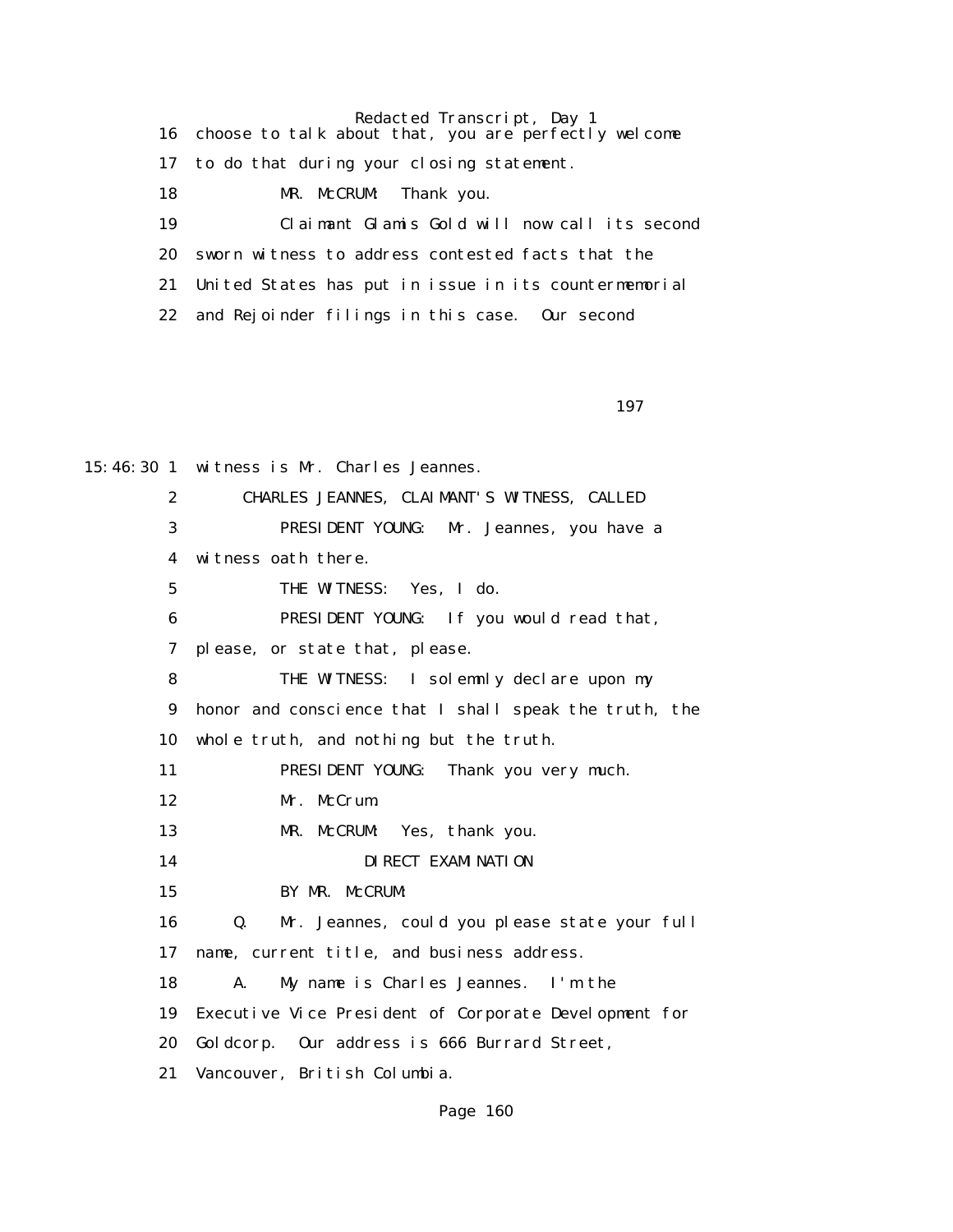16 choose to talk about that, you are perfectly welcome

17 to do that during your closing statement.

18 MR. McCRUM: Thank you.

19 Claimant Glamis Gold will now call its second

20 sworn witness to address contested facts that the

21 United States has put in issue in its countermemorial

22 and Rejoinder filings in this case. Our second

197

15:46:30 1 witness is Mr. Charles Jeannes.

2 CHARLES JEANNES, CLAIMANT'S WITNESS, CALLED

3 PRESIDENT YOUNG: Mr. Jeannes, you have a

4 witness oath there.

5 THE WITNESS: Yes, I do.

6 PRESIDENT YOUNG: If you would read that,

7 please, or state that, please.

8 THE WITNESS: I solemnly declare upon my

9 honor and conscience that I shall speak the truth, the

10 whole truth, and nothing but the truth.

11 PRESIDENT YOUNG: Thank you very much.

12 Mr. McCrum.

13 MR. McCRUM: Yes, thank you.

14 DIRECT EXAMINATION

15 BY MR. McCRUM:

16 Q. Mr. Jeannes, could you please state your full

17 name, current title, and business address.

18 A. My name is Charles Jeannes. I'm the

19 Executive Vice President of Corporate Development for

20 Goldcorp. Our address is 666 Burrard Street,

21 Vancouver, British Columbia.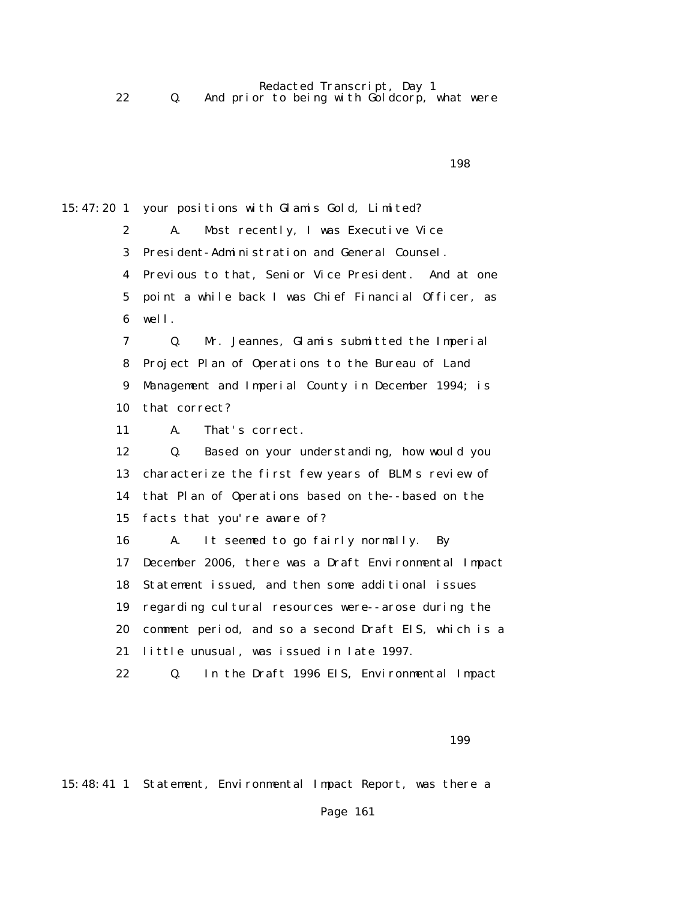22 Q. And prior to being with Goldcorp, what were

198

15:47:20 1 your positions with Glamis Gold, Limited?

2 A. Most recently, I was Executive Vice

3 President-Administration and General Counsel.

4 Previous to that, Senior Vice President. And at one

5 point a while back I was Chief Financial Officer, as

6 well.

7 Q. Mr. Jeannes, Glamis submitted the Imperial

8 Project Plan of Operations to the Bureau of Land

9 Management and Imperial County in December 1994; is

10 that correct?

11 A. That's correct.

12 Q. Based on your understanding, how would you

13 characterize the first few years of BLM's review of

14 that Plan of Operations based on the--based on the

15 facts that you're aware of?

16 A. It seemed to go fairly normally. By

17 December 2006, there was a Draft Environmental Impact

18 Statement issued, and then some additional issues

19 regarding cultural resources were--arose during the

20 comment period, and so a second Draft EIS, which is a

21 little unusual, was issued in late 1997.

22 Q. In the Draft 1996 EIS, Environmental Impact

199

15:48:41 1 Statement, Environmental Impact Report, was there a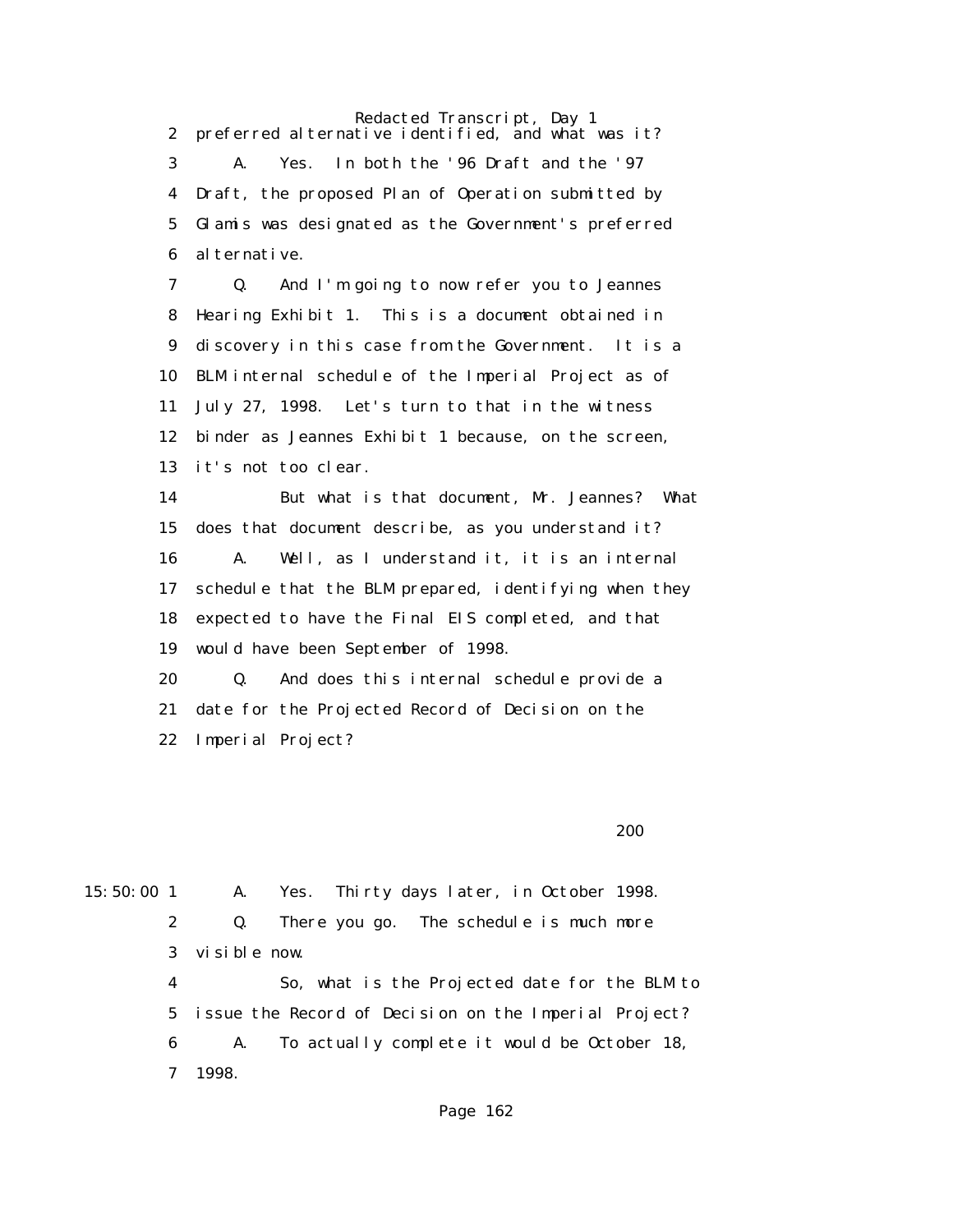2 preferred alternative identified, and what was it?

3 A. Yes. In both the '96 Draft and the '97

4 Draft, the proposed Plan of Operation submitted by

5 Glamis was designated as the Government's preferred

6 alternative.

7 Q. And I'm going to now refer you to Jeannes

8 Hearing Exhibit 1. This is a document obtained in

9 discovery in this case from the Government. It is a

10 BLM internal schedule of the Imperial Project as of

11 July 27, 1998. Let's turn to that in the witness

12 binder as Jeannes Exhibit 1 because, on the screen,

13 it's not too clear.

14 But what is that document, Mr. Jeannes? What

15 does that document describe, as you understand it?

16 A. Well, as I understand it, it is an internal

17 schedule that the BLM prepared, identifying when they

18 expected to have the Final EIS completed, and that

19 would have been September of 1998.

20 Q. And does this internal schedule provide a

21 date for the Projected Record of Decision on the

22 Imperial Project?

200

15:50:00 1 A. Yes. Thirty days later, in October 1998.

2 Q. There you go. The schedule is much more

3 visible now.

4 So, what is the Projected date for the BLM to

5 issue the Record of Decision on the Imperial Project?

6 A. To actually complete it would be October 18,

7 1998.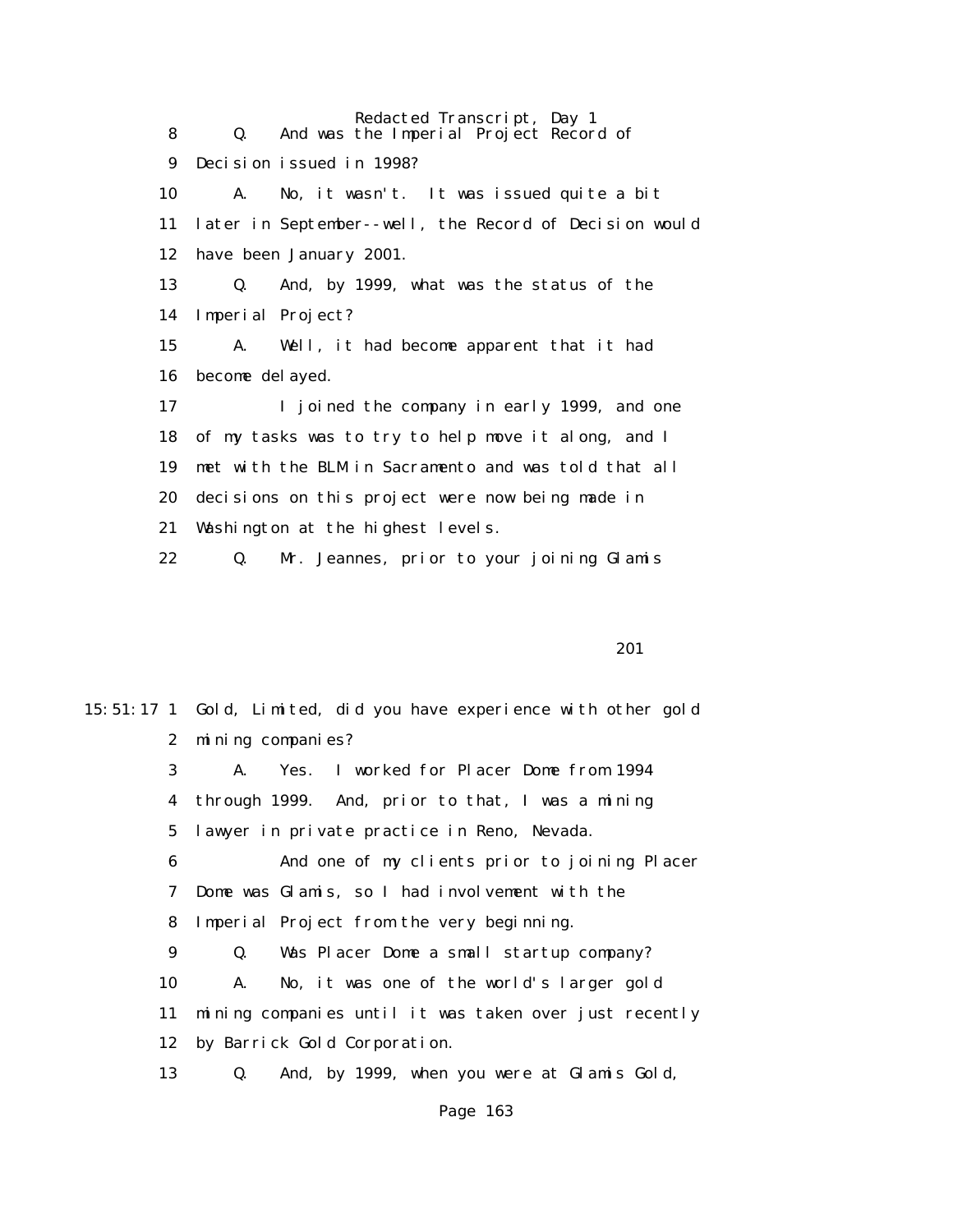8 Q. And was the Imperial Project Record of

9 Decision issued in 1998?

10 A. No, it wasn't. It was issued quite a bit

11 later in September--well, the Record of Decision would

12 have been January 2001.

13 Q. And, by 1999, what was the status of the

14 Imperial Project?

15 A. Well, it had become apparent that it had

16 become delayed.

17 I joined the company in early 1999, and one

18 of my tasks was to try to help move it along, and I

19 met with the BLM in Sacramento and was told that all

20 decisions on this project were now being made in

21 Washington at the highest levels.

22 Q. Mr. Jeannes, prior to your joining Glamis

201

15:51:17 1 Gold, Limited, did you have experience with other gold

2 mining companies?

3 A. Yes. I worked for Placer Dome from 1994

4 through 1999. And, prior to that, I was a mining

5 lawyer in private practice in Reno, Nevada.

6 And one of my clients prior to joining Placer

7 Dome was Glamis, so I had involvement with the

8 Imperial Project from the very beginning.

9 Q. Was Placer Dome a small startup company?

10 A. No, it was one of the world's larger gold

11 mining companies until it was taken over just recently

12 by Barrick Gold Corporation.

13 Q. And, by 1999, when you were at Glamis Gold,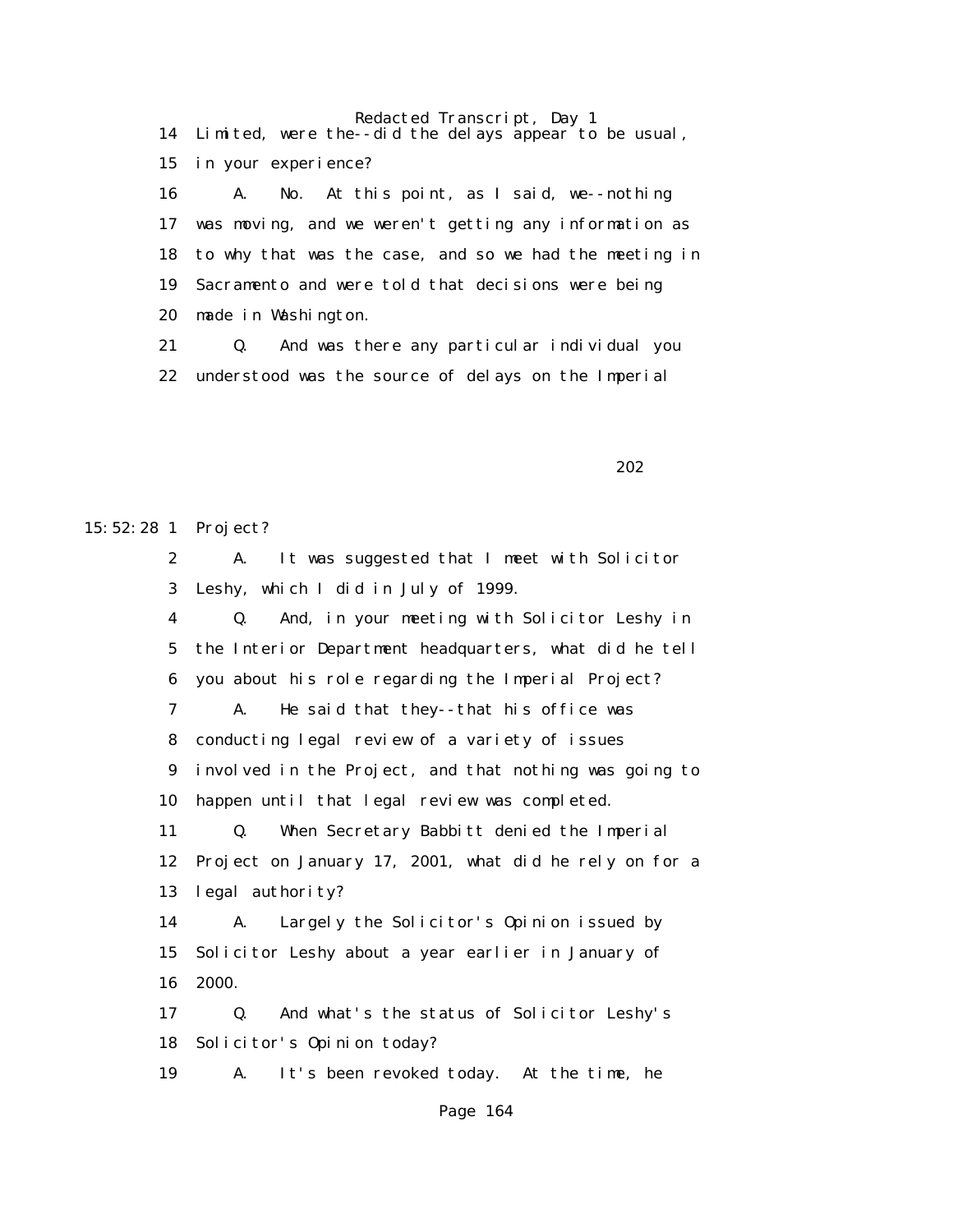14 Limited, were the--did the delays appear to be usual,

15 in your experience?

16 A. No. At this point, as I said, we--nothing

17 was moving, and we weren't getting any information as

18 to why that was the case, and so we had the meeting in

19 Sacramento and were told that decisions were being

20 made in Washington.

21 Q. And was there any particular individual you

22 understood was the source of delays on the Imperial

202

15:52:28 1 Project?

2 A. It was suggested that I meet with Solicitor

3 Leshy, which I did in July of 1999.

4 Q. And, in your meeting with Solicitor Leshy in

5 the Interior Department headquarters, what did he tell

6 you about his role regarding the Imperial Project?

7 A. He said that they--that his office was

8 conducting legal review of a variety of issues

9 involved in the Project, and that nothing was going to

10 happen until that legal review was completed.

11 Q. When Secretary Babbitt denied the Imperial

12 Project on January 17, 2001, what did he rely on for a

13 legal authority?

14 A. Largely the Solicitor's Opinion issued by

15 Solicitor Leshy about a year earlier in January of

16 2000.

17 Q. And what's the status of Solicitor Leshy's

18 Solicitor's Opinion today?

19 A. It's been revoked today. At the time, he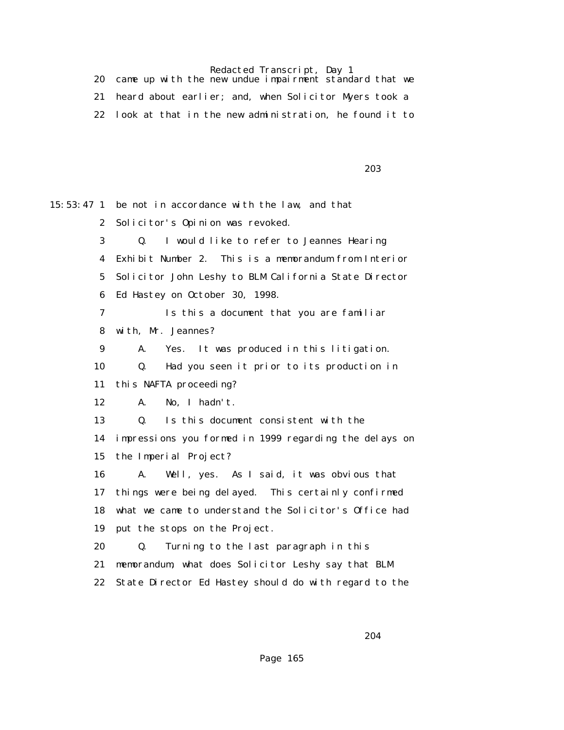20 came up with the new undue impairment standard that we

21 heard about earlier; and, when Solicitor Myers took a

22 look at that in the new administration, he found it to

203

15:53:47 1 be not in accordance with the law, and that

2 Solicitor's Opinion was revoked.

3 Q. I would like to refer to Jeannes Hearing

4 Exhibit Number 2. This is a memorandum from Interior

5 Solicitor John Leshy to BLM California State Director

6 Ed Hastey on October 30, 1998.

7 Is this a document that you are familiar

8 with, Mr. Jeannes?

9 A. Yes. It was produced in this litigation.

10 Q. Had you seen it prior to its production in

11 this NAFTA proceeding?

12 A. No, I hadn't.

13 Q. Is this document consistent with the

14 impressions you formed in 1999 regarding the delays on

15 the Imperial Project?

16 A. Well, yes. As I said, it was obvious that

17 things were being delayed. This certainly confirmed

18 what we came to understand the Solicitor's Office had

19 put the stops on the Project.

20 Q. Turning to the last paragraph in this

21 memorandum, what does Solicitor Leshy say that BLM

22 State Director Ed Hastey should do with regard to the

204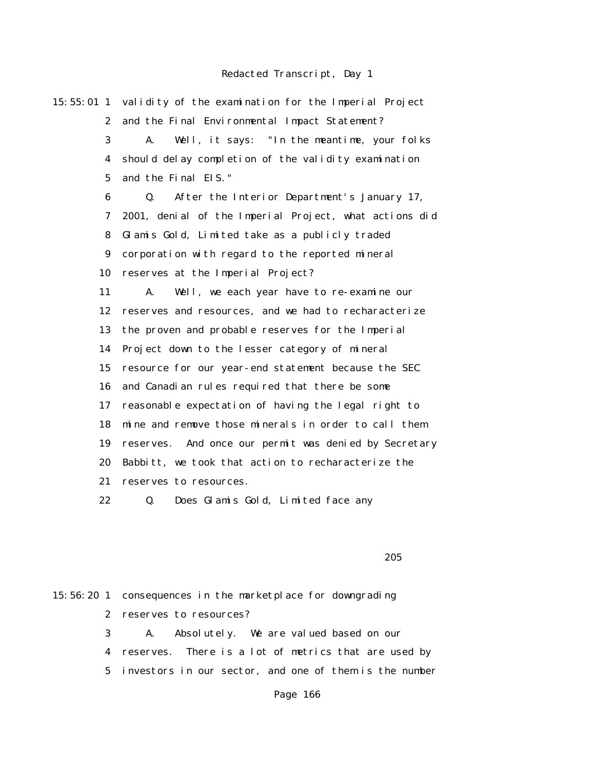15:55:01 1 validity of the examination for the Imperial Project
2 and the Final Environmental Impact Statement?
3 A. Well, it says: "In the meantime, your folks
4 should delay completion of the validity examination
5 and the Final EIS."
6 Q. After the Interior Department's January 17,
7 2001, denial of the Imperial Project, what actions did
8 Glamis Gold, Limited take as a publicly traded
9 corporation with regard to the reported mineral
10 reserves at the Imperial Project?
11 A. Well, we each year have to re-examine our
12 reserves and resources, and we had to recharacterize
13 the proven and probable reserves for the Imperial
14 Project down to the lesser category of mineral
15 resource for our year-end statement because the SEC
16 and Canadian rules required that there be some
17 reasonable expectation of having the legal right to
18 mine and remove those minerals in order to call them
19 reserves. And once our permit was denied by Secretary
20 Babbitt, we took that action to recharacterize the
21 reserves to resources.
22 Q. Does Glamis Gold, Limited face any

205

15:56:20 1 consequences in the marketplace for downgrading
2 reserves to resources?
3 A. Absolutely. We are valued based on our
4 reserves. There is a lot of metrics that are used by
5 investors in our sector, and one of them is the number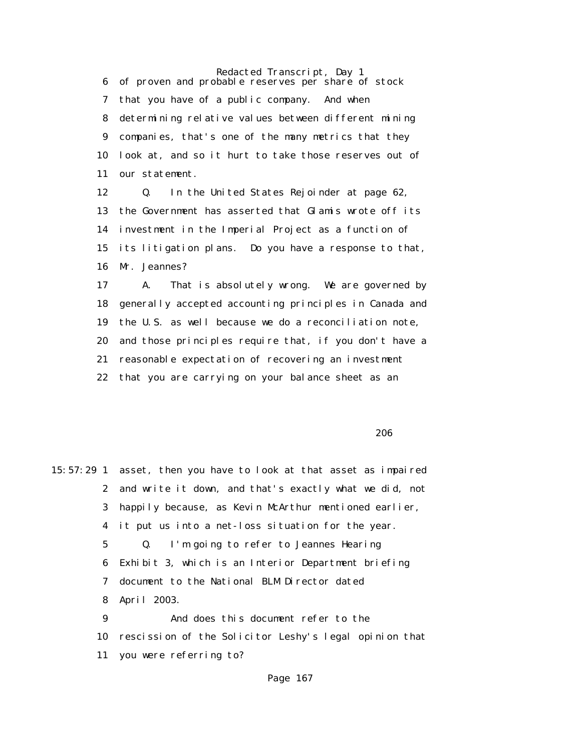6 of proven and probable reserves per share of stock
7 that you have of a public company. And when
8 determining relative values between different mining
9 companies, that's one of the many metrics that they
10 look at, and so it hurt to take those reserves out of
11 our statement.

12 Q. In the United States Rejoinder at page 62,
13 the Government has asserted that Glamis wrote off its
14 investment in the Imperial Project as a function of
15 its litigation plans. Do you have a response to that,
16 Mr. Jeannes?

17 A. That is absolutely wrong. We are governed by
18 generally accepted accounting principles in Canada and
19 the U.S. as well because we do a reconciliation note,
20 and those principles require that, if you don't have a
21 reasonable expectation of recovering an investment
22 that you are carrying on your balance sheet as an

206

15:57:29 1 asset, then you have to look at that asset as impaired
2 and write it down, and that's exactly what we did, not
3 happily because, as Kevin McArthur mentioned earlier,
4 it put us into a net-loss situation for the year.

5 Q. I'm going to refer to Jeannes Hearing
6 Exhibit 3, which is an Interior Department briefing
7 document to the National BLM Director dated
8 April 2003.

9 And does this document refer to the
10 rescission of the Solicitor Leshy's legal opinion that
11 you were referring to?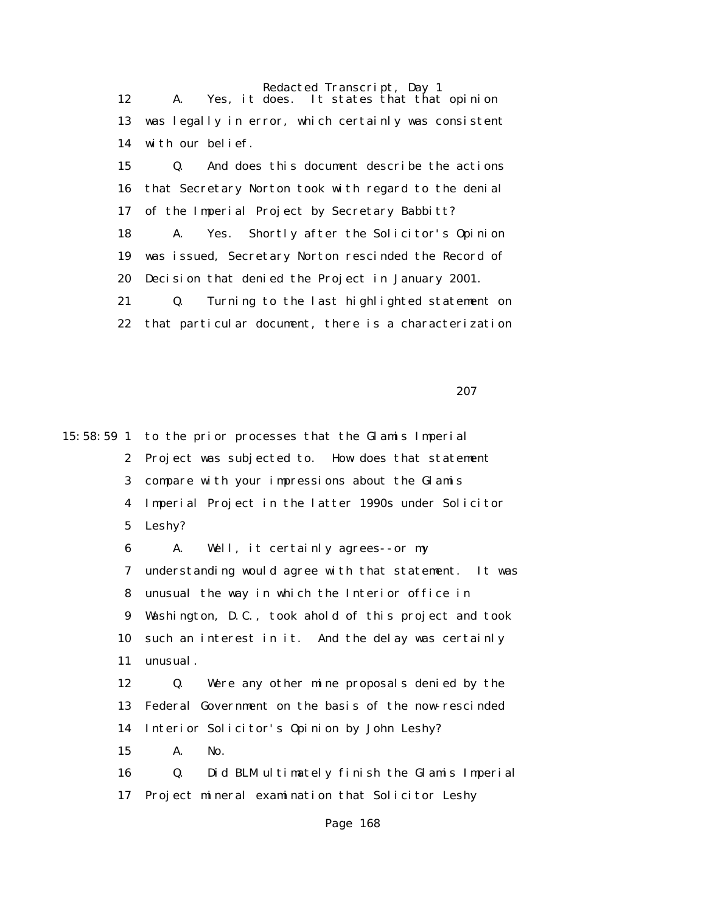12 A. Yes, it does. It states that that opinion

13 was legally in error, which certainly was consistent

14 with our belief.

15 Q. And does this document describe the actions

16 that Secretary Norton took with regard to the denial

17 of the Imperial Project by Secretary Babbitt?

18 A. Yes. Shortly after the Solicitor's Opinion

19 was issued, Secretary Norton rescinded the Record of

20 Decision that denied the Project in January 2001.

21 Q. Turning to the last highlighted statement on

22 that particular document, there is a characterization

207

15:58:59 1 to the prior processes that the Glamis Imperial

2 Project was subjected to. How does that statement

3 compare with your impressions about the Glamis

4 Imperial Project in the latter 1990s under Solicitor

5 Leshy?

6 A. Well, it certainly agrees--or my

7 understanding would agree with that statement. It was

8 unusual the way in which the Interior office in

9 Washington, D.C., took ahold of this project and took

10 such an interest in it. And the delay was certainly

11 unusual.

12 Q. Were any other mine proposals denied by the

13 Federal Government on the basis of the now-rescinded

14 Interior Solicitor's Opinion by John Leshy?

15 A. No.

16 Q. Did BLM ultimately finish the Glamis Imperial

17 Project mineral examination that Solicitor Leshy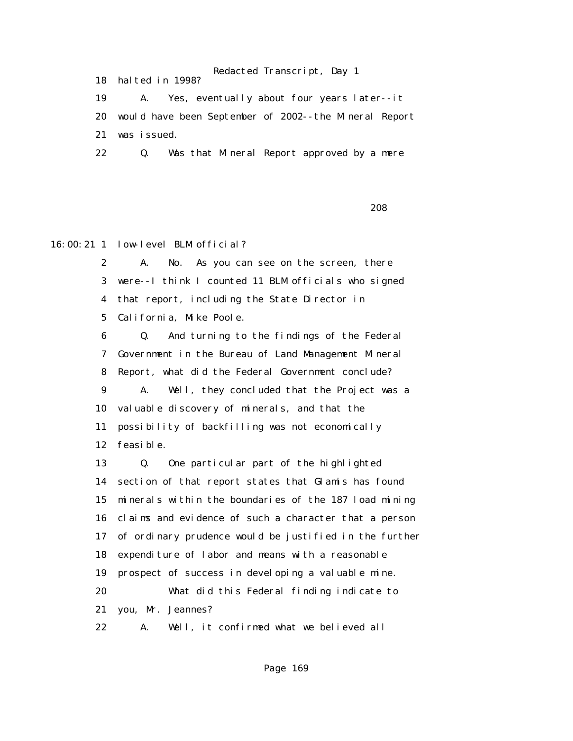18 halted in 1998?

19 A. Yes, eventually about four years later--it

20 would have been September of 2002--the Mineral Report

21 was issued.

22 Q. Was that Mineral Report approved by a mere

208

16:00:21 1 low-level BLM official?

2 A. No. As you can see on the screen, there

3 were--I think I counted 11 BLM officials who signed

4 that report, including the State Director in

5 California, Mike Poole.

6 Q. And turning to the findings of the Federal

7 Government in the Bureau of Land Management Mineral

8 Report, what did the Federal Government conclude?

9 A. Well, they concluded that the Project was a

10 valuable discovery of minerals, and that the

11 possibility of backfilling was not economically

12 feasible.

13 Q. One particular part of the highlighted

14 section of that report states that Glamis has found

15 minerals within the boundaries of the 187 load mining

16 claims and evidence of such a character that a person

17 of ordinary prudence would be justified in the further

18 expenditure of labor and means with a reasonable

19 prospect of success in developing a valuable mine.

20 What did this Federal finding indicate to

21 you, Mr. Jeannes?

22 A. Well, it confirmed what we believed all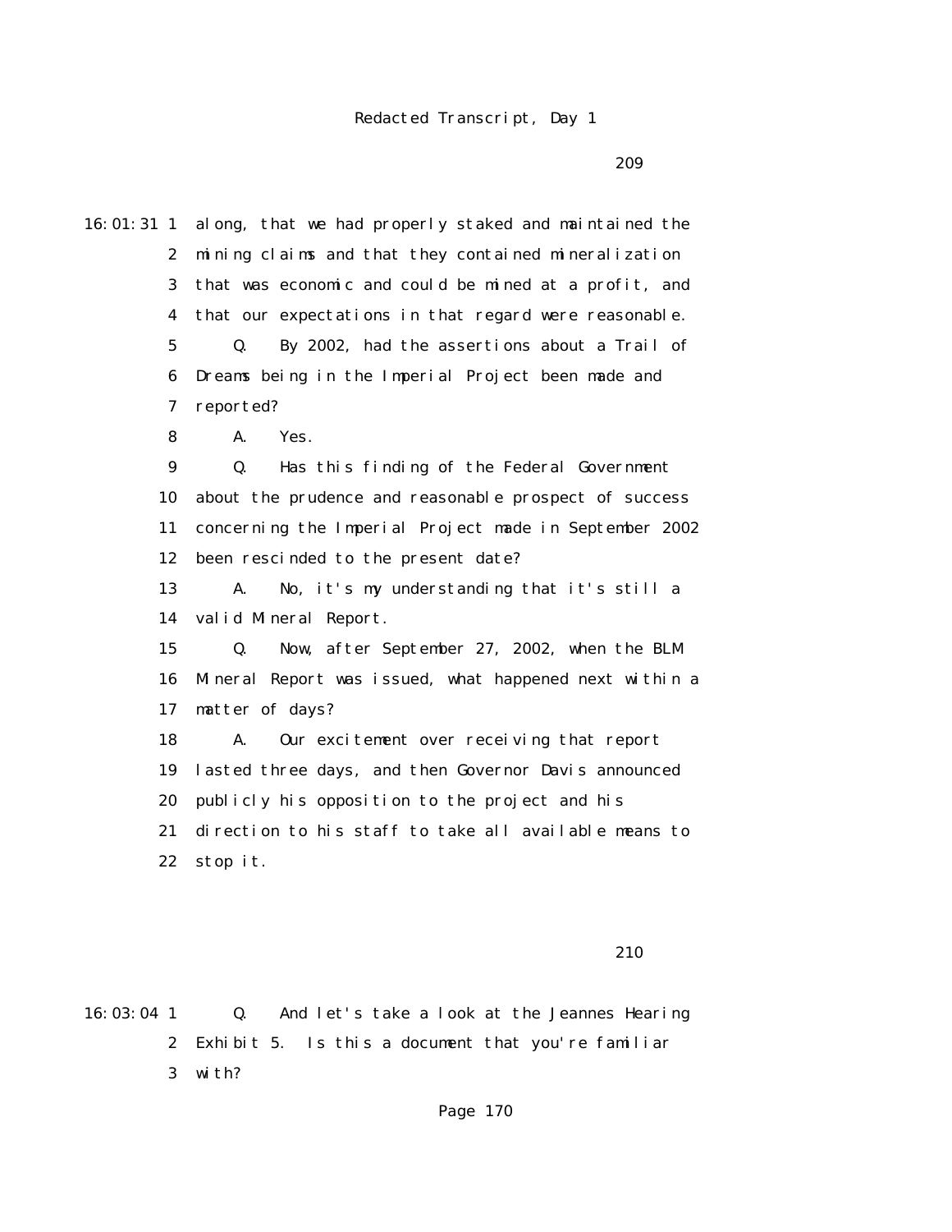Redacted Transcript, Day 1

209

16:01:31 1 along, that we had properly staked and maintained the
2 mining claims and that they contained mineralization
3 that was economic and could be mined at a profit, and
4 that our expectations in that regard were reasonable.
5 Q. By 2002, had the assertions about a Trail of
6 Dreams being in the Imperial Project been made and
7 reported?
8 A. Yes.
9 Q. Has this finding of the Federal Government
10 about the prudence and reasonable prospect of success
11 concerning the Imperial Project made in September 2002
12 been rescinded to the present date?
13 A. No, it's my understanding that it's still a
14 valid Mineral Report.
15 Q. Now, after September 27, 2002, when the BLM
16 Mineral Report was issued, what happened next within a
17 matter of days?
18 A. Our excitement over receiving that report
19 lasted three days, and then Governor Davis announced
20 publicly his opposition to the project and his
21 direction to his staff to take all available means to
22 stop it.

210

16:03:04 1 Q. And let's take a look at the Jeannes Hearing
2 Exhibit 5. Is this a document that you're familiar
3 with?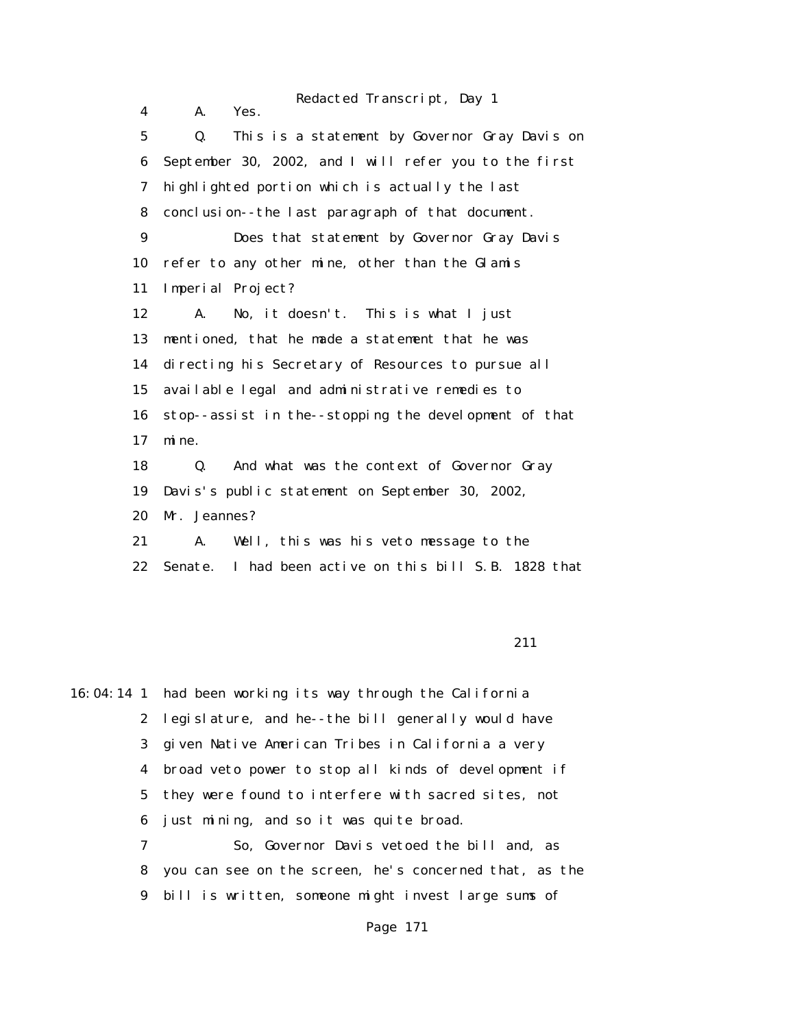4 A. Yes.

5 Q. This is a statement by Governor Gray Davis on

6 September 30, 2002, and I will refer you to the first

7 highlighted portion which is actually the last

8 conclusion--the last paragraph of that document.

9 Does that statement by Governor Gray Davis

10 refer to any other mine, other than the Glamis

11 Imperial Project?

12 A. No, it doesn't. This is what I just

13 mentioned, that he made a statement that he was

14 directing his Secretary of Resources to pursue all

15 available legal and administrative remedies to

16 stop--assist in the--stopping the development of that

17 mine.

18 Q. And what was the context of Governor Gray

19 Davis's public statement on September 30, 2002,

20 Mr. Jeannes?

21 A. Well, this was his veto message to the

22 Senate. I had been active on this bill S.B. 1828 that

211

16:04:14 1 had been working its way through the California

2 legislature, and he--the bill generally would have

3 given Native American Tribes in California a very

4 broad veto power to stop all kinds of development if

5 they were found to interfere with sacred sites, not

6 just mining, and so it was quite broad.

7 So, Governor Davis vetoed the bill and, as

8 you can see on the screen, he's concerned that, as the

9 bill is written, someone might invest large sums of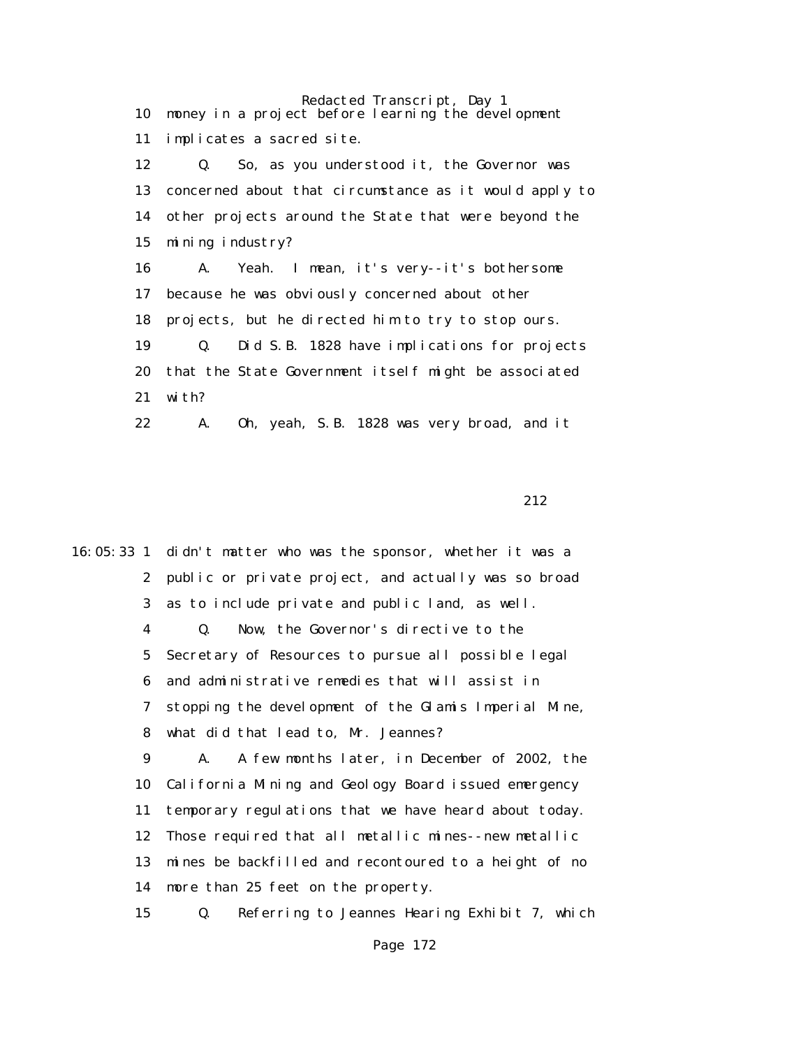10 money in a project before learning the development

11 implicates a sacred site.

12 Q. So, as you understood it, the Governor was

13 concerned about that circumstance as it would apply to

14 other projects around the State that were beyond the

15 mining industry?

16 A. Yeah. I mean, it's very--it's bothersome

17 because he was obviously concerned about other

18 projects, but he directed him to try to stop ours.

19 Q. Did S.B. 1828 have implications for projects

20 that the State Government itself might be associated

21 with?

22 A. Oh, yeah, S.B. 1828 was very broad, and it

212

16:05:33 1 didn't matter who was the sponsor, whether it was a

2 public or private project, and actually was so broad

3 as to include private and public land, as well.

4 Q. Now, the Governor's directive to the

5 Secretary of Resources to pursue all possible legal

6 and administrative remedies that will assist in

7 stopping the development of the Glamis Imperial Mine,

8 what did that lead to, Mr. Jeannes?

9 A. A few months later, in December of 2002, the

10 California Mining and Geology Board issued emergency

11 temporary regulations that we have heard about today.

12 Those required that all metallic mines--new metallic

13 mines be backfilled and recontoured to a height of no

14 more than 25 feet on the property.

15 Q. Referring to Jeannes Hearing Exhibit 7, which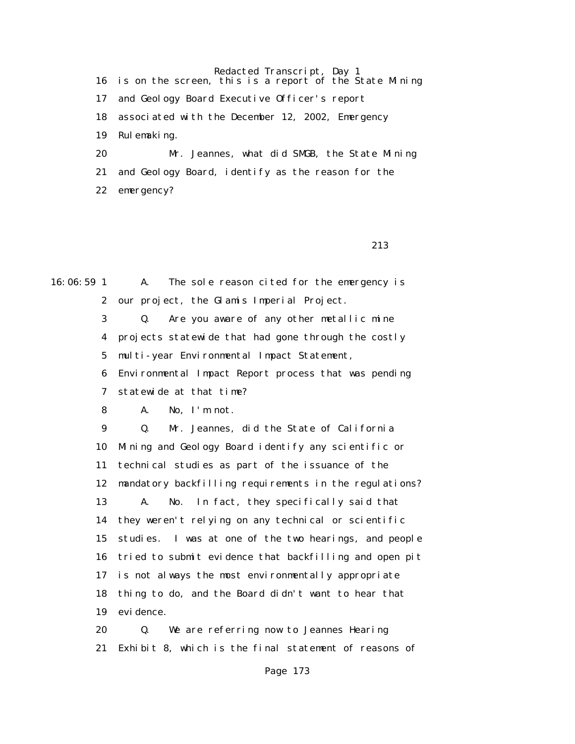16 is on the screen, this is a report of the State Mining
17 and Geology Board Executive Officer's report
18 associated with the December 12, 2002, Emergency
19 Rulemaking.
20 Mr. Jeannes, what did SMGB, the State Mining
21 and Geology Board, identify as the reason for the
22 emergency?

213

16:06:59 1 A. The sole reason cited for the emergency is
2 our project, the Glamis Imperial Project.
3 Q. Are you aware of any other metallic mine
4 projects statewide that had gone through the costly
5 multi-year Environmental Impact Statement,
6 Environmental Impact Report process that was pending
7 statewide at that time?
8 A. No, I'm not.
9 Q. Mr. Jeannes, did the State of California
10 Mining and Geology Board identify any scientific or
11 technical studies as part of the issuance of the
12 mandatory backfilling requirements in the regulations?
13 A. No. In fact, they specifically said that
14 they weren't relying on any technical or scientific
15 studies. I was at one of the two hearings, and people
16 tried to submit evidence that backfilling and open pit
17 is not always the most environmentally appropriate
18 thing to do, and the Board didn't want to hear that
19 evidence.
20 Q. We are referring now to Jeannes Hearing
21 Exhibit 8, which is the final statement of reasons of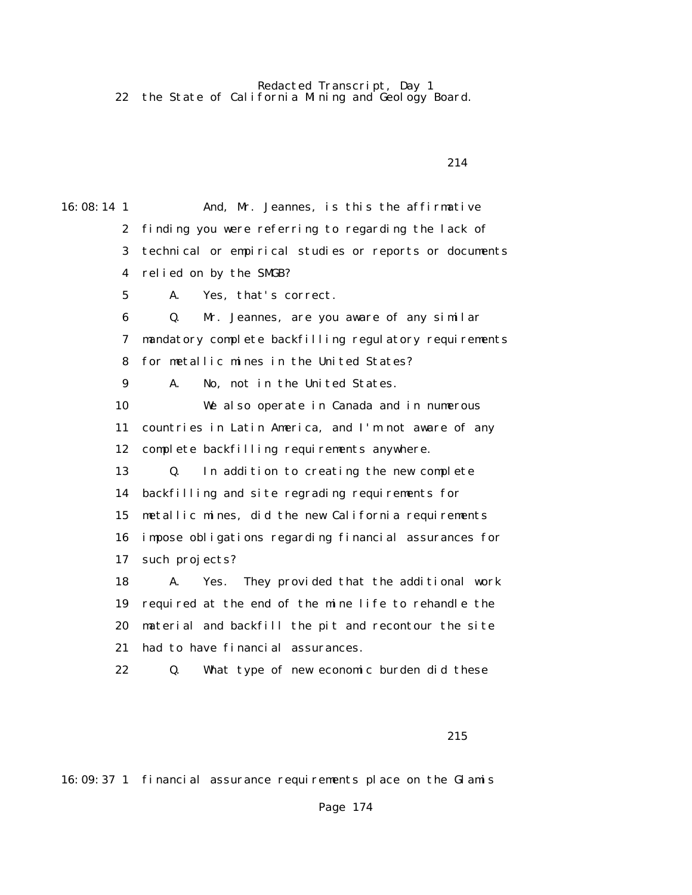22 the State of California Mining and Geology Board.

214

16:08:14 1 And, Mr. Jeannes, is this the affirmative
2 finding you were referring to regarding the lack of
3 technical or empirical studies or reports or documents
4 relied on by the SMGB?
5 A. Yes, that's correct.
6 Q. Mr. Jeannes, are you aware of any similar
7 mandatory complete backfilling regulatory requirements
8 for metallic mines in the United States?
9 A. No, not in the United States.
10 We also operate in Canada and in numerous
11 countries in Latin America, and I'm not aware of any
12 complete backfilling requirements anywhere.
13 Q. In addition to creating the new complete
14 backfilling and site regrading requirements for
15 metallic mines, did the new California requirements
16 impose obligations regarding financial assurances for
17 such projects?
18 A. Yes. They provided that the additional work
19 required at the end of the mine life to rehandle the
20 material and backfill the pit and recontour the site
21 had to have financial assurances.
22 Q. What type of new economic burden did these

215

16:09:37 1 financial assurance requirements place on the Glamis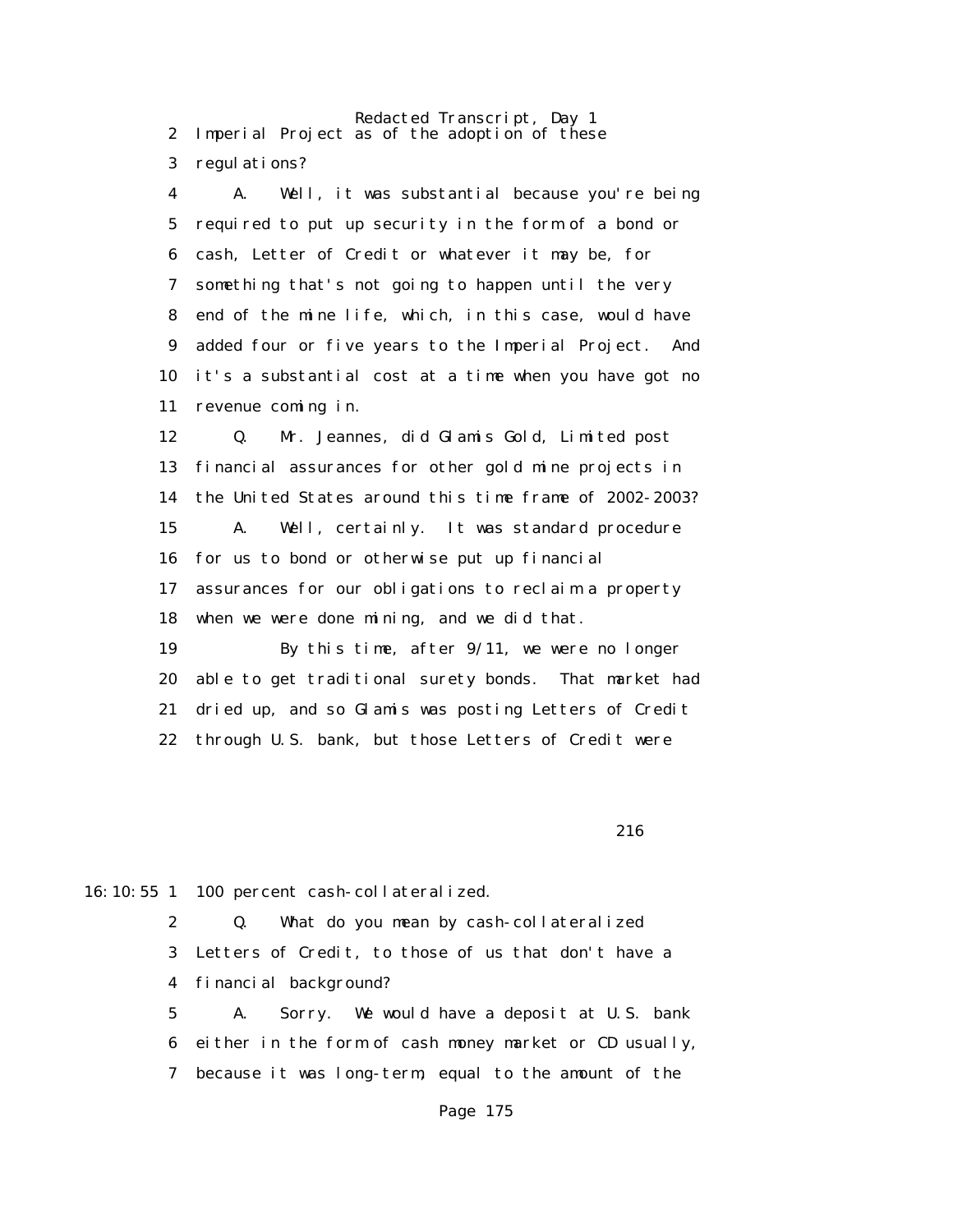2 Imperial Project as of the adoption of these

3 regulations?

4 A. Well, it was substantial because you're being

5 required to put up security in the form of a bond or

6 cash, Letter of Credit or whatever it may be, for

7 something that's not going to happen until the very

8 end of the mine life, which, in this case, would have

9 added four or five years to the Imperial Project. And

10 it's a substantial cost at a time when you have got no

11 revenue coming in.

12 Q. Mr. Jeannes, did Glamis Gold, Limited post

13 financial assurances for other gold mine projects in

14 the United States around this time frame of 2002-2003?

15 A. Well, certainly. It was standard procedure

16 for us to bond or otherwise put up financial

17 assurances for our obligations to reclaim a property

18 when we were done mining, and we did that.

19 By this time, after 9/11, we were no longer

20 able to get traditional surety bonds. That market had

21 dried up, and so Glamis was posting Letters of Credit

22 through U.S. bank, but those Letters of Credit were

216

16:10:55 1 100 percent cash-collateralized.

2 Q. What do you mean by cash-collateralized

3 Letters of Credit, to those of us that don't have a

4 financial background?

5 A. Sorry. We would have a deposit at U.S. bank

6 either in the form of cash money market or CD usually,

7 because it was long-term, equal to the amount of the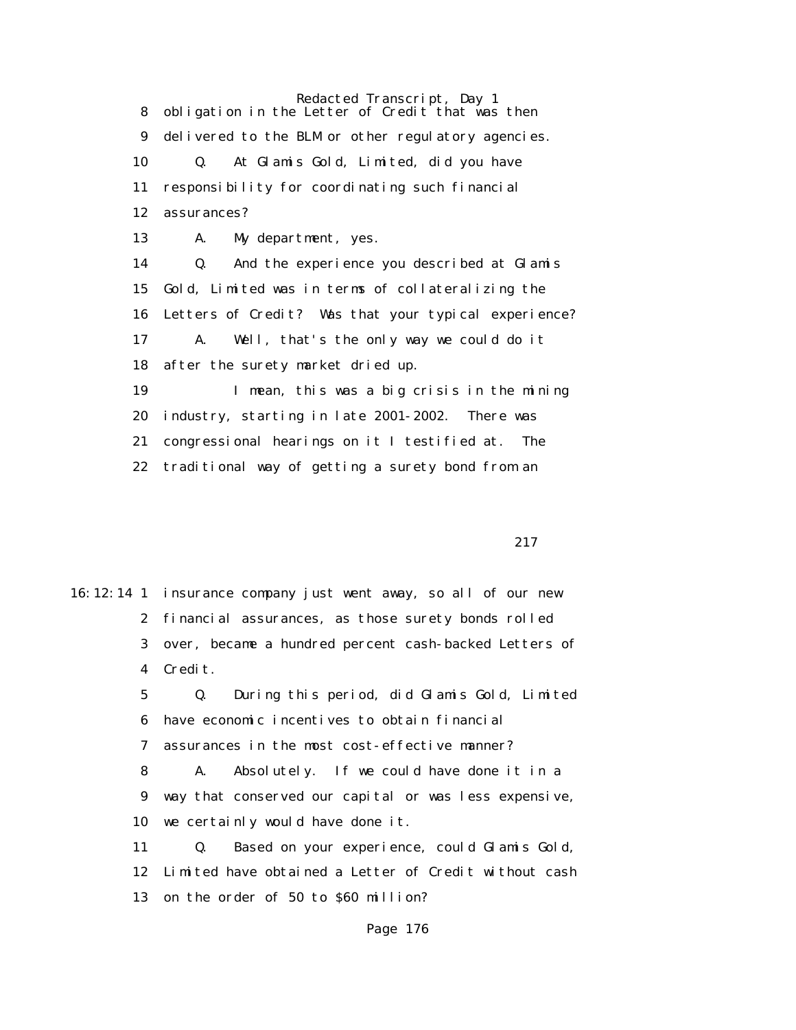8 obligation in the Letter of Credit that was then

9 delivered to the BLM or other regulatory agencies.

10 Q. At Glamis Gold, Limited, did you have

11 responsibility for coordinating such financial

12 assurances?

13 A. My department, yes.

14 Q. And the experience you described at Glamis

15 Gold, Limited was in terms of collateralizing the

16 Letters of Credit? Was that your typical experience?

17 A. Well, that's the only way we could do it

18 after the surety market dried up.

19 I mean, this was a big crisis in the mining

20 industry, starting in late 2001-2002. There was

21 congressional hearings on it I testified at. The

22 traditional way of getting a surety bond from an

217

16:12:14 1 insurance company just went away, so all of our new

2 financial assurances, as those surety bonds rolled

3 over, became a hundred percent cash-backed Letters of

4 Credit.

5 Q. During this period, did Glamis Gold, Limited

6 have economic incentives to obtain financial

7 assurances in the most cost-effective manner?

8 A. Absolutely. If we could have done it in a

9 way that conserved our capital or was less expensive,

10 we certainly would have done it.

11 Q. Based on your experience, could Glamis Gold,

12 Limited have obtained a Letter of Credit without cash

13 on the order of 50 to $60 million?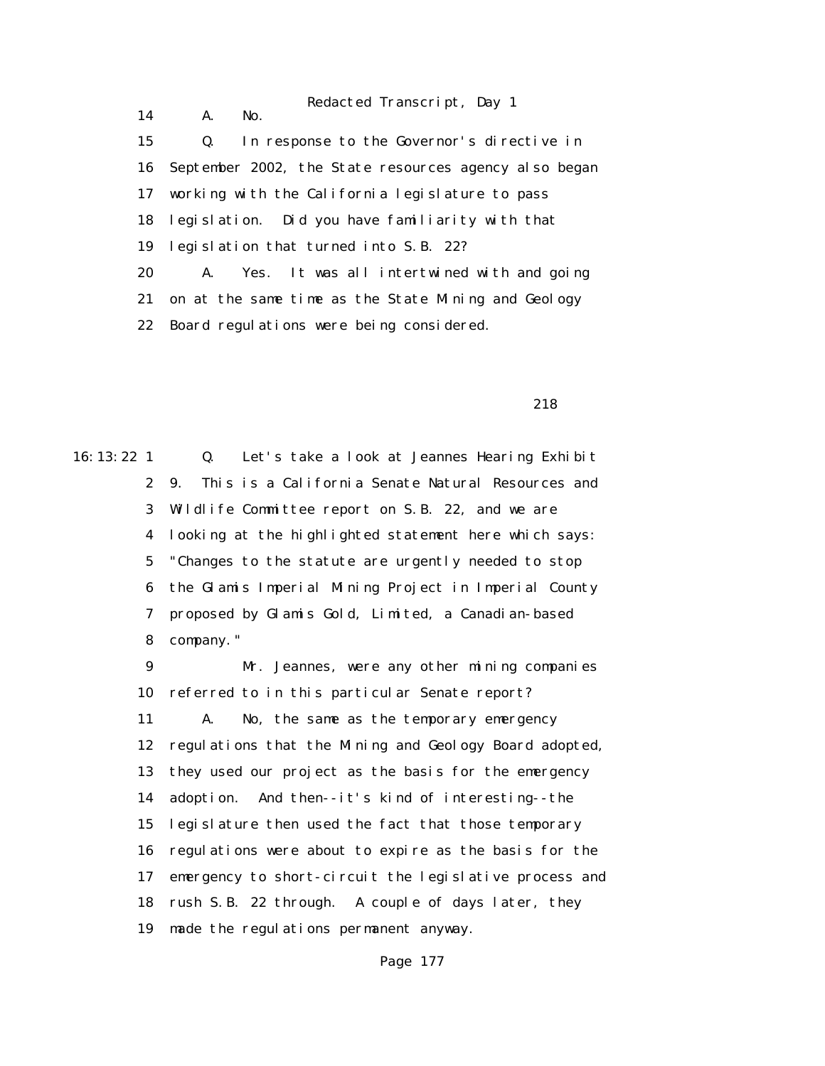14 A. No.

15 Q. In response to the Governor's directive in

16 September 2002, the State resources agency also began

17 working with the California legislature to pass

18 legislation. Did you have familiarity with that

19 legislation that turned into S.B. 22?

20 A. Yes. It was all intertwined with and going

21 on at the same time as the State Mining and Geology

22 Board regulations were being considered.

218

16:13:22 1 Q. Let's take a look at Jeannes Hearing Exhibit

2 9. This is a California Senate Natural Resources and

3 Wildlife Committee report on S.B. 22, and we are

4 looking at the highlighted statement here which says:

5 "Changes to the statute are urgently needed to stop

6 the Glamis Imperial Mining Project in Imperial County

7 proposed by Glamis Gold, Limited, a Canadian-based

8 company."

9 Mr. Jeannes, were any other mining companies

10 referred to in this particular Senate report?

11 A. No, the same as the temporary emergency

12 regulations that the Mining and Geology Board adopted,

13 they used our project as the basis for the emergency

14 adoption. And then--it's kind of interesting--the

15 legislature then used the fact that those temporary

16 regulations were about to expire as the basis for the

17 emergency to short-circuit the legislative process and

18 rush S.B. 22 through. A couple of days later, they

19 made the regulations permanent anyway.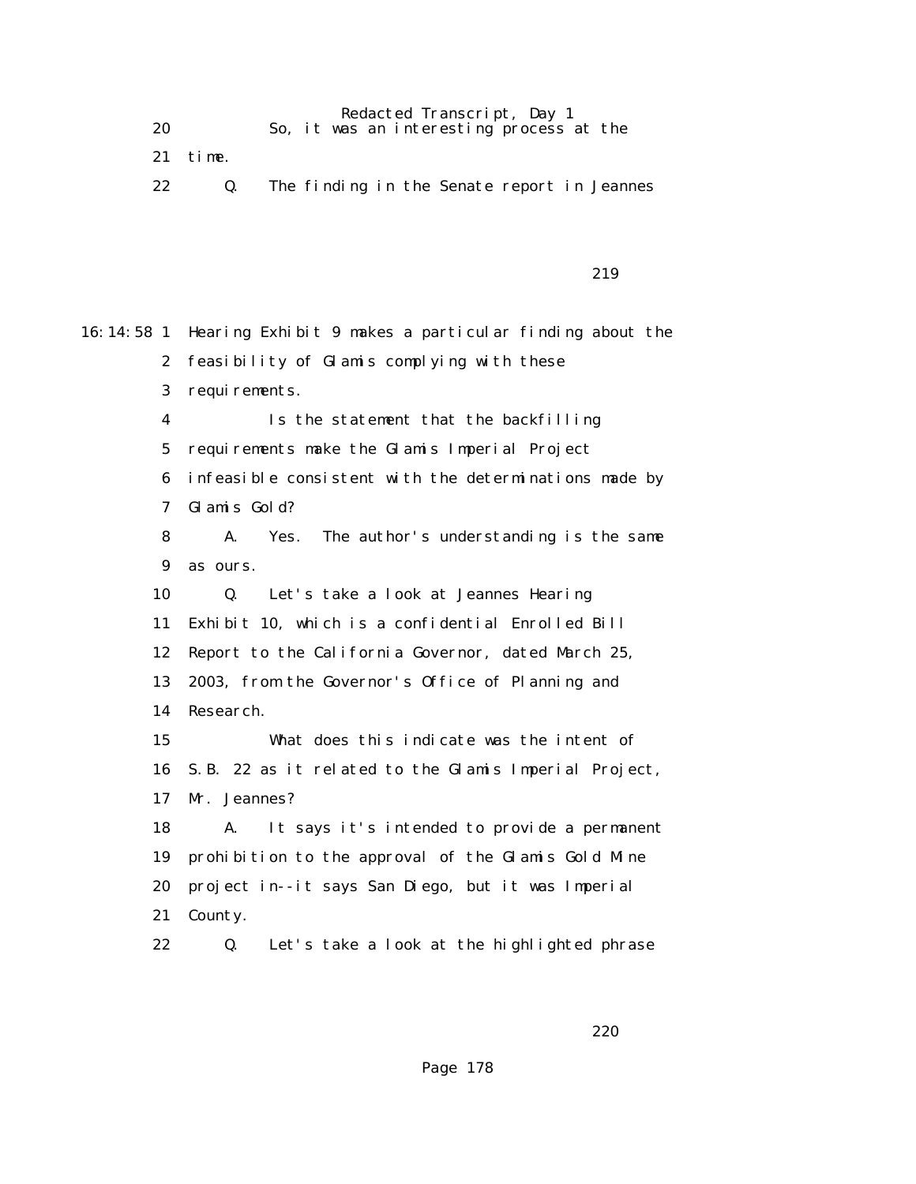20 So, it was an interesting process at the

21 time.

22 Q. The finding in the Senate report in Jeannes

219

16:14:58 1 Hearing Exhibit 9 makes a particular finding about the

2 feasibility of Glamis complying with these

3 requirements.

4 Is the statement that the backfilling

5 requirements make the Glamis Imperial Project

6 infeasible consistent with the determinations made by

7 Glamis Gold?

8 A. Yes. The author's understanding is the same

9 as ours.

10 Q. Let's take a look at Jeannes Hearing

11 Exhibit 10, which is a confidential Enrolled Bill

12 Report to the California Governor, dated March 25,

13 2003, from the Governor's Office of Planning and

14 Research.

15 What does this indicate was the intent of

16 S.B. 22 as it related to the Glamis Imperial Project,

17 Mr. Jeannes?

18 A. It says it's intended to provide a permanent

19 prohibition to the approval of the Glamis Gold Mine

20 project in--it says San Diego, but it was Imperial

21 County.

22 Q. Let's take a look at the highlighted phrase

220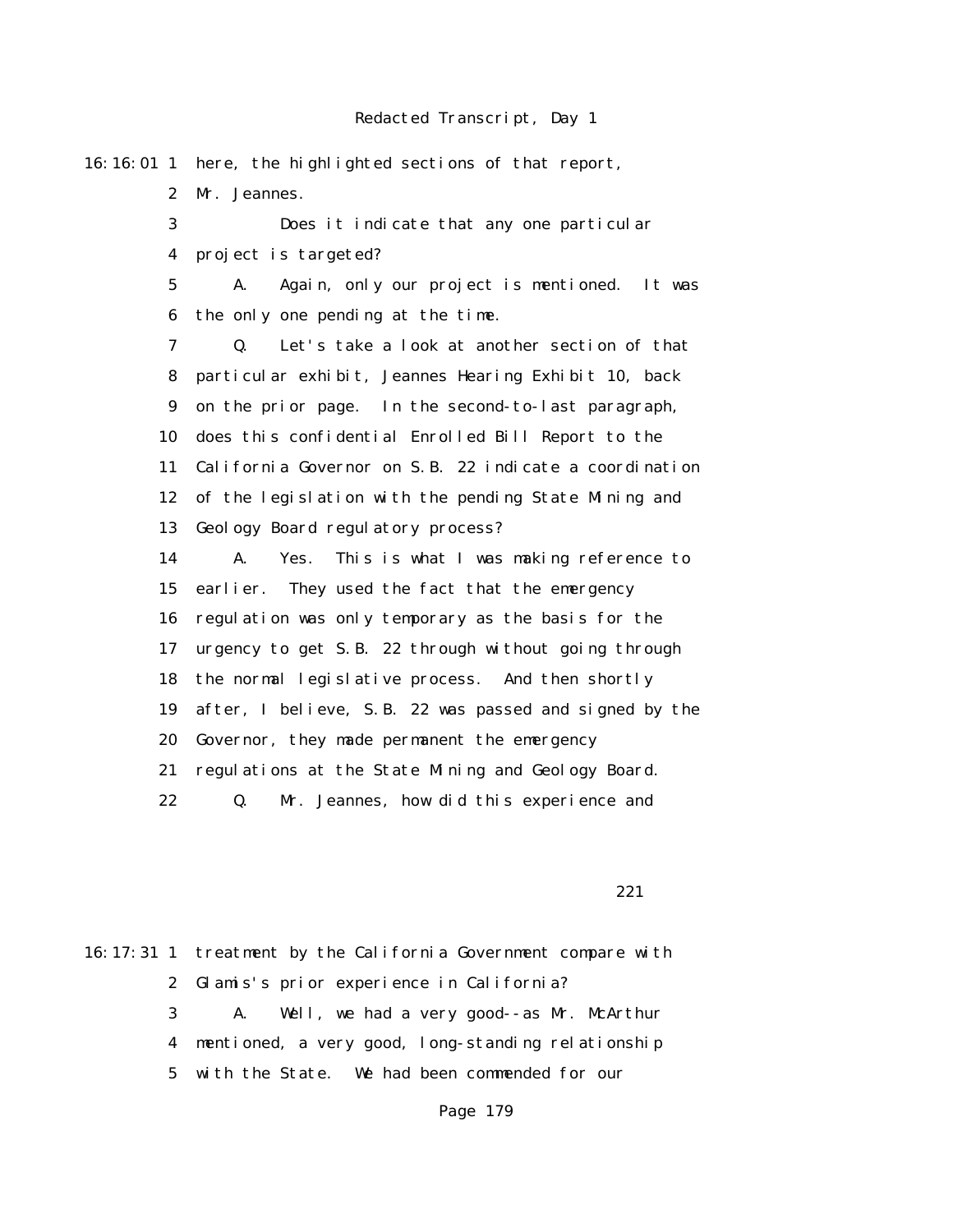16:16:01 1 here, the highlighted sections of that report,

2 Mr. Jeannes.

3 Does it indicate that any one particular

4 project is targeted?

5 A. Again, only our project is mentioned. It was

6 the only one pending at the time.

7 Q. Let's take a look at another section of that

8 particular exhibit, Jeannes Hearing Exhibit 10, back

9 on the prior page. In the second-to-last paragraph,

10 does this confidential Enrolled Bill Report to the

11 California Governor on S.B. 22 indicate a coordination

12 of the legislation with the pending State Mining and

13 Geology Board regulatory process?

14 A. Yes. This is what I was making reference to

15 earlier. They used the fact that the emergency

16 regulation was only temporary as the basis for the

17 urgency to get S.B. 22 through without going through

18 the normal legislative process. And then shortly

19 after, I believe, S.B. 22 was passed and signed by the

20 Governor, they made permanent the emergency

21 regulations at the State Mining and Geology Board.

22 Q. Mr. Jeannes, how did this experience and

221

16:17:31 1 treatment by the California Government compare with

2 Glamis's prior experience in California?

3 A. Well, we had a very good--as Mr. McArthur

4 mentioned, a very good, long-standing relationship

5 with the State. We had been commended for our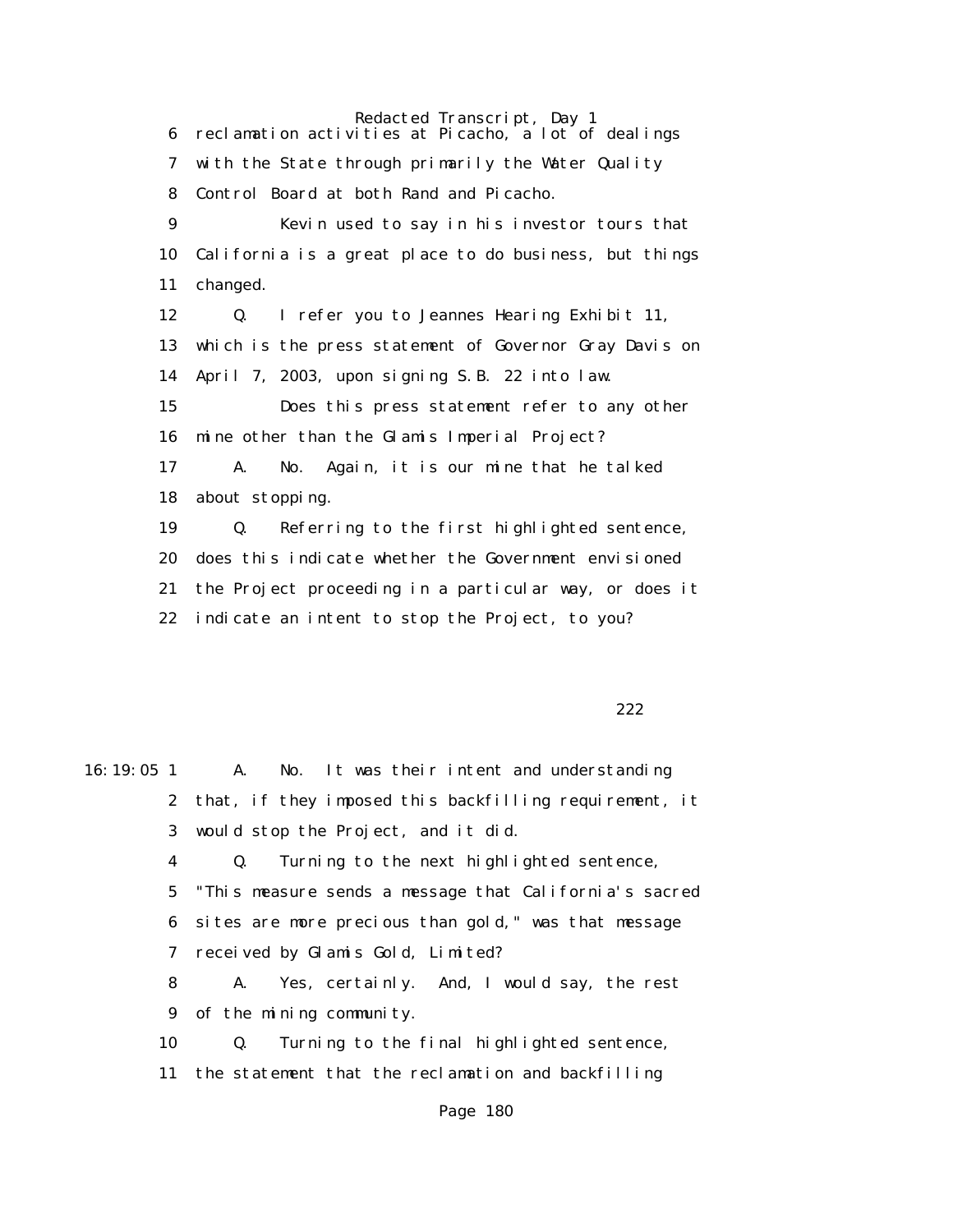6 reclamation activities at Picacho, a lot of dealings

7 with the State through primarily the Water Quality

8 Control Board at both Rand and Picacho.

9 Kevin used to say in his investor tours that

10 California is a great place to do business, but things

11 changed.

12 Q. I refer you to Jeannes Hearing Exhibit 11,

13 which is the press statement of Governor Gray Davis on

14 April 7, 2003, upon signing S.B. 22 into law.

15 Does this press statement refer to any other

16 mine other than the Glamis Imperial Project?

17 A. No. Again, it is our mine that he talked

18 about stopping.

19 Q. Referring to the first highlighted sentence,

20 does this indicate whether the Government envisioned

21 the Project proceeding in a particular way, or does it

22 indicate an intent to stop the Project, to you?

222

16:19:05 1 A. No. It was their intent and understanding

2 that, if they imposed this backfilling requirement, it

3 would stop the Project, and it did.

4 Q. Turning to the next highlighted sentence,

5 "This measure sends a message that California's sacred

6 sites are more precious than gold," was that message

7 received by Glamis Gold, Limited?

8 A. Yes, certainly. And, I would say, the rest

9 of the mining community.

10 Q. Turning to the final highlighted sentence,

11 the statement that the reclamation and backfilling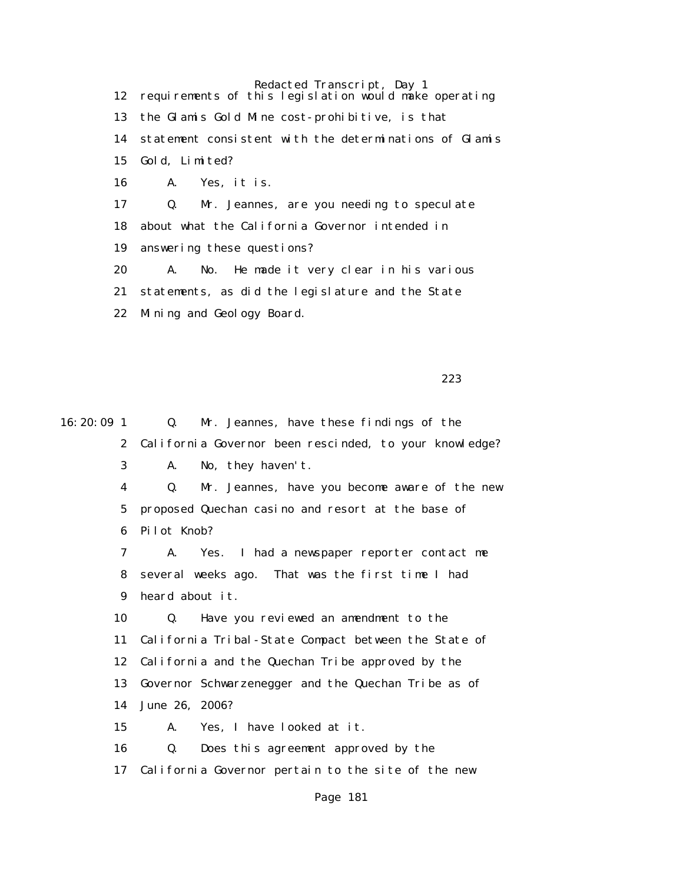12 requirements of this legislation would make operating
13 the Glamis Gold Mine cost-prohibitive, is that
14 statement consistent with the determinations of Glamis
15 Gold, Limited?
16 A. Yes, it is.
17 Q. Mr. Jeannes, are you needing to speculate
18 about what the California Governor intended in
19 answering these questions?
20 A. No. He made it very clear in his various
21 statements, as did the legislature and the State
22 Mining and Geology Board.

223

16:20:09 1 Q. Mr. Jeannes, have these findings of the
2 California Governor been rescinded, to your knowledge?
3 A. No, they haven't.
4 Q. Mr. Jeannes, have you become aware of the new
5 proposed Quechan casino and resort at the base of
6 Pilot Knob?
7 A. Yes. I had a newspaper reporter contact me
8 several weeks ago. That was the first time I had
9 heard about it.
10 Q. Have you reviewed an amendment to the
11 California Tribal-State Compact between the State of
12 California and the Quechan Tribe approved by the
13 Governor Schwarzenegger and the Quechan Tribe as of
14 June 26, 2006?
15 A. Yes, I have looked at it.
16 Q. Does this agreement approved by the
17 California Governor pertain to the site of the new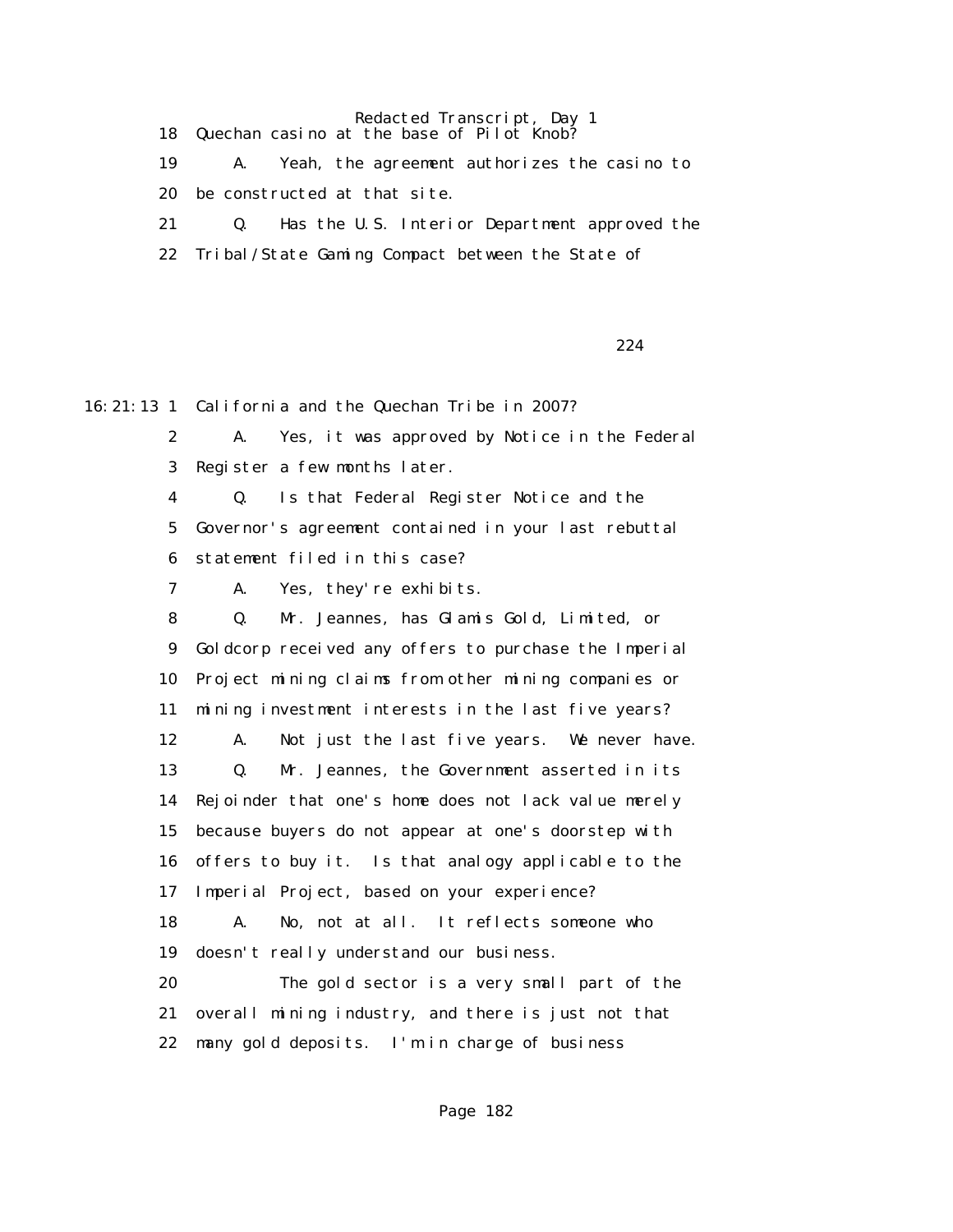18 Quechan casino at the base of Pilot Knob?

19 A. Yeah, the agreement authorizes the casino to

20 be constructed at that site.

21 Q. Has the U.S. Interior Department approved the

22 Tribal/State Gaming Compact between the State of

224

16:21:13 1 California and the Quechan Tribe in 2007?

2 A. Yes, it was approved by Notice in the Federal

3 Register a few months later.

4 Q. Is that Federal Register Notice and the

5 Governor's agreement contained in your last rebuttal

6 statement filed in this case?

7 A. Yes, they're exhibits.

8 Q. Mr. Jeannes, has Glamis Gold, Limited, or

9 Goldcorp received any offers to purchase the Imperial

10 Project mining claims from other mining companies or

11 mining investment interests in the last five years?

12 A. Not just the last five years. We never have.

13 Q. Mr. Jeannes, the Government asserted in its

14 Rejoinder that one's home does not lack value merely

15 because buyers do not appear at one's doorstep with

16 offers to buy it. Is that analogy applicable to the

17 Imperial Project, based on your experience?

18 A. No, not at all. It reflects someone who

19 doesn't really understand our business.

20 The gold sector is a very small part of the

21 overall mining industry, and there is just not that

22 many gold deposits. I'm in charge of business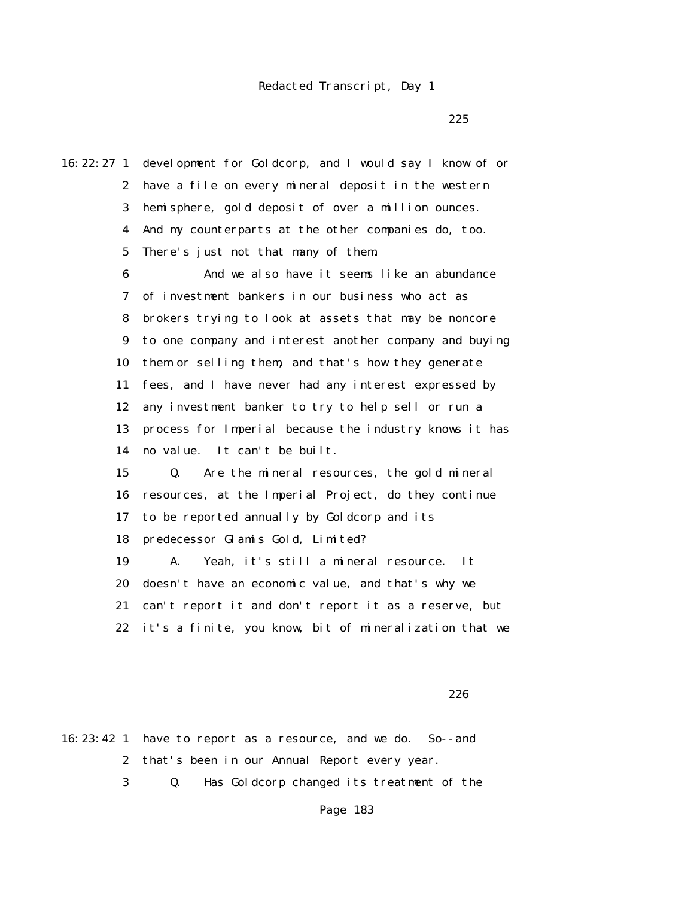225

16:22:27 1 development for Goldcorp, and I would say I know of or
2 have a file on every mineral deposit in the western
3 hemisphere, gold deposit of over a million ounces.
4 And my counterparts at the other companies do, too.
5 There's just not that many of them.
6 And we also have it seems like an abundance
7 of investment bankers in our business who act as
8 brokers trying to look at assets that may be noncore
9 to one company and interest another company and buying
10 them or selling them, and that's how they generate
11 fees, and I have never had any interest expressed by
12 any investment banker to try to help sell or run a
13 process for Imperial because the industry knows it has
14 no value. It can't be built.
15 Q. Are the mineral resources, the gold mineral
16 resources, at the Imperial Project, do they continue
17 to be reported annually by Goldcorp and its
18 predecessor Glamis Gold, Limited?
19 A. Yeah, it's still a mineral resource. It
20 doesn't have an economic value, and that's why we
21 can't report it and don't report it as a reserve, but
22 it's a finite, you know, bit of mineralization that we

226

16:23:42 1 have to report as a resource, and we do. So--and
2 that's been in our Annual Report every year.
3 Q. Has Goldcorp changed its treatment of the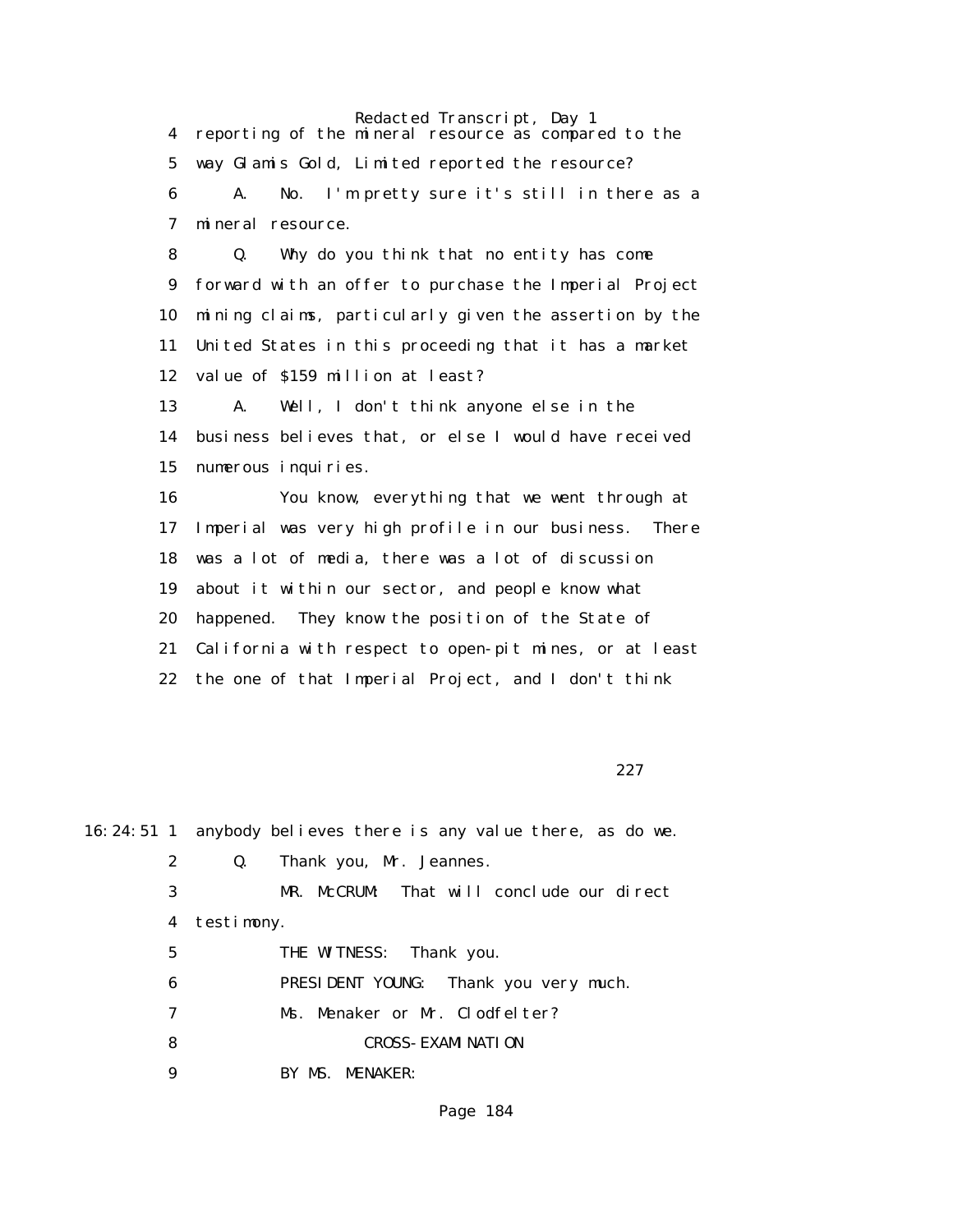4 reporting of the mineral resource as compared to the
5 way Glamis Gold, Limited reported the resource?
6 A. No. I'm pretty sure it's still in there as a
7 mineral resource.
8 Q. Why do you think that no entity has come
9 forward with an offer to purchase the Imperial Project
10 mining claims, particularly given the assertion by the
11 United States in this proceeding that it has a market
12 value of $159 million at least?
13 A. Well, I don't think anyone else in the
14 business believes that, or else I would have received
15 numerous inquiries.
16 You know, everything that we went through at
17 Imperial was very high profile in our business. There
18 was a lot of media, there was a lot of discussion
19 about it within our sector, and people know what
20 happened. They know the position of the State of
21 California with respect to open-pit mines, or at least
22 the one of that Imperial Project, and I don't think

227

16:24:51 1 anybody believes there is any value there, as do we.
2 Q. Thank you, Mr. Jeannes.
3 MR. McCRUM: That will conclude our direct
4 testimony.
5 THE WITNESS: Thank you.
6 PRESIDENT YOUNG: Thank you very much.
7 Ms. Menaker or Mr. Clodfelter?
8 CROSS-EXAMINATION
9 BY MS. MENAKER: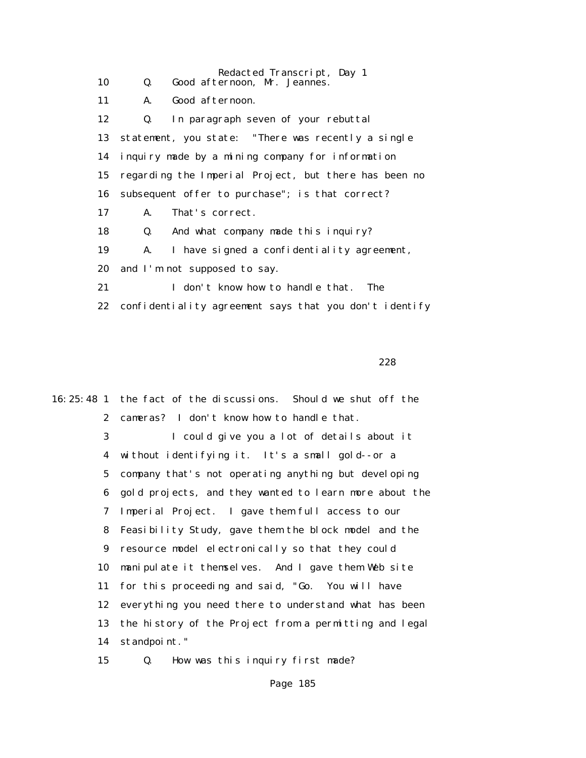10 Q. Good afternoon, Mr. Jeannes.

11 A. Good afternoon.

12 Q. In paragraph seven of your rebuttal

13 statement, you state: "There was recently a single

14 inquiry made by a mining company for information

15 regarding the Imperial Project, but there has been no

16 subsequent offer to purchase"; is that correct?

17 A. That's correct.

18 Q. And what company made this inquiry?

19 A. I have signed a confidentiality agreement,

20 and I'm not supposed to say.

21 I don't know how to handle that. The

22 confidentiality agreement says that you don't identify

228

16:25:48 1 the fact of the discussions. Should we shut off the

2 cameras? I don't know how to handle that.

3 I could give you a lot of details about it

4 without identifying it. It's a small gold--or a

5 company that's not operating anything but developing

6 gold projects, and they wanted to learn more about the

7 Imperial Project. I gave them full access to our

8 Feasibility Study, gave them the block model and the

9 resource model electronically so that they could

10 manipulate it themselves. And I gave them Web site

11 for this proceeding and said, "Go. You will have

12 everything you need there to understand what has been

13 the history of the Project from a permitting and legal

14 standpoint."

15 Q. How was this inquiry first made?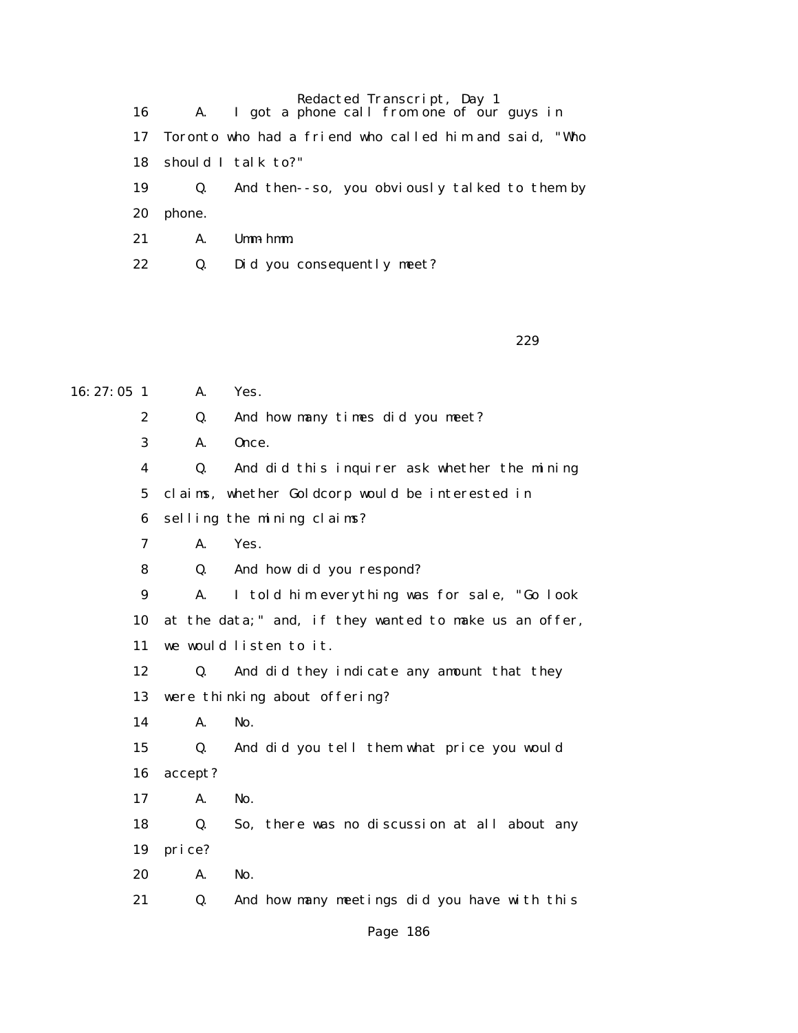16 A. I got a phone call from one of our guys in

17 Toronto who had a friend who called him and said, "Who

18 should I talk to?"

19 Q. And then--so, you obviously talked to them by

20 phone.

21 A. Umm-hmm.

22 Q. Did you consequently meet?

229

16:27:05 1 A. Yes.

2 Q. And how many times did you meet?

3 A. Once.

4 Q. And did this inquirer ask whether the mining

5 claims, whether Goldcorp would be interested in

6 selling the mining claims?

7 A. Yes.

8 Q. And how did you respond?

9 A. I told him everything was for sale, "Go look

10 at the data;" and, if they wanted to make us an offer,

11 we would listen to it.

12 Q. And did they indicate any amount that they

13 were thinking about offering?

14 A. No.

15 Q. And did you tell them what price you would

16 accept?

17 A. No.

18 Q. So, there was no discussion at all about any

19 price?

20 A. No.

21 Q. And how many meetings did you have with this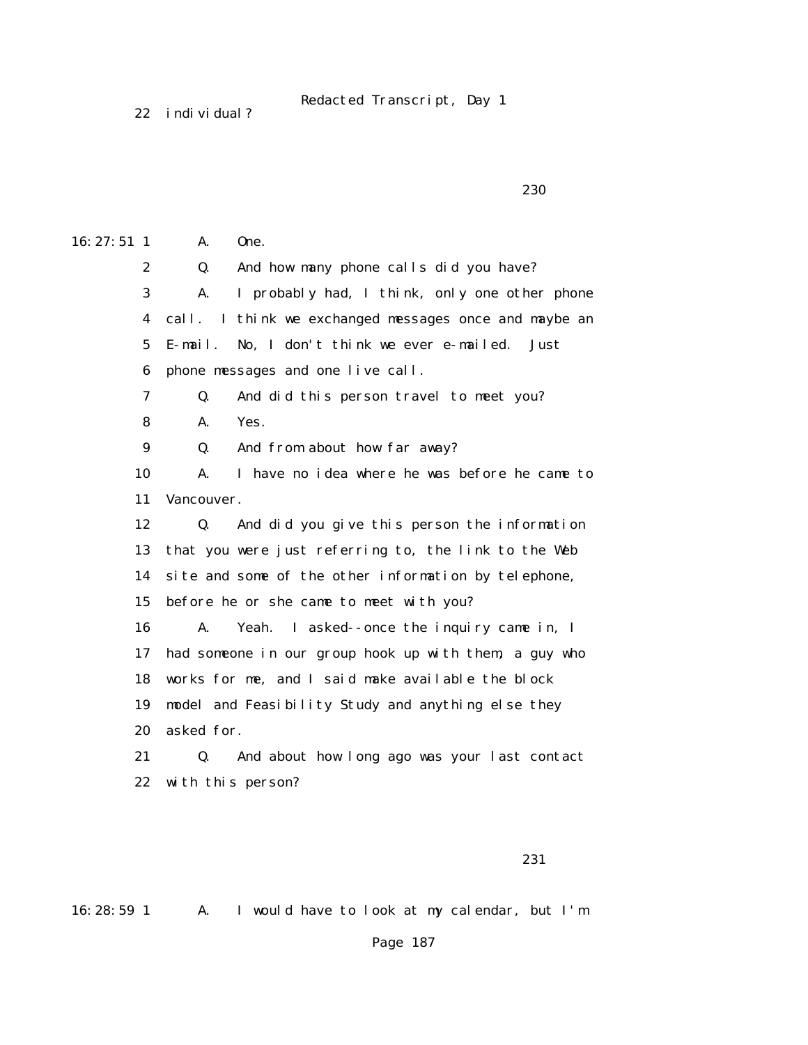22 individual?

230

16:27:51 1 A. One.

2 Q. And how many phone calls did you have?

3 A. I probably had, I think, only one other phone

4 call. I think we exchanged messages once and maybe an

5 E-mail. No, I don't think we ever e-mailed. Just

6 phone messages and one live call.

7 Q. And did this person travel to meet you?

8 A. Yes.

9 Q. And from about how far away?

10 A. I have no idea where he was before he came to

11 Vancouver.

12 Q. And did you give this person the information

13 that you were just referring to, the link to the Web

14 site and some of the other information by telephone,

15 before he or she came to meet with you?

16 A. Yeah. I asked--once the inquiry came in, I

17 had someone in our group hook up with them, a guy who

18 works for me, and I said make available the block

19 model and Feasibility Study and anything else they

20 asked for.

21 Q. And about how long ago was your last contact

22 with this person?

231

16:28:59 1 A. I would have to look at my calendar, but I'm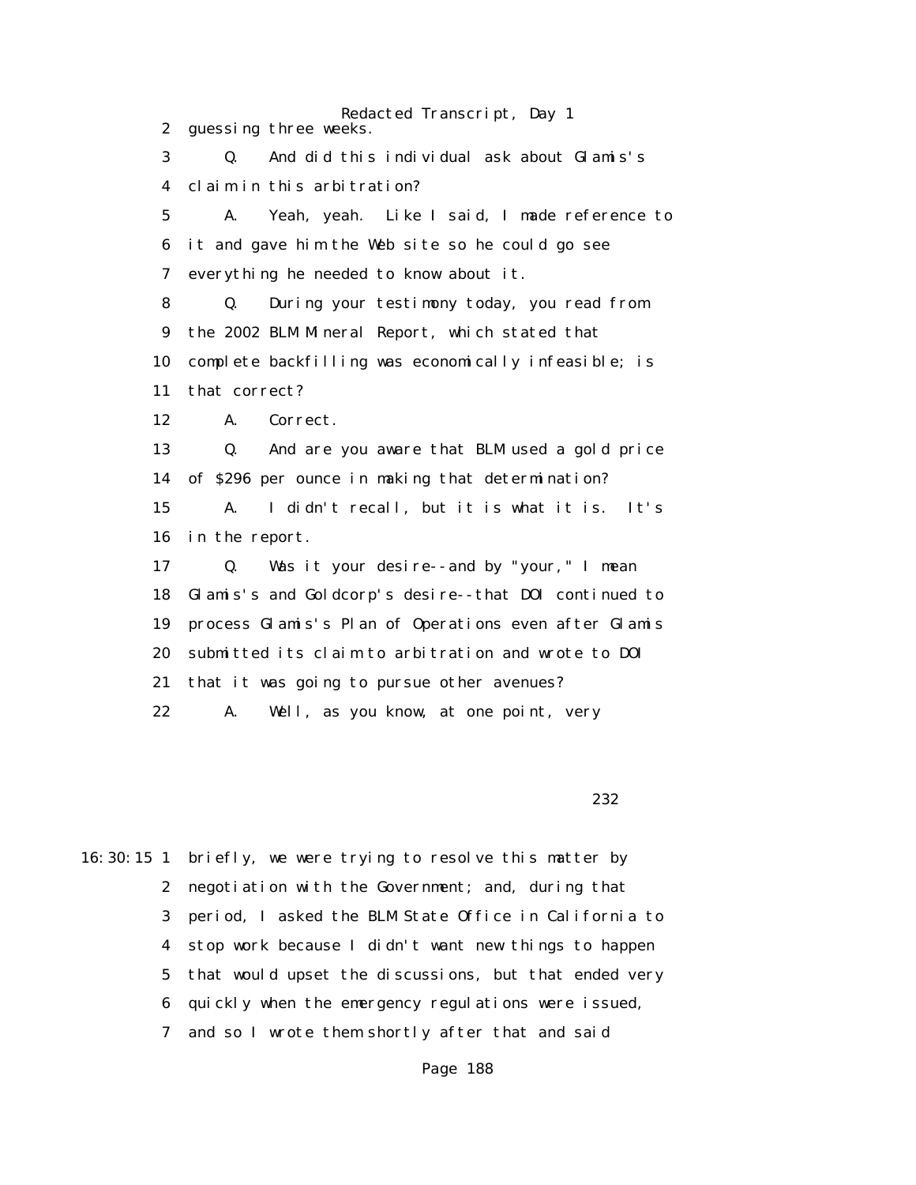2 guessing three weeks.

3 Q. And did this individual ask about Glamis's

4 claim in this arbitration?

5 A. Yeah, yeah. Like I said, I made reference to

6 it and gave him the Web site so he could go see

7 everything he needed to know about it.

8 Q. During your testimony today, you read from

9 the 2002 BLM Mineral Report, which stated that

10 complete backfilling was economically infeasible; is

11 that correct?

12 A. Correct.

13 Q. And are you aware that BLM used a gold price

14 of $296 per ounce in making that determination?

15 A. I didn't recall, but it is what it is. It's

16 in the report.

17 Q. Was it your desire--and by "your," I mean

18 Glamis's and Goldcorp's desire--that DOI continued to

19 process Glamis's Plan of Operations even after Glamis

20 submitted its claim to arbitration and wrote to DOI

21 that it was going to pursue other avenues?

22 A. Well, as you know, at one point, very

232

16:30:15 1 briefly, we were trying to resolve this matter by

2 negotiation with the Government; and, during that

3 period, I asked the BLM State Office in California to

4 stop work because I didn't want new things to happen

5 that would upset the discussions, but that ended very

6 quickly when the emergency regulations were issued,

7 and so I wrote them shortly after that and said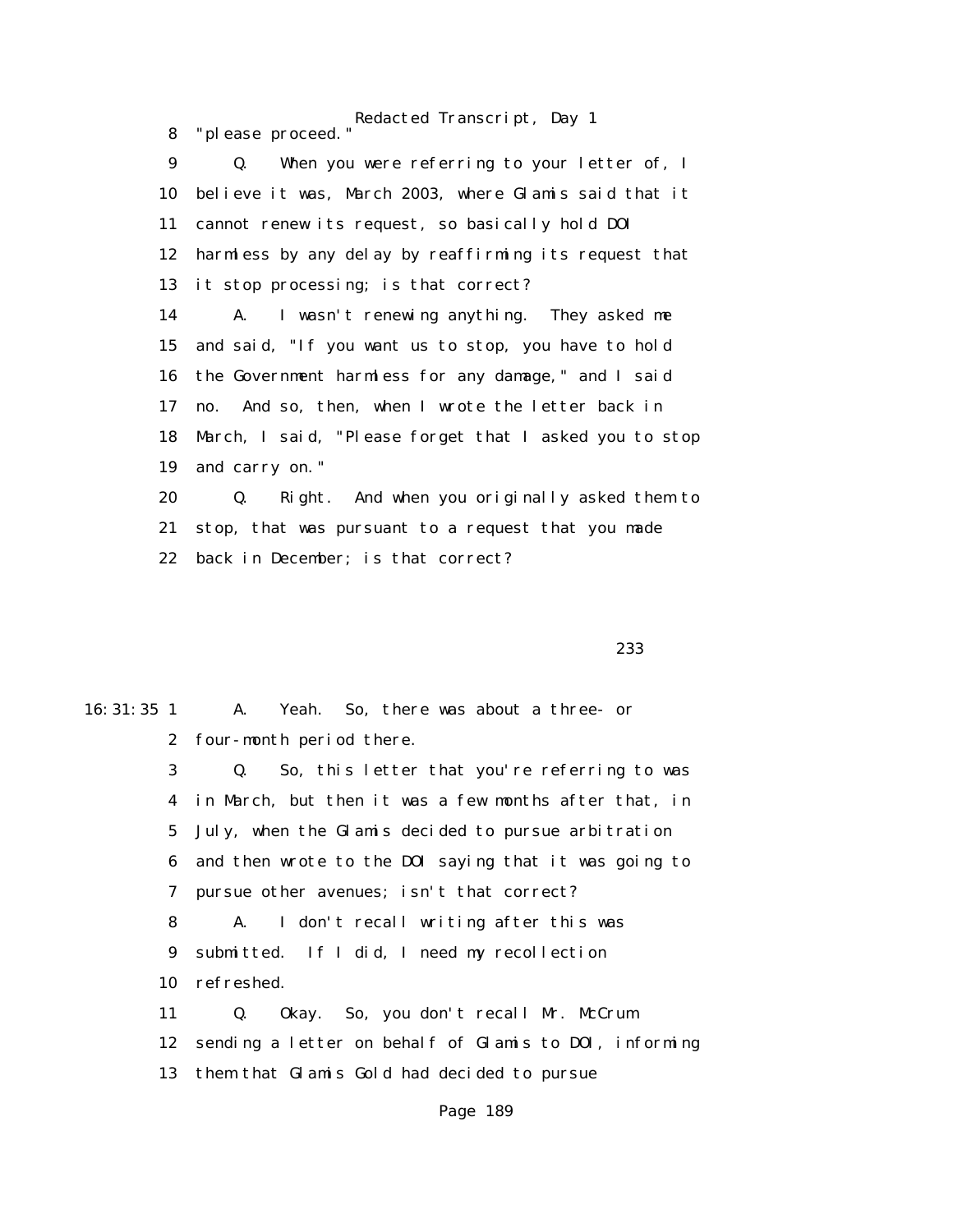8 "please proceed."

9 Q. When you were referring to your letter of, I

10 believe it was, March 2003, where Glamis said that it

11 cannot renew its request, so basically hold DOI

12 harmless by any delay by reaffirming its request that

13 it stop processing; is that correct?

14 A. I wasn't renewing anything. They asked me

15 and said, "If you want us to stop, you have to hold

16 the Government harmless for any damage," and I said

17 no. And so, then, when I wrote the letter back in

18 March, I said, "Please forget that I asked you to stop

19 and carry on."

20 Q. Right. And when you originally asked them to

21 stop, that was pursuant to a request that you made

22 back in December; is that correct?

233

16:31:35 1 A. Yeah. So, there was about a three- or

2 four-month period there.

3 Q. So, this letter that you're referring to was

4 in March, but then it was a few months after that, in

5 July, when the Glamis decided to pursue arbitration

6 and then wrote to the DOI saying that it was going to

7 pursue other avenues; isn't that correct?

8 A. I don't recall writing after this was

9 submitted. If I did, I need my recollection

10 refreshed.

11 Q. Okay. So, you don't recall Mr. McCrum

12 sending a letter on behalf of Glamis to DOI, informing

13 them that Glamis Gold had decided to pursue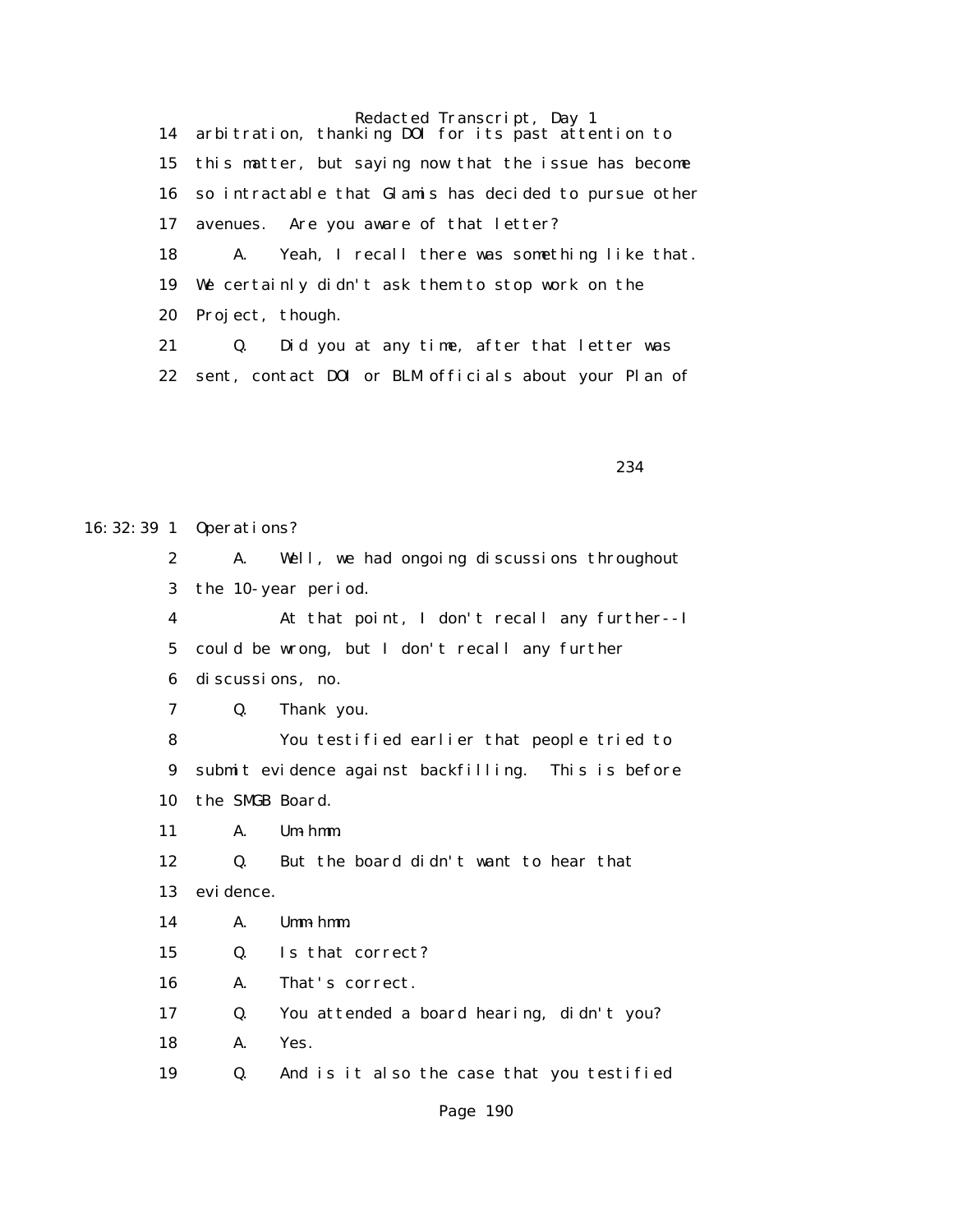14 arbitration, thanking DOI for its past attention to
15 this matter, but saying now that the issue has become
16 so intractable that Glamis has decided to pursue other
17 avenues. Are you aware of that letter?
18 A. Yeah, I recall there was something like that.
19 We certainly didn't ask them to stop work on the
20 Project, though.
21 Q. Did you at any time, after that letter was
22 sent, contact DOI or BLM officials about your Plan of

234

16:32:39 1 Operations?
2 A. Well, we had ongoing discussions throughout
3 the 10-year period.
4 At that point, I don't recall any further--I
5 could be wrong, but I don't recall any further
6 discussions, no.
7 Q. Thank you.
8 You testified earlier that people tried to
9 submit evidence against backfilling. This is before
10 the SMGB Board.
11 A. Um-hmm.
12 Q. But the board didn't want to hear that
13 evidence.
14 A. Umm-hmm.
15 Q. Is that correct?
16 A. That's correct.
17 Q. You attended a board hearing, didn't you?
18 A. Yes.
19 Q. And is it also the case that you testified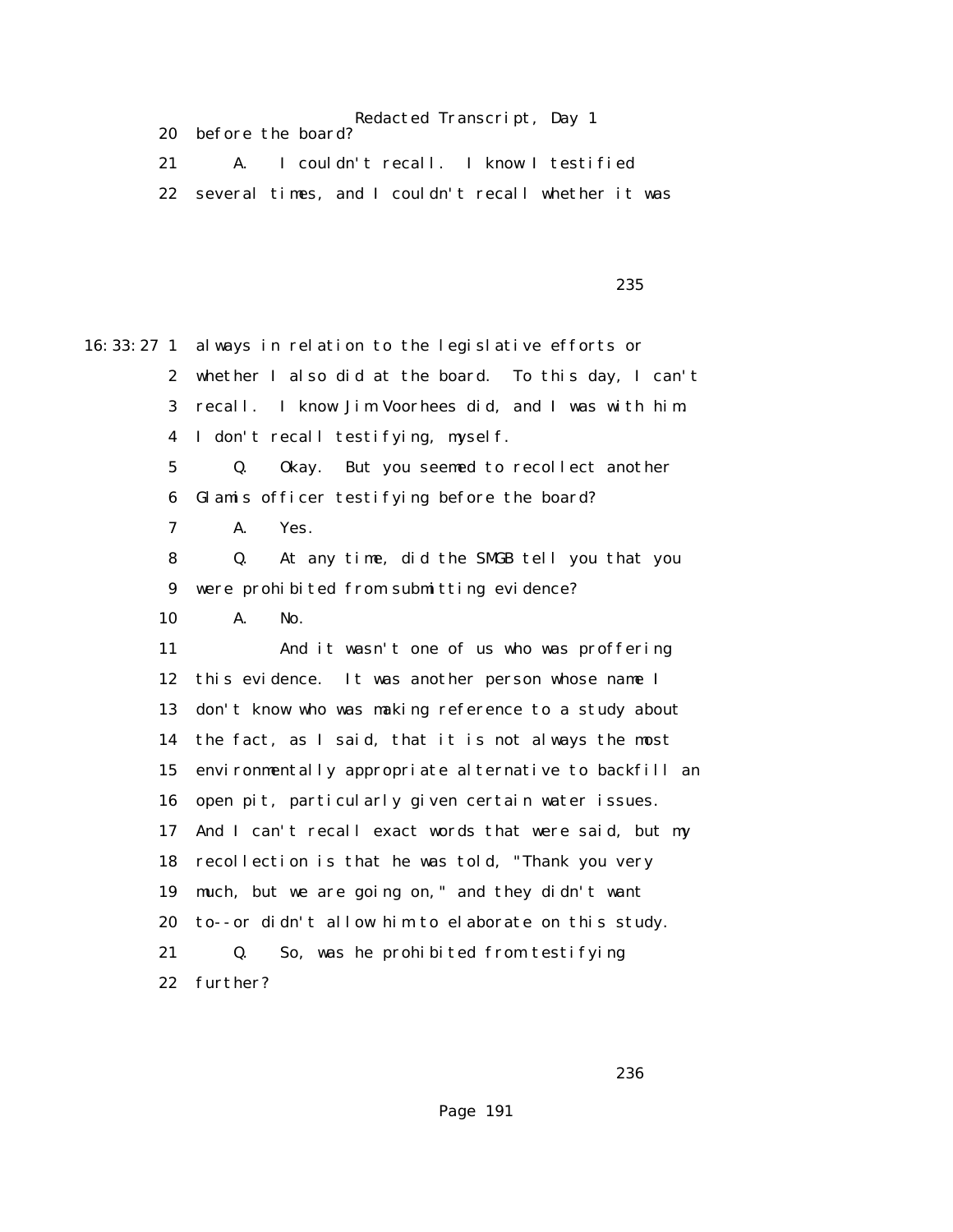20 before the board?

21 A. I couldn't recall. I know I testified

22 several times, and I couldn't recall whether it was

16:33:27 1 always in relation to the legislative efforts or

2 whether I also did at the board. To this day, I can't

3 recall. I know Jim Voorhees did, and I was with him.

4 I don't recall testifying, myself.

5 Q. Okay. But you seemed to recollect another

6 Glamis officer testifying before the board?

7 A. Yes.

8 Q. At any time, did the SMGB tell you that you

9 were prohibited from submitting evidence?

10 A. No.

11 And it wasn't one of us who was proffering

12 this evidence. It was another person whose name I

13 don't know who was making reference to a study about

14 the fact, as I said, that it is not always the most

15 environmentally appropriate alternative to backfill an

16 open pit, particularly given certain water issues.

17 And I can't recall exact words that were said, but my

18 recollection is that he was told, "Thank you very

19 much, but we are going on," and they didn't want

20 to--or didn't allow him to elaborate on this study.

21 Q. So, was he prohibited from testifying

22 further?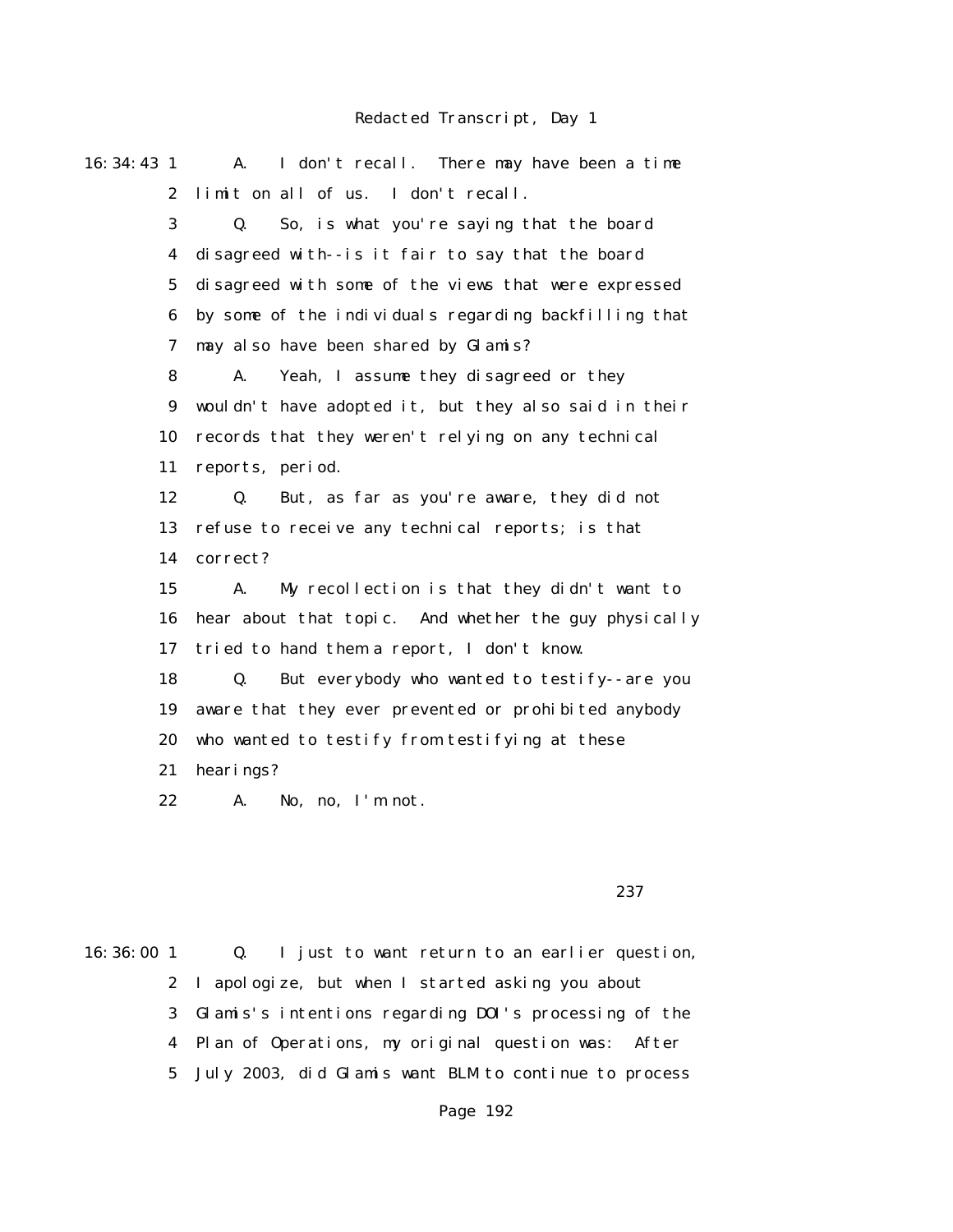16:34:43 1 A. I don't recall. There may have been a time
2 limit on all of us. I don't recall.
3 Q. So, is what you're saying that the board
4 disagreed with--is it fair to say that the board
5 disagreed with some of the views that were expressed
6 by some of the individuals regarding backfilling that
7 may also have been shared by Glamis?
8 A. Yeah, I assume they disagreed or they
9 wouldn't have adopted it, but they also said in their
10 records that they weren't relying on any technical
11 reports, period.
12 Q. But, as far as you're aware, they did not
13 refuse to receive any technical reports; is that
14 correct?
15 A. My recollection is that they didn't want to
16 hear about that topic. And whether the guy physically
17 tried to hand them a report, I don't know.
18 Q. But everybody who wanted to testify--are you
19 aware that they ever prevented or prohibited anybody
20 who wanted to testify from testifying at these
21 hearings?
22 A. No, no, I'm not.

237

16:36:00 1 Q. I just to want return to an earlier question,
2 I apologize, but when I started asking you about
3 Glamis's intentions regarding DOI's processing of the
4 Plan of Operations, my original question was: After
5 July 2003, did Glamis want BLM to continue to process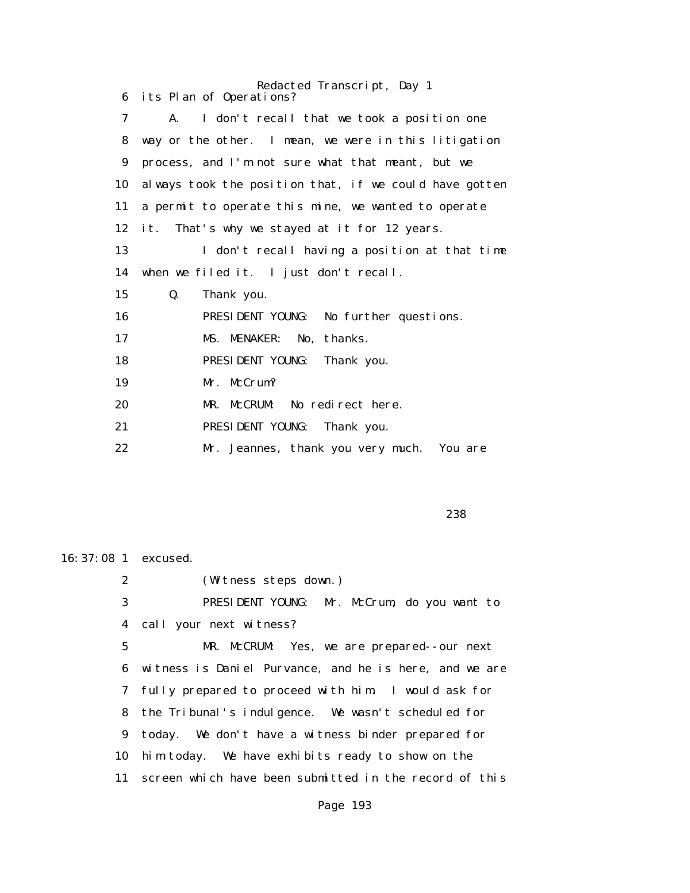6 its Plan of Operations?

7 A. I don't recall that we took a position one

8 way or the other. I mean, we were in this litigation

9 process, and I'm not sure what that meant, but we

10 always took the position that, if we could have gotten

11 a permit to operate this mine, we wanted to operate

12 it. That's why we stayed at it for 12 years.

13 I don't recall having a position at that time

14 when we filed it. I just don't recall.

15 Q. Thank you.

16 PRESIDENT YOUNG: No further questions.

17 MS. MENAKER: No, thanks.

18 PRESIDENT YOUNG: Thank you.

19 Mr. McCrum?

20 MR. McCRUM: No redirect here.

21 PRESIDENT YOUNG: Thank you.

22 Mr. Jeannes, thank you very much. You are

238

16:37:08 1 excused.

2 (Witness steps down.)

3 PRESIDENT YOUNG: Mr. McCrum, do you want to

4 call your next witness?

5 MR. McCRUM: Yes, we are prepared--our next

6 witness is Daniel Purvance, and he is here, and we are

7 fully prepared to proceed with him. I would ask for

8 the Tribunal's indulgence. We wasn't scheduled for

9 today. We don't have a witness binder prepared for

10 him today. We have exhibits ready to show on the

11 screen which have been submitted in the record of this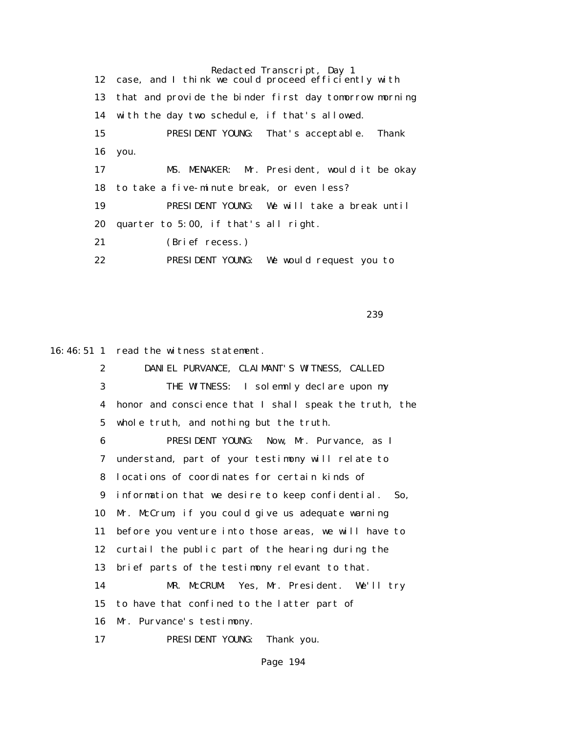12 case, and I think we could proceed efficiently with

13 that and provide the binder first day tomorrow morning

14 with the day two schedule, if that's allowed.

15 PRESIDENT YOUNG: That's acceptable. Thank

16 you.

17 MS. MENAKER: Mr. President, would it be okay

18 to take a five-minute break, or even less?

19 PRESIDENT YOUNG: We will take a break until

20 quarter to 5:00, if that's all right.

21 (Brief recess.)

22 PRESIDENT YOUNG: We would request you to

239

16:46:51 1 read the witness statement.

2 DANIEL PURVANCE, CLAIMANT'S WITNESS, CALLED

3 THE WITNESS: I solemnly declare upon my

4 honor and conscience that I shall speak the truth, the

5 whole truth, and nothing but the truth.

6 PRESIDENT YOUNG: Now, Mr. Purvance, as I

7 understand, part of your testimony will relate to

8 locations of coordinates for certain kinds of

9 information that we desire to keep confidential. So,

10 Mr. McCrum, if you could give us adequate warning

11 before you venture into those areas, we will have to

12 curtail the public part of the hearing during the

13 brief parts of the testimony relevant to that.

14 MR. McCRUM: Yes, Mr. President. We'll try

15 to have that confined to the latter part of

16 Mr. Purvance's testimony.

17 PRESIDENT YOUNG: Thank you.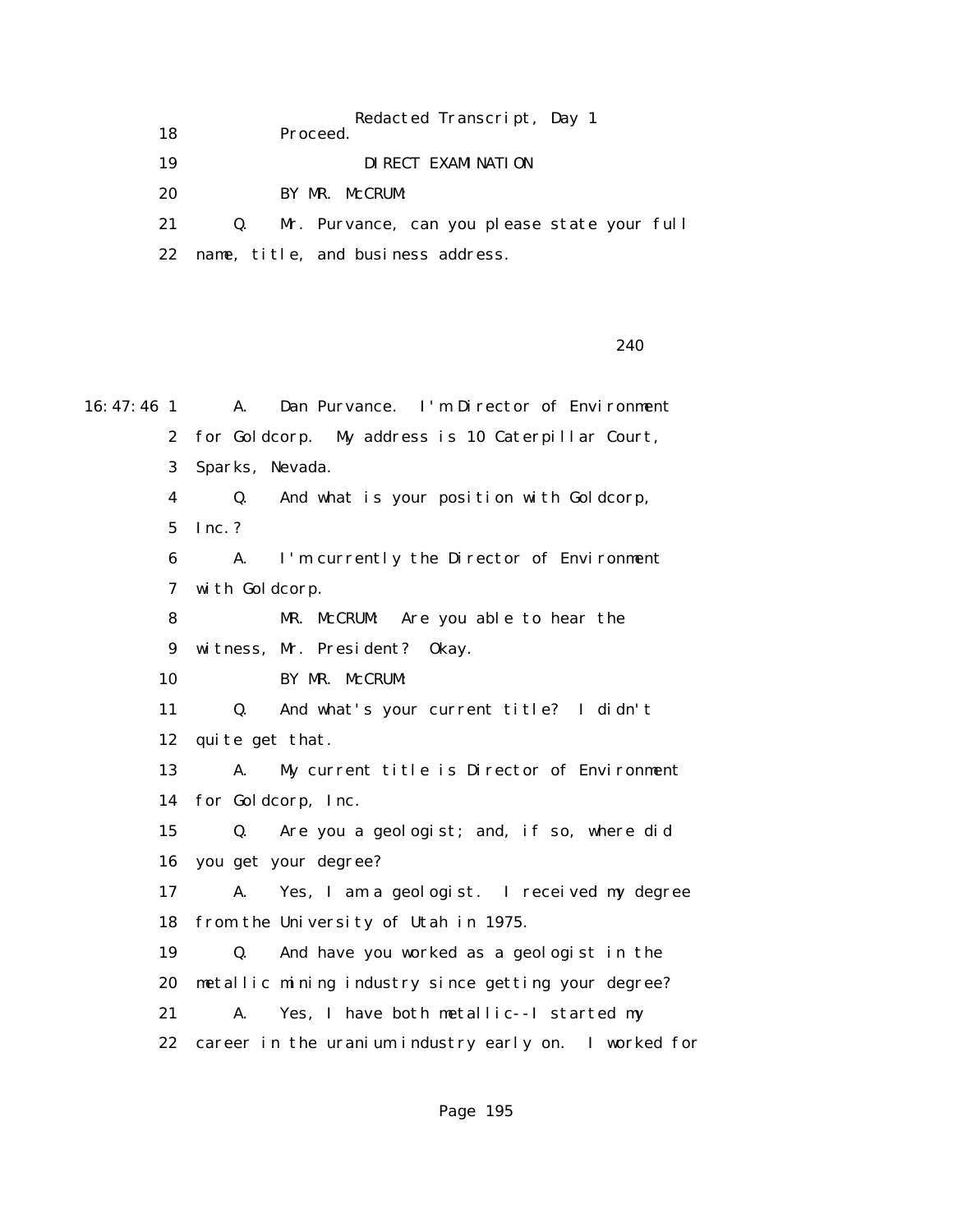18 Proceed.

19 DIRECT EXAMINATION

20 BY MR. McCRUM:

21 Q. Mr. Purvance, can you please state your full

22 name, title, and business address.

240

16:47:46 1 A. Dan Purvance. I'm Director of Environment

2 for Goldcorp. My address is 10 Caterpillar Court,

3 Sparks, Nevada.

4 Q. And what is your position with Goldcorp,

5 Inc.?

6 A. I'm currently the Director of Environment

7 with Goldcorp.

8 MR. McCRUM: Are you able to hear the

9 witness, Mr. President? Okay.

10 BY MR. McCRUM:

11 Q. And what's your current title? I didn't

12 quite get that.

13 A. My current title is Director of Environment

14 for Goldcorp, Inc.

15 Q. Are you a geologist; and, if so, where did

16 you get your degree?

17 A. Yes, I am a geologist. I received my degree

18 from the University of Utah in 1975.

19 Q. And have you worked as a geologist in the

20 metallic mining industry since getting your degree?

21 A. Yes, I have both metallic--I started my

22 career in the uranium industry early on. I worked for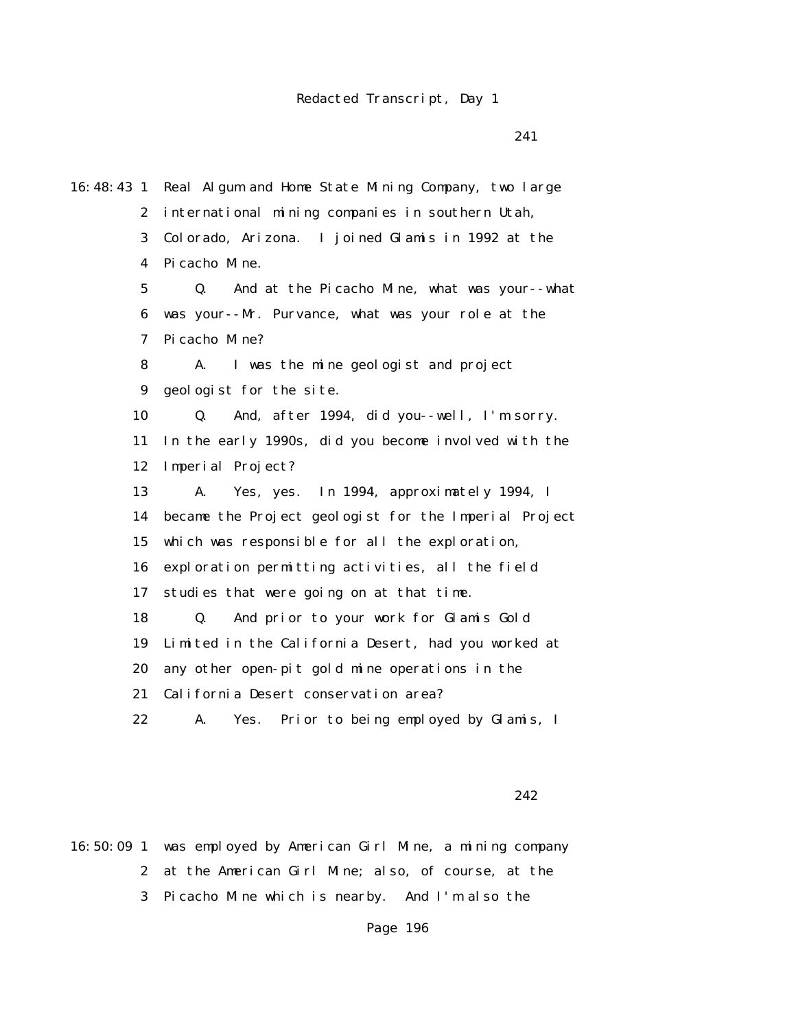241

16:48:43 1 Real Algum and Home State Mining Company, two large
2 international mining companies in southern Utah,
3 Colorado, Arizona. I joined Glamis in 1992 at the
4 Picacho Mine.
5 Q. And at the Picacho Mine, what was your--what
6 was your--Mr. Purvance, what was your role at the
7 Picacho Mine?
8 A. I was the mine geologist and project
9 geologist for the site.
10 Q. And, after 1994, did you--well, I'm sorry.
11 In the early 1990s, did you become involved with the
12 Imperial Project?
13 A. Yes, yes. In 1994, approximately 1994, I
14 became the Project geologist for the Imperial Project
15 which was responsible for all the exploration,
16 exploration permitting activities, all the field
17 studies that were going on at that time.
18 Q. And prior to your work for Glamis Gold
19 Limited in the California Desert, had you worked at
20 any other open-pit gold mine operations in the
21 California Desert conservation area?
22 A. Yes. Prior to being employed by Glamis, I

242

16:50:09 1 was employed by American Girl Mine, a mining company
2 at the American Girl Mine; also, of course, at the
3 Picacho Mine which is nearby. And I'm also the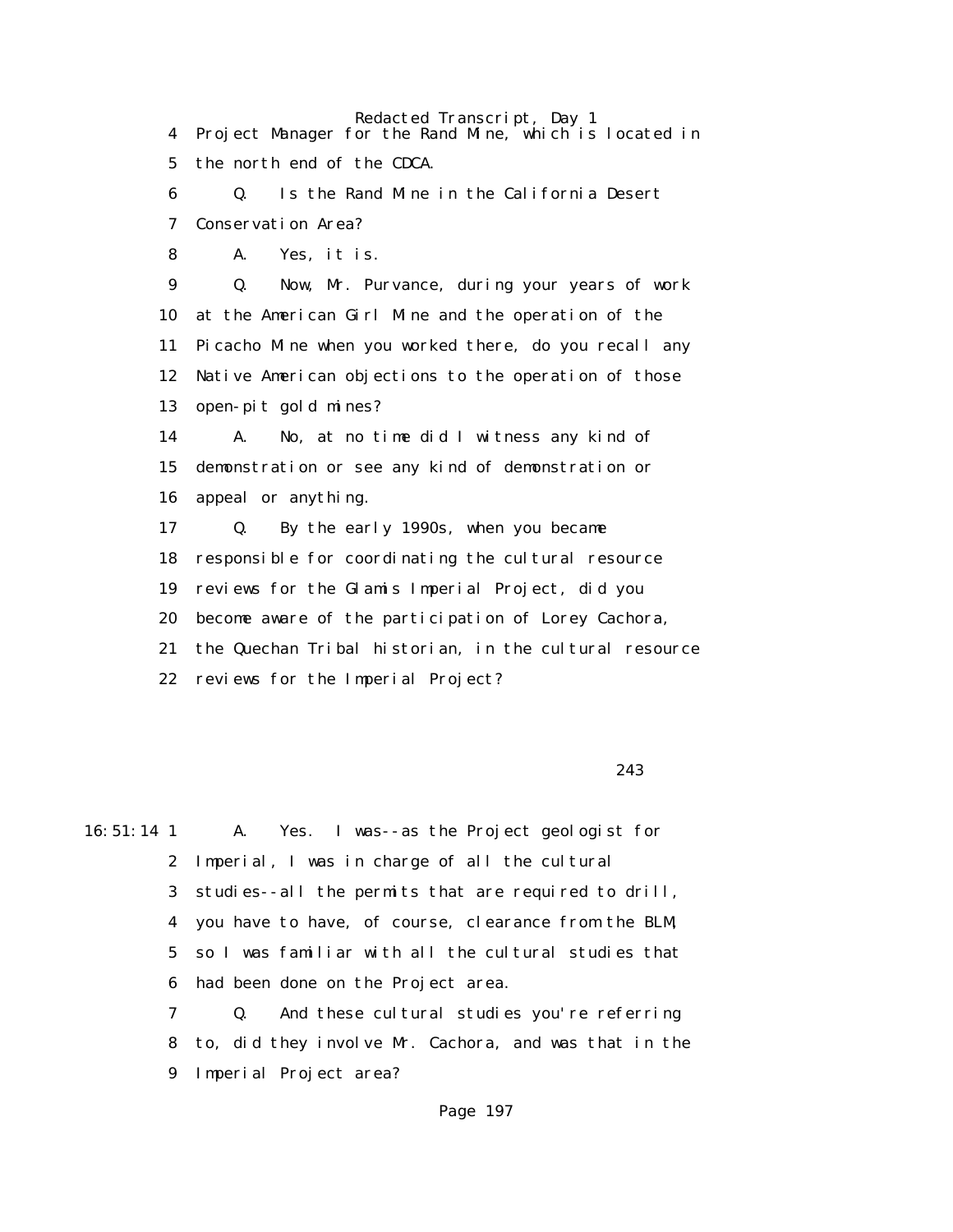4 Project Manager for the Rand Mine, which is located in
5 the north end of the CDCA.
6 Q. Is the Rand Mine in the California Desert
7 Conservation Area?
8 A. Yes, it is.
9 Q. Now, Mr. Purvance, during your years of work
10 at the American Girl Mine and the operation of the
11 Picacho Mine when you worked there, do you recall any
12 Native American objections to the operation of those
13 open-pit gold mines?
14 A. No, at no time did I witness any kind of
15 demonstration or see any kind of demonstration or
16 appeal or anything.
17 Q. By the early 1990s, when you became
18 responsible for coordinating the cultural resource
19 reviews for the Glamis Imperial Project, did you
20 become aware of the participation of Lorey Cachora,
21 the Quechan Tribal historian, in the cultural resource
22 reviews for the Imperial Project?

243

16:51:14 1 A. Yes. I was--as the Project geologist for
2 Imperial, I was in charge of all the cultural
3 studies--all the permits that are required to drill,
4 you have to have, of course, clearance from the BLM,
5 so I was familiar with all the cultural studies that
6 had been done on the Project area.
7 Q. And these cultural studies you're referring
8 to, did they involve Mr. Cachora, and was that in the
9 Imperial Project area?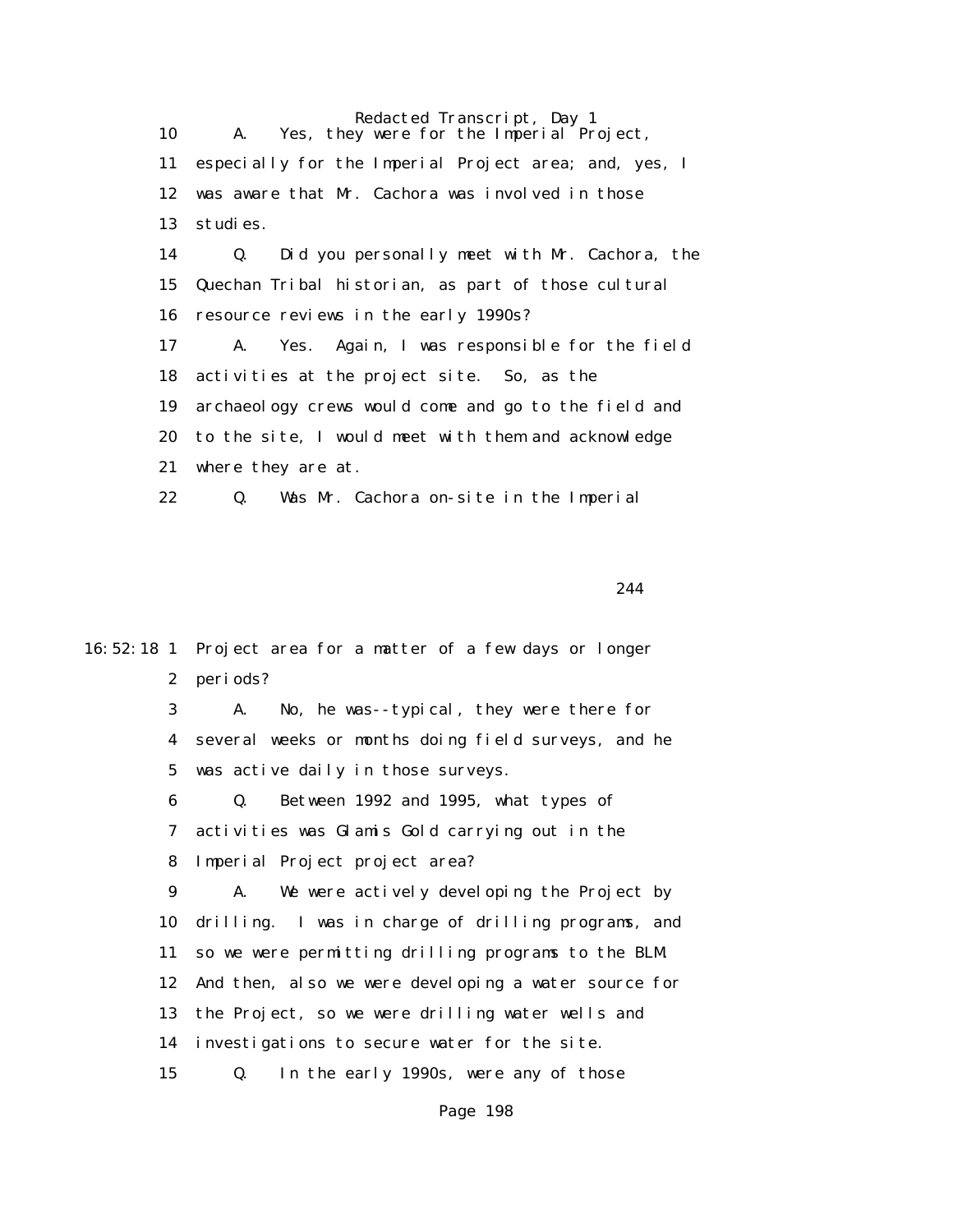10 A. Yes, they were for the Imperial Project,
11 especially for the Imperial Project area; and, yes, I
12 was aware that Mr. Cachora was involved in those
13 studies.
14 Q. Did you personally meet with Mr. Cachora, the
15 Quechan Tribal historian, as part of those cultural
16 resource reviews in the early 1990s?
17 A. Yes. Again, I was responsible for the field
18 activities at the project site. So, as the
19 archaeology crews would come and go to the field and
20 to the site, I would meet with them and acknowledge
21 where they are at.
22 Q. Was Mr. Cachora on-site in the Imperial

244

16:52:18 1 Project area for a matter of a few days or longer
2 periods?
3 A. No, he was--typical, they were there for
4 several weeks or months doing field surveys, and he
5 was active daily in those surveys.
6 Q. Between 1992 and 1995, what types of
7 activities was Glamis Gold carrying out in the
8 Imperial Project project area?
9 A. We were actively developing the Project by
10 drilling. I was in charge of drilling programs, and
11 so we were permitting drilling programs to the BLM.
12 And then, also we were developing a water source for
13 the Project, so we were drilling water wells and
14 investigations to secure water for the site.
15 Q. In the early 1990s, were any of those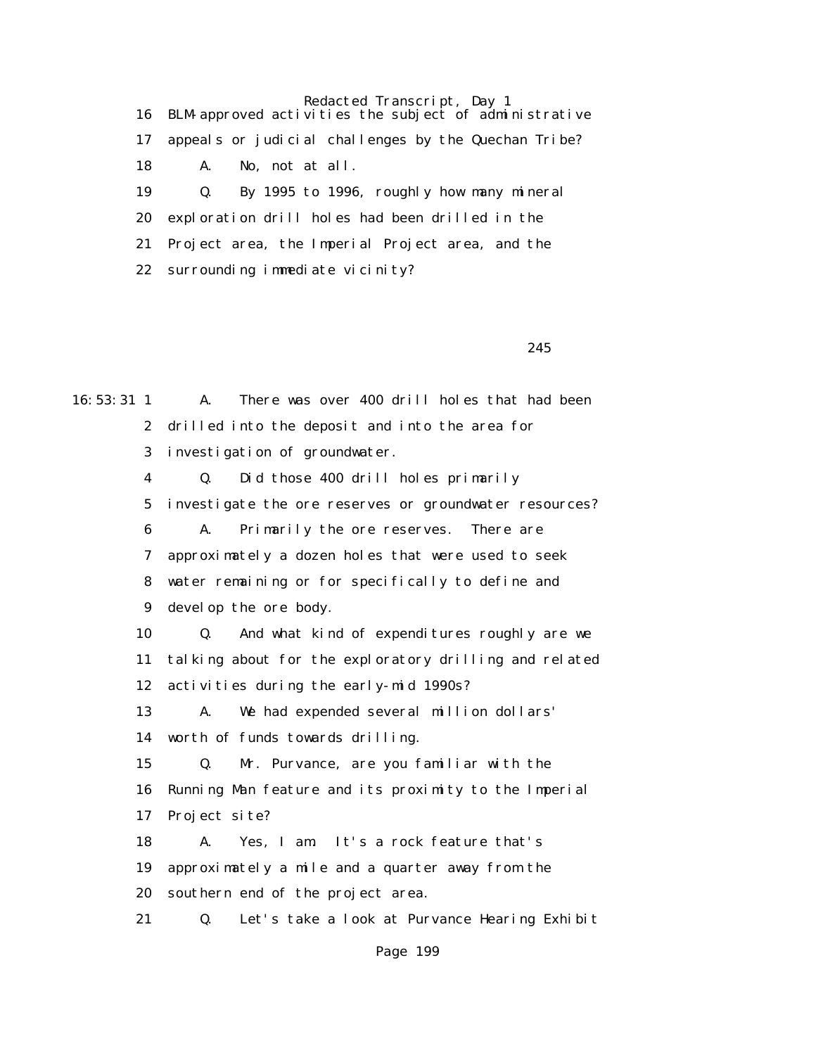16 BLM-approved activities the subject of administrative

17 appeals or judicial challenges by the Quechan Tribe?

18 A. No, not at all.

19 Q. By 1995 to 1996, roughly how many mineral

20 exploration drill holes had been drilled in the

21 Project area, the Imperial Project area, and the

22 surrounding immediate vicinity?

245

16:53:31 1 A. There was over 400 drill holes that had been

2 drilled into the deposit and into the area for

3 investigation of groundwater.

4 Q. Did those 400 drill holes primarily

5 investigate the ore reserves or groundwater resources?

6 A. Primarily the ore reserves. There are

7 approximately a dozen holes that were used to seek

8 water remaining or for specifically to define and

9 develop the ore body.

10 Q. And what kind of expenditures roughly are we

11 talking about for the exploratory drilling and related

12 activities during the early-mid 1990s?

13 A. We had expended several million dollars'

14 worth of funds towards drilling.

15 Q. Mr. Purvance, are you familiar with the

16 Running Man feature and its proximity to the Imperial

17 Project site?

18 A. Yes, I am. It's a rock feature that's

19 approximately a mile and a quarter away from the

20 southern end of the project area.

21 Q. Let's take a look at Purvance Hearing Exhibit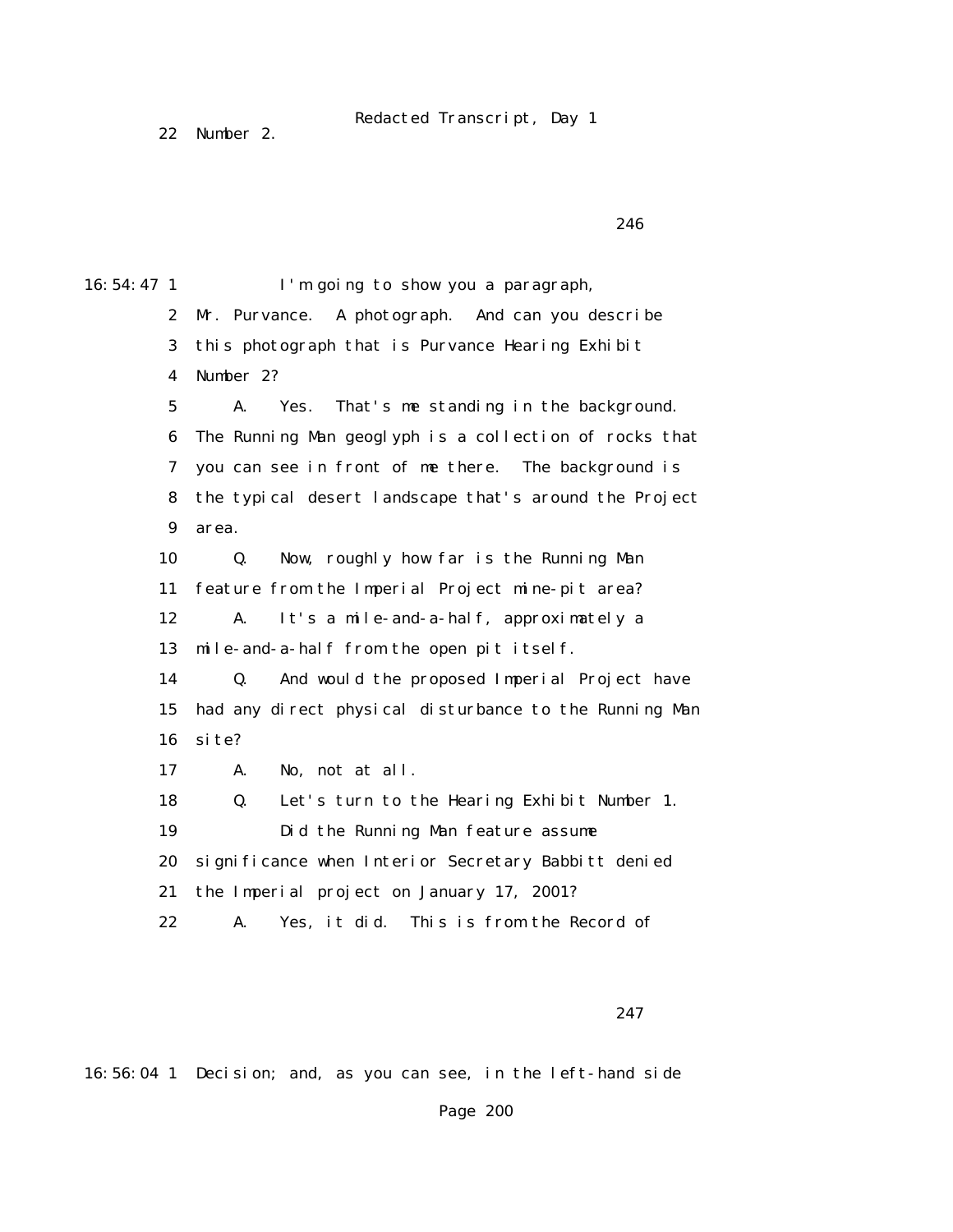22 Number 2.

246

16:54:47 1 I'm going to show you a paragraph,

2 Mr. Purvance. A photograph. And can you describe

3 this photograph that is Purvance Hearing Exhibit

4 Number 2?

5 A. Yes. That's me standing in the background.

6 The Running Man geoglyph is a collection of rocks that

7 you can see in front of me there. The background is

8 the typical desert landscape that's around the Project

9 area.

10 Q. Now, roughly how far is the Running Man

11 feature from the Imperial Project mine-pit area?

12 A. It's a mile-and-a-half, approximately a

13 mile-and-a-half from the open pit itself.

14 Q. And would the proposed Imperial Project have

15 had any direct physical disturbance to the Running Man

16 site?

17 A. No, not at all.

18 Q. Let's turn to the Hearing Exhibit Number 1.

19 Did the Running Man feature assume

20 significance when Interior Secretary Babbitt denied

21 the Imperial project on January 17, 2001?

22 A. Yes, it did. This is from the Record of

247

16:56:04 1 Decision; and, as you can see, in the left-hand side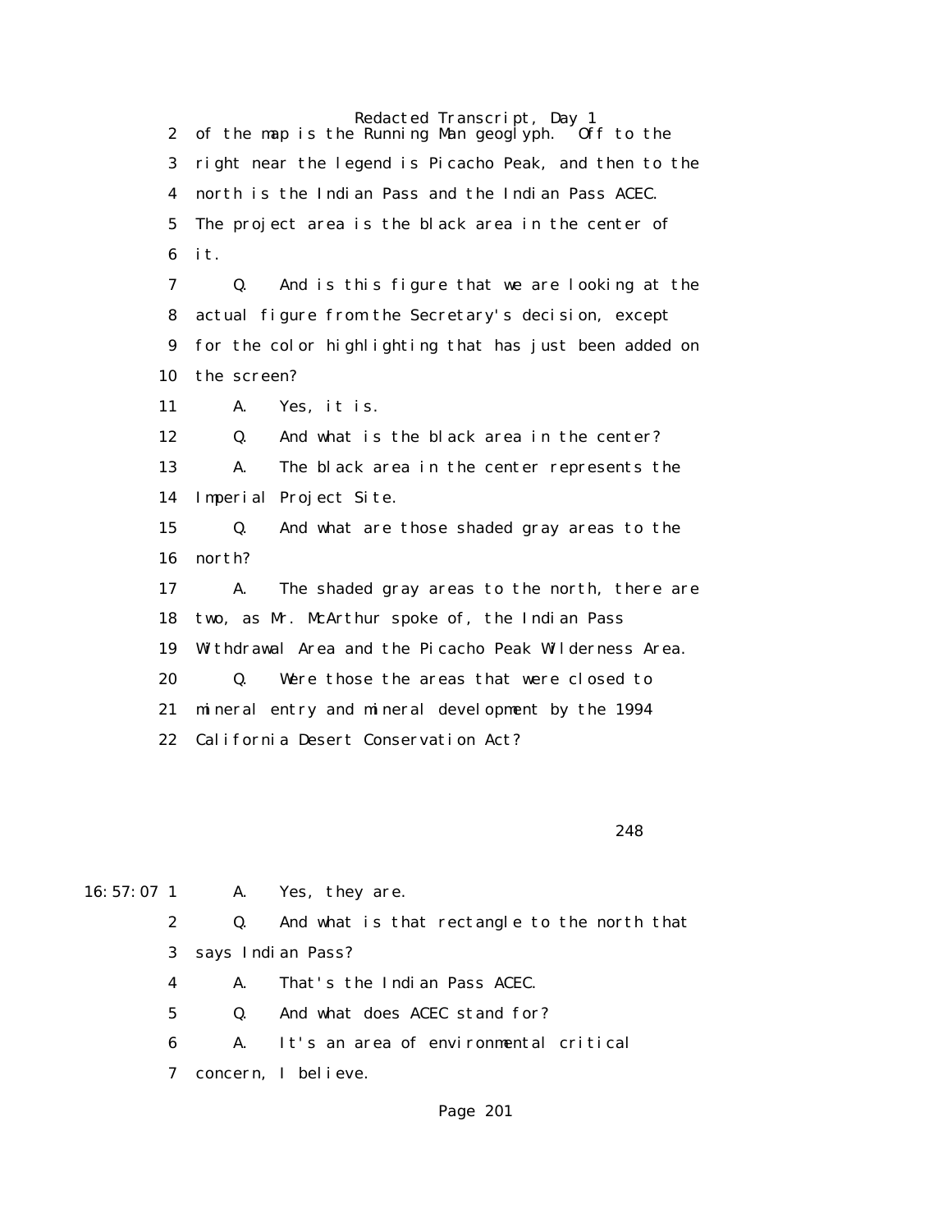2 of the map is the Running Man geoglyph. Off to the
3 right near the legend is Picacho Peak, and then to the
4 north is the Indian Pass and the Indian Pass ACEC.
5 The project area is the black area in the center of
6 it.
7 Q. And is this figure that we are looking at the
8 actual figure from the Secretary's decision, except
9 for the color highlighting that has just been added on
10 the screen?
11 A. Yes, it is.
12 Q. And what is the black area in the center?
13 A. The black area in the center represents the
14 Imperial Project Site.
15 Q. And what are those shaded gray areas to the
16 north?
17 A. The shaded gray areas to the north, there are
18 two, as Mr. McArthur spoke of, the Indian Pass
19 Withdrawal Area and the Picacho Peak Wilderness Area.
20 Q. Were those the areas that were closed to
21 mineral entry and mineral development by the 1994
22 California Desert Conservation Act?

248

16:57:07 1 A. Yes, they are.
2 Q. And what is that rectangle to the north that
3 says Indian Pass?
4 A. That's the Indian Pass ACEC.
5 Q. And what does ACEC stand for?
6 A. It's an area of environmental critical
7 concern, I believe.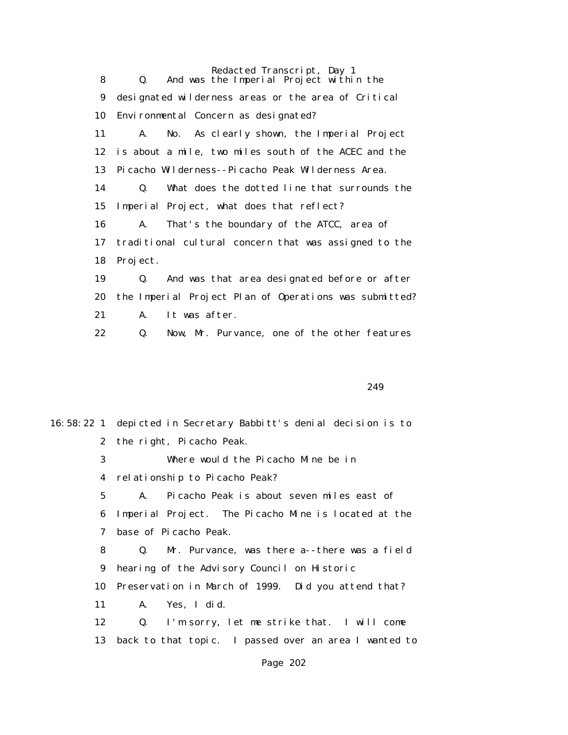8 Q. And was the Imperial Project within the

9 designated wilderness areas or the area of Critical

10 Environmental Concern as designated?

11 A. No. As clearly shown, the Imperial Project

12 is about a mile, two miles south of the ACEC and the

13 Picacho Wilderness--Picacho Peak Wilderness Area.

14 Q. What does the dotted line that surrounds the

15 Imperial Project, what does that reflect?

16 A. That's the boundary of the ATCC, area of

17 traditional cultural concern that was assigned to the

18 Project.

19 Q. And was that area designated before or after

20 the Imperial Project Plan of Operations was submitted?

21 A. It was after.

22 Q. Now, Mr. Purvance, one of the other features

249

16:58:22 1 depicted in Secretary Babbitt's denial decision is to

2 the right, Picacho Peak.

3 Where would the Picacho Mine be in

4 relationship to Picacho Peak?

5 A. Picacho Peak is about seven miles east of

6 Imperial Project. The Picacho Mine is located at the

7 base of Picacho Peak.

8 Q. Mr. Purvance, was there a--there was a field

9 hearing of the Advisory Council on Historic

10 Preservation in March of 1999. Did you attend that?

11 A. Yes, I did.

12 Q. I'm sorry, let me strike that. I will come

13 back to that topic. I passed over an area I wanted to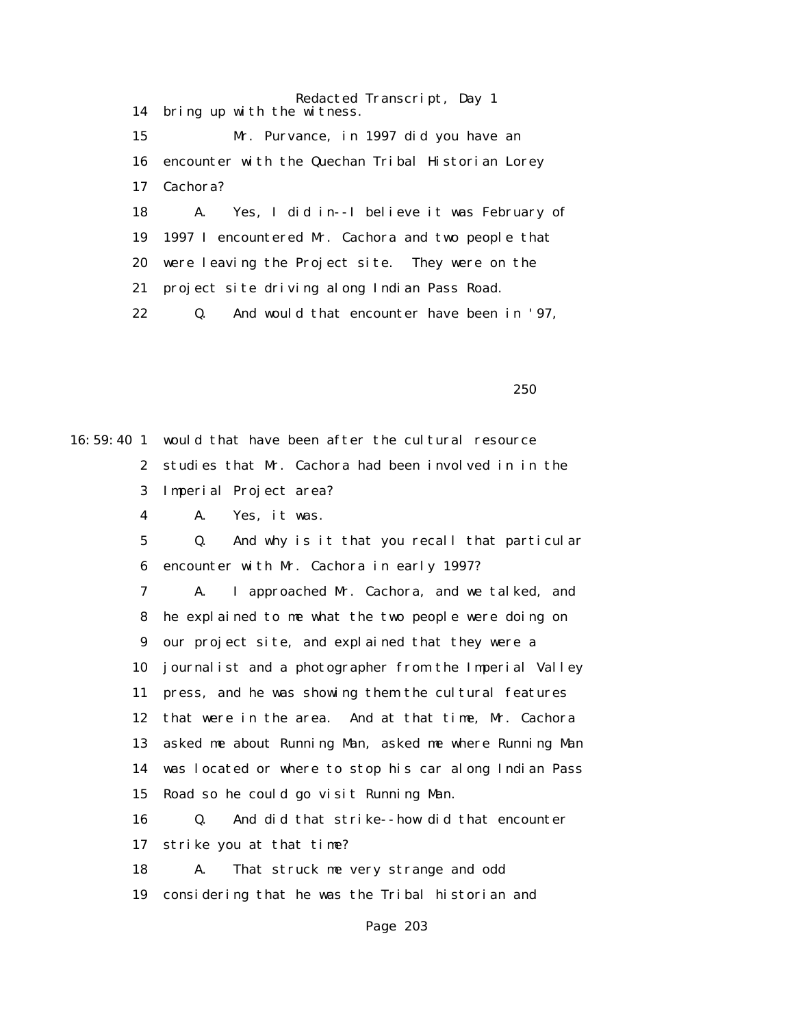14 bring up with the witness.

15 Mr. Purvance, in 1997 did you have an

16 encounter with the Quechan Tribal Historian Lorey

17 Cachora?

18 A. Yes, I did in--I believe it was February of

19 1997 I encountered Mr. Cachora and two people that

20 were leaving the Project site. They were on the

21 project site driving along Indian Pass Road.

22 Q. And would that encounter have been in '97,

250

16:59:40 1 would that have been after the cultural resource

2 studies that Mr. Cachora had been involved in in the

3 Imperial Project area?

4 A. Yes, it was.

5 Q. And why is it that you recall that particular

6 encounter with Mr. Cachora in early 1997?

7 A. I approached Mr. Cachora, and we talked, and

8 he explained to me what the two people were doing on

9 our project site, and explained that they were a

10 journalist and a photographer from the Imperial Valley

11 press, and he was showing them the cultural features

12 that were in the area. And at that time, Mr. Cachora

13 asked me about Running Man, asked me where Running Man

14 was located or where to stop his car along Indian Pass

15 Road so he could go visit Running Man.

16 Q. And did that strike--how did that encounter

17 strike you at that time?

18 A. That struck me very strange and odd

19 considering that he was the Tribal historian and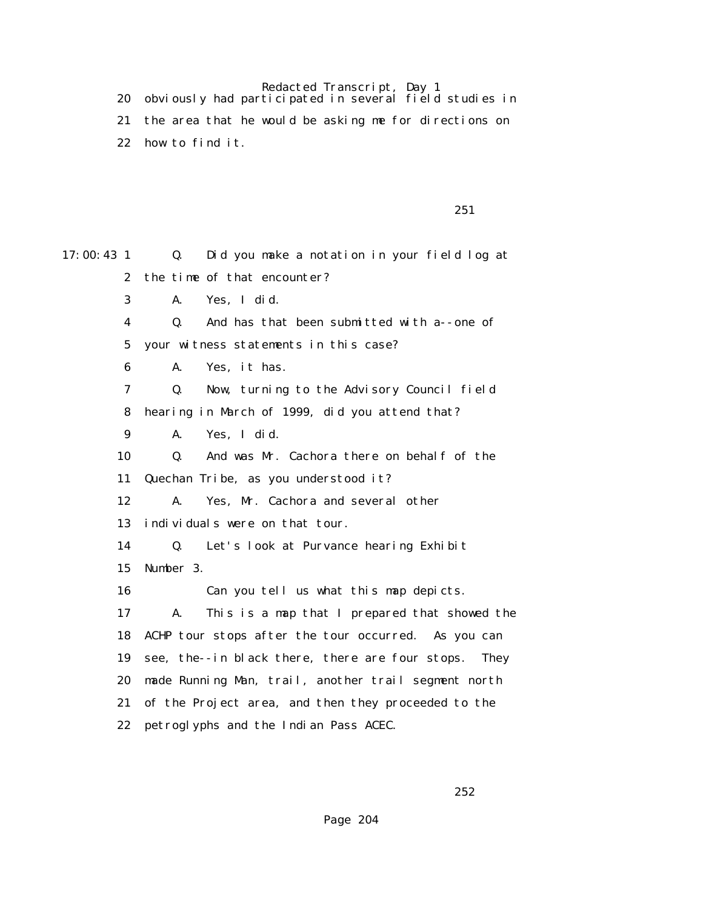20 obviously had participated in several field studies in
21 the area that he would be asking me for directions on
22 how to find it.

251

17:00:43 1 Q. Did you make a notation in your field log at
2 the time of that encounter?
3 A. Yes, I did.
4 Q. And has that been submitted with a--one of
5 your witness statements in this case?
6 A. Yes, it has.
7 Q. Now, turning to the Advisory Council field
8 hearing in March of 1999, did you attend that?
9 A. Yes, I did.
10 Q. And was Mr. Cachora there on behalf of the
11 Quechan Tribe, as you understood it?
12 A. Yes, Mr. Cachora and several other
13 individuals were on that tour.
14 Q. Let's look at Purvance hearing Exhibit
15 Number 3.
16 Can you tell us what this map depicts.
17 A. This is a map that I prepared that showed the
18 ACHP tour stops after the tour occurred. As you can
19 see, the--in black there, there are four stops. They
20 made Running Man, trail, another trail segment north
21 of the Project area, and then they proceeded to the
22 petroglyphs and the Indian Pass ACEC.

252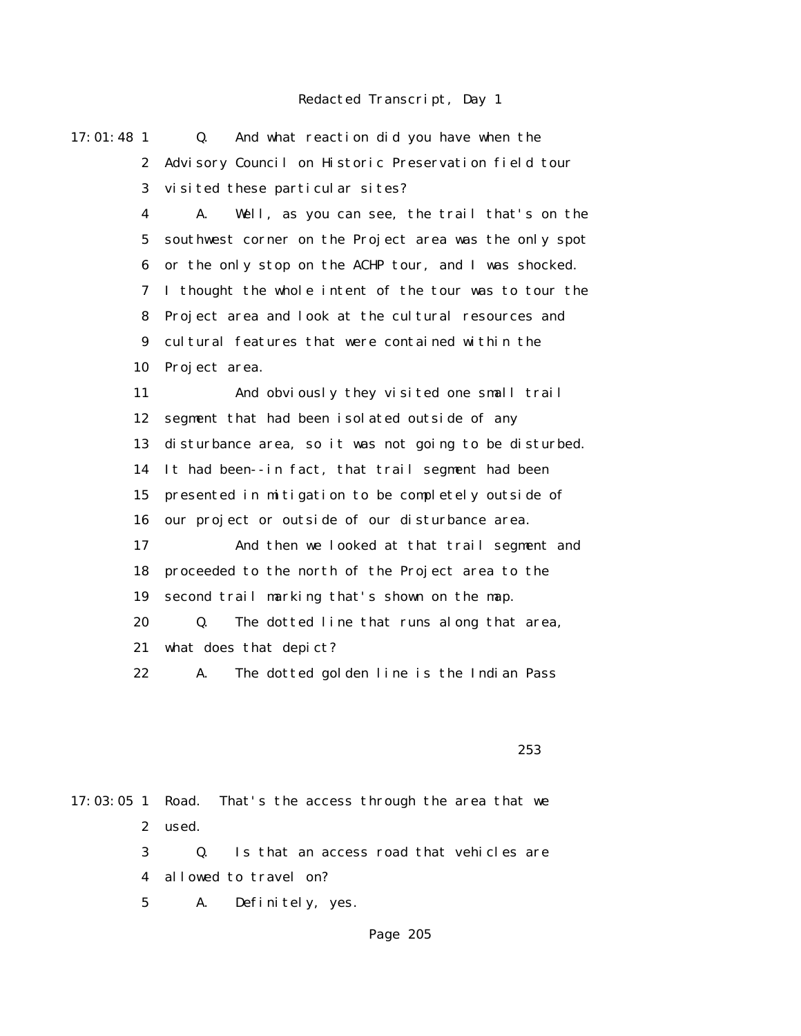17:01:48 1 Q. And what reaction did you have when the
2 Advisory Council on Historic Preservation field tour
3 visited these particular sites?
4 A. Well, as you can see, the trail that's on the
5 southwest corner on the Project area was the only spot
6 or the only stop on the ACHP tour, and I was shocked.
7 I thought the whole intent of the tour was to tour the
8 Project area and look at the cultural resources and
9 cultural features that were contained within the
10 Project area.
11 And obviously they visited one small trail
12 segment that had been isolated outside of any
13 disturbance area, so it was not going to be disturbed.
14 It had been--in fact, that trail segment had been
15 presented in mitigation to be completely outside of
16 our project or outside of our disturbance area.
17 And then we looked at that trail segment and
18 proceeded to the north of the Project area to the
19 second trail marking that's shown on the map.
20 Q. The dotted line that runs along that area,
21 what does that depict?
22 A. The dotted golden line is the Indian Pass

253

17:03:05 1 Road. That's the access through the area that we
2 used.
3 Q. Is that an access road that vehicles are
4 allowed to travel on?
5 A. Definitely, yes.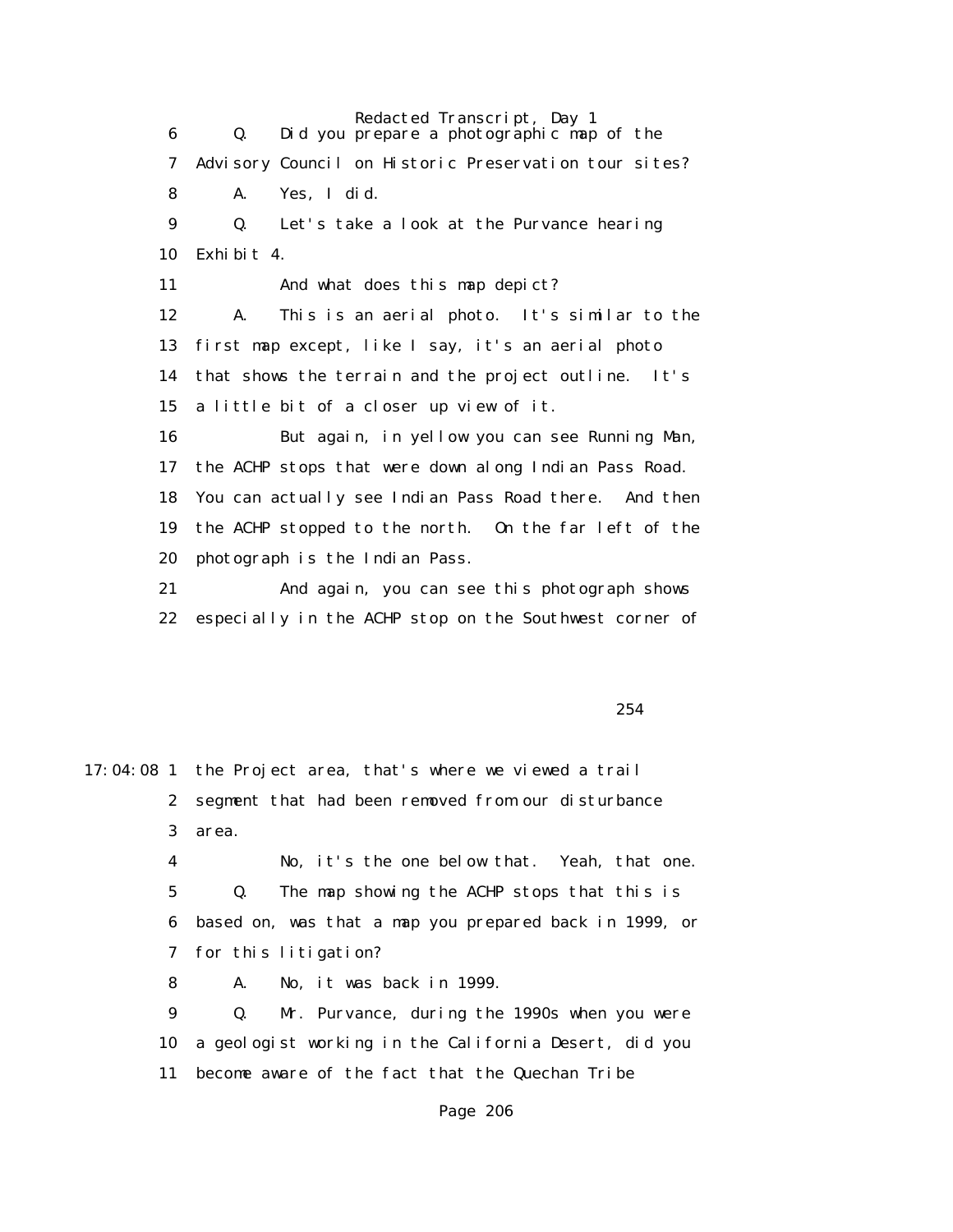6 Q. Did you prepare a photographic map of the
7 Advisory Council on Historic Preservation tour sites?
8 A. Yes, I did.
9 Q. Let's take a look at the Purvance hearing
10 Exhibit 4.
11 And what does this map depict?
12 A. This is an aerial photo. It's similar to the
13 first map except, like I say, it's an aerial photo
14 that shows the terrain and the project outline. It's
15 a little bit of a closer up view of it.
16 But again, in yellow you can see Running Man,
17 the ACHP stops that were down along Indian Pass Road.
18 You can actually see Indian Pass Road there. And then
19 the ACHP stopped to the north. On the far left of the
20 photograph is the Indian Pass.
21 And again, you can see this photograph shows
22 especially in the ACHP stop on the Southwest corner of

254

17:04:08 1 the Project area, that's where we viewed a trail
2 segment that had been removed from our disturbance
3 area.
4 No, it's the one below that. Yeah, that one.
5 Q. The map showing the ACHP stops that this is
6 based on, was that a map you prepared back in 1999, or
7 for this litigation?
8 A. No, it was back in 1999.
9 Q. Mr. Purvance, during the 1990s when you were
10 a geologist working in the California Desert, did you
11 become aware of the fact that the Quechan Tribe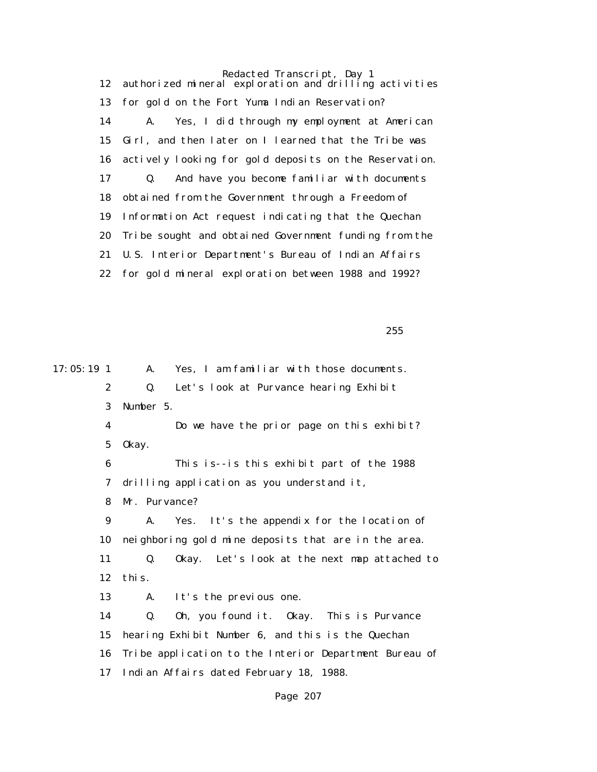12 authorized mineral exploration and drilling activities
13 for gold on the Fort Yuma Indian Reservation?
14 A. Yes, I did through my employment at American
15 Girl, and then later on I learned that the Tribe was
16 actively looking for gold deposits on the Reservation.
17 Q. And have you become familiar with documents
18 obtained from the Government through a Freedom of
19 Information Act request indicating that the Quechan
20 Tribe sought and obtained Government funding from the
21 U.S. Interior Department's Bureau of Indian Affairs
22 for gold mineral exploration between 1988 and 1992?

255

17:05:19 1 A. Yes, I am familiar with those documents.
2 Q. Let's look at Purvance hearing Exhibit
3 Number 5.
4 Do we have the prior page on this exhibit?
5 Okay.
6 This is--is this exhibit part of the 1988
7 drilling application as you understand it,
8 Mr. Purvance?
9 A. Yes. It's the appendix for the location of
10 neighboring gold mine deposits that are in the area.
11 Q. Okay. Let's look at the next map attached to
12 this.
13 A. It's the previous one.
14 Q. Oh, you found it. Okay. This is Purvance
15 hearing Exhibit Number 6, and this is the Quechan
16 Tribe application to the Interior Department Bureau of
17 Indian Affairs dated February 18, 1988.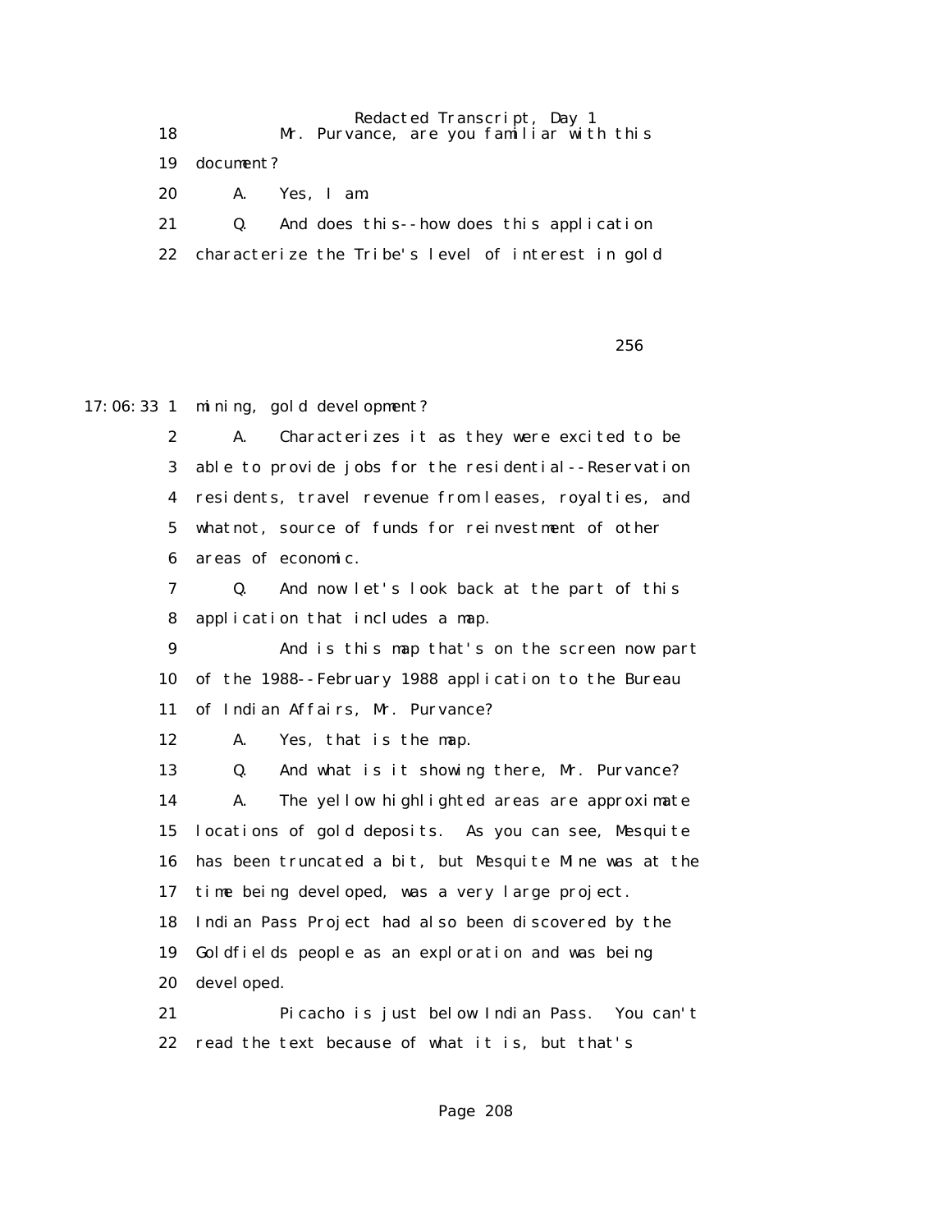18 Mr. Purvance, are you familiar with this

19 document?

20 A. Yes, I am.

21 Q. And does this--how does this application

22 characterize the Tribe's level of interest in gold

256

17:06:33 1 mining, gold development?

2 A. Characterizes it as they were excited to be

3 able to provide jobs for the residential--Reservation

4 residents, travel revenue from leases, royalties, and

5 whatnot, source of funds for reinvestment of other

6 areas of economic.

7 Q. And now let's look back at the part of this

8 application that includes a map.

9 And is this map that's on the screen now part

10 of the 1988--February 1988 application to the Bureau

11 of Indian Affairs, Mr. Purvance?

12 A. Yes, that is the map.

13 Q. And what is it showing there, Mr. Purvance?

14 A. The yellow highlighted areas are approximate

15 locations of gold deposits. As you can see, Mesquite

16 has been truncated a bit, but Mesquite Mine was at the

17 time being developed, was a very large project.

18 Indian Pass Project had also been discovered by the

19 Goldfields people as an exploration and was being

20 developed.

21 Picacho is just below Indian Pass. You can't

22 read the text because of what it is, but that's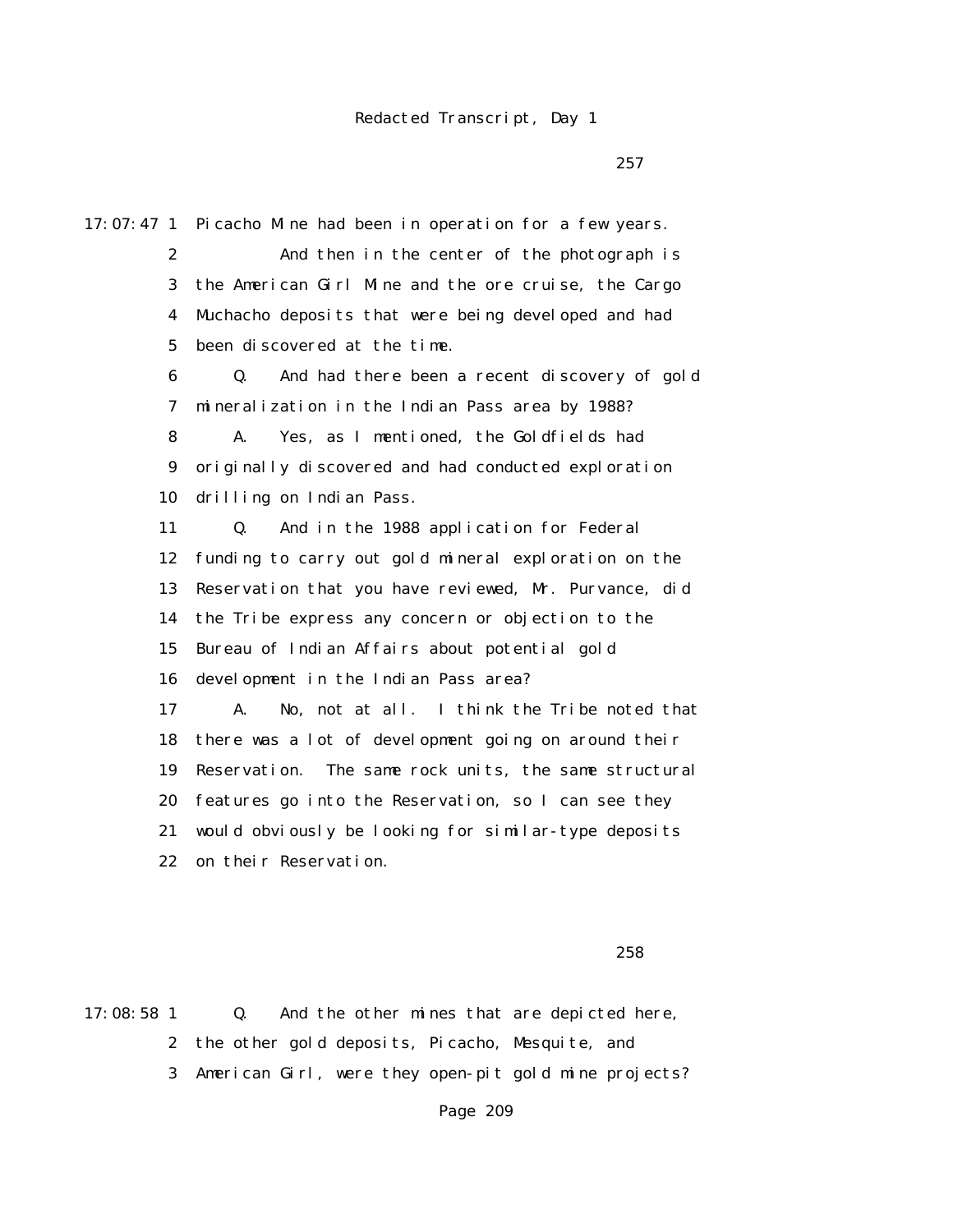17:07:47 1 Picacho Mine had been in operation for a few years.

2 And then in the center of the photograph is

3 the American Girl Mine and the ore cruise, the Cargo

4 Muchacho deposits that were being developed and had

5 been discovered at the time.

6 Q. And had there been a recent discovery of gold

7 mineralization in the Indian Pass area by 1988?

8 A. Yes, as I mentioned, the Goldfields had

9 originally discovered and had conducted exploration

10 drilling on Indian Pass.

11 Q. And in the 1988 application for Federal

12 funding to carry out gold mineral exploration on the

13 Reservation that you have reviewed, Mr. Purvance, did

14 the Tribe express any concern or objection to the

15 Bureau of Indian Affairs about potential gold

16 development in the Indian Pass area?

17 A. No, not at all. I think the Tribe noted that

18 there was a lot of development going on around their

19 Reservation. The same rock units, the same structural

20 features go into the Reservation, so I can see they

21 would obviously be looking for similar-type deposits

22 on their Reservation.

258

17:08:58 1 Q. And the other mines that are depicted here,

2 the other gold deposits, Picacho, Mesquite, and

3 American Girl, were they open-pit gold mine projects?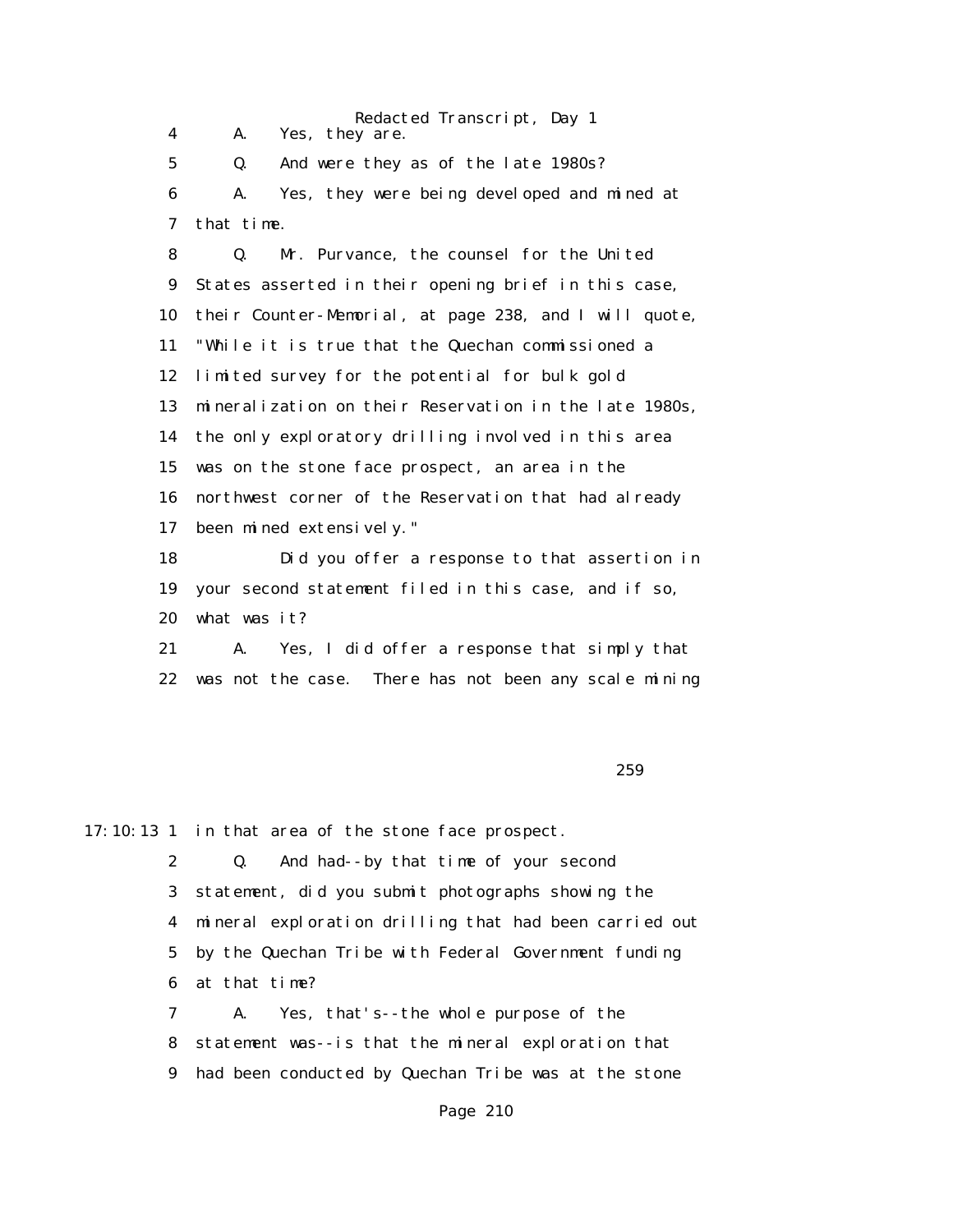4 A. Yes, they are.

5 Q. And were they as of the late 1980s?

6 A. Yes, they were being developed and mined at
7 that time.

8 Q. Mr. Purvance, the counsel for the United
9 States asserted in their opening brief in this case,
10 their Counter-Memorial, at page 238, and I will quote,
11 "While it is true that the Quechan commissioned a
12 limited survey for the potential for bulk gold
13 mineralization on their Reservation in the late 1980s,
14 the only exploratory drilling involved in this area
15 was on the stone face prospect, an area in the
16 northwest corner of the Reservation that had already
17 been mined extensively."

18 Did you offer a response to that assertion in
19 your second statement filed in this case, and if so,
20 what was it?

21 A. Yes, I did offer a response that simply that
22 was not the case. There has not been any scale mining

259

17:10:13 1 in that area of the stone face prospect.

2 Q. And had--by that time of your second
3 statement, did you submit photographs showing the
4 mineral exploration drilling that had been carried out
5 by the Quechan Tribe with Federal Government funding
6 at that time?

7 A. Yes, that's--the whole purpose of the
8 statement was--is that the mineral exploration that
9 had been conducted by Quechan Tribe was at the stone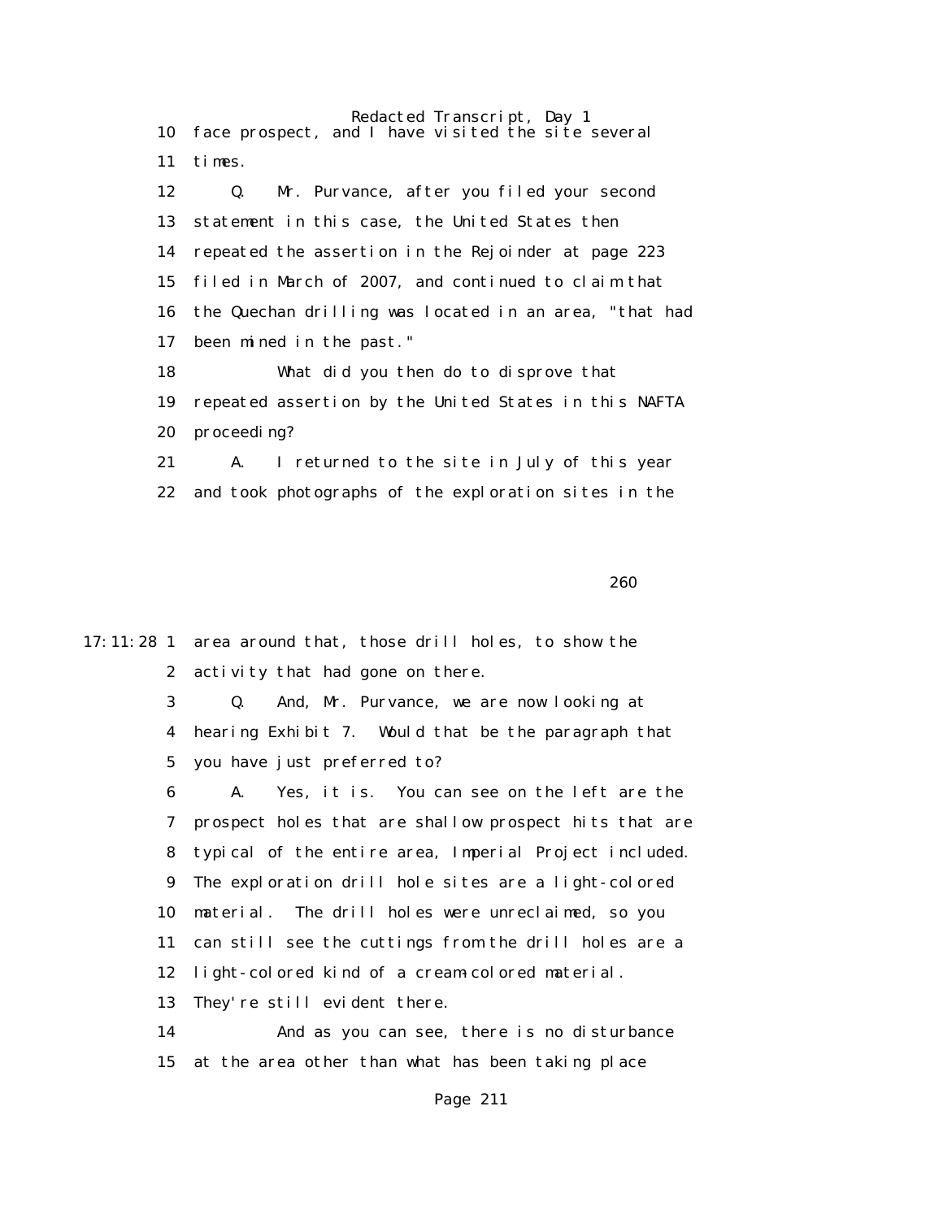10 face prospect, and I have visited the site several

11 times.

12 Q. Mr. Purvance, after you filed your second

13 statement in this case, the United States then

14 repeated the assertion in the Rejoinder at page 223

15 filed in March of 2007, and continued to claim that

16 the Quechan drilling was located in an area, "that had

17 been mined in the past."

18 What did you then do to disprove that

19 repeated assertion by the United States in this NAFTA

20 proceeding?

21 A. I returned to the site in July of this year

22 and took photographs of the exploration sites in the

260

17:11:28 1 area around that, those drill holes, to show the

2 activity that had gone on there.

3 Q. And, Mr. Purvance, we are now looking at

4 hearing Exhibit 7. Would that be the paragraph that

5 you have just preferred to?

6 A. Yes, it is. You can see on the left are the

7 prospect holes that are shallow prospect hits that are

8 typical of the entire area, Imperial Project included.

9 The exploration drill hole sites are a light-colored

10 material. The drill holes were unreclaimed, so you

11 can still see the cuttings from the drill holes are a

12 light-colored kind of a cream-colored material.

13 They're still evident there.

14 And as you can see, there is no disturbance

15 at the area other than what has been taking place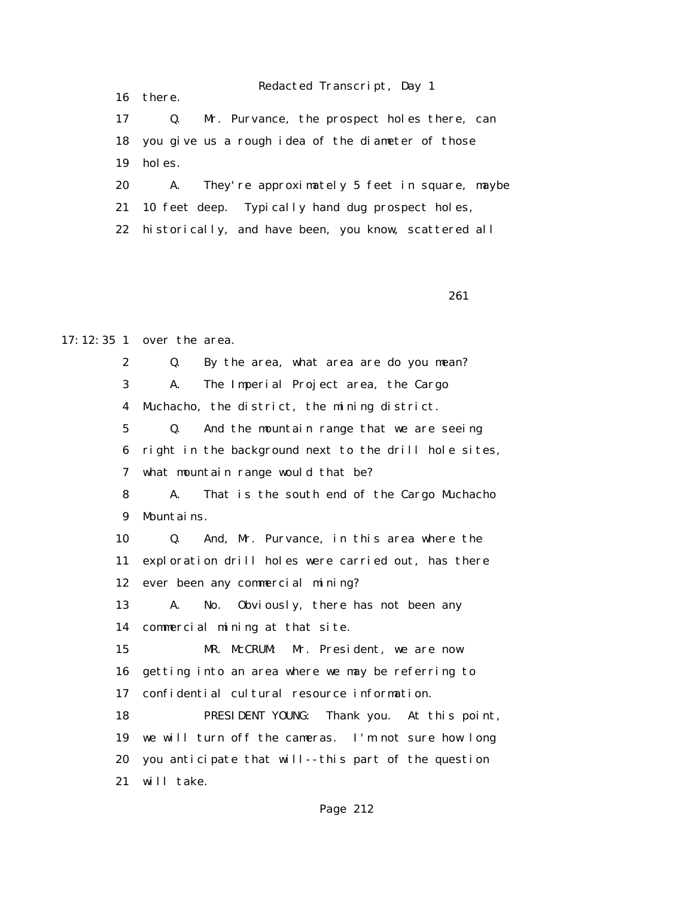16 there.

17 Q. Mr. Purvance, the prospect holes there, can

18 you give us a rough idea of the diameter of those

19 holes.

20 A. They're approximately 5 feet in square, maybe

21 10 feet deep. Typically hand dug prospect holes,

22 historically, and have been, you know, scattered all

261

17:12:35 1 over the area.

2 Q. By the area, what area are do you mean?

3 A. The Imperial Project area, the Cargo

4 Muchacho, the district, the mining district.

5 Q. And the mountain range that we are seeing

6 right in the background next to the drill hole sites,

7 what mountain range would that be?

8 A. That is the south end of the Cargo Muchacho

9 Mountains.

10 Q. And, Mr. Purvance, in this area where the

11 exploration drill holes were carried out, has there

12 ever been any commercial mining?

13 A. No. Obviously, there has not been any

14 commercial mining at that site.

15 MR. McCRUM: Mr. President, we are now

16 getting into an area where we may be referring to

17 confidential cultural resource information.

18 PRESIDENT YOUNG: Thank you. At this point,

19 we will turn off the cameras. I'm not sure how long

20 you anticipate that will--this part of the question

21 will take.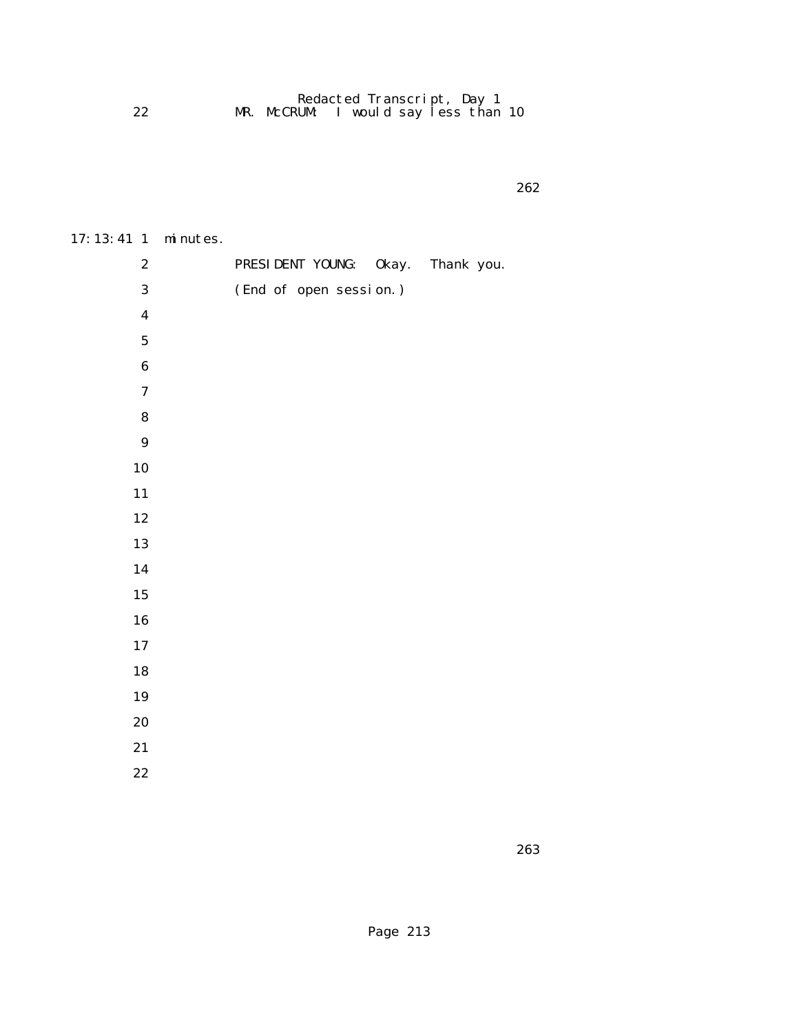22 MR. McCRUM: I would say less than 10

17:13:41 1 minutes.

2 PRESIDENT YOUNG: Okay. Thank you.

3 (End of open session.)

4

5

6

7

8

9

10

11

12

13

14

15

16

17

18

19

20

21

22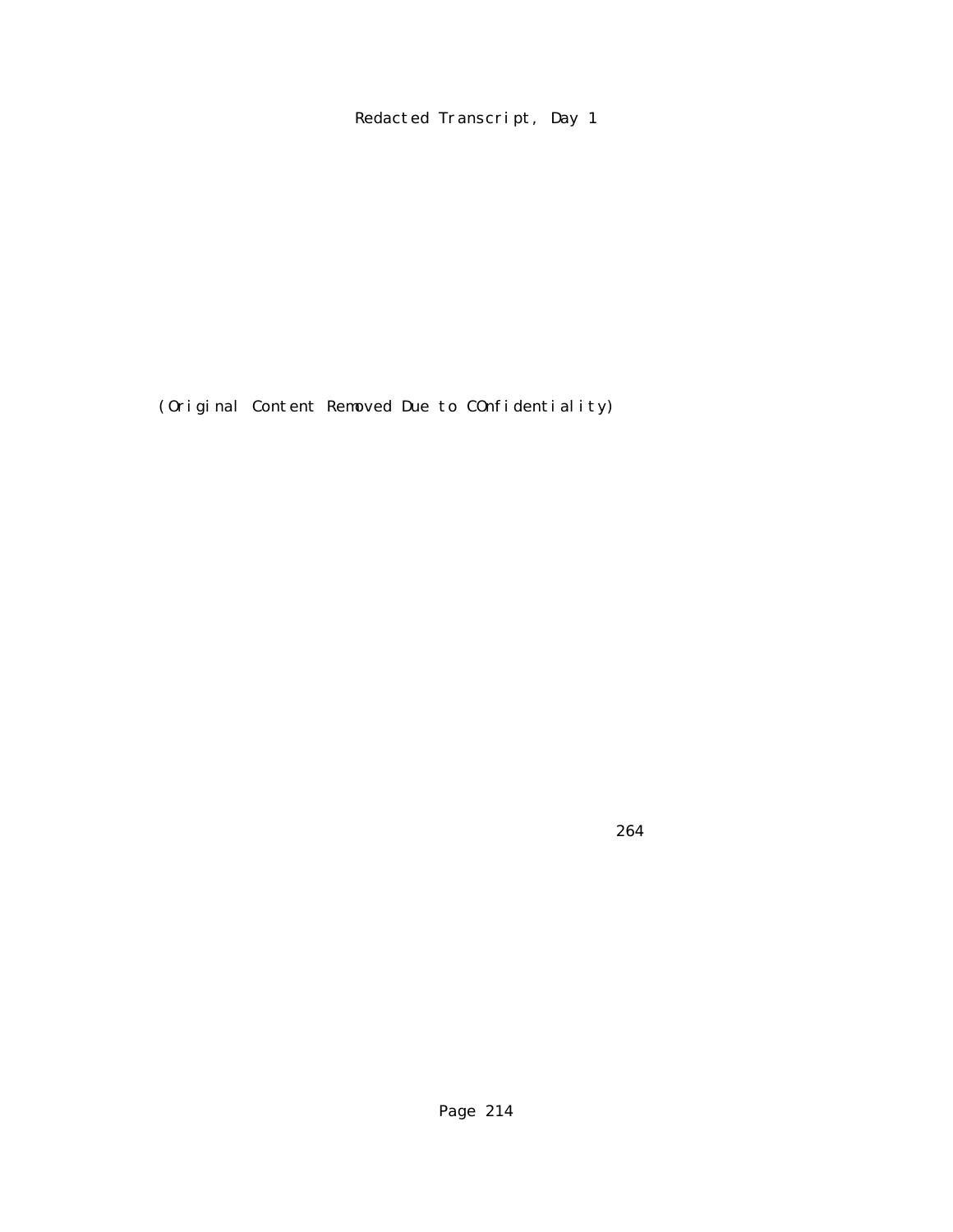Redacted Transcript, Day 1

(Original Content Removed Due to COnfidentiality)

264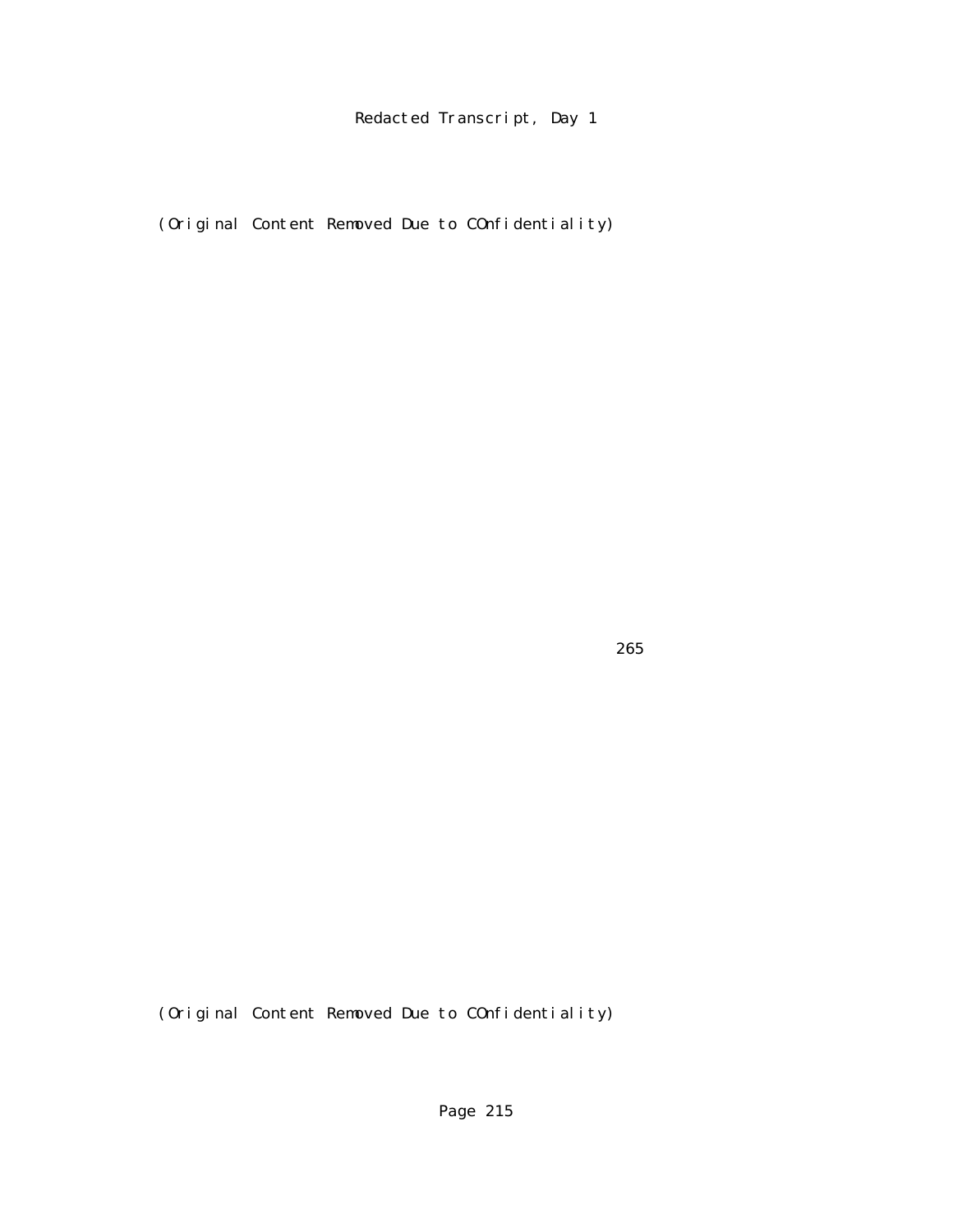Redacted Transcript, Day 1

(Original Content Removed Due to COnfidentiality)

265

(Original Content Removed Due to COnfidentiality)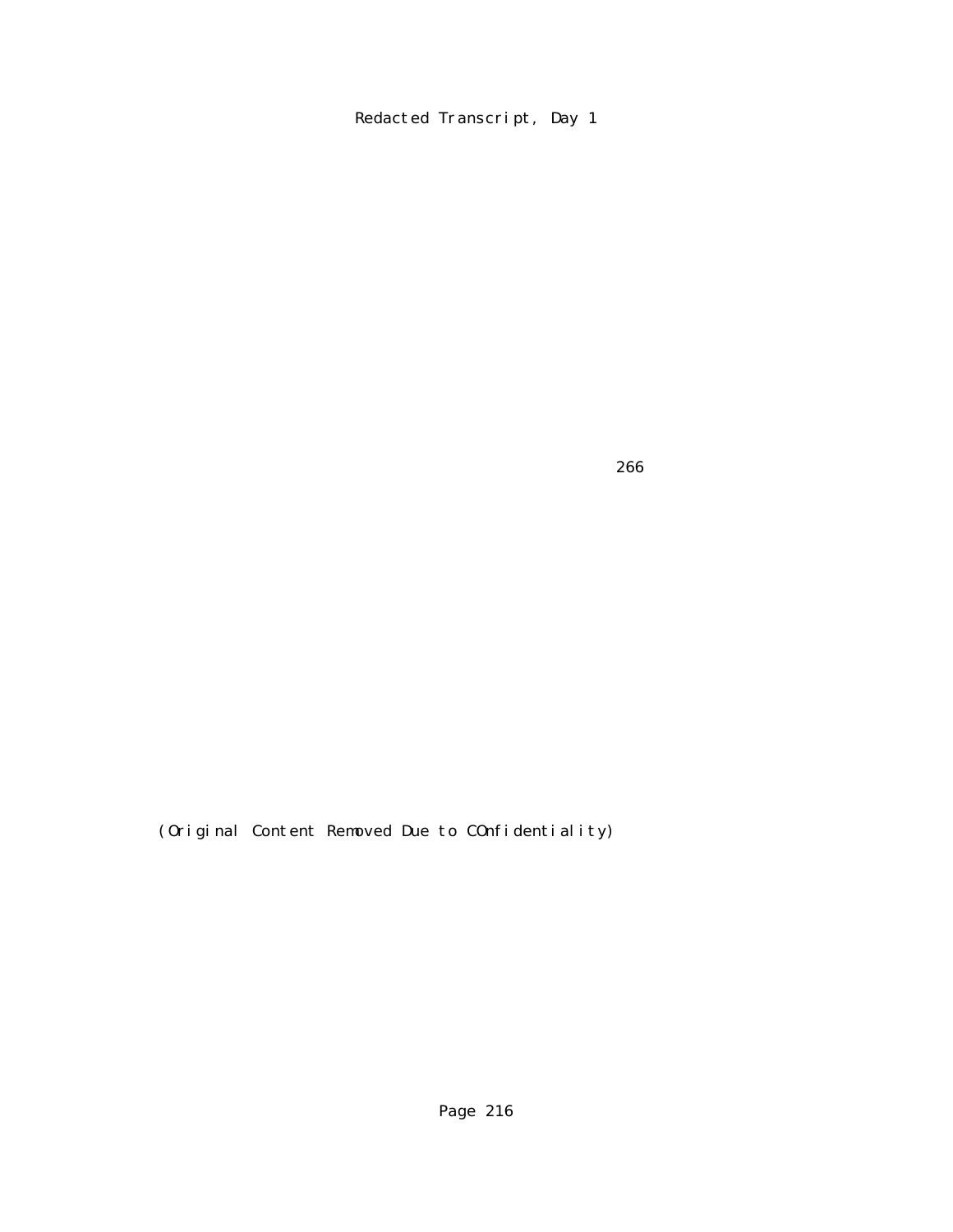(Original Content Removed Due to COnfidentiality)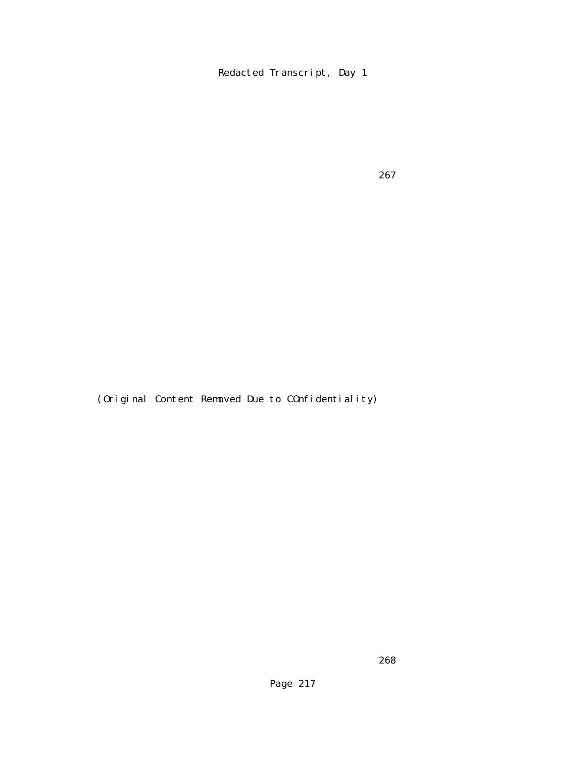(Original Content Removed Due to COnfidentiality)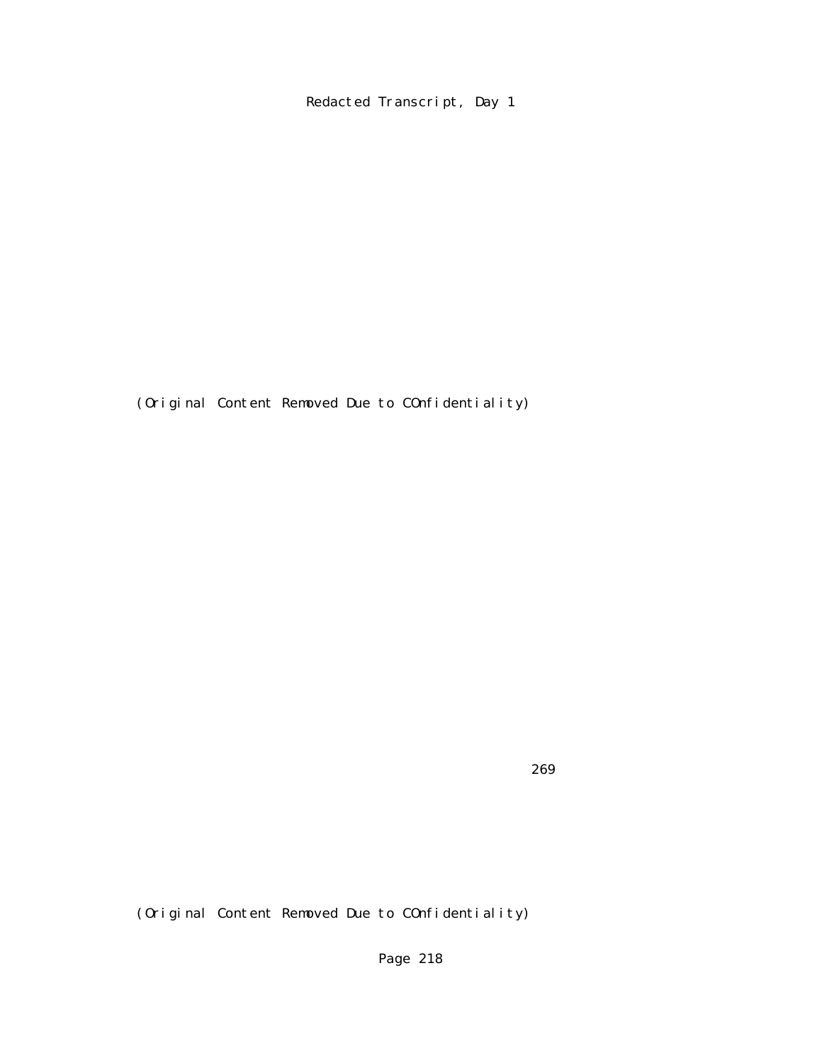(Original Content Removed Due to COnfidentiality)

269

(Original Content Removed Due to COnfidentiality)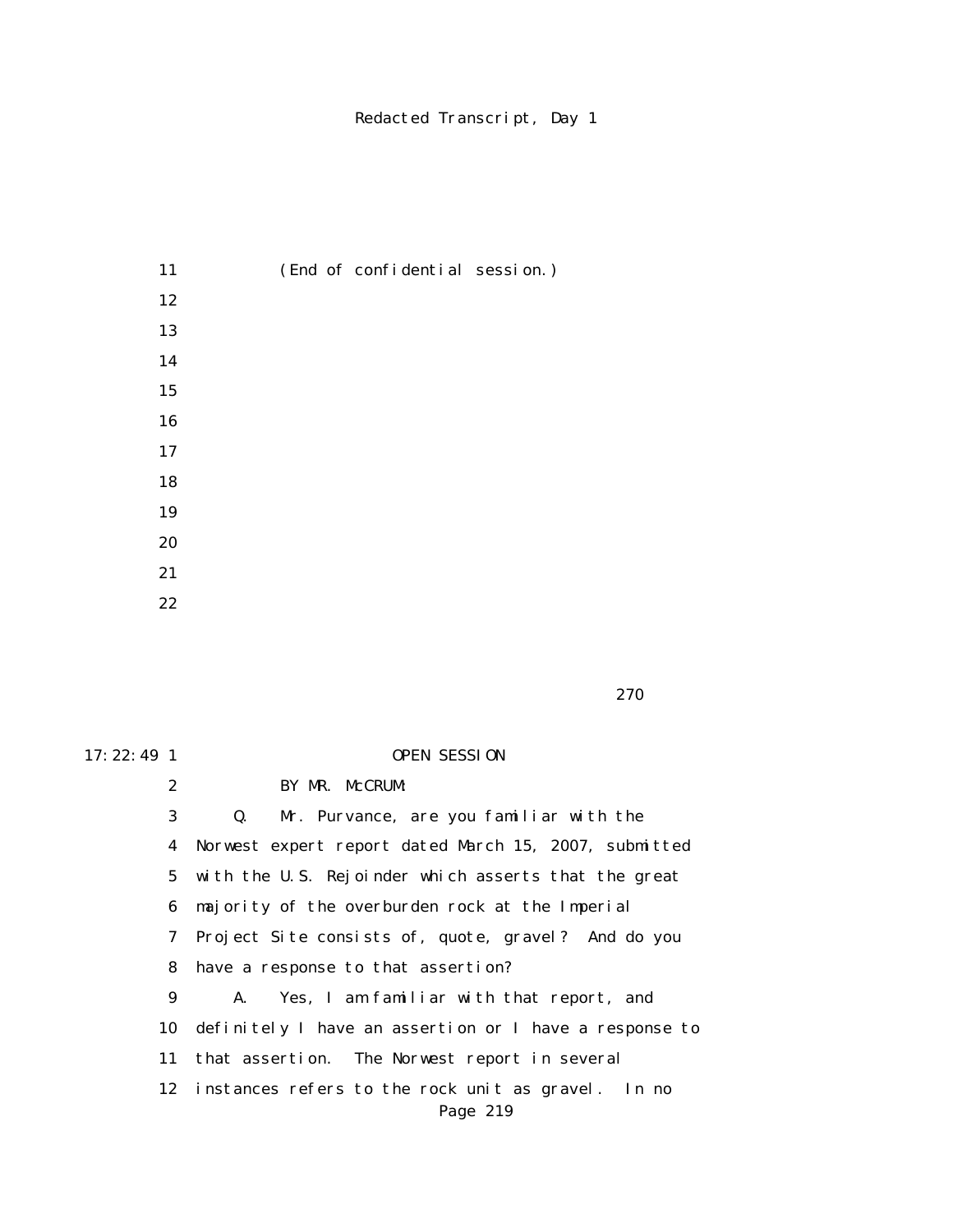11 (End of confidential session.)

12

13

14

15

16

17

18

19

20

21

22

270

17:22:49 1 OPEN SESSION

2 BY MR. McCRUM:

3 Q. Mr. Purvance, are you familiar with the

4 Norwest expert report dated March 15, 2007, submitted

5 with the U.S. Rejoinder which asserts that the great

6 majority of the overburden rock at the Imperial

7 Project Site consists of, quote, gravel? And do you

8 have a response to that assertion?

9 A. Yes, I am familiar with that report, and

10 definitely I have an assertion or I have a response to

11 that assertion. The Norwest report in several

12 instances refers to the rock unit as gravel. In no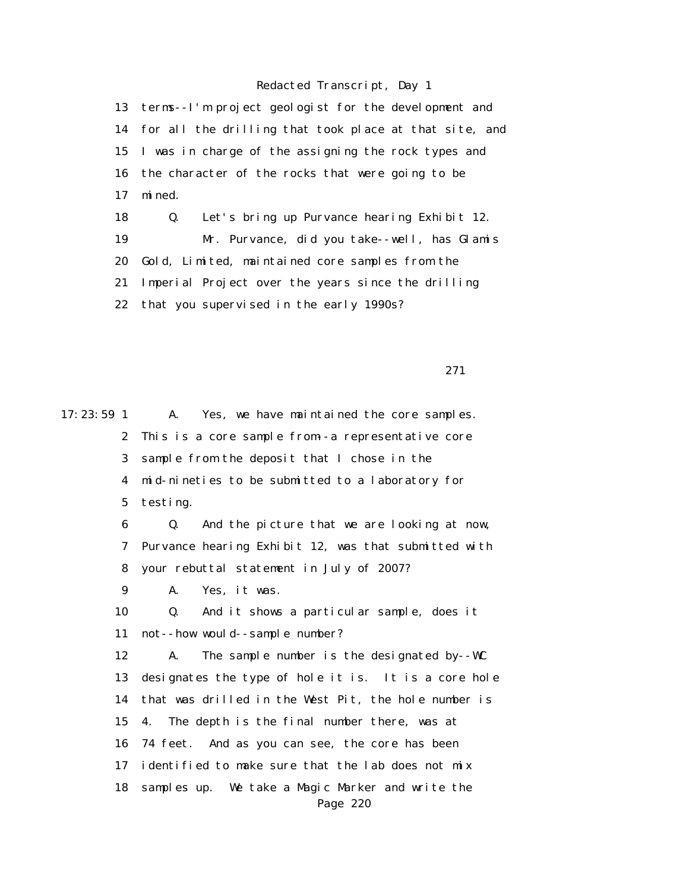13 terms--I'm project geologist for the development and
14 for all the drilling that took place at that site, and
15 I was in charge of the assigning the rock types and
16 the character of the rocks that were going to be
17 mined.
18 Q. Let's bring up Purvance hearing Exhibit 12.
19 Mr. Purvance, did you take--well, has Glamis
20 Gold, Limited, maintained core samples from the
21 Imperial Project over the years since the drilling
22 that you supervised in the early 1990s?

271

17:23:59 1 A. Yes, we have maintained the core samples.
2 This is a core sample from--a representative core
3 sample from the deposit that I chose in the
4 mid-nineties to be submitted to a laboratory for
5 testing.
6 Q. And the picture that we are looking at now,
7 Purvance hearing Exhibit 12, was that submitted with
8 your rebuttal statement in July of 2007?
9 A. Yes, it was.
10 Q. And it shows a particular sample, does it
11 not--how would--sample number?
12 A. The sample number is the designated by--WC
13 designates the type of hole it is. It is a core hole
14 that was drilled in the West Pit, the hole number is
15 4. The depth is the final number there, was at
16 74 feet. And as you can see, the core has been
17 identified to make sure that the lab does not mix
18 samples up. We take a Magic Marker and write the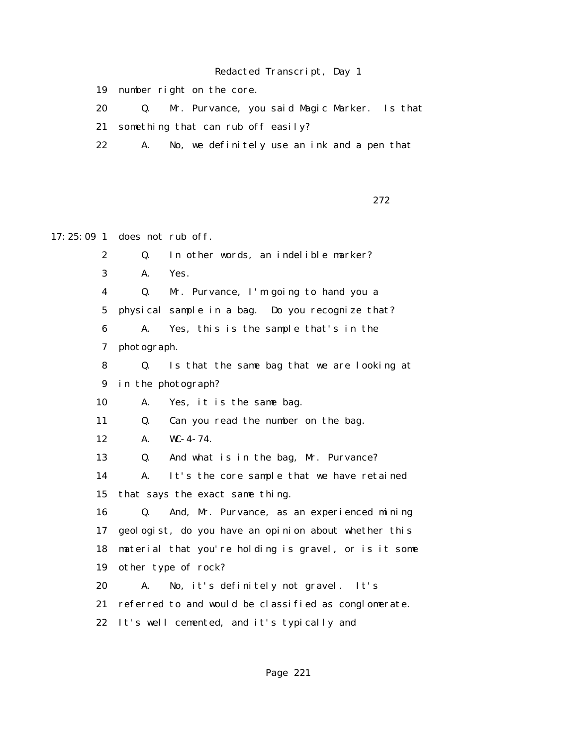19 number right on the core.

20 Q. Mr. Purvance, you said Magic Marker. Is that

21 something that can rub off easily?

22 A. No, we definitely use an ink and a pen that

272

17:25:09 1 does not rub off.

2 Q. In other words, an indelible marker?

3 A. Yes.

4 Q. Mr. Purvance, I'm going to hand you a

5 physical sample in a bag. Do you recognize that?

6 A. Yes, this is the sample that's in the

7 photograph.

8 Q. Is that the same bag that we are looking at

9 in the photograph?

10 A. Yes, it is the same bag.

11 Q. Can you read the number on the bag.

12 A. WC-4-74.

13 Q. And what is in the bag, Mr. Purvance?

14 A. It's the core sample that we have retained

15 that says the exact same thing.

16 Q. And, Mr. Purvance, as an experienced mining

17 geologist, do you have an opinion about whether this

18 material that you're holding is gravel, or is it some

19 other type of rock?

20 A. No, it's definitely not gravel. It's

21 referred to and would be classified as conglomerate.

22 It's well cemented, and it's typically and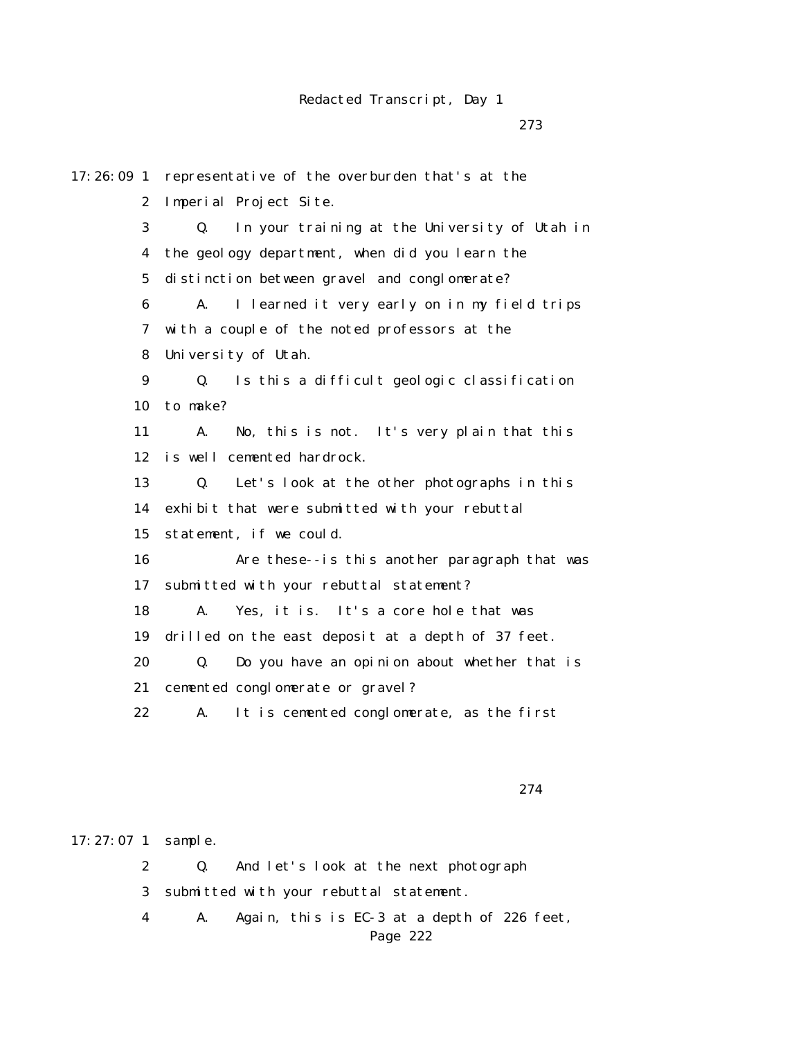17:26:09 1 representative of the overburden that's at the
2 Imperial Project Site.
3 Q. In your training at the University of Utah in
4 the geology department, when did you learn the
5 distinction between gravel and conglomerate?
6 A. I learned it very early on in my field trips
7 with a couple of the noted professors at the
8 University of Utah.
9 Q. Is this a difficult geologic classification
10 to make?
11 A. No, this is not. It's very plain that this
12 is well cemented hardrock.
13 Q. Let's look at the other photographs in this
14 exhibit that were submitted with your rebuttal
15 statement, if we could.
16 Are these--is this another paragraph that was
17 submitted with your rebuttal statement?
18 A. Yes, it is. It's a core hole that was
19 drilled on the east deposit at a depth of 37 feet.
20 Q. Do you have an opinion about whether that is
21 cemented conglomerate or gravel?
22 A. It is cemented conglomerate, as the first

274

17:27:07 1 sample.
2 Q. And let's look at the next photograph
3 submitted with your rebuttal statement.
4 A. Again, this is EC-3 at a depth of 226 feet,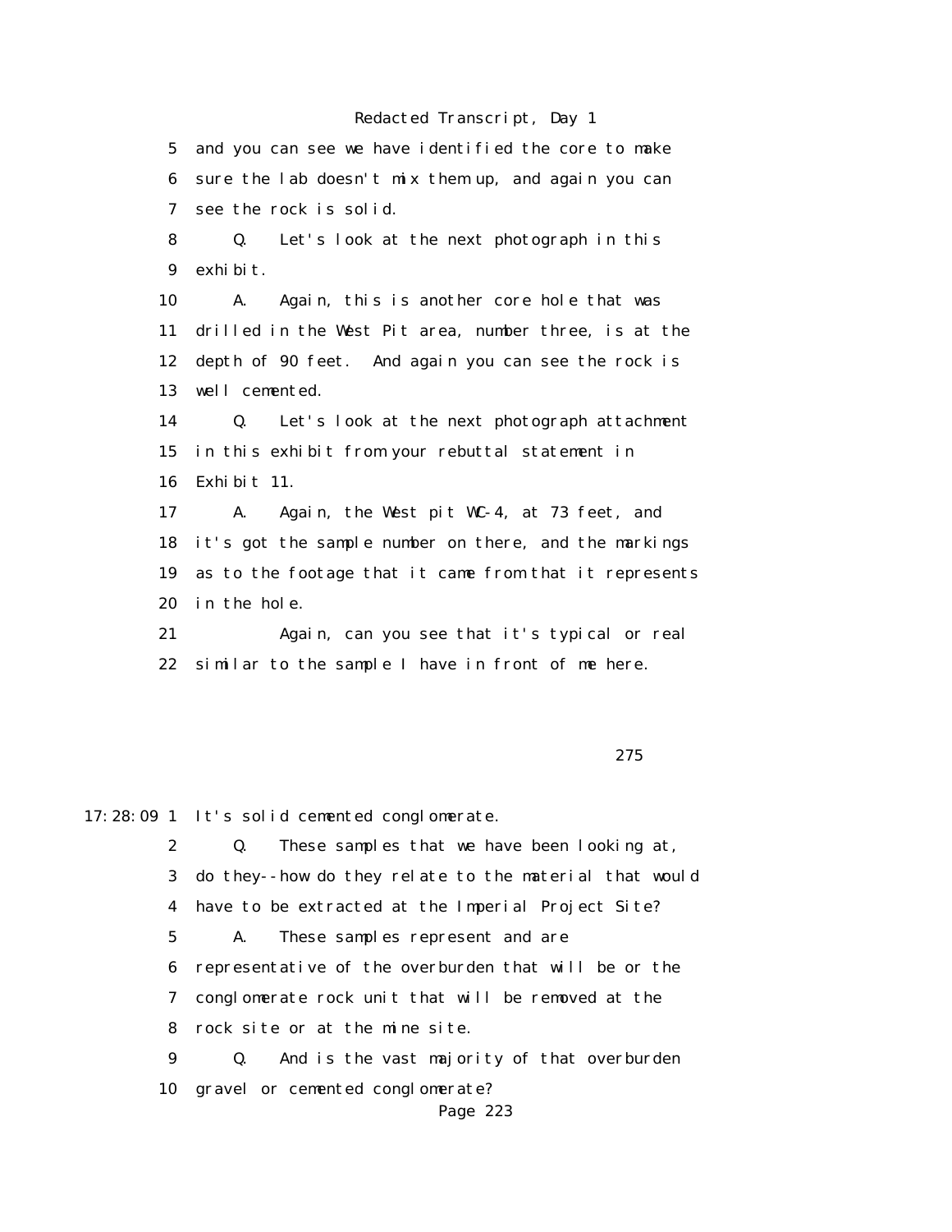5 and you can see we have identified the core to make
6 sure the lab doesn't mix them up, and again you can
7 see the rock is solid.

8 Q. Let's look at the next photograph in this
9 exhibit.

10 A. Again, this is another core hole that was
11 drilled in the West Pit area, number three, is at the
12 depth of 90 feet. And again you can see the rock is
13 well cemented.

14 Q. Let's look at the next photograph attachment
15 in this exhibit from your rebuttal statement in
16 Exhibit 11.

17 A. Again, the West pit WC-4, at 73 feet, and
18 it's got the sample number on there, and the markings
19 as to the footage that it came from that it represents
20 in the hole.

21 Again, can you see that it's typical or real
22 similar to the sample I have in front of me here.

275

17:28:09 1 It's solid cemented conglomerate.

2 Q. These samples that we have been looking at,
3 do they--how do they relate to the material that would
4 have to be extracted at the Imperial Project Site?

5 A. These samples represent and are
6 representative of the overburden that will be or the
7 conglomerate rock unit that will be removed at the
8 rock site or at the mine site.

9 Q. And is the vast majority of that overburden
10 gravel or cemented conglomerate?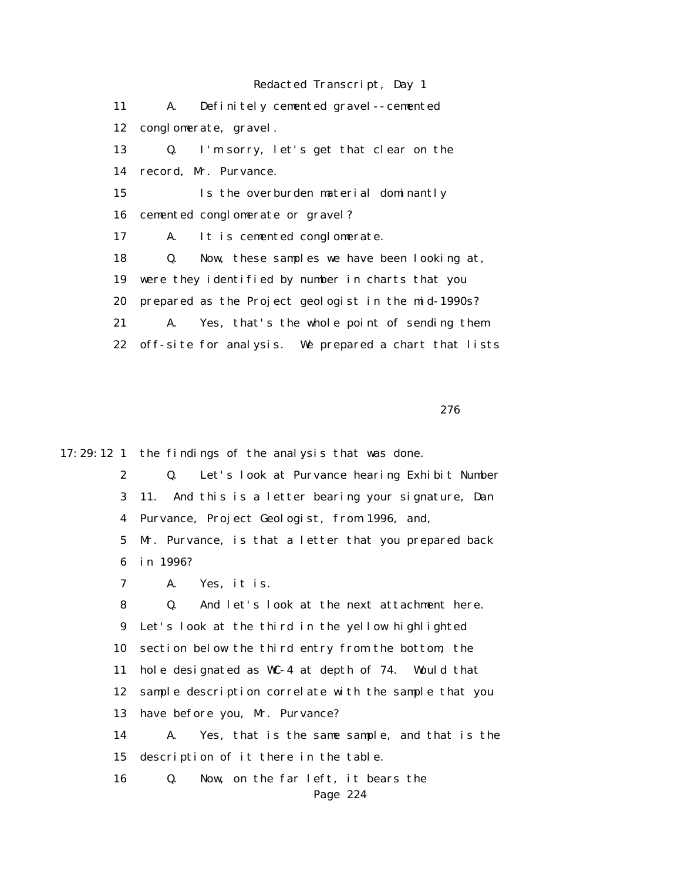11 A. Definitely cemented gravel--cemented
12 conglomerate, gravel.
13 Q. I'm sorry, let's get that clear on the
14 record, Mr. Purvance.
15 Is the overburden material dominantly
16 cemented conglomerate or gravel?
17 A. It is cemented conglomerate.
18 Q. Now, these samples we have been looking at,
19 were they identified by number in charts that you
20 prepared as the Project geologist in the mid-1990s?
21 A. Yes, that's the whole point of sending them
22 off-site for analysis. We prepared a chart that lists

276

17:29:12 1 the findings of the analysis that was done.
2 Q. Let's look at Purvance hearing Exhibit Number
3 11. And this is a letter bearing your signature, Dan
4 Purvance, Project Geologist, from 1996, and,
5 Mr. Purvance, is that a letter that you prepared back
6 in 1996?
7 A. Yes, it is.
8 Q. And let's look at the next attachment here.
9 Let's look at the third in the yellow highlighted
10 section below the third entry from the bottom, the
11 hole designated as WC-4 at depth of 74. Would that
12 sample description correlate with the sample that you
13 have before you, Mr. Purvance?
14 A. Yes, that is the same sample, and that is the
15 description of it there in the table.
16 Q. Now, on the far left, it bears the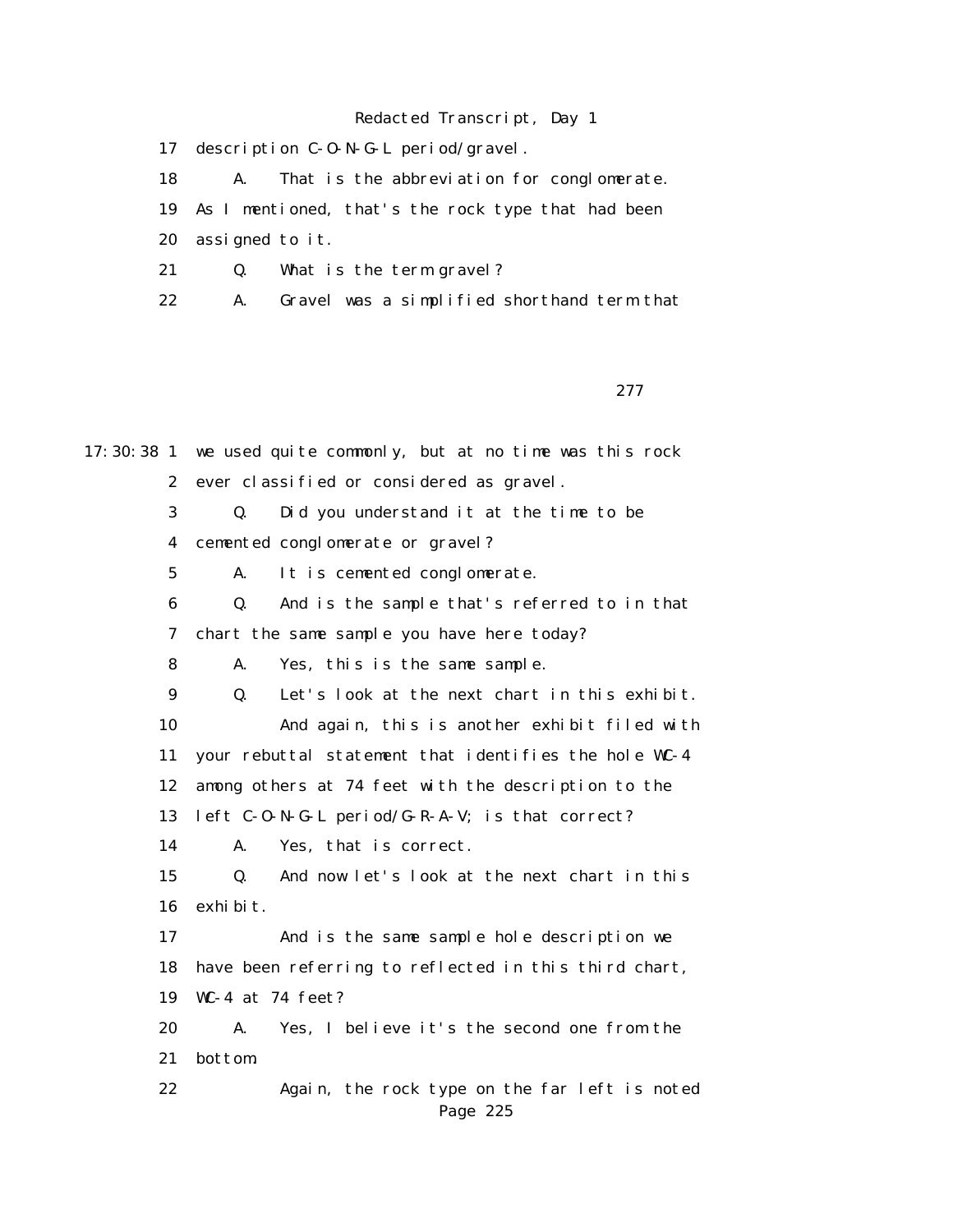17 description C-O-N-G-L period/gravel.

18 A. That is the abbreviation for conglomerate.

19 As I mentioned, that's the rock type that had been

20 assigned to it.

21 Q. What is the term gravel?

22 A. Gravel was a simplified shorthand term that

277

17:30:38 1 we used quite commonly, but at no time was this rock

2 ever classified or considered as gravel.

3 Q. Did you understand it at the time to be

4 cemented conglomerate or gravel?

5 A. It is cemented conglomerate.

6 Q. And is the sample that's referred to in that

7 chart the same sample you have here today?

8 A. Yes, this is the same sample.

9 Q. Let's look at the next chart in this exhibit.

10 And again, this is another exhibit filed with

11 your rebuttal statement that identifies the hole WC-4

12 among others at 74 feet with the description to the

13 left C-O-N-G-L period/G-R-A-V; is that correct?

14 A. Yes, that is correct.

15 Q. And now let's look at the next chart in this

16 exhibit.

17 And is the same sample hole description we

18 have been referring to reflected in this third chart,

19 WC-4 at 74 feet?

20 A. Yes, I believe it's the second one from the

21 bottom.

22 Again, the rock type on the far left is noted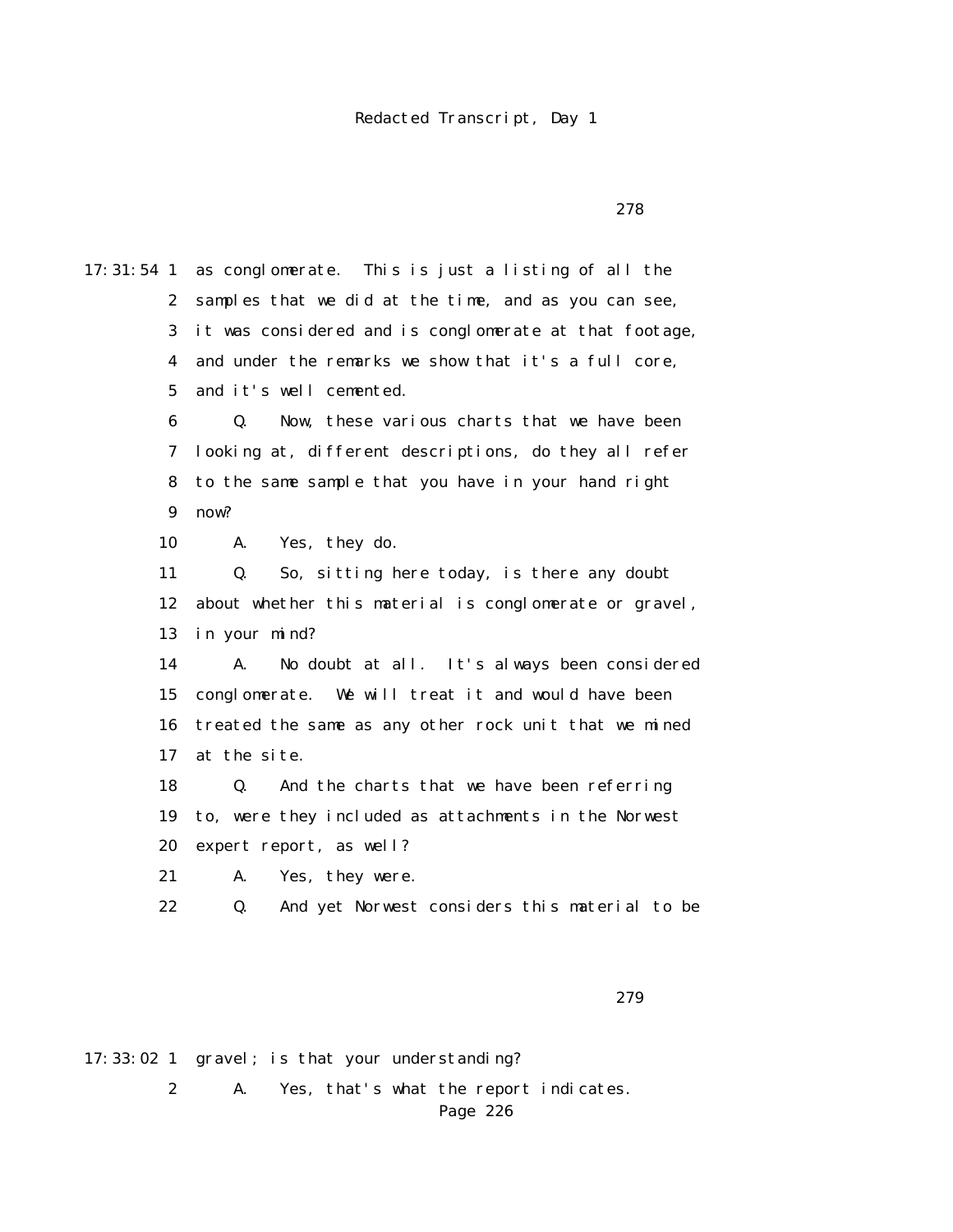Redacted Transcript, Day 1

278

17:31:54 1 as conglomerate. This is just a listing of all the
2 samples that we did at the time, and as you can see,
3 it was considered and is conglomerate at that footage,
4 and under the remarks we show that it's a full core,
5 and it's well cemented.
6 Q. Now, these various charts that we have been
7 looking at, different descriptions, do they all refer
8 to the same sample that you have in your hand right
9 now?
10 A. Yes, they do.
11 Q. So, sitting here today, is there any doubt
12 about whether this material is conglomerate or gravel,
13 in your mind?
14 A. No doubt at all. It's always been considered
15 conglomerate. We will treat it and would have been
16 treated the same as any other rock unit that we mined
17 at the site.
18 Q. And the charts that we have been referring
19 to, were they included as attachments in the Norwest
20 expert report, as well?
21 A. Yes, they were.
22 Q. And yet Norwest considers this material to be

279

17:33:02 1 gravel; is that your understanding?
2 A. Yes, that's what the report indicates.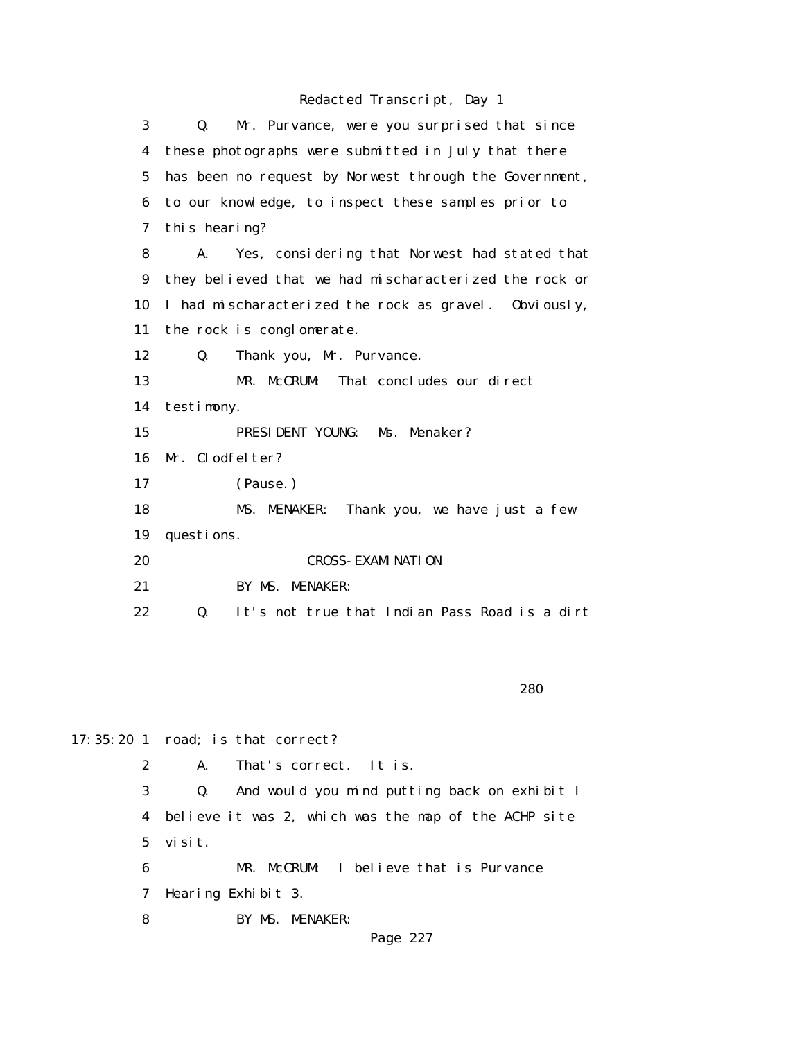3 Q. Mr. Purvance, were you surprised that since
4 these photographs were submitted in July that there
5 has been no request by Norwest through the Government,
6 to our knowledge, to inspect these samples prior to
7 this hearing?
8 A. Yes, considering that Norwest had stated that
9 they believed that we had mischaracterized the rock or
10 I had mischaracterized the rock as gravel. Obviously,
11 the rock is conglomerate.
12 Q. Thank you, Mr. Purvance.
13 MR. McCRUM: That concludes our direct
14 testimony.
15 PRESIDENT YOUNG: Ms. Menaker?
16 Mr. Clodfelter?
17 (Pause.)
18 MS. MENAKER: Thank you, we have just a few
19 questions.
20 CROSS-EXAMINATION
21 BY MS. MENAKER:
22 Q. It's not true that Indian Pass Road is a dirt

280

17:35:20 1 road; is that correct?
2 A. That's correct. It is.
3 Q. And would you mind putting back on exhibit I
4 believe it was 2, which was the map of the ACHP site
5 visit.
6 MR. McCRUM: I believe that is Purvance
7 Hearing Exhibit 3.
8 BY MS. MENAKER: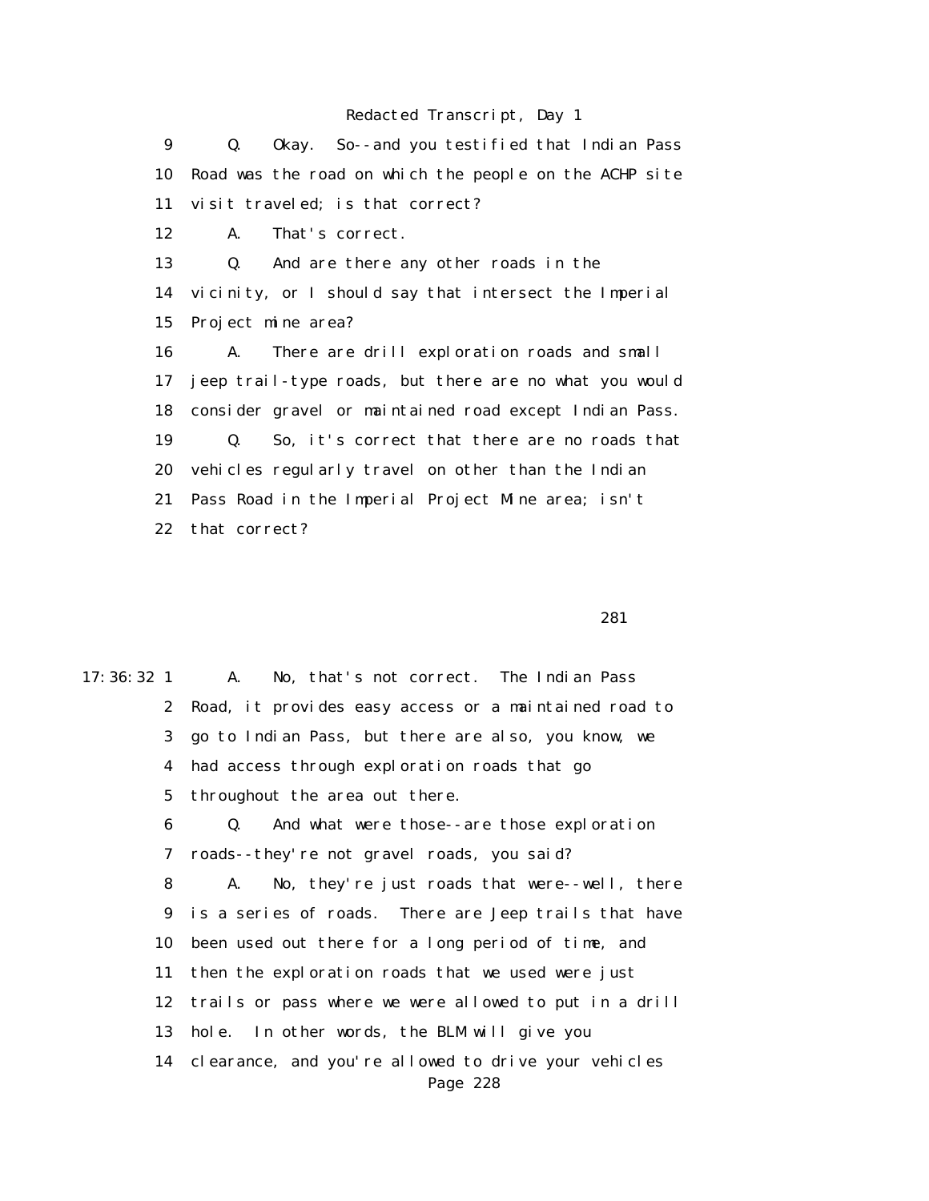9 Q. Okay. So--and you testified that Indian Pass
10 Road was the road on which the people on the ACHP site
11 visit traveled; is that correct?
12 A. That's correct.
13 Q. And are there any other roads in the
14 vicinity, or I should say that intersect the Imperial
15 Project mine area?
16 A. There are drill exploration roads and small
17 jeep trail-type roads, but there are no what you would
18 consider gravel or maintained road except Indian Pass.
19 Q. So, it's correct that there are no roads that
20 vehicles regularly travel on other than the Indian
21 Pass Road in the Imperial Project Mine area; isn't
22 that correct?

281

17:36:32 1 A. No, that's not correct. The Indian Pass
2 Road, it provides easy access or a maintained road to
3 go to Indian Pass, but there are also, you know, we
4 had access through exploration roads that go
5 throughout the area out there.
6 Q. And what were those--are those exploration
7 roads--they're not gravel roads, you said?
8 A. No, they're just roads that were--well, there
9 is a series of roads. There are Jeep trails that have
10 been used out there for a long period of time, and
11 then the exploration roads that we used were just
12 trails or pass where we were allowed to put in a drill
13 hole. In other words, the BLM will give you
14 clearance, and you're allowed to drive your vehicles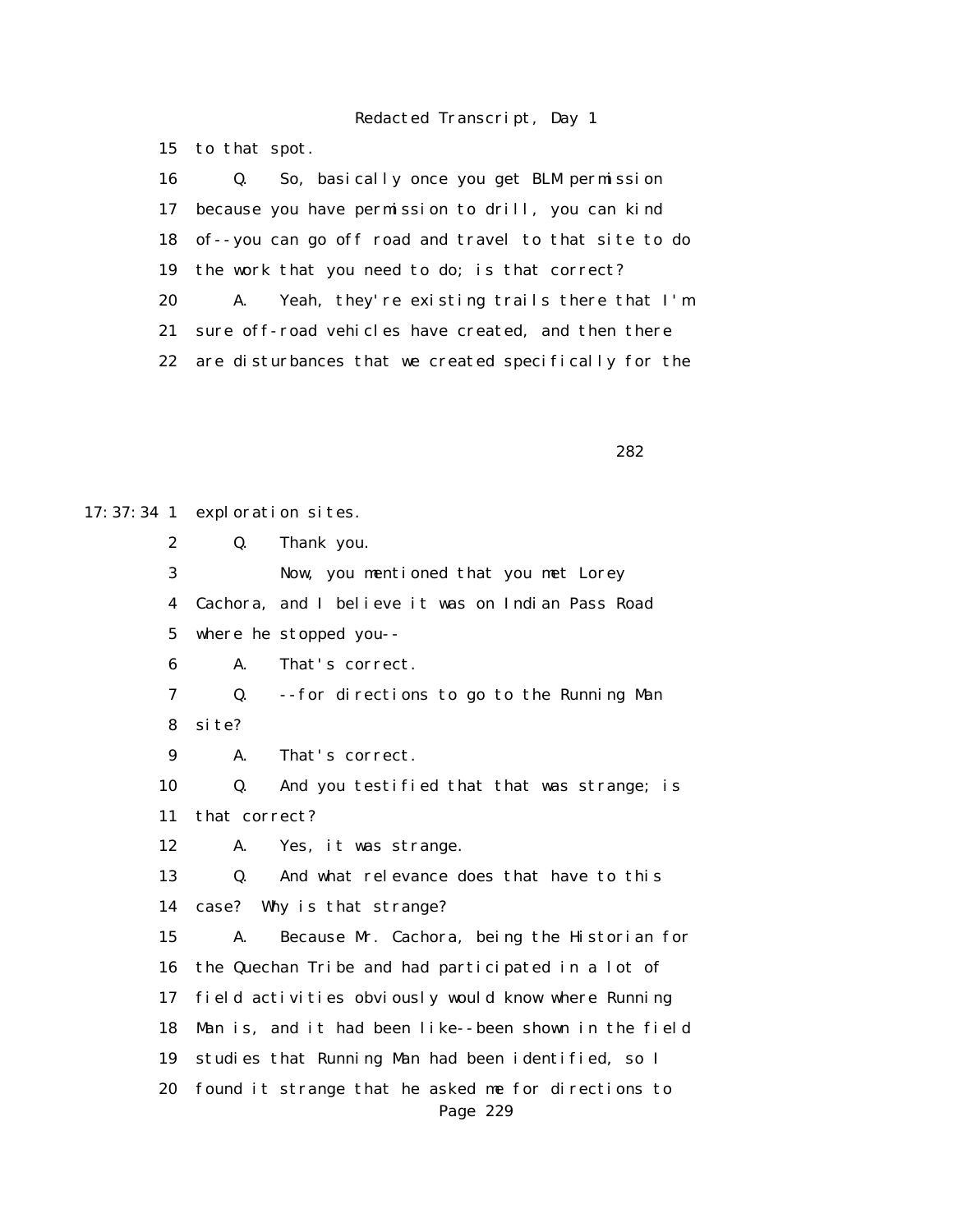15 to that spot.

16 Q. So, basically once you get BLM permission

17 because you have permission to drill, you can kind

18 of--you can go off road and travel to that site to do

19 the work that you need to do; is that correct?

20 A. Yeah, they're existing trails there that I'm

21 sure off-road vehicles have created, and then there

22 are disturbances that we created specifically for the

282

17:37:34 1 exploration sites.

2 Q. Thank you.

3 Now, you mentioned that you met Lorey

4 Cachora, and I believe it was on Indian Pass Road

5 where he stopped you--

6 A. That's correct.

7 Q. --for directions to go to the Running Man

8 site?

9 A. That's correct.

10 Q. And you testified that that was strange; is

11 that correct?

12 A. Yes, it was strange.

13 Q. And what relevance does that have to this

14 case? Why is that strange?

15 A. Because Mr. Cachora, being the Historian for

16 the Quechan Tribe and had participated in a lot of

17 field activities obviously would know where Running

18 Man is, and it had been like--been shown in the field

19 studies that Running Man had been identified, so I

20 found it strange that he asked me for directions to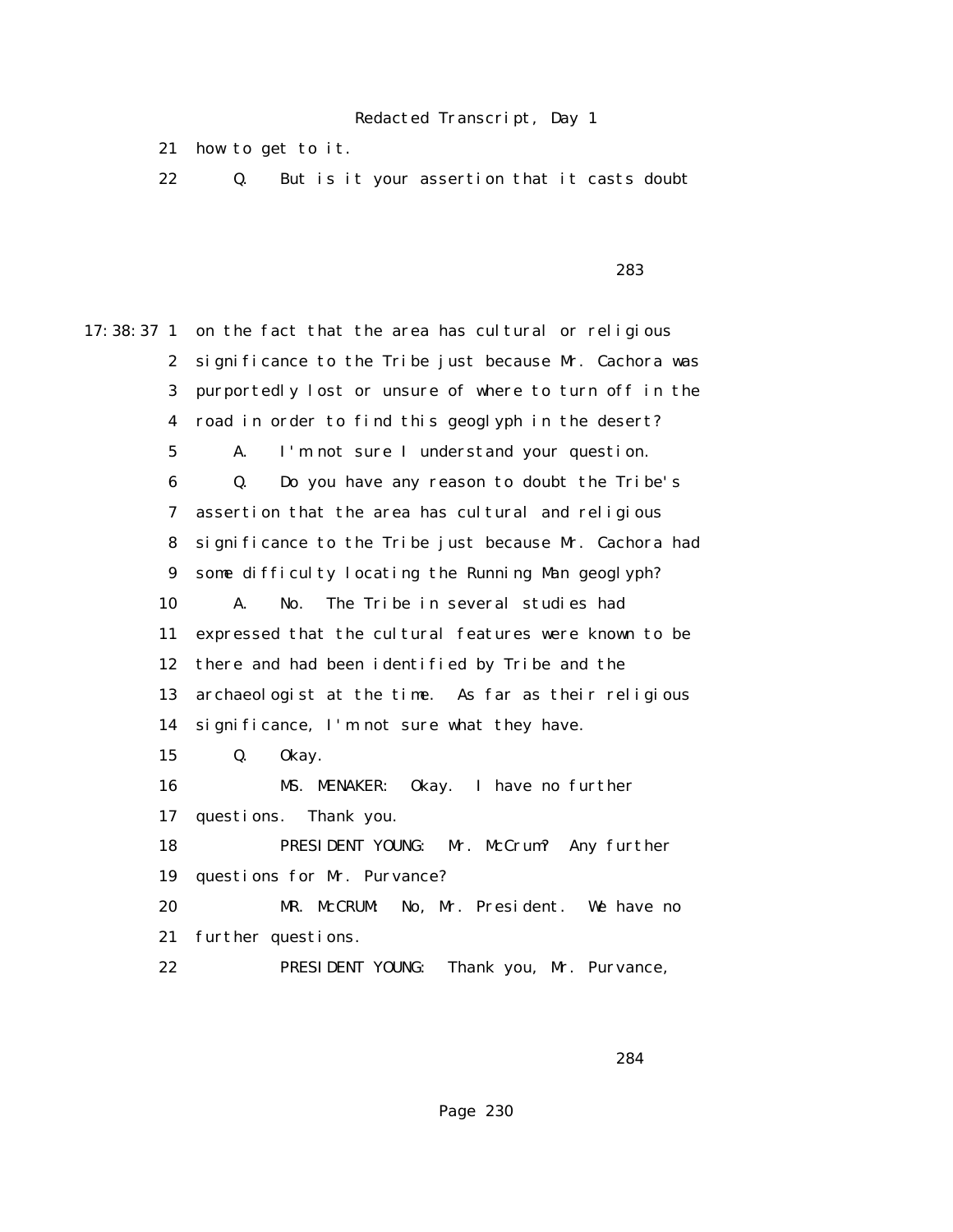21 how to get to it.

22 Q. But is it your assertion that it casts doubt

283

17:38:37 1 on the fact that the area has cultural or religious

2 significance to the Tribe just because Mr. Cachora was

3 purportedly lost or unsure of where to turn off in the

4 road in order to find this geoglyph in the desert?

5 A. I'm not sure I understand your question.

6 Q. Do you have any reason to doubt the Tribe's

7 assertion that the area has cultural and religious

8 significance to the Tribe just because Mr. Cachora had

9 some difficulty locating the Running Man geoglyph?

10 A. No. The Tribe in several studies had

11 expressed that the cultural features were known to be

12 there and had been identified by Tribe and the

13 archaeologist at the time. As far as their religious

14 significance, I'm not sure what they have.

15 Q. Okay.

16 MS. MENAKER: Okay. I have no further

17 questions. Thank you.

18 PRESIDENT YOUNG: Mr. McCrum? Any further

19 questions for Mr. Purvance?

20 MR. McCRUM: No, Mr. President. We have no

21 further questions.

22 PRESIDENT YOUNG: Thank you, Mr. Purvance,

284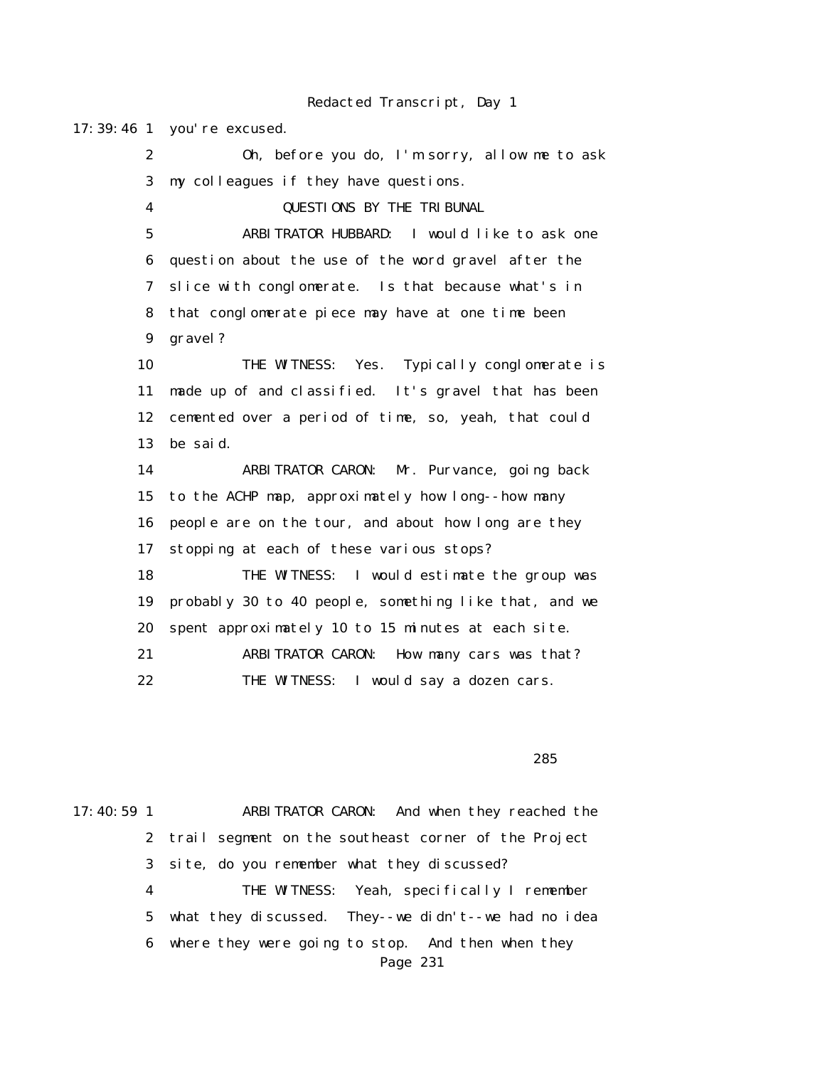17:39:46 1 you're excused.

2 Oh, before you do, I'm sorry, allow me to ask

3 my colleagues if they have questions.

4 QUESTIONS BY THE TRIBUNAL

5 ARBITRATOR HUBBARD: I would like to ask one

6 question about the use of the word gravel after the

7 slice with conglomerate. Is that because what's in

8 that conglomerate piece may have at one time been

9 gravel?

10 THE WITNESS: Yes. Typically conglomerate is

11 made up of and classified. It's gravel that has been

12 cemented over a period of time, so, yeah, that could

13 be said.

14 ARBITRATOR CARON: Mr. Purvance, going back

15 to the ACHP map, approximately how long--how many

16 people are on the tour, and about how long are they

17 stopping at each of these various stops?

18 THE WITNESS: I would estimate the group was

19 probably 30 to 40 people, something like that, and we

20 spent approximately 10 to 15 minutes at each site.

21 ARBITRATOR CARON: How many cars was that?

22 THE WITNESS: I would say a dozen cars.

285

17:40:59 1 ARBITRATOR CARON: And when they reached the

2 trail segment on the southeast corner of the Project

3 site, do you remember what they discussed?

4 THE WITNESS: Yeah, specifically I remember

5 what they discussed. They--we didn't--we had no idea

6 where they were going to stop. And then when they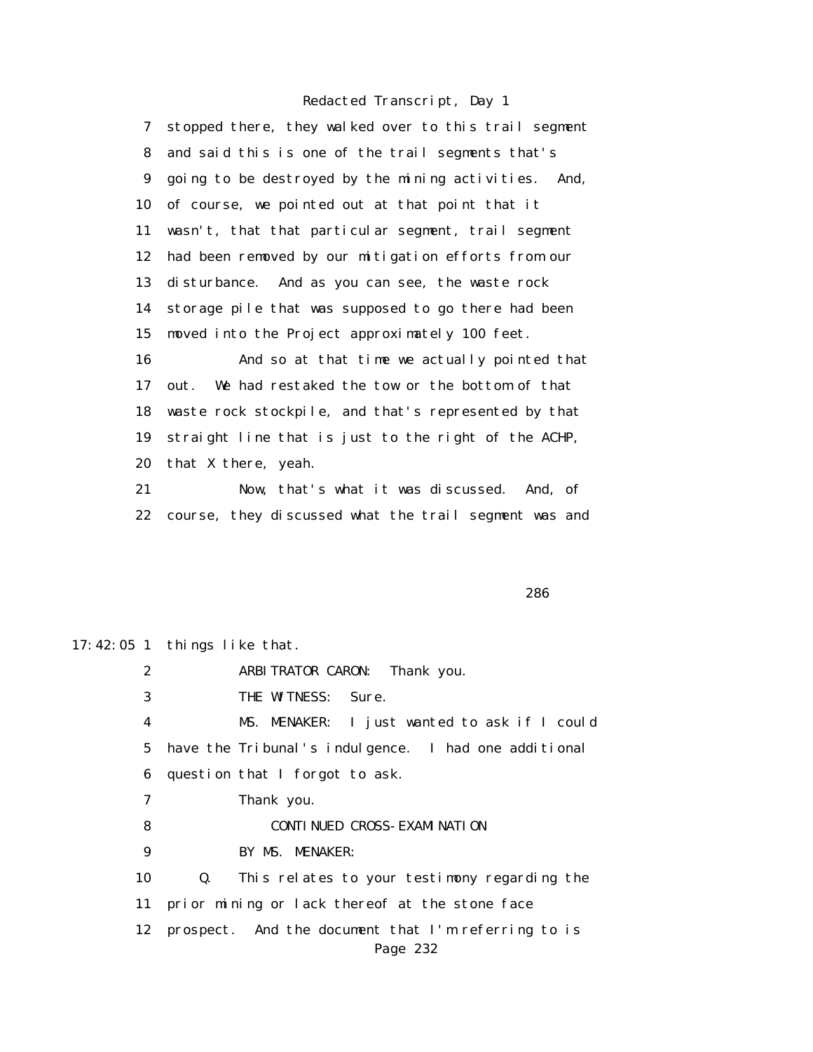7 stopped there, they walked over to this trail segment
8 and said this is one of the trail segments that's
9 going to be destroyed by the mining activities. And,
10 of course, we pointed out at that point that it
11 wasn't, that that particular segment, trail segment
12 had been removed by our mitigation efforts from our
13 disturbance. And as you can see, the waste rock
14 storage pile that was supposed to go there had been
15 moved into the Project approximately 100 feet.
16 And so at that time we actually pointed that
17 out. We had restaked the tow or the bottom of that
18 waste rock stockpile, and that's represented by that
19 straight line that is just to the right of the ACHP,
20 that X there, yeah.
21 Now, that's what it was discussed. And, of
22 course, they discussed what the trail segment was and

286

17:42:05 1 things like that.
2 ARBITRATOR CARON: Thank you.
3 THE WITNESS: Sure.
4 MS. MENAKER: I just wanted to ask if I could
5 have the Tribunal's indulgence. I had one additional
6 question that I forgot to ask.
7 Thank you.
8 CONTINUED CROSS-EXAMINATION
9 BY MS. MENAKER:
10 Q. This relates to your testimony regarding the
11 prior mining or lack thereof at the stone face
12 prospect. And the document that I'm referring to is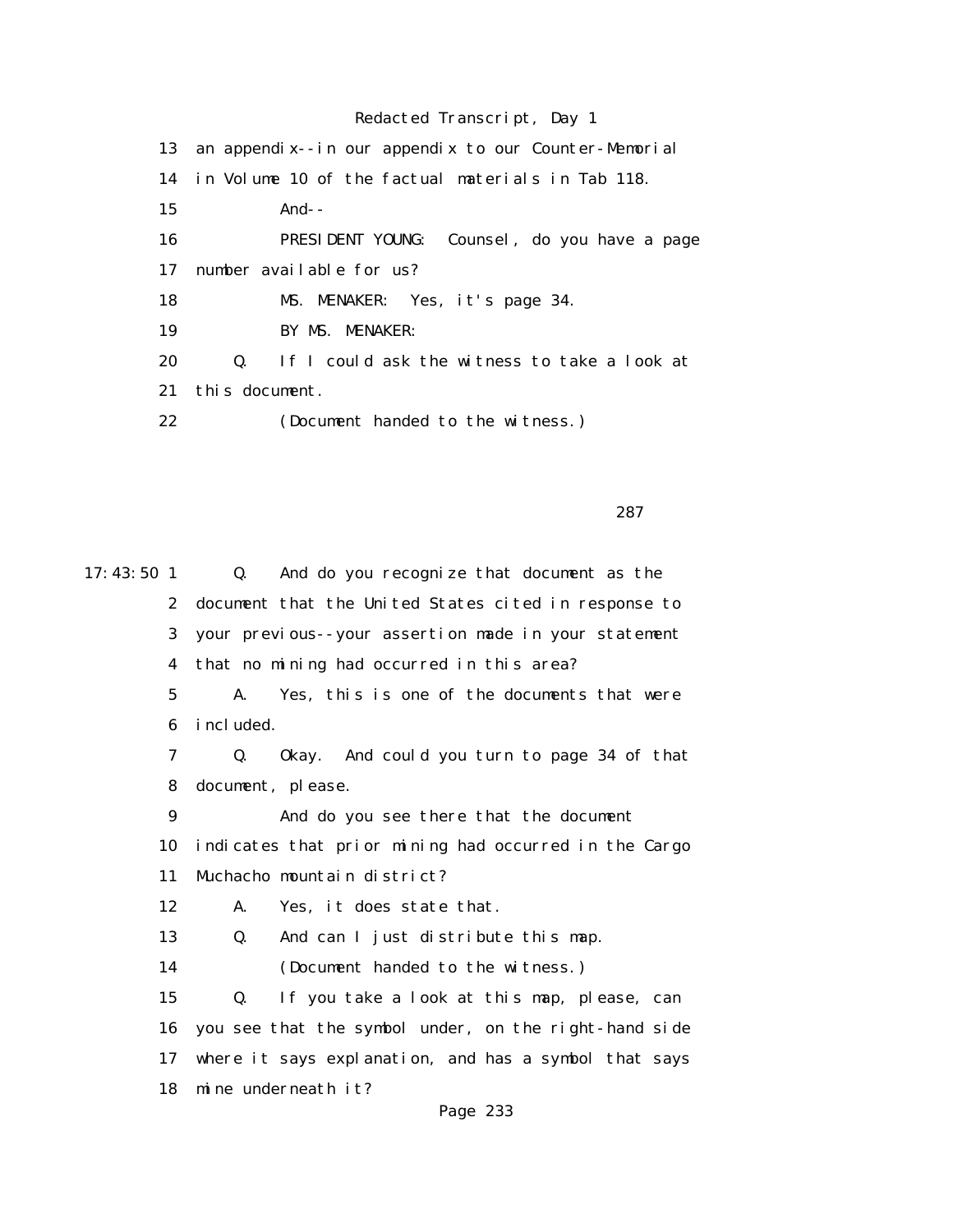13 an appendix--in our appendix to our Counter-Memorial
14 in Volume 10 of the factual materials in Tab 118.
15 And--
16 PRESIDENT YOUNG: Counsel, do you have a page
17 number available for us?
18 MS. MENAKER: Yes, it's page 34.
19 BY MS. MENAKER:
20 Q. If I could ask the witness to take a look at
21 this document.
22 (Document handed to the witness.)

287

17:43:50 1 Q. And do you recognize that document as the
2 document that the United States cited in response to
3 your previous--your assertion made in your statement
4 that no mining had occurred in this area?
5 A. Yes, this is one of the documents that were
6 included.
7 Q. Okay. And could you turn to page 34 of that
8 document, please.
9 And do you see there that the document
10 indicates that prior mining had occurred in the Cargo
11 Muchacho mountain district?
12 A. Yes, it does state that.
13 Q. And can I just distribute this map.
14 (Document handed to the witness.)
15 Q. If you take a look at this map, please, can
16 you see that the symbol under, on the right-hand side
17 where it says explanation, and has a symbol that says
18 mine underneath it?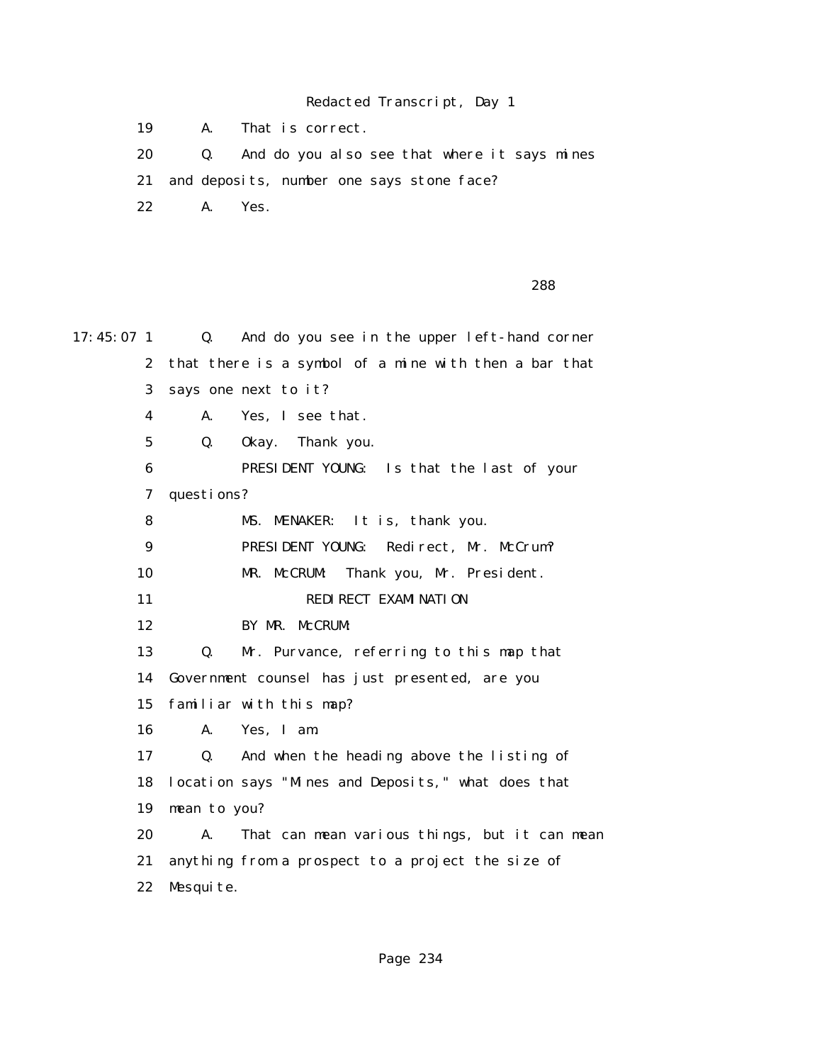19 A. That is correct.

20 Q. And do you also see that where it says mines

21 and deposits, number one says stone face?

22 A. Yes.

288

17:45:07 1 Q. And do you see in the upper left-hand corner

2 that there is a symbol of a mine with then a bar that

3 says one next to it?

4 A. Yes, I see that.

5 Q. Okay. Thank you.

6 PRESIDENT YOUNG: Is that the last of your

7 questions?

8 MS. MENAKER: It is, thank you.

9 PRESIDENT YOUNG: Redirect, Mr. McCrum?

10 MR. McCRUM: Thank you, Mr. President.

11 REDIRECT EXAMINATION

12 BY MR. McCRUM:

13 Q. Mr. Purvance, referring to this map that

14 Government counsel has just presented, are you

15 familiar with this map?

16 A. Yes, I am.

17 Q. And when the heading above the listing of

18 location says "Mines and Deposits," what does that

19 mean to you?

20 A. That can mean various things, but it can mean

21 anything from a prospect to a project the size of

22 Mesquite.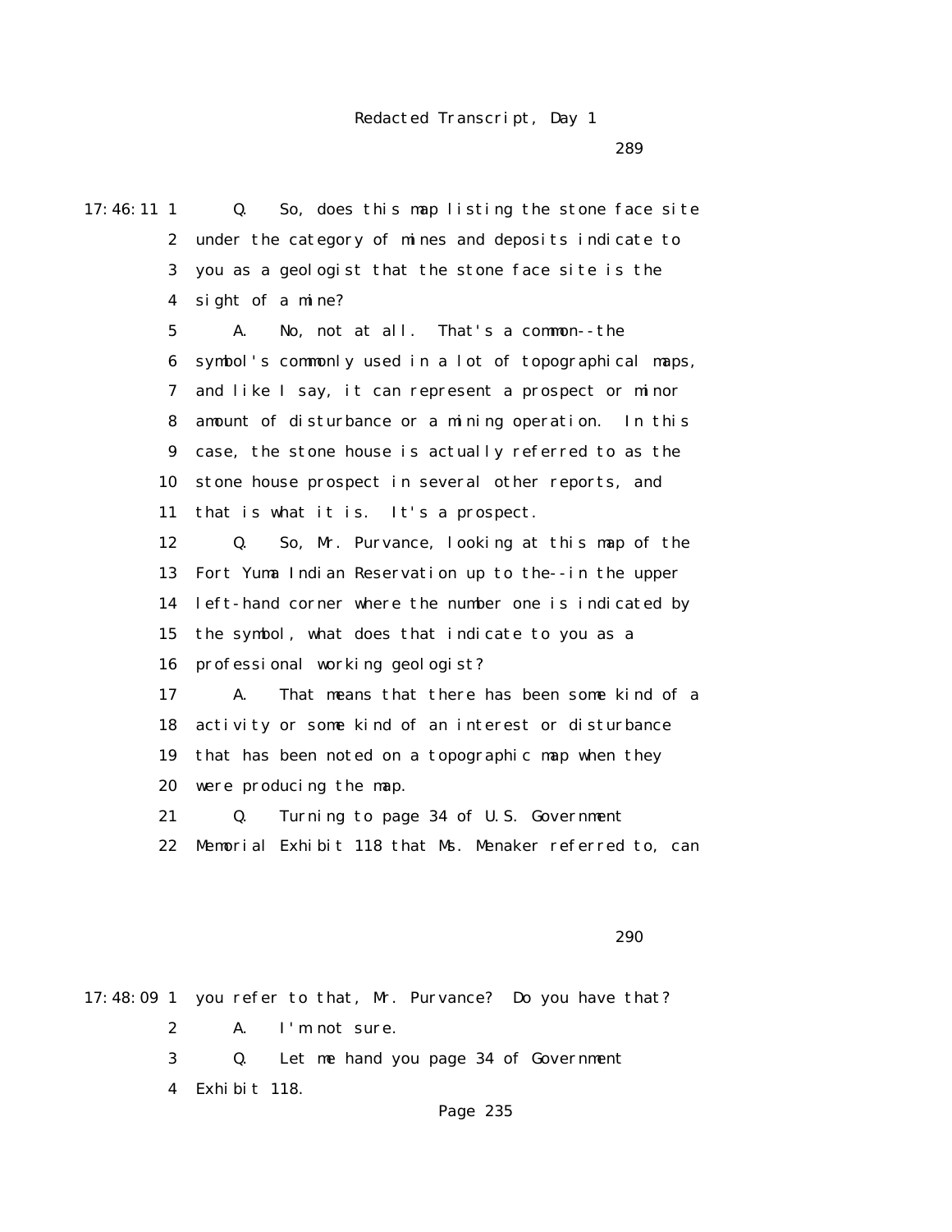17:46:11 1 Q. So, does this map listing the stone face site
2 under the category of mines and deposits indicate to
3 you as a geologist that the stone face site is the
4 sight of a mine?
5 A. No, not at all. That's a common--the
6 symbol's commonly used in a lot of topographical maps,
7 and like I say, it can represent a prospect or minor
8 amount of disturbance or a mining operation. In this
9 case, the stone house is actually referred to as the
10 stone house prospect in several other reports, and
11 that is what it is. It's a prospect.
12 Q. So, Mr. Purvance, looking at this map of the
13 Fort Yuma Indian Reservation up to the--in the upper
14 left-hand corner where the number one is indicated by
15 the symbol, what does that indicate to you as a
16 professional working geologist?
17 A. That means that there has been some kind of a
18 activity or some kind of an interest or disturbance
19 that has been noted on a topographic map when they
20 were producing the map.
21 Q. Turning to page 34 of U.S. Government
22 Memorial Exhibit 118 that Ms. Menaker referred to, can

290

17:48:09 1 you refer to that, Mr. Purvance? Do you have that?
2 A. I'm not sure.
3 Q. Let me hand you page 34 of Government
4 Exhibit 118.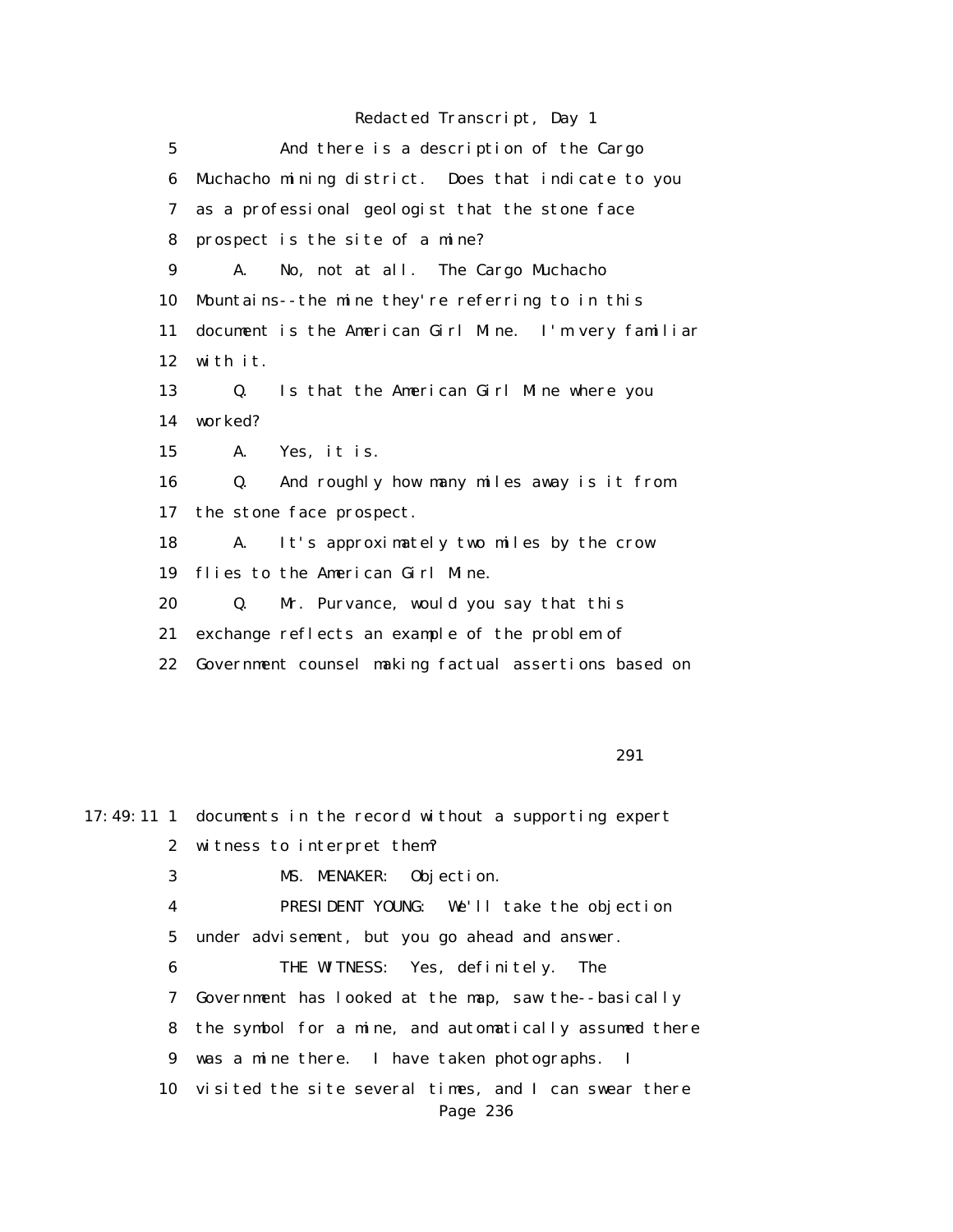5 And there is a description of the Cargo
6 Muchacho mining district. Does that indicate to you
7 as a professional geologist that the stone face
8 prospect is the site of a mine?
9 A. No, not at all. The Cargo Muchacho
10 Mountains--the mine they're referring to in this
11 document is the American Girl Mine. I'm very familiar
12 with it.
13 Q. Is that the American Girl Mine where you
14 worked?
15 A. Yes, it is.
16 Q. And roughly how many miles away is it from
17 the stone face prospect.
18 A. It's approximately two miles by the crow
19 flies to the American Girl Mine.
20 Q. Mr. Purvance, would you say that this
21 exchange reflects an example of the problem of
22 Government counsel making factual assertions based on

291

17:49:11 1 documents in the record without a supporting expert
2 witness to interpret them?
3 MS. MENAKER: Objection.
4 PRESIDENT YOUNG: We'll take the objection
5 under advisement, but you go ahead and answer.
6 THE WITNESS: Yes, definitely. The
7 Government has looked at the map, saw the--basically
8 the symbol for a mine, and automatically assumed there
9 was a mine there. I have taken photographs. I
10 visited the site several times, and I can swear there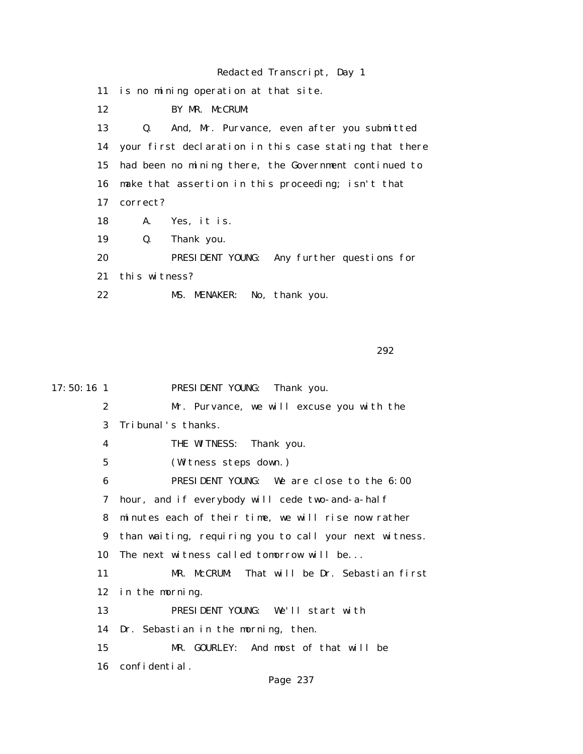11 is no mining operation at that site.

12 BY MR. McCRUM:

13 Q. And, Mr. Purvance, even after you submitted

14 your first declaration in this case stating that there

15 had been no mining there, the Government continued to

16 make that assertion in this proceeding; isn't that

17 correct?

18 A. Yes, it is.

19 Q. Thank you.

20 PRESIDENT YOUNG: Any further questions for

21 this witness?

22 MS. MENAKER: No, thank you.

292

17:50:16 1 PRESIDENT YOUNG: Thank you.

2 Mr. Purvance, we will excuse you with the

3 Tribunal's thanks.

4 THE WITNESS: Thank you.

5 (Witness steps down.)

6 PRESIDENT YOUNG: We are close to the 6:00

7 hour, and if everybody will cede two-and-a-half

8 minutes each of their time, we will rise now rather

9 than waiting, requiring you to call your next witness.

10 The next witness called tomorrow will be...

11 MR. McCRUM: That will be Dr. Sebastian first

12 in the morning.

13 PRESIDENT YOUNG: We'll start with

14 Dr. Sebastian in the morning, then.

15 MR. GOURLEY: And most of that will be

16 confidential.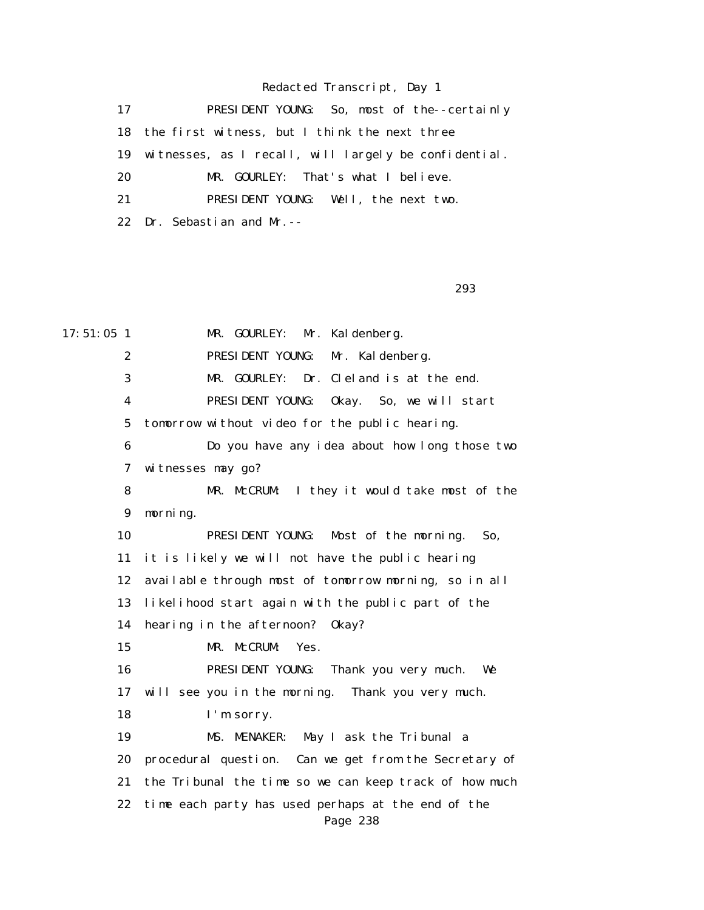17 PRESIDENT YOUNG: So, most of the--certainly
18 the first witness, but I think the next three
19 witnesses, as I recall, will largely be confidential.
20 MR. GOURLEY: That's what I believe.
21 PRESIDENT YOUNG: Well, the next two.
22 Dr. Sebastian and Mr.--

293

17:51:05 1 MR. GOURLEY: Mr. Kaldenberg.
2 PRESIDENT YOUNG: Mr. Kaldenberg.
3 MR. GOURLEY: Dr. Cleland is at the end.
4 PRESIDENT YOUNG: Okay. So, we will start
5 tomorrow without video for the public hearing.
6 Do you have any idea about how long those two
7 witnesses may go?
8 MR. McCRUM: I they it would take most of the
9 morning.
10 PRESIDENT YOUNG: Most of the morning. So,
11 it is likely we will not have the public hearing
12 available through most of tomorrow morning, so in all
13 likelihood start again with the public part of the
14 hearing in the afternoon? Okay?
15 MR. McCRUM: Yes.
16 PRESIDENT YOUNG: Thank you very much. We
17 will see you in the morning. Thank you very much.
18 I'm sorry.
19 MS. MENAKER: May I ask the Tribunal a
20 procedural question. Can we get from the Secretary of
21 the Tribunal the time so we can keep track of how much
22 time each party has used perhaps at the end of the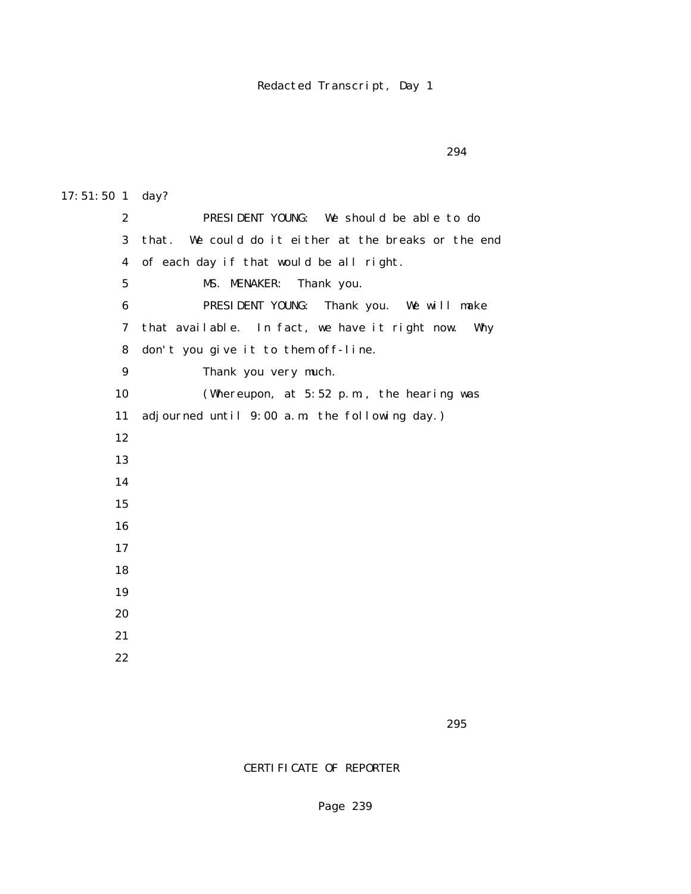17:51:50 1 day?

2 PRESIDENT YOUNG: We should be able to do

3 that. We could do it either at the breaks or the end

4 of each day if that would be all right.

5 MS. MENAKER: Thank you.

6 PRESIDENT YOUNG: Thank you. We will make

7 that available. In fact, we have it right now. Why

8 don't you give it to them off-line.

9 Thank you very much.

10 (Whereupon, at 5:52 p.m., the hearing was

11 adjourned until 9:00 a.m. the following day.)

12

13

14

15

16

17

18

19

20

21

22

295

CERTIFICATE OF REPORTER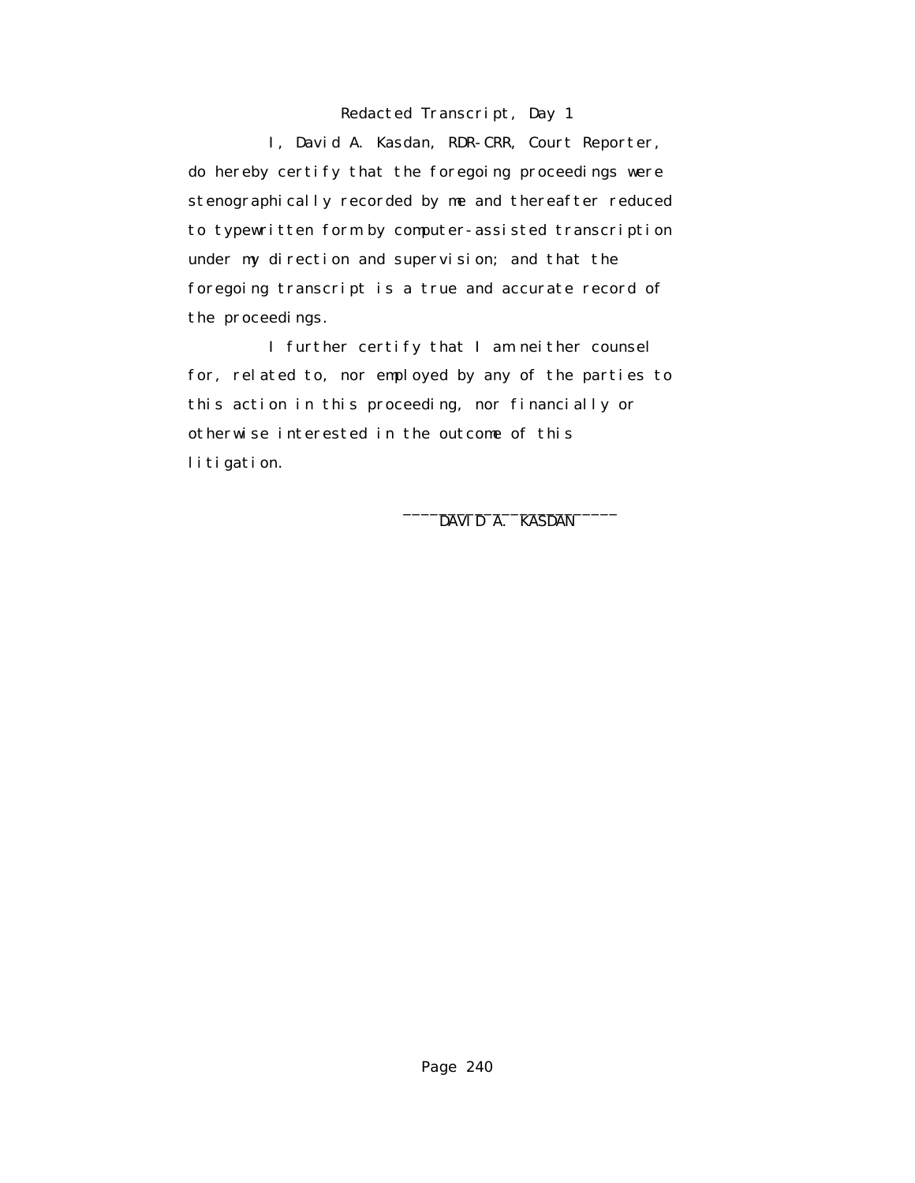I, David A. Kasdan, RDR-CRR, Court Reporter, do hereby certify that the foregoing proceedings were stenographically recorded by me and thereafter reduced to typewritten form by computer-assisted transcription under my direction and supervision; and that the foregoing transcript is a true and accurate record of the proceedings.

I further certify that I am neither counsel for, related to, nor employed by any of the parties to this action in this proceeding, nor financially or otherwise interested in the outcome of this litigation.

_______________________
DAVID A. KASDAN